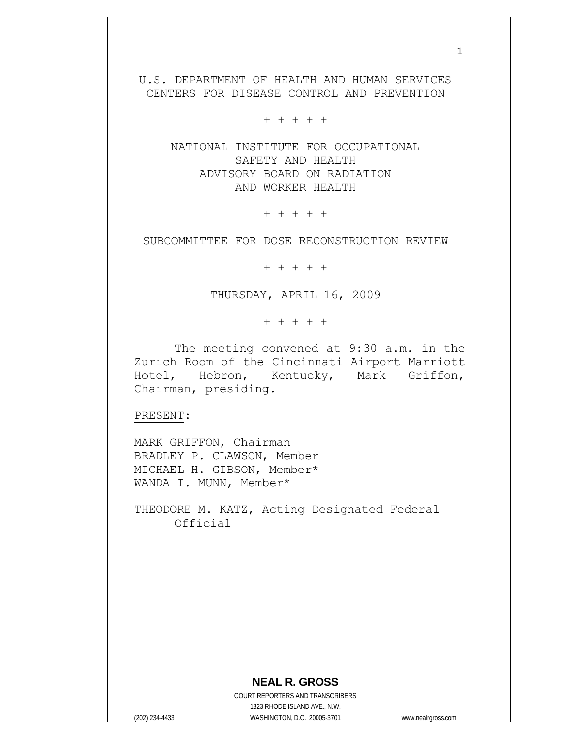U.S. DEPARTMENT OF HEALTH AND HUMAN SERVICES
CENTERS FOR DISEASE CONTROL AND PREVENTION

+ + + + +

NATIONAL INSTITUTE FOR OCCUPATIONAL
SAFETY AND HEALTH
ADVISORY BOARD ON RADIATION
AND WORKER HEALTH

+ + + + +

SUBCOMMITTEE FOR DOSE RECONSTRUCTION REVIEW

+ + + + +

THURSDAY, APRIL 16, 2009

+ + + + +

The meeting convened at 9:30 a.m. in the Zurich Room of the Cincinnati Airport Marriott Hotel, Hebron, Kentucky, Mark Griffon, Chairman, presiding.

PRESENT:

MARK GRIFFON, Chairman
BRADLEY P. CLAWSON, Member
MICHAEL H. GIBSON, Member*
WANDA I. MUNN, Member*

THEODORE M. KATZ, Acting Designated Federal Official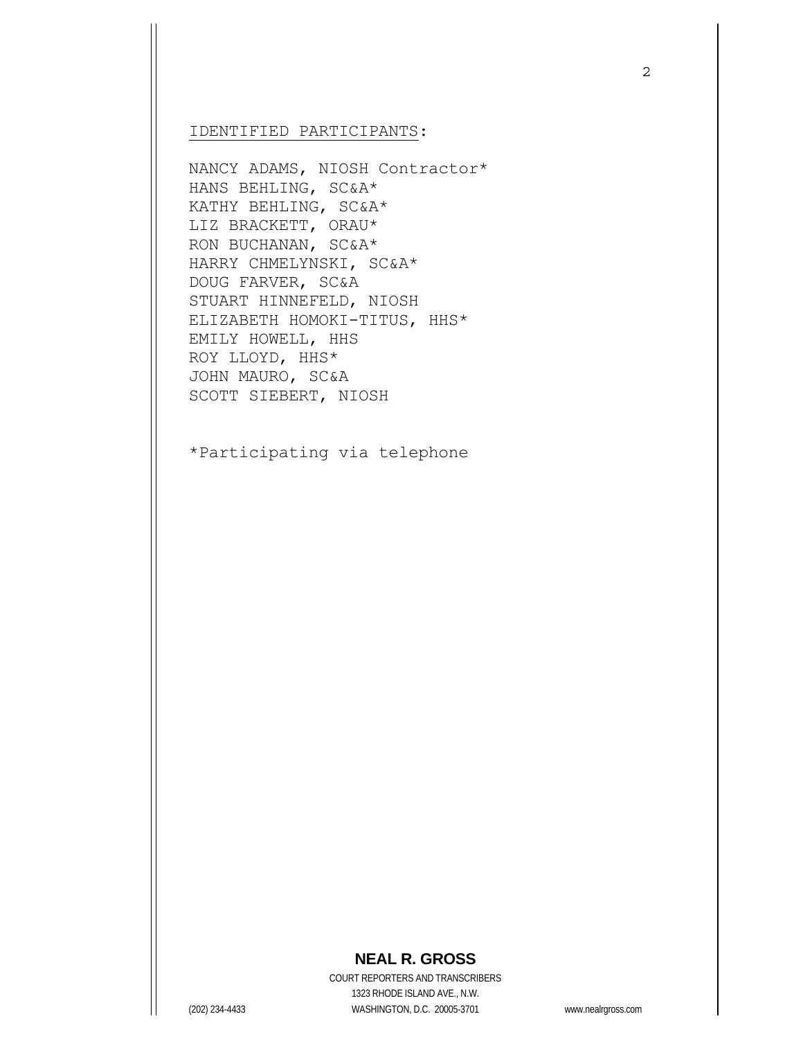IDENTIFIED PARTICIPANTS:

NANCY ADAMS, NIOSH Contractor*
HANS BEHLING, SC&A*
KATHY BEHLING, SC&A*
LIZ BRACKETT, ORAU*
RON BUCHANAN, SC&A*
HARRY CHMELYNSKI, SC&A*
DOUG FARVER, SC&A
STUART HINNEFELD, NIOSH
ELIZABETH HOMOKI-TITUS, HHS*
EMILY HOWELL, HHS
ROY LLOYD, HHS*
JOHN MAURO, SC&A
SCOTT SIEBERT, NIOSH

*Participating via telephone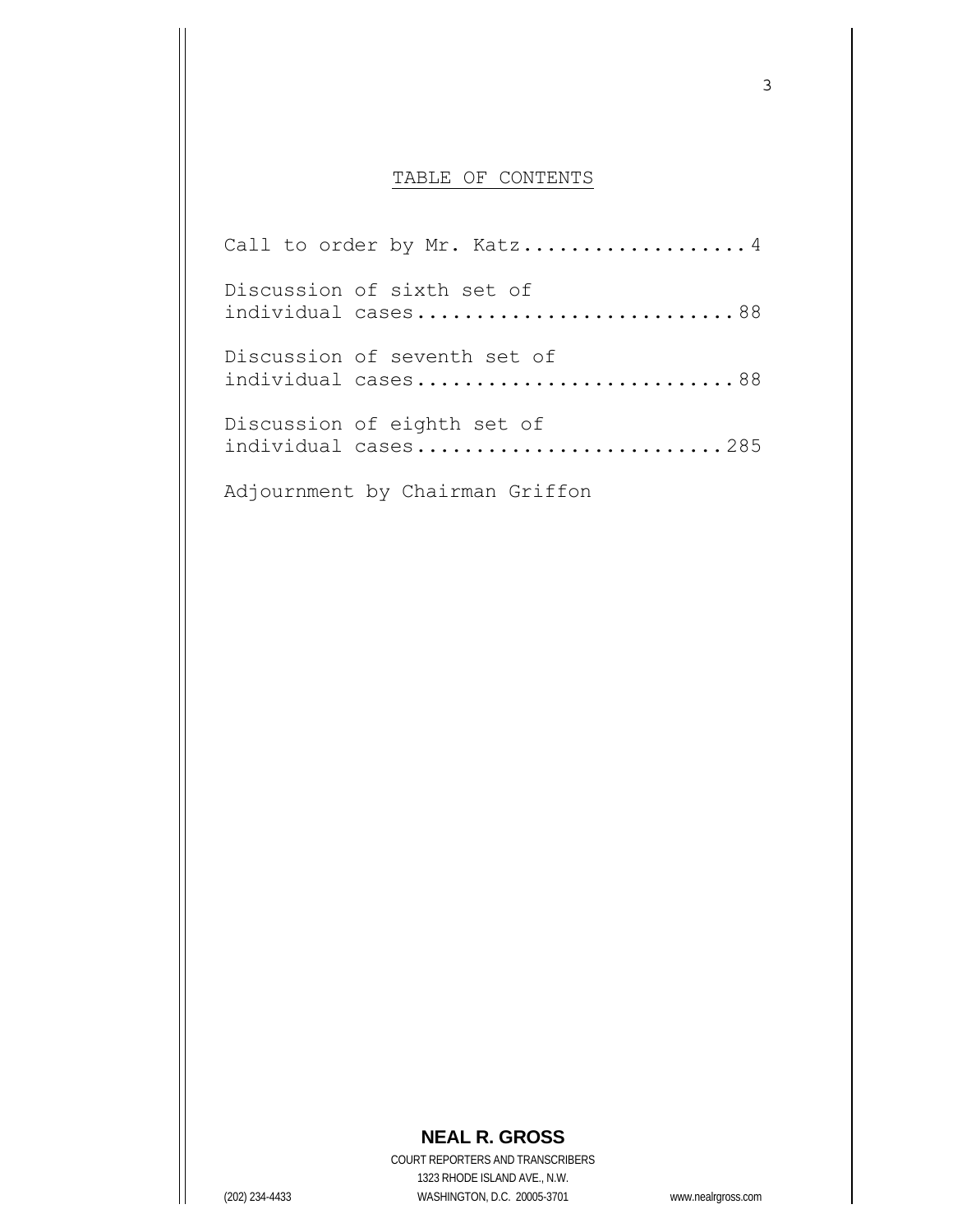# TABLE OF CONTENTS

Call to order by Mr. Katz....................4

Discussion of sixth set of individual cases...........................88

Discussion of seventh set of individual cases...........................88

Discussion of eighth set of individual cases..........................285

Adjournment by Chairman Griffon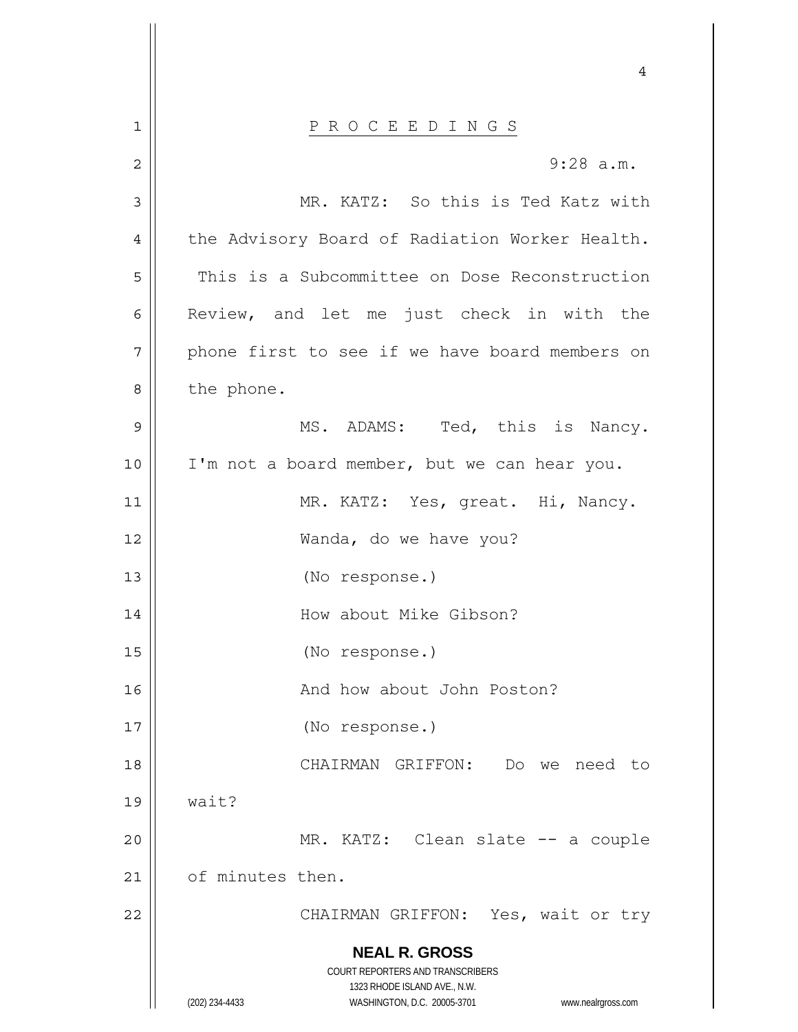P R O C E E D I N G S

9:28 a.m.

MR. KATZ: So this is Ted Katz with the Advisory Board of Radiation Worker Health. This is a Subcommittee on Dose Reconstruction Review, and let me just check in with the phone first to see if we have board members on the phone.

MS. ADAMS: Ted, this is Nancy. I'm not a board member, but we can hear you.

MR. KATZ: Yes, great. Hi, Nancy.

Wanda, do we have you?

(No response.)

How about Mike Gibson?

(No response.)

And how about John Poston?

(No response.)

CHAIRMAN GRIFFON: Do we need to wait?

MR. KATZ: Clean slate -- a couple of minutes then.

CHAIRMAN GRIFFON: Yes, wait or try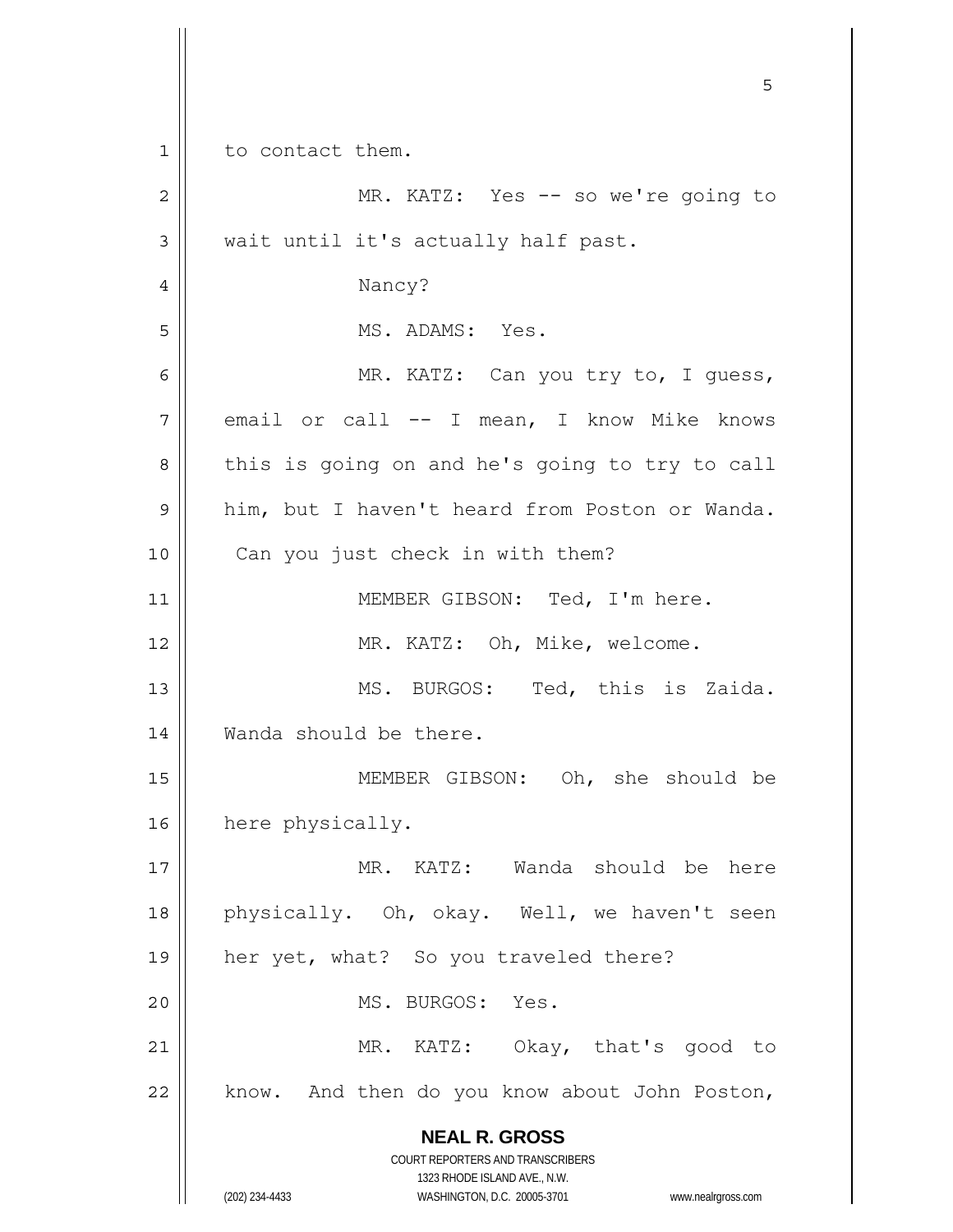to contact them.

MR. KATZ: Yes -- so we're going to wait until it's actually half past.

Nancy?

MS. ADAMS: Yes.

MR. KATZ: Can you try to, I guess, email or call -- I mean, I know Mike knows this is going on and he's going to try to call him, but I haven't heard from Poston or Wanda. Can you just check in with them?

MEMBER GIBSON: Ted, I'm here.

MR. KATZ: Oh, Mike, welcome.

MS. BURGOS: Ted, this is Zaida. Wanda should be there.

MEMBER GIBSON: Oh, she should be here physically.

MR. KATZ: Wanda should be here physically. Oh, okay. Well, we haven't seen her yet, what? So you traveled there?

MS. BURGOS: Yes.

MR. KATZ: Okay, that's good to know. And then do you know about John Poston,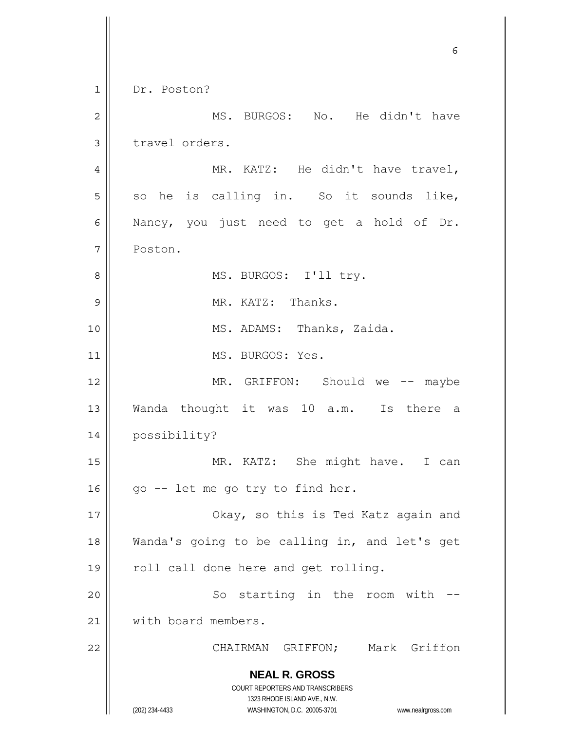Dr. Poston?

MS. BURGOS: No. He didn't have travel orders.

MR. KATZ: He didn't have travel, so he is calling in. So it sounds like, Nancy, you just need to get a hold of Dr. Poston.

MS. BURGOS: I'll try.

MR. KATZ: Thanks.

MS. ADAMS: Thanks, Zaida.

MS. BURGOS: Yes.

MR. GRIFFON: Should we -- maybe Wanda thought it was 10 a.m. Is there a possibility?

MR. KATZ: She might have. I can go -- let me go try to find her.

Okay, so this is Ted Katz again and Wanda's going to be calling in, and let's get roll call done here and get rolling.

So starting in the room with -- with board members.

CHAIRMAN GRIFFON; Mark Griffon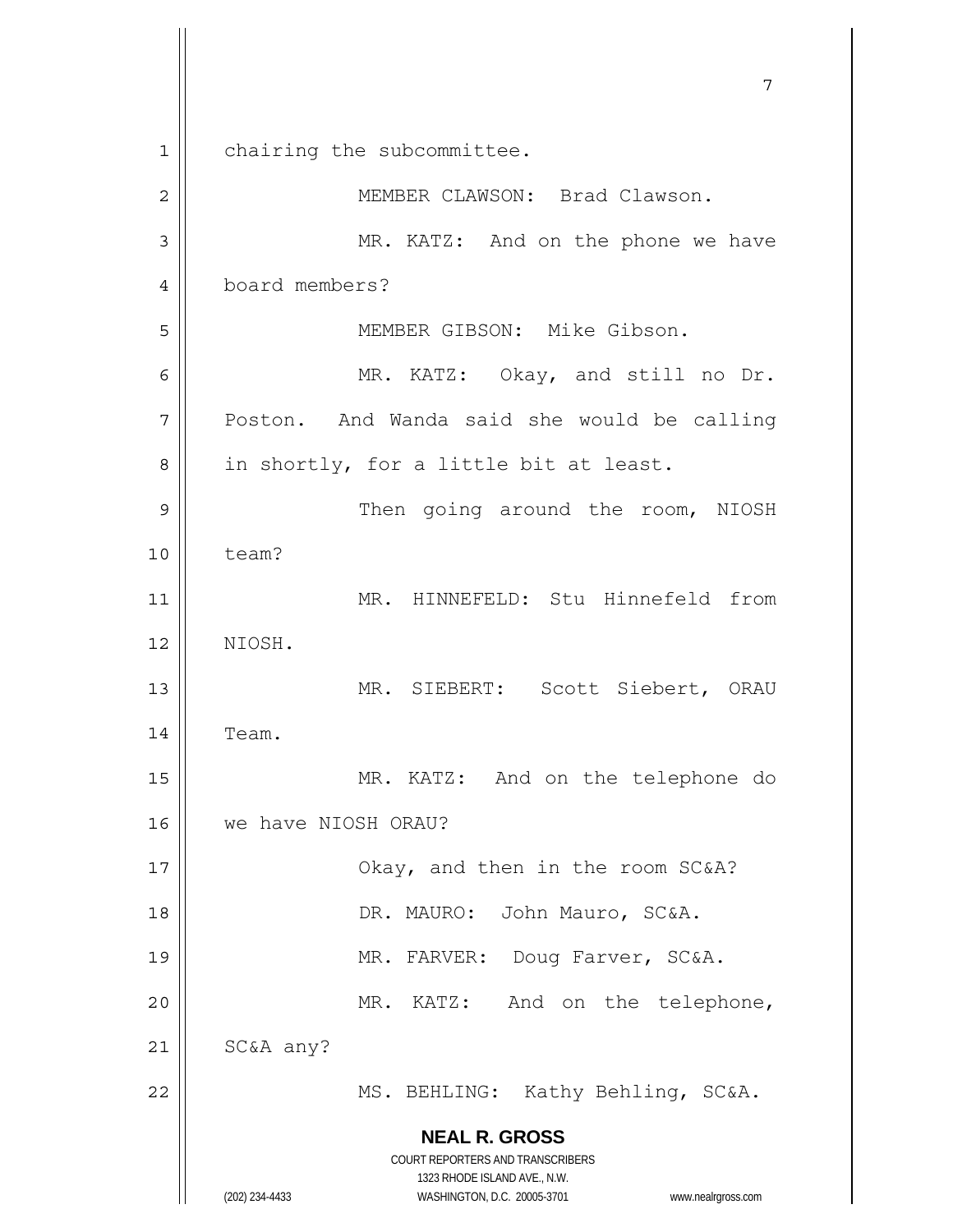chairing the subcommittee.

MEMBER CLAWSON: Brad Clawson.

MR. KATZ: And on the phone we have board members?

MEMBER GIBSON: Mike Gibson.

MR. KATZ: Okay, and still no Dr. Poston. And Wanda said she would be calling in shortly, for a little bit at least.

Then going around the room, NIOSH team?

MR. HINNEFELD: Stu Hinnefeld from NIOSH.

MR. SIEBERT: Scott Siebert, ORAU Team.

MR. KATZ: And on the telephone do we have NIOSH ORAU?

Okay, and then in the room SC&A?

DR. MAURO: John Mauro, SC&A.

MR. FARVER: Doug Farver, SC&A.

MR. KATZ: And on the telephone, SC&A any?

MS. BEHLING: Kathy Behling, SC&A.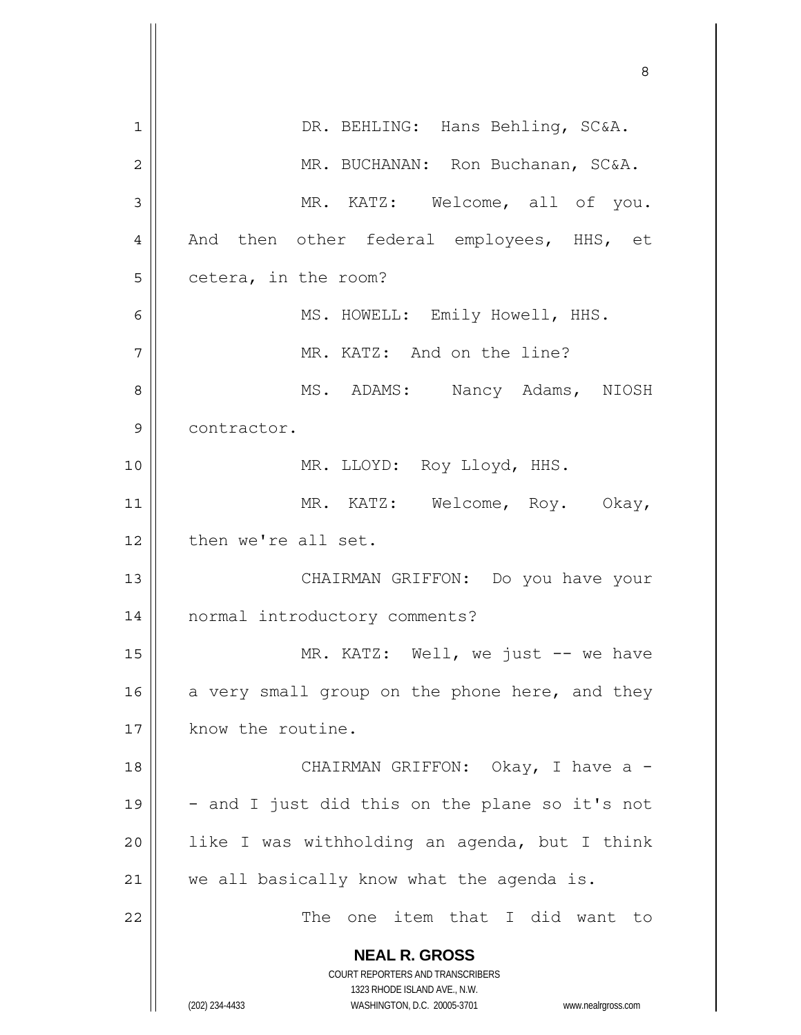DR. BEHLING: Hans Behling, SC&A.

MR. BUCHANAN: Ron Buchanan, SC&A.

MR. KATZ: Welcome, all of you. And then other federal employees, HHS, et cetera, in the room?

MS. HOWELL: Emily Howell, HHS.

MR. KATZ: And on the line?

MS. ADAMS: Nancy Adams, NIOSH contractor.

MR. LLOYD: Roy Lloyd, HHS.

MR. KATZ: Welcome, Roy. Okay, then we're all set.

CHAIRMAN GRIFFON: Do you have your normal introductory comments?

MR. KATZ: Well, we just -- we have a very small group on the phone here, and they know the routine.

CHAIRMAN GRIFFON: Okay, I have a -- and I just did this on the plane so it's not like I was withholding an agenda, but I think we all basically know what the agenda is.

The one item that I did want to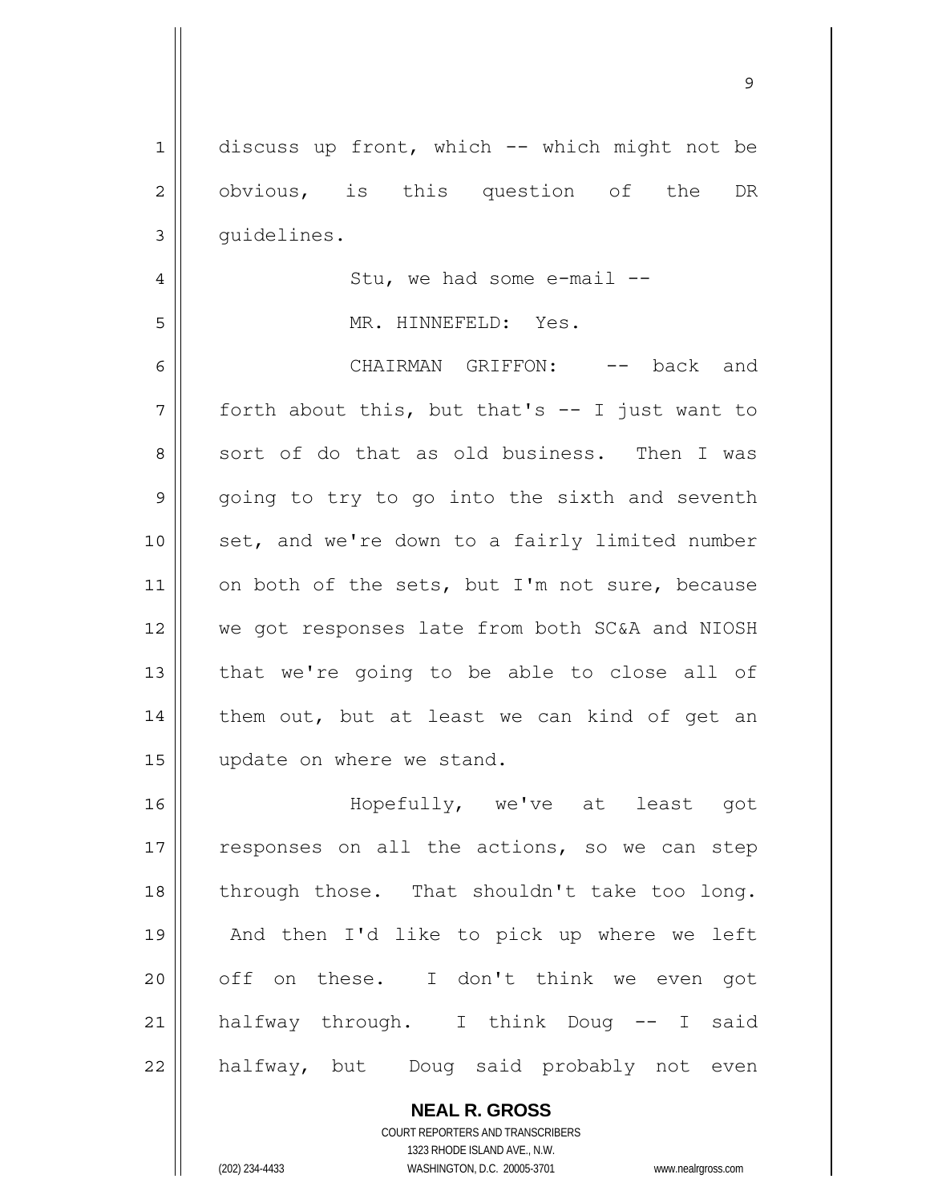discuss up front, which -- which might not be obvious, is this question of the DR guidelines.

Stu, we had some e-mail --

MR. HINNEFELD: Yes.

CHAIRMAN GRIFFON: -- back and forth about this, but that's -- I just want to sort of do that as old business. Then I was going to try to go into the sixth and seventh set, and we're down to a fairly limited number on both of the sets, but I'm not sure, because we got responses late from both SC&A and NIOSH that we're going to be able to close all of them out, but at least we can kind of get an update on where we stand.

Hopefully, we've at least got responses on all the actions, so we can step through those. That shouldn't take too long. And then I'd like to pick up where we left off on these. I don't think we even got halfway through. I think Doug -- I said halfway, but Doug said probably not even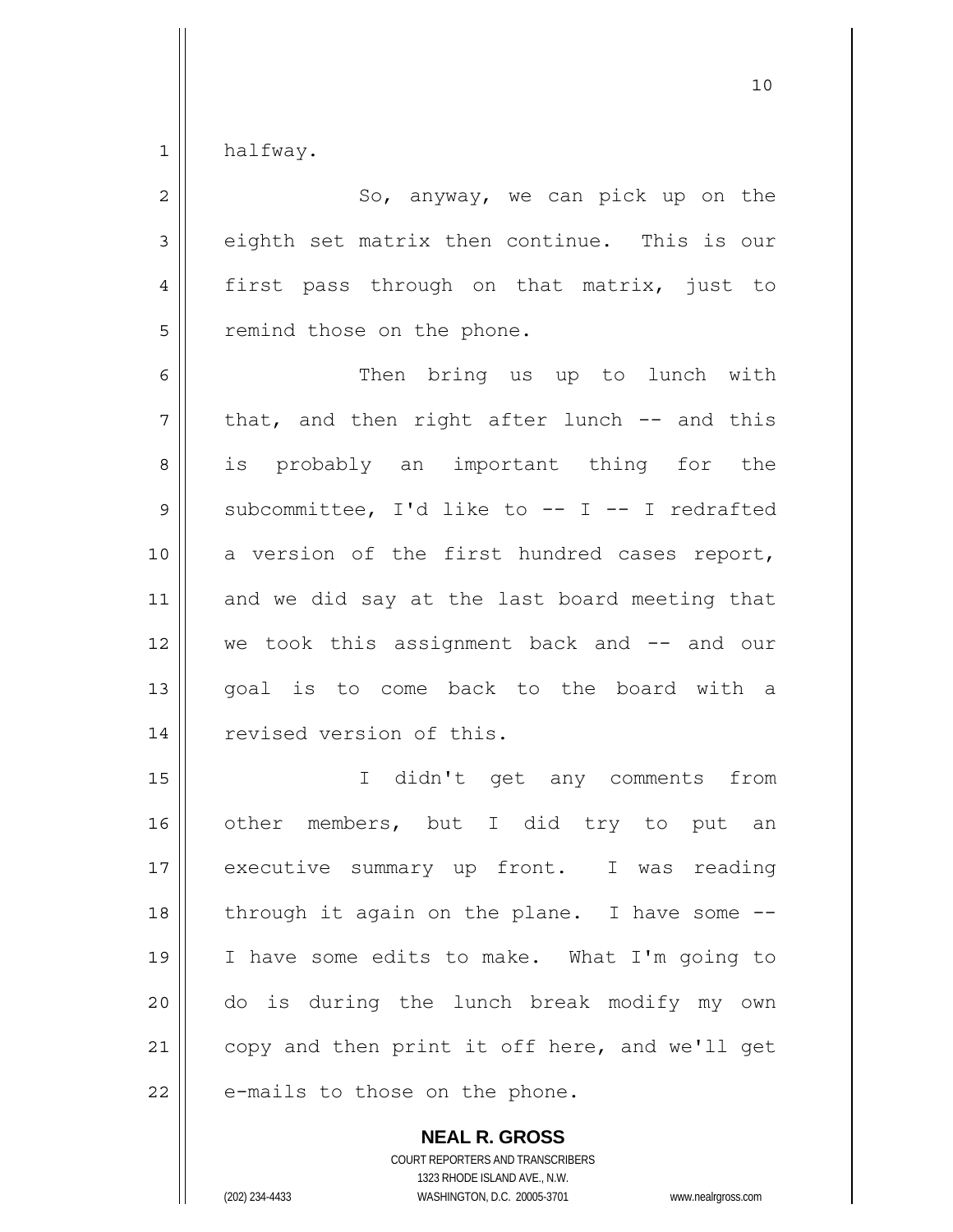halfway.

So, anyway, we can pick up on the eighth set matrix then continue. This is our first pass through on that matrix, just to remind those on the phone.

Then bring us up to lunch with that, and then right after lunch -- and this is probably an important thing for the subcommittee, I'd like to -- I -- I redrafted a version of the first hundred cases report, and we did say at the last board meeting that we took this assignment back and -- and our goal is to come back to the board with a revised version of this.

I didn't get any comments from other members, but I did try to put an executive summary up front. I was reading through it again on the plane. I have some -- I have some edits to make. What I'm going to do is during the lunch break modify my own copy and then print it off here, and we'll get e-mails to those on the phone.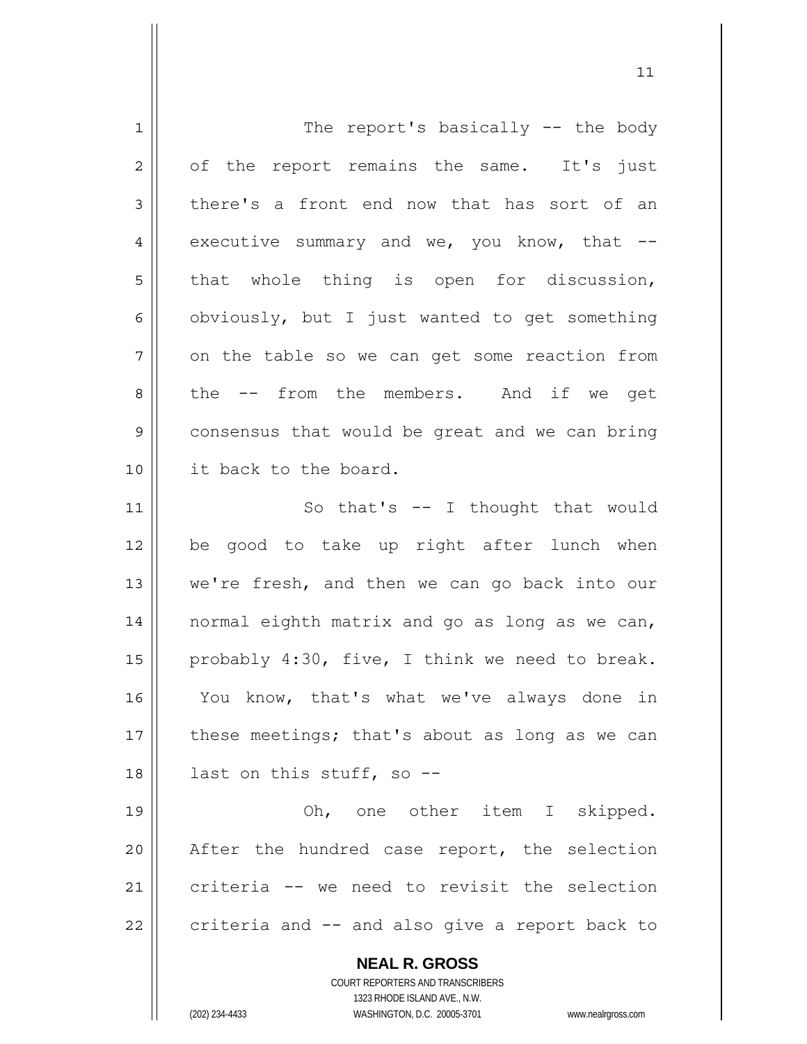The report's basically -- the body of the report remains the same. It's just there's a front end now that has sort of an executive summary and we, you know, that -- that whole thing is open for discussion, obviously, but I just wanted to get something on the table so we can get some reaction from the -- from the members. And if we get consensus that would be great and we can bring it back to the board.

So that's -- I thought that would be good to take up right after lunch when we're fresh, and then we can go back into our normal eighth matrix and go as long as we can, probably 4:30, five, I think we need to break. You know, that's what we've always done in these meetings; that's about as long as we can last on this stuff, so --

Oh, one other item I skipped. After the hundred case report, the selection criteria -- we need to revisit the selection criteria and -- and also give a report back to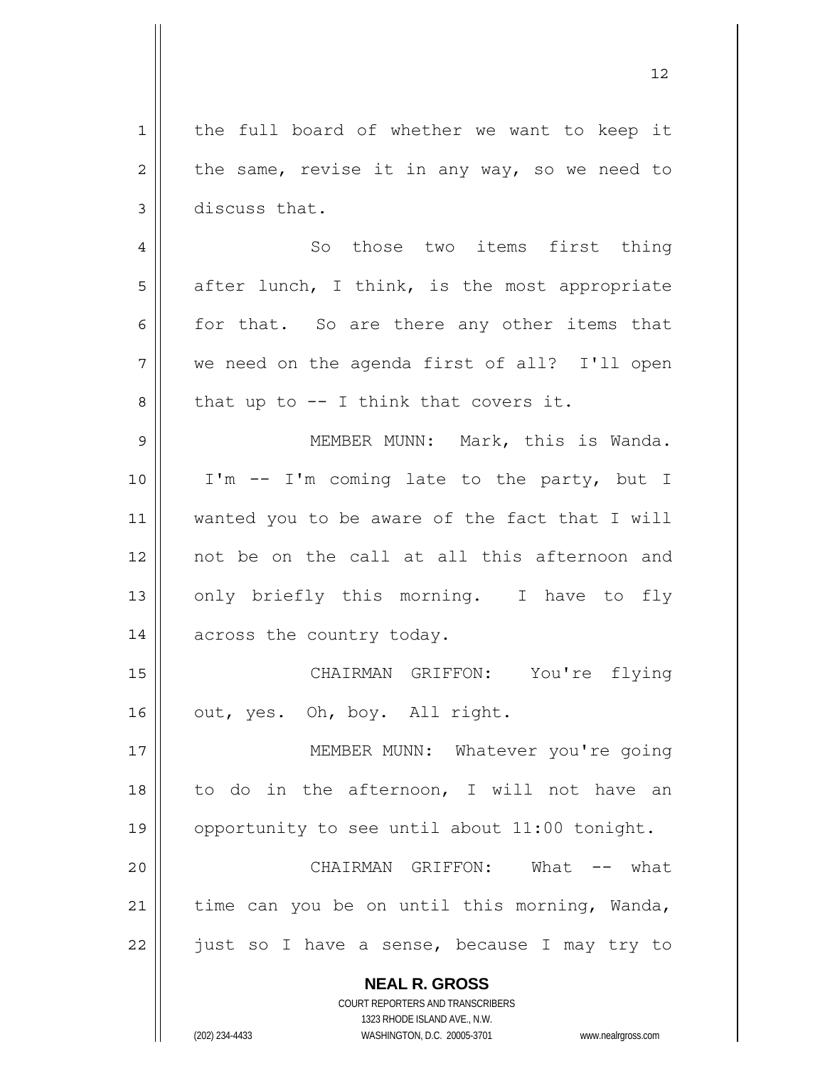the full board of whether we want to keep it the same, revise it in any way, so we need to discuss that.

So those two items first thing after lunch, I think, is the most appropriate for that. So are there any other items that we need on the agenda first of all? I'll open that up to -- I think that covers it.

MEMBER MUNN: Mark, this is Wanda. I'm -- I'm coming late to the party, but I wanted you to be aware of the fact that I will not be on the call at all this afternoon and only briefly this morning. I have to fly across the country today.

CHAIRMAN GRIFFON: You're flying out, yes. Oh, boy. All right.

MEMBER MUNN: Whatever you're going to do in the afternoon, I will not have an opportunity to see until about 11:00 tonight.

CHAIRMAN GRIFFON: What -- what time can you be on until this morning, Wanda, just so I have a sense, because I may try to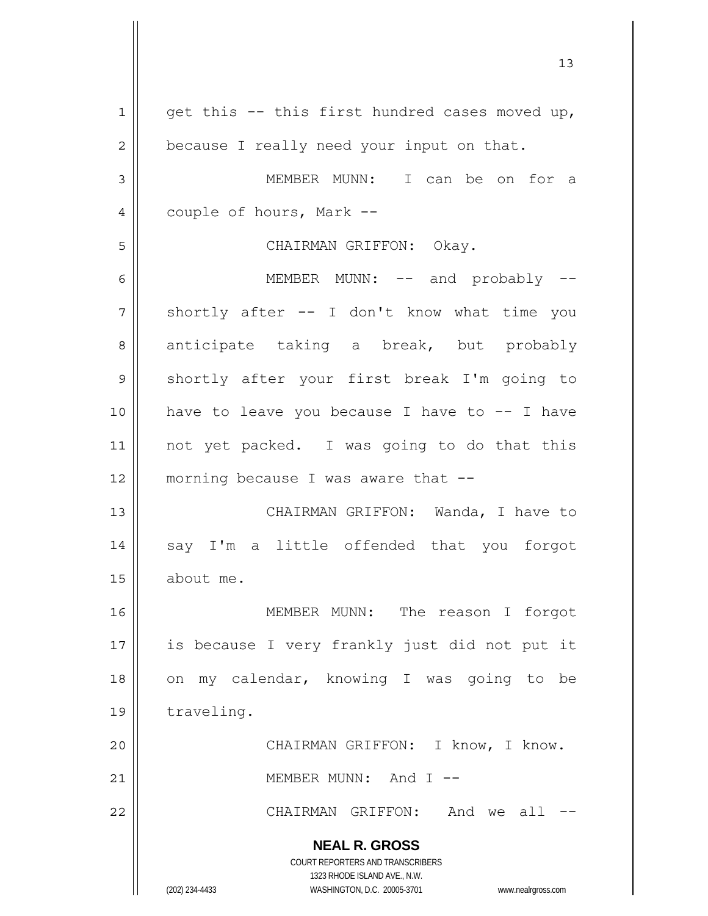get this -- this first hundred cases moved up, because I really need your input on that.

MEMBER MUNN: I can be on for a couple of hours, Mark --

CHAIRMAN GRIFFON: Okay.

MEMBER MUNN: -- and probably -- shortly after -- I don't know what time you anticipate taking a break, but probably shortly after your first break I'm going to have to leave you because I have to -- I have not yet packed. I was going to do that this morning because I was aware that --

CHAIRMAN GRIFFON: Wanda, I have to say I'm a little offended that you forgot about me.

MEMBER MUNN: The reason I forgot is because I very frankly just did not put it on my calendar, knowing I was going to be traveling.

CHAIRMAN GRIFFON: I know, I know.

MEMBER MUNN: And I --

CHAIRMAN GRIFFON: And we all --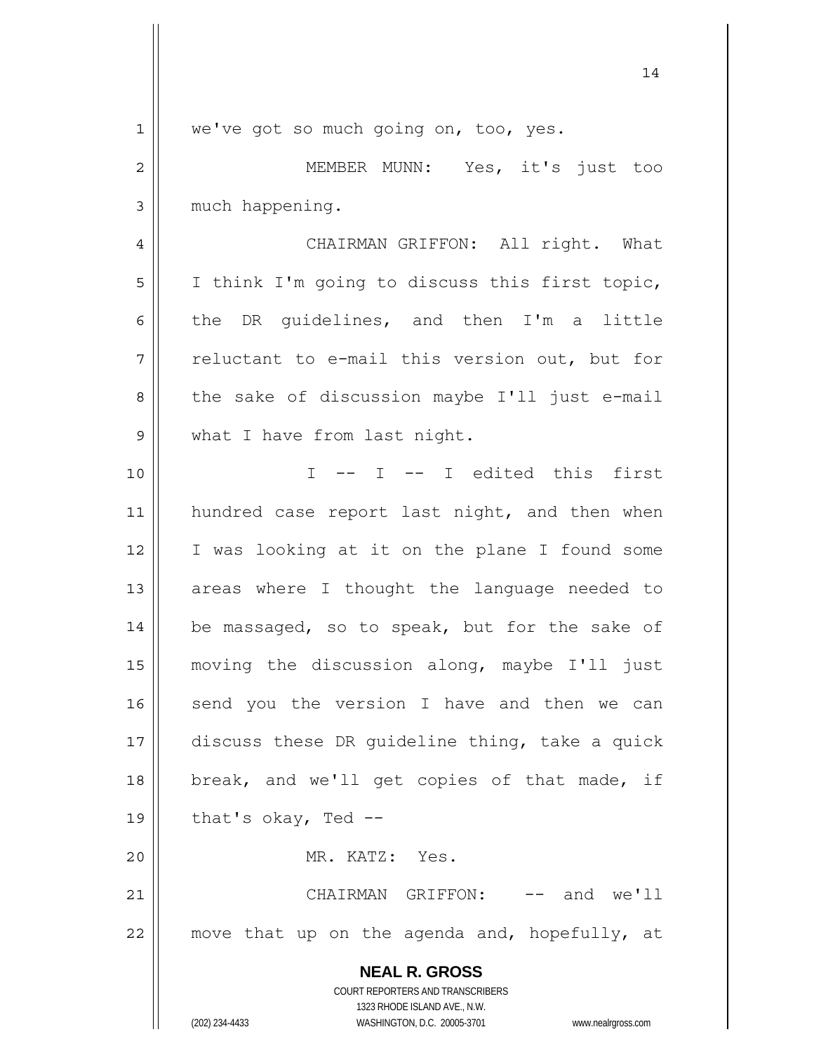we've got so much going on, too, yes.

MEMBER MUNN: Yes, it's just too much happening.

CHAIRMAN GRIFFON: All right. What I think I'm going to discuss this first topic, the DR guidelines, and then I'm a little reluctant to e-mail this version out, but for the sake of discussion maybe I'll just e-mail what I have from last night.

I -- I -- I edited this first hundred case report last night, and then when I was looking at it on the plane I found some areas where I thought the language needed to be massaged, so to speak, but for the sake of moving the discussion along, maybe I'll just send you the version I have and then we can discuss these DR guideline thing, take a quick break, and we'll get copies of that made, if that's okay, Ted --

MR. KATZ: Yes.

CHAIRMAN GRIFFON: -- and we'll move that up on the agenda and, hopefully, at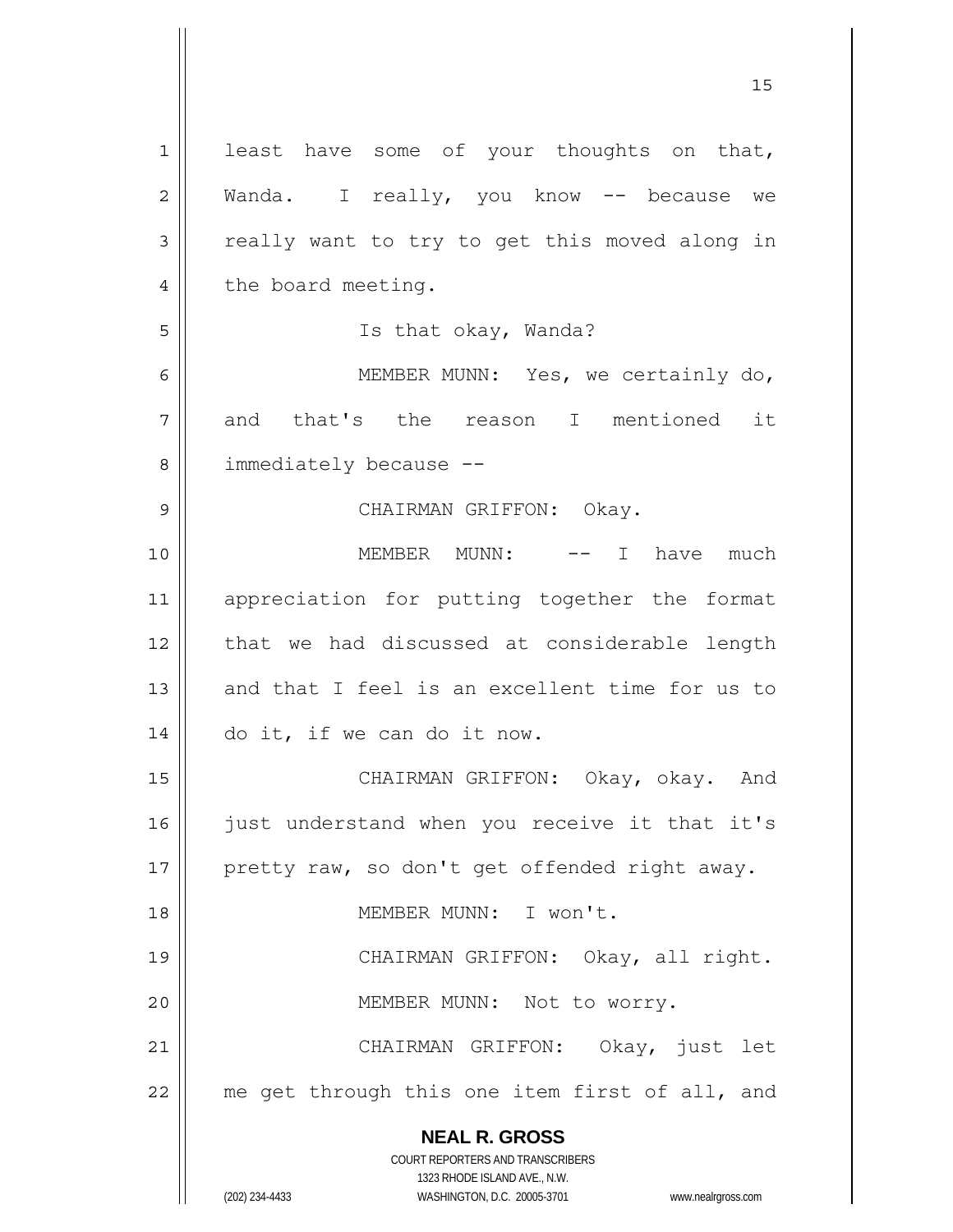least have some of your thoughts on that, Wanda. I really, you know -- because we really want to try to get this moved along in the board meeting.

Is that okay, Wanda?

MEMBER MUNN: Yes, we certainly do, and that's the reason I mentioned it immediately because --

CHAIRMAN GRIFFON: Okay.

MEMBER MUNN: -- I have much appreciation for putting together the format that we had discussed at considerable length and that I feel is an excellent time for us to do it, if we can do it now.

CHAIRMAN GRIFFON: Okay, okay. And just understand when you receive it that it's pretty raw, so don't get offended right away.

MEMBER MUNN: I won't.

CHAIRMAN GRIFFON: Okay, all right.

MEMBER MUNN: Not to worry.

CHAIRMAN GRIFFON: Okay, just let me get through this one item first of all, and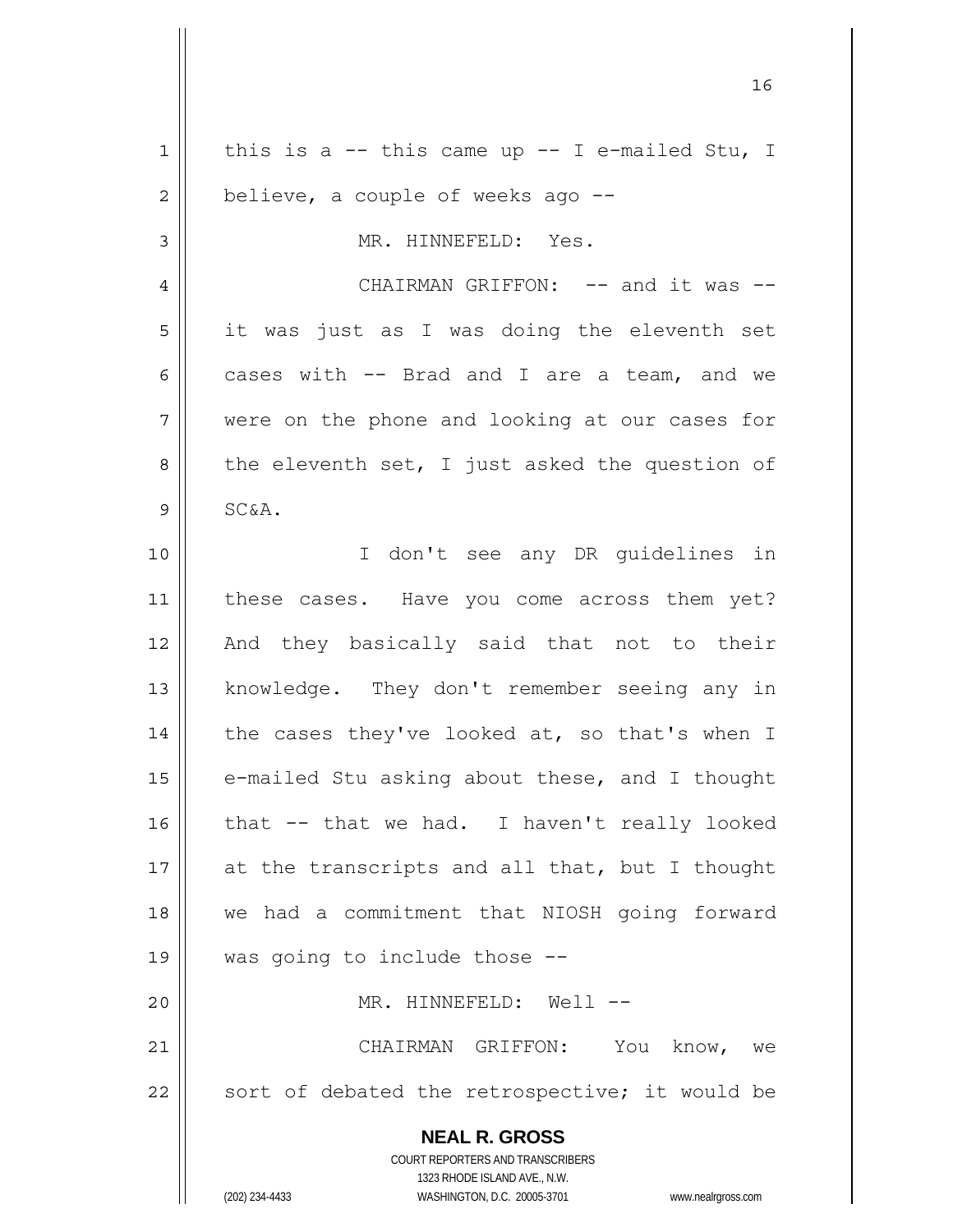this is a -- this came up -- I e-mailed Stu, I believe, a couple of weeks ago --

MR. HINNEFELD: Yes.

CHAIRMAN GRIFFON: -- and it was -- it was just as I was doing the eleventh set cases with -- Brad and I are a team, and we were on the phone and looking at our cases for the eleventh set, I just asked the question of SC&A.

I don't see any DR guidelines in these cases. Have you come across them yet? And they basically said that not to their knowledge. They don't remember seeing any in the cases they've looked at, so that's when I e-mailed Stu asking about these, and I thought that -- that we had. I haven't really looked at the transcripts and all that, but I thought we had a commitment that NIOSH going forward was going to include those --

MR. HINNEFELD: Well --

CHAIRMAN GRIFFON: You know, we sort of debated the retrospective; it would be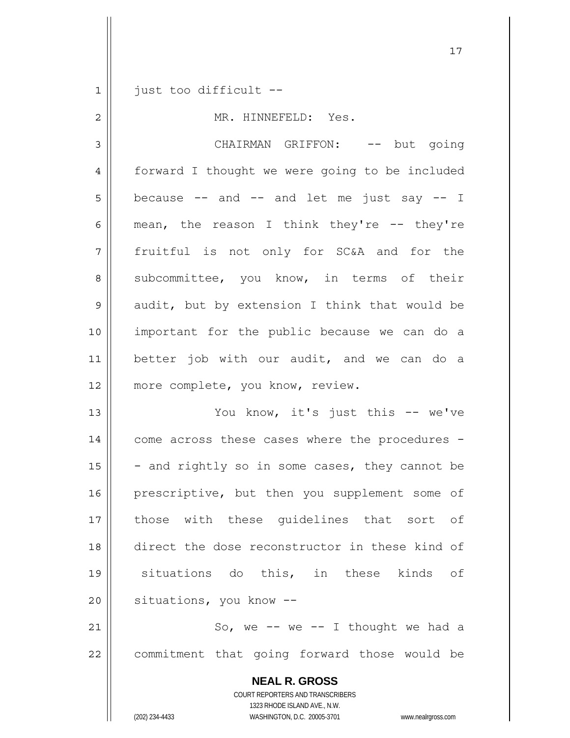just too difficult --

MR. HINNEFELD: Yes.

CHAIRMAN GRIFFON: -- but going forward I thought we were going to be included because -- and -- and let me just say -- I mean, the reason I think they're -- they're fruitful is not only for SC&A and for the subcommittee, you know, in terms of their audit, but by extension I think that would be important for the public because we can do a better job with our audit, and we can do a more complete, you know, review.

You know, it's just this -- we've come across these cases where the procedures -- and rightly so in some cases, they cannot be prescriptive, but then you supplement some of those with these guidelines that sort of direct the dose reconstructor in these kind of situations do this, in these kinds of situations, you know --

So, we -- we -- I thought we had a commitment that going forward those would be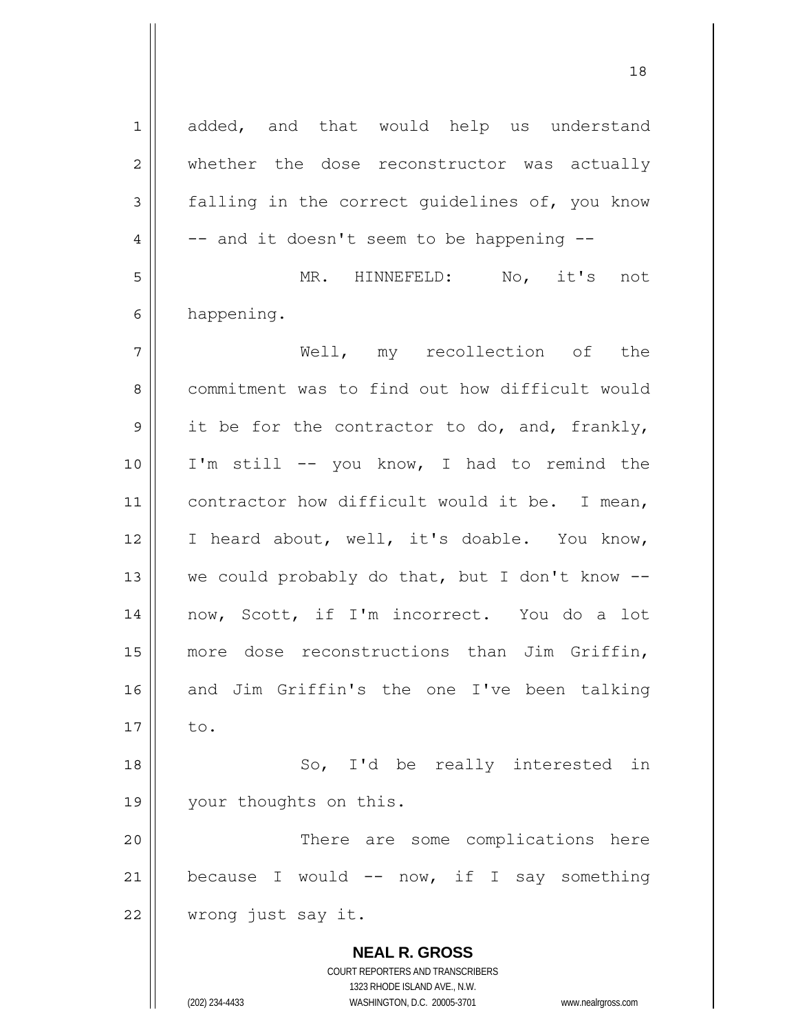added, and that would help us understand whether the dose reconstructor was actually falling in the correct guidelines of, you know -- and it doesn't seem to be happening --

MR. HINNEFELD: No, it's not happening.

Well, my recollection of the commitment was to find out how difficult would it be for the contractor to do, and, frankly, I'm still -- you know, I had to remind the contractor how difficult would it be. I mean, I heard about, well, it's doable. You know, we could probably do that, but I don't know -- now, Scott, if I'm incorrect. You do a lot more dose reconstructions than Jim Griffin, and Jim Griffin's the one I've been talking to.

So, I'd be really interested in your thoughts on this.

There are some complications here because I would -- now, if I say something wrong just say it.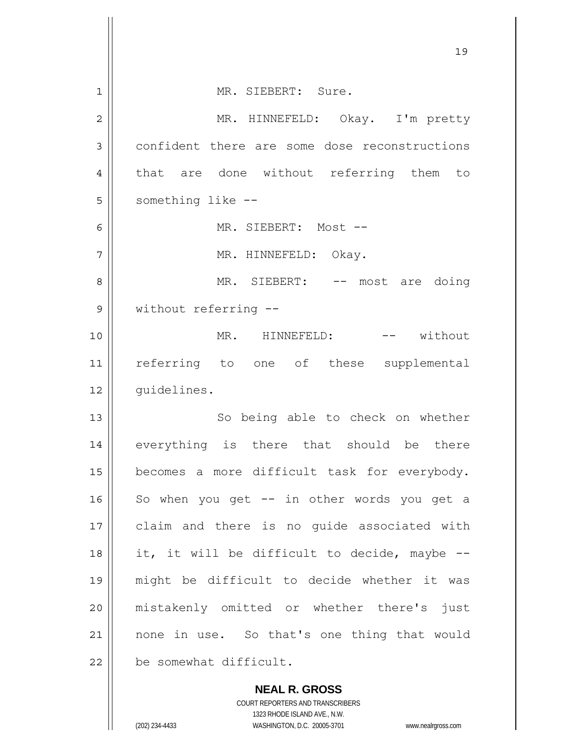MR. SIEBERT: Sure.

MR. HINNEFELD: Okay. I'm pretty confident there are some dose reconstructions that are done without referring them to something like --

MR. SIEBERT: Most --

MR. HINNEFELD: Okay.

MR. SIEBERT: -- most are doing without referring --

MR. HINNEFELD: -- without referring to one of these supplemental guidelines.

So being able to check on whether everything is there that should be there becomes a more difficult task for everybody. So when you get -- in other words you get a claim and there is no guide associated with it, it will be difficult to decide, maybe -- might be difficult to decide whether it was mistakenly omitted or whether there's just none in use. So that's one thing that would be somewhat difficult.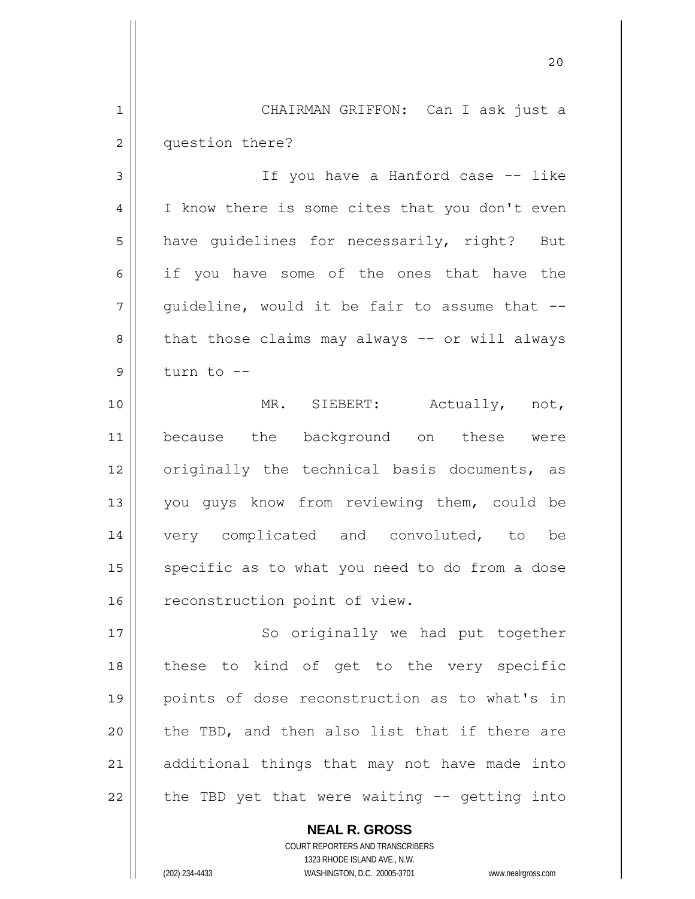CHAIRMAN GRIFFON: Can I ask just a question there?

If you have a Hanford case -- like I know there is some cites that you don't even have guidelines for necessarily, right? But if you have some of the ones that have the guideline, would it be fair to assume that -- that those claims may always -- or will always turn to --

MR. SIEBERT: Actually, not, because the background on these were originally the technical basis documents, as you guys know from reviewing them, could be very complicated and convoluted, to be specific as to what you need to do from a dose reconstruction point of view.

So originally we had put together these to kind of get to the very specific points of dose reconstruction as to what's in the TBD, and then also list that if there are additional things that may not have made into the TBD yet that were waiting -- getting into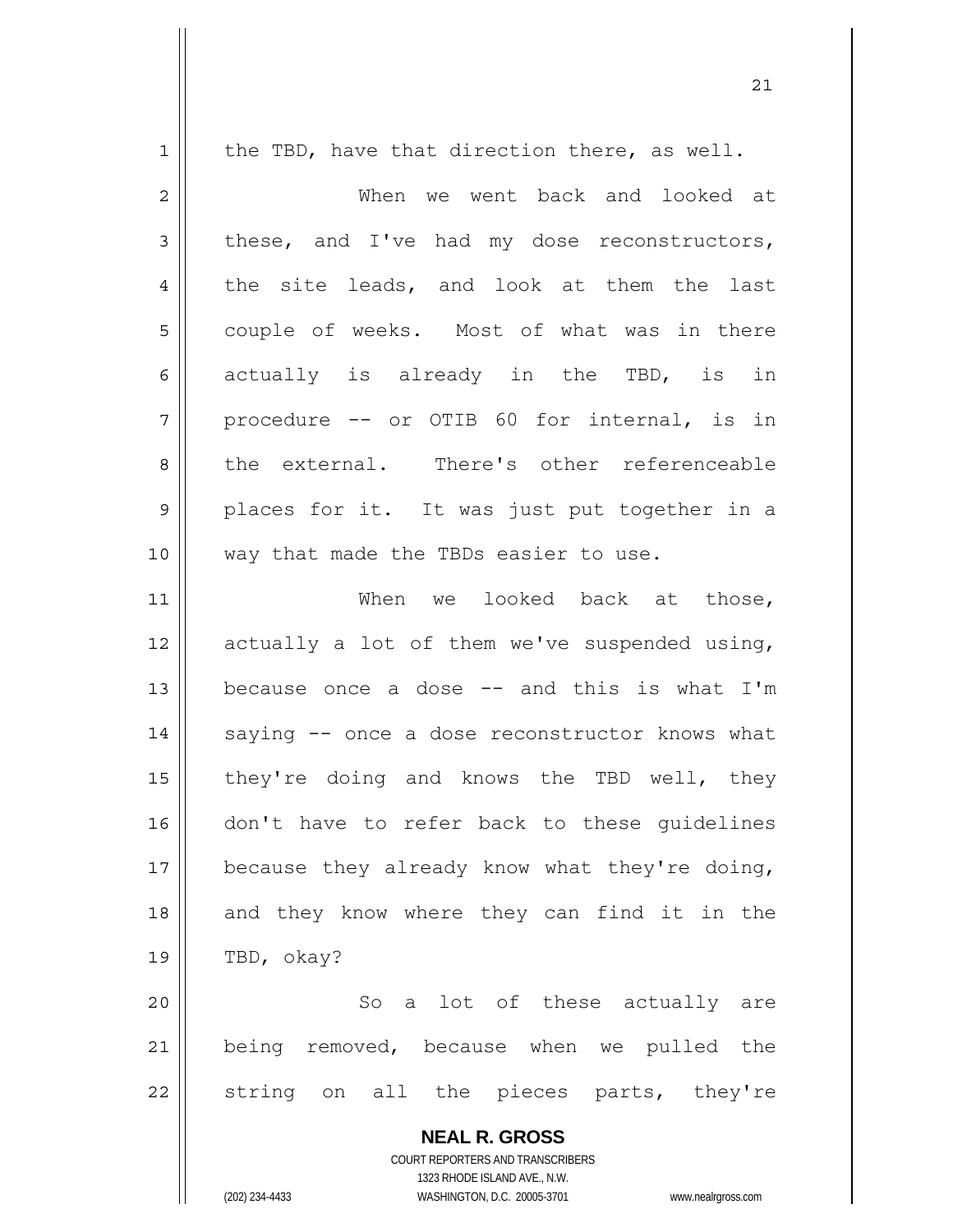the TBD, have that direction there, as well.

When we went back and looked at these, and I've had my dose reconstructors, the site leads, and look at them the last couple of weeks. Most of what was in there actually is already in the TBD, is in procedure -- or OTIB 60 for internal, is in the external. There's other referenceable places for it. It was just put together in a way that made the TBDs easier to use.

When we looked back at those, actually a lot of them we've suspended using, because once a dose -- and this is what I'm saying -- once a dose reconstructor knows what they're doing and knows the TBD well, they don't have to refer back to these guidelines because they already know what they're doing, and they know where they can find it in the TBD, okay?

So a lot of these actually are being removed, because when we pulled the string on all the pieces parts, they're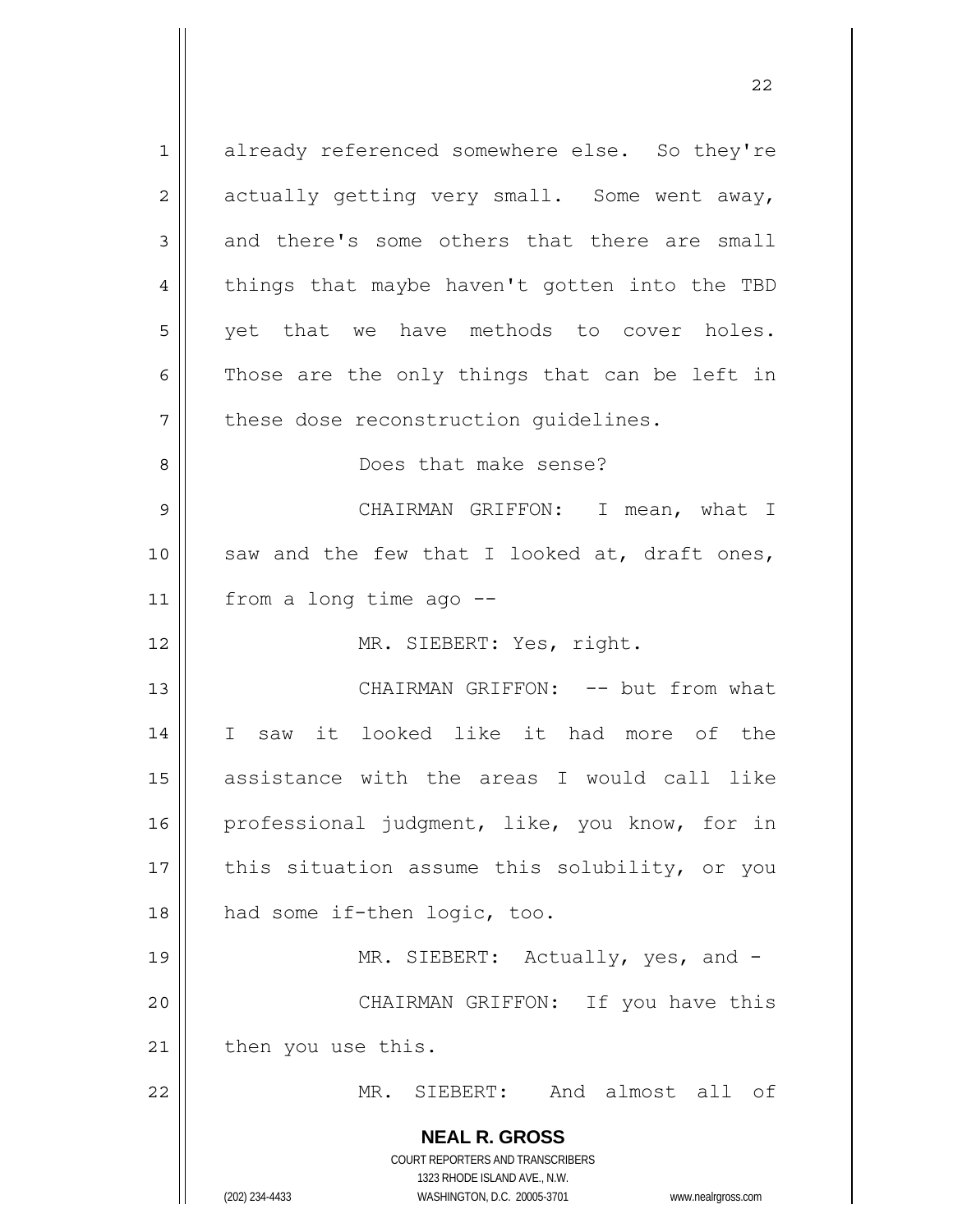already referenced somewhere else. So they're actually getting very small. Some went away, and there's some others that there are small things that maybe haven't gotten into the TBD yet that we have methods to cover holes. Those are the only things that can be left in these dose reconstruction guidelines.

Does that make sense?

CHAIRMAN GRIFFON: I mean, what I saw and the few that I looked at, draft ones, from a long time ago --

MR. SIEBERT: Yes, right.

CHAIRMAN GRIFFON: -- but from what I saw it looked like it had more of the assistance with the areas I would call like professional judgment, like, you know, for in this situation assume this solubility, or you had some if-then logic, too.

MR. SIEBERT: Actually, yes, and -

CHAIRMAN GRIFFON: If you have this then you use this.

MR. SIEBERT: And almost all of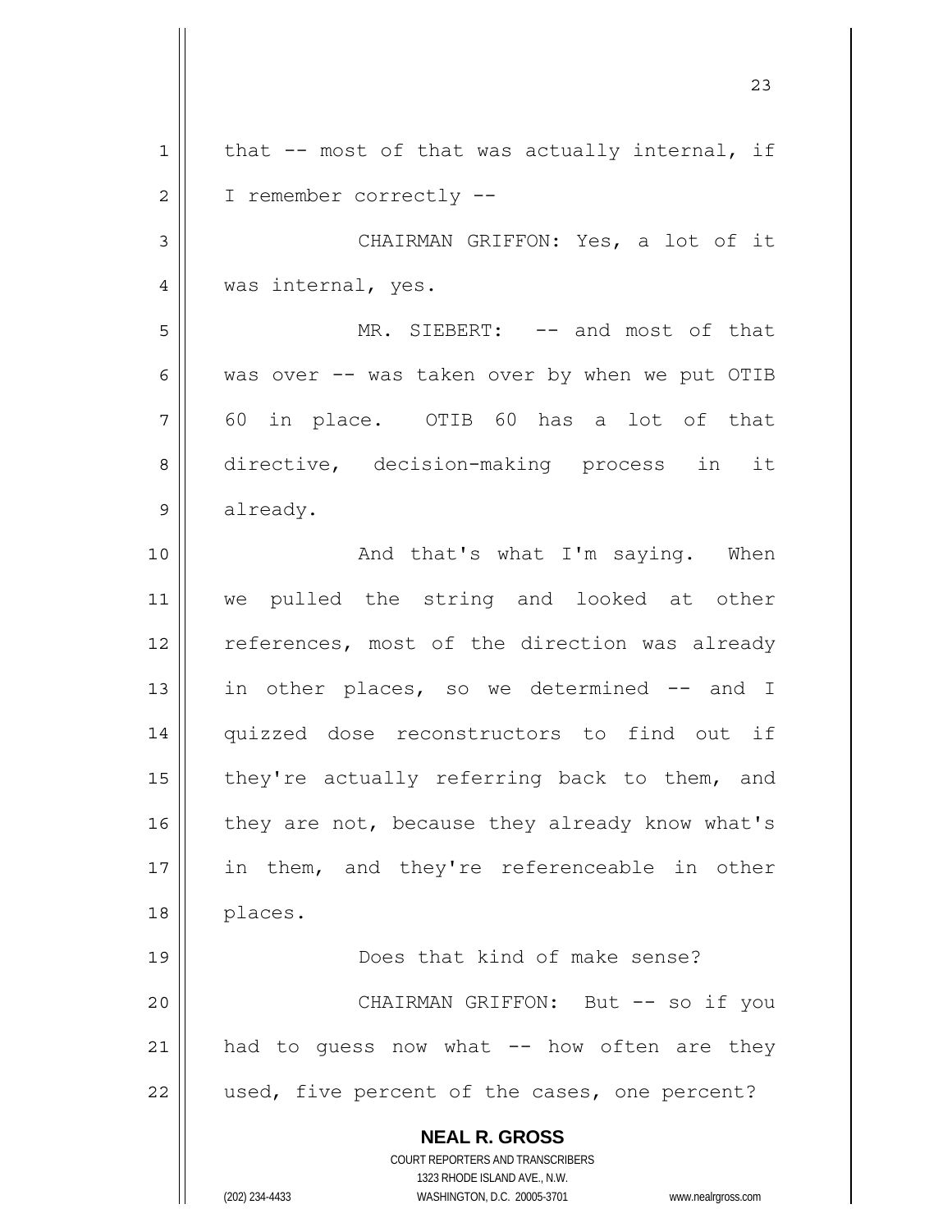that -- most of that was actually internal, if I remember correctly --

CHAIRMAN GRIFFON: Yes, a lot of it was internal, yes.

MR. SIEBERT: -- and most of that was over -- was taken over by when we put OTIB 60 in place. OTIB 60 has a lot of that directive, decision-making process in it already.

And that's what I'm saying. When we pulled the string and looked at other references, most of the direction was already in other places, so we determined -- and I quizzed dose reconstructors to find out if they're actually referring back to them, and they are not, because they already know what's in them, and they're referenceable in other places.

Does that kind of make sense?

CHAIRMAN GRIFFON: But -- so if you had to guess now what -- how often are they used, five percent of the cases, one percent?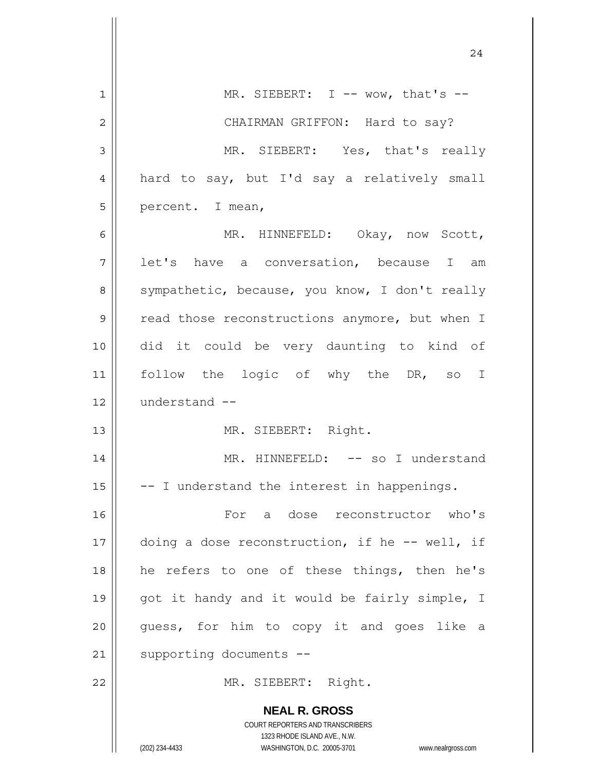MR. SIEBERT: I -- wow, that's --

CHAIRMAN GRIFFON: Hard to say?

MR. SIEBERT: Yes, that's really hard to say, but I'd say a relatively small percent. I mean,

MR. HINNEFELD: Okay, now Scott, let's have a conversation, because I am sympathetic, because, you know, I don't really read those reconstructions anymore, but when I did it could be very daunting to kind of follow the logic of why the DR, so I understand --

MR. SIEBERT: Right.

MR. HINNEFELD: -- so I understand -- I understand the interest in happenings.

For a dose reconstructor who's doing a dose reconstruction, if he -- well, if he refers to one of these things, then he's got it handy and it would be fairly simple, I guess, for him to copy it and goes like a supporting documents --

MR. SIEBERT: Right.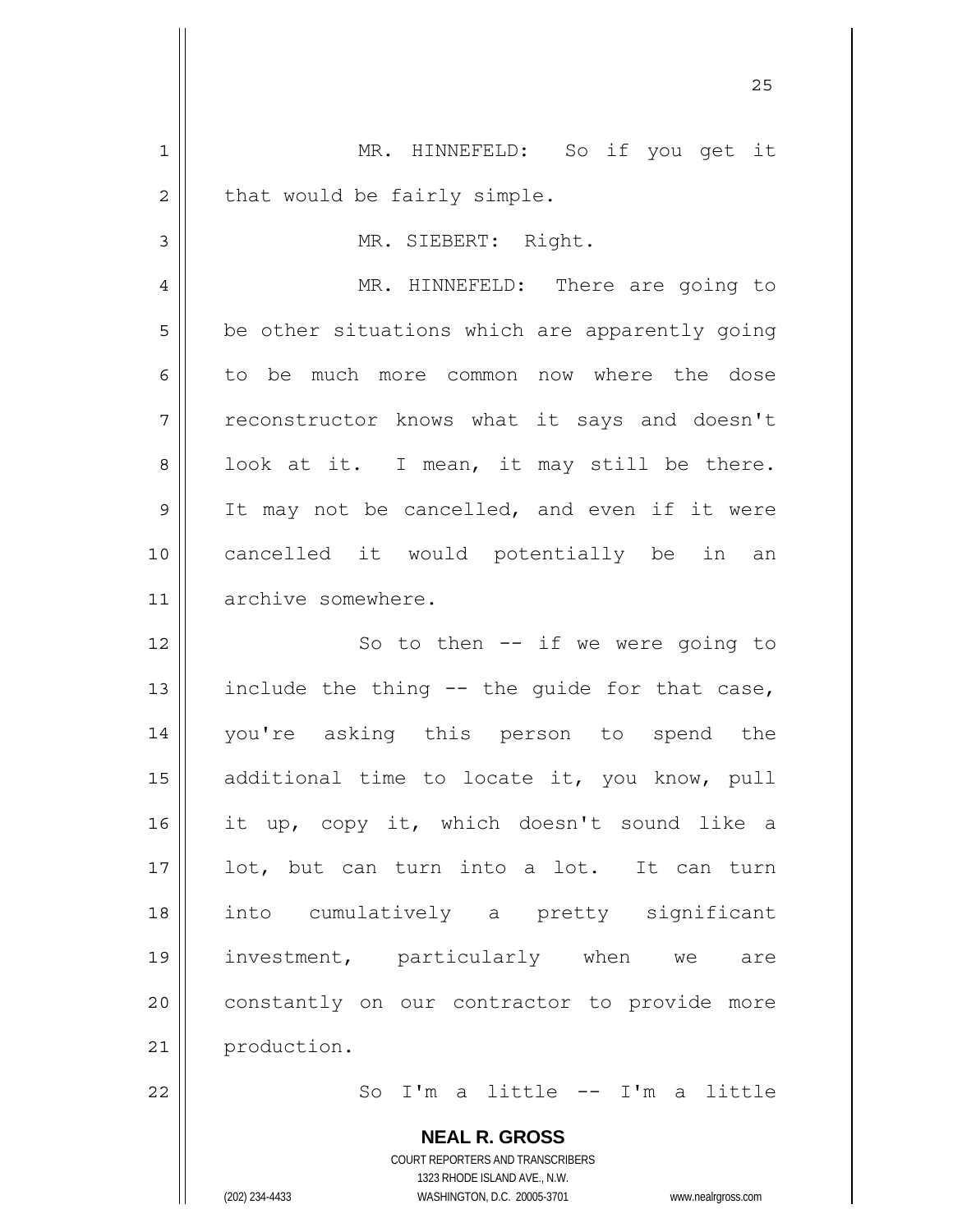MR. HINNEFELD: So if you get it that would be fairly simple.

MR. SIEBERT: Right.

MR. HINNEFELD: There are going to be other situations which are apparently going to be much more common now where the dose reconstructor knows what it says and doesn't look at it. I mean, it may still be there. It may not be cancelled, and even if it were cancelled it would potentially be in an archive somewhere.

So to then -- if we were going to include the thing -- the guide for that case, you're asking this person to spend the additional time to locate it, you know, pull it up, copy it, which doesn't sound like a lot, but can turn into a lot. It can turn into cumulatively a pretty significant investment, particularly when we are constantly on our contractor to provide more production.

So I'm a little -- I'm a little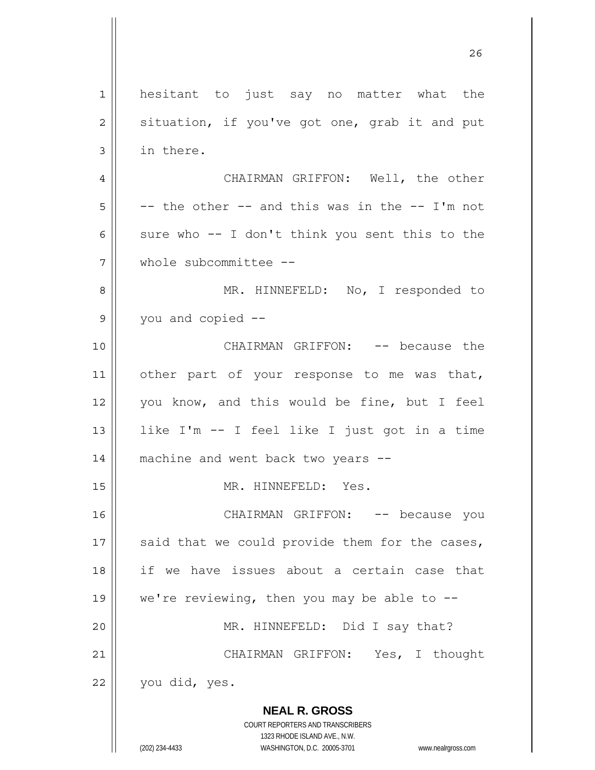hesitant to just say no matter what the situation, if you've got one, grab it and put in there.

CHAIRMAN GRIFFON: Well, the other -- the other -- and this was in the -- I'm not sure who -- I don't think you sent this to the whole subcommittee --

MR. HINNEFELD: No, I responded to you and copied --

CHAIRMAN GRIFFON: -- because the other part of your response to me was that, you know, and this would be fine, but I feel like I'm -- I feel like I just got in a time machine and went back two years --

MR. HINNEFELD: Yes.

CHAIRMAN GRIFFON: -- because you said that we could provide them for the cases, if we have issues about a certain case that we're reviewing, then you may be able to --

MR. HINNEFELD: Did I say that?

CHAIRMAN GRIFFON: Yes, I thought you did, yes.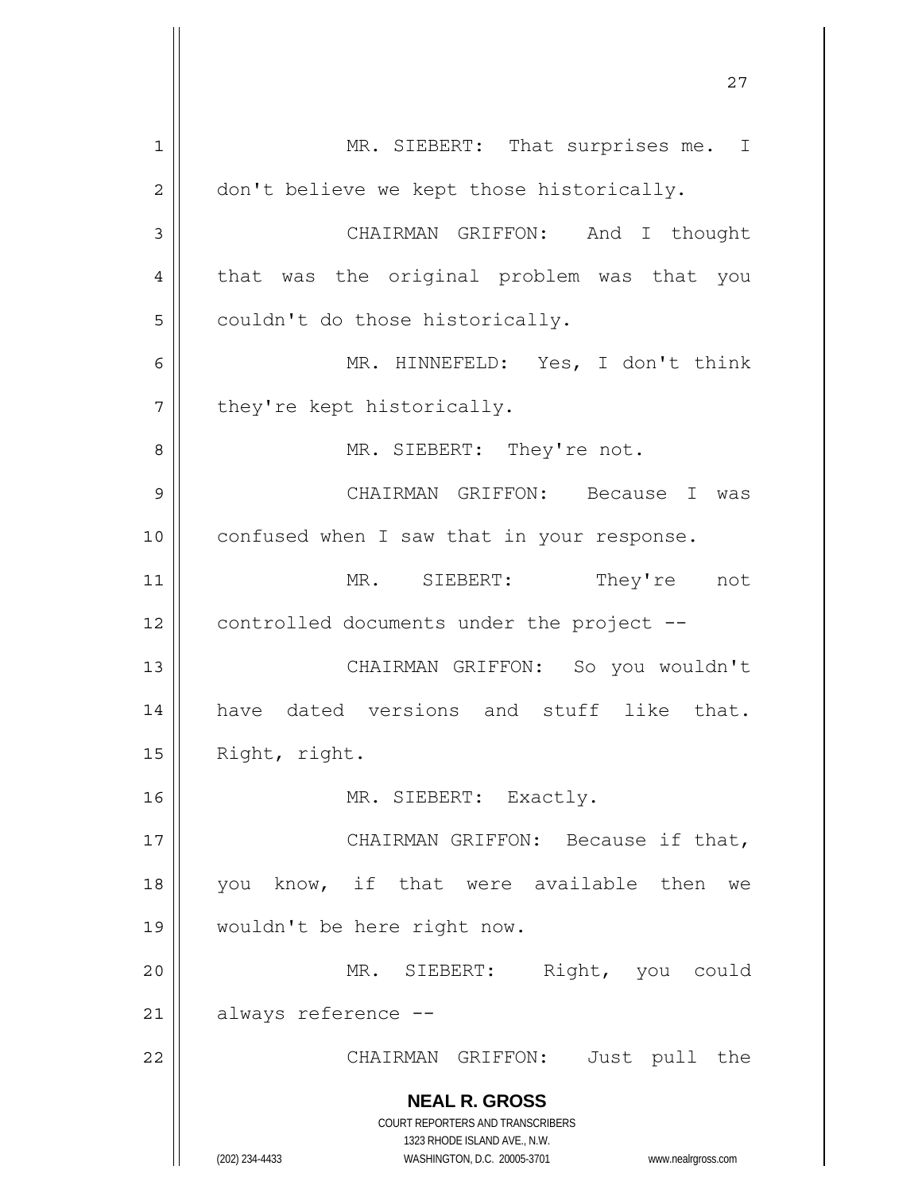MR. SIEBERT: That surprises me. I don't believe we kept those historically.

CHAIRMAN GRIFFON: And I thought that was the original problem was that you couldn't do those historically.

MR. HINNEFELD: Yes, I don't think they're kept historically.

MR. SIEBERT: They're not.

CHAIRMAN GRIFFON: Because I was confused when I saw that in your response.

MR. SIEBERT: They're not controlled documents under the project --

CHAIRMAN GRIFFON: So you wouldn't have dated versions and stuff like that. Right, right.

MR. SIEBERT: Exactly.

CHAIRMAN GRIFFON: Because if that, you know, if that were available then we wouldn't be here right now.

MR. SIEBERT: Right, you could always reference --

CHAIRMAN GRIFFON: Just pull the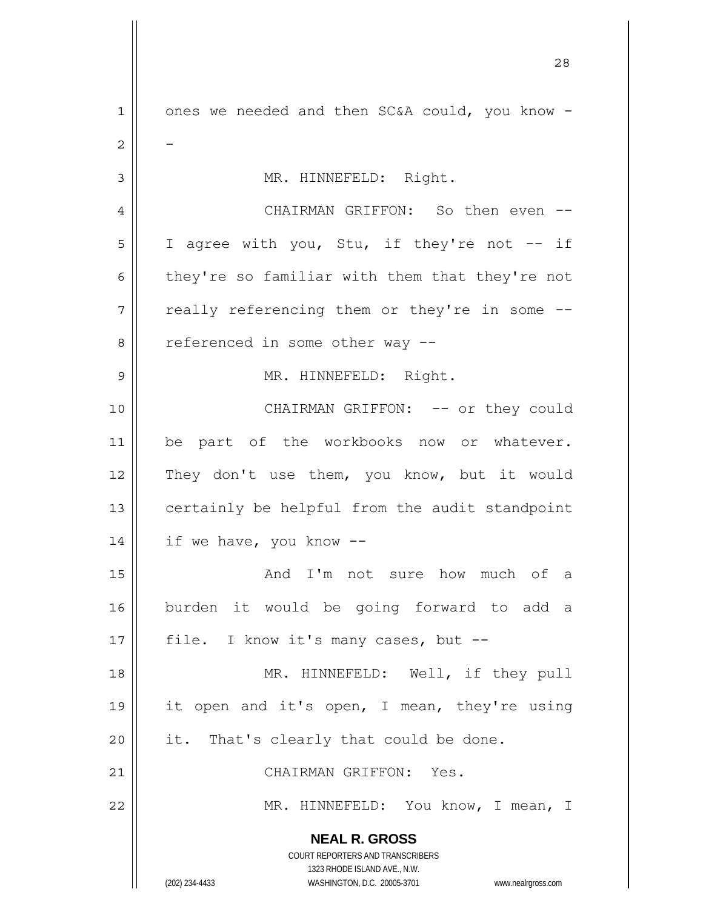ones we needed and then SC&A could, you know --

MR. HINNEFELD: Right.

CHAIRMAN GRIFFON: So then even -- I agree with you, Stu, if they're not -- if they're so familiar with them that they're not really referencing them or they're in some -- referenced in some other way --

MR. HINNEFELD: Right.

CHAIRMAN GRIFFON: -- or they could be part of the workbooks now or whatever. They don't use them, you know, but it would certainly be helpful from the audit standpoint if we have, you know --

And I'm not sure how much of a burden it would be going forward to add a file. I know it's many cases, but --

MR. HINNEFELD: Well, if they pull it open and it's open, I mean, they're using it. That's clearly that could be done.

CHAIRMAN GRIFFON: Yes.

MR. HINNEFELD: You know, I mean, I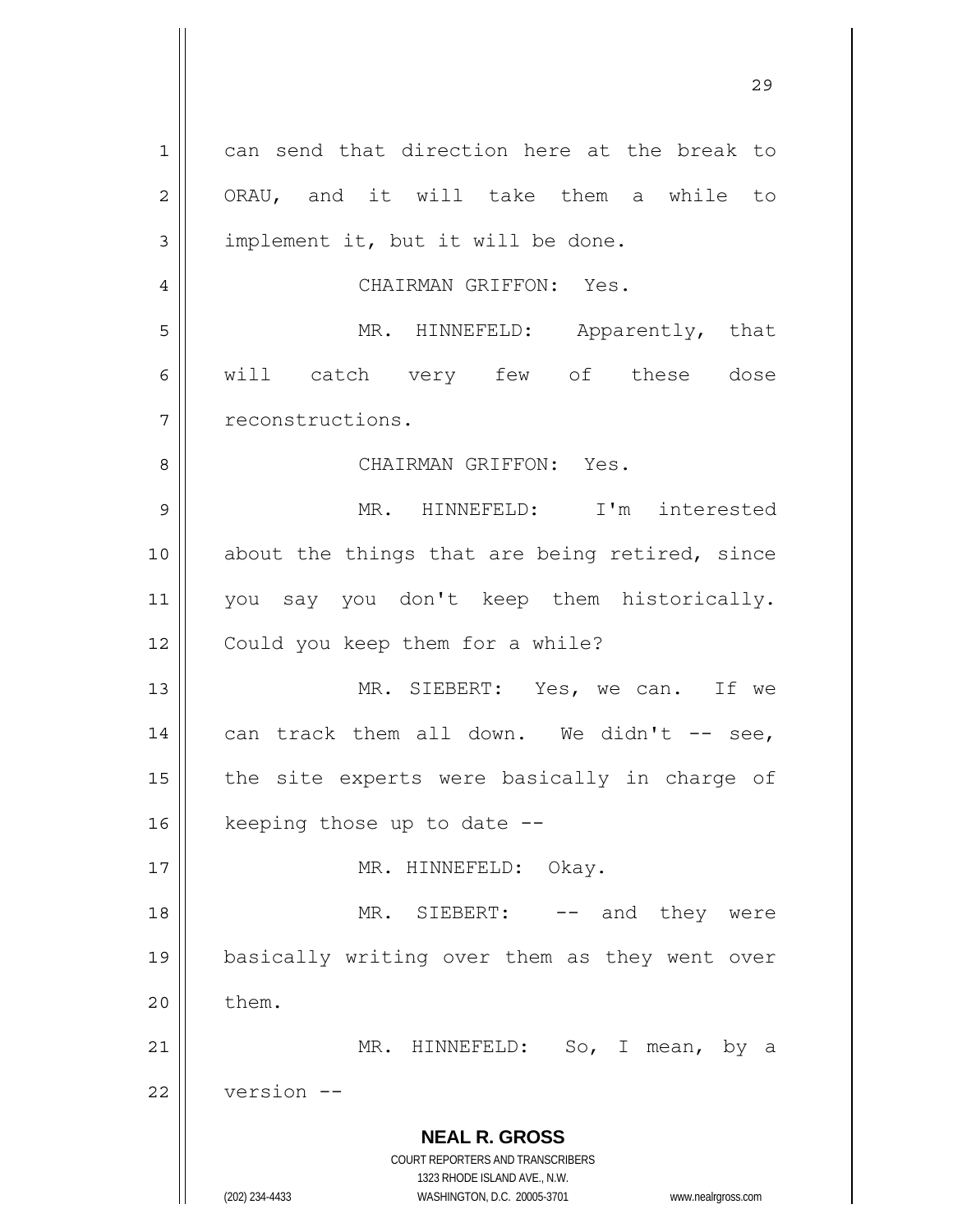can send that direction here at the break to ORAU, and it will take them a while to implement it, but it will be done.

CHAIRMAN GRIFFON: Yes.

MR. HINNEFELD: Apparently, that will catch very few of these dose reconstructions.

CHAIRMAN GRIFFON: Yes.

MR. HINNEFELD: I'm interested about the things that are being retired, since you say you don't keep them historically. Could you keep them for a while?

MR. SIEBERT: Yes, we can. If we can track them all down. We didn't -- see, the site experts were basically in charge of keeping those up to date --

MR. HINNEFELD: Okay.

MR. SIEBERT: -- and they were basically writing over them as they went over them.

MR. HINNEFELD: So, I mean, by a version --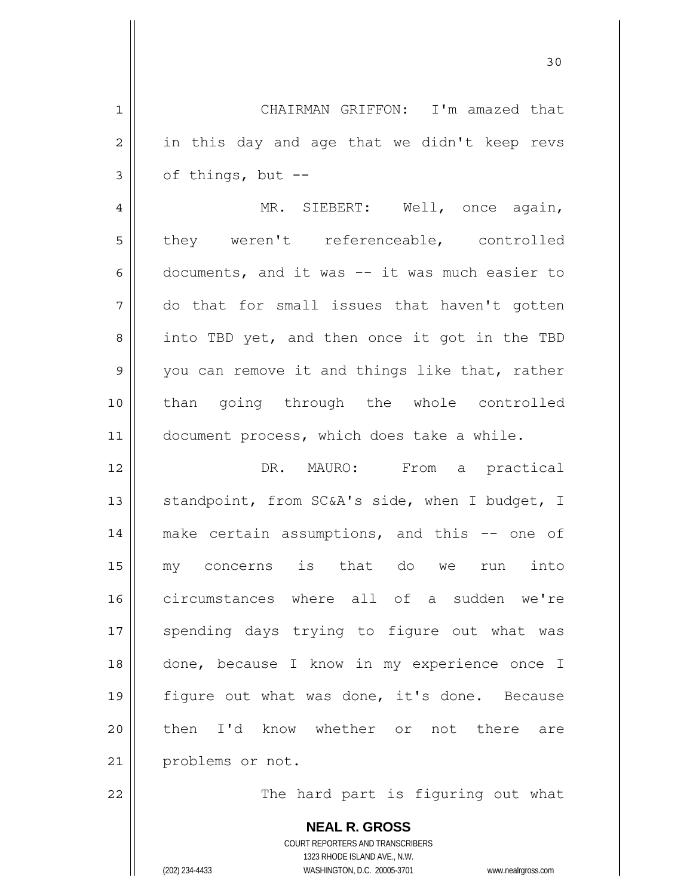CHAIRMAN GRIFFON: I'm amazed that in this day and age that we didn't keep revs of things, but --

MR. SIEBERT: Well, once again, they weren't referenceable, controlled documents, and it was -- it was much easier to do that for small issues that haven't gotten into TBD yet, and then once it got in the TBD you can remove it and things like that, rather than going through the whole controlled document process, which does take a while.

DR. MAURO: From a practical standpoint, from SC&A's side, when I budget, I make certain assumptions, and this -- one of my concerns is that do we run into circumstances where all of a sudden we're spending days trying to figure out what was done, because I know in my experience once I figure out what was done, it's done. Because then I'd know whether or not there are problems or not.

The hard part is figuring out what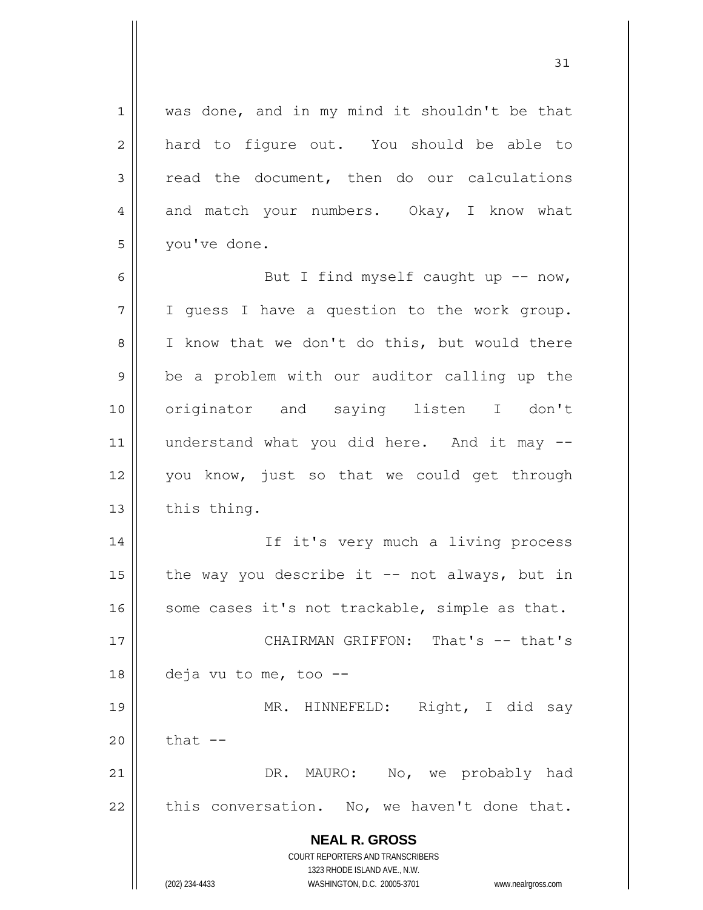was done, and in my mind it shouldn't be that hard to figure out. You should be able to read the document, then do our calculations and match your numbers. Okay, I know what you've done.

But I find myself caught up -- now, I guess I have a question to the work group. I know that we don't do this, but would there be a problem with our auditor calling up the originator and saying listen I don't understand what you did here. And it may -- you know, just so that we could get through this thing.

If it's very much a living process the way you describe it -- not always, but in some cases it's not trackable, simple as that.

CHAIRMAN GRIFFON: That's -- that's deja vu to me, too --

MR. HINNEFELD: Right, I did say that --

DR. MAURO: No, we probably had this conversation. No, we haven't done that.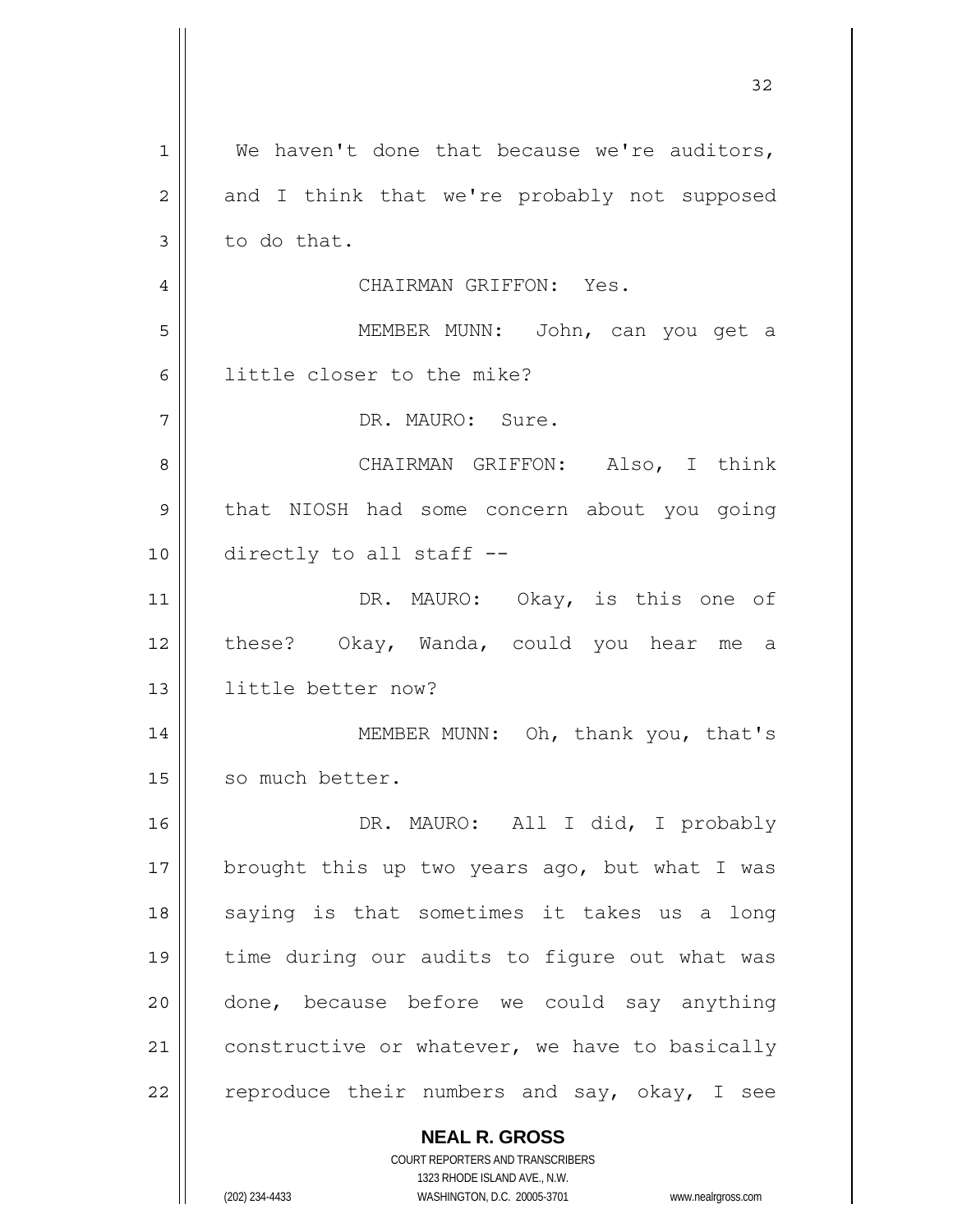We haven't done that because we're auditors, and I think that we're probably not supposed to do that.

CHAIRMAN GRIFFON: Yes.

MEMBER MUNN: John, can you get a little closer to the mike?

DR. MAURO: Sure.

CHAIRMAN GRIFFON: Also, I think that NIOSH had some concern about you going directly to all staff --

DR. MAURO: Okay, is this one of these? Okay, Wanda, could you hear me a little better now?

MEMBER MUNN: Oh, thank you, that's so much better.

DR. MAURO: All I did, I probably brought this up two years ago, but what I was saying is that sometimes it takes us a long time during our audits to figure out what was done, because before we could say anything constructive or whatever, we have to basically reproduce their numbers and say, okay, I see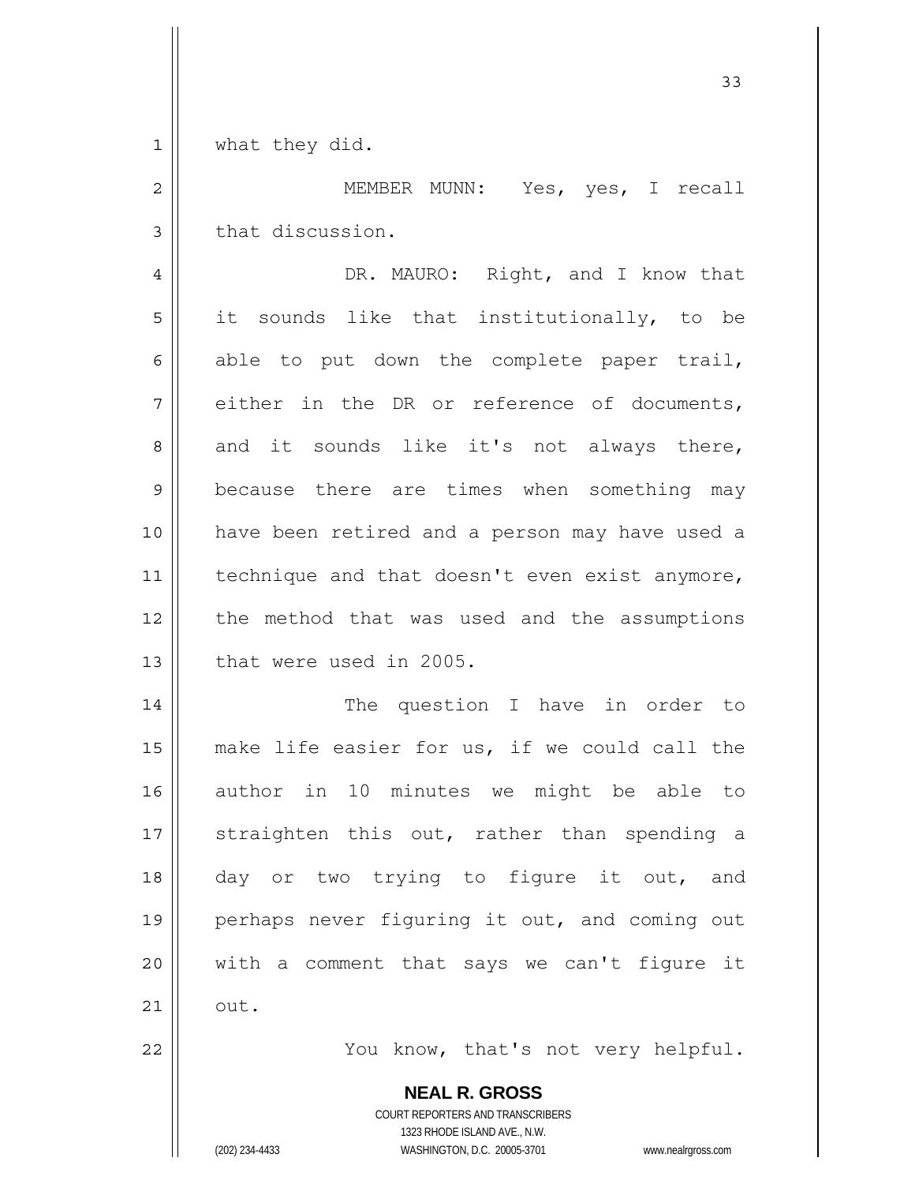what they did.

MEMBER MUNN: Yes, yes, I recall that discussion.

DR. MAURO: Right, and I know that it sounds like that institutionally, to be able to put down the complete paper trail, either in the DR or reference of documents, and it sounds like it's not always there, because there are times when something may have been retired and a person may have used a technique and that doesn't even exist anymore, the method that was used and the assumptions that were used in 2005.

The question I have in order to make life easier for us, if we could call the author in 10 minutes we might be able to straighten this out, rather than spending a day or two trying to figure it out, and perhaps never figuring it out, and coming out with a comment that says we can't figure it out.

You know, that's not very helpful.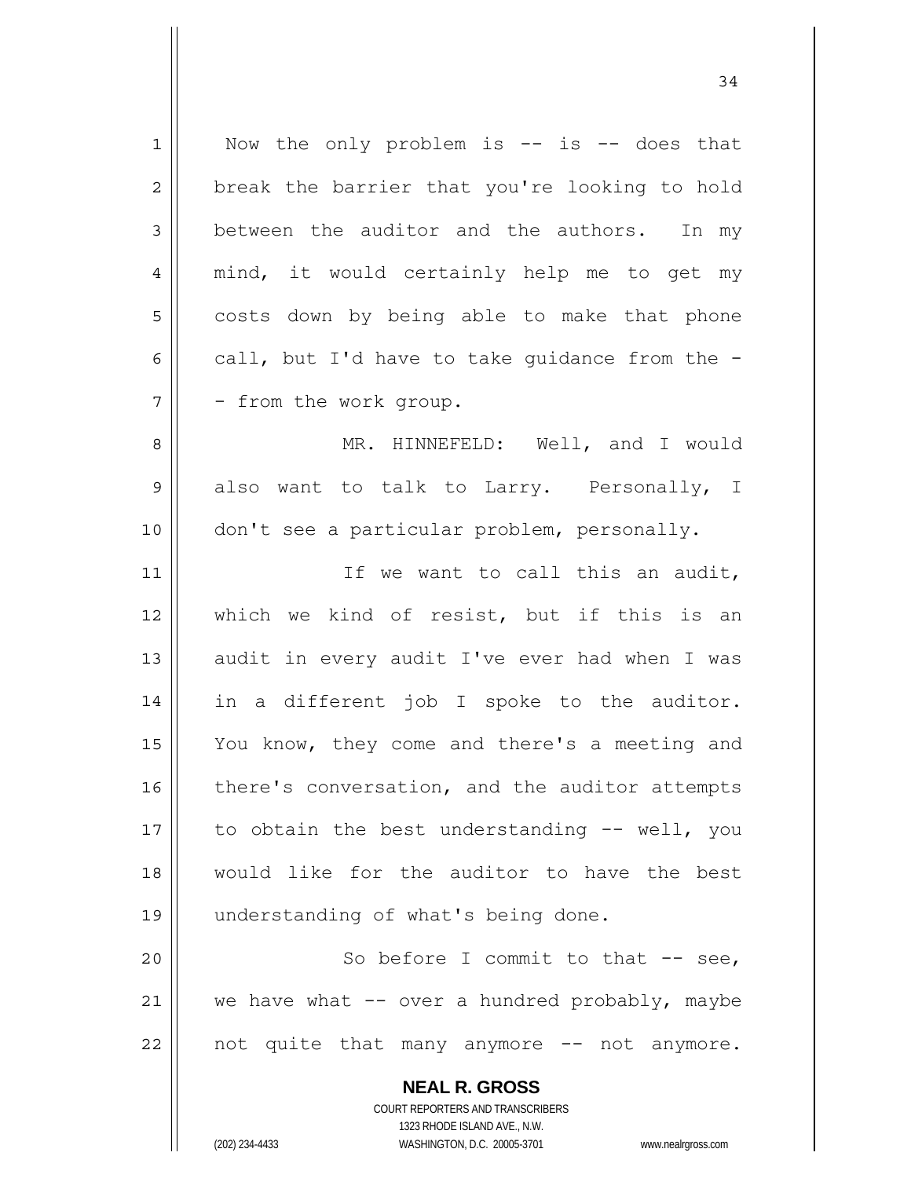Now the only problem is -- is -- does that break the barrier that you're looking to hold between the auditor and the authors. In my mind, it would certainly help me to get my costs down by being able to make that phone call, but I'd have to take guidance from the -- from the work group.

MR. HINNEFELD: Well, and I would also want to talk to Larry. Personally, I don't see a particular problem, personally.

If we want to call this an audit, which we kind of resist, but if this is an audit in every audit I've ever had when I was in a different job I spoke to the auditor. You know, they come and there's a meeting and there's conversation, and the auditor attempts to obtain the best understanding -- well, you would like for the auditor to have the best understanding of what's being done.

So before I commit to that -- see, we have what -- over a hundred probably, maybe not quite that many anymore -- not anymore.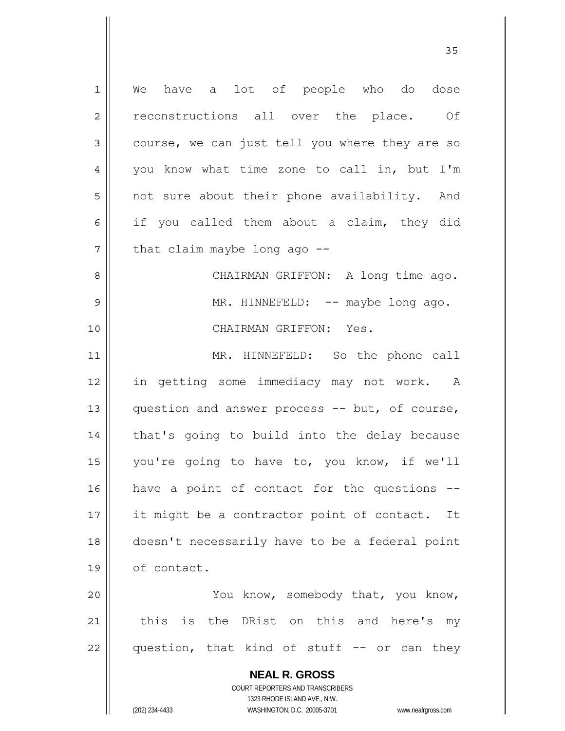We have a lot of people who do dose reconstructions all over the place. Of course, we can just tell you where they are so you know what time zone to call in, but I'm not sure about their phone availability. And if you called them about a claim, they did that claim maybe long ago --

CHAIRMAN GRIFFON: A long time ago.

MR. HINNEFELD: -- maybe long ago.

CHAIRMAN GRIFFON: Yes.

MR. HINNEFELD: So the phone call in getting some immediacy may not work. A question and answer process -- but, of course, that's going to build into the delay because you're going to have to, you know, if we'll have a point of contact for the questions -- it might be a contractor point of contact. It doesn't necessarily have to be a federal point of contact.

You know, somebody that, you know, this is the DRist on this and here's my question, that kind of stuff -- or can they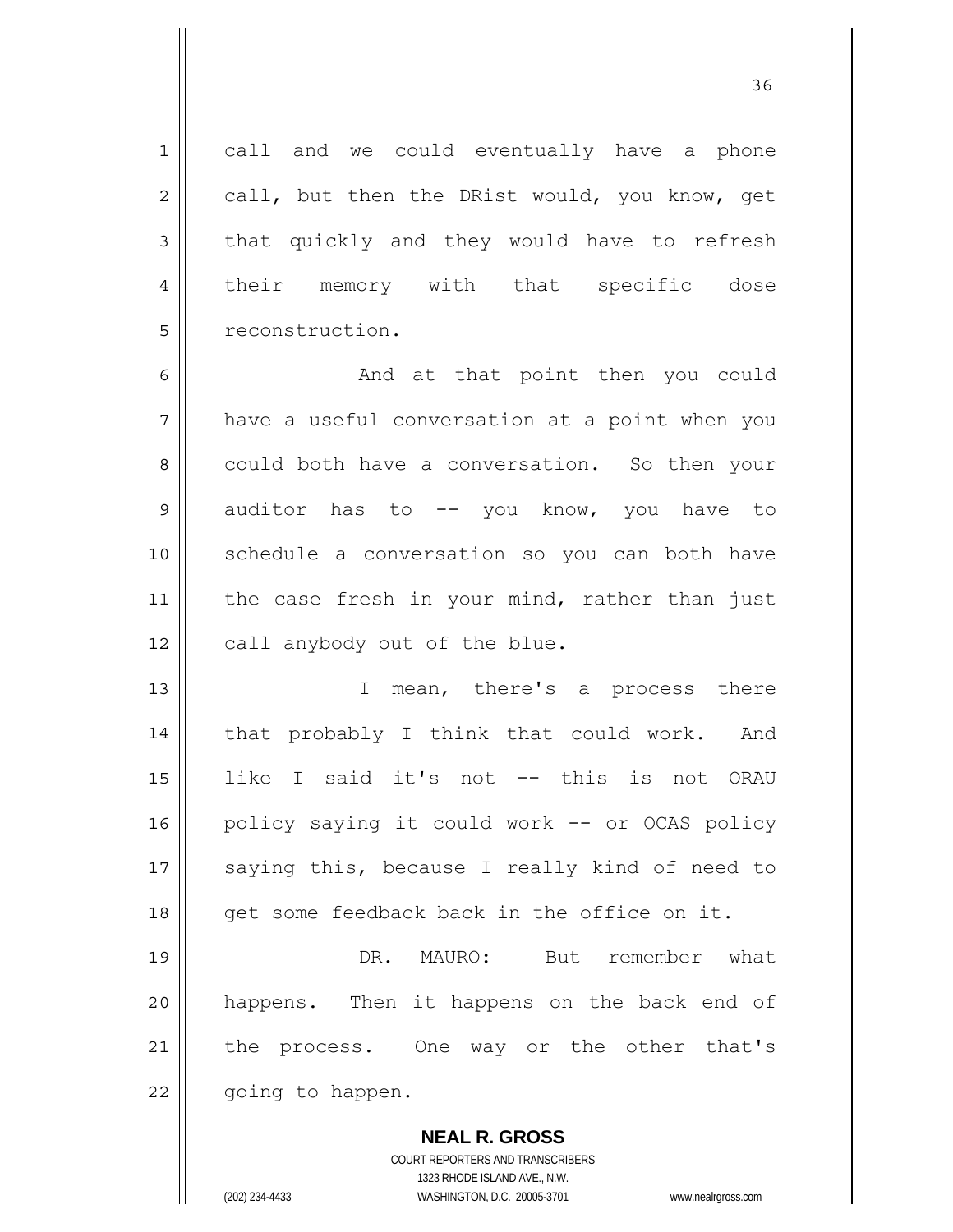call and we could eventually have a phone call, but then the DRist would, you know, get that quickly and they would have to refresh their memory with that specific dose reconstruction.

And at that point then you could have a useful conversation at a point when you could both have a conversation. So then your auditor has to -- you know, you have to schedule a conversation so you can both have the case fresh in your mind, rather than just call anybody out of the blue.

I mean, there's a process there that probably I think that could work. And like I said it's not -- this is not ORAU policy saying it could work -- or OCAS policy saying this, because I really kind of need to get some feedback back in the office on it.

DR. MAURO: But remember what happens. Then it happens on the back end of the process. One way or the other that's going to happen.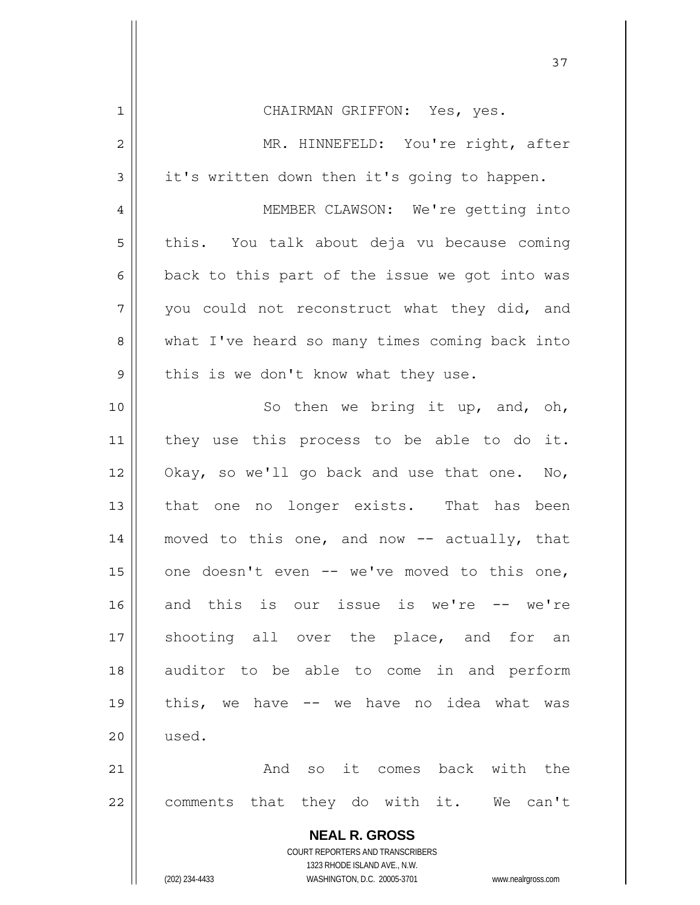CHAIRMAN GRIFFON: Yes, yes.

MR. HINNEFELD: You're right, after it's written down then it's going to happen.

MEMBER CLAWSON: We're getting into this. You talk about deja vu because coming back to this part of the issue we got into was you could not reconstruct what they did, and what I've heard so many times coming back into this is we don't know what they use.

So then we bring it up, and, oh, they use this process to be able to do it. Okay, so we'll go back and use that one. No, that one no longer exists. That has been moved to this one, and now -- actually, that one doesn't even -- we've moved to this one, and this is our issue is we're -- we're shooting all over the place, and for an auditor to be able to come in and perform this, we have -- we have no idea what was used.

And so it comes back with the comments that they do with it. We can't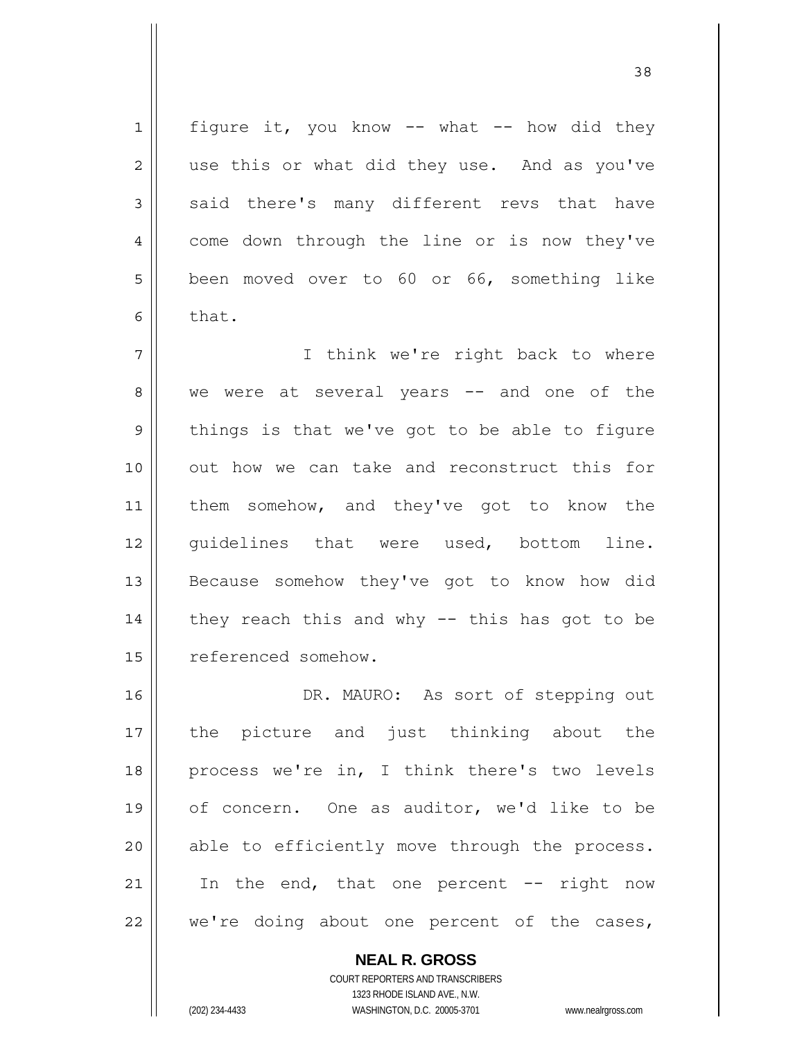figure it, you know -- what -- how did they use this or what did they use. And as you've said there's many different revs that have come down through the line or is now they've been moved over to 60 or 66, something like that.

I think we're right back to where we were at several years -- and one of the things is that we've got to be able to figure out how we can take and reconstruct this for them somehow, and they've got to know the guidelines that were used, bottom line. Because somehow they've got to know how did they reach this and why -- this has got to be referenced somehow.

DR. MAURO: As sort of stepping out the picture and just thinking about the process we're in, I think there's two levels of concern. One as auditor, we'd like to be able to efficiently move through the process. In the end, that one percent -- right now we're doing about one percent of the cases,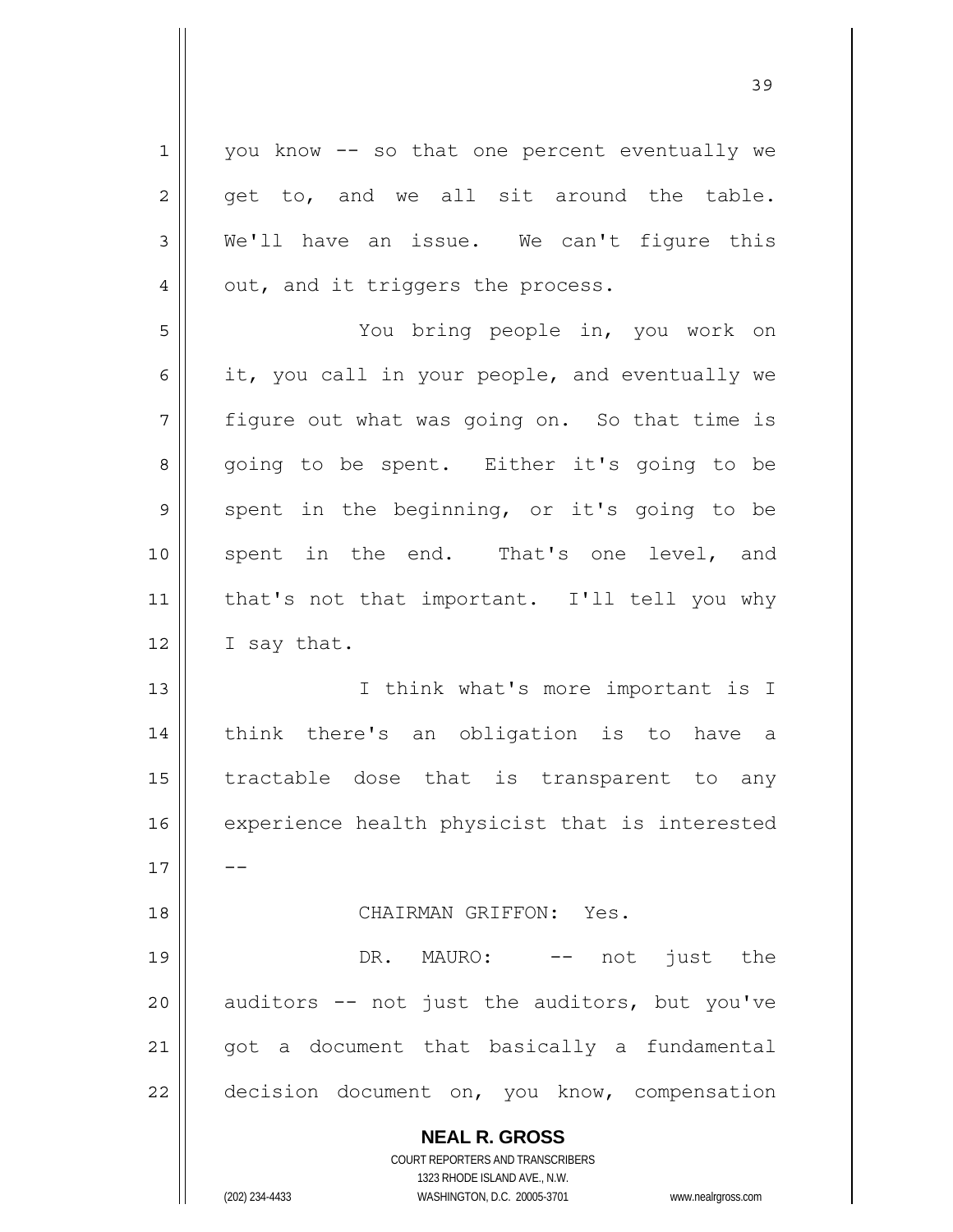you know -- so that one percent eventually we get to, and we all sit around the table. We'll have an issue. We can't figure this out, and it triggers the process.

You bring people in, you work on it, you call in your people, and eventually we figure out what was going on. So that time is going to be spent. Either it's going to be spent in the beginning, or it's going to be spent in the end. That's one level, and that's not that important. I'll tell you why I say that.

I think what's more important is I think there's an obligation is to have a tractable dose that is transparent to any experience health physicist that is interested --

CHAIRMAN GRIFFON: Yes.

DR. MAURO: -- not just the auditors -- not just the auditors, but you've got a document that basically a fundamental decision document on, you know, compensation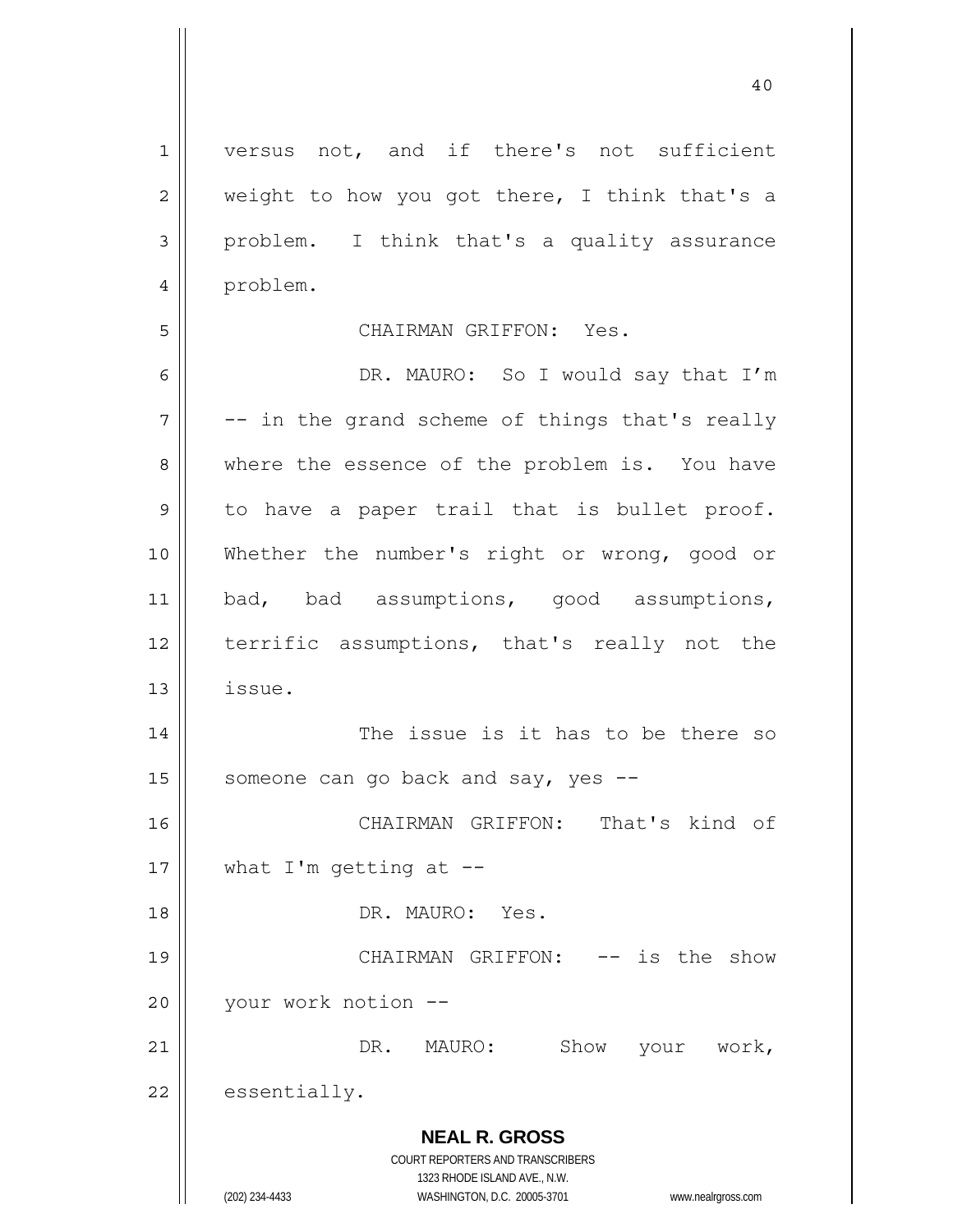versus not, and if there's not sufficient weight to how you got there, I think that's a problem. I think that's a quality assurance problem.

CHAIRMAN GRIFFON: Yes.

DR. MAURO: So I would say that I'm -- in the grand scheme of things that's really where the essence of the problem is. You have to have a paper trail that is bullet proof. Whether the number's right or wrong, good or bad, bad assumptions, good assumptions, terrific assumptions, that's really not the issue.

The issue is it has to be there so someone can go back and say, yes --

CHAIRMAN GRIFFON: That's kind of what I'm getting at --

DR. MAURO: Yes.

CHAIRMAN GRIFFON: -- is the show your work notion --

DR. MAURO: Show your work, essentially.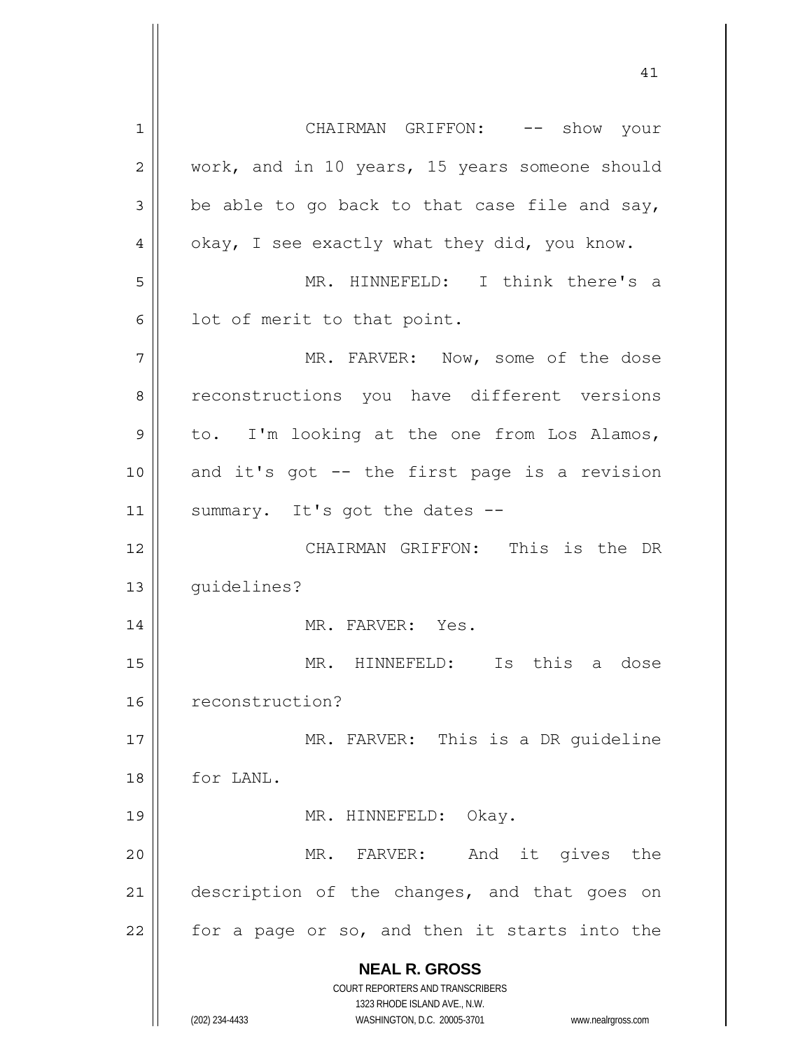CHAIRMAN GRIFFON: -- show your work, and in 10 years, 15 years someone should be able to go back to that case file and say, okay, I see exactly what they did, you know.

MR. HINNEFELD: I think there's a lot of merit to that point.

MR. FARVER: Now, some of the dose reconstructions you have different versions to. I'm looking at the one from Los Alamos, and it's got -- the first page is a revision summary. It's got the dates --

CHAIRMAN GRIFFON: This is the DR guidelines?

MR. FARVER: Yes.

MR. HINNEFELD: Is this a dose reconstruction?

MR. FARVER: This is a DR guideline for LANL.

MR. HINNEFELD: Okay.

MR. FARVER: And it gives the description of the changes, and that goes on for a page or so, and then it starts into the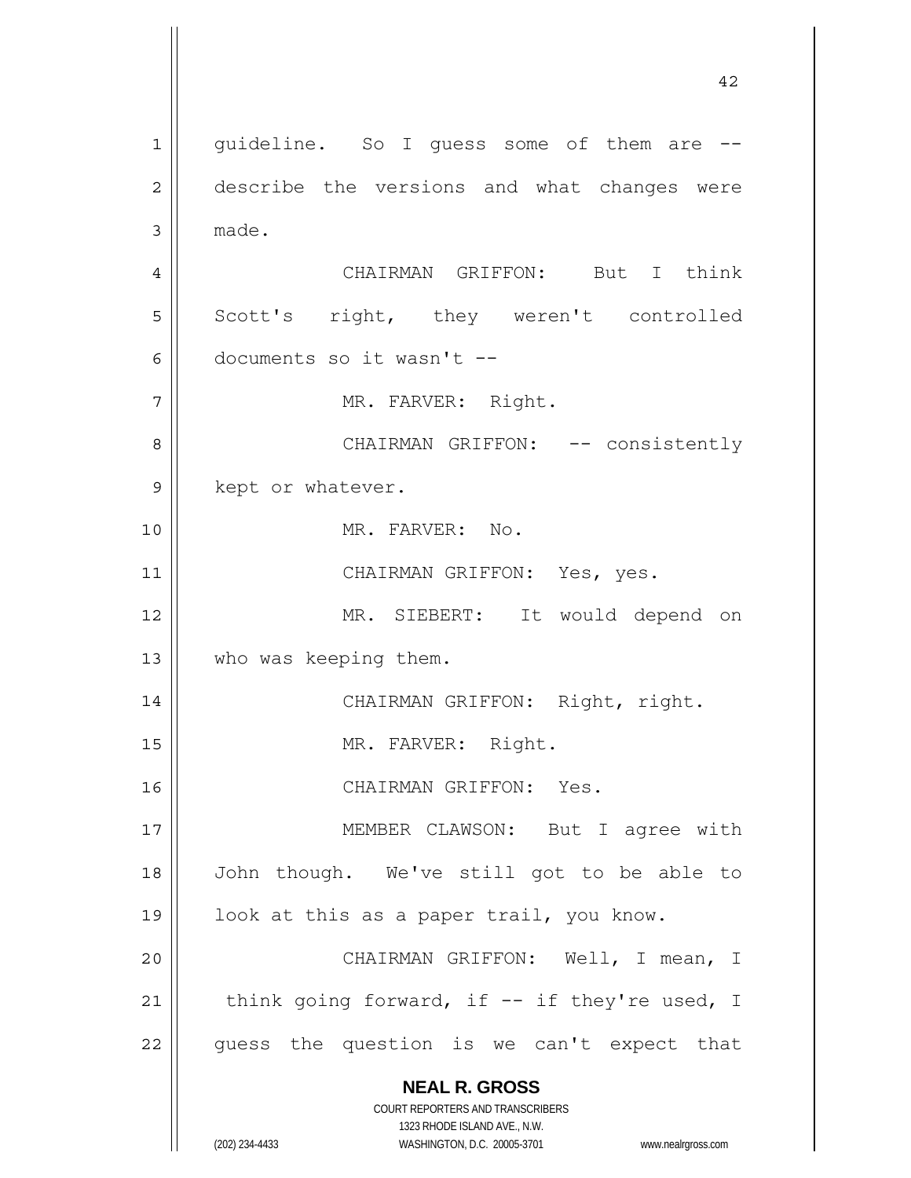guideline. So I guess some of them are -- describe the versions and what changes were made.

CHAIRMAN GRIFFON: But I think Scott's right, they weren't controlled documents so it wasn't --

MR. FARVER: Right.

CHAIRMAN GRIFFON: -- consistently kept or whatever.

MR. FARVER: No.

CHAIRMAN GRIFFON: Yes, yes.

MR. SIEBERT: It would depend on who was keeping them.

CHAIRMAN GRIFFON: Right, right.

MR. FARVER: Right.

CHAIRMAN GRIFFON: Yes.

MEMBER CLAWSON: But I agree with John though. We've still got to be able to look at this as a paper trail, you know.

CHAIRMAN GRIFFON: Well, I mean, I think going forward, if -- if they're used, I guess the question is we can't expect that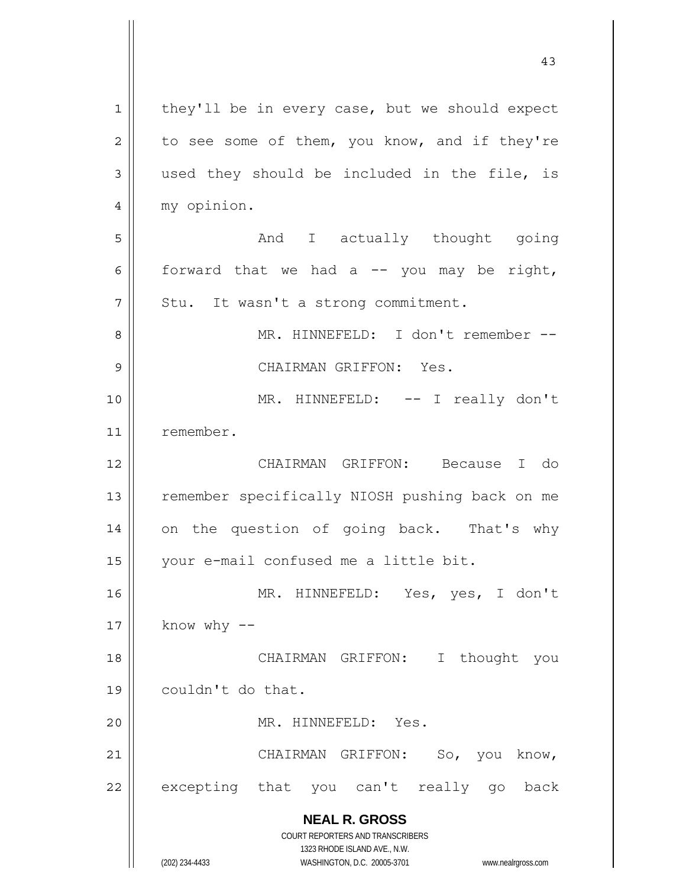they'll be in every case, but we should expect to see some of them, you know, and if they're used they should be included in the file, is my opinion.

And I actually thought going forward that we had a -- you may be right, Stu. It wasn't a strong commitment.

MR. HINNEFELD: I don't remember --

CHAIRMAN GRIFFON: Yes.

MR. HINNEFELD: -- I really don't remember.

CHAIRMAN GRIFFON: Because I do remember specifically NIOSH pushing back on me on the question of going back. That's why your e-mail confused me a little bit.

MR. HINNEFELD: Yes, yes, I don't know why --

CHAIRMAN GRIFFON: I thought you couldn't do that.

MR. HINNEFELD: Yes.

CHAIRMAN GRIFFON: So, you know, excepting that you can't really go back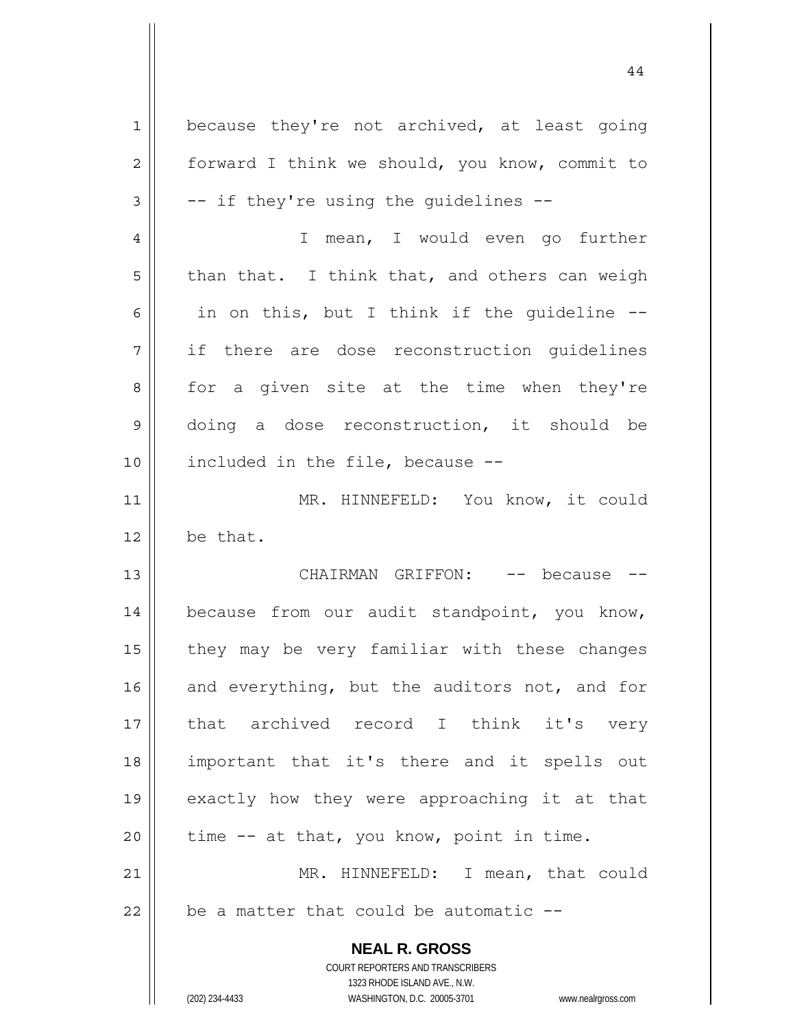because they're not archived, at least going forward I think we should, you know, commit to -- if they're using the guidelines --

I mean, I would even go further than that. I think that, and others can weigh in on this, but I think if the guideline -- if there are dose reconstruction guidelines for a given site at the time when they're doing a dose reconstruction, it should be included in the file, because --

MR. HINNEFELD: You know, it could be that.

CHAIRMAN GRIFFON: -- because -- because from our audit standpoint, you know, they may be very familiar with these changes and everything, but the auditors not, and for that archived record I think it's very important that it's there and it spells out exactly how they were approaching it at that time -- at that, you know, point in time.

MR. HINNEFELD: I mean, that could be a matter that could be automatic --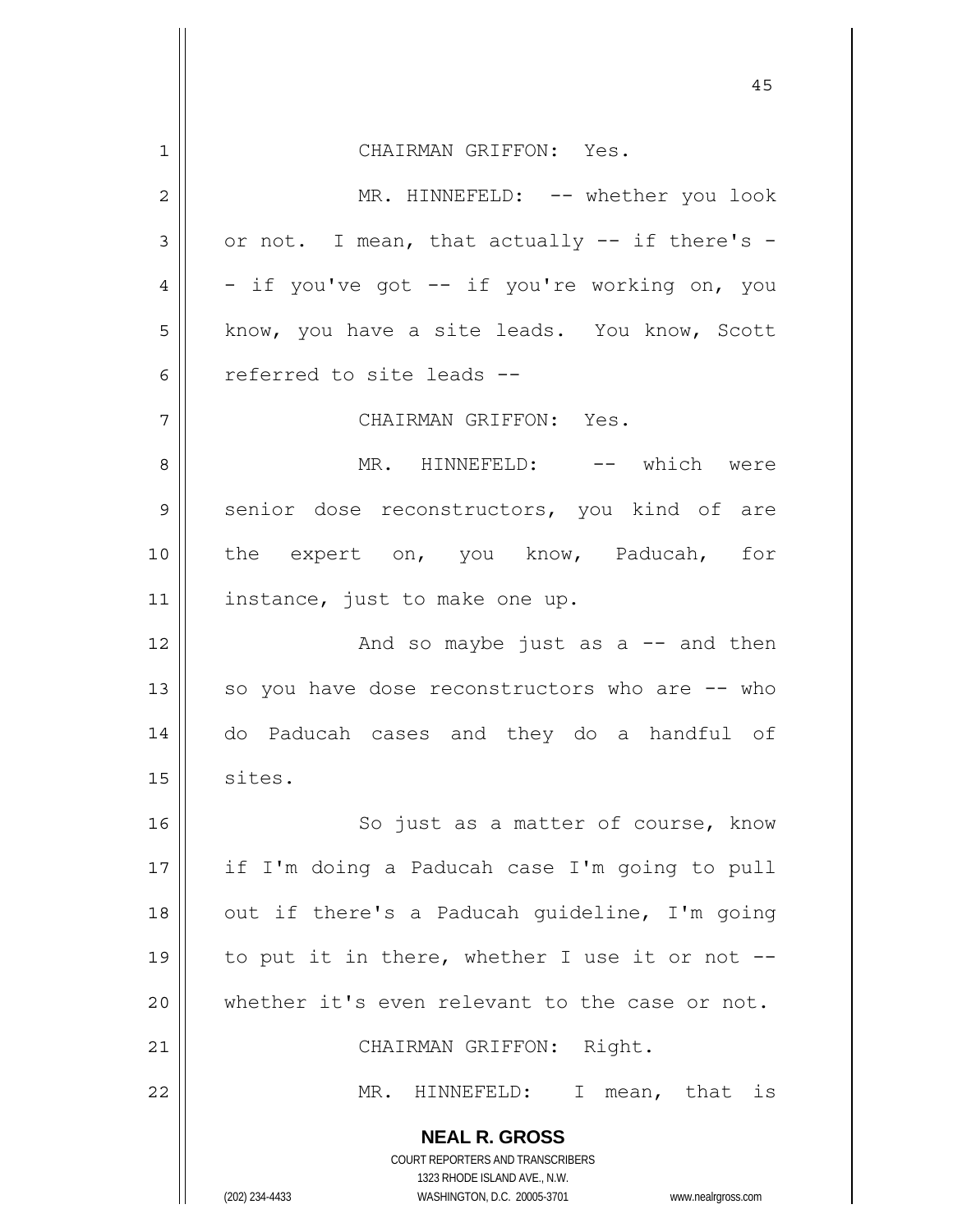CHAIRMAN GRIFFON: Yes.

MR. HINNEFELD: -- whether you look or not. I mean, that actually -- if there's -- if you've got -- if you're working on, you know, you have a site leads. You know, Scott referred to site leads --

CHAIRMAN GRIFFON: Yes.

MR. HINNEFELD: -- which were senior dose reconstructors, you kind of are the expert on, you know, Paducah, for instance, just to make one up.

And so maybe just as a -- and then so you have dose reconstructors who are -- who do Paducah cases and they do a handful of sites.

So just as a matter of course, know if I'm doing a Paducah case I'm going to pull out if there's a Paducah guideline, I'm going to put it in there, whether I use it or not -- whether it's even relevant to the case or not.

CHAIRMAN GRIFFON: Right.

MR. HINNEFELD: I mean, that is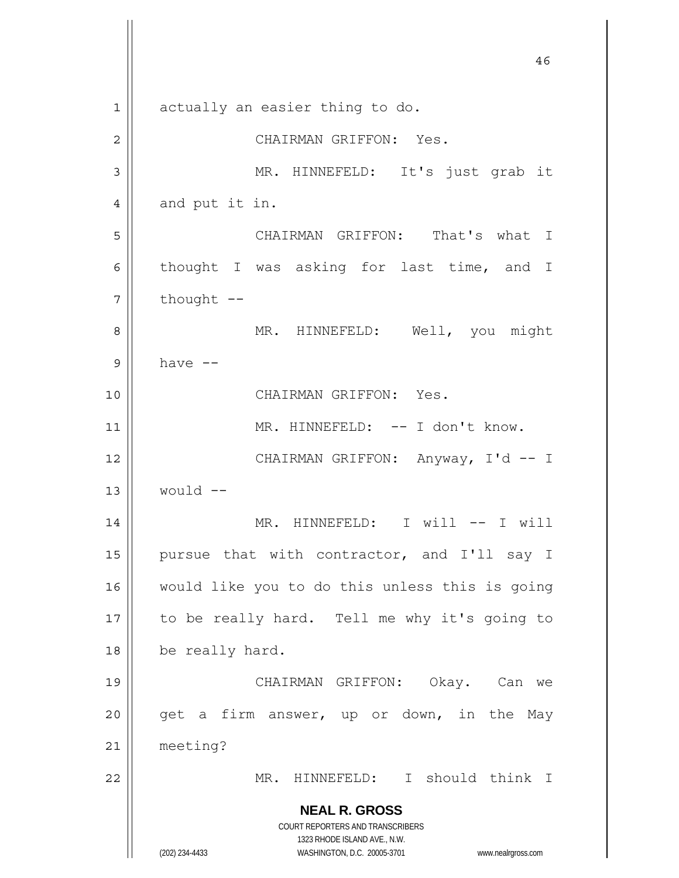actually an easier thing to do.

CHAIRMAN GRIFFON: Yes.

MR. HINNEFELD: It's just grab it and put it in.

CHAIRMAN GRIFFON: That's what I thought I was asking for last time, and I thought --

MR. HINNEFELD: Well, you might have --

CHAIRMAN GRIFFON: Yes.

MR. HINNEFELD: -- I don't know.

CHAIRMAN GRIFFON: Anyway, I'd -- I would --

MR. HINNEFELD: I will -- I will pursue that with contractor, and I'll say I would like you to do this unless this is going to be really hard. Tell me why it's going to be really hard.

CHAIRMAN GRIFFON: Okay. Can we get a firm answer, up or down, in the May meeting?

MR. HINNEFELD: I should think I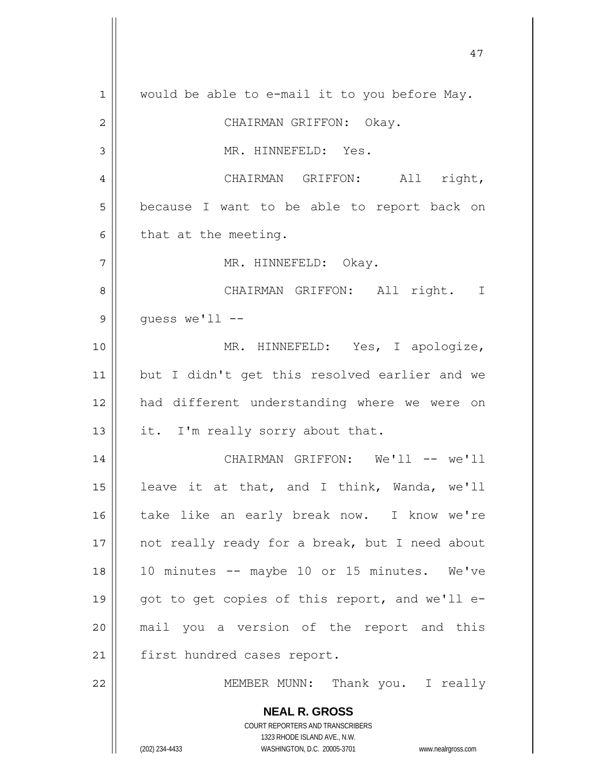would be able to e-mail it to you before May.

CHAIRMAN GRIFFON: Okay.

MR. HINNEFELD: Yes.

CHAIRMAN GRIFFON: All right, because I want to be able to report back on that at the meeting.

MR. HINNEFELD: Okay.

CHAIRMAN GRIFFON: All right. I guess we'll --

MR. HINNEFELD: Yes, I apologize, but I didn't get this resolved earlier and we had different understanding where we were on it. I'm really sorry about that.

CHAIRMAN GRIFFON: We'll -- we'll leave it at that, and I think, Wanda, we'll take like an early break now. I know we're not really ready for a break, but I need about 10 minutes -- maybe 10 or 15 minutes. We've got to get copies of this report, and we'll e-mail you a version of the report and this first hundred cases report.

MEMBER MUNN: Thank you. I really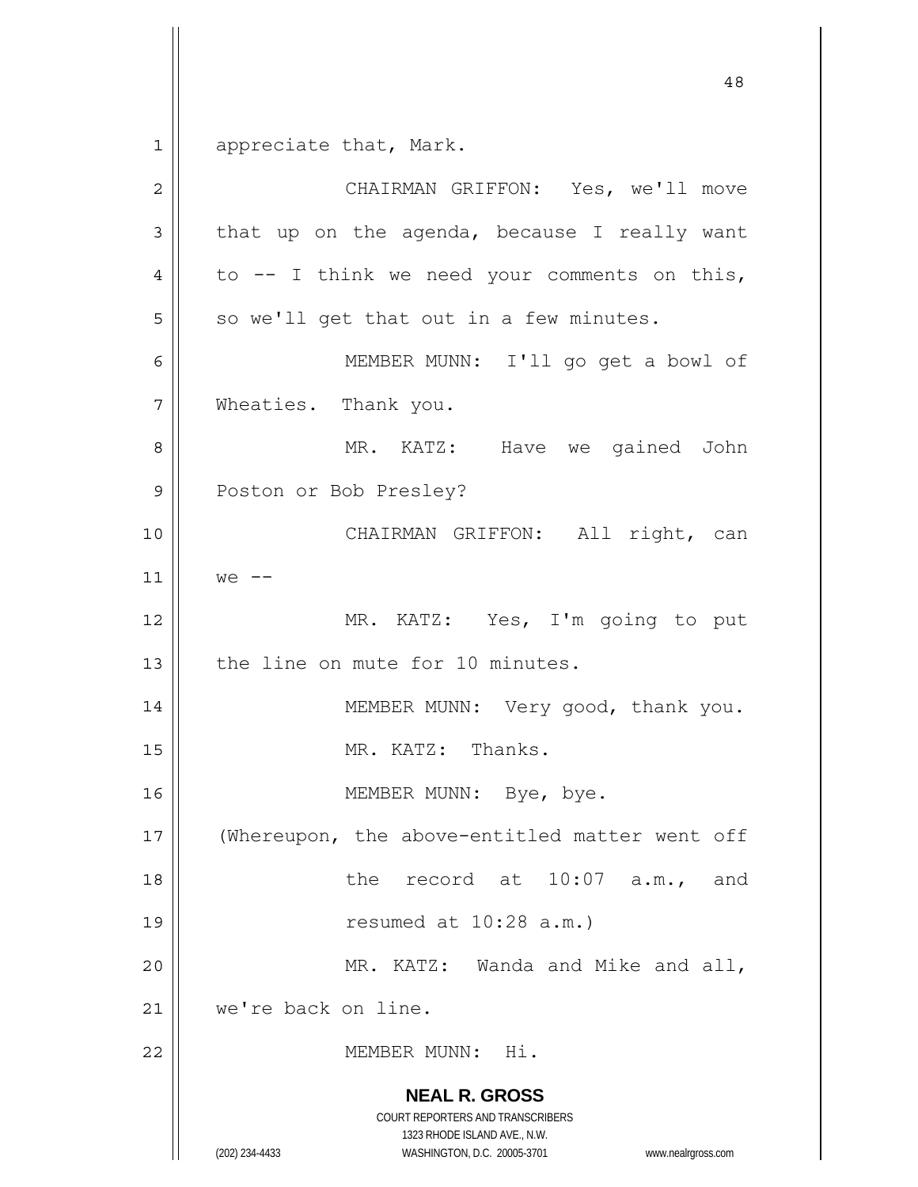appreciate that, Mark.

CHAIRMAN GRIFFON: Yes, we'll move that up on the agenda, because I really want to -- I think we need your comments on this, so we'll get that out in a few minutes.

MEMBER MUNN: I'll go get a bowl of Wheaties. Thank you.

MR. KATZ: Have we gained John Poston or Bob Presley?

CHAIRMAN GRIFFON: All right, can we --

MR. KATZ: Yes, I'm going to put the line on mute for 10 minutes.

MEMBER MUNN: Very good, thank you.

MR. KATZ: Thanks.

MEMBER MUNN: Bye, bye.

(Whereupon, the above-entitled matter went off the record at 10:07 a.m., and resumed at 10:28 a.m.)

MR. KATZ: Wanda and Mike and all, we're back on line.

MEMBER MUNN: Hi.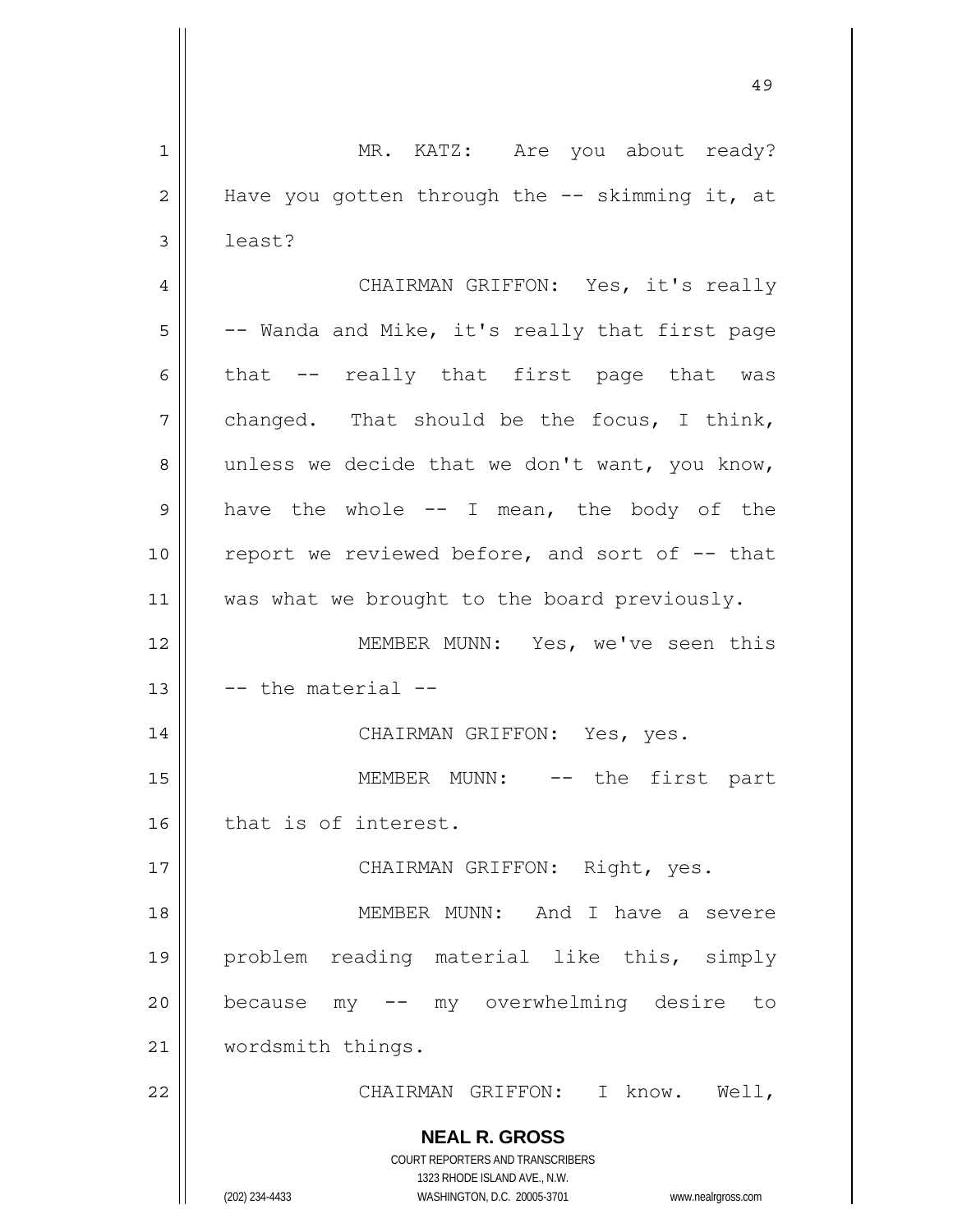MR. KATZ: Are you about ready? Have you gotten through the -- skimming it, at least?

CHAIRMAN GRIFFON: Yes, it's really -- Wanda and Mike, it's really that first page that -- really that first page that was changed. That should be the focus, I think, unless we decide that we don't want, you know, have the whole -- I mean, the body of the report we reviewed before, and sort of -- that was what we brought to the board previously.

MEMBER MUNN: Yes, we've seen this -- the material --

CHAIRMAN GRIFFON: Yes, yes.

MEMBER MUNN: -- the first part that is of interest.

CHAIRMAN GRIFFON: Right, yes.

MEMBER MUNN: And I have a severe problem reading material like this, simply because my -- my overwhelming desire to wordsmith things.

CHAIRMAN GRIFFON: I know. Well,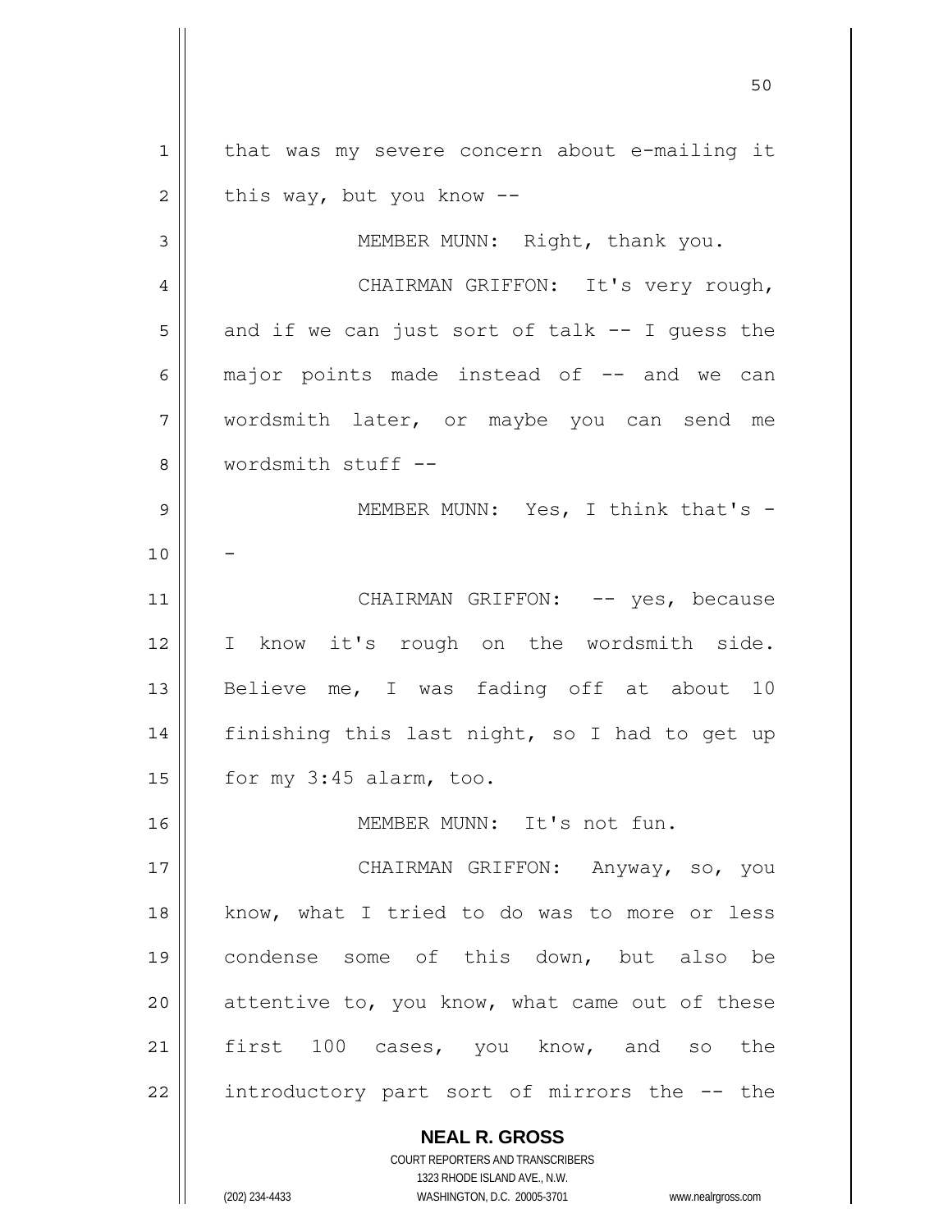that was my severe concern about e-mailing it this way, but you know --

MEMBER MUNN: Right, thank you.

CHAIRMAN GRIFFON: It's very rough, and if we can just sort of talk -- I guess the major points made instead of -- and we can wordsmith later, or maybe you can send me wordsmith stuff --

MEMBER MUNN: Yes, I think that's --

CHAIRMAN GRIFFON: -- yes, because I know it's rough on the wordsmith side. Believe me, I was fading off at about 10 finishing this last night, so I had to get up for my 3:45 alarm, too.

MEMBER MUNN: It's not fun.

CHAIRMAN GRIFFON: Anyway, so, you know, what I tried to do was to more or less condense some of this down, but also be attentive to, you know, what came out of these first 100 cases, you know, and so the introductory part sort of mirrors the -- the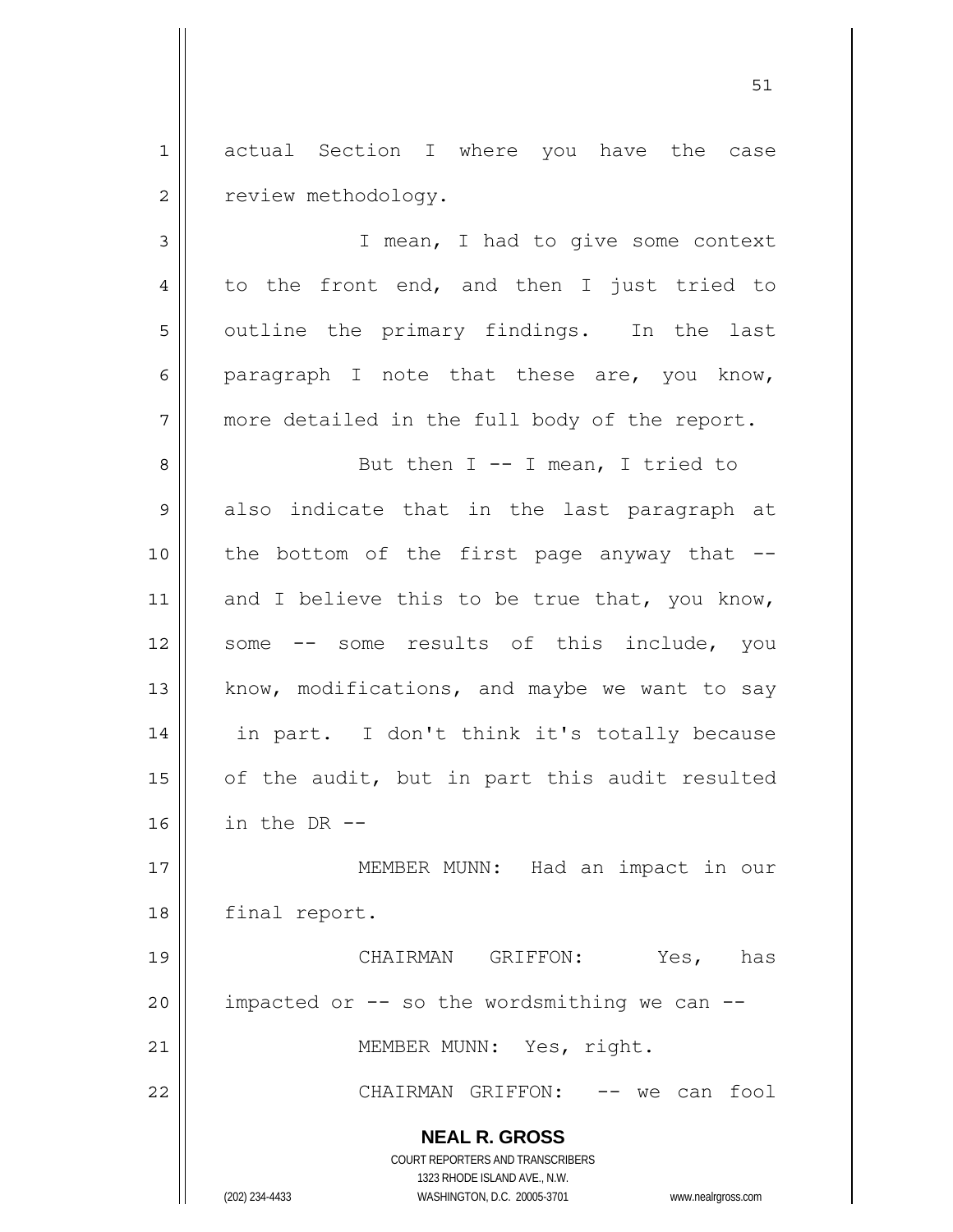actual Section I where you have the case review methodology.

I mean, I had to give some context to the front end, and then I just tried to outline the primary findings. In the last paragraph I note that these are, you know, more detailed in the full body of the report.

But then I -- I mean, I tried to also indicate that in the last paragraph at the bottom of the first page anyway that -- and I believe this to be true that, you know, some -- some results of this include, you know, modifications, and maybe we want to say in part. I don't think it's totally because of the audit, but in part this audit resulted in the DR --

MEMBER MUNN: Had an impact in our final report.

CHAIRMAN GRIFFON: Yes, has impacted or -- so the wordsmithing we can --

MEMBER MUNN: Yes, right.

CHAIRMAN GRIFFON: -- we can fool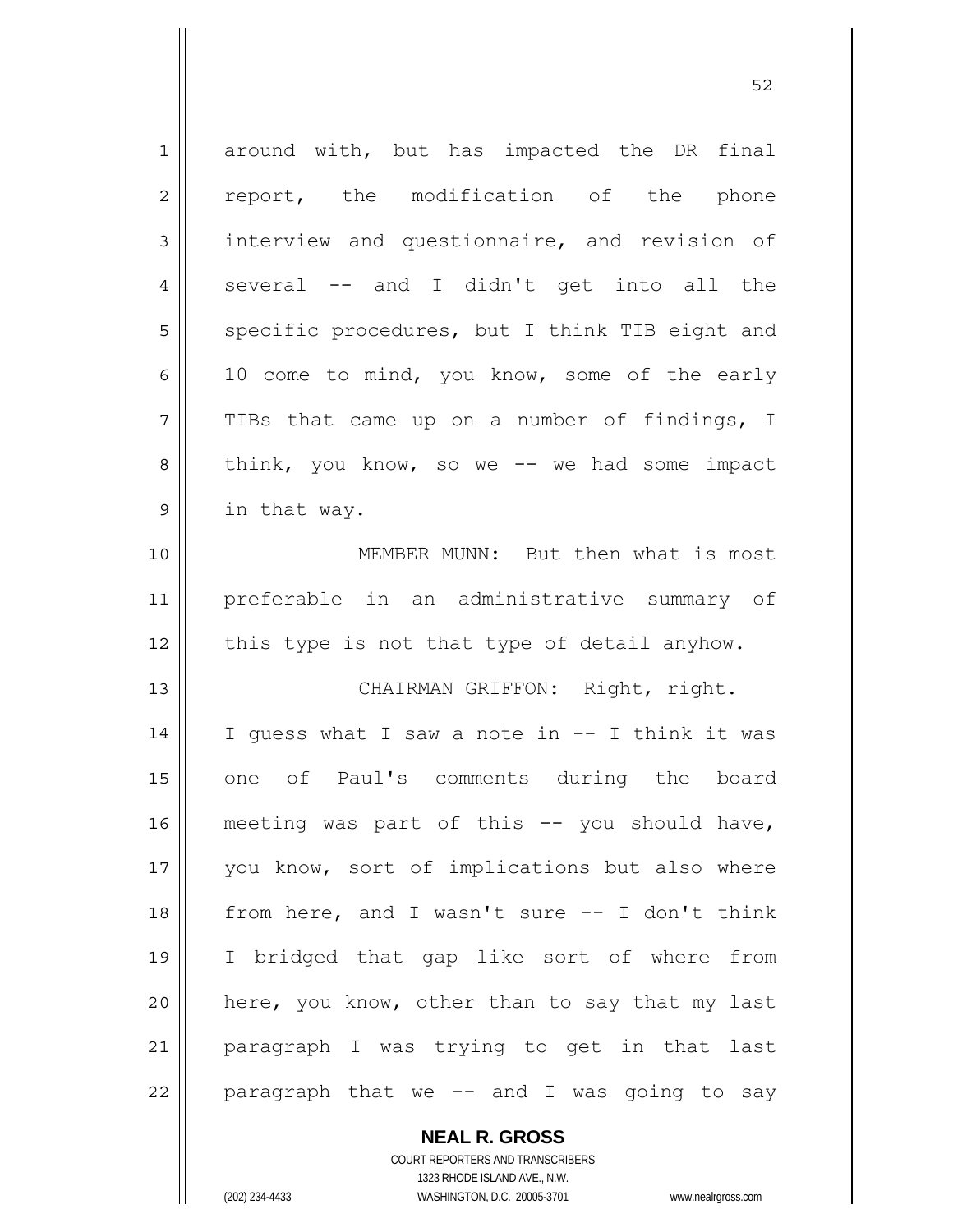around with, but has impacted the DR final report, the modification of the phone interview and questionnaire, and revision of several -- and I didn't get into all the specific procedures, but I think TIB eight and 10 come to mind, you know, some of the early TIBs that came up on a number of findings, I think, you know, so we -- we had some impact in that way.

MEMBER MUNN: But then what is most preferable in an administrative summary of this type is not that type of detail anyhow.

CHAIRMAN GRIFFON: Right, right. I guess what I saw a note in -- I think it was one of Paul's comments during the board meeting was part of this -- you should have, you know, sort of implications but also where from here, and I wasn't sure -- I don't think I bridged that gap like sort of where from here, you know, other than to say that my last paragraph I was trying to get in that last paragraph that we -- and I was going to say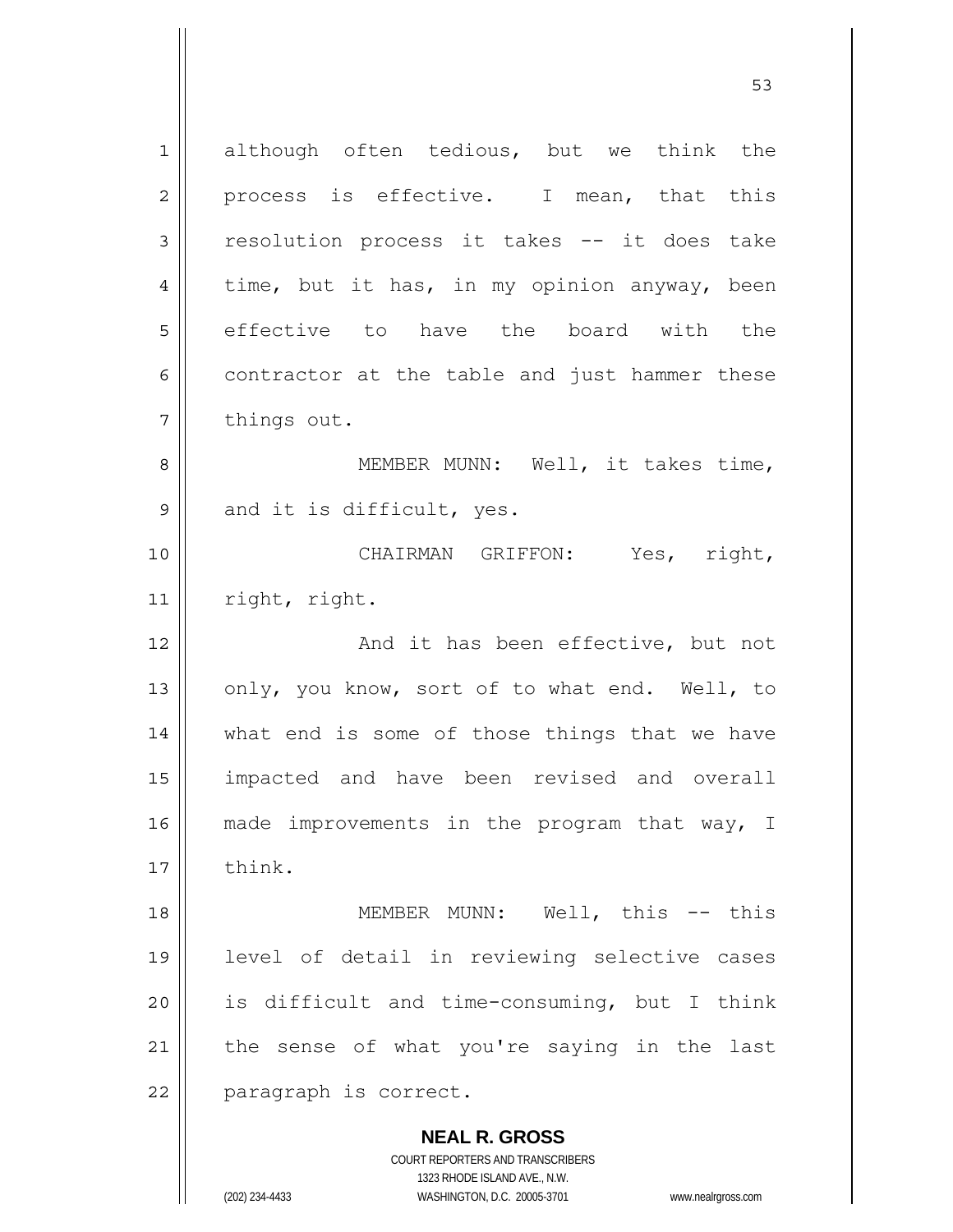although often tedious, but we think the process is effective. I mean, that this resolution process it takes -- it does take time, but it has, in my opinion anyway, been effective to have the board with the contractor at the table and just hammer these things out.

MEMBER MUNN: Well, it takes time, and it is difficult, yes.

CHAIRMAN GRIFFON: Yes, right, right, right.

And it has been effective, but not only, you know, sort of to what end. Well, to what end is some of those things that we have impacted and have been revised and overall made improvements in the program that way, I think.

MEMBER MUNN: Well, this -- this level of detail in reviewing selective cases is difficult and time-consuming, but I think the sense of what you're saying in the last paragraph is correct.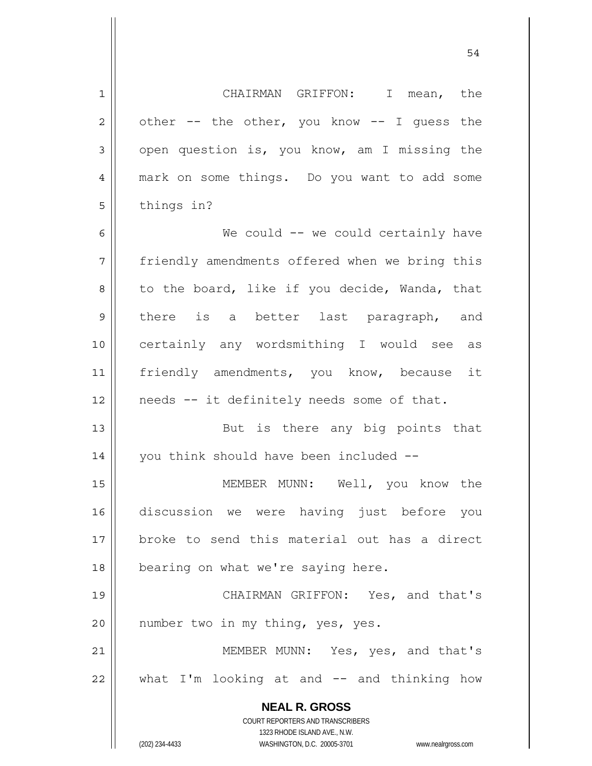CHAIRMAN GRIFFON: I mean, the other -- the other, you know -- I guess the open question is, you know, am I missing the mark on some things. Do you want to add some things in?

We could -- we could certainly have friendly amendments offered when we bring this to the board, like if you decide, Wanda, that there is a better last paragraph, and certainly any wordsmithing I would see as friendly amendments, you know, because it needs -- it definitely needs some of that.

But is there any big points that you think should have been included --

MEMBER MUNN: Well, you know the discussion we were having just before you broke to send this material out has a direct bearing on what we're saying here.

CHAIRMAN GRIFFON: Yes, and that's number two in my thing, yes, yes.

MEMBER MUNN: Yes, yes, and that's what I'm looking at and -- and thinking how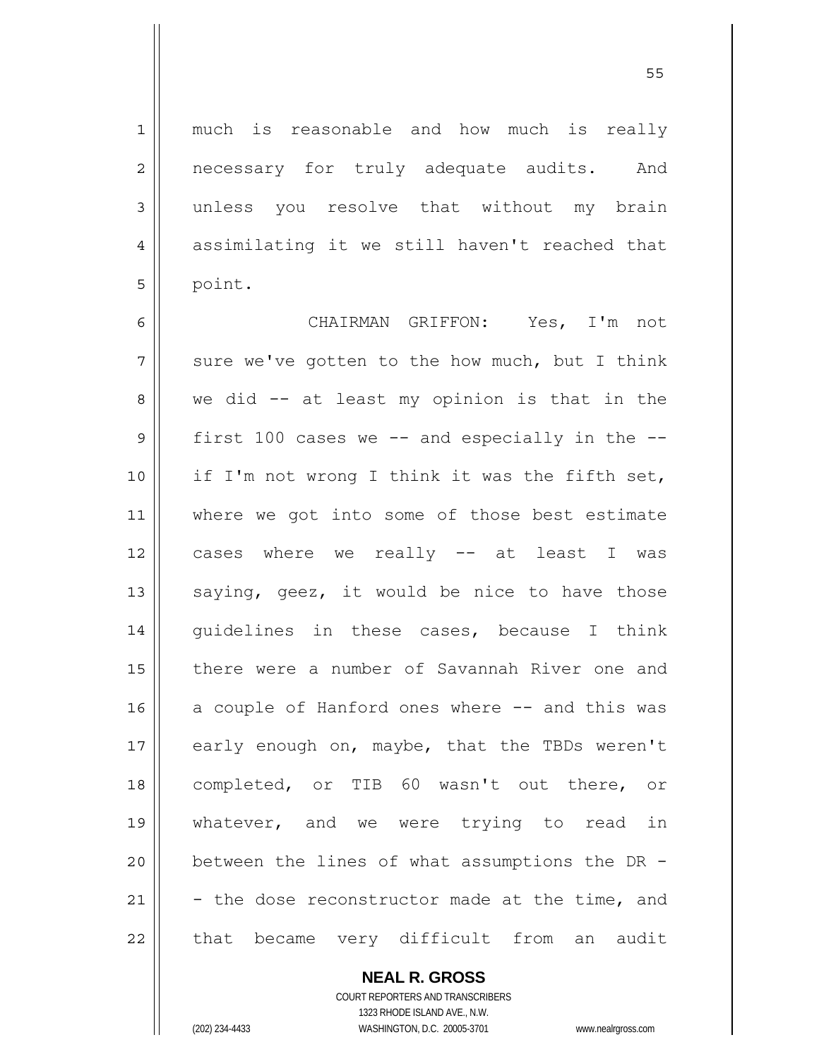much is reasonable and how much is really necessary for truly adequate audits. And unless you resolve that without my brain assimilating it we still haven't reached that point.

CHAIRMAN GRIFFON: Yes, I'm not sure we've gotten to the how much, but I think we did -- at least my opinion is that in the first 100 cases we -- and especially in the -- if I'm not wrong I think it was the fifth set, where we got into some of those best estimate cases where we really -- at least I was saying, geez, it would be nice to have those guidelines in these cases, because I think there were a number of Savannah River one and a couple of Hanford ones where -- and this was early enough on, maybe, that the TBDs weren't completed, or TIB 60 wasn't out there, or whatever, and we were trying to read in between the lines of what assumptions the DR -- the dose reconstructor made at the time, and that became very difficult from an audit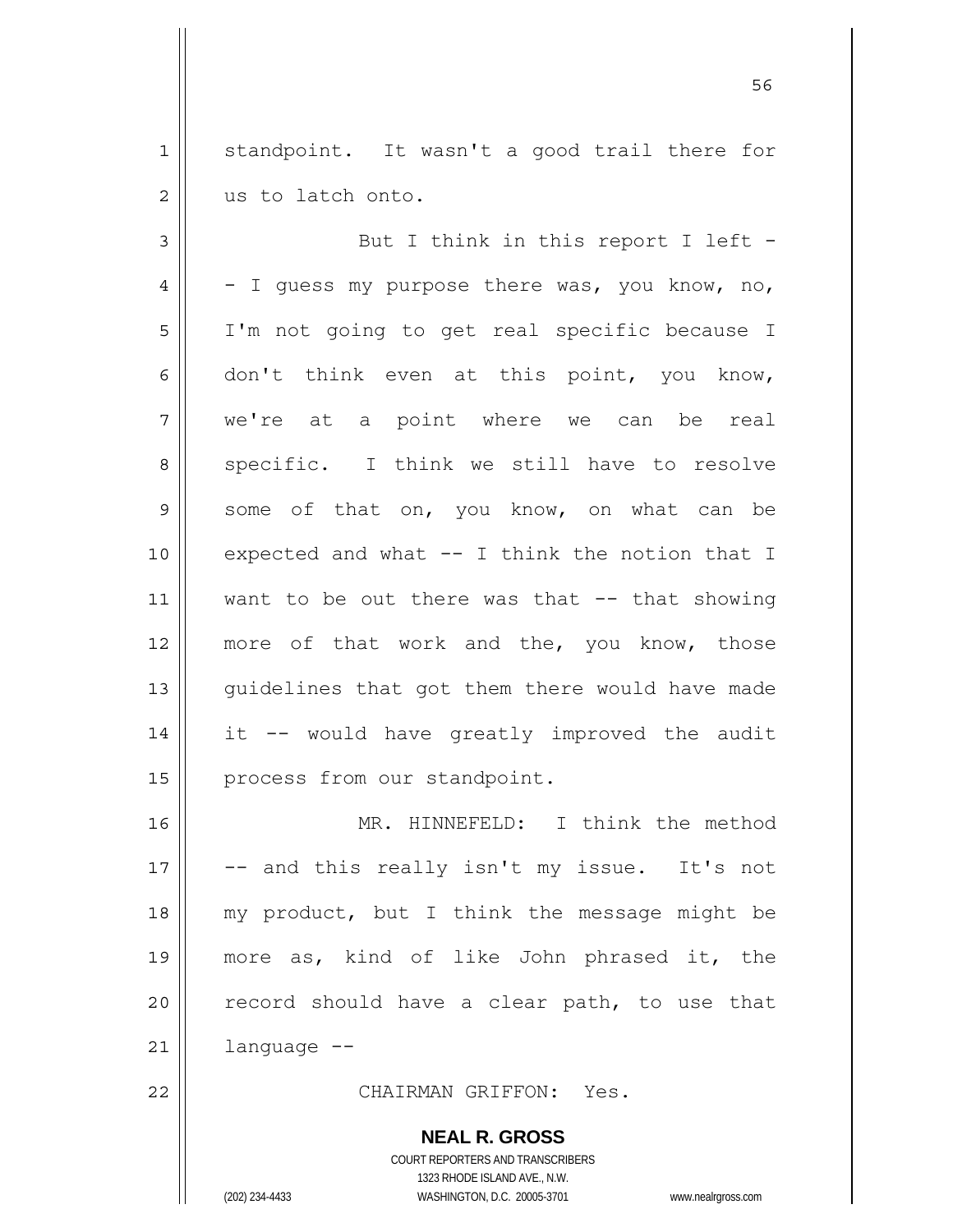standpoint. It wasn't a good trail there for us to latch onto.

But I think in this report I left -- I guess my purpose there was, you know, no, I'm not going to get real specific because I don't think even at this point, you know, we're at a point where we can be real specific. I think we still have to resolve some of that on, you know, on what can be expected and what -- I think the notion that I want to be out there was that -- that showing more of that work and the, you know, those guidelines that got them there would have made it -- would have greatly improved the audit process from our standpoint.

MR. HINNEFELD: I think the method -- and this really isn't my issue. It's not my product, but I think the message might be more as, kind of like John phrased it, the record should have a clear path, to use that language --

CHAIRMAN GRIFFON: Yes.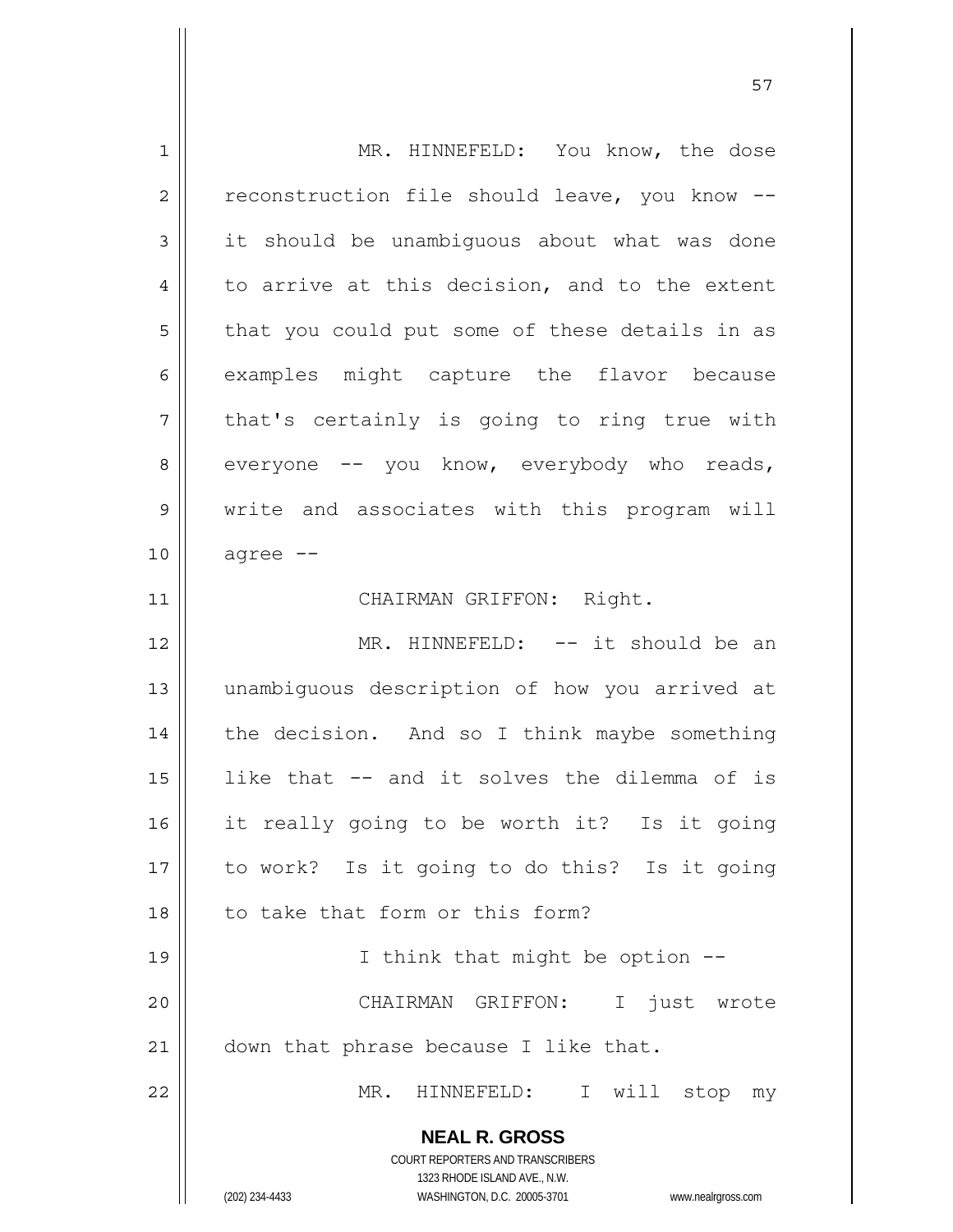MR. HINNEFELD: You know, the dose reconstruction file should leave, you know -- it should be unambiguous about what was done to arrive at this decision, and to the extent that you could put some of these details in as examples might capture the flavor because that's certainly is going to ring true with everyone -- you know, everybody who reads, write and associates with this program will agree --

CHAIRMAN GRIFFON: Right.

MR. HINNEFELD: -- it should be an unambiguous description of how you arrived at the decision. And so I think maybe something like that -- and it solves the dilemma of is it really going to be worth it? Is it going to work? Is it going to do this? Is it going to take that form or this form?

I think that might be option --

CHAIRMAN GRIFFON: I just wrote down that phrase because I like that.

MR. HINNEFELD: I will stop my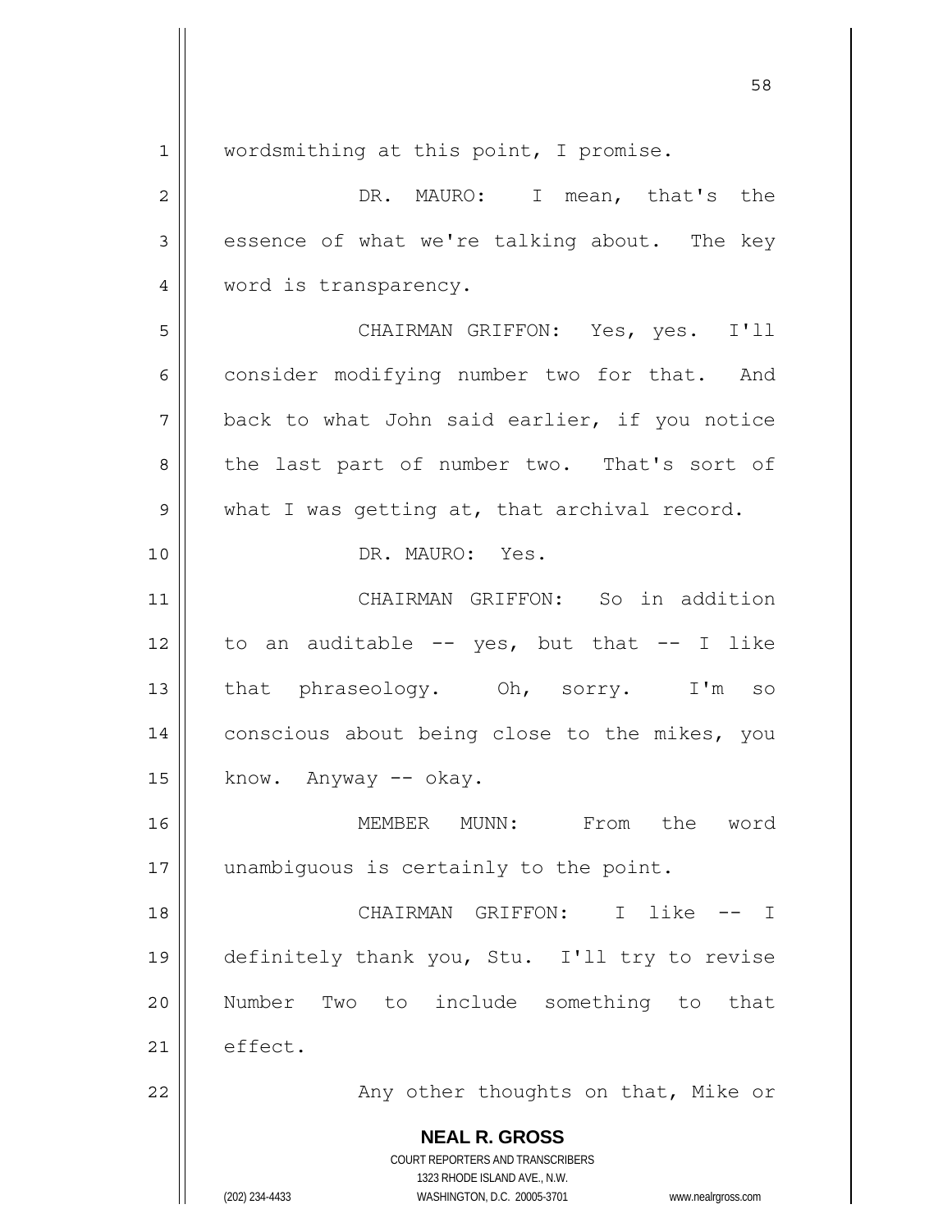wordsmithing at this point, I promise.

DR. MAURO: I mean, that's the essence of what we're talking about. The key word is transparency.

CHAIRMAN GRIFFON: Yes, yes. I'll consider modifying number two for that. And back to what John said earlier, if you notice the last part of number two. That's sort of what I was getting at, that archival record.

DR. MAURO: Yes.

CHAIRMAN GRIFFON: So in addition to an auditable -- yes, but that -- I like that phraseology. Oh, sorry. I'm so conscious about being close to the mikes, you know. Anyway -- okay.

MEMBER MUNN: From the word unambiguous is certainly to the point.

CHAIRMAN GRIFFON: I like -- I definitely thank you, Stu. I'll try to revise Number Two to include something to that effect.

Any other thoughts on that, Mike or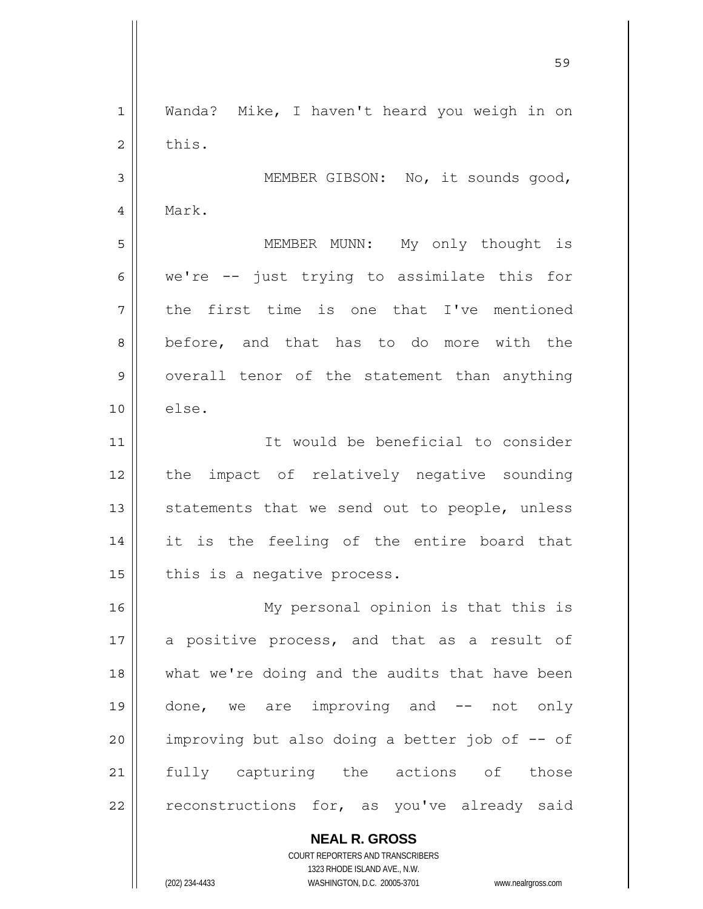Wanda? Mike, I haven't heard you weigh in on this.

MEMBER GIBSON: No, it sounds good, Mark.

MEMBER MUNN: My only thought is we're -- just trying to assimilate this for the first time is one that I've mentioned before, and that has to do more with the overall tenor of the statement than anything else.

It would be beneficial to consider the impact of relatively negative sounding statements that we send out to people, unless it is the feeling of the entire board that this is a negative process.

My personal opinion is that this is a positive process, and that as a result of what we're doing and the audits that have been done, we are improving and -- not only improving but also doing a better job of -- of fully capturing the actions of those reconstructions for, as you've already said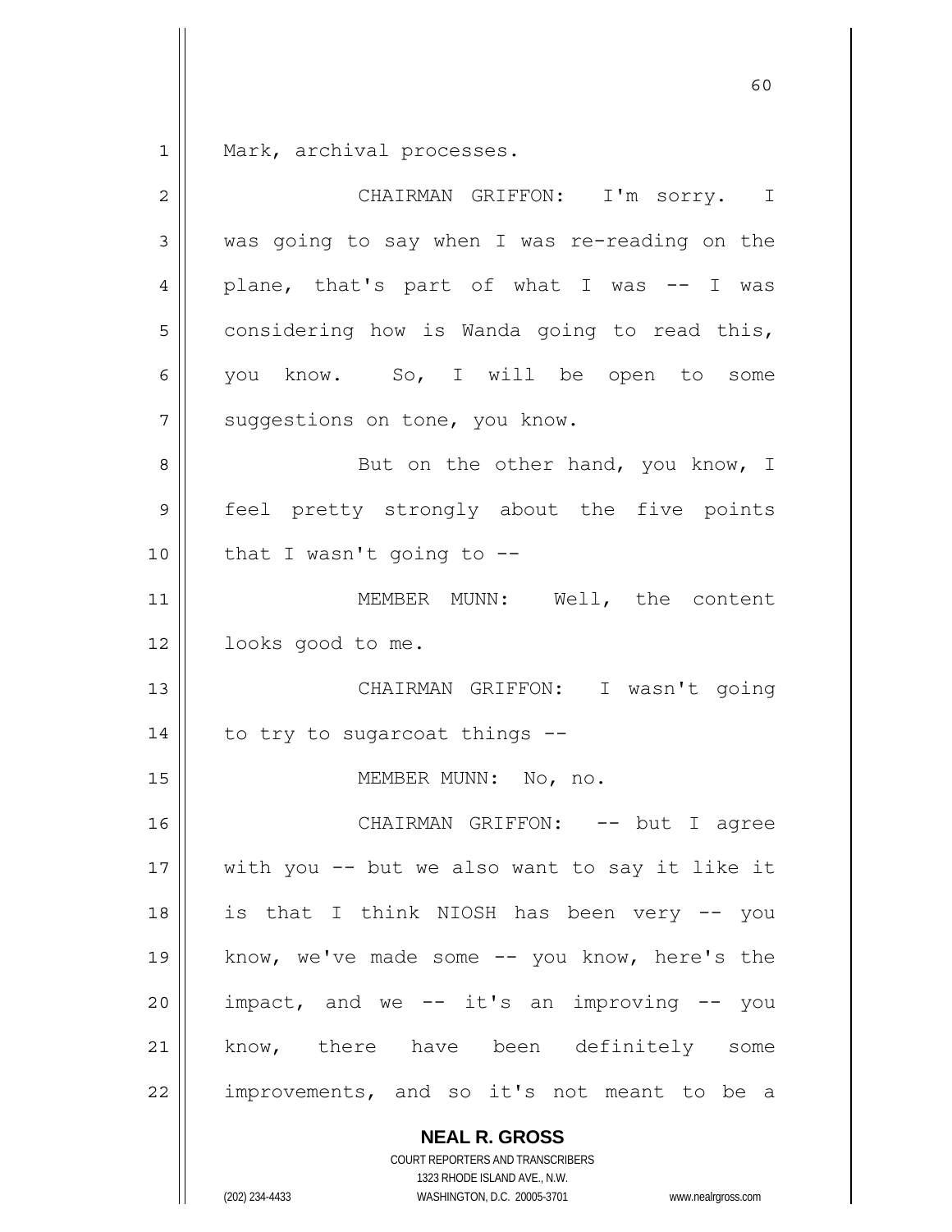Mark, archival processes.

CHAIRMAN GRIFFON: I'm sorry. I was going to say when I was re-reading on the plane, that's part of what I was -- I was considering how is Wanda going to read this, you know. So, I will be open to some suggestions on tone, you know.

But on the other hand, you know, I feel pretty strongly about the five points that I wasn't going to --

MEMBER MUNN: Well, the content looks good to me.

CHAIRMAN GRIFFON: I wasn't going to try to sugarcoat things --

MEMBER MUNN: No, no.

CHAIRMAN GRIFFON: -- but I agree with you -- but we also want to say it like it is that I think NIOSH has been very -- you know, we've made some -- you know, here's the impact, and we -- it's an improving -- you know, there have been definitely some improvements, and so it's not meant to be a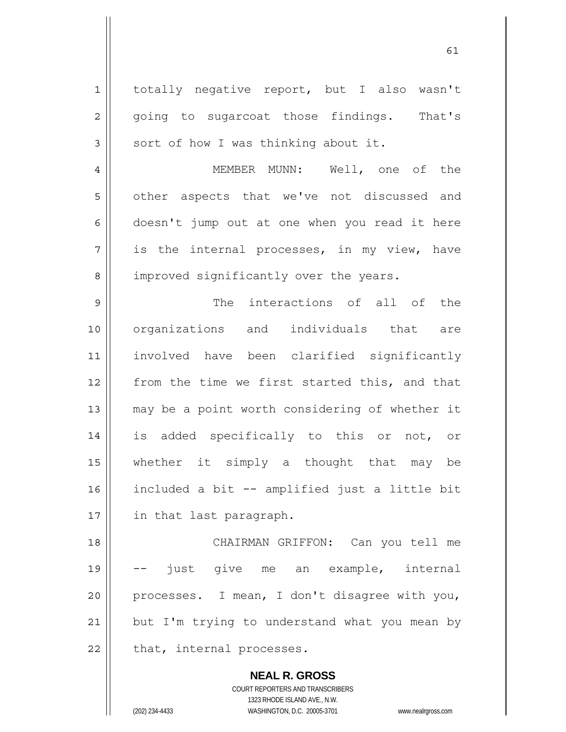totally negative report, but I also wasn't going to sugarcoat those findings. That's sort of how I was thinking about it.

MEMBER MUNN: Well, one of the other aspects that we've not discussed and doesn't jump out at one when you read it here is the internal processes, in my view, have improved significantly over the years.

The interactions of all of the organizations and individuals that are involved have been clarified significantly from the time we first started this, and that may be a point worth considering of whether it is added specifically to this or not, or whether it simply a thought that may be included a bit -- amplified just a little bit in that last paragraph.

CHAIRMAN GRIFFON: Can you tell me -- just give me an example, internal processes. I mean, I don't disagree with you, but I'm trying to understand what you mean by that, internal processes.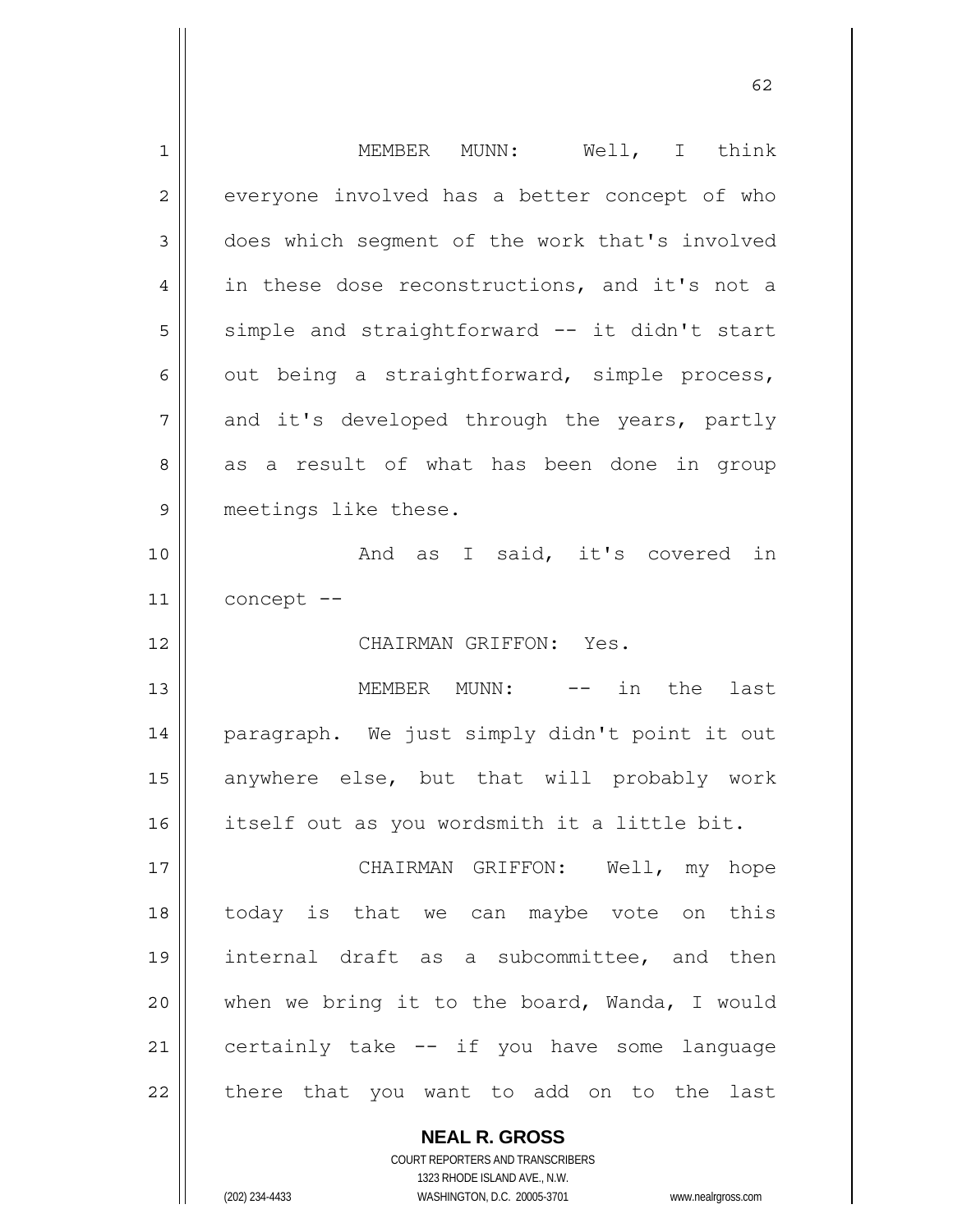MEMBER MUNN: Well, I think everyone involved has a better concept of who does which segment of the work that's involved in these dose reconstructions, and it's not a simple and straightforward -- it didn't start out being a straightforward, simple process, and it's developed through the years, partly as a result of what has been done in group meetings like these.

And as I said, it's covered in concept --

CHAIRMAN GRIFFON: Yes.

MEMBER MUNN: -- in the last paragraph. We just simply didn't point it out anywhere else, but that will probably work itself out as you wordsmith it a little bit.

CHAIRMAN GRIFFON: Well, my hope today is that we can maybe vote on this internal draft as a subcommittee, and then when we bring it to the board, Wanda, I would certainly take -- if you have some language there that you want to add on to the last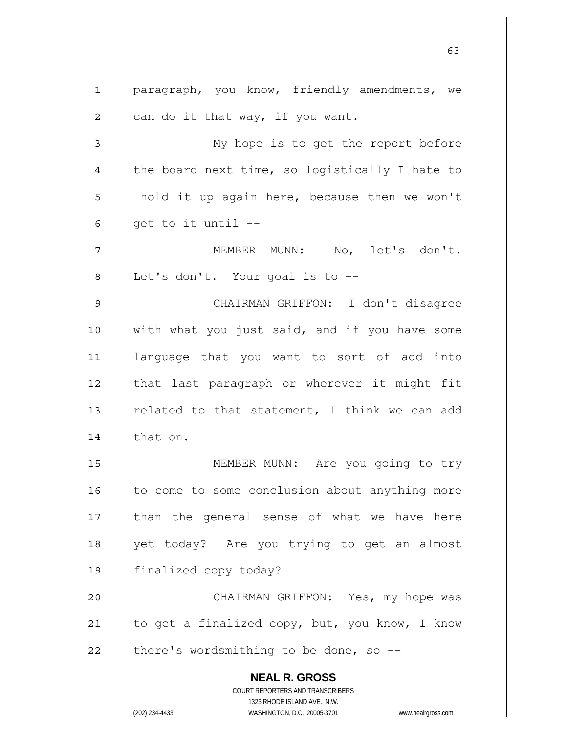paragraph, you know, friendly amendments, we can do it that way, if you want.

My hope is to get the report before the board next time, so logistically I hate to hold it up again here, because then we won't get to it until --

MEMBER MUNN: No, let's don't. Let's don't. Your goal is to --

CHAIRMAN GRIFFON: I don't disagree with what you just said, and if you have some language that you want to sort of add into that last paragraph or wherever it might fit related to that statement, I think we can add that on.

MEMBER MUNN: Are you going to try to come to some conclusion about anything more than the general sense of what we have here yet today? Are you trying to get an almost finalized copy today?

CHAIRMAN GRIFFON: Yes, my hope was to get a finalized copy, but, you know, I know there's wordsmithing to be done, so --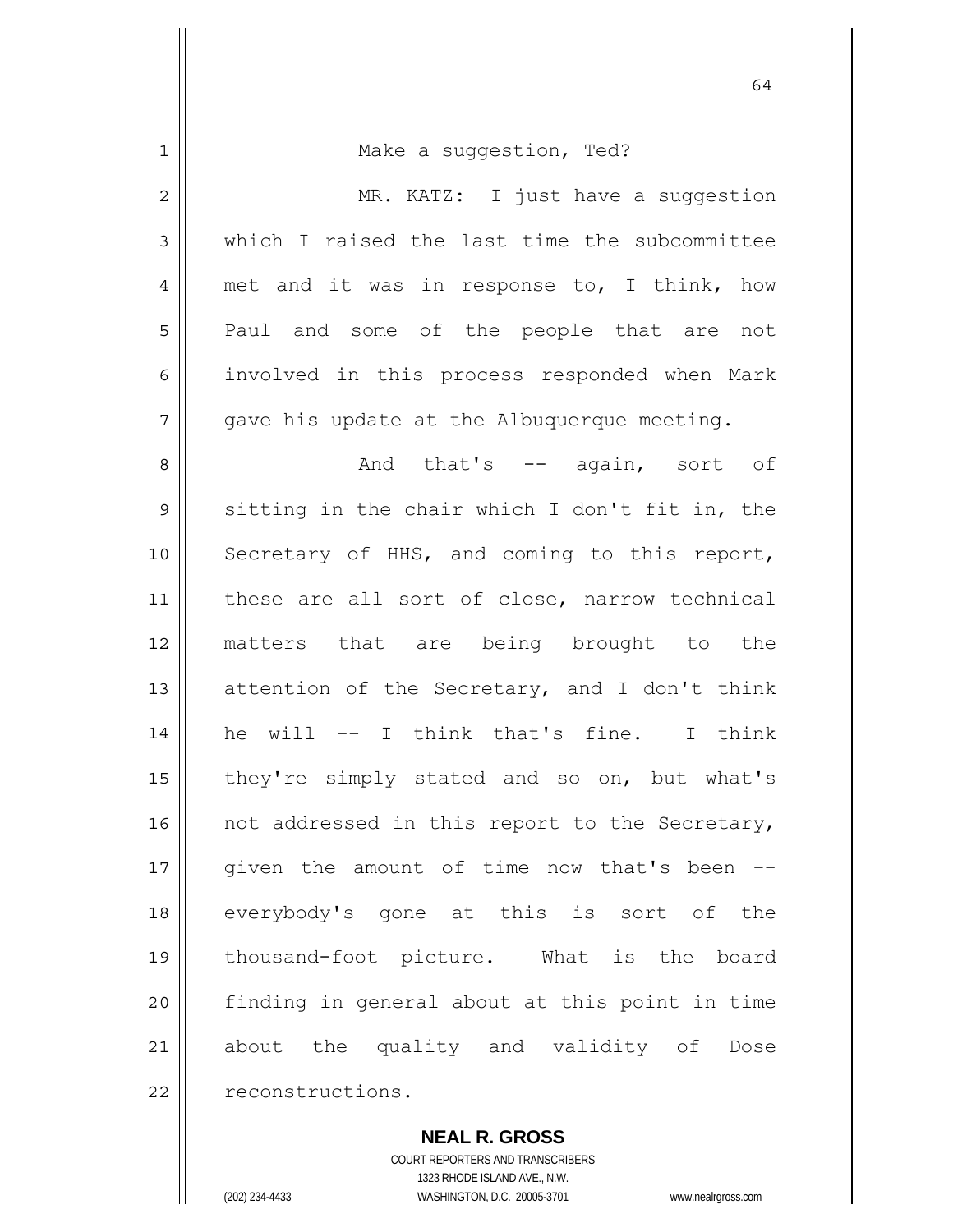Make a suggestion, Ted?

MR. KATZ: I just have a suggestion which I raised the last time the subcommittee met and it was in response to, I think, how Paul and some of the people that are not involved in this process responded when Mark gave his update at the Albuquerque meeting.

And that's -- again, sort of sitting in the chair which I don't fit in, the Secretary of HHS, and coming to this report, these are all sort of close, narrow technical matters that are being brought to the attention of the Secretary, and I don't think he will -- I think that's fine. I think they're simply stated and so on, but what's not addressed in this report to the Secretary, given the amount of time now that's been -- everybody's gone at this is sort of the thousand-foot picture. What is the board finding in general about at this point in time about the quality and validity of Dose reconstructions.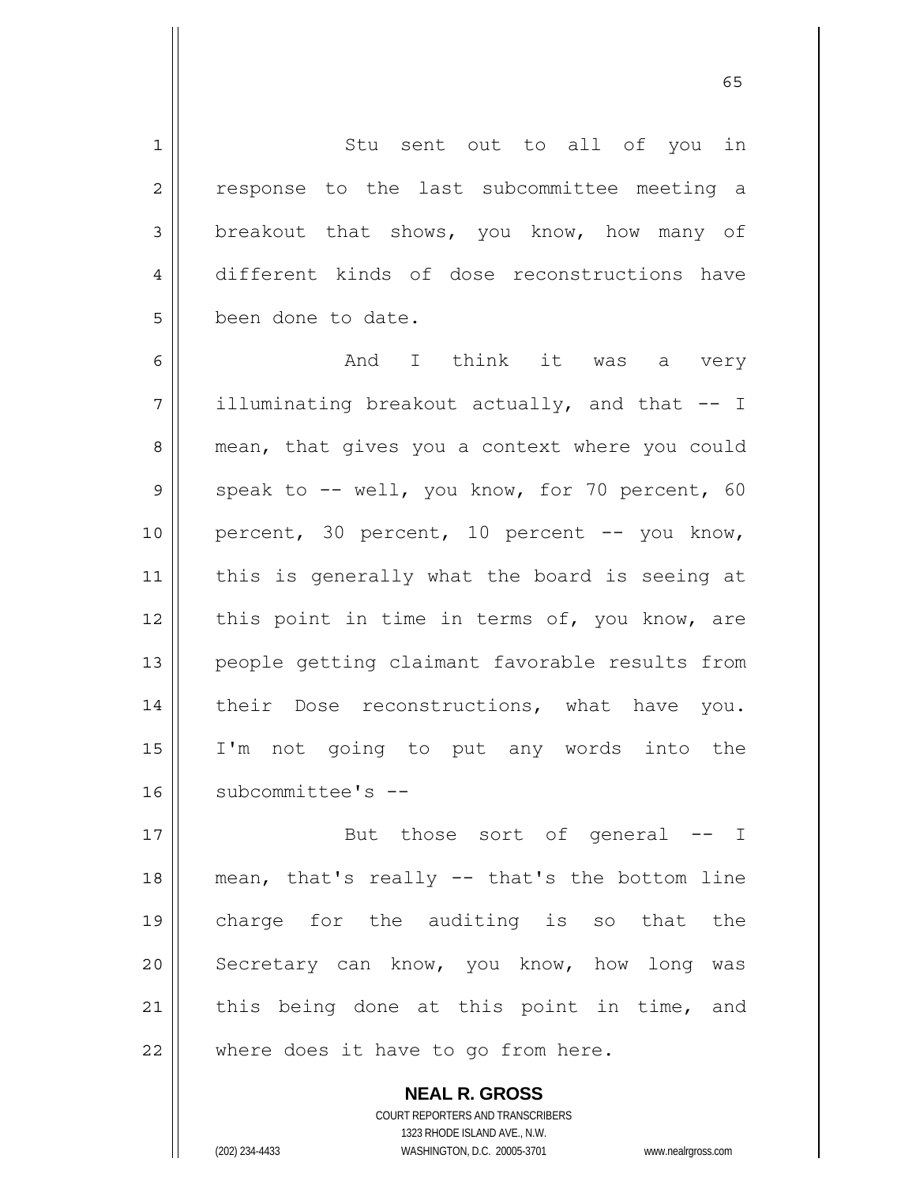Stu sent out to all of you in response to the last subcommittee meeting a breakout that shows, you know, how many of different kinds of dose reconstructions have been done to date.

And I think it was a very illuminating breakout actually, and that -- I mean, that gives you a context where you could speak to -- well, you know, for 70 percent, 60 percent, 30 percent, 10 percent -- you know, this is generally what the board is seeing at this point in time in terms of, you know, are people getting claimant favorable results from their Dose reconstructions, what have you. I'm not going to put any words into the subcommittee's --

But those sort of general -- I mean, that's really -- that's the bottom line charge for the auditing is so that the Secretary can know, you know, how long was this being done at this point in time, and where does it have to go from here.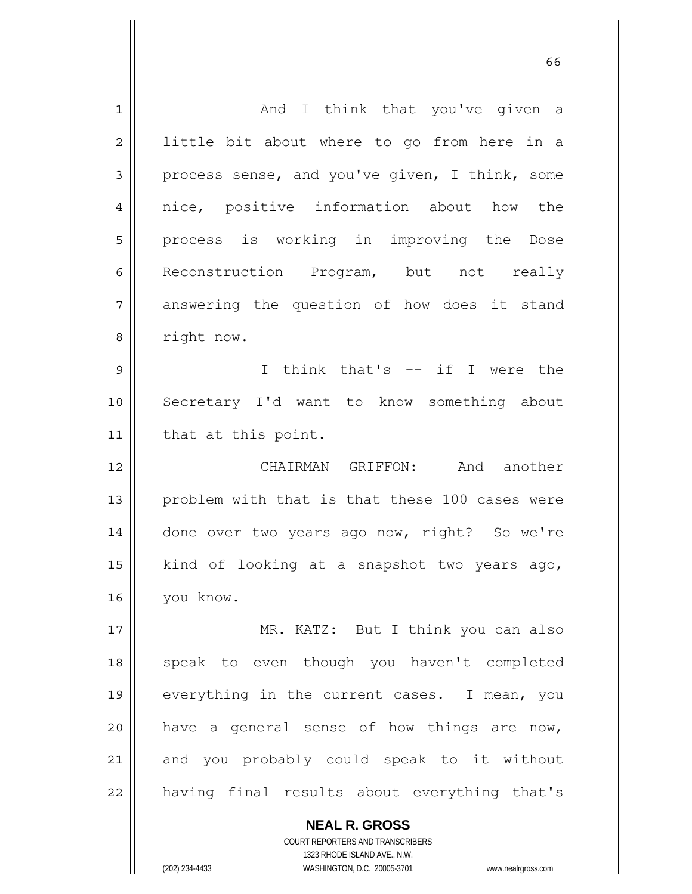And I think that you've given a little bit about where to go from here in a process sense, and you've given, I think, some nice, positive information about how the process is working in improving the Dose Reconstruction Program, but not really answering the question of how does it stand right now.

I think that's -- if I were the Secretary I'd want to know something about that at this point.

CHAIRMAN GRIFFON: And another problem with that is that these 100 cases were done over two years ago now, right? So we're kind of looking at a snapshot two years ago, you know.

MR. KATZ: But I think you can also speak to even though you haven't completed everything in the current cases. I mean, you have a general sense of how things are now, and you probably could speak to it without having final results about everything that's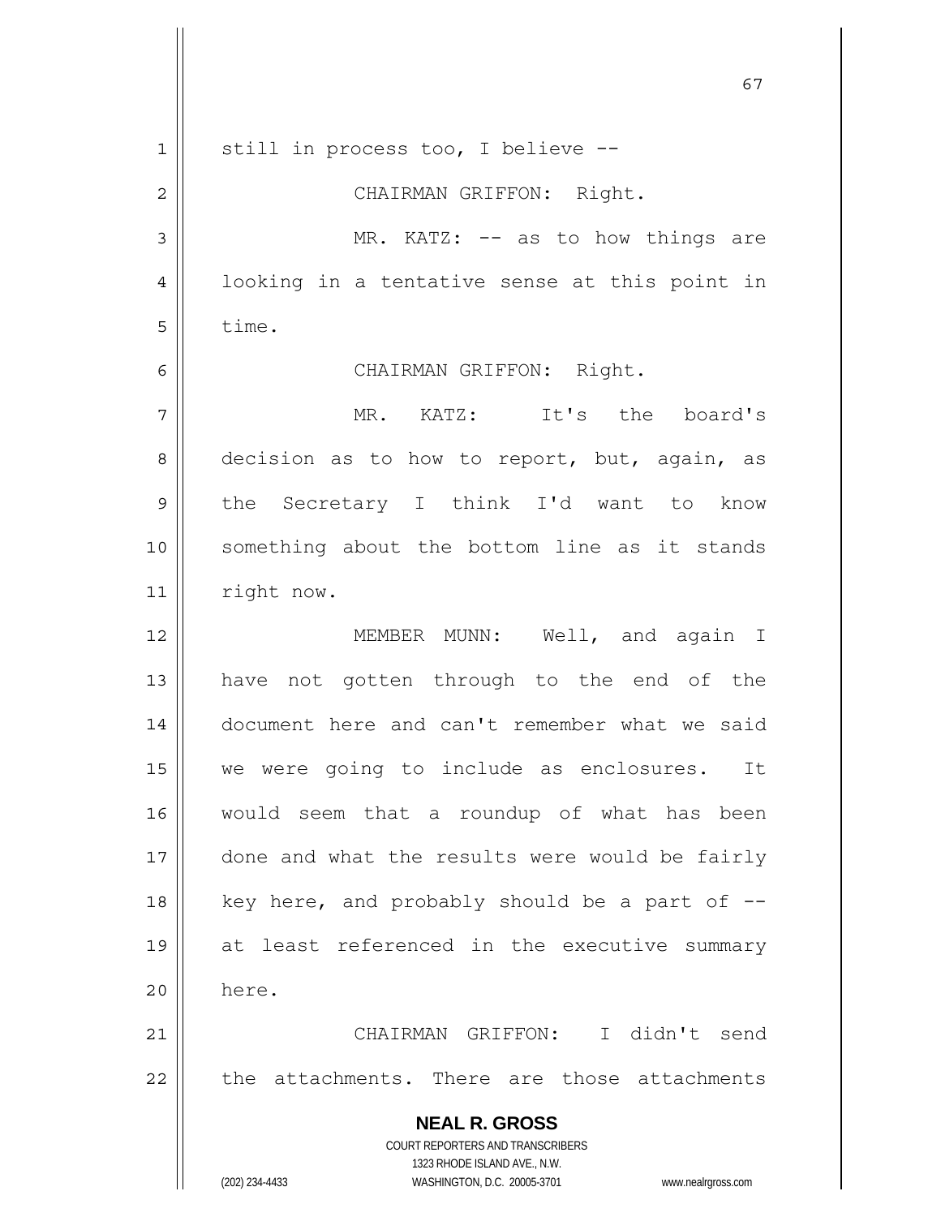still in process too, I believe --

CHAIRMAN GRIFFON: Right.

MR. KATZ: -- as to how things are looking in a tentative sense at this point in time.

CHAIRMAN GRIFFON: Right.

MR. KATZ: It's the board's decision as to how to report, but, again, as the Secretary I think I'd want to know something about the bottom line as it stands right now.

MEMBER MUNN: Well, and again I have not gotten through to the end of the document here and can't remember what we said we were going to include as enclosures. It would seem that a roundup of what has been done and what the results were would be fairly key here, and probably should be a part of -- at least referenced in the executive summary here.

CHAIRMAN GRIFFON: I didn't send the attachments. There are those attachments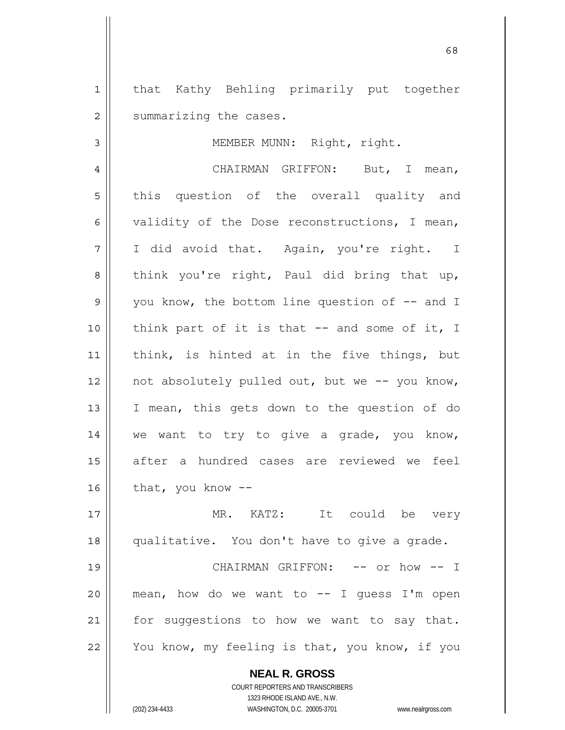that Kathy Behling primarily put together summarizing the cases.

MEMBER MUNN: Right, right.

CHAIRMAN GRIFFON: But, I mean, this question of the overall quality and validity of the Dose reconstructions, I mean, I did avoid that. Again, you're right. I think you're right, Paul did bring that up, you know, the bottom line question of -- and I think part of it is that -- and some of it, I think, is hinted at in the five things, but not absolutely pulled out, but we -- you know, I mean, this gets down to the question of do we want to try to give a grade, you know, after a hundred cases are reviewed we feel that, you know --

MR. KATZ: It could be very qualitative. You don't have to give a grade.

CHAIRMAN GRIFFON: -- or how -- I mean, how do we want to -- I guess I'm open for suggestions to how we want to say that. You know, my feeling is that, you know, if you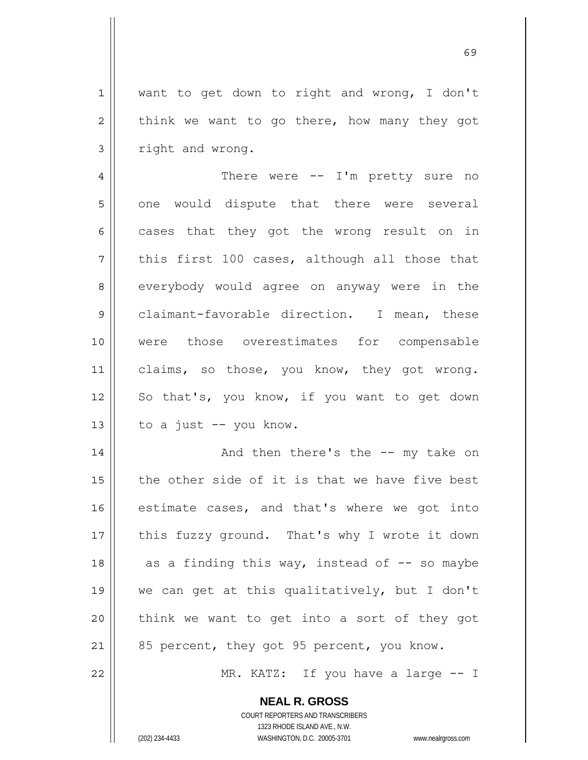want to get down to right and wrong, I don't think we want to go there, how many they got right and wrong.

There were -- I'm pretty sure no one would dispute that there were several cases that they got the wrong result on in this first 100 cases, although all those that everybody would agree on anyway were in the claimant-favorable direction. I mean, these were those overestimates for compensable claims, so those, you know, they got wrong. So that's, you know, if you want to get down to a just -- you know.

And then there's the -- my take on the other side of it is that we have five best estimate cases, and that's where we got into this fuzzy ground. That's why I wrote it down as a finding this way, instead of -- so maybe we can get at this qualitatively, but I don't think we want to get into a sort of they got 85 percent, they got 95 percent, you know.

MR. KATZ: If you have a large -- I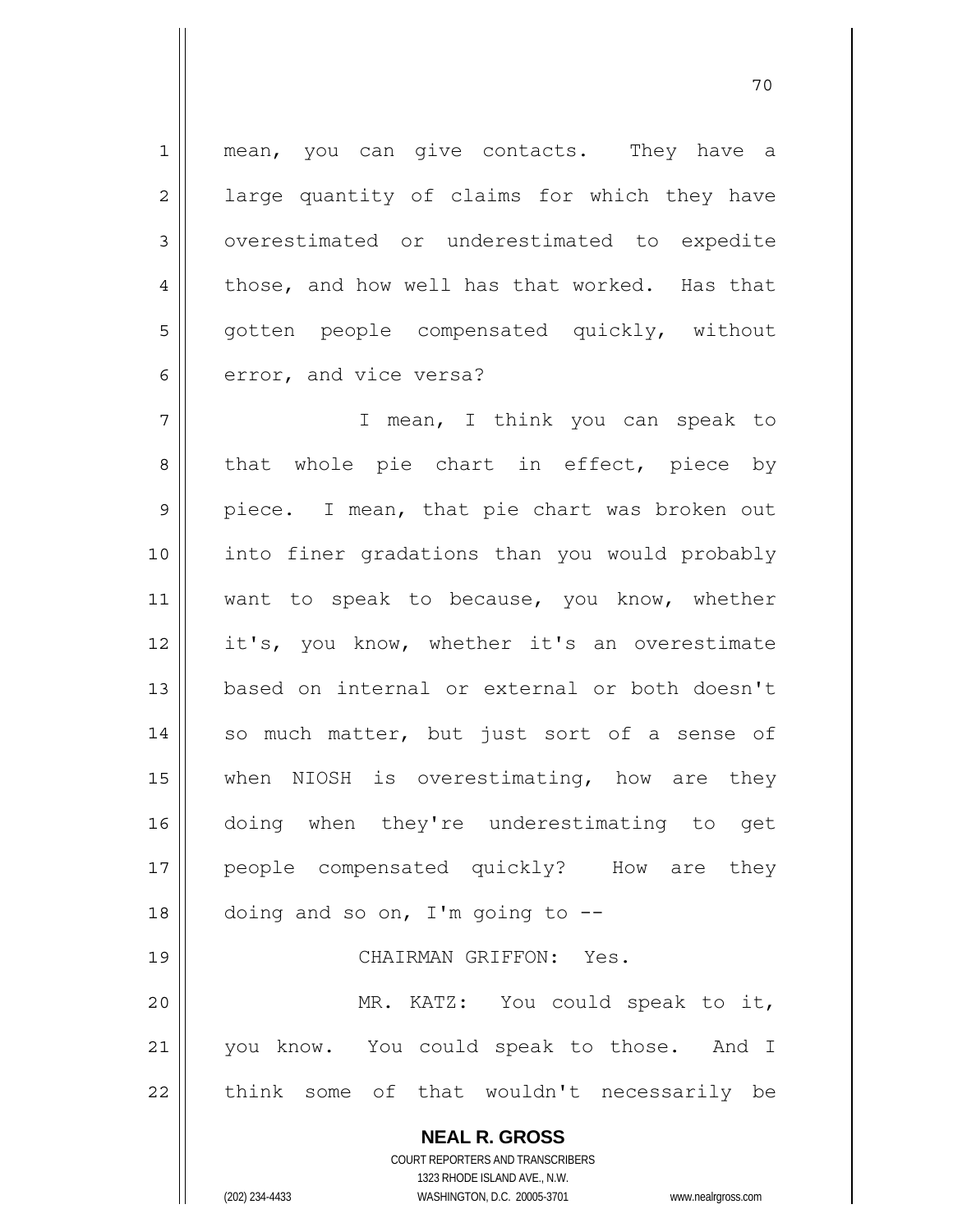mean, you can give contacts. They have a large quantity of claims for which they have overestimated or underestimated to expedite those, and how well has that worked. Has that gotten people compensated quickly, without error, and vice versa?

I mean, I think you can speak to that whole pie chart in effect, piece by piece. I mean, that pie chart was broken out into finer gradations than you would probably want to speak to because, you know, whether it's, you know, whether it's an overestimate based on internal or external or both doesn't so much matter, but just sort of a sense of when NIOSH is overestimating, how are they doing when they're underestimating to get people compensated quickly? How are they doing and so on, I'm going to --

CHAIRMAN GRIFFON: Yes.

MR. KATZ: You could speak to it, you know. You could speak to those. And I think some of that wouldn't necessarily be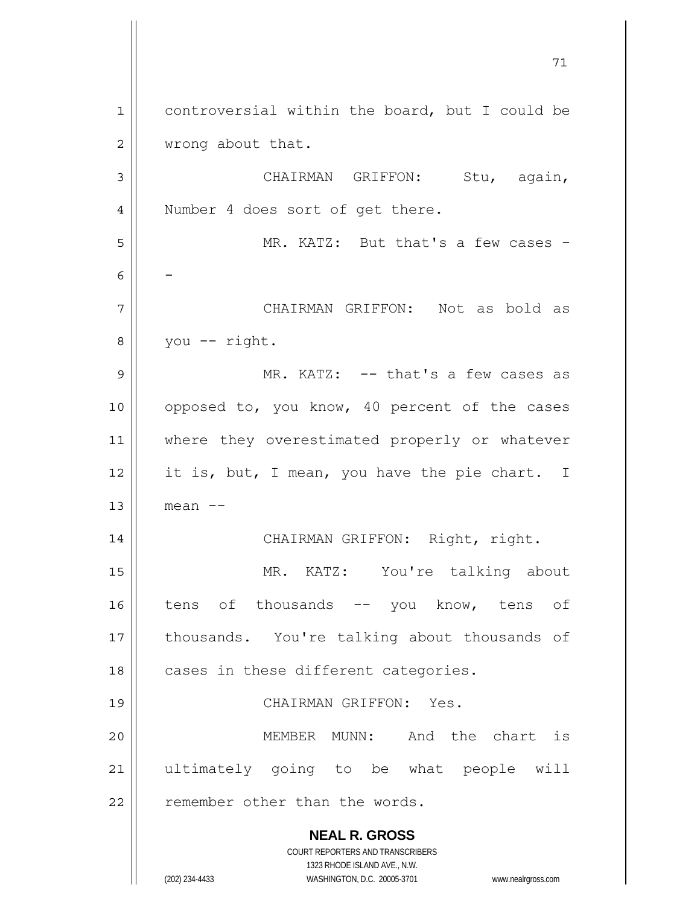controversial within the board, but I could be wrong about that.

CHAIRMAN GRIFFON: Stu, again, Number 4 does sort of get there.

MR. KATZ: But that's a few cases --

CHAIRMAN GRIFFON: Not as bold as you -- right.

MR. KATZ: -- that's a few cases as opposed to, you know, 40 percent of the cases where they overestimated properly or whatever it is, but, I mean, you have the pie chart. I mean --

CHAIRMAN GRIFFON: Right, right.

MR. KATZ: You're talking about tens of thousands -- you know, tens of thousands. You're talking about thousands of cases in these different categories.

CHAIRMAN GRIFFON: Yes.

MEMBER MUNN: And the chart is ultimately going to be what people will remember other than the words.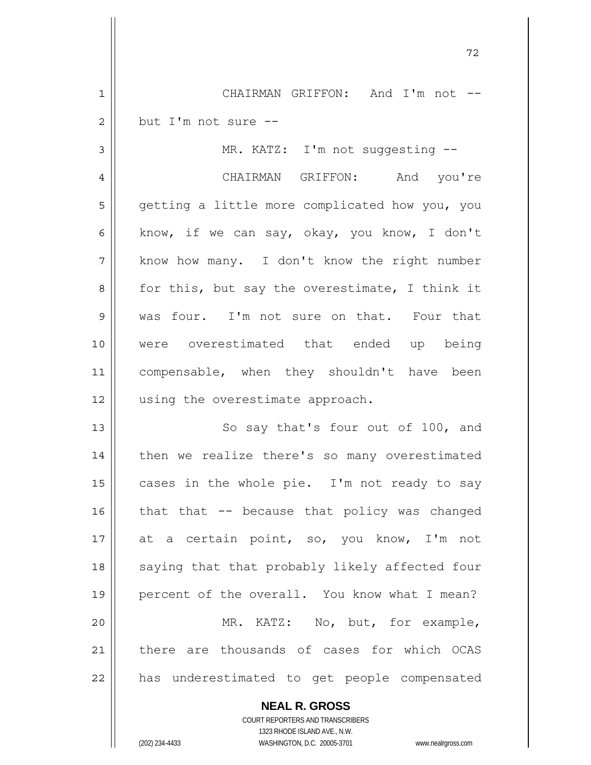CHAIRMAN GRIFFON: And I'm not -- but I'm not sure --

MR. KATZ: I'm not suggesting --

CHAIRMAN GRIFFON: And you're getting a little more complicated how you, you know, if we can say, okay, you know, I don't know how many. I don't know the right number for this, but say the overestimate, I think it was four. I'm not sure on that. Four that were overestimated that ended up being compensable, when they shouldn't have been using the overestimate approach.

So say that's four out of 100, and then we realize there's so many overestimated cases in the whole pie. I'm not ready to say that that -- because that policy was changed at a certain point, so, you know, I'm not saying that that probably likely affected four percent of the overall. You know what I mean?

MR. KATZ: No, but, for example, there are thousands of cases for which OCAS has underestimated to get people compensated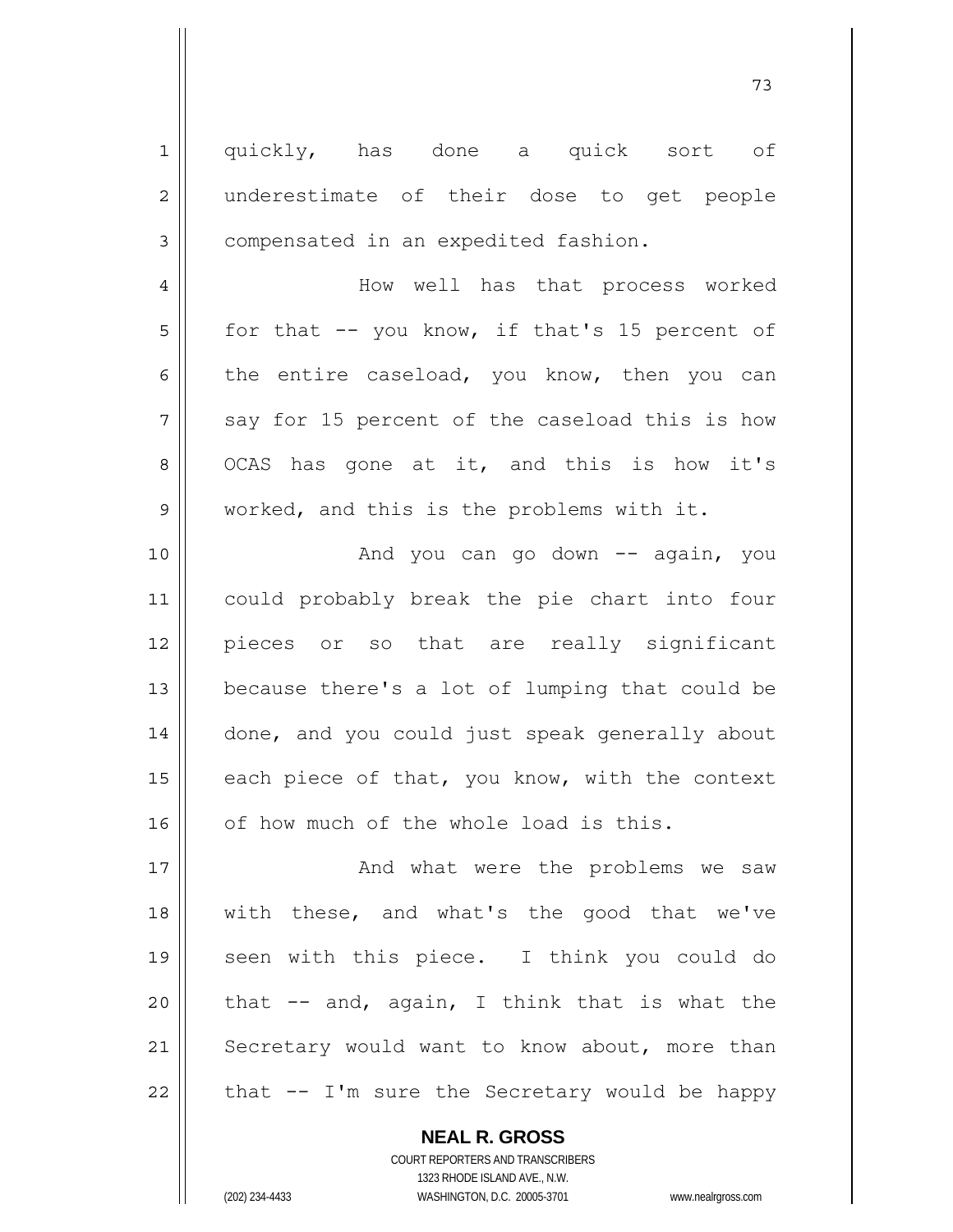quickly, has done a quick sort of underestimate of their dose to get people compensated in an expedited fashion.

How well has that process worked for that -- you know, if that's 15 percent of the entire caseload, you know, then you can say for 15 percent of the caseload this is how OCAS has gone at it, and this is how it's worked, and this is the problems with it.

And you can go down -- again, you could probably break the pie chart into four pieces or so that are really significant because there's a lot of lumping that could be done, and you could just speak generally about each piece of that, you know, with the context of how much of the whole load is this.

And what were the problems we saw with these, and what's the good that we've seen with this piece. I think you could do that -- and, again, I think that is what the Secretary would want to know about, more than that -- I'm sure the Secretary would be happy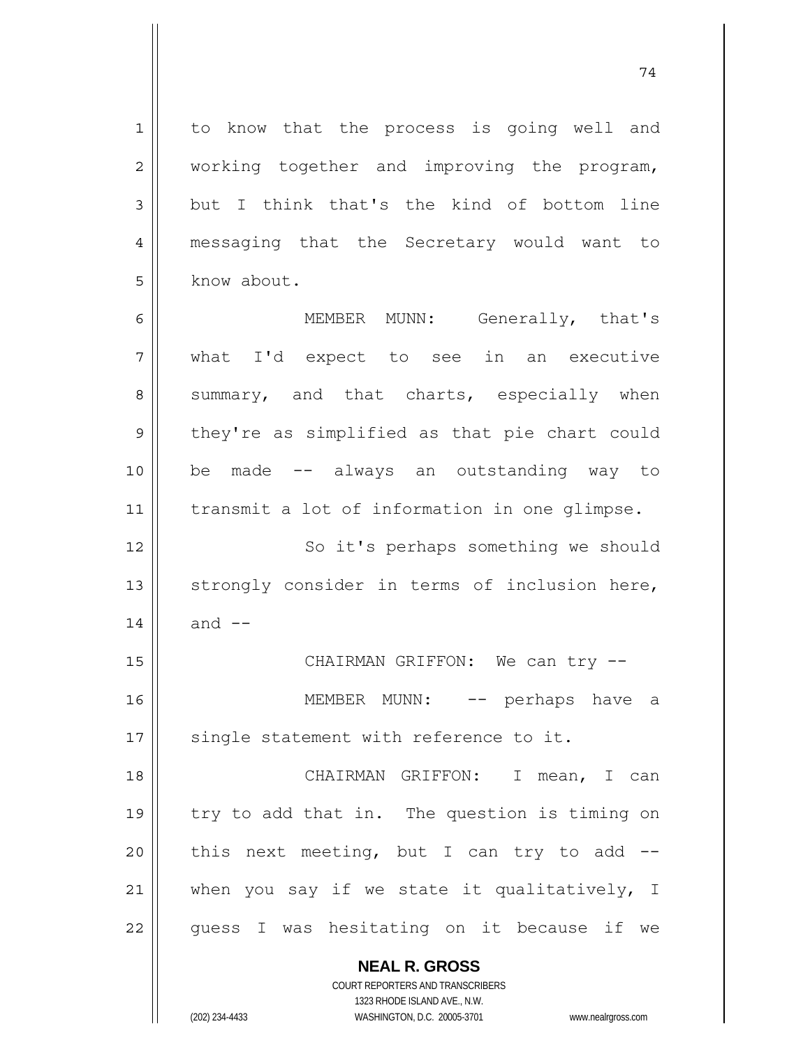to know that the process is going well and working together and improving the program, but I think that's the kind of bottom line messaging that the Secretary would want to know about.

MEMBER MUNN: Generally, that's what I'd expect to see in an executive summary, and that charts, especially when they're as simplified as that pie chart could be made -- always an outstanding way to transmit a lot of information in one glimpse.

So it's perhaps something we should strongly consider in terms of inclusion here, and --

CHAIRMAN GRIFFON: We can try --

MEMBER MUNN: -- perhaps have a single statement with reference to it.

CHAIRMAN GRIFFON: I mean, I can try to add that in. The question is timing on this next meeting, but I can try to add -- when you say if we state it qualitatively, I guess I was hesitating on it because if we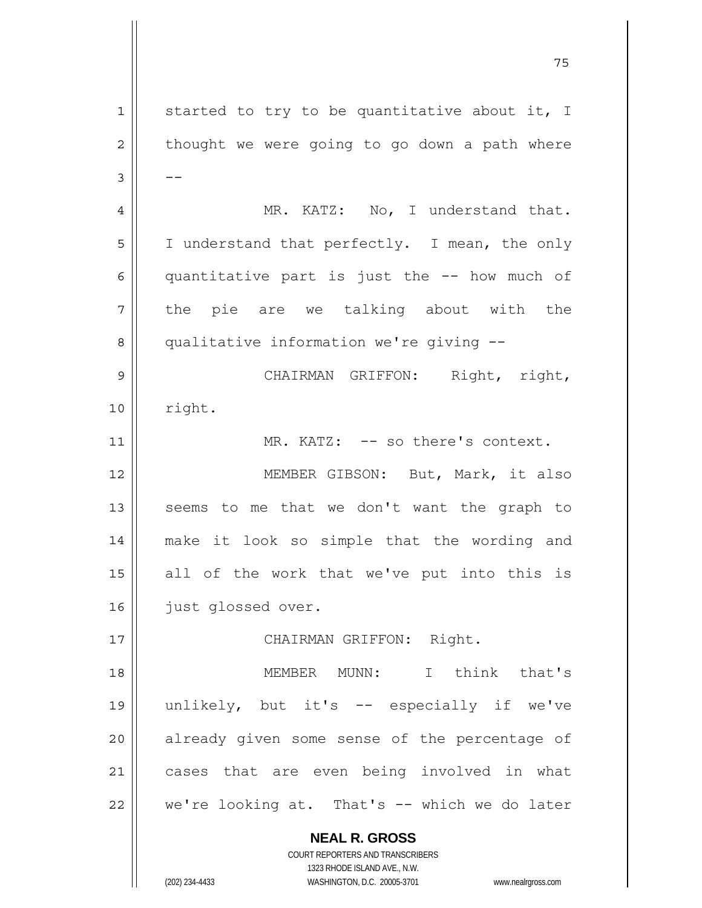started to try to be quantitative about it, I thought we were going to go down a path where --

MR. KATZ: No, I understand that. I understand that perfectly. I mean, the only quantitative part is just the -- how much of the pie are we talking about with the qualitative information we're giving --

CHAIRMAN GRIFFON: Right, right, right.

MR. KATZ: -- so there's context.

MEMBER GIBSON: But, Mark, it also seems to me that we don't want the graph to make it look so simple that the wording and all of the work that we've put into this is just glossed over.

CHAIRMAN GRIFFON: Right.

MEMBER MUNN: I think that's unlikely, but it's -- especially if we've already given some sense of the percentage of cases that are even being involved in what we're looking at. That's -- which we do later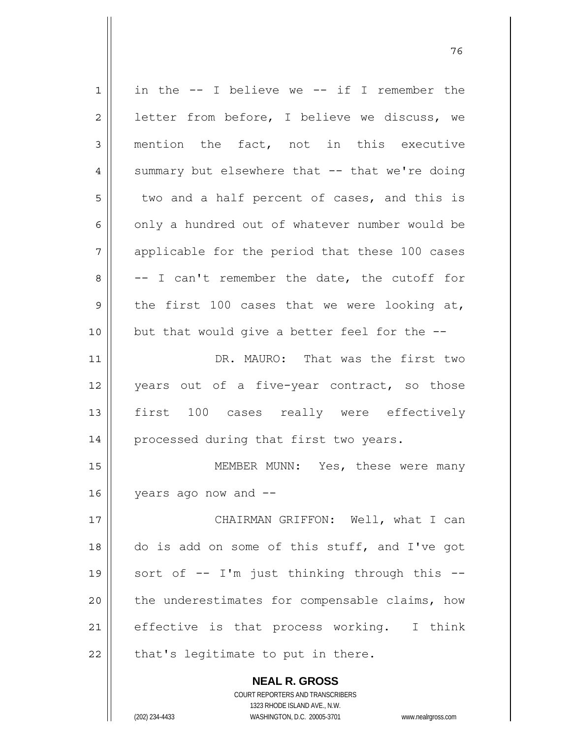in the -- I believe we -- if I remember the letter from before, I believe we discuss, we mention the fact, not in this executive summary but elsewhere that -- that we're doing two and a half percent of cases, and this is only a hundred out of whatever number would be applicable for the period that these 100 cases -- I can't remember the date, the cutoff for the first 100 cases that we were looking at, but that would give a better feel for the --

DR. MAURO: That was the first two years out of a five-year contract, so those first 100 cases really were effectively processed during that first two years.

MEMBER MUNN: Yes, these were many years ago now and --

CHAIRMAN GRIFFON: Well, what I can do is add on some of this stuff, and I've got sort of -- I'm just thinking through this -- the underestimates for compensable claims, how effective is that process working. I think that's legitimate to put in there.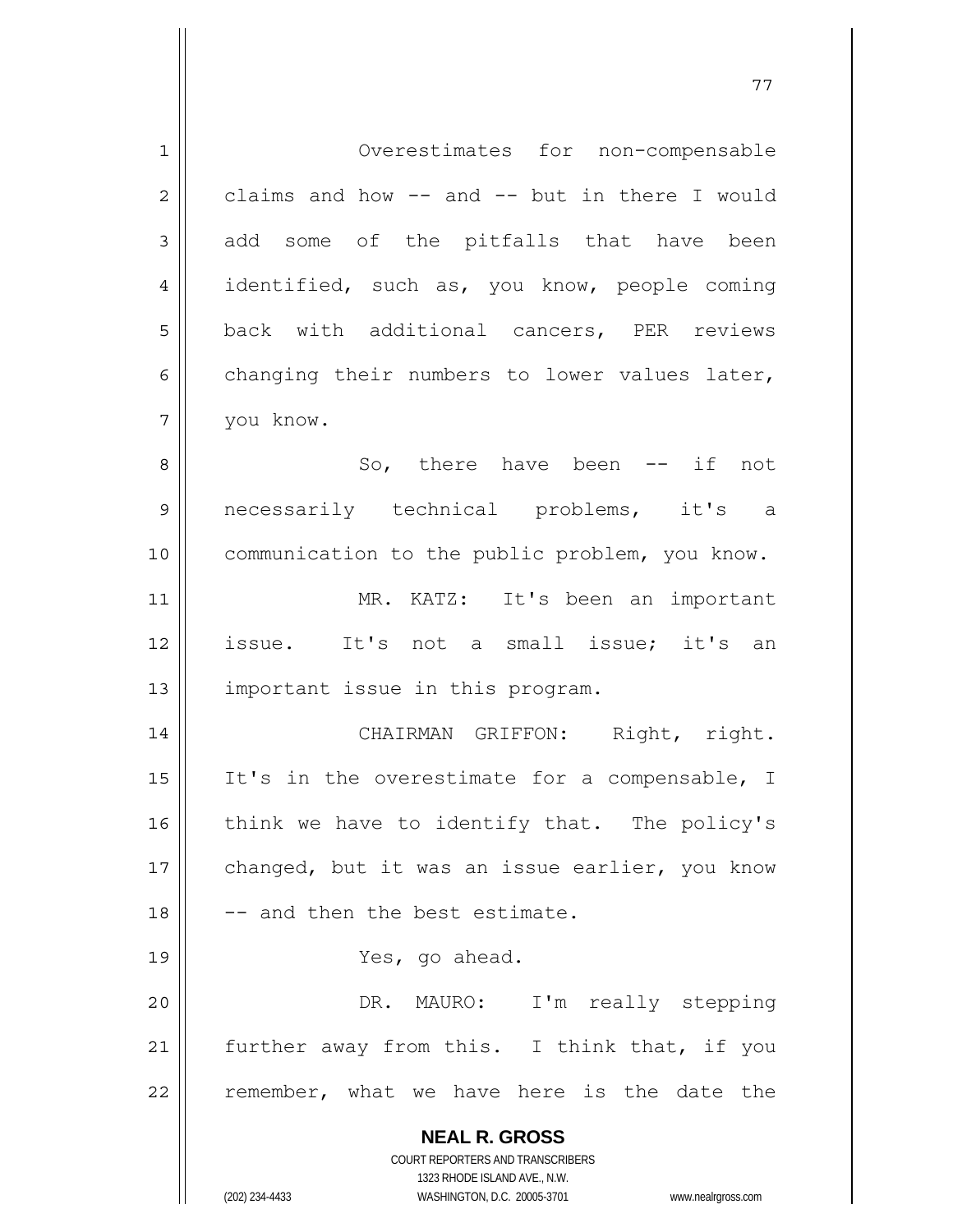Overestimates for non-compensable claims and how -- and -- but in there I would add some of the pitfalls that have been identified, such as, you know, people coming back with additional cancers, PER reviews changing their numbers to lower values later, you know.

So, there have been -- if not necessarily technical problems, it's a communication to the public problem, you know.

MR. KATZ: It's been an important issue. It's not a small issue; it's an important issue in this program.

CHAIRMAN GRIFFON: Right, right. It's in the overestimate for a compensable, I think we have to identify that. The policy's changed, but it was an issue earlier, you know -- and then the best estimate.

Yes, go ahead.

DR. MAURO: I'm really stepping further away from this. I think that, if you remember, what we have here is the date the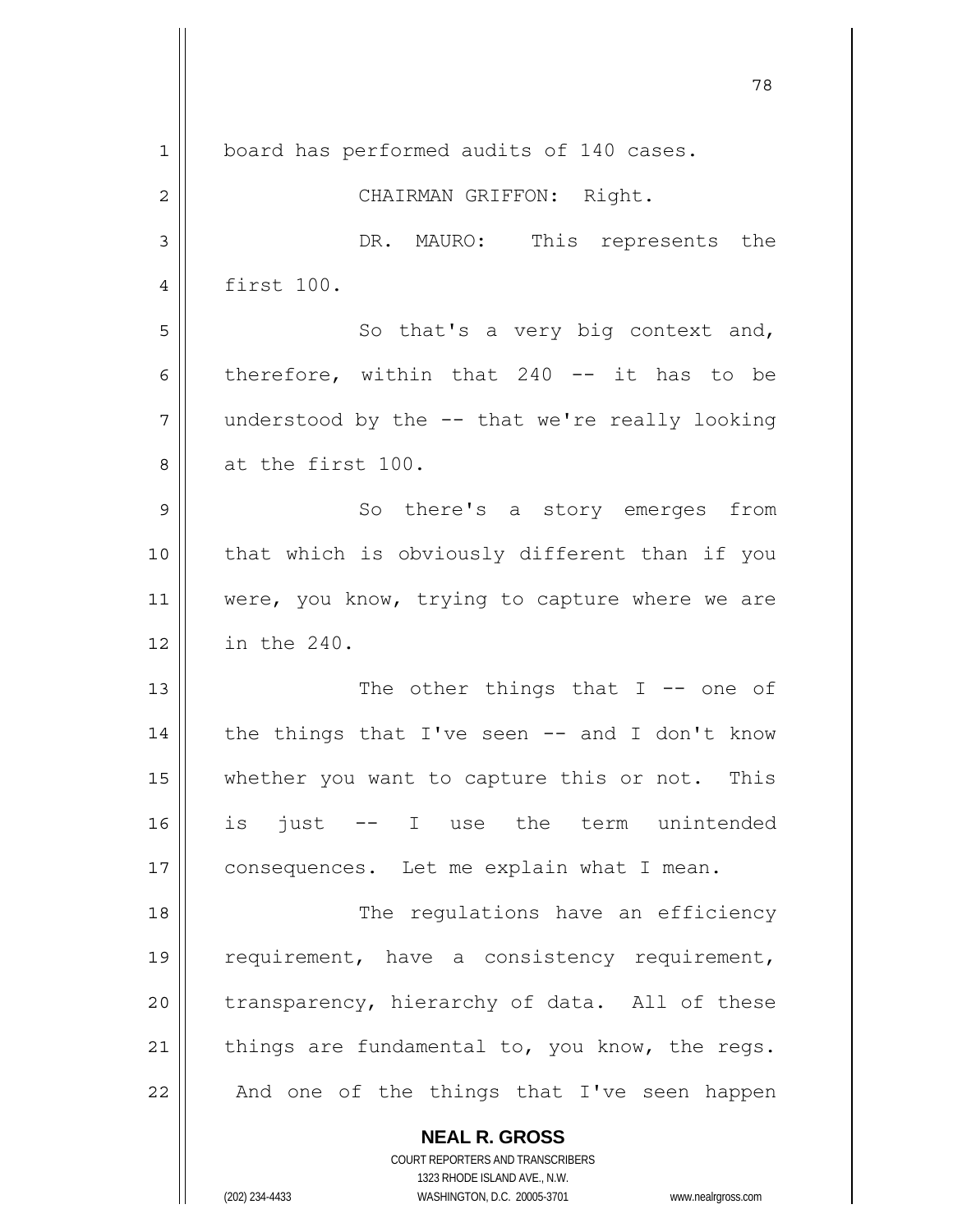board has performed audits of 140 cases.

CHAIRMAN GRIFFON: Right.

DR. MAURO: This represents the first 100.

So that's a very big context and, therefore, within that 240 -- it has to be understood by the -- that we're really looking at the first 100.

So there's a story emerges from that which is obviously different than if you were, you know, trying to capture where we are in the 240.

The other things that I -- one of the things that I've seen -- and I don't know whether you want to capture this or not. This is just -- I use the term unintended consequences. Let me explain what I mean.

The regulations have an efficiency requirement, have a consistency requirement, transparency, hierarchy of data. All of these things are fundamental to, you know, the regs. And one of the things that I've seen happen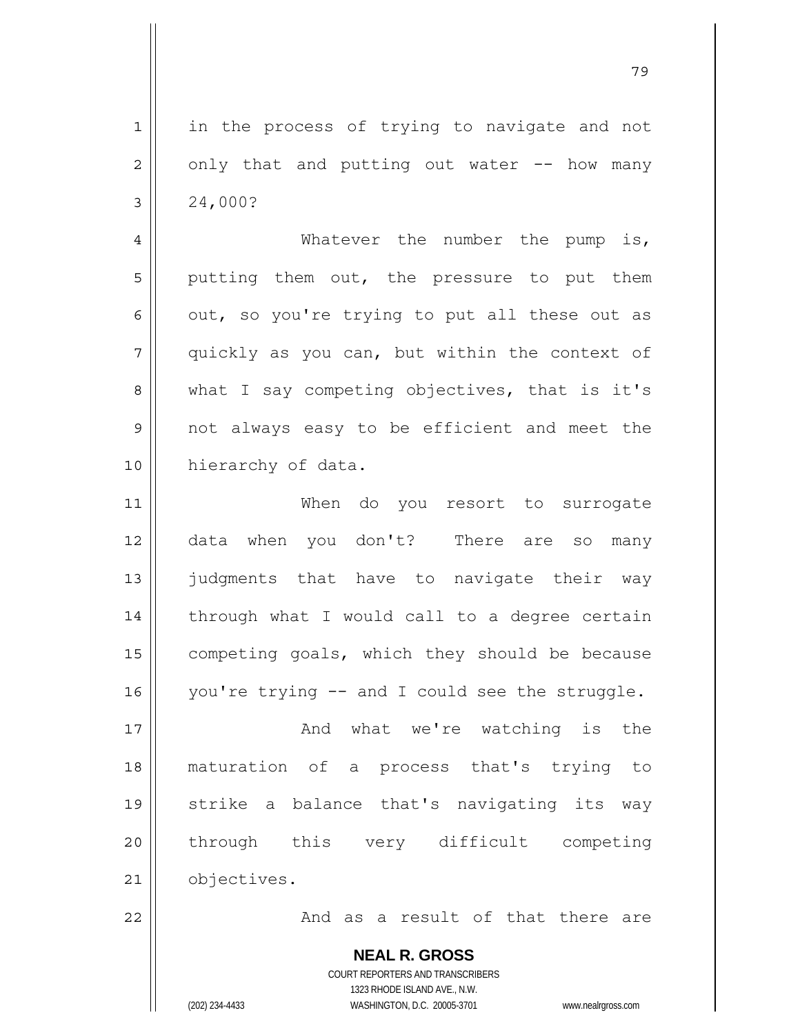in the process of trying to navigate and not only that and putting out water -- how many 24,000?

Whatever the number the pump is, putting them out, the pressure to put them out, so you're trying to put all these out as quickly as you can, but within the context of what I say competing objectives, that is it's not always easy to be efficient and meet the hierarchy of data.

When do you resort to surrogate data when you don't? There are so many judgments that have to navigate their way through what I would call to a degree certain competing goals, which they should be because you're trying -- and I could see the struggle.

And what we're watching is the maturation of a process that's trying to strike a balance that's navigating its way through this very difficult competing objectives.

And as a result of that there are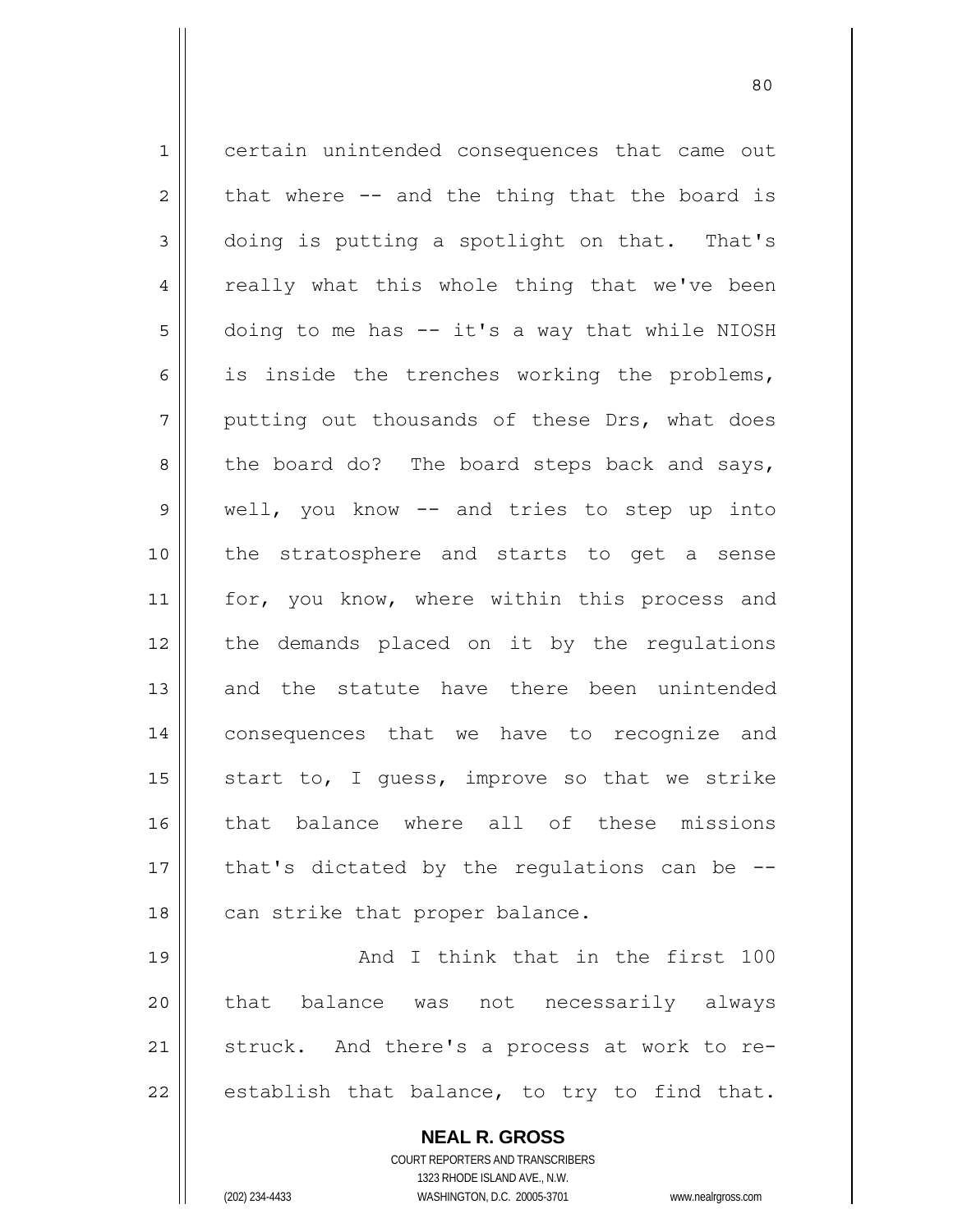certain unintended consequences that came out that where -- and the thing that the board is doing is putting a spotlight on that. That's really what this whole thing that we've been doing to me has -- it's a way that while NIOSH is inside the trenches working the problems, putting out thousands of these Drs, what does the board do? The board steps back and says, well, you know -- and tries to step up into the stratosphere and starts to get a sense for, you know, where within this process and the demands placed on it by the regulations and the statute have there been unintended consequences that we have to recognize and start to, I guess, improve so that we strike that balance where all of these missions that's dictated by the regulations can be -- can strike that proper balance.

And I think that in the first 100 that balance was not necessarily always struck. And there's a process at work to re-establish that balance, to try to find that.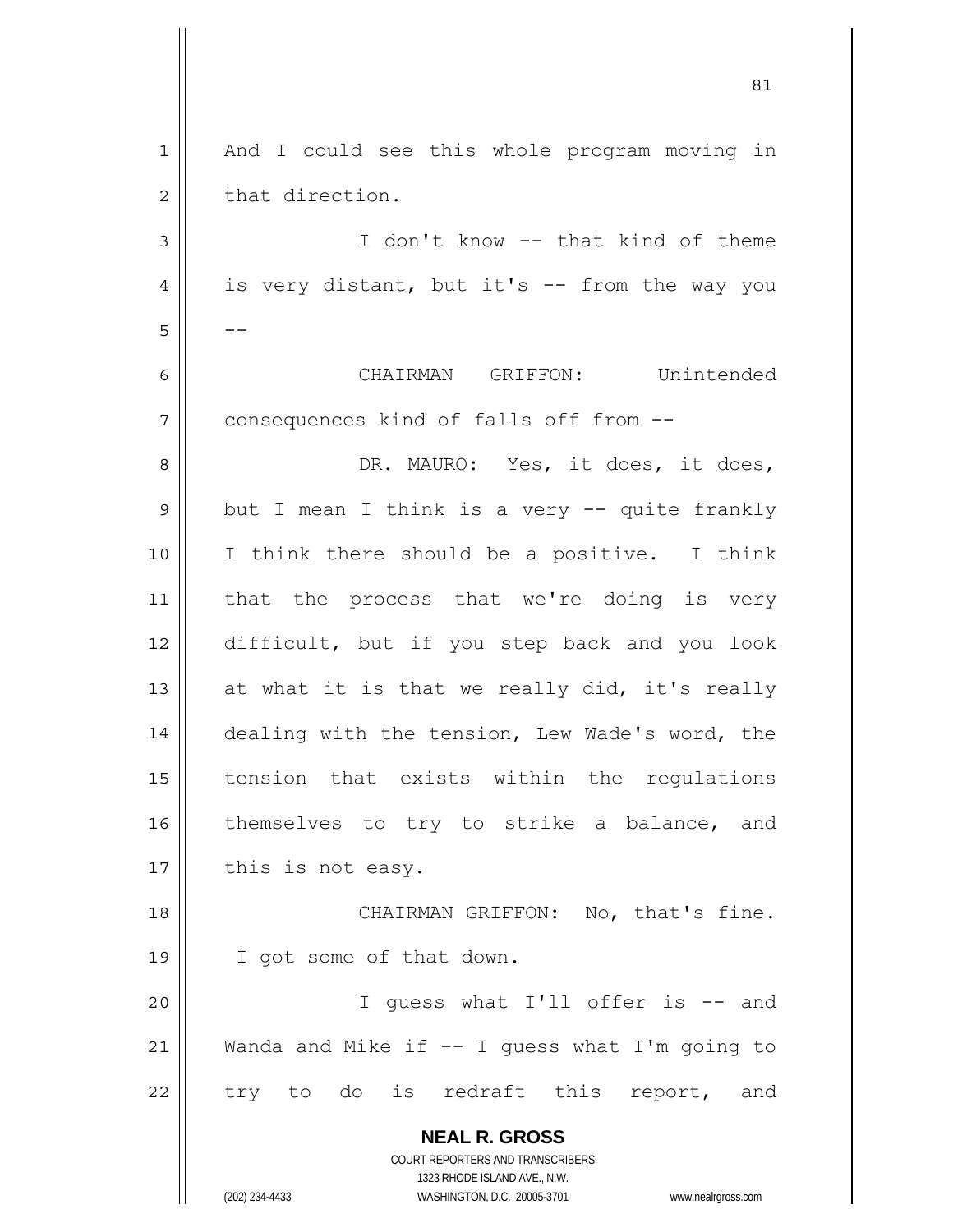And I could see this whole program moving in that direction.

I don't know -- that kind of theme is very distant, but it's -- from the way you --

CHAIRMAN GRIFFON: Unintended consequences kind of falls off from --

DR. MAURO: Yes, it does, it does, but I mean I think is a very -- quite frankly I think there should be a positive. I think that the process that we're doing is very difficult, but if you step back and you look at what it is that we really did, it's really dealing with the tension, Lew Wade's word, the tension that exists within the regulations themselves to try to strike a balance, and this is not easy.

CHAIRMAN GRIFFON: No, that's fine. I got some of that down.

I guess what I'll offer is -- and Wanda and Mike if -- I guess what I'm going to try to do is redraft this report, and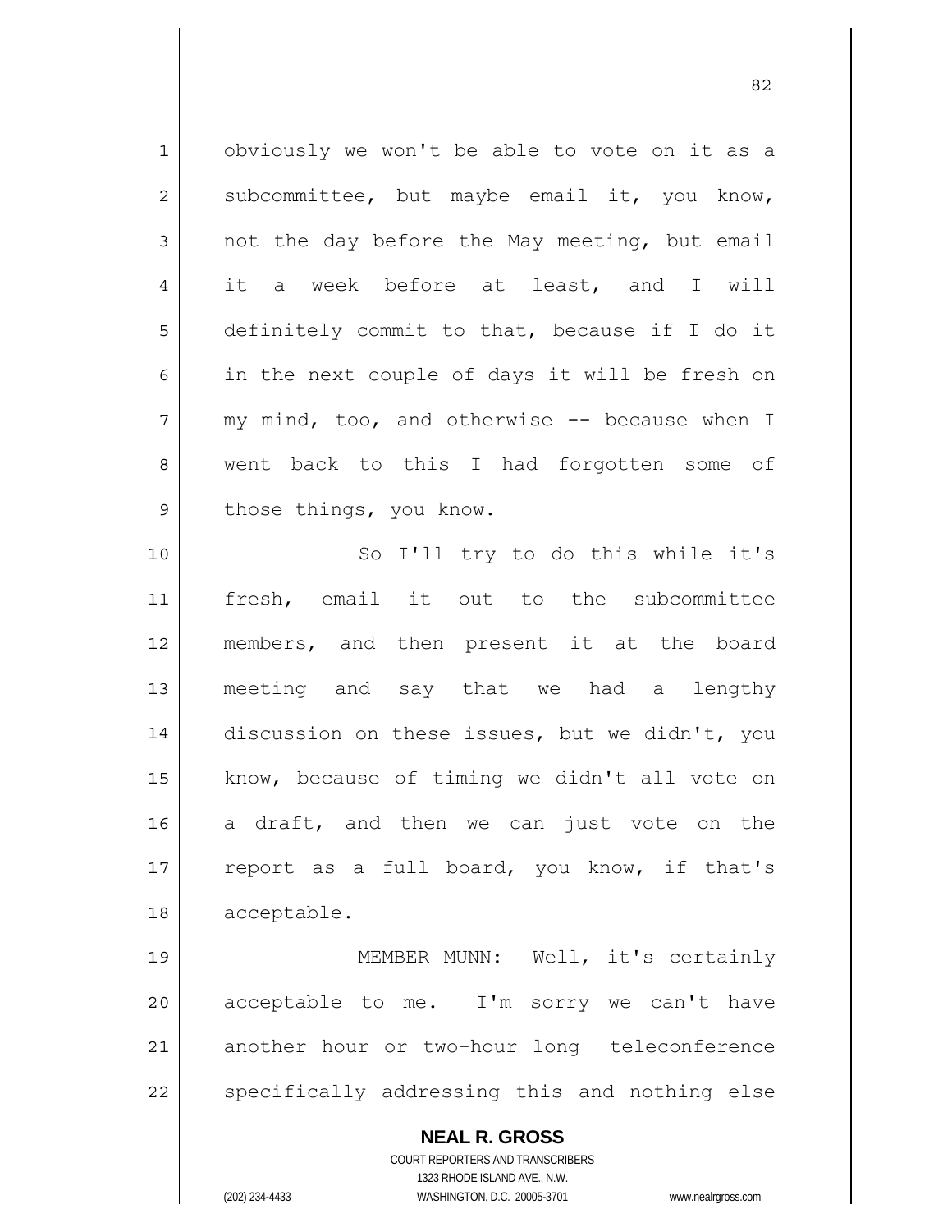obviously we won't be able to vote on it as a subcommittee, but maybe email it, you know, not the day before the May meeting, but email it a week before at least, and I will definitely commit to that, because if I do it in the next couple of days it will be fresh on my mind, too, and otherwise -- because when I went back to this I had forgotten some of those things, you know.

So I'll try to do this while it's fresh, email it out to the subcommittee members, and then present it at the board meeting and say that we had a lengthy discussion on these issues, but we didn't, you know, because of timing we didn't all vote on a draft, and then we can just vote on the report as a full board, you know, if that's acceptable.

MEMBER MUNN: Well, it's certainly acceptable to me. I'm sorry we can't have another hour or two-hour long teleconference specifically addressing this and nothing else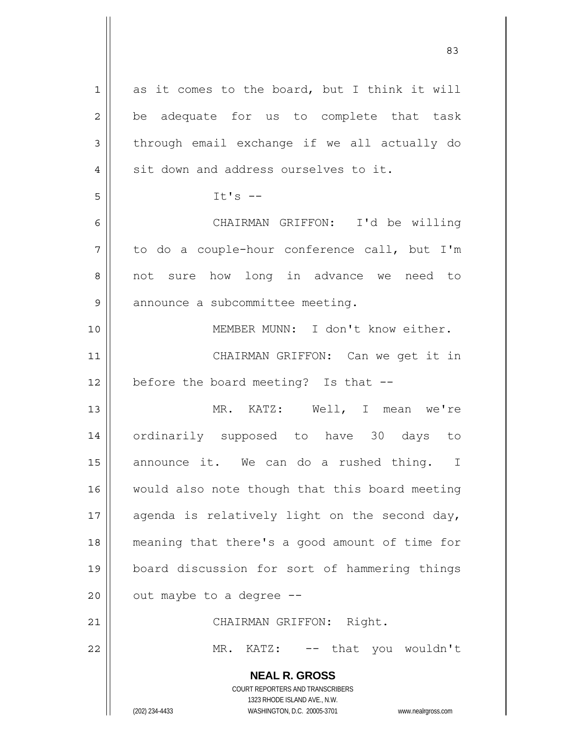as it comes to the board, but I think it will be adequate for us to complete that task through email exchange if we all actually do sit down and address ourselves to it.

It's --

CHAIRMAN GRIFFON: I'd be willing to do a couple-hour conference call, but I'm not sure how long in advance we need to announce a subcommittee meeting.

MEMBER MUNN: I don't know either.

CHAIRMAN GRIFFON: Can we get it in before the board meeting? Is that --

MR. KATZ: Well, I mean we're ordinarily supposed to have 30 days to announce it. We can do a rushed thing. I would also note though that this board meeting agenda is relatively light on the second day, meaning that there's a good amount of time for board discussion for sort of hammering things out maybe to a degree --

CHAIRMAN GRIFFON: Right.

MR. KATZ: -- that you wouldn't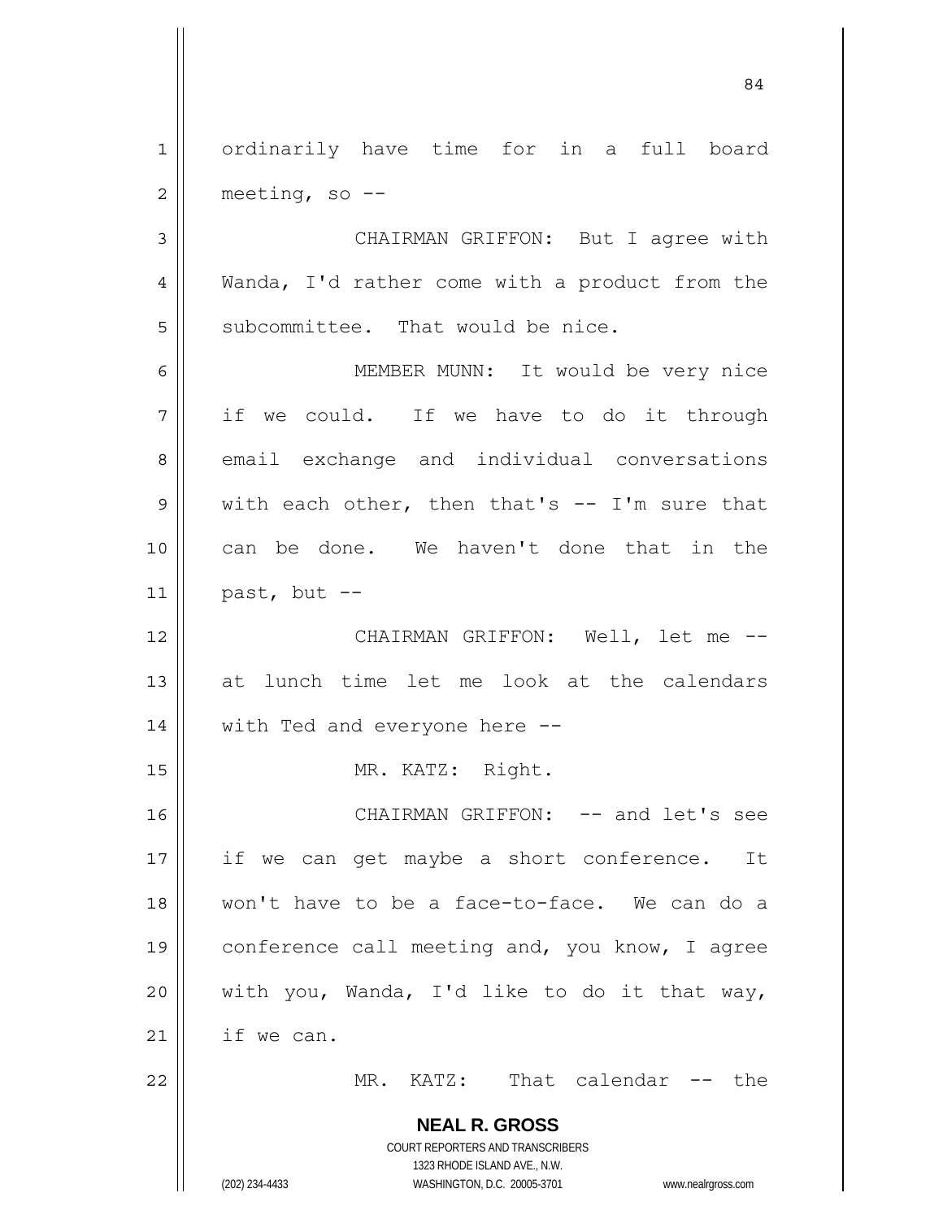ordinarily have time for in a full board meeting, so --

CHAIRMAN GRIFFON: But I agree with Wanda, I'd rather come with a product from the subcommittee. That would be nice.

MEMBER MUNN: It would be very nice if we could. If we have to do it through email exchange and individual conversations with each other, then that's -- I'm sure that can be done. We haven't done that in the past, but --

CHAIRMAN GRIFFON: Well, let me -- at lunch time let me look at the calendars with Ted and everyone here --

MR. KATZ: Right.

CHAIRMAN GRIFFON: -- and let's see if we can get maybe a short conference. It won't have to be a face-to-face. We can do a conference call meeting and, you know, I agree with you, Wanda, I'd like to do it that way, if we can.

MR. KATZ: That calendar -- the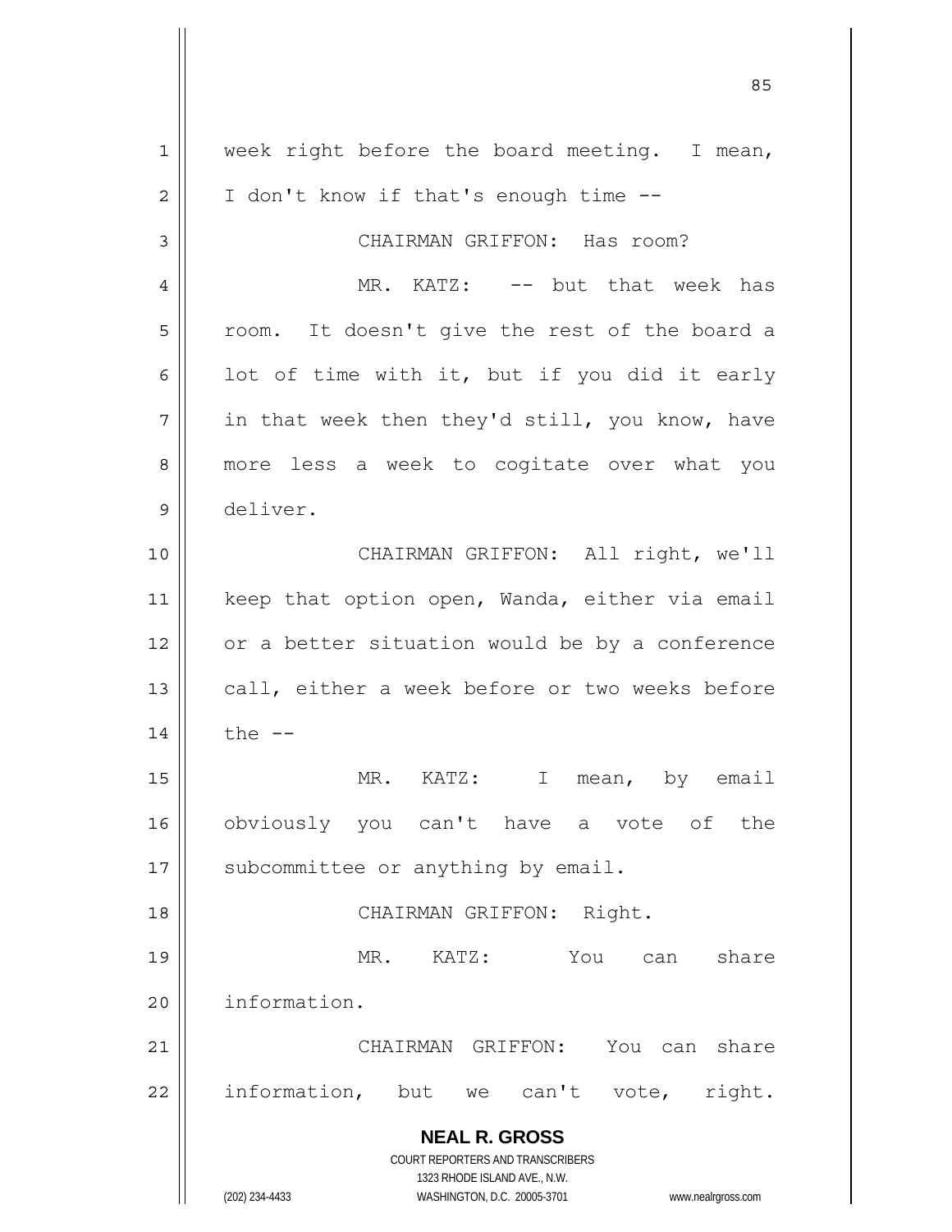week right before the board meeting. I mean, I don't know if that's enough time --

CHAIRMAN GRIFFON: Has room?

MR. KATZ: -- but that week has room. It doesn't give the rest of the board a lot of time with it, but if you did it early in that week then they'd still, you know, have more less a week to cogitate over what you deliver.

CHAIRMAN GRIFFON: All right, we'll keep that option open, Wanda, either via email or a better situation would be by a conference call, either a week before or two weeks before the --

MR. KATZ: I mean, by email obviously you can't have a vote of the subcommittee or anything by email.

CHAIRMAN GRIFFON: Right.

MR. KATZ: You can share information.

CHAIRMAN GRIFFON: You can share information, but we can't vote, right.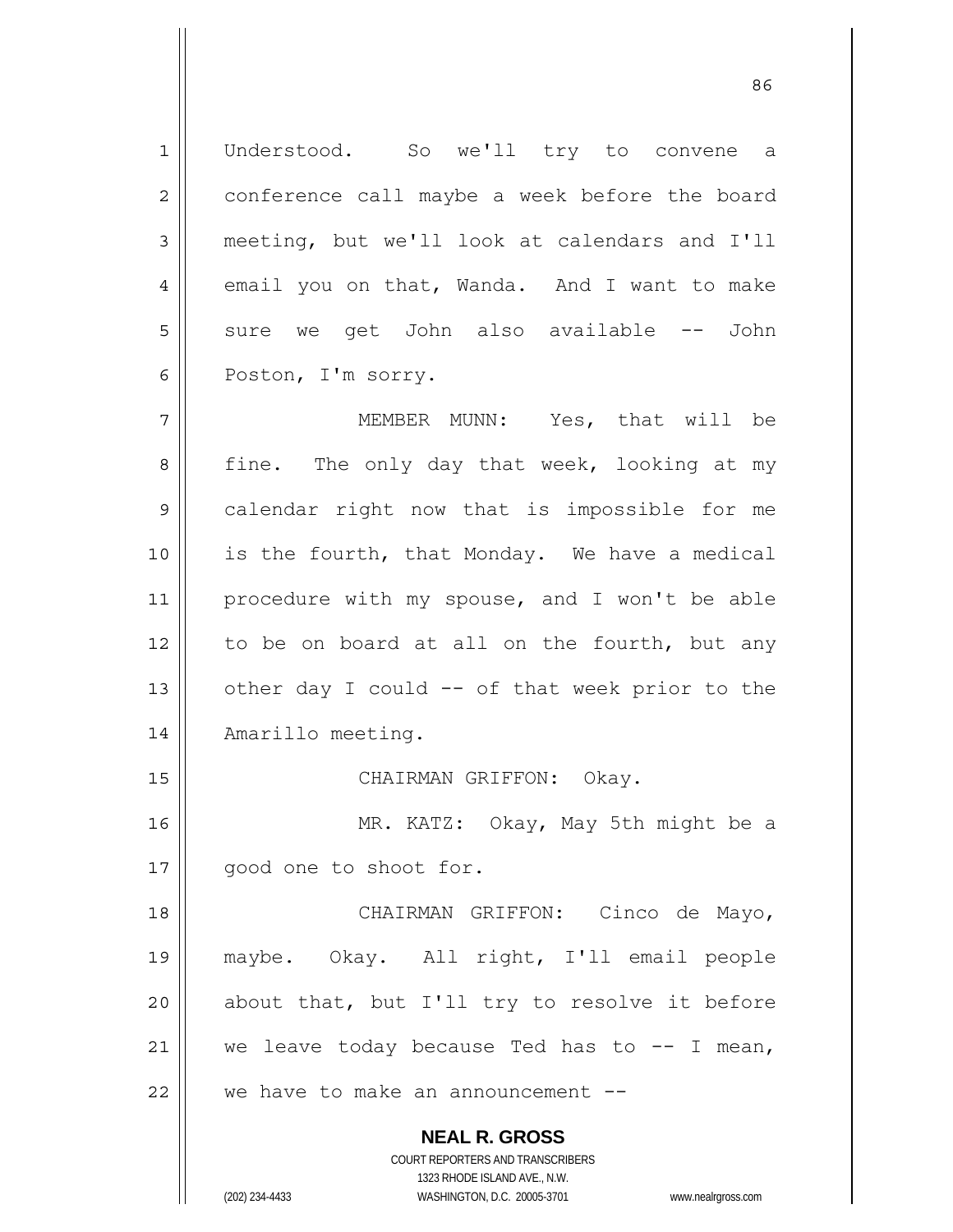Understood. So we'll try to convene a conference call maybe a week before the board meeting, but we'll look at calendars and I'll email you on that, Wanda. And I want to make sure we get John also available -- John Poston, I'm sorry.

MEMBER MUNN: Yes, that will be fine. The only day that week, looking at my calendar right now that is impossible for me is the fourth, that Monday. We have a medical procedure with my spouse, and I won't be able to be on board at all on the fourth, but any other day I could -- of that week prior to the Amarillo meeting.

CHAIRMAN GRIFFON: Okay.

MR. KATZ: Okay, May 5th might be a good one to shoot for.

CHAIRMAN GRIFFON: Cinco de Mayo, maybe. Okay. All right, I'll email people about that, but I'll try to resolve it before we leave today because Ted has to -- I mean, we have to make an announcement --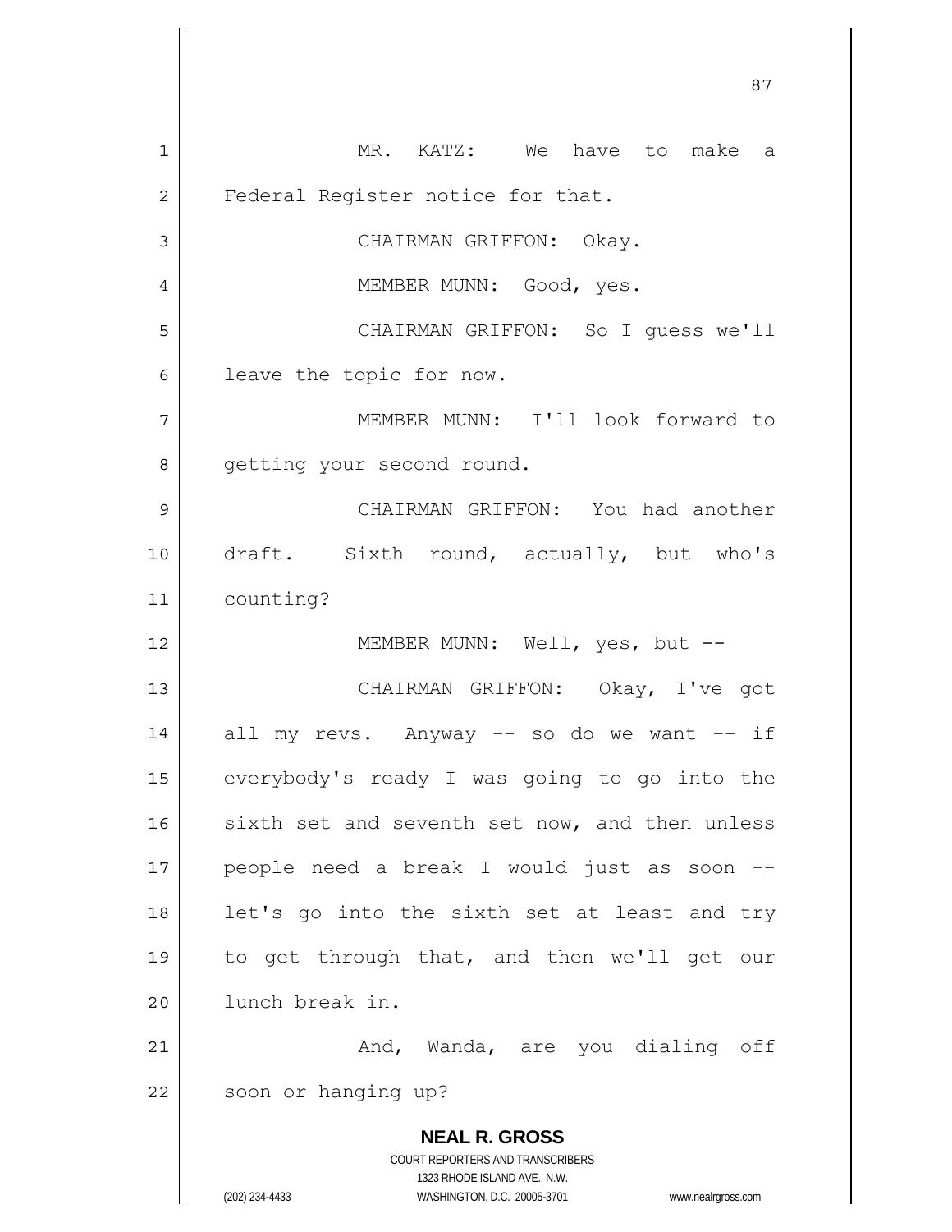MR. KATZ: We have to make a Federal Register notice for that.

CHAIRMAN GRIFFON: Okay.

MEMBER MUNN: Good, yes.

CHAIRMAN GRIFFON: So I guess we'll leave the topic for now.

MEMBER MUNN: I'll look forward to getting your second round.

CHAIRMAN GRIFFON: You had another draft. Sixth round, actually, but who's counting?

MEMBER MUNN: Well, yes, but --

CHAIRMAN GRIFFON: Okay, I've got all my revs. Anyway -- so do we want -- if everybody's ready I was going to go into the sixth set and seventh set now, and then unless people need a break I would just as soon -- let's go into the sixth set at least and try to get through that, and then we'll get our lunch break in.

And, Wanda, are you dialing off soon or hanging up?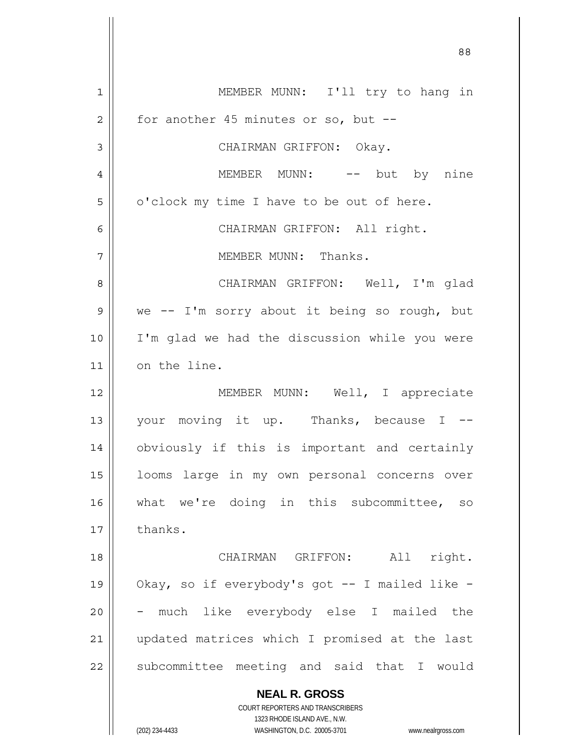MEMBER MUNN: I'll try to hang in for another 45 minutes or so, but --

CHAIRMAN GRIFFON: Okay.

MEMBER MUNN: -- but by nine o'clock my time I have to be out of here.

CHAIRMAN GRIFFON: All right.

MEMBER MUNN: Thanks.

CHAIRMAN GRIFFON: Well, I'm glad we -- I'm sorry about it being so rough, but I'm glad we had the discussion while you were on the line.

MEMBER MUNN: Well, I appreciate your moving it up. Thanks, because I -- obviously if this is important and certainly looms large in my own personal concerns over what we're doing in this subcommittee, so thanks.

CHAIRMAN GRIFFON: All right. Okay, so if everybody's got -- I mailed like -- much like everybody else I mailed the updated matrices which I promised at the last subcommittee meeting and said that I would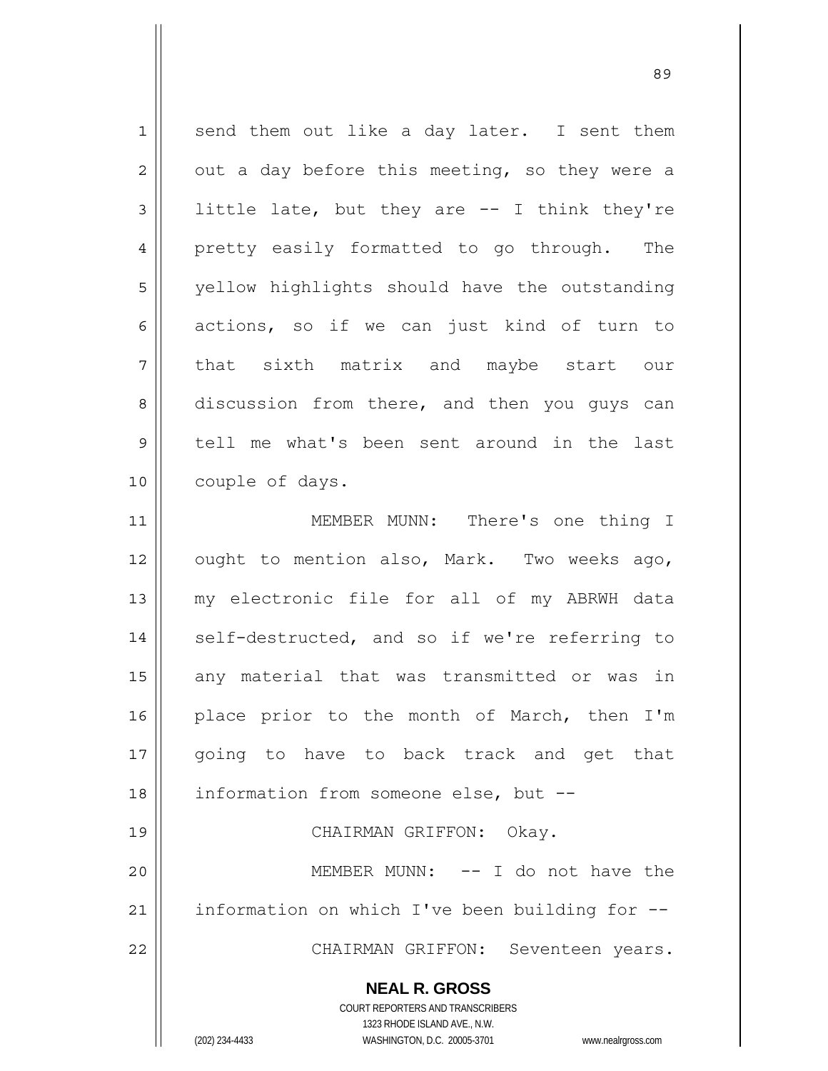send them out like a day later. I sent them out a day before this meeting, so they were a little late, but they are -- I think they're pretty easily formatted to go through. The yellow highlights should have the outstanding actions, so if we can just kind of turn to that sixth matrix and maybe start our discussion from there, and then you guys can tell me what's been sent around in the last couple of days.

MEMBER MUNN: There's one thing I ought to mention also, Mark. Two weeks ago, my electronic file for all of my ABRWH data self-destructed, and so if we're referring to any material that was transmitted or was in place prior to the month of March, then I'm going to have to back track and get that information from someone else, but --

CHAIRMAN GRIFFON: Okay.

MEMBER MUNN: -- I do not have the information on which I've been building for --

CHAIRMAN GRIFFON: Seventeen years.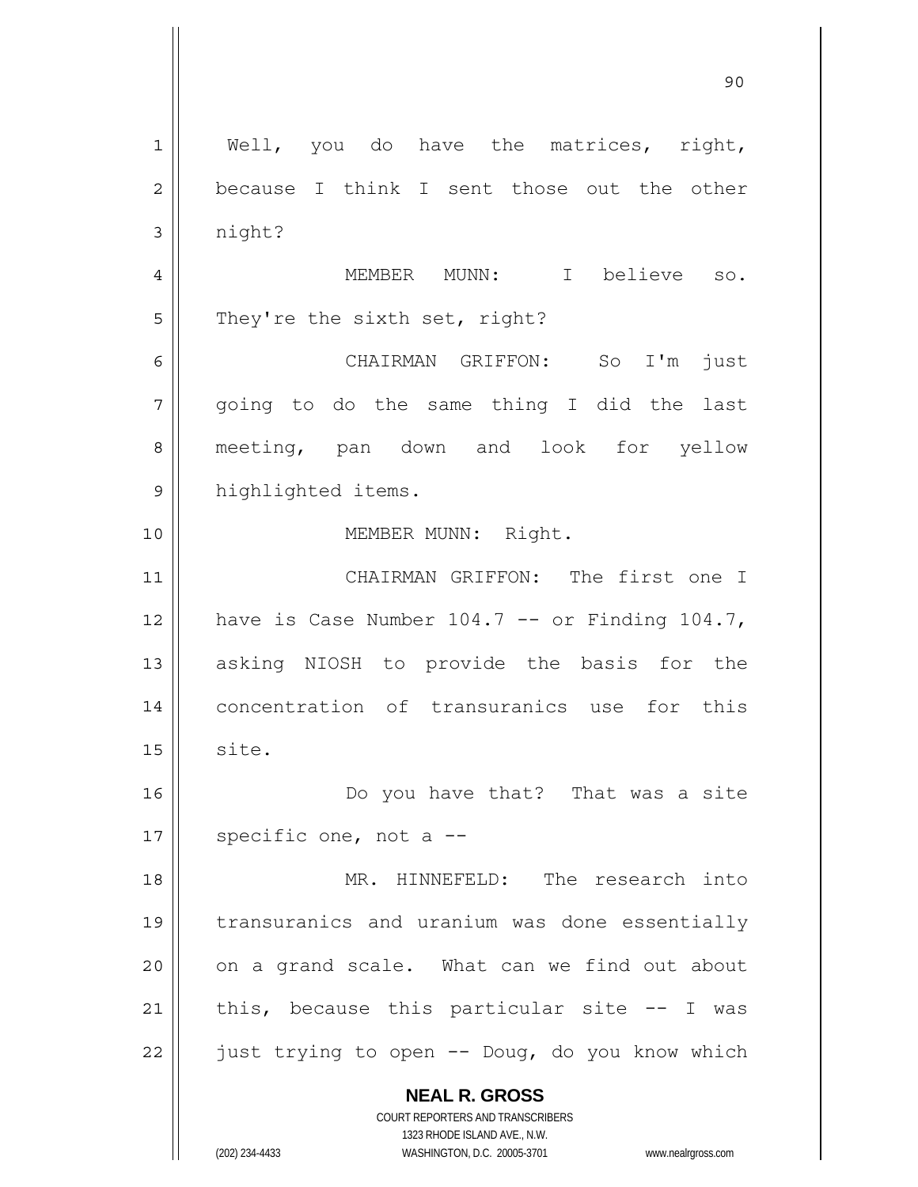Well, you do have the matrices, right, because I think I sent those out the other night?

MEMBER MUNN: I believe so. They're the sixth set, right?

CHAIRMAN GRIFFON: So I'm just going to do the same thing I did the last meeting, pan down and look for yellow highlighted items.

MEMBER MUNN: Right.

CHAIRMAN GRIFFON: The first one I have is Case Number 104.7 -- or Finding 104.7, asking NIOSH to provide the basis for the concentration of transuranics use for this site.

Do you have that? That was a site specific one, not a --

MR. HINNEFELD: The research into transuranics and uranium was done essentially on a grand scale. What can we find out about this, because this particular site -- I was just trying to open -- Doug, do you know which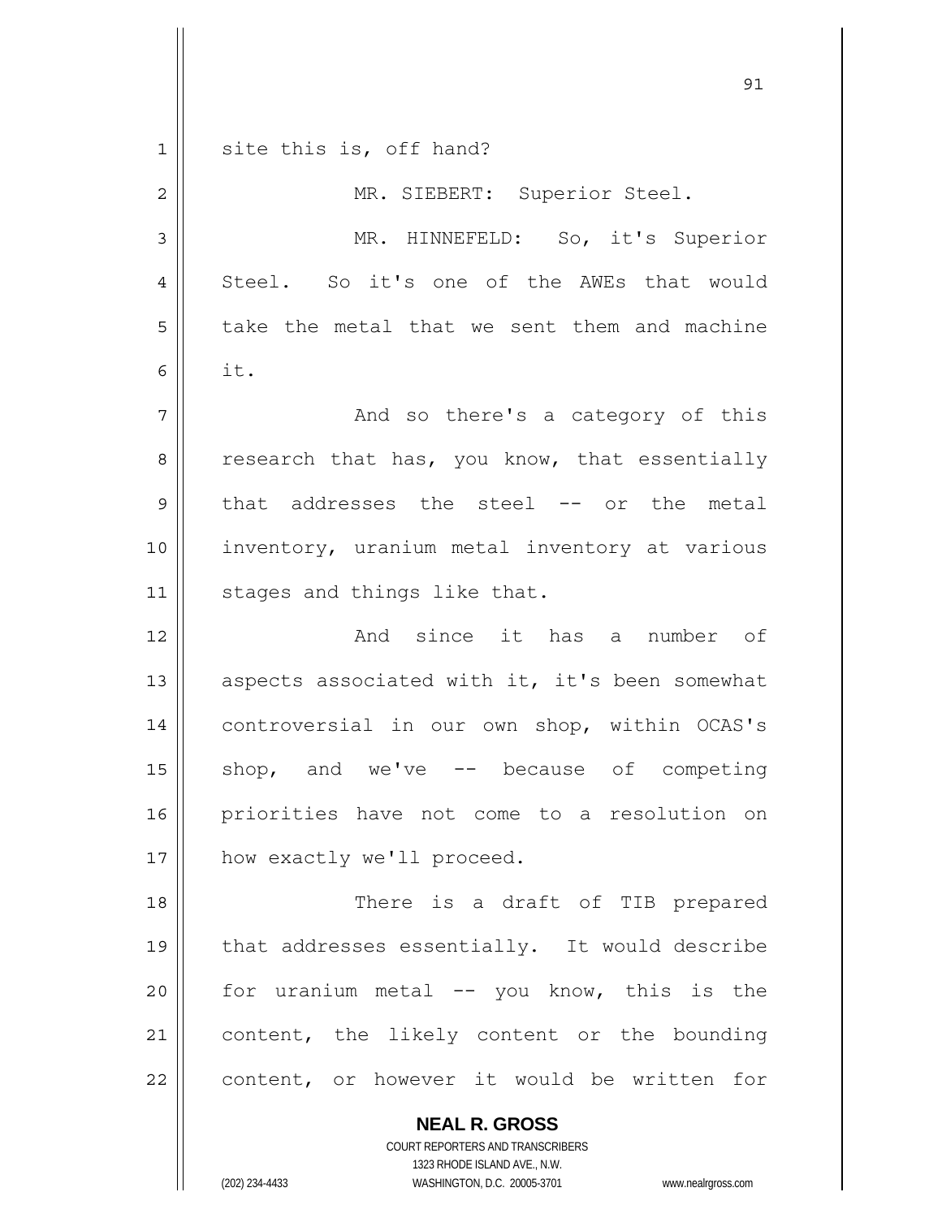site this is, off hand?

MR. SIEBERT: Superior Steel.

MR. HINNEFELD: So, it's Superior Steel. So it's one of the AWEs that would take the metal that we sent them and machine it.

And so there's a category of this research that has, you know, that essentially that addresses the steel -- or the metal inventory, uranium metal inventory at various stages and things like that.

And since it has a number of aspects associated with it, it's been somewhat controversial in our own shop, within OCAS's shop, and we've -- because of competing priorities have not come to a resolution on how exactly we'll proceed.

There is a draft of TIB prepared that addresses essentially. It would describe for uranium metal -- you know, this is the content, the likely content or the bounding content, or however it would be written for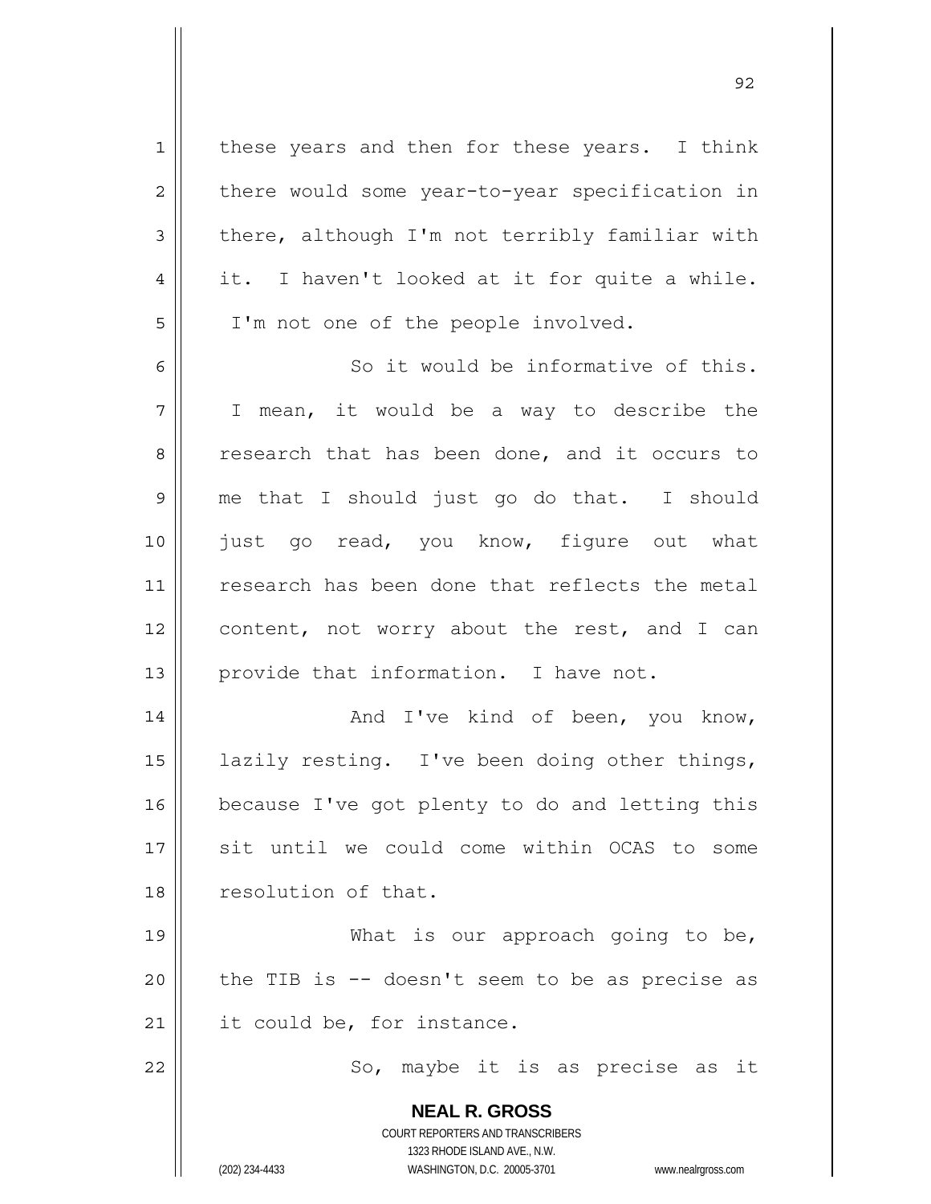these years and then for these years. I think there would some year-to-year specification in there, although I'm not terribly familiar with it. I haven't looked at it for quite a while. I'm not one of the people involved.

So it would be informative of this. I mean, it would be a way to describe the research that has been done, and it occurs to me that I should just go do that. I should just go read, you know, figure out what research has been done that reflects the metal content, not worry about the rest, and I can provide that information. I have not.

And I've kind of been, you know, lazily resting. I've been doing other things, because I've got plenty to do and letting this sit until we could come within OCAS to some resolution of that.

What is our approach going to be, the TIB is -- doesn't seem to be as precise as it could be, for instance.

So, maybe it is as precise as it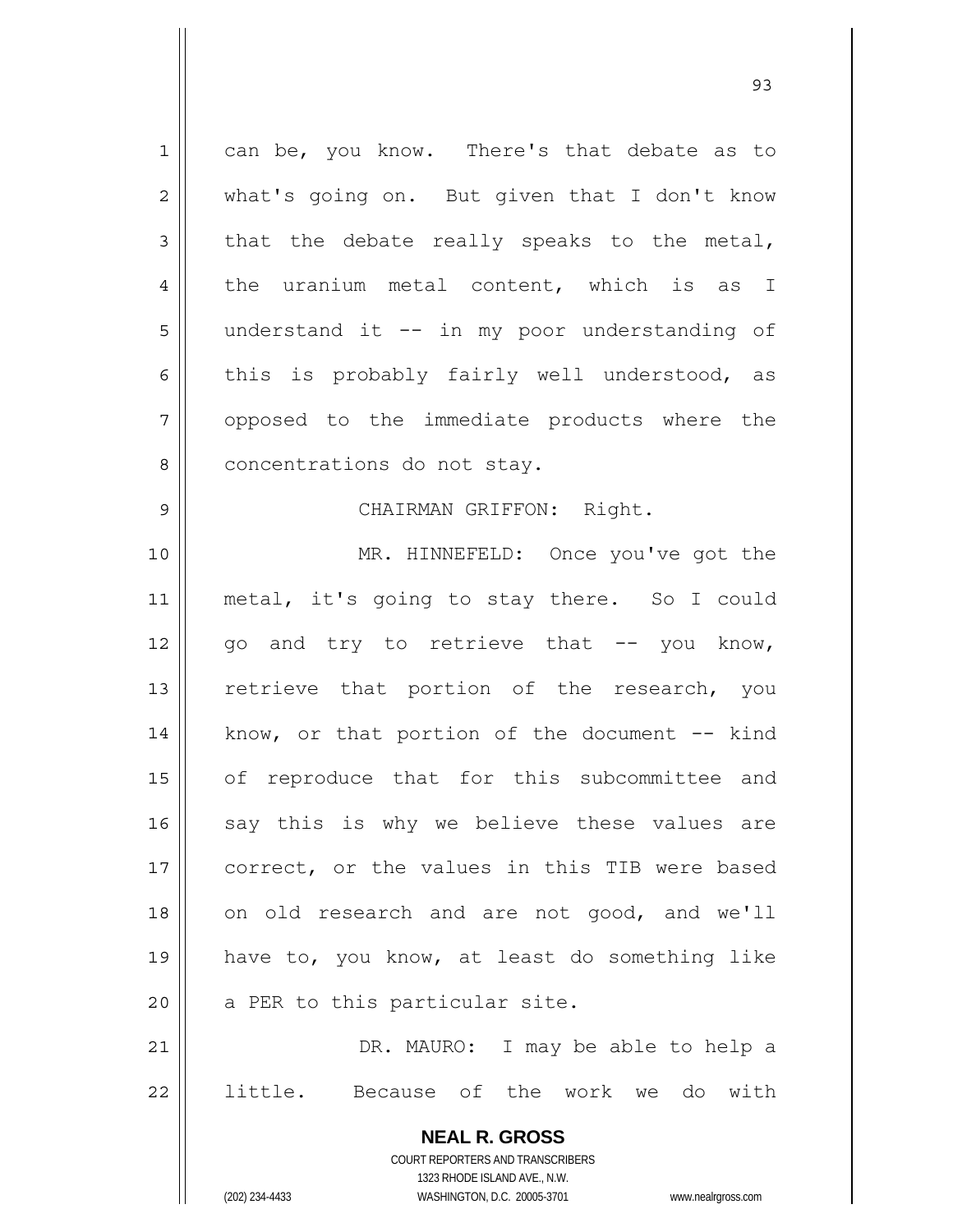can be, you know. There's that debate as to what's going on. But given that I don't know that the debate really speaks to the metal, the uranium metal content, which is as I understand it -- in my poor understanding of this is probably fairly well understood, as opposed to the immediate products where the concentrations do not stay.

CHAIRMAN GRIFFON: Right.

MR. HINNEFELD: Once you've got the metal, it's going to stay there. So I could go and try to retrieve that -- you know, retrieve that portion of the research, you know, or that portion of the document -- kind of reproduce that for this subcommittee and say this is why we believe these values are correct, or the values in this TIB were based on old research and are not good, and we'll have to, you know, at least do something like a PER to this particular site.

DR. MAURO: I may be able to help a little. Because of the work we do with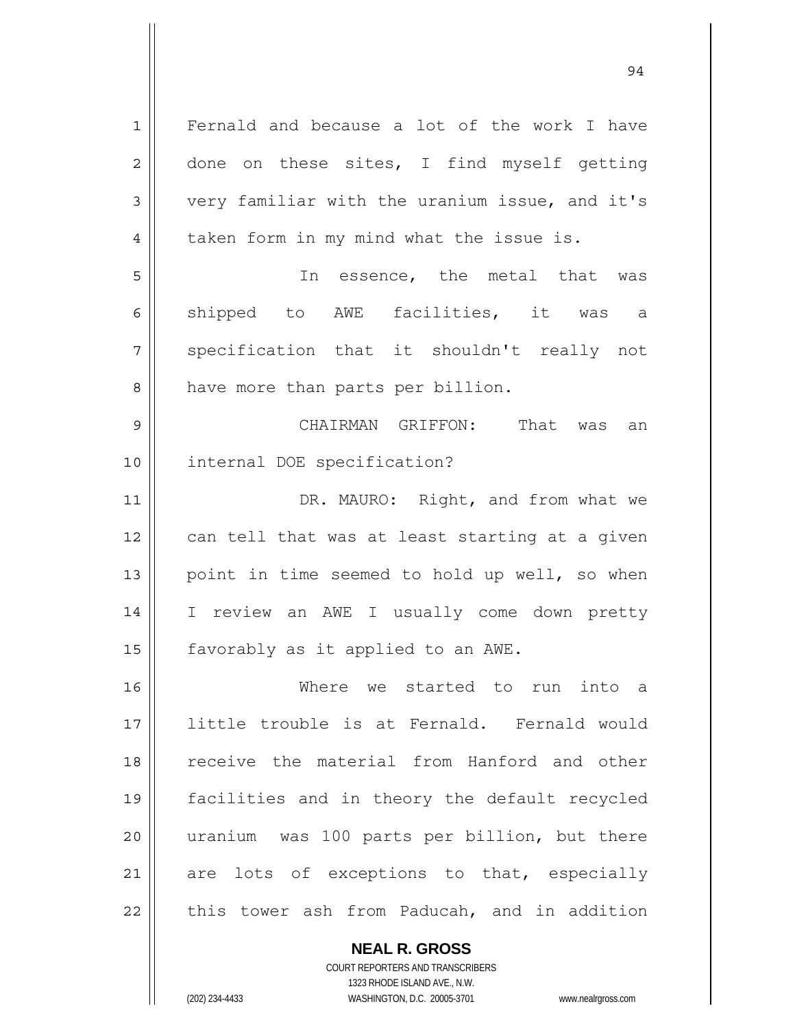Fernald and because a lot of the work I have done on these sites, I find myself getting very familiar with the uranium issue, and it's taken form in my mind what the issue is.

In essence, the metal that was shipped to AWE facilities, it was a specification that it shouldn't really not have more than parts per billion.

CHAIRMAN GRIFFON: That was an internal DOE specification?

DR. MAURO: Right, and from what we can tell that was at least starting at a given point in time seemed to hold up well, so when I review an AWE I usually come down pretty favorably as it applied to an AWE.

Where we started to run into a little trouble is at Fernald. Fernald would receive the material from Hanford and other facilities and in theory the default recycled uranium was 100 parts per billion, but there are lots of exceptions to that, especially this tower ash from Paducah, and in addition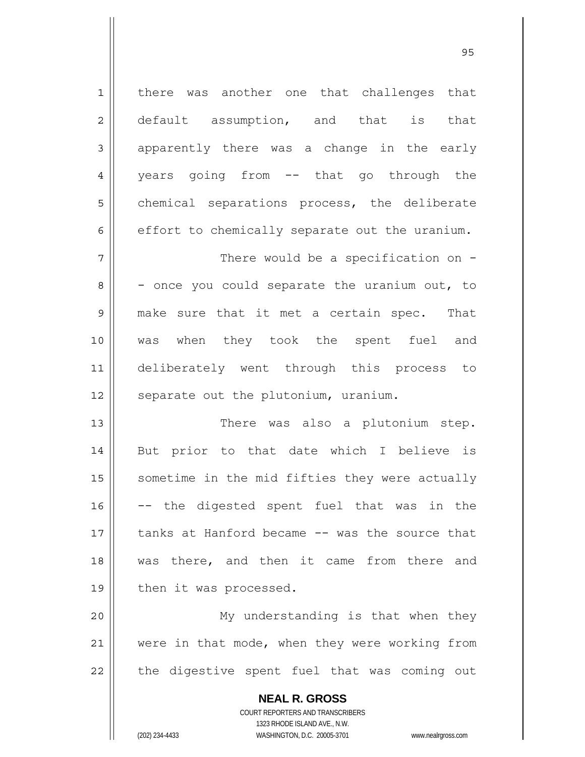there was another one that challenges that default assumption, and that is that apparently there was a change in the early years going from -- that go through the chemical separations process, the deliberate effort to chemically separate out the uranium.

There would be a specification on -- once you could separate the uranium out, to make sure that it met a certain spec. That was when they took the spent fuel and deliberately went through this process to separate out the plutonium, uranium.

There was also a plutonium step. But prior to that date which I believe is sometime in the mid fifties they were actually -- the digested spent fuel that was in the tanks at Hanford became -- was the source that was there, and then it came from there and then it was processed.

My understanding is that when they were in that mode, when they were working from the digestive spent fuel that was coming out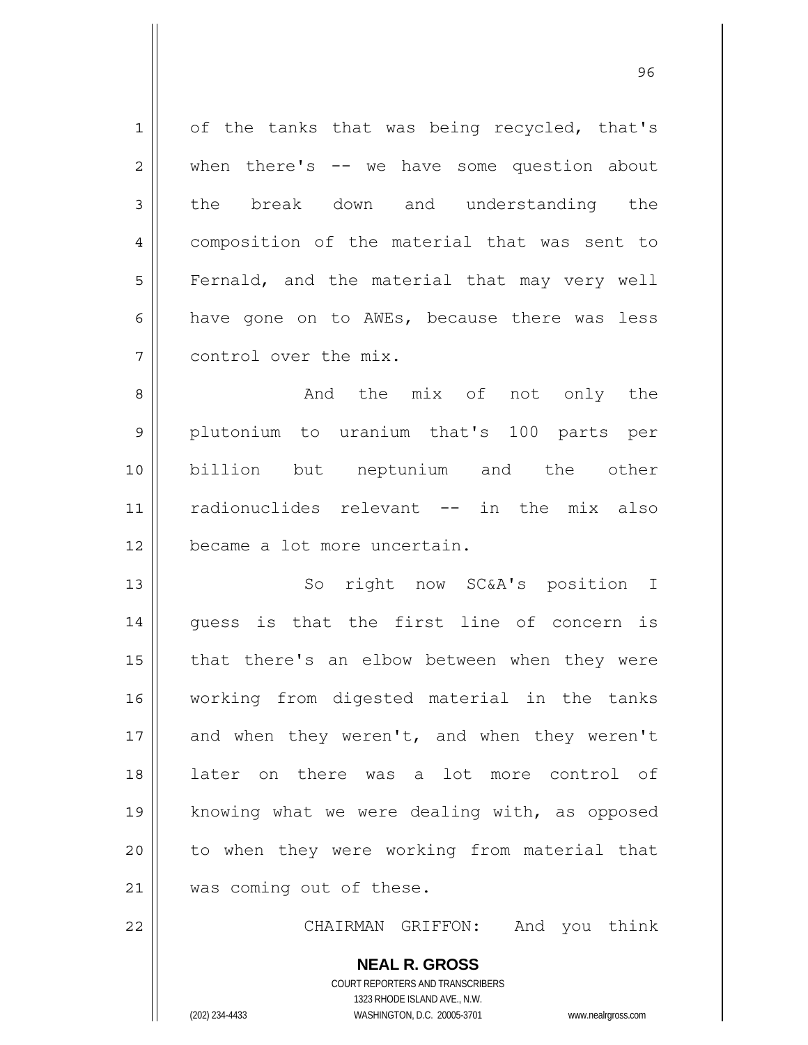of the tanks that was being recycled, that's when there's -- we have some question about the break down and understanding the composition of the material that was sent to Fernald, and the material that may very well have gone on to AWEs, because there was less control over the mix.

And the mix of not only the plutonium to uranium that's 100 parts per billion but neptunium and the other radionuclides relevant -- in the mix also became a lot more uncertain.

So right now SC&A's position I guess is that the first line of concern is that there's an elbow between when they were working from digested material in the tanks and when they weren't, and when they weren't later on there was a lot more control of knowing what we were dealing with, as opposed to when they were working from material that was coming out of these.

CHAIRMAN GRIFFON: And you think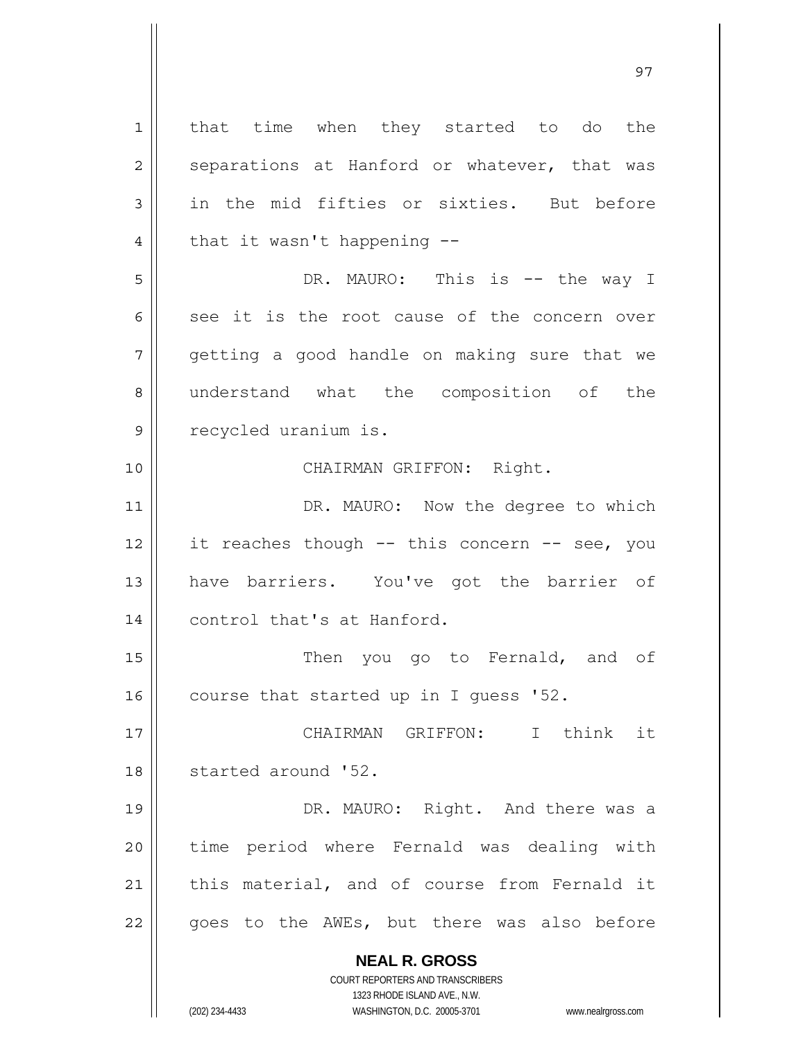that time when they started to do the separations at Hanford or whatever, that was in the mid fifties or sixties. But before that it wasn't happening --

DR. MAURO: This is -- the way I see it is the root cause of the concern over getting a good handle on making sure that we understand what the composition of the recycled uranium is.

CHAIRMAN GRIFFON: Right.

DR. MAURO: Now the degree to which it reaches though -- this concern -- see, you have barriers. You've got the barrier of control that's at Hanford.

Then you go to Fernald, and of course that started up in I guess '52.

CHAIRMAN GRIFFON: I think it started around '52.

DR. MAURO: Right. And there was a time period where Fernald was dealing with this material, and of course from Fernald it goes to the AWEs, but there was also before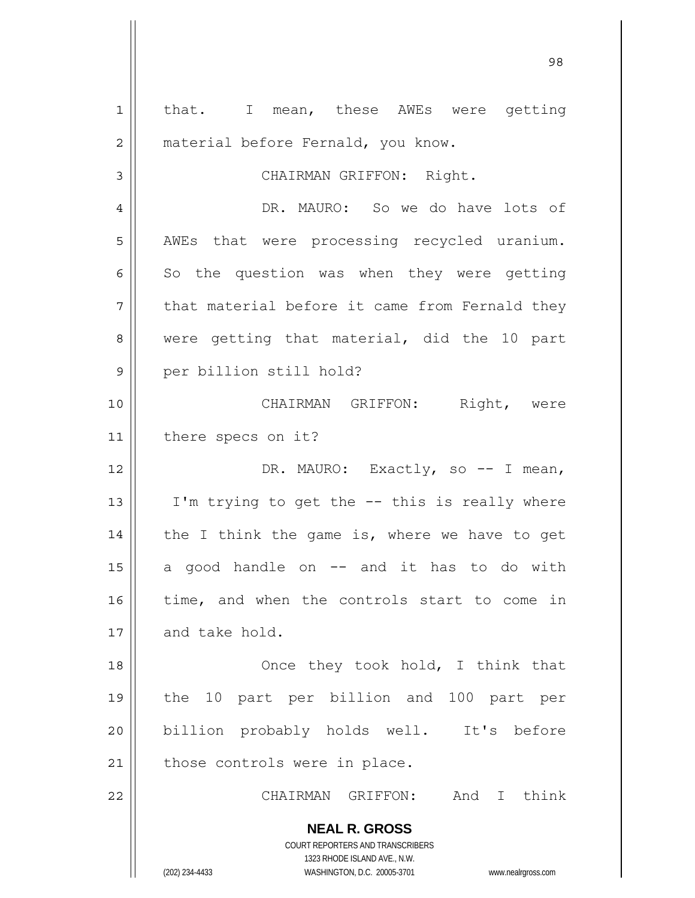that. I mean, these AWEs were getting material before Fernald, you know.

CHAIRMAN GRIFFON: Right.

DR. MAURO: So we do have lots of AWEs that were processing recycled uranium. So the question was when they were getting that material before it came from Fernald they were getting that material, did the 10 part per billion still hold?

CHAIRMAN GRIFFON: Right, were there specs on it?

DR. MAURO: Exactly, so -- I mean, I'm trying to get the -- this is really where the I think the game is, where we have to get a good handle on -- and it has to do with time, and when the controls start to come in and take hold.

Once they took hold, I think that the 10 part per billion and 100 part per billion probably holds well. It's before those controls were in place.

CHAIRMAN GRIFFON: And I think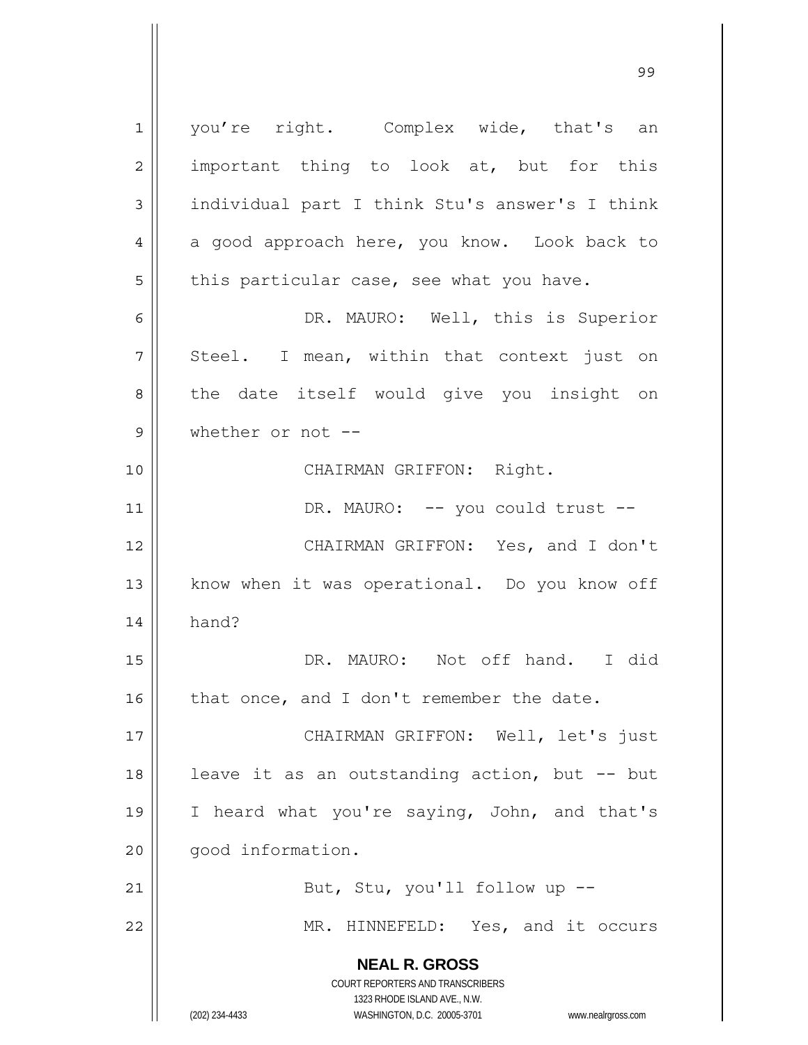you're right. Complex wide, that's an important thing to look at, but for this individual part I think Stu's answer's I think a good approach here, you know. Look back to this particular case, see what you have.

DR. MAURO: Well, this is Superior Steel. I mean, within that context just on the date itself would give you insight on whether or not --

CHAIRMAN GRIFFON: Right.

DR. MAURO: -- you could trust --

CHAIRMAN GRIFFON: Yes, and I don't know when it was operational. Do you know off hand?

DR. MAURO: Not off hand. I did that once, and I don't remember the date.

CHAIRMAN GRIFFON: Well, let's just leave it as an outstanding action, but -- but I heard what you're saying, John, and that's good information.

But, Stu, you'll follow up --

MR. HINNEFELD: Yes, and it occurs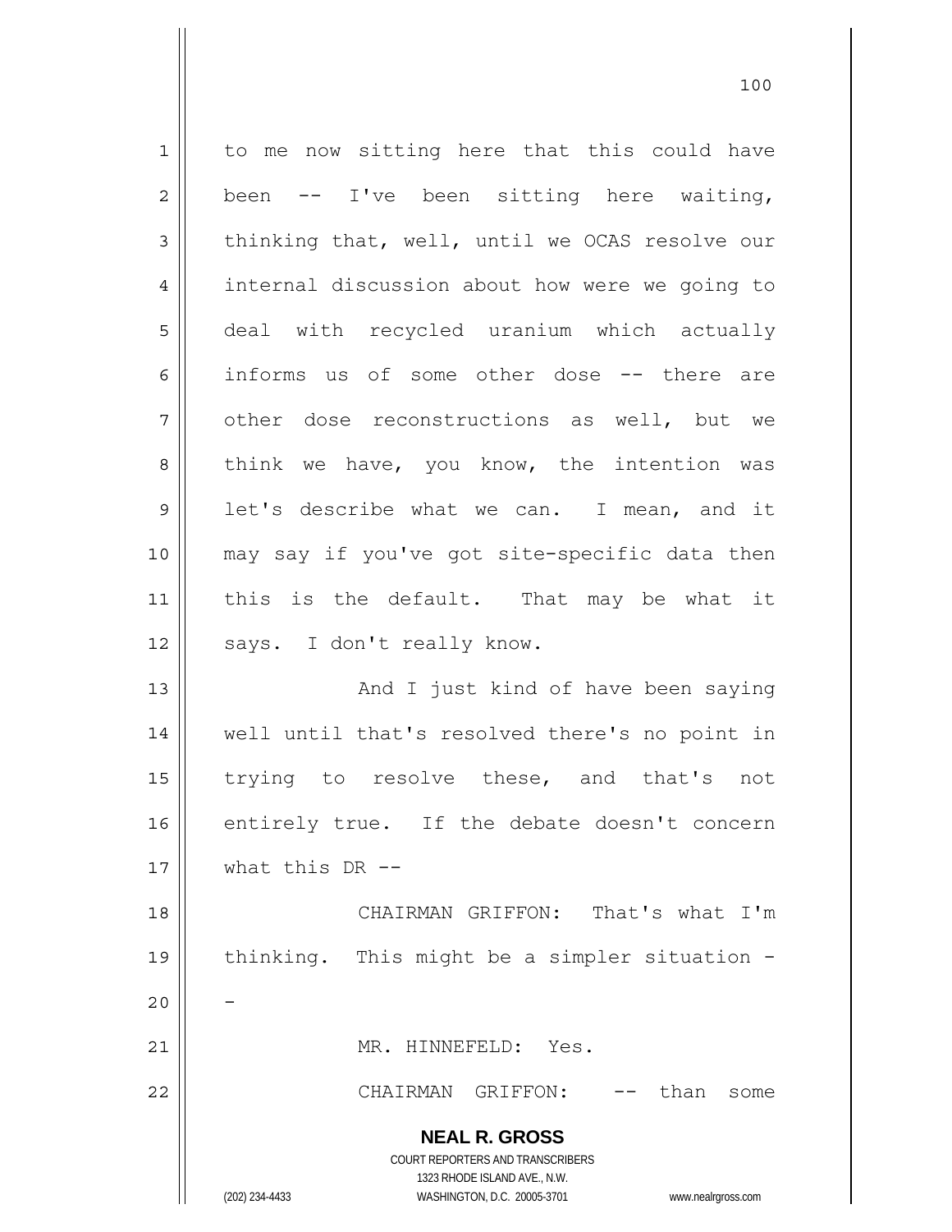to me now sitting here that this could have been -- I've been sitting here waiting, thinking that, well, until we OCAS resolve our internal discussion about how were we going to deal with recycled uranium which actually informs us of some other dose -- there are other dose reconstructions as well, but we think we have, you know, the intention was let's describe what we can. I mean, and it may say if you've got site-specific data then this is the default. That may be what it says. I don't really know.

And I just kind of have been saying well until that's resolved there's no point in trying to resolve these, and that's not entirely true. If the debate doesn't concern what this DR --

CHAIRMAN GRIFFON: That's what I'm thinking. This might be a simpler situation --

MR. HINNEFELD: Yes.

CHAIRMAN GRIFFON: -- than some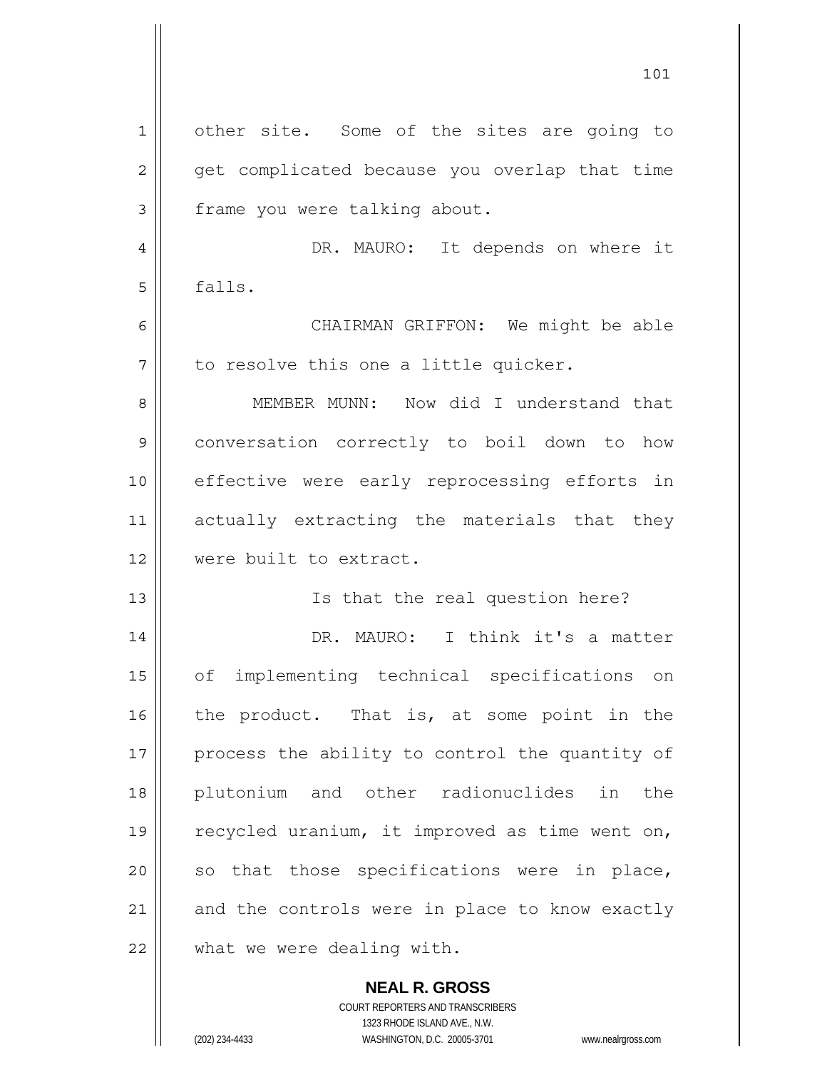other site. Some of the sites are going to get complicated because you overlap that time frame you were talking about.

DR. MAURO: It depends on where it falls.

CHAIRMAN GRIFFON: We might be able to resolve this one a little quicker.

MEMBER MUNN: Now did I understand that conversation correctly to boil down to how effective were early reprocessing efforts in actually extracting the materials that they were built to extract.

Is that the real question here?

DR. MAURO: I think it's a matter of implementing technical specifications on the product. That is, at some point in the process the ability to control the quantity of plutonium and other radionuclides in the recycled uranium, it improved as time went on, so that those specifications were in place, and the controls were in place to know exactly what we were dealing with.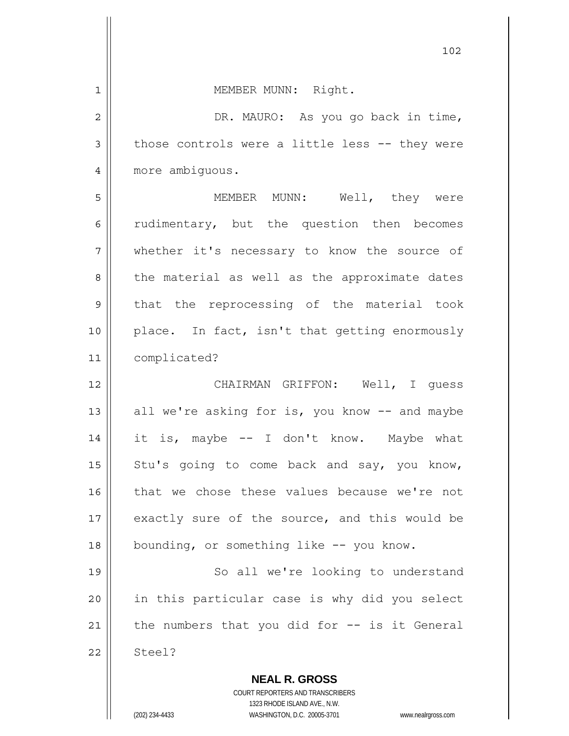MEMBER MUNN: Right.

DR. MAURO: As you go back in time, those controls were a little less -- they were more ambiguous.

MEMBER MUNN: Well, they were rudimentary, but the question then becomes whether it's necessary to know the source of the material as well as the approximate dates that the reprocessing of the material took place. In fact, isn't that getting enormously complicated?

CHAIRMAN GRIFFON: Well, I guess all we're asking for is, you know -- and maybe it is, maybe -- I don't know. Maybe what Stu's going to come back and say, you know, that we chose these values because we're not exactly sure of the source, and this would be bounding, or something like -- you know.

So all we're looking to understand in this particular case is why did you select the numbers that you did for -- is it General Steel?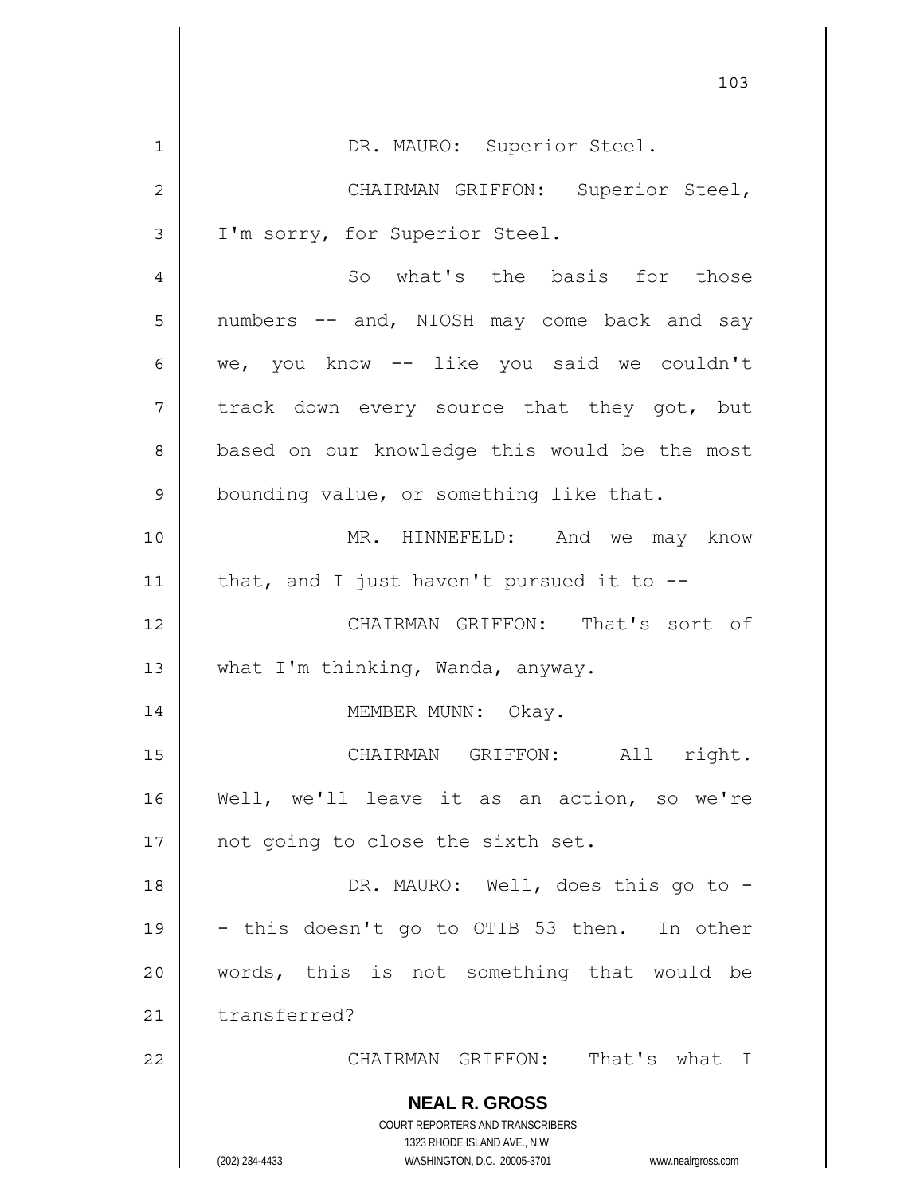DR. MAURO: Superior Steel.

CHAIRMAN GRIFFON: Superior Steel, I'm sorry, for Superior Steel.

So what's the basis for those numbers -- and, NIOSH may come back and say we, you know -- like you said we couldn't track down every source that they got, but based on our knowledge this would be the most bounding value, or something like that.

MR. HINNEFELD: And we may know that, and I just haven't pursued it to --

CHAIRMAN GRIFFON: That's sort of what I'm thinking, Wanda, anyway.

MEMBER MUNN: Okay.

CHAIRMAN GRIFFON: All right. Well, we'll leave it as an action, so we're not going to close the sixth set.

DR. MAURO: Well, does this go to -- this doesn't go to OTIB 53 then. In other words, this is not something that would be transferred?

CHAIRMAN GRIFFON: That's what I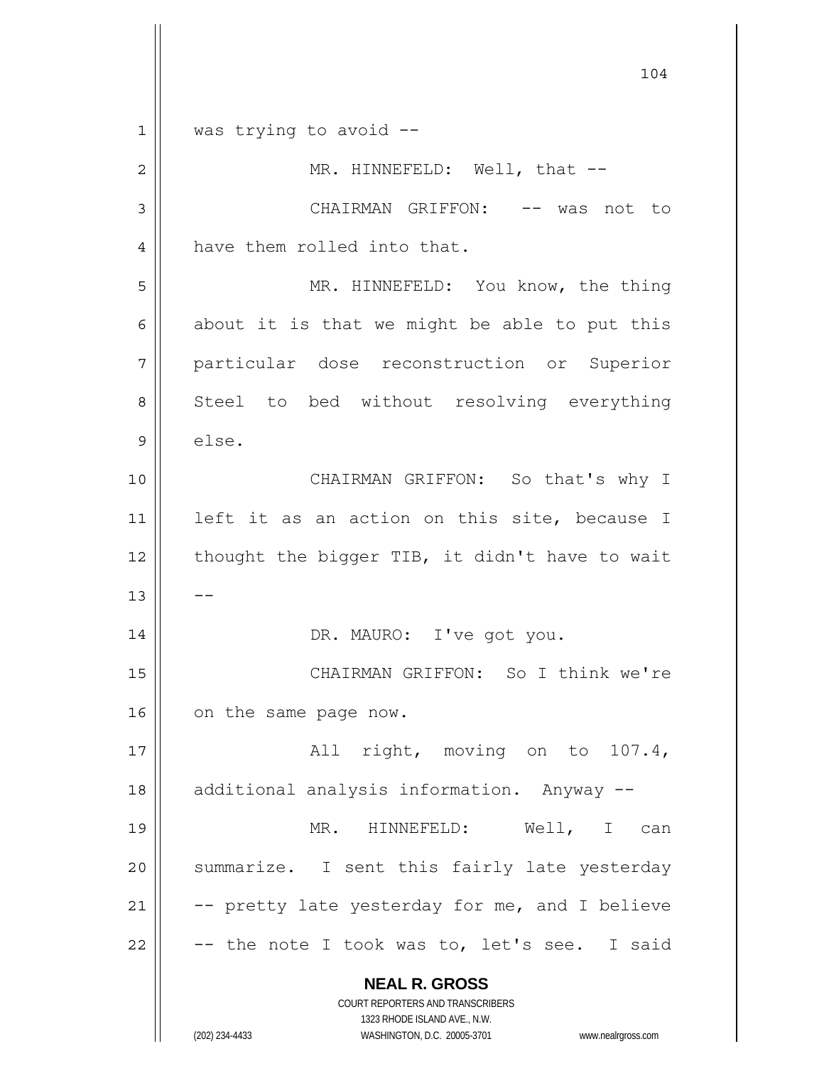was trying to avoid --

MR. HINNEFELD: Well, that --

CHAIRMAN GRIFFON: -- was not to have them rolled into that.

MR. HINNEFELD: You know, the thing about it is that we might be able to put this particular dose reconstruction or Superior Steel to bed without resolving everything else.

CHAIRMAN GRIFFON: So that's why I left it as an action on this site, because I thought the bigger TIB, it didn't have to wait --

DR. MAURO: I've got you.

CHAIRMAN GRIFFON: So I think we're on the same page now.

All right, moving on to 107.4, additional analysis information. Anyway --

MR. HINNEFELD: Well, I can summarize. I sent this fairly late yesterday -- pretty late yesterday for me, and I believe -- the note I took was to, let's see. I said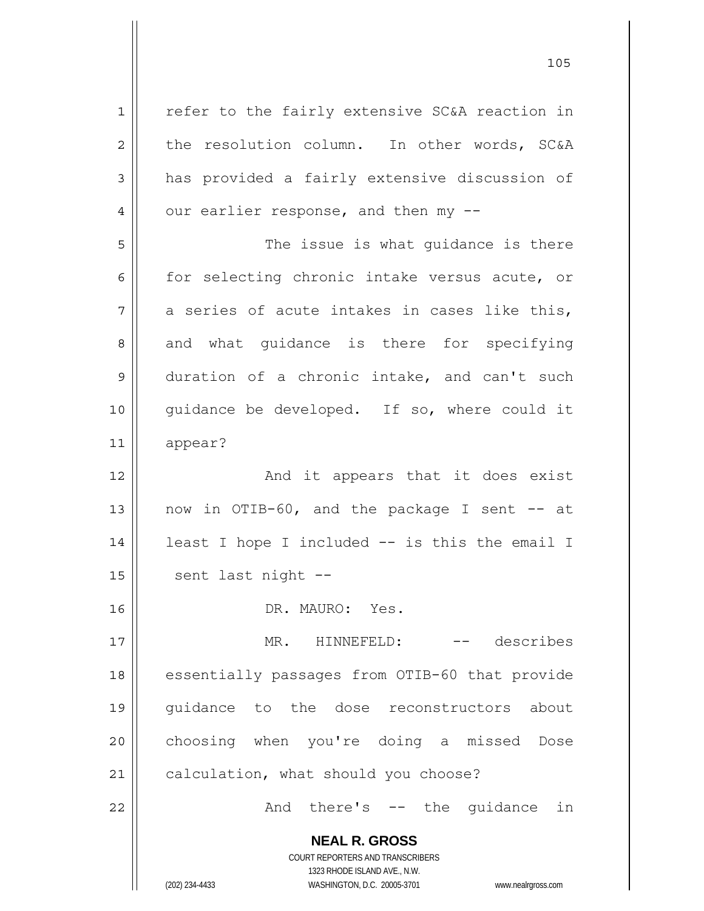refer to the fairly extensive SC&A reaction in the resolution column. In other words, SC&A has provided a fairly extensive discussion of our earlier response, and then my --

The issue is what guidance is there for selecting chronic intake versus acute, or a series of acute intakes in cases like this, and what guidance is there for specifying duration of a chronic intake, and can't such guidance be developed. If so, where could it appear?

And it appears that it does exist now in OTIB-60, and the package I sent -- at least I hope I included -- is this the email I sent last night --

DR. MAURO: Yes.

MR. HINNEFELD: -- describes essentially passages from OTIB-60 that provide guidance to the dose reconstructors about choosing when you're doing a missed Dose calculation, what should you choose?

And there's -- the guidance in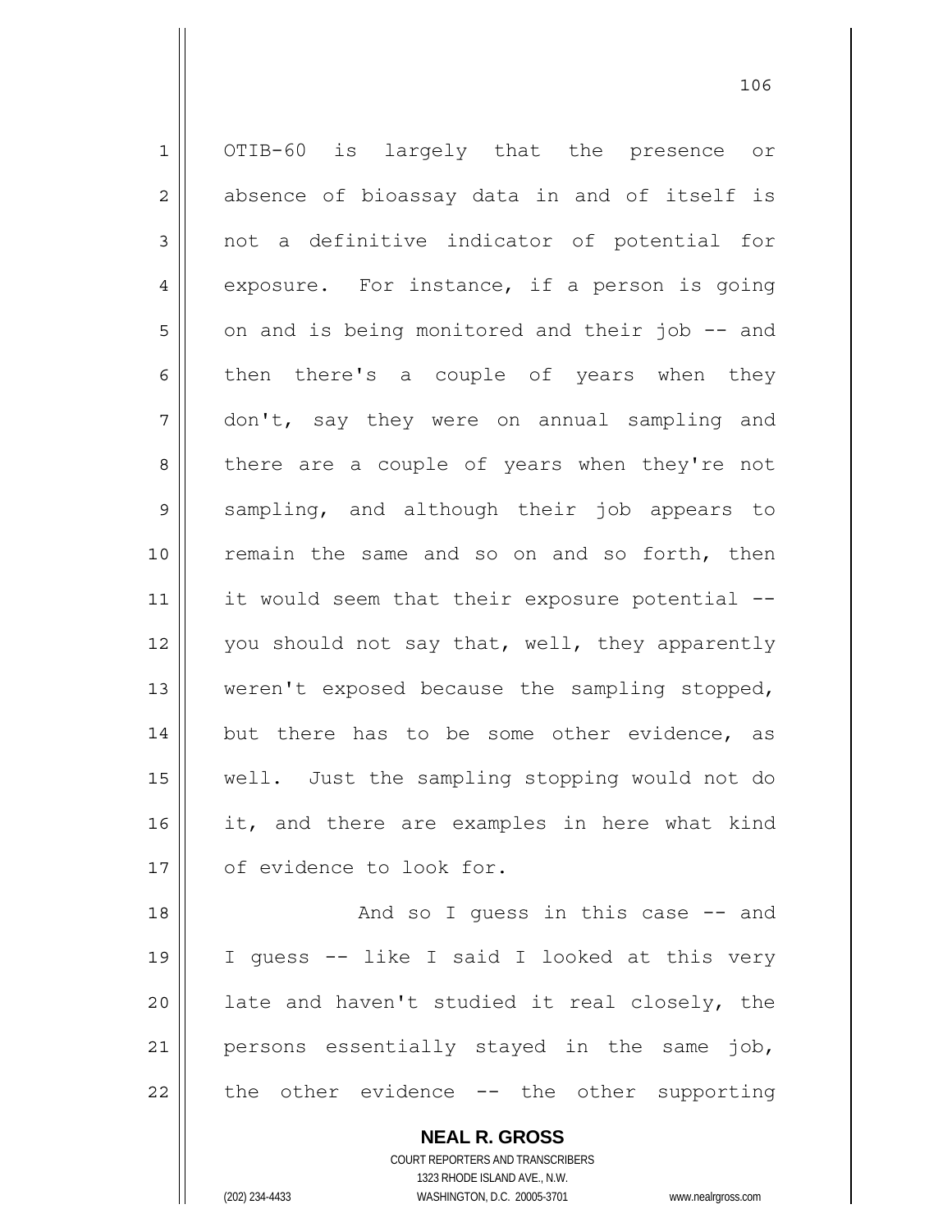OTIB-60 is largely that the presence or absence of bioassay data in and of itself is not a definitive indicator of potential for exposure. For instance, if a person is going on and is being monitored and their job -- and then there's a couple of years when they don't, say they were on annual sampling and there are a couple of years when they're not sampling, and although their job appears to remain the same and so on and so forth, then it would seem that their exposure potential -- you should not say that, well, they apparently weren't exposed because the sampling stopped, but there has to be some other evidence, as well. Just the sampling stopping would not do it, and there are examples in here what kind of evidence to look for.

And so I guess in this case -- and I guess -- like I said I looked at this very late and haven't studied it real closely, the persons essentially stayed in the same job, the other evidence -- the other supporting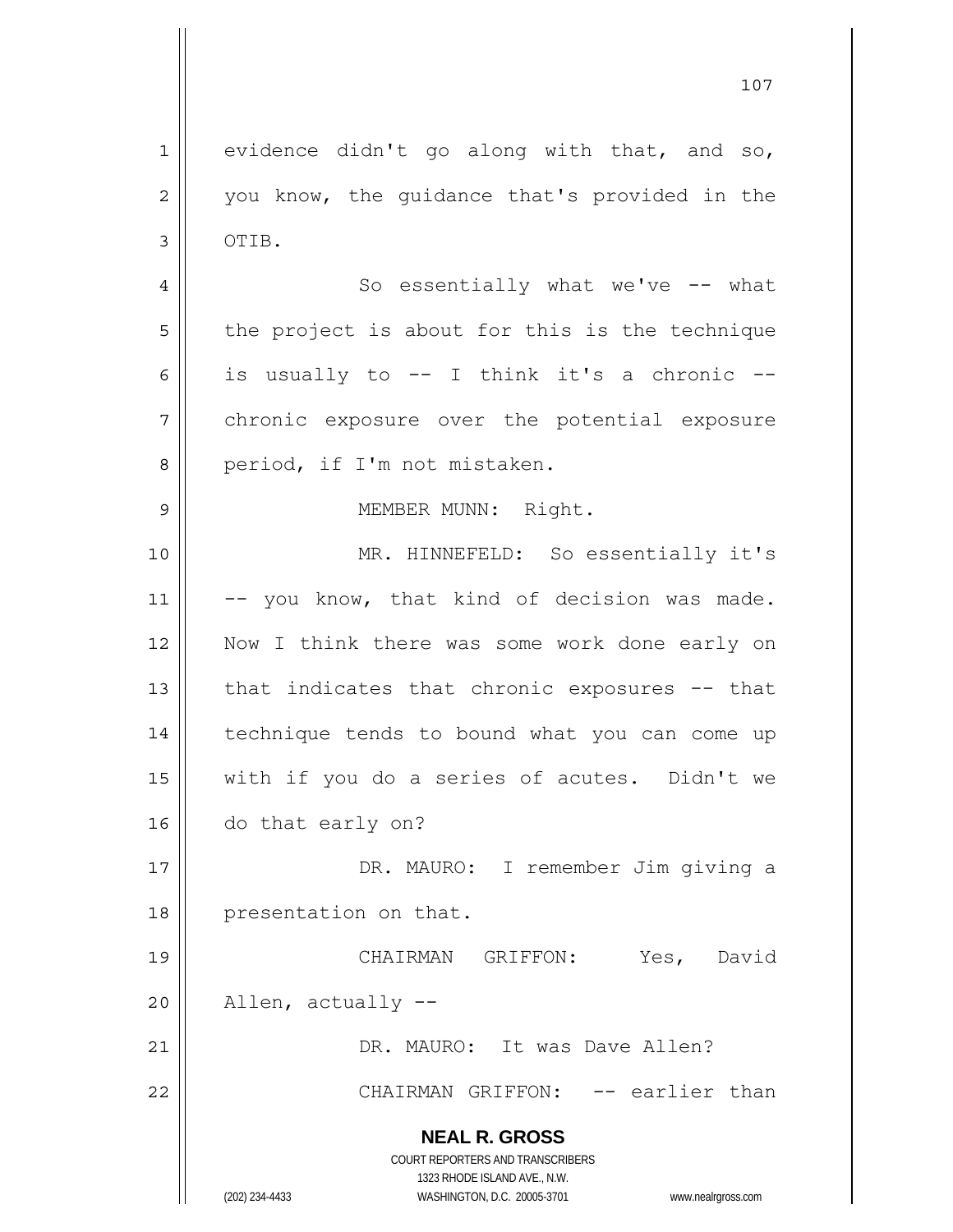evidence didn't go along with that, and so, you know, the guidance that's provided in the OTIB.

So essentially what we've -- what the project is about for this is the technique is usually to -- I think it's a chronic -- chronic exposure over the potential exposure period, if I'm not mistaken.

MEMBER MUNN: Right.

MR. HINNEFELD: So essentially it's -- you know, that kind of decision was made. Now I think there was some work done early on that indicates that chronic exposures -- that technique tends to bound what you can come up with if you do a series of acutes. Didn't we do that early on?

DR. MAURO: I remember Jim giving a presentation on that.

CHAIRMAN GRIFFON: Yes, David Allen, actually --

DR. MAURO: It was Dave Allen?

CHAIRMAN GRIFFON: -- earlier than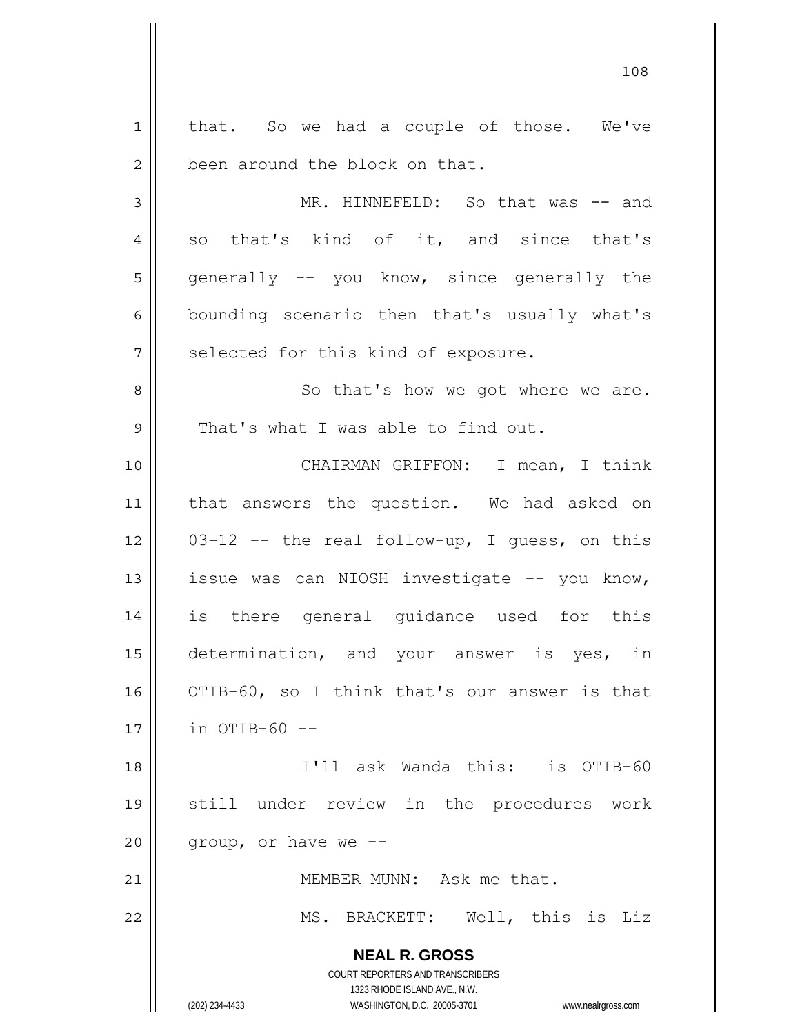that. So we had a couple of those. We've been around the block on that.

MR. HINNEFELD: So that was -- and so that's kind of it, and since that's generally -- you know, since generally the bounding scenario then that's usually what's selected for this kind of exposure.

So that's how we got where we are. That's what I was able to find out.

CHAIRMAN GRIFFON: I mean, I think that answers the question. We had asked on 03-12 -- the real follow-up, I guess, on this issue was can NIOSH investigate -- you know, is there general guidance used for this determination, and your answer is yes, in OTIB-60, so I think that's our answer is that in OTIB-60 --

I'll ask Wanda this: is OTIB-60 still under review in the procedures work group, or have we --

MEMBER MUNN: Ask me that.

MS. BRACKETT: Well, this is Liz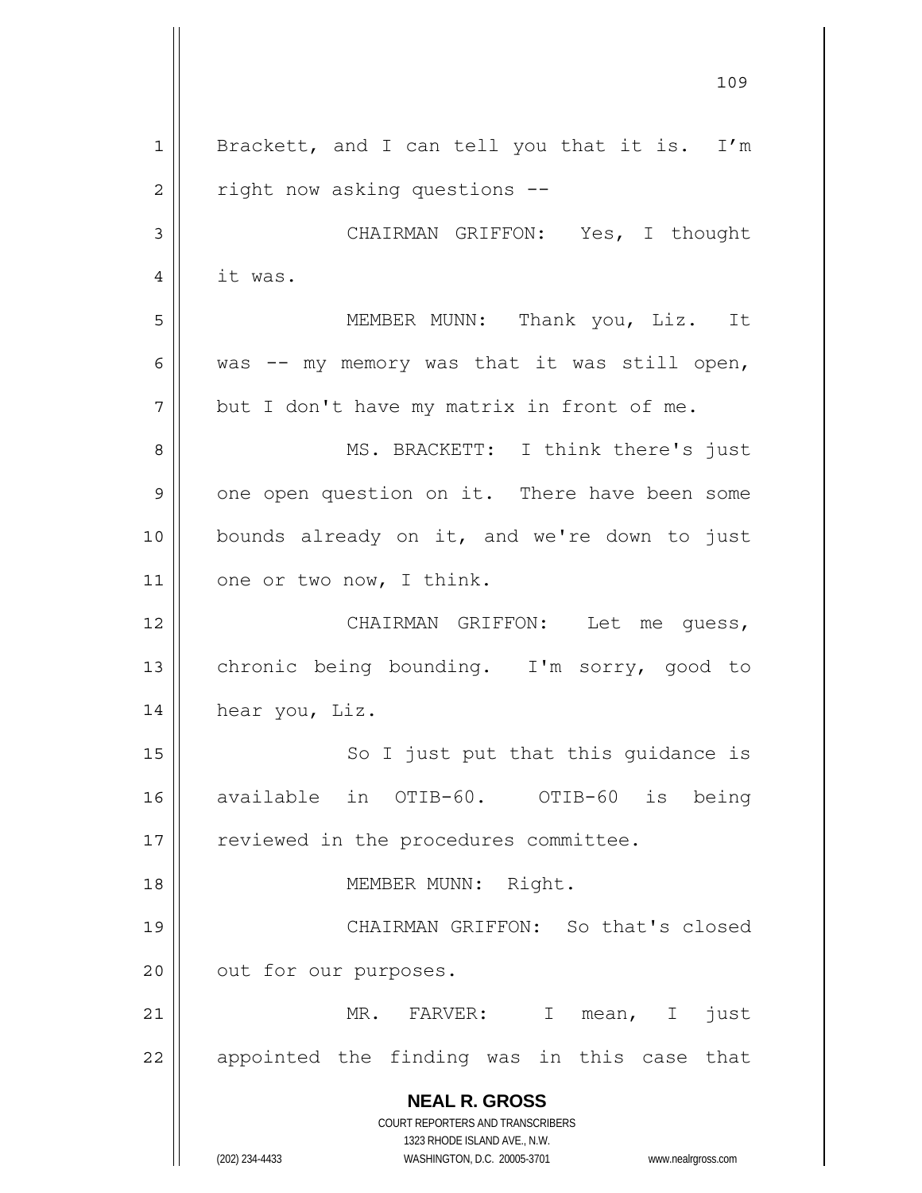Brackett, and I can tell you that it is. I'm right now asking questions --

CHAIRMAN GRIFFON: Yes, I thought it was.

MEMBER MUNN: Thank you, Liz. It was -- my memory was that it was still open, but I don't have my matrix in front of me.

MS. BRACKETT: I think there's just one open question on it. There have been some bounds already on it, and we're down to just one or two now, I think.

CHAIRMAN GRIFFON: Let me guess, chronic being bounding. I'm sorry, good to hear you, Liz.

So I just put that this guidance is available in OTIB-60. OTIB-60 is being reviewed in the procedures committee.

MEMBER MUNN: Right.

CHAIRMAN GRIFFON: So that's closed out for our purposes.

MR. FARVER: I mean, I just appointed the finding was in this case that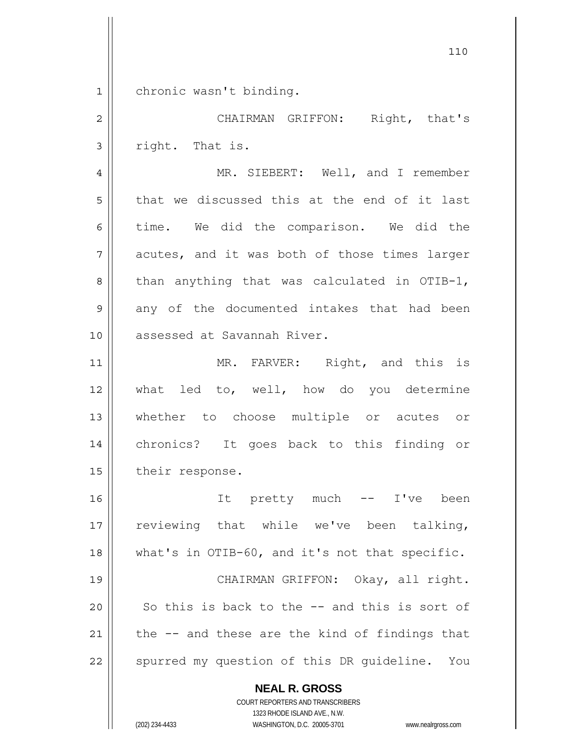chronic wasn't binding.

CHAIRMAN GRIFFON: Right, that's right. That is.

MR. SIEBERT: Well, and I remember that we discussed this at the end of it last time. We did the comparison. We did the acutes, and it was both of those times larger than anything that was calculated in OTIB-1, any of the documented intakes that had been assessed at Savannah River.

MR. FARVER: Right, and this is what led to, well, how do you determine whether to choose multiple or acutes or chronics? It goes back to this finding or their response.

It pretty much -- I've been reviewing that while we've been talking, what's in OTIB-60, and it's not that specific.

CHAIRMAN GRIFFON: Okay, all right. So this is back to the -- and this is sort of the -- and these are the kind of findings that spurred my question of this DR guideline. You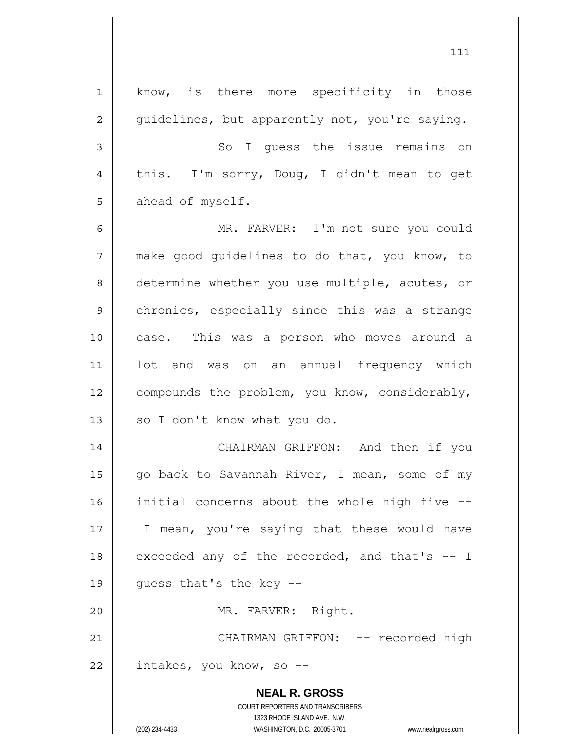know, is there more specificity in those guidelines, but apparently not, you're saying.

So I guess the issue remains on this. I'm sorry, Doug, I didn't mean to get ahead of myself.

MR. FARVER: I'm not sure you could make good guidelines to do that, you know, to determine whether you use multiple, acutes, or chronics, especially since this was a strange case. This was a person who moves around a lot and was on an annual frequency which compounds the problem, you know, considerably, so I don't know what you do.

CHAIRMAN GRIFFON: And then if you go back to Savannah River, I mean, some of my initial concerns about the whole high five -- I mean, you're saying that these would have exceeded any of the recorded, and that's -- I guess that's the key --

MR. FARVER: Right.

CHAIRMAN GRIFFON: -- recorded high intakes, you know, so --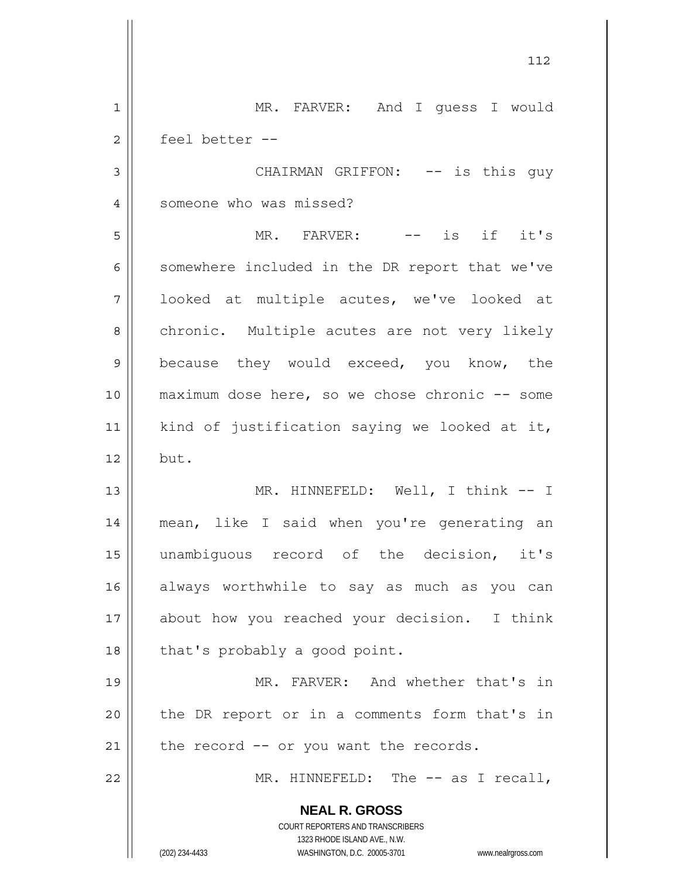MR. FARVER: And I guess I would feel better --

CHAIRMAN GRIFFON: -- is this guy someone who was missed?

MR. FARVER: -- is if it's somewhere included in the DR report that we've looked at multiple acutes, we've looked at chronic. Multiple acutes are not very likely because they would exceed, you know, the maximum dose here, so we chose chronic -- some kind of justification saying we looked at it, but.

MR. HINNEFELD: Well, I think -- I mean, like I said when you're generating an unambiguous record of the decision, it's always worthwhile to say as much as you can about how you reached your decision. I think that's probably a good point.

MR. FARVER: And whether that's in the DR report or in a comments form that's in the record -- or you want the records.

MR. HINNEFELD: The -- as I recall,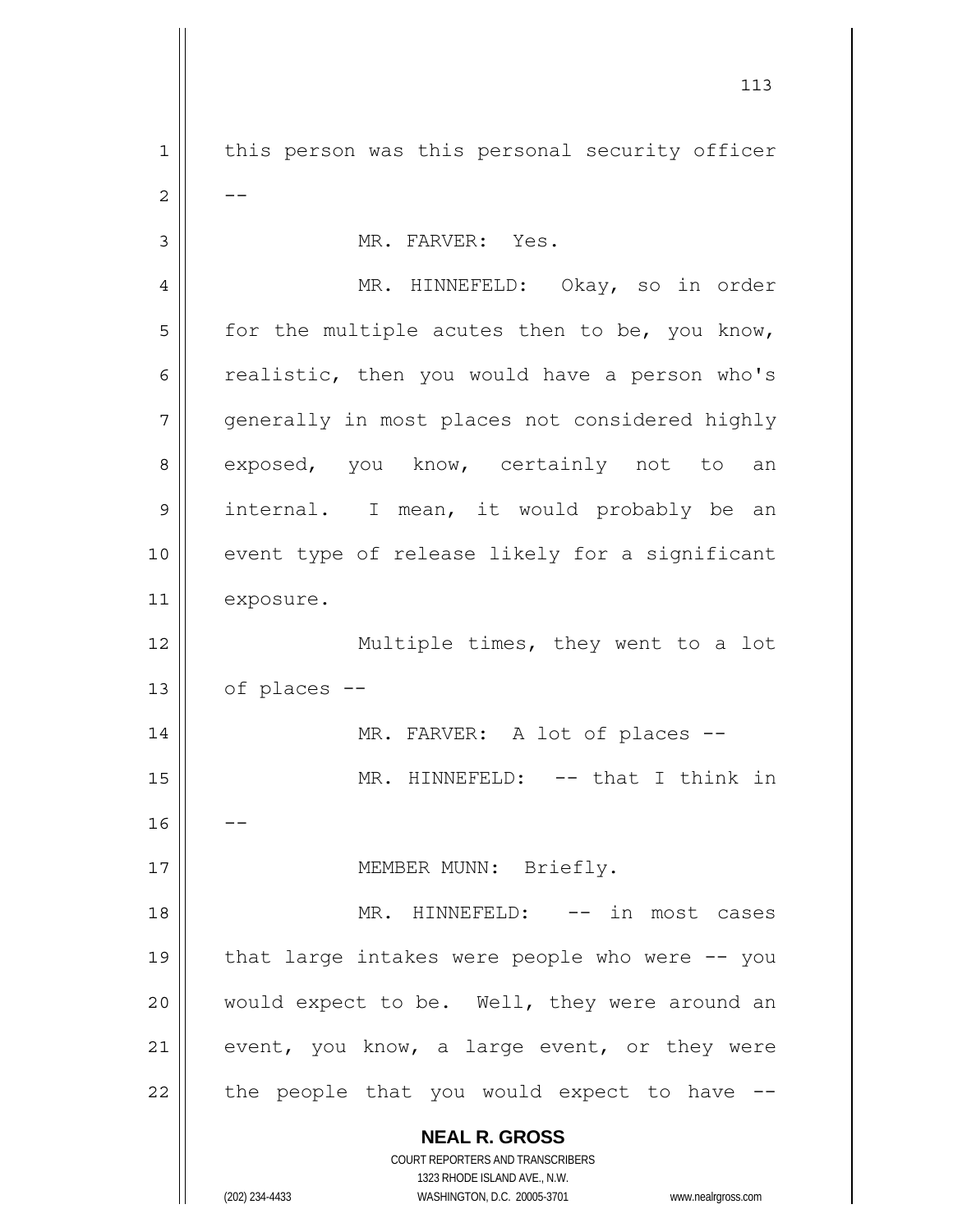this person was this personal security officer --

MR. FARVER: Yes.

MR. HINNEFELD: Okay, so in order for the multiple acutes then to be, you know, realistic, then you would have a person who's generally in most places not considered highly exposed, you know, certainly not to an internal. I mean, it would probably be an event type of release likely for a significant exposure.

Multiple times, they went to a lot of places --

MR. FARVER: A lot of places --

MR. HINNEFELD: -- that I think in --

MEMBER MUNN: Briefly.

MR. HINNEFELD: -- in most cases that large intakes were people who were -- you would expect to be. Well, they were around an event, you know, a large event, or they were the people that you would expect to have --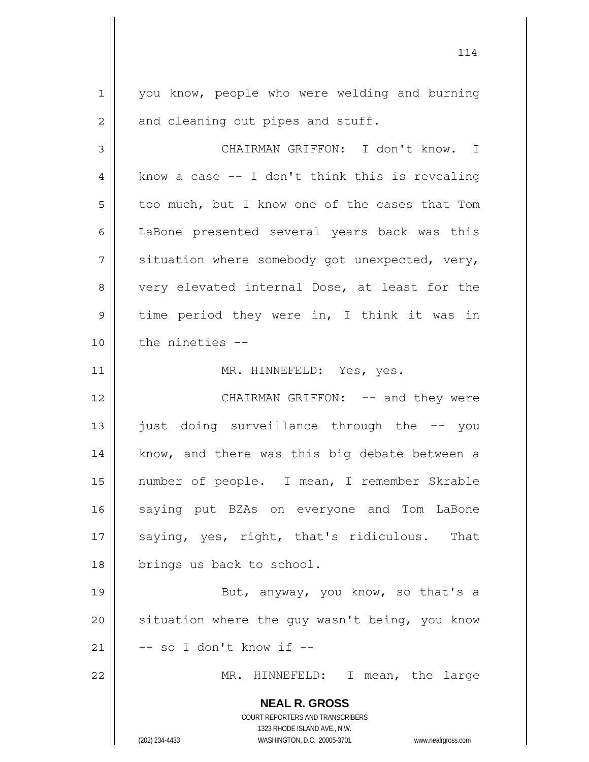you know, people who were welding and burning and cleaning out pipes and stuff.

CHAIRMAN GRIFFON: I don't know. I know a case -- I don't think this is revealing too much, but I know one of the cases that Tom LaBone presented several years back was this situation where somebody got unexpected, very, very elevated internal Dose, at least for the time period they were in, I think it was in the nineties --

MR. HINNEFELD: Yes, yes.

CHAIRMAN GRIFFON: -- and they were just doing surveillance through the -- you know, and there was this big debate between a number of people. I mean, I remember Skrable saying put BZAs on everyone and Tom LaBone saying, yes, right, that's ridiculous. That brings us back to school.

But, anyway, you know, so that's a situation where the guy wasn't being, you know -- so I don't know if --

MR. HINNEFELD: I mean, the large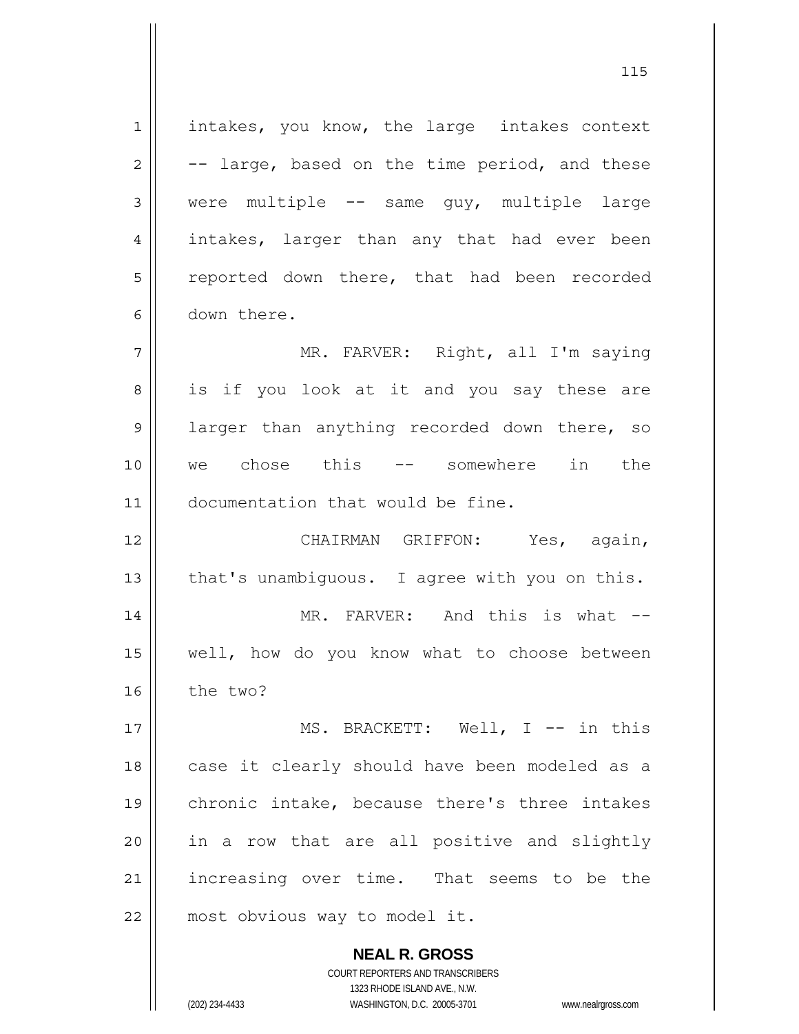intakes, you know, the large intakes context -- large, based on the time period, and these were multiple -- same guy, multiple large intakes, larger than any that had ever been reported down there, that had been recorded down there.

MR. FARVER: Right, all I'm saying is if you look at it and you say these are larger than anything recorded down there, so we chose this -- somewhere in the documentation that would be fine.

CHAIRMAN GRIFFON: Yes, again, that's unambiguous. I agree with you on this.

MR. FARVER: And this is what -- well, how do you know what to choose between the two?

MS. BRACKETT: Well, I -- in this case it clearly should have been modeled as a chronic intake, because there's three intakes in a row that are all positive and slightly increasing over time. That seems to be the most obvious way to model it.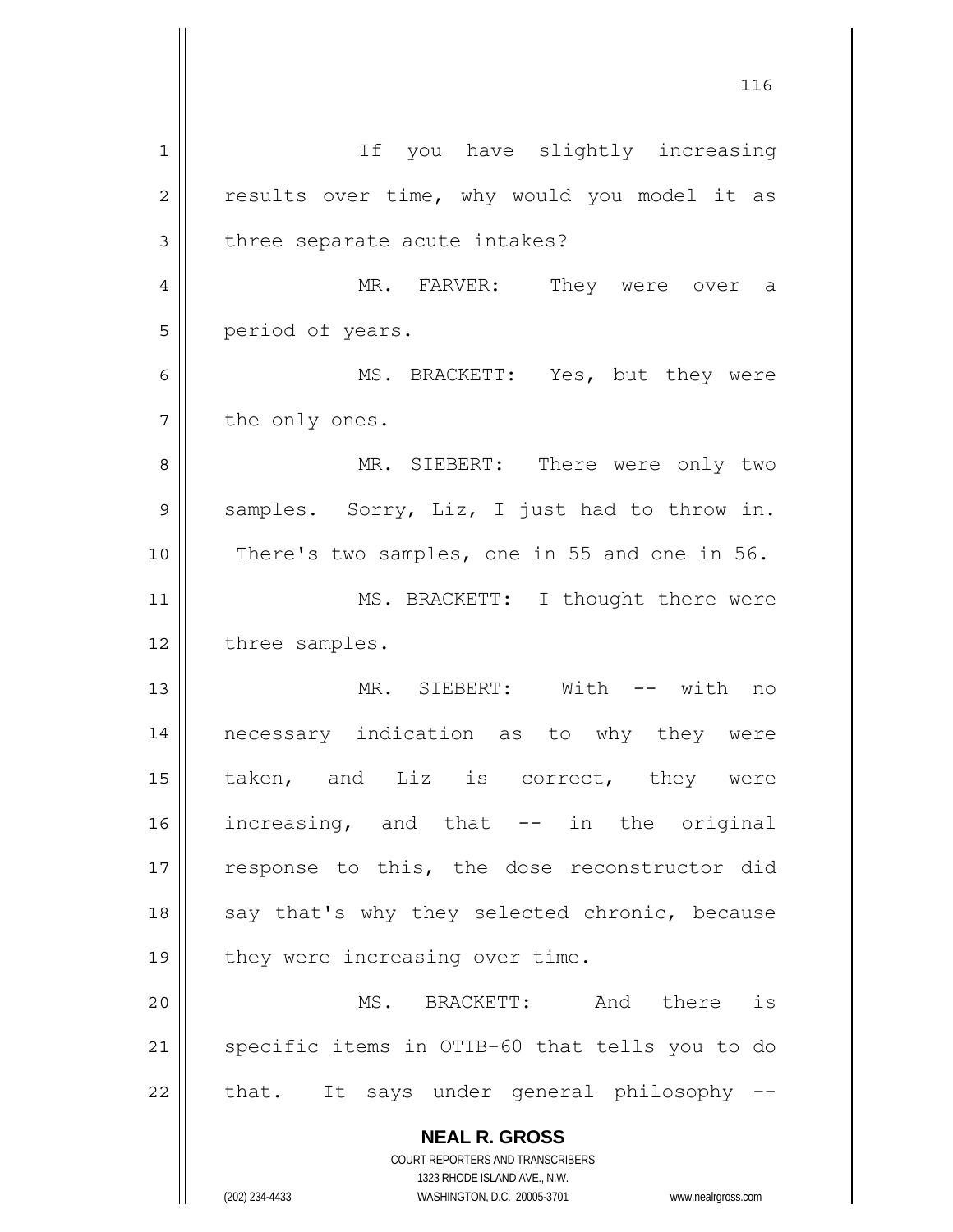If you have slightly increasing results over time, why would you model it as three separate acute intakes?

MR. FARVER: They were over a period of years.

MS. BRACKETT: Yes, but they were the only ones.

MR. SIEBERT: There were only two samples. Sorry, Liz, I just had to throw in. There's two samples, one in 55 and one in 56.

MS. BRACKETT: I thought there were three samples.

MR. SIEBERT: With -- with no necessary indication as to why they were taken, and Liz is correct, they were increasing, and that -- in the original response to this, the dose reconstructor did say that's why they selected chronic, because they were increasing over time.

MS. BRACKETT: And there is specific items in OTIB-60 that tells you to do that. It says under general philosophy --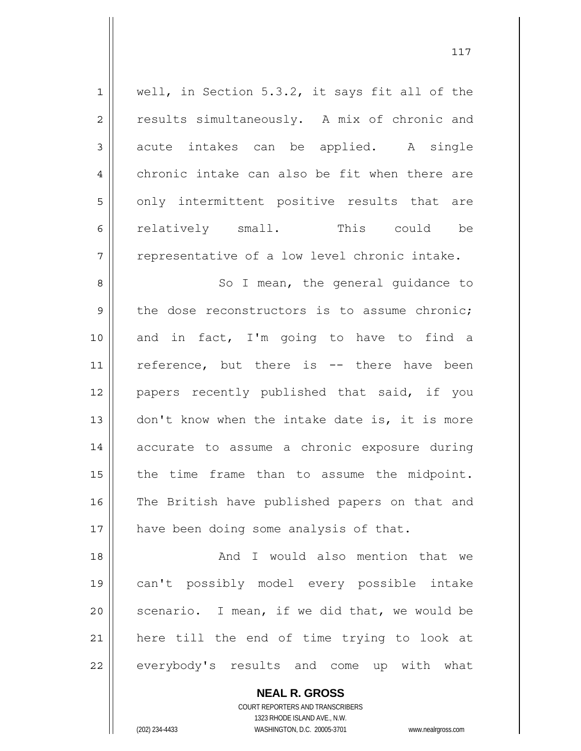well, in Section 5.3.2, it says fit all of the results simultaneously. A mix of chronic and acute intakes can be applied. A single chronic intake can also be fit when there are only intermittent positive results that are relatively small. This could be representative of a low level chronic intake.

So I mean, the general guidance to the dose reconstructors is to assume chronic; and in fact, I'm going to have to find a reference, but there is -- there have been papers recently published that said, if you don't know when the intake date is, it is more accurate to assume a chronic exposure during the time frame than to assume the midpoint. The British have published papers on that and have been doing some analysis of that.

And I would also mention that we can't possibly model every possible intake scenario. I mean, if we did that, we would be here till the end of time trying to look at everybody's results and come up with what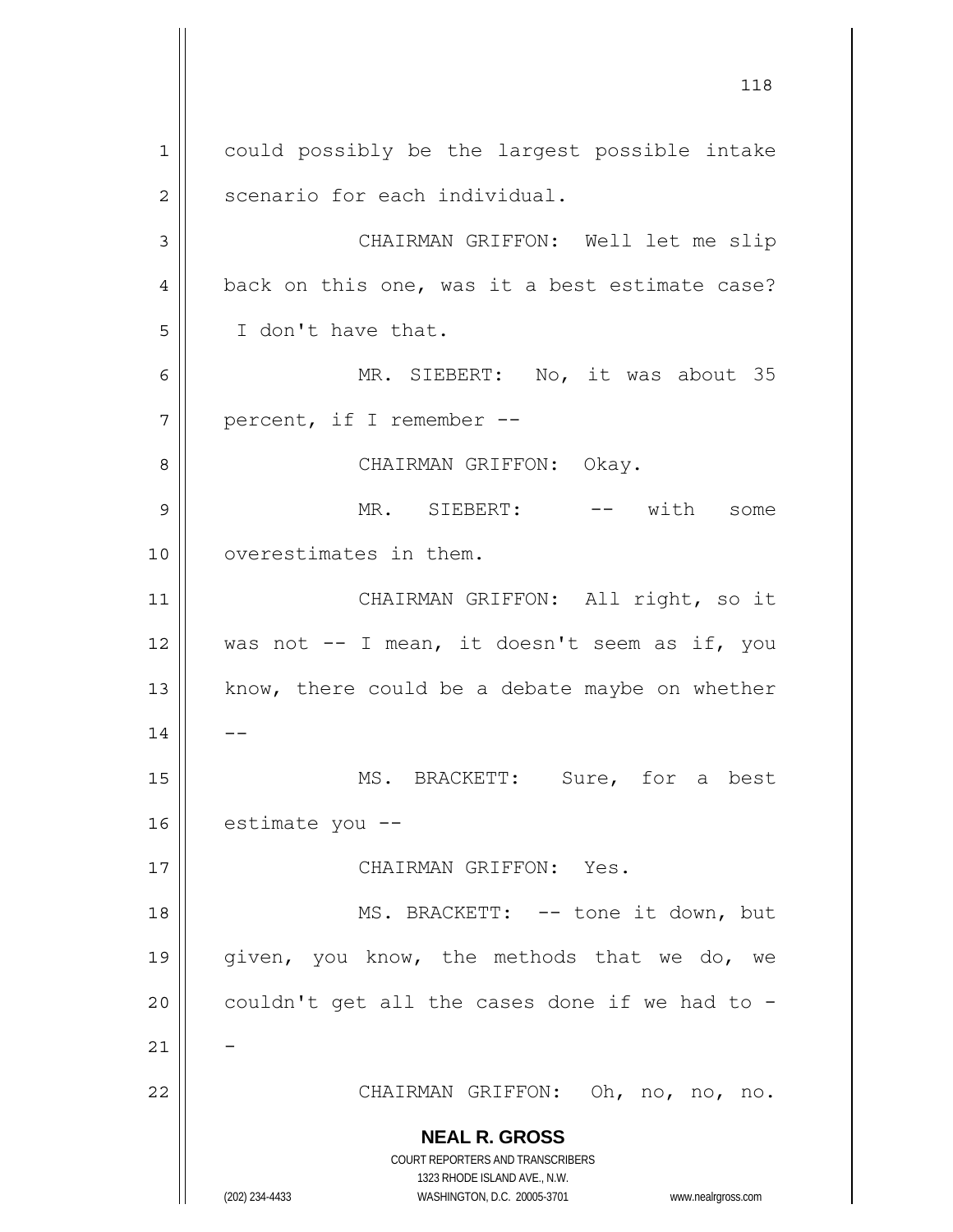could possibly be the largest possible intake scenario for each individual.

CHAIRMAN GRIFFON: Well let me slip back on this one, was it a best estimate case? I don't have that.

MR. SIEBERT: No, it was about 35 percent, if I remember --

CHAIRMAN GRIFFON: Okay.

MR. SIEBERT: -- with some overestimates in them.

CHAIRMAN GRIFFON: All right, so it was not -- I mean, it doesn't seem as if, you know, there could be a debate maybe on whether --

MS. BRACKETT: Sure, for a best estimate you --

CHAIRMAN GRIFFON: Yes.

MS. BRACKETT: -- tone it down, but given, you know, the methods that we do, we couldn't get all the cases done if we had to --

CHAIRMAN GRIFFON: Oh, no, no, no.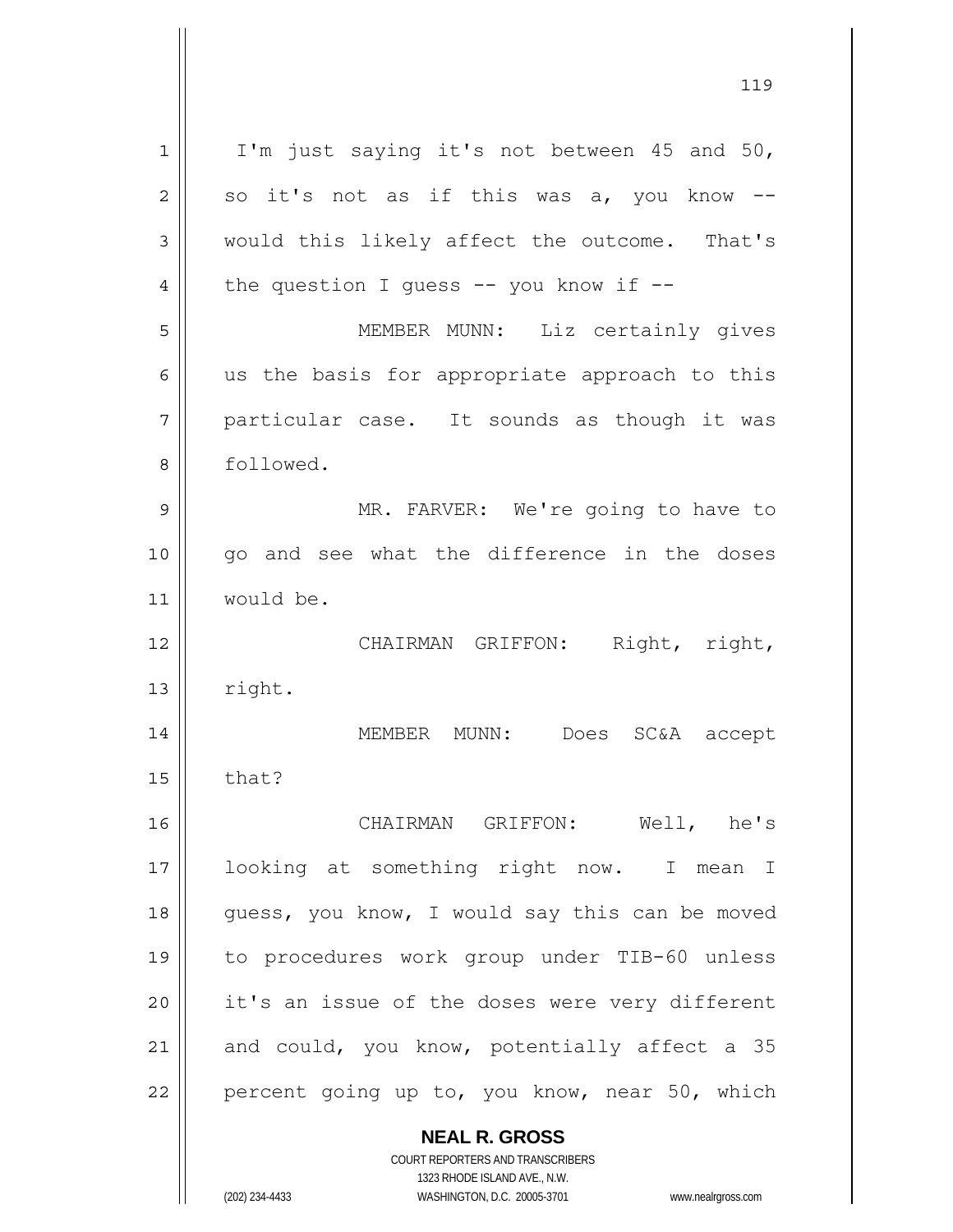I'm just saying it's not between 45 and 50, so it's not as if this was a, you know -- would this likely affect the outcome. That's the question I guess -- you know if --

MEMBER MUNN: Liz certainly gives us the basis for appropriate approach to this particular case. It sounds as though it was followed.

MR. FARVER: We're going to have to go and see what the difference in the doses would be.

CHAIRMAN GRIFFON: Right, right, right.

MEMBER MUNN: Does SC&A accept that?

CHAIRMAN GRIFFON: Well, he's looking at something right now. I mean I guess, you know, I would say this can be moved to procedures work group under TIB-60 unless it's an issue of the doses were very different and could, you know, potentially affect a 35 percent going up to, you know, near 50, which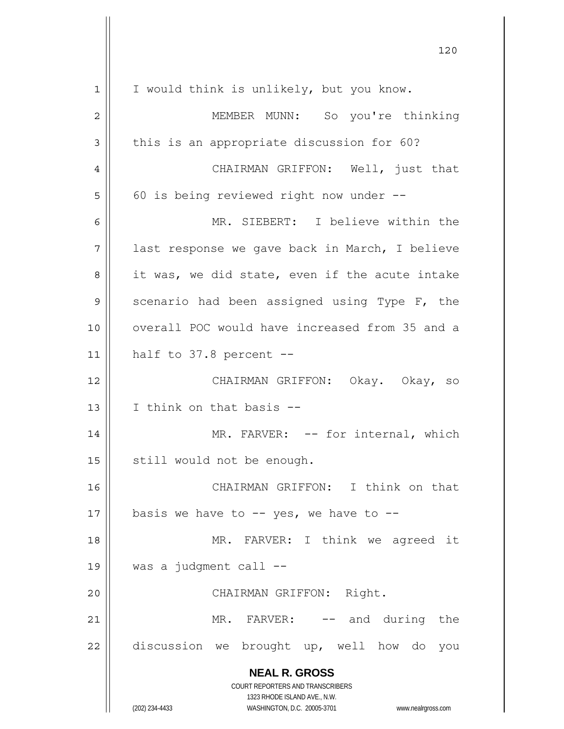I would think is unlikely, but you know.

MEMBER MUNN: So you're thinking this is an appropriate discussion for 60?

CHAIRMAN GRIFFON: Well, just that 60 is being reviewed right now under --

MR. SIEBERT: I believe within the last response we gave back in March, I believe it was, we did state, even if the acute intake scenario had been assigned using Type F, the overall POC would have increased from 35 and a half to 37.8 percent --

CHAIRMAN GRIFFON: Okay. Okay, so I think on that basis --

MR. FARVER: -- for internal, which still would not be enough.

CHAIRMAN GRIFFON: I think on that basis we have to -- yes, we have to --

MR. FARVER: I think we agreed it was a judgment call --

CHAIRMAN GRIFFON: Right.

MR. FARVER: -- and during the discussion we brought up, well how do you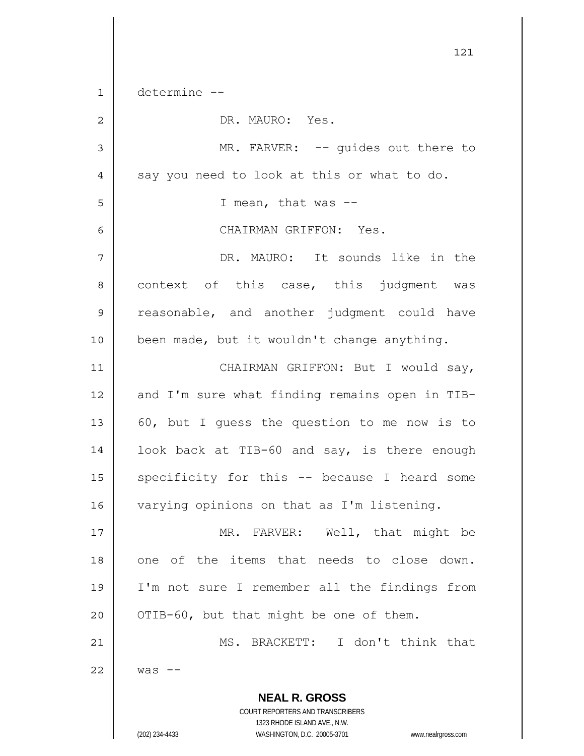determine --

DR. MAURO: Yes.

MR. FARVER: -- guides out there to say you need to look at this or what to do.

I mean, that was --

CHAIRMAN GRIFFON: Yes.

DR. MAURO: It sounds like in the context of this case, this judgment was reasonable, and another judgment could have been made, but it wouldn't change anything.

CHAIRMAN GRIFFON: But I would say, and I'm sure what finding remains open in TIB-60, but I guess the question to me now is to look back at TIB-60 and say, is there enough specificity for this -- because I heard some varying opinions on that as I'm listening.

MR. FARVER: Well, that might be one of the items that needs to close down. I'm not sure I remember all the findings from OTIB-60, but that might be one of them.

MS. BRACKETT: I don't think that was --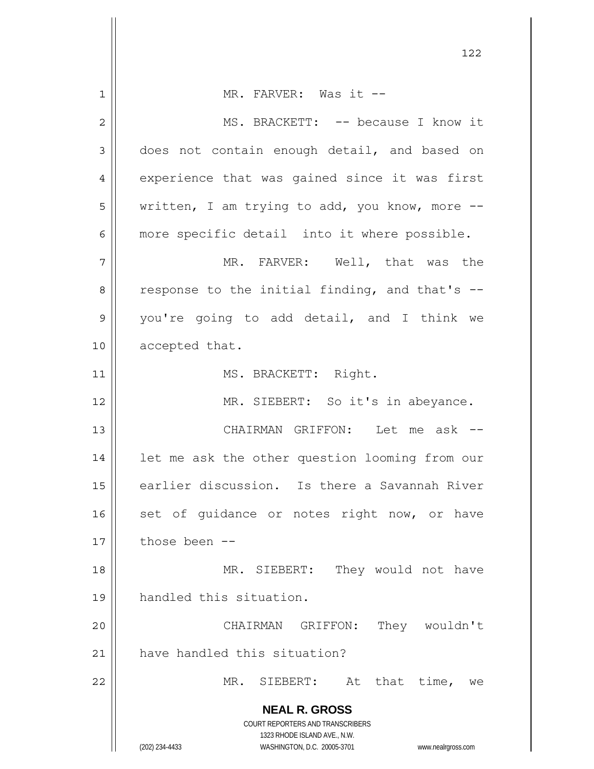MR. FARVER: Was it --

MS. BRACKETT: -- because I know it does not contain enough detail, and based on experience that was gained since it was first written, I am trying to add, you know, more -- more specific detail into it where possible.

MR. FARVER: Well, that was the response to the initial finding, and that's -- you're going to add detail, and I think we accepted that.

MS. BRACKETT: Right.

MR. SIEBERT: So it's in abeyance.

CHAIRMAN GRIFFON: Let me ask -- let me ask the other question looming from our earlier discussion. Is there a Savannah River set of guidance or notes right now, or have those been --

MR. SIEBERT: They would not have handled this situation.

CHAIRMAN GRIFFON: They wouldn't have handled this situation?

MR. SIEBERT: At that time, we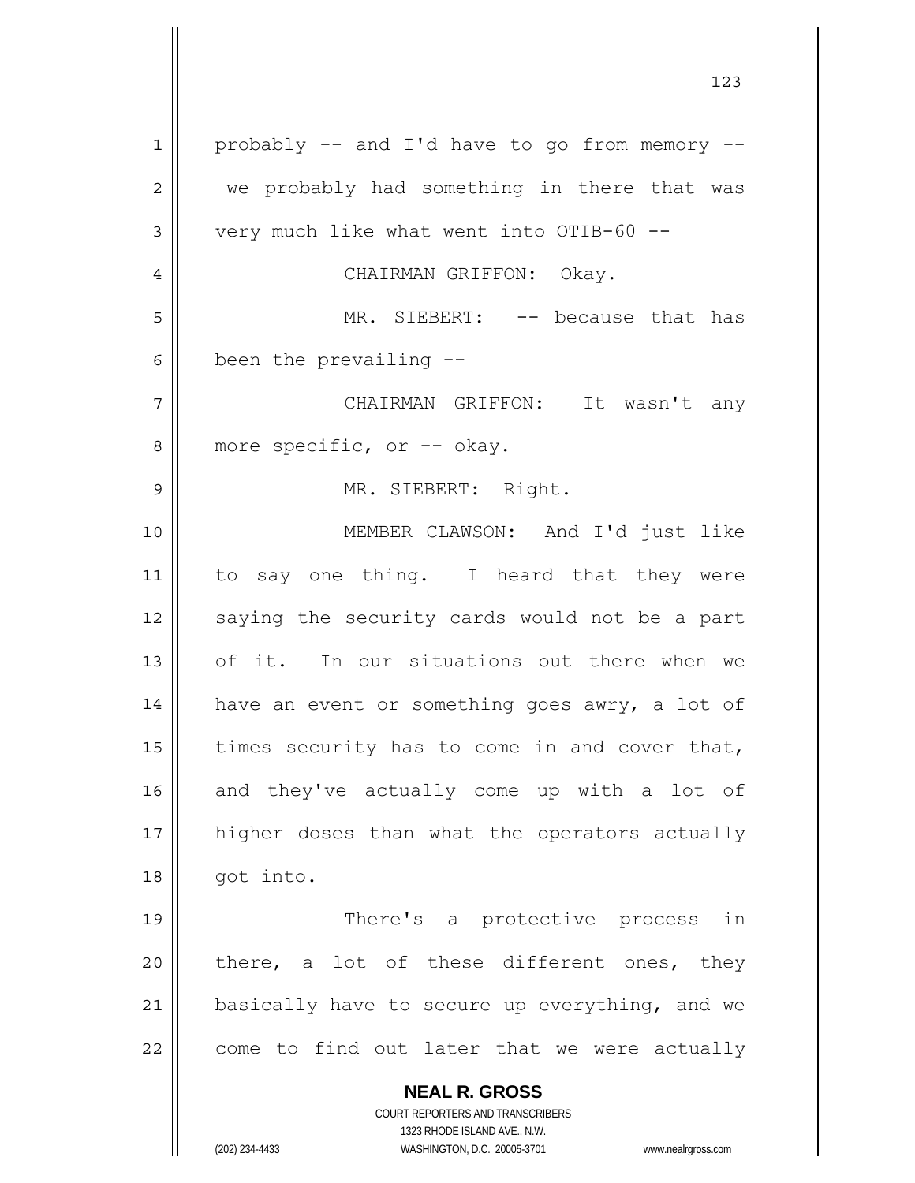probably -- and I'd have to go from memory -- we probably had something in there that was very much like what went into OTIB-60 --

CHAIRMAN GRIFFON: Okay.

MR. SIEBERT: -- because that has been the prevailing --

CHAIRMAN GRIFFON: It wasn't any more specific, or -- okay.

MR. SIEBERT: Right.

MEMBER CLAWSON: And I'd just like to say one thing. I heard that they were saying the security cards would not be a part of it. In our situations out there when we have an event or something goes awry, a lot of times security has to come in and cover that, and they've actually come up with a lot of higher doses than what the operators actually got into.

There's a protective process in there, a lot of these different ones, they basically have to secure up everything, and we come to find out later that we were actually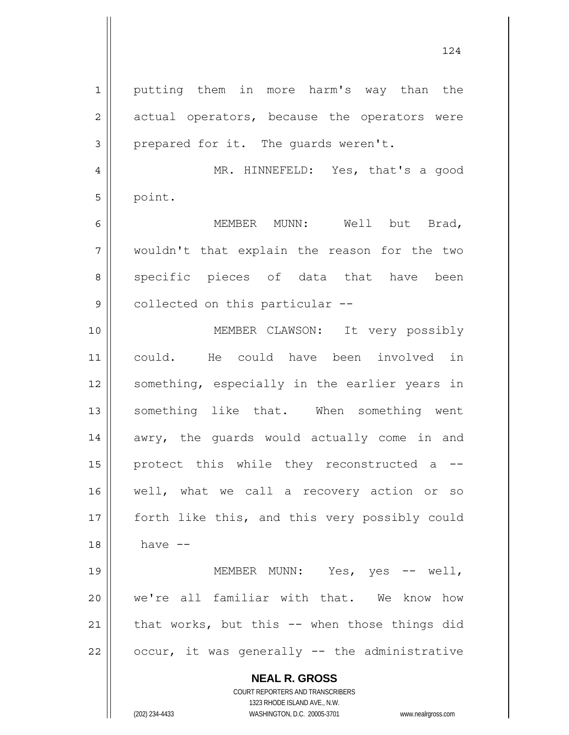putting them in more harm's way than the actual operators, because the operators were prepared for it. The guards weren't.

MR. HINNEFELD: Yes, that's a good point.

MEMBER MUNN: Well but Brad, wouldn't that explain the reason for the two specific pieces of data that have been collected on this particular --

MEMBER CLAWSON: It very possibly could. He could have been involved in something, especially in the earlier years in something like that. When something went awry, the guards would actually come in and protect this while they reconstructed a -- well, what we call a recovery action or so forth like this, and this very possibly could have --

MEMBER MUNN: Yes, yes -- well, we're all familiar with that. We know how that works, but this -- when those things did occur, it was generally -- the administrative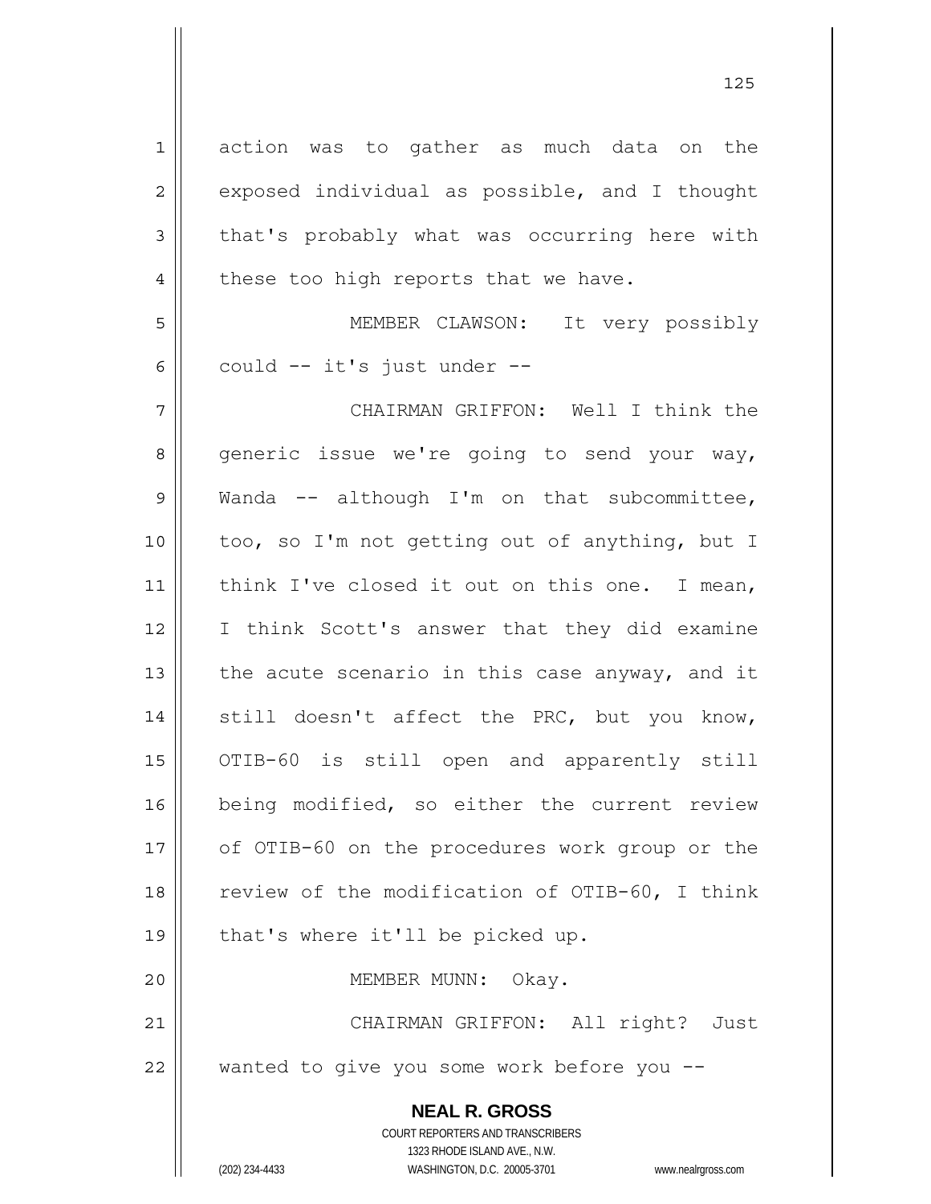action was to gather as much data on the exposed individual as possible, and I thought that's probably what was occurring here with these too high reports that we have.

MEMBER CLAWSON: It very possibly could -- it's just under --

CHAIRMAN GRIFFON: Well I think the generic issue we're going to send your way, Wanda -- although I'm on that subcommittee, too, so I'm not getting out of anything, but I think I've closed it out on this one. I mean, I think Scott's answer that they did examine the acute scenario in this case anyway, and it still doesn't affect the PRC, but you know, OTIB-60 is still open and apparently still being modified, so either the current review of OTIB-60 on the procedures work group or the review of the modification of OTIB-60, I think that's where it'll be picked up.

MEMBER MUNN: Okay.

CHAIRMAN GRIFFON: All right? Just wanted to give you some work before you --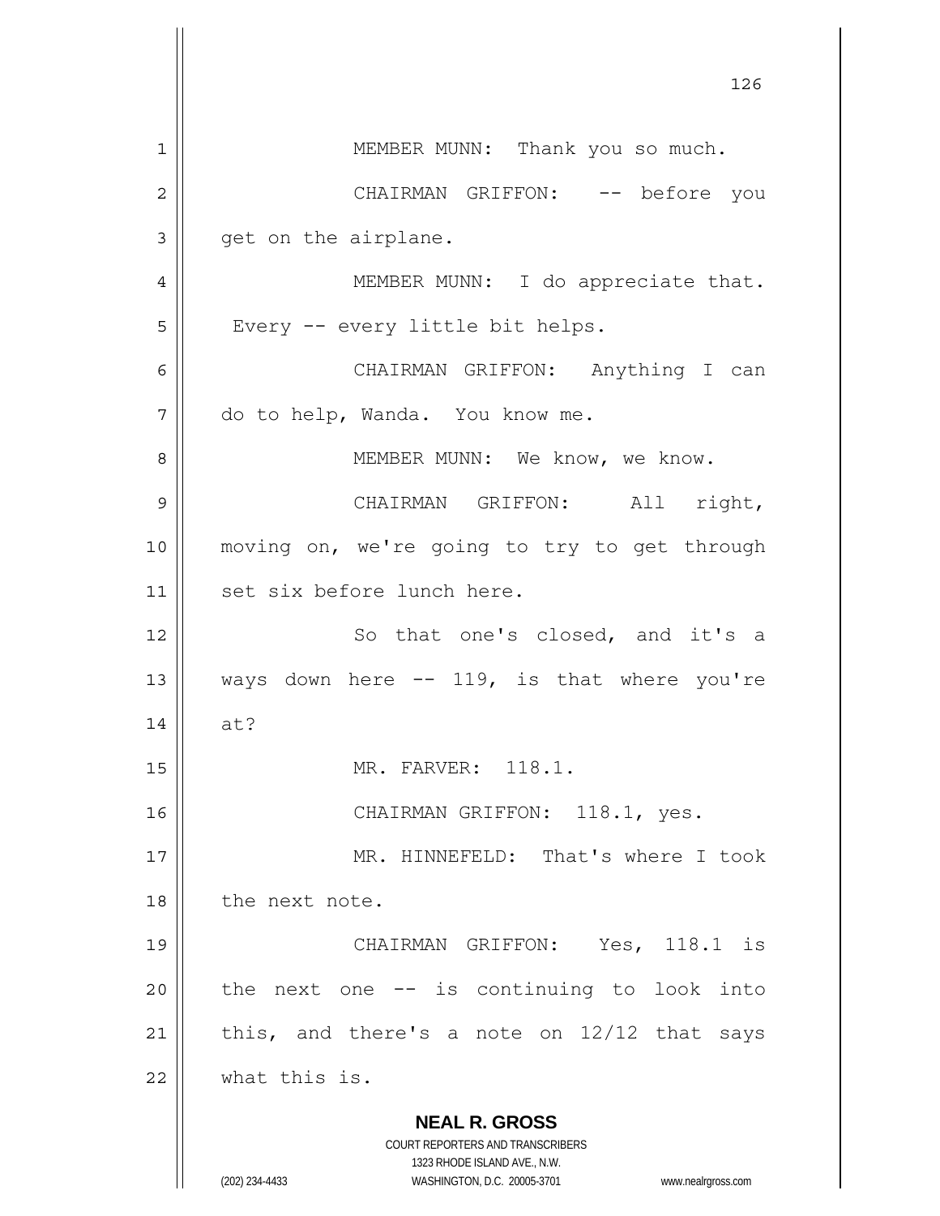MEMBER MUNN: Thank you so much.

CHAIRMAN GRIFFON: -- before you get on the airplane.

MEMBER MUNN: I do appreciate that. Every -- every little bit helps.

CHAIRMAN GRIFFON: Anything I can do to help, Wanda. You know me.

MEMBER MUNN: We know, we know.

CHAIRMAN GRIFFON: All right, moving on, we're going to try to get through set six before lunch here.

So that one's closed, and it's a ways down here -- 119, is that where you're at?

MR. FARVER: 118.1.

CHAIRMAN GRIFFON: 118.1, yes.

MR. HINNEFELD: That's where I took the next note.

CHAIRMAN GRIFFON: Yes, 118.1 is the next one -- is continuing to look into this, and there's a note on 12/12 that says what this is.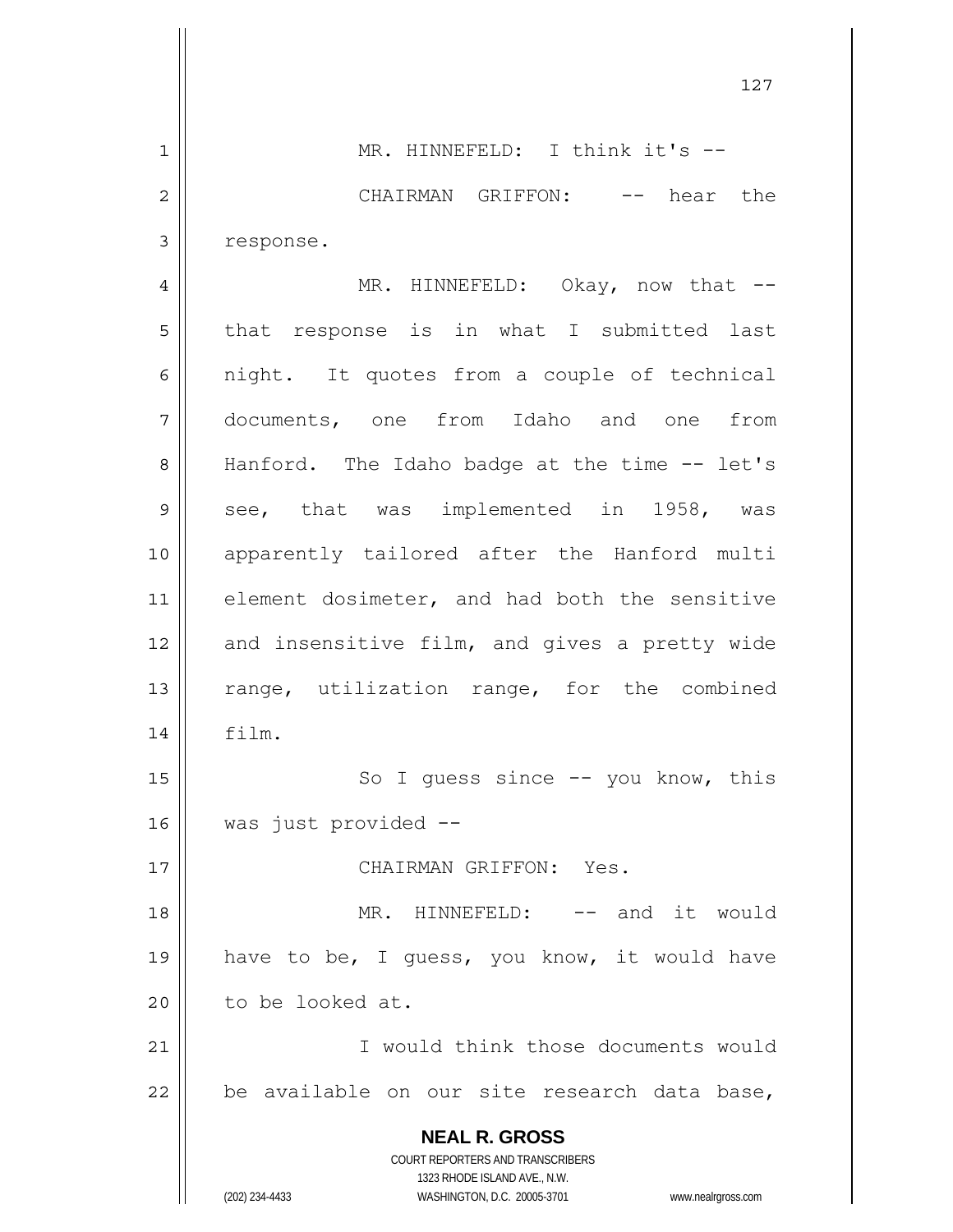MR. HINNEFELD: I think it's --

CHAIRMAN GRIFFON: -- hear the response.

MR. HINNEFELD: Okay, now that -- that response is in what I submitted last night. It quotes from a couple of technical documents, one from Idaho and one from Hanford. The Idaho badge at the time -- let's see, that was implemented in 1958, was apparently tailored after the Hanford multi element dosimeter, and had both the sensitive and insensitive film, and gives a pretty wide range, utilization range, for the combined film.

So I guess since -- you know, this was just provided --

CHAIRMAN GRIFFON: Yes.

MR. HINNEFELD: -- and it would have to be, I guess, you know, it would have to be looked at.

I would think those documents would be available on our site research data base,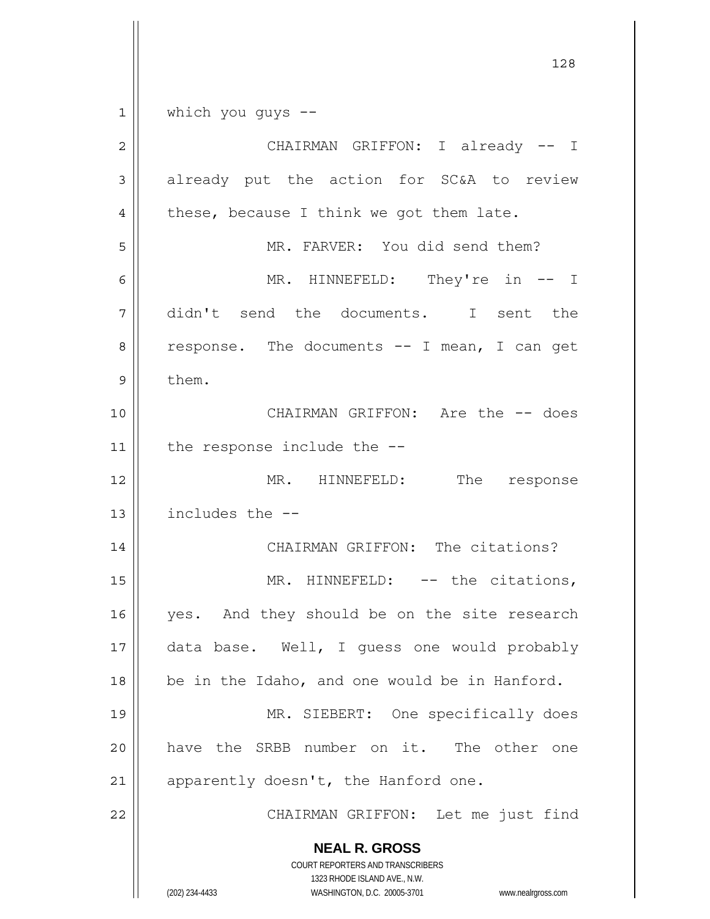which you guys --

CHAIRMAN GRIFFON: I already -- I already put the action for SC&A to review these, because I think we got them late.

MR. FARVER: You did send them?

MR. HINNEFELD: They're in -- I didn't send the documents. I sent the response. The documents -- I mean, I can get them.

CHAIRMAN GRIFFON: Are the -- does the response include the --

MR. HINNEFELD: The response includes the --

CHAIRMAN GRIFFON: The citations?

MR. HINNEFELD: -- the citations, yes. And they should be on the site research data base. Well, I guess one would probably be in the Idaho, and one would be in Hanford.

MR. SIEBERT: One specifically does have the SRBB number on it. The other one apparently doesn't, the Hanford one.

CHAIRMAN GRIFFON: Let me just find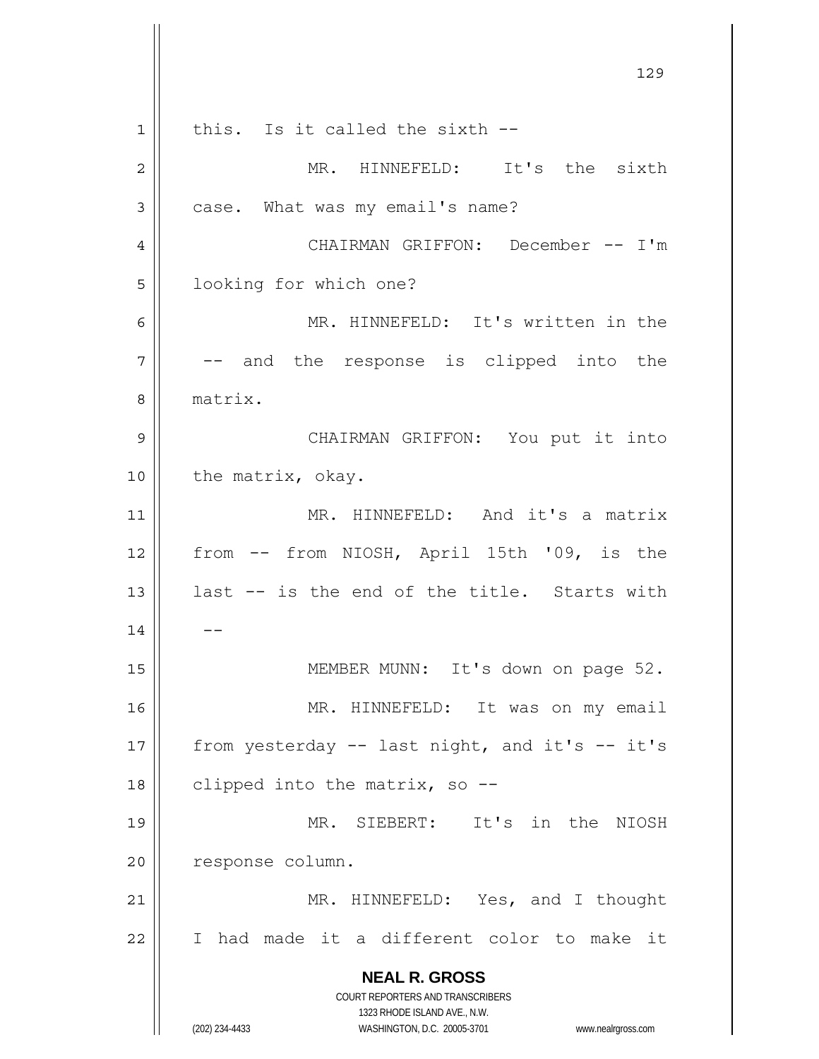this. Is it called the sixth --

MR. HINNEFELD: It's the sixth case. What was my email's name?

CHAIRMAN GRIFFON: December -- I'm looking for which one?

MR. HINNEFELD: It's written in the -- and the response is clipped into the matrix.

CHAIRMAN GRIFFON: You put it into the matrix, okay.

MR. HINNEFELD: And it's a matrix from -- from NIOSH, April 15th '09, is the last -- is the end of the title. Starts with --

MEMBER MUNN: It's down on page 52.

MR. HINNEFELD: It was on my email from yesterday -- last night, and it's -- it's clipped into the matrix, so --

MR. SIEBERT: It's in the NIOSH response column.

MR. HINNEFELD: Yes, and I thought I had made it a different color to make it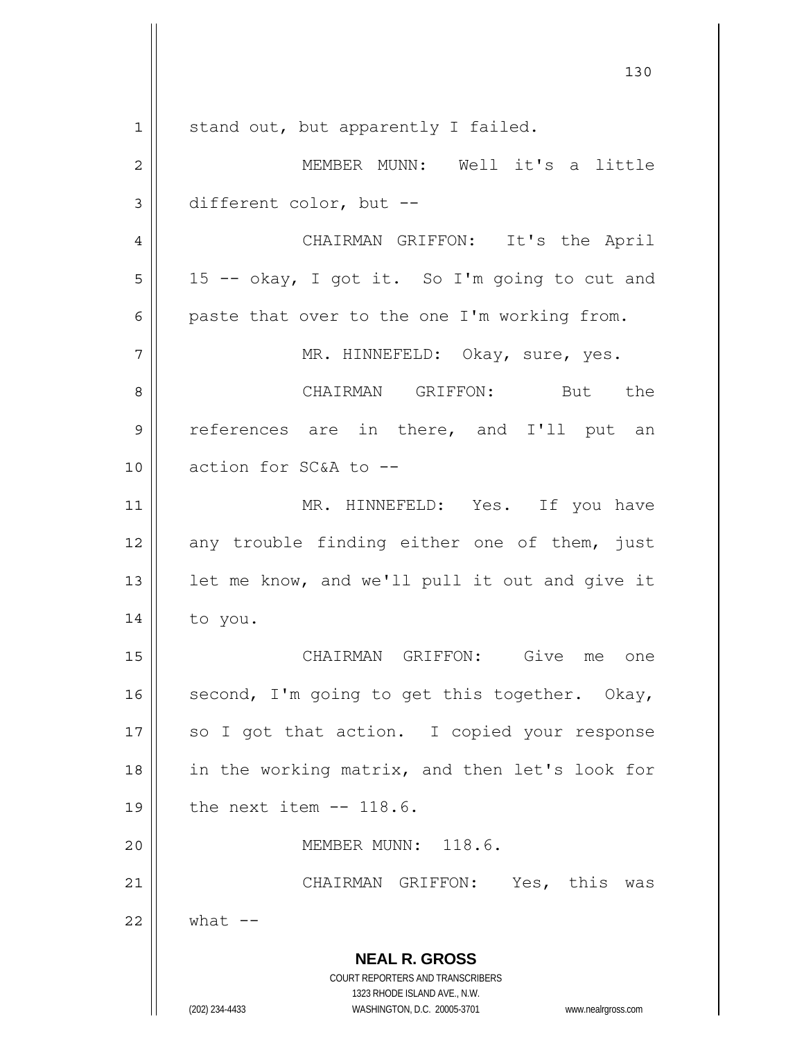stand out, but apparently I failed.

MEMBER MUNN: Well it's a little different color, but --

CHAIRMAN GRIFFON: It's the April 15 -- okay, I got it. So I'm going to cut and paste that over to the one I'm working from.

MR. HINNEFELD: Okay, sure, yes.

CHAIRMAN GRIFFON: But the references are in there, and I'll put an action for SC&A to --

MR. HINNEFELD: Yes. If you have any trouble finding either one of them, just let me know, and we'll pull it out and give it to you.

CHAIRMAN GRIFFON: Give me one second, I'm going to get this together. Okay, so I got that action. I copied your response in the working matrix, and then let's look for the next item -- 118.6.

MEMBER MUNN: 118.6.

CHAIRMAN GRIFFON: Yes, this was what --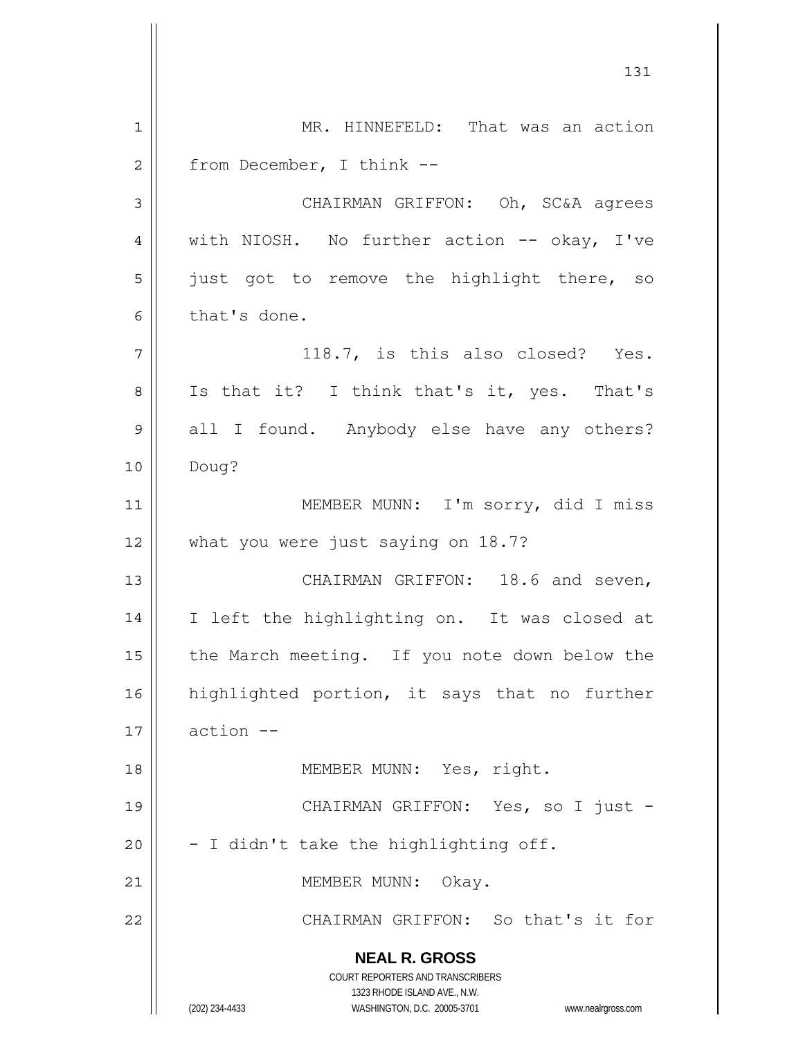MR. HINNEFELD: That was an action from December, I think --

CHAIRMAN GRIFFON: Oh, SC&A agrees with NIOSH. No further action -- okay, I've just got to remove the highlight there, so that's done.

118.7, is this also closed? Yes. Is that it? I think that's it, yes. That's all I found. Anybody else have any others? Doug?

MEMBER MUNN: I'm sorry, did I miss what you were just saying on 18.7?

CHAIRMAN GRIFFON: 18.6 and seven, I left the highlighting on. It was closed at the March meeting. If you note down below the highlighted portion, it says that no further action --

MEMBER MUNN: Yes, right.

CHAIRMAN GRIFFON: Yes, so I just -- I didn't take the highlighting off.

MEMBER MUNN: Okay.

CHAIRMAN GRIFFON: So that's it for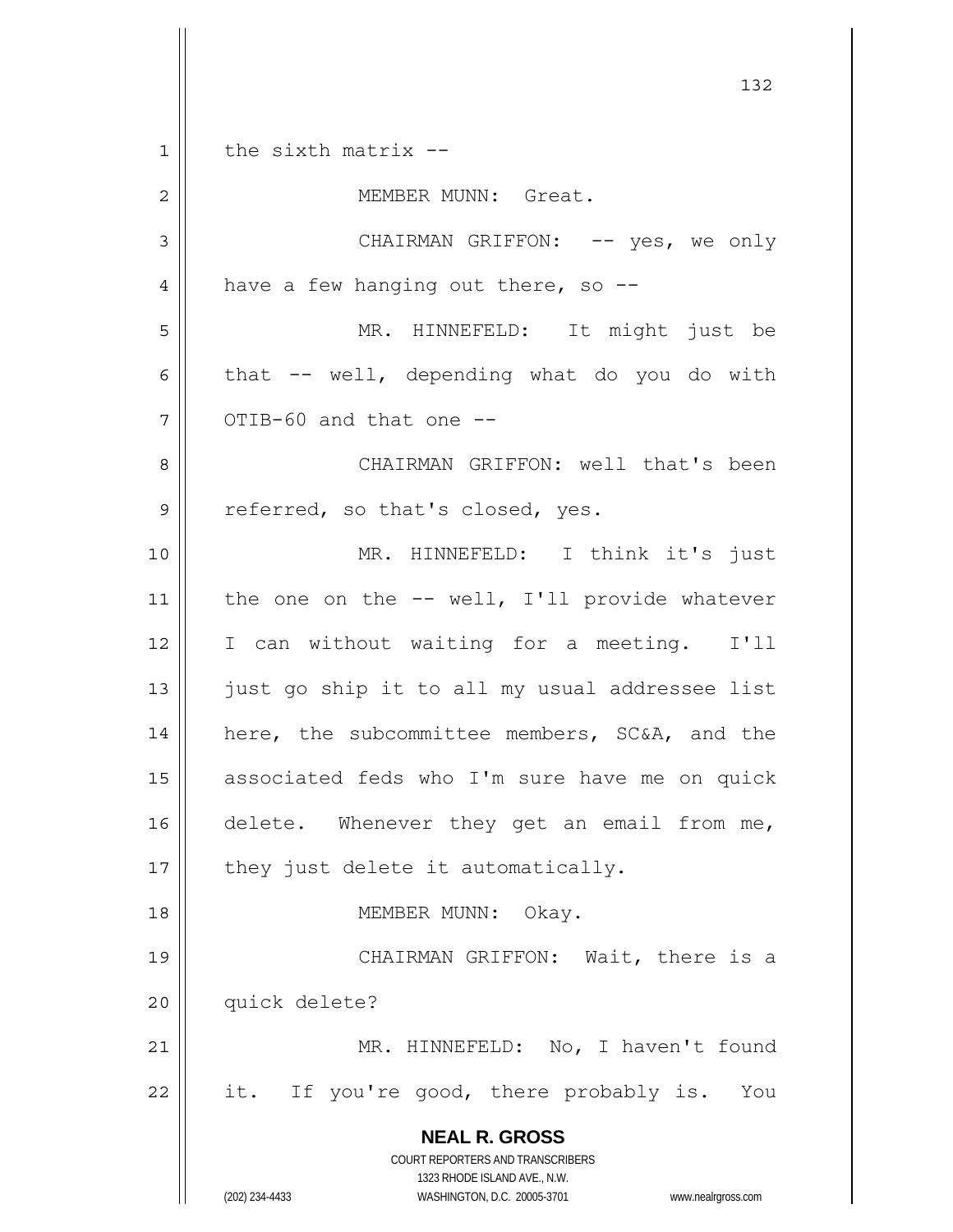the sixth matrix --

MEMBER MUNN: Great.

CHAIRMAN GRIFFON: -- yes, we only have a few hanging out there, so --

MR. HINNEFELD: It might just be that -- well, depending what do you do with OTIB-60 and that one --

CHAIRMAN GRIFFON: well that's been referred, so that's closed, yes.

MR. HINNEFELD: I think it's just the one on the -- well, I'll provide whatever I can without waiting for a meeting. I'll just go ship it to all my usual addressee list here, the subcommittee members, SC&A, and the associated feds who I'm sure have me on quick delete. Whenever they get an email from me, they just delete it automatically.

MEMBER MUNN: Okay.

CHAIRMAN GRIFFON: Wait, there is a quick delete?

MR. HINNEFELD: No, I haven't found it. If you're good, there probably is. You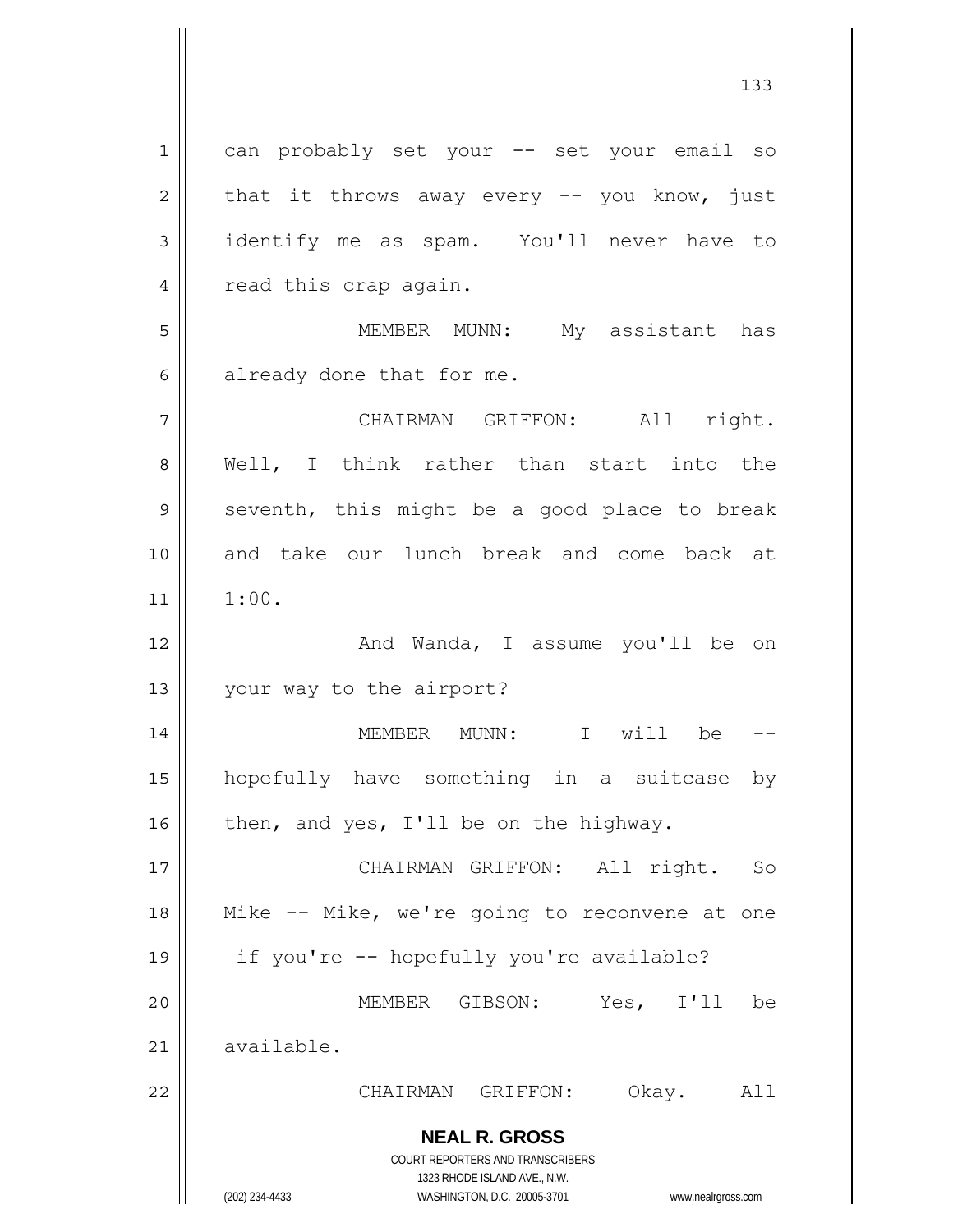can probably set your -- set your email so that it throws away every -- you know, just identify me as spam. You'll never have to read this crap again.

MEMBER MUNN: My assistant has already done that for me.

CHAIRMAN GRIFFON: All right. Well, I think rather than start into the seventh, this might be a good place to break and take our lunch break and come back at 1:00.

And Wanda, I assume you'll be on your way to the airport?

MEMBER MUNN: I will be -- hopefully have something in a suitcase by then, and yes, I'll be on the highway.

CHAIRMAN GRIFFON: All right. So Mike -- Mike, we're going to reconvene at one if you're -- hopefully you're available?

MEMBER GIBSON: Yes, I'll be available.

CHAIRMAN GRIFFON: Okay. All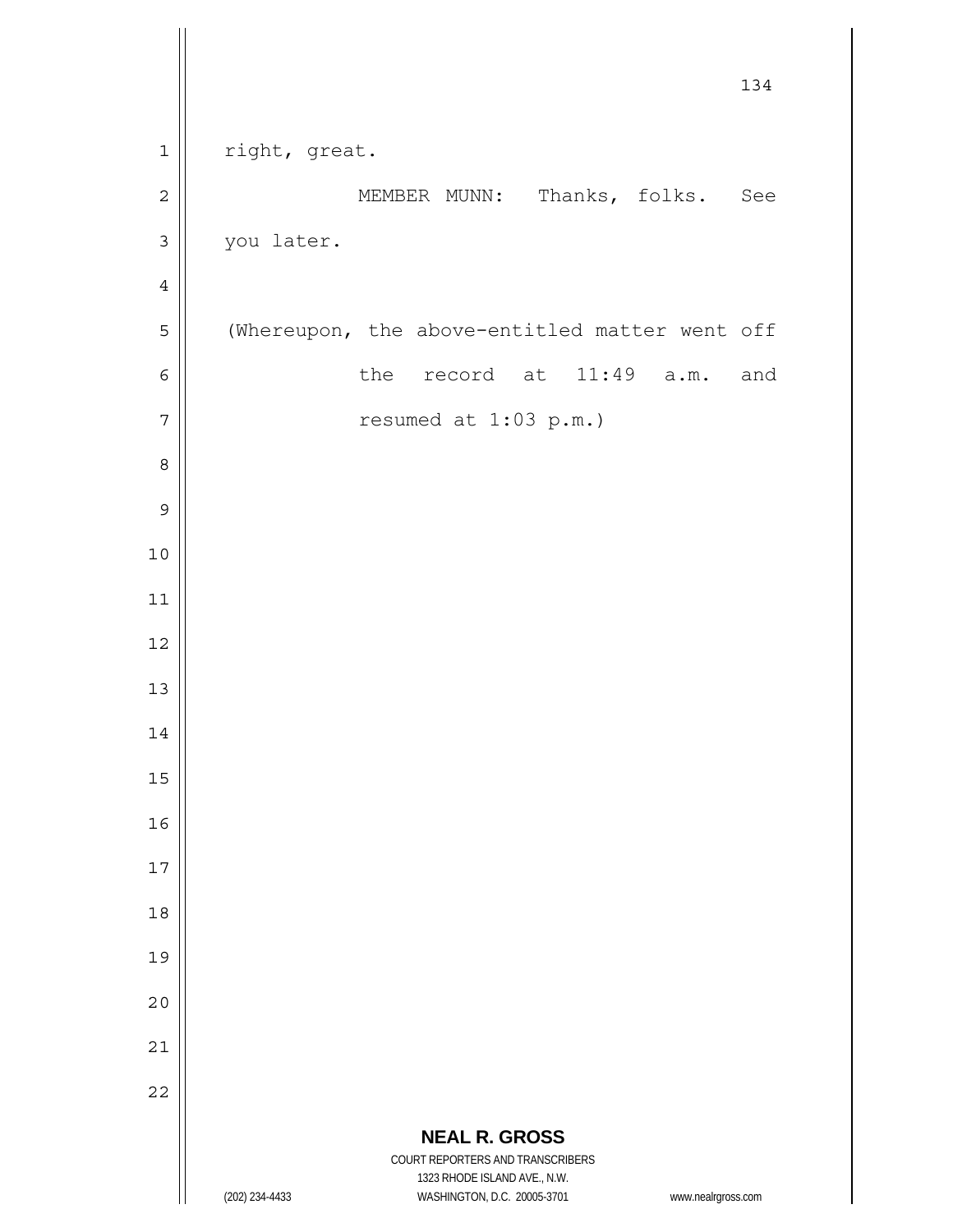right, great.

MEMBER MUNN: Thanks, folks. See you later.

(Whereupon, the above-entitled matter went off the record at 11:49 a.m. and resumed at 1:03 p.m.)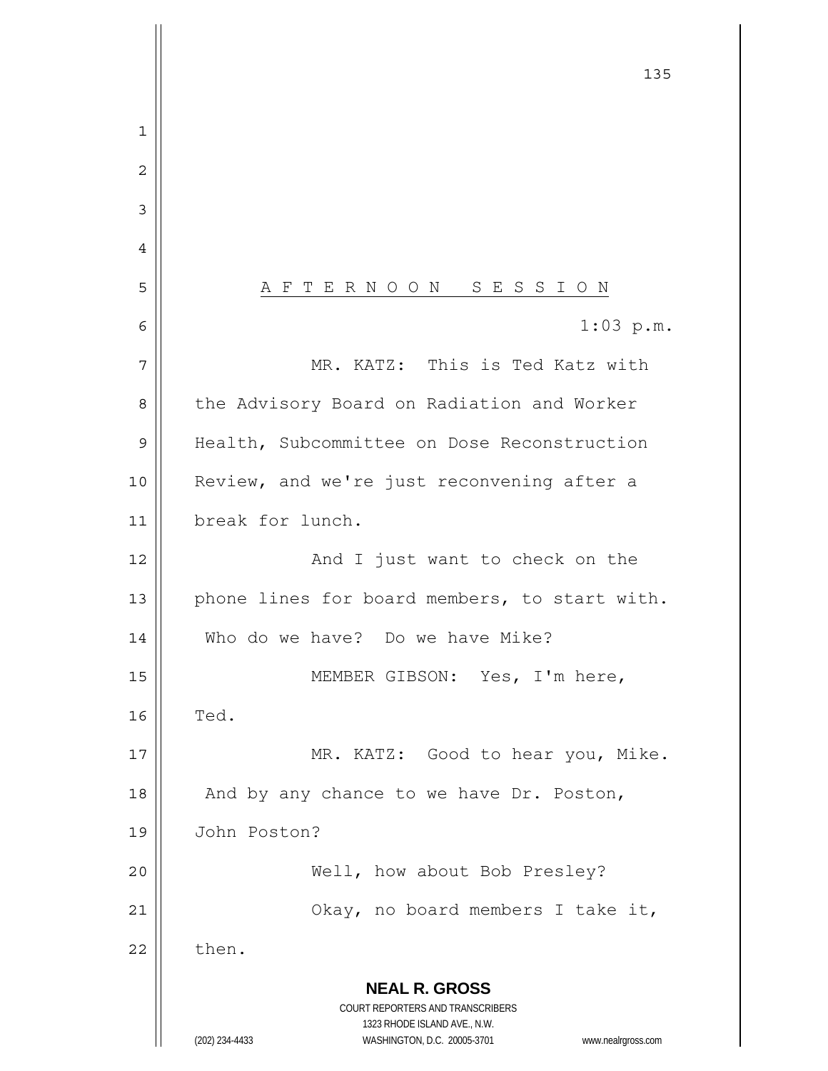A F T E R N O O N   S E S S I O N

1:03 p.m.

MR. KATZ: This is Ted Katz with the Advisory Board on Radiation and Worker Health, Subcommittee on Dose Reconstruction Review, and we're just reconvening after a break for lunch.

And I just want to check on the phone lines for board members, to start with. Who do we have? Do we have Mike?

MEMBER GIBSON: Yes, I'm here, Ted.

MR. KATZ: Good to hear you, Mike. And by any chance to we have Dr. Poston, John Poston?

Well, how about Bob Presley?

Okay, no board members I take it, then.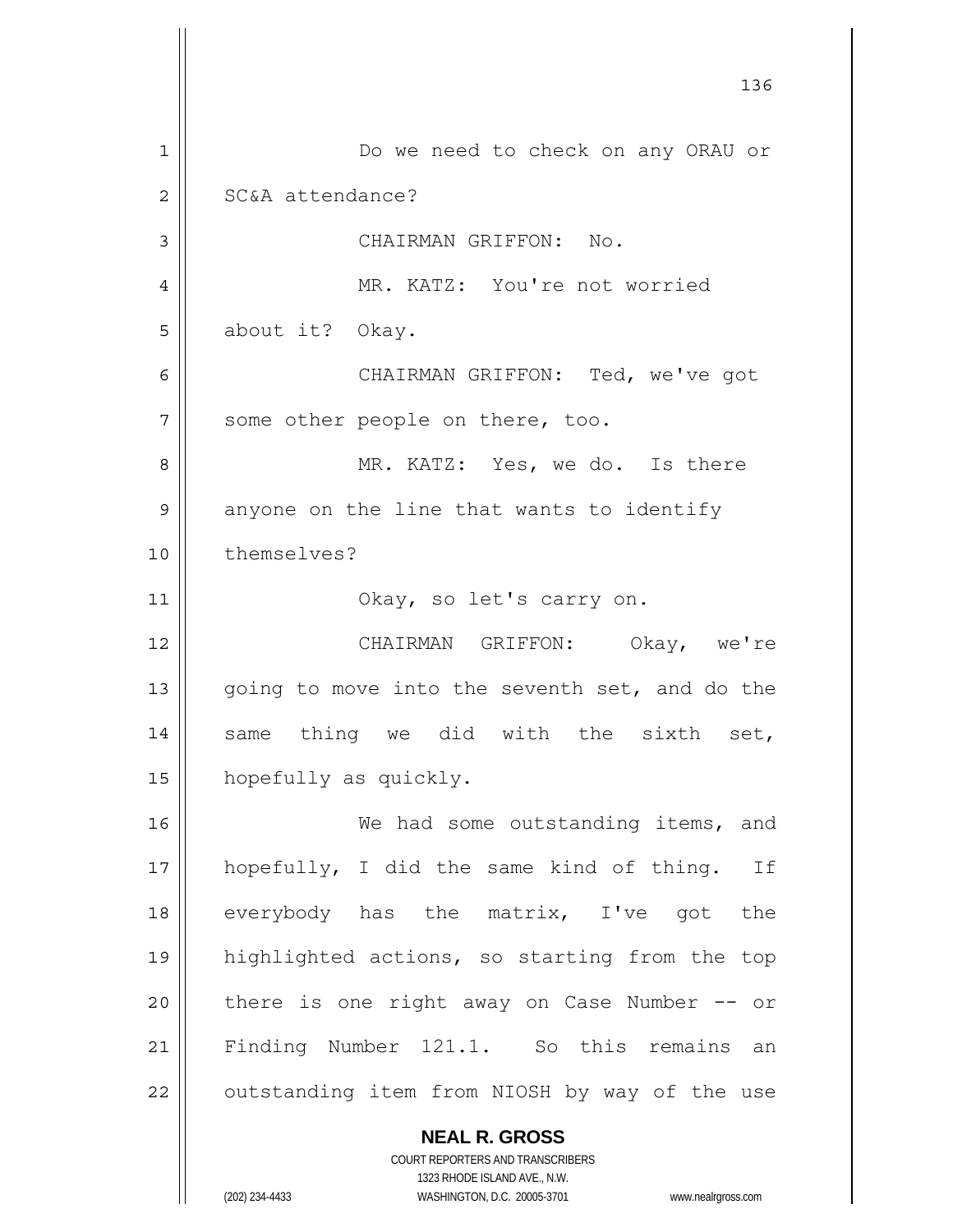Do we need to check on any ORAU or SC&A attendance?

CHAIRMAN GRIFFON: No.

MR. KATZ: You're not worried about it? Okay.

CHAIRMAN GRIFFON: Ted, we've got some other people on there, too.

MR. KATZ: Yes, we do. Is there anyone on the line that wants to identify themselves?

Okay, so let's carry on.

CHAIRMAN GRIFFON: Okay, we're going to move into the seventh set, and do the same thing we did with the sixth set, hopefully as quickly.

We had some outstanding items, and hopefully, I did the same kind of thing. If everybody has the matrix, I've got the highlighted actions, so starting from the top there is one right away on Case Number -- or Finding Number 121.1. So this remains an outstanding item from NIOSH by way of the use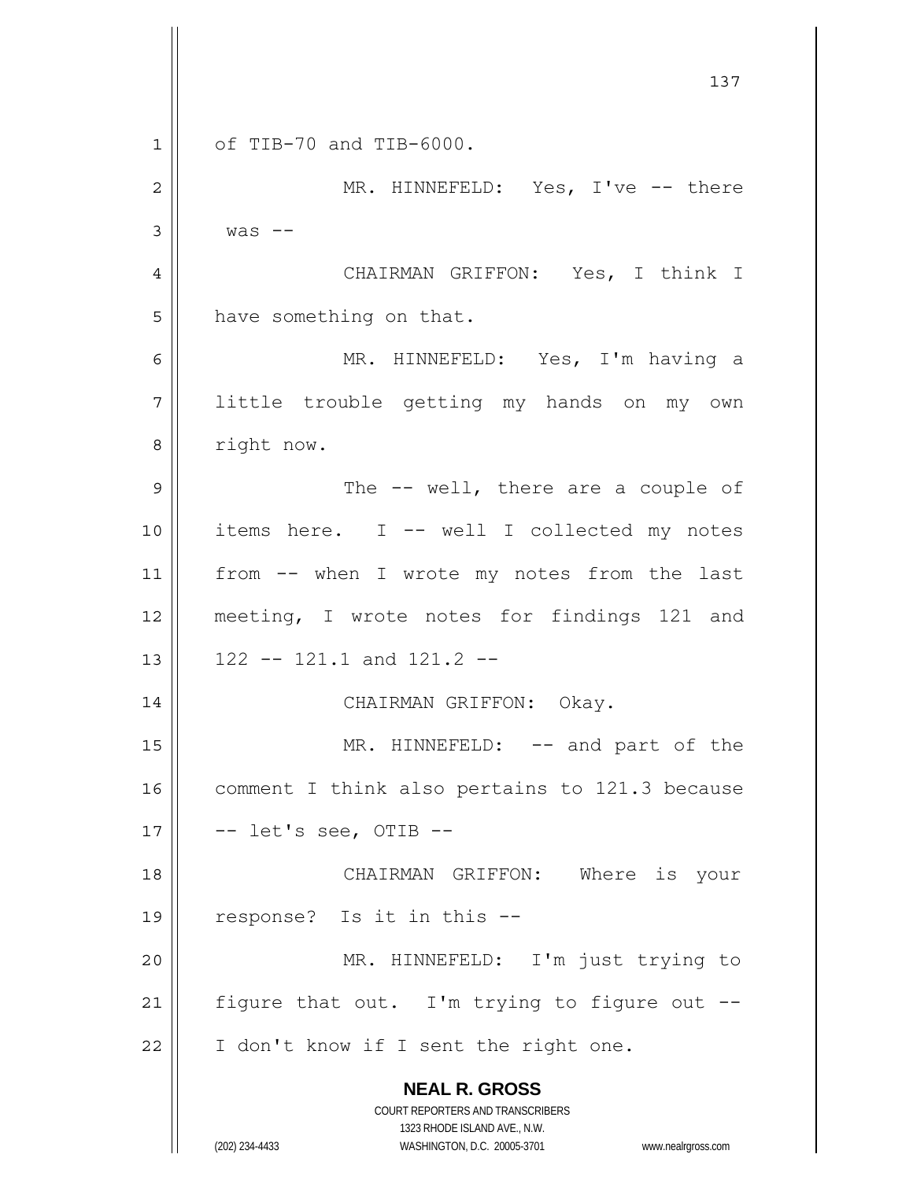of TIB-70 and TIB-6000.

MR. HINNEFELD: Yes, I've -- there was --

CHAIRMAN GRIFFON: Yes, I think I have something on that.

MR. HINNEFELD: Yes, I'm having a little trouble getting my hands on my own right now.

The -- well, there are a couple of items here. I -- well I collected my notes from -- when I wrote my notes from the last meeting, I wrote notes for findings 121 and 122 -- 121.1 and 121.2 --

CHAIRMAN GRIFFON: Okay.

MR. HINNEFELD: -- and part of the comment I think also pertains to 121.3 because -- let's see, OTIB --

CHAIRMAN GRIFFON: Where is your response? Is it in this --

MR. HINNEFELD: I'm just trying to figure that out. I'm trying to figure out -- I don't know if I sent the right one.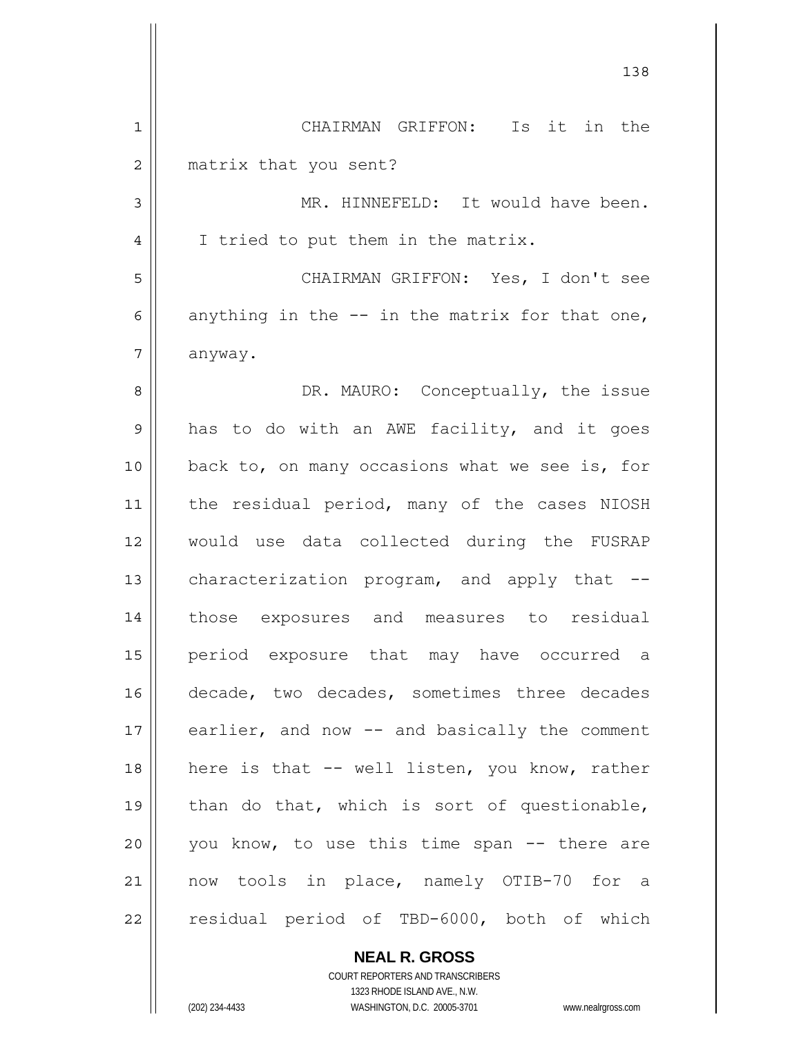CHAIRMAN GRIFFON: Is it in the matrix that you sent?

MR. HINNEFELD: It would have been. I tried to put them in the matrix.

CHAIRMAN GRIFFON: Yes, I don't see anything in the -- in the matrix for that one, anyway.

DR. MAURO: Conceptually, the issue has to do with an AWE facility, and it goes back to, on many occasions what we see is, for the residual period, many of the cases NIOSH would use data collected during the FUSRAP characterization program, and apply that -- those exposures and measures to residual period exposure that may have occurred a decade, two decades, sometimes three decades earlier, and now -- and basically the comment here is that -- well listen, you know, rather than do that, which is sort of questionable, you know, to use this time span -- there are now tools in place, namely OTIB-70 for a residual period of TBD-6000, both of which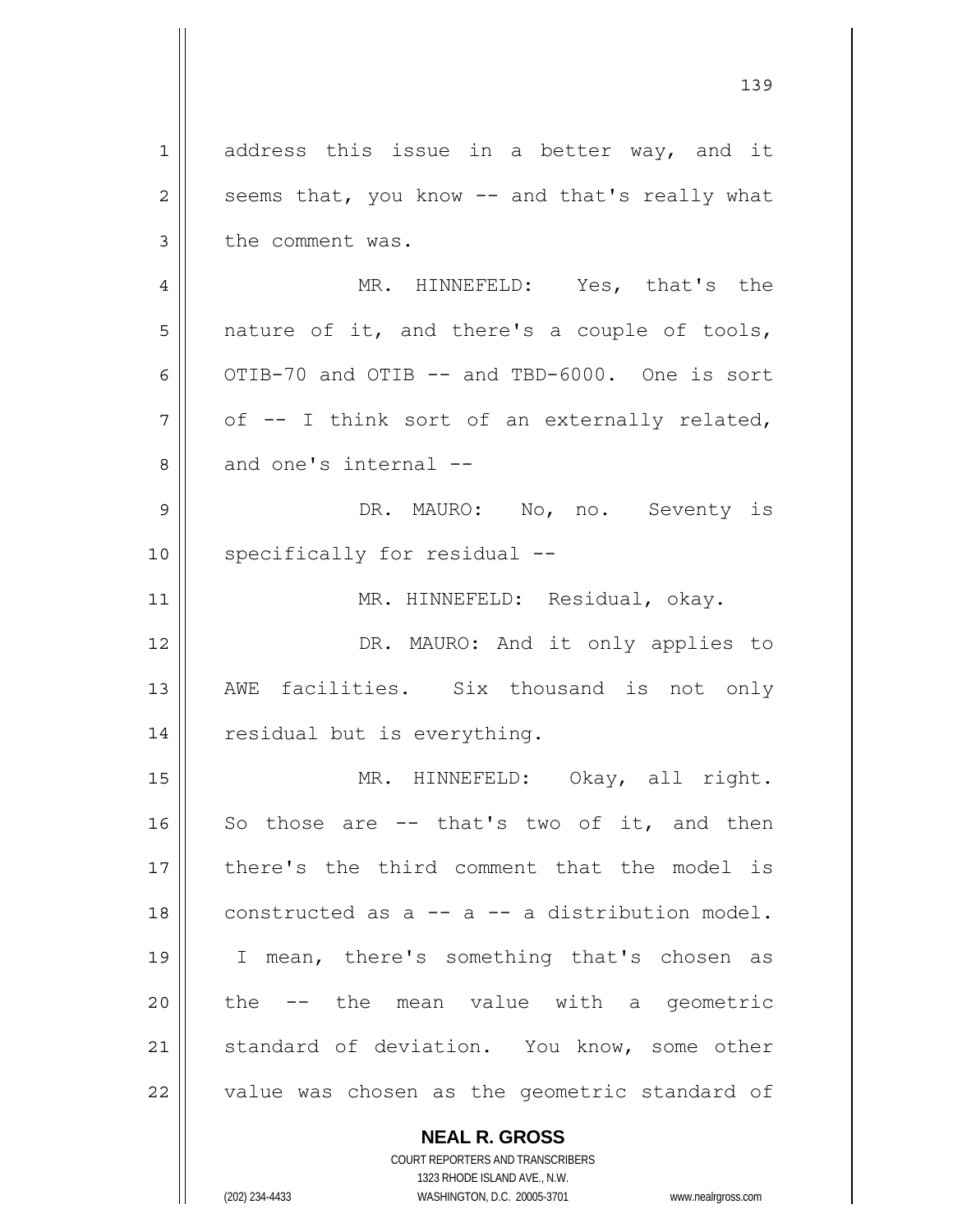address this issue in a better way, and it seems that, you know -- and that's really what the comment was.

MR. HINNEFELD: Yes, that's the nature of it, and there's a couple of tools, OTIB-70 and OTIB -- and TBD-6000. One is sort of -- I think sort of an externally related, and one's internal --

DR. MAURO: No, no. Seventy is specifically for residual --

MR. HINNEFELD: Residual, okay.

DR. MAURO: And it only applies to AWE facilities. Six thousand is not only residual but is everything.

MR. HINNEFELD: Okay, all right. So those are -- that's two of it, and then there's the third comment that the model is constructed as a -- a -- a distribution model. I mean, there's something that's chosen as the -- the mean value with a geometric standard of deviation. You know, some other value was chosen as the geometric standard of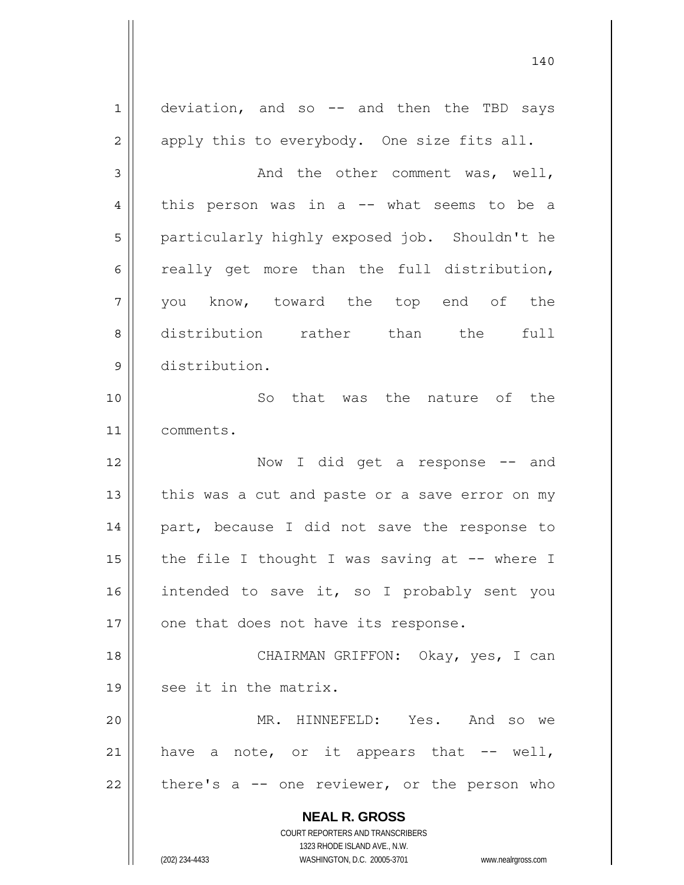deviation, and so -- and then the TBD says apply this to everybody. One size fits all.

And the other comment was, well, this person was in a -- what seems to be a particularly highly exposed job. Shouldn't he really get more than the full distribution, you know, toward the top end of the distribution rather than the full distribution.

So that was the nature of the comments.

Now I did get a response -- and this was a cut and paste or a save error on my part, because I did not save the response to the file I thought I was saving at -- where I intended to save it, so I probably sent you one that does not have its response.

CHAIRMAN GRIFFON: Okay, yes, I can see it in the matrix.

MR. HINNEFELD: Yes. And so we have a note, or it appears that -- well, there's a -- one reviewer, or the person who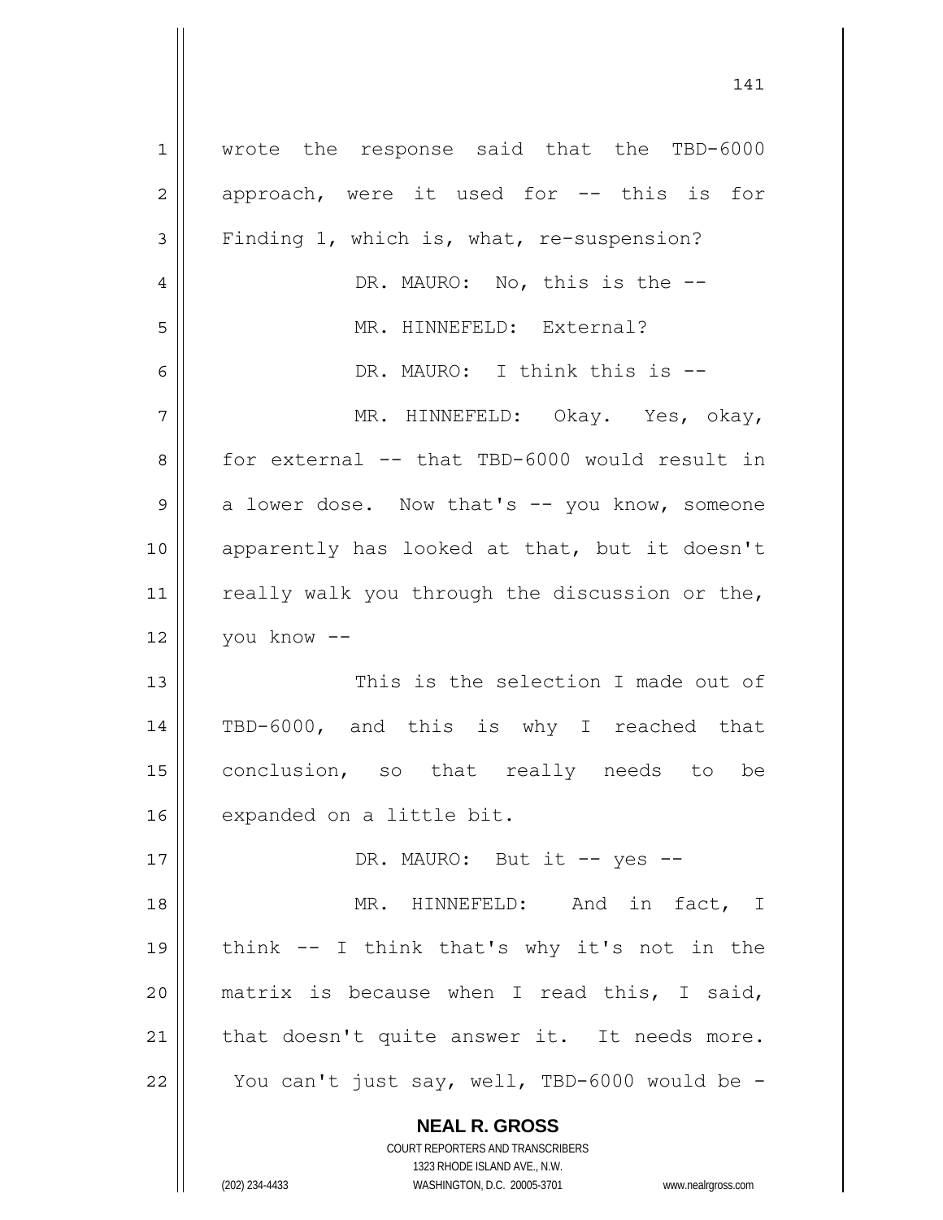wrote the response said that the TBD-6000 approach, were it used for -- this is for Finding 1, which is, what, re-suspension?

DR. MAURO: No, this is the --

MR. HINNEFELD: External?

DR. MAURO: I think this is --

MR. HINNEFELD: Okay. Yes, okay, for external -- that TBD-6000 would result in a lower dose. Now that's -- you know, someone apparently has looked at that, but it doesn't really walk you through the discussion or the, you know --

This is the selection I made out of TBD-6000, and this is why I reached that conclusion, so that really needs to be expanded on a little bit.

DR. MAURO: But it -- yes --

MR. HINNEFELD: And in fact, I think -- I think that's why it's not in the matrix is because when I read this, I said, that doesn't quite answer it. It needs more. You can't just say, well, TBD-6000 would be -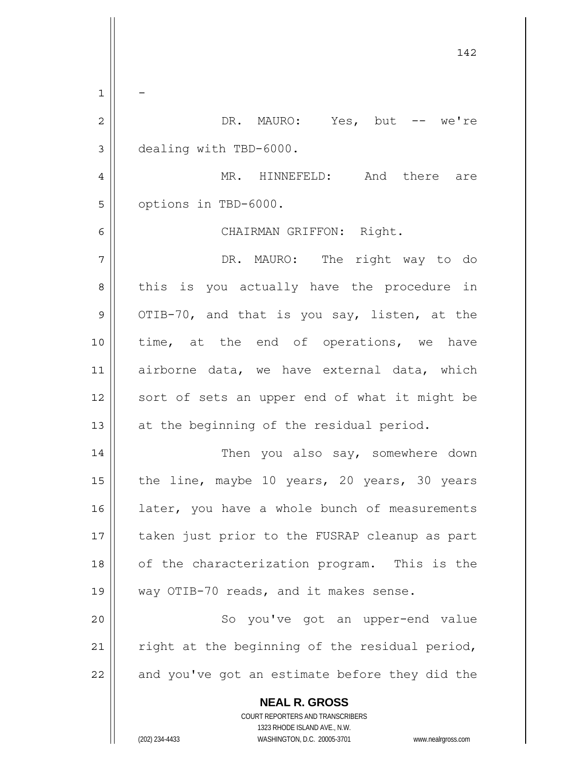-

DR. MAURO: Yes, but -- we're dealing with TBD-6000.

MR. HINNEFELD: And there are options in TBD-6000.

CHAIRMAN GRIFFON: Right.

DR. MAURO: The right way to do this is you actually have the procedure in OTIB-70, and that is you say, listen, at the time, at the end of operations, we have airborne data, we have external data, which sort of sets an upper end of what it might be at the beginning of the residual period.

Then you also say, somewhere down the line, maybe 10 years, 20 years, 30 years later, you have a whole bunch of measurements taken just prior to the FUSRAP cleanup as part of the characterization program. This is the way OTIB-70 reads, and it makes sense.

So you've got an upper-end value right at the beginning of the residual period, and you've got an estimate before they did the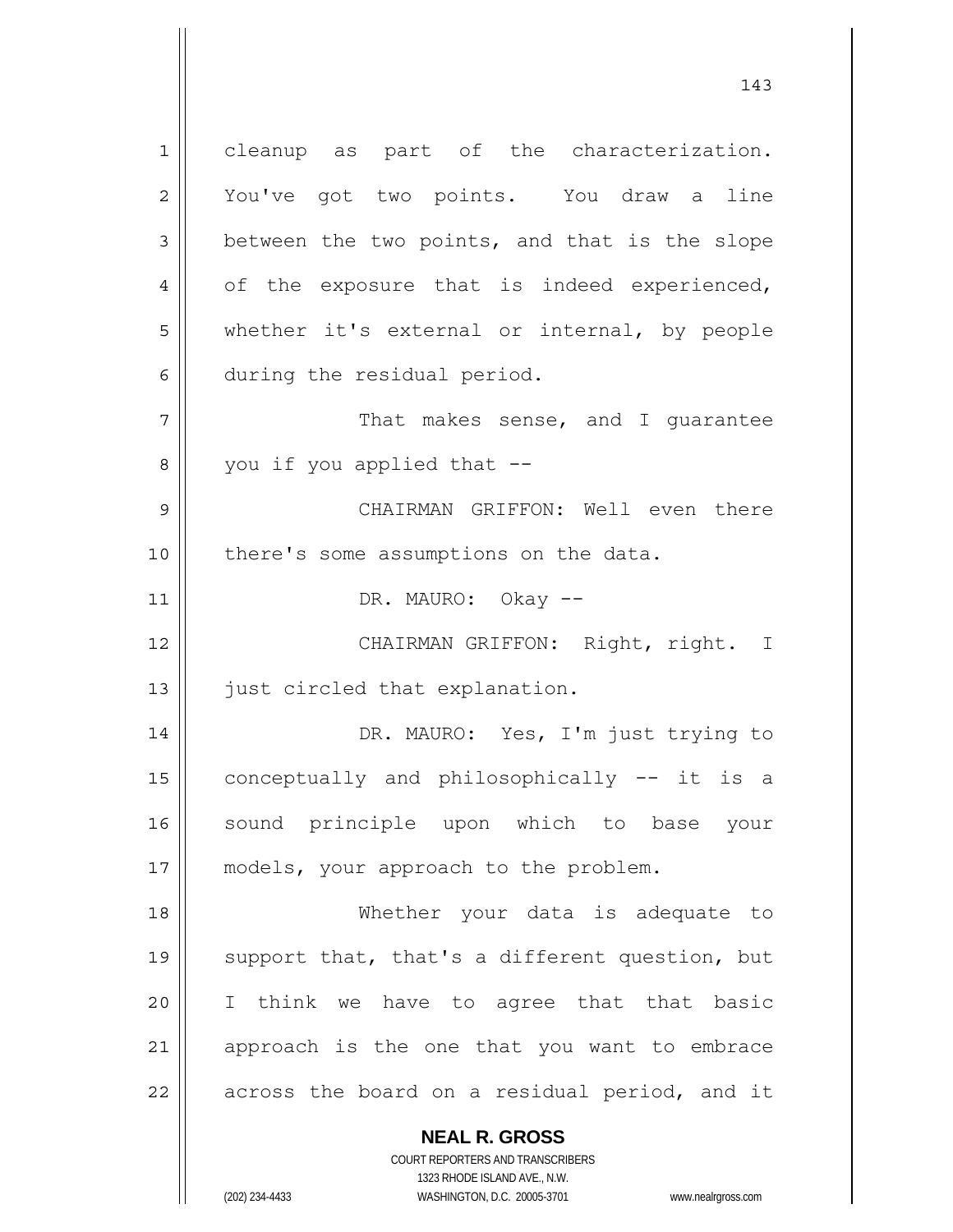cleanup as part of the characterization. You've got two points. You draw a line between the two points, and that is the slope of the exposure that is indeed experienced, whether it's external or internal, by people during the residual period.

That makes sense, and I guarantee you if you applied that --

CHAIRMAN GRIFFON: Well even there there's some assumptions on the data.

DR. MAURO: Okay --

CHAIRMAN GRIFFON: Right, right. I just circled that explanation.

DR. MAURO: Yes, I'm just trying to conceptually and philosophically -- it is a sound principle upon which to base your models, your approach to the problem.

Whether your data is adequate to support that, that's a different question, but I think we have to agree that that basic approach is the one that you want to embrace across the board on a residual period, and it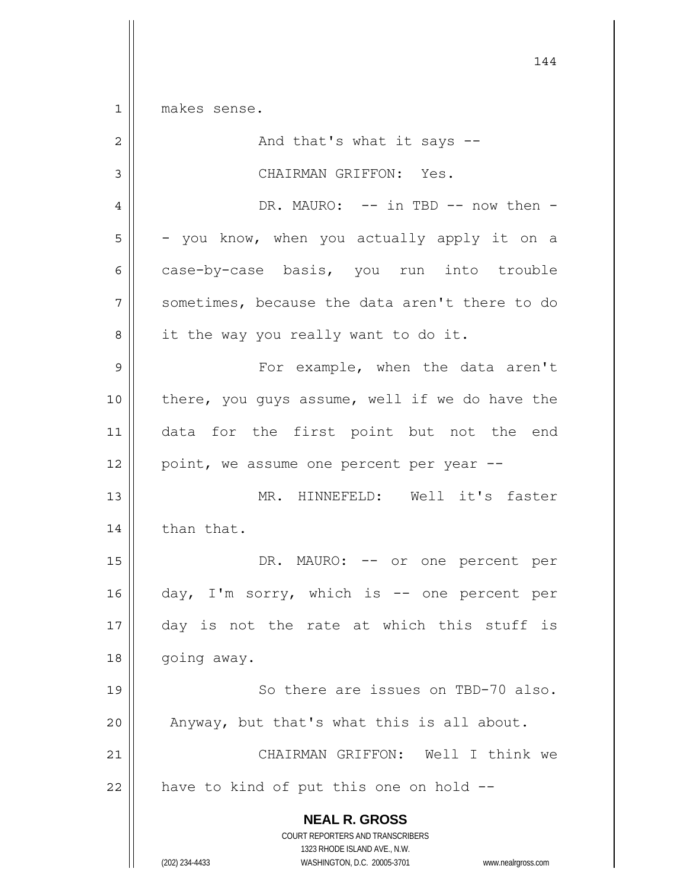makes sense.

And that's what it says --

CHAIRMAN GRIFFON: Yes.

DR. MAURO: -- in TBD -- now then -- you know, when you actually apply it on a case-by-case basis, you run into trouble sometimes, because the data aren't there to do it the way you really want to do it.

For example, when the data aren't there, you guys assume, well if we do have the data for the first point but not the end point, we assume one percent per year --

MR. HINNEFELD: Well it's faster than that.

DR. MAURO: -- or one percent per day, I'm sorry, which is -- one percent per day is not the rate at which this stuff is going away.

So there are issues on TBD-70 also. Anyway, but that's what this is all about.

CHAIRMAN GRIFFON: Well I think we have to kind of put this one on hold --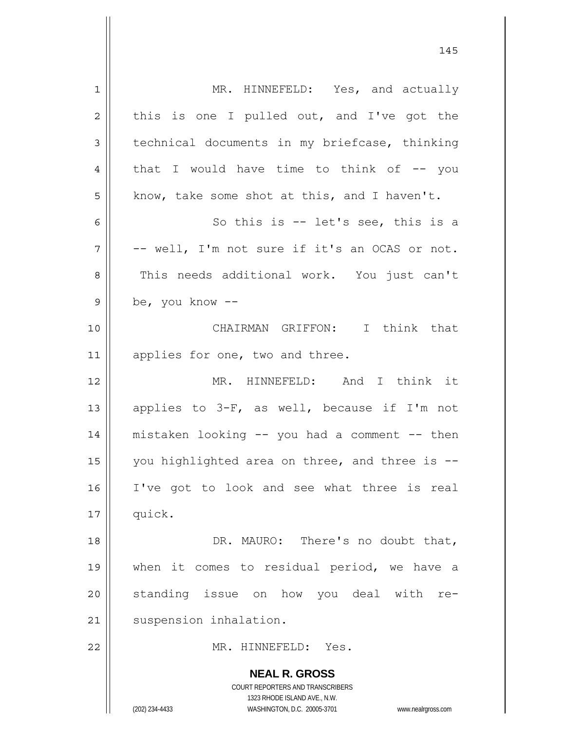MR. HINNEFELD: Yes, and actually this is one I pulled out, and I've got the technical documents in my briefcase, thinking that I would have time to think of -- you know, take some shot at this, and I haven't.

So this is -- let's see, this is a -- well, I'm not sure if it's an OCAS or not. This needs additional work. You just can't be, you know --

CHAIRMAN GRIFFON: I think that applies for one, two and three.

MR. HINNEFELD: And I think it applies to 3-F, as well, because if I'm not mistaken looking -- you had a comment -- then you highlighted area on three, and three is -- I've got to look and see what three is real quick.

DR. MAURO: There's no doubt that, when it comes to residual period, we have a standing issue on how you deal with re-suspension inhalation.

MR. HINNEFELD: Yes.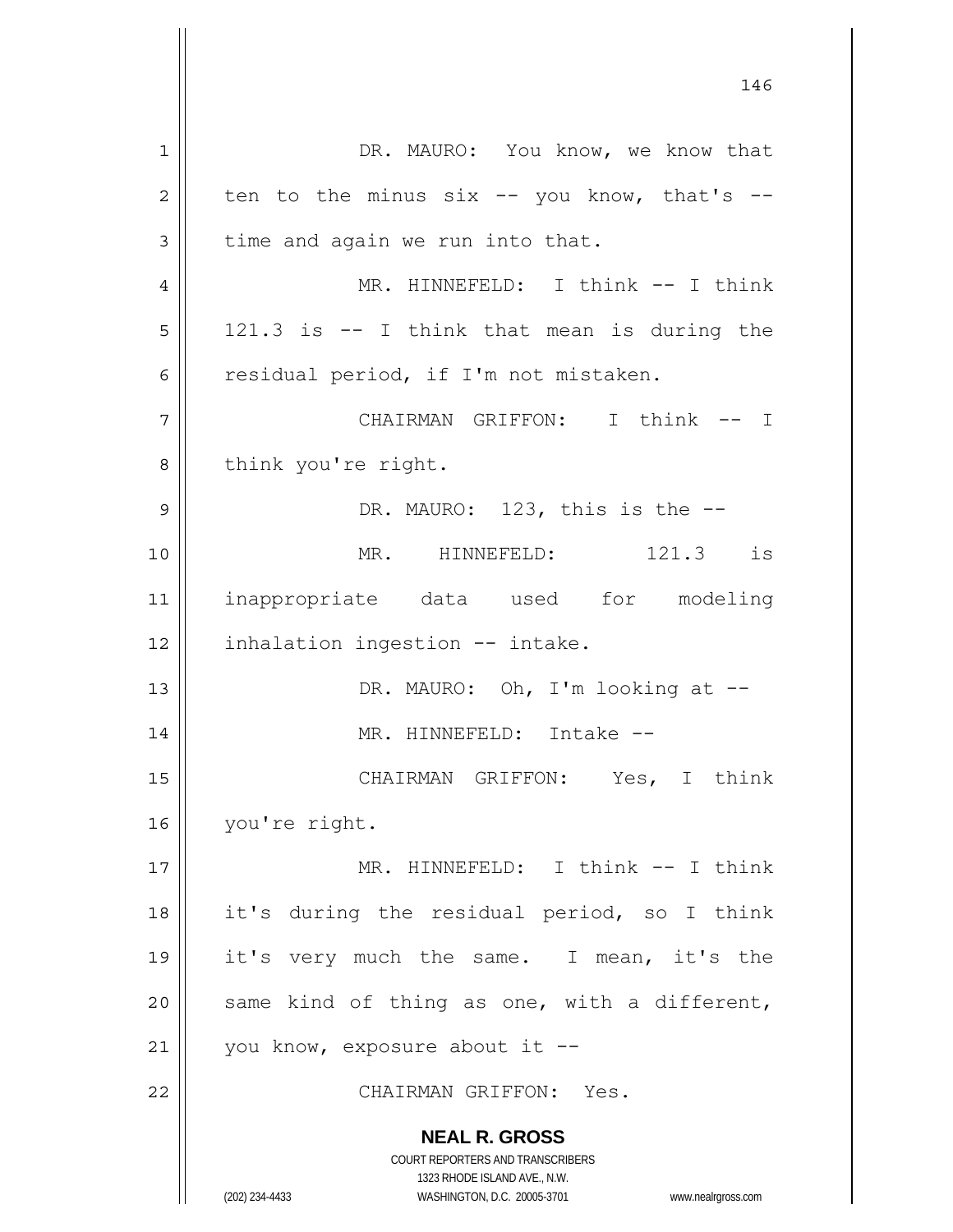DR. MAURO: You know, we know that ten to the minus six -- you know, that's -- time and again we run into that.

MR. HINNEFELD: I think -- I think 121.3 is -- I think that mean is during the residual period, if I'm not mistaken.

CHAIRMAN GRIFFON: I think -- I think you're right.

DR. MAURO: 123, this is the --

MR. HINNEFELD: 121.3 is inappropriate data used for modeling inhalation ingestion -- intake.

DR. MAURO: Oh, I'm looking at --

MR. HINNEFELD: Intake --

CHAIRMAN GRIFFON: Yes, I think you're right.

MR. HINNEFELD: I think -- I think it's during the residual period, so I think it's very much the same. I mean, it's the same kind of thing as one, with a different, you know, exposure about it --

CHAIRMAN GRIFFON: Yes.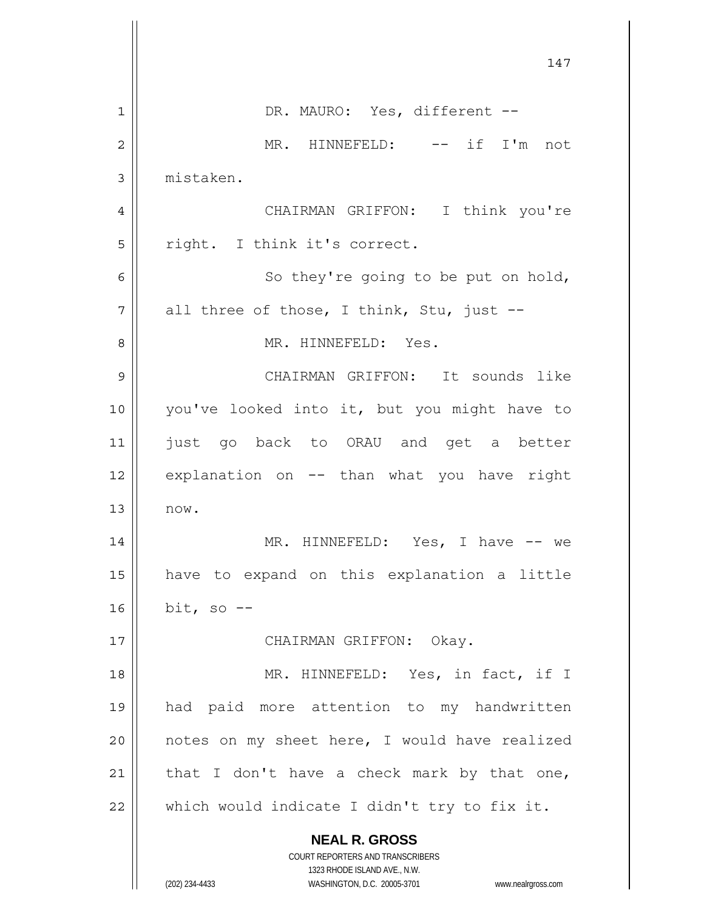DR. MAURO: Yes, different --

MR. HINNEFELD: -- if I'm not mistaken.

CHAIRMAN GRIFFON: I think you're right. I think it's correct.

So they're going to be put on hold, all three of those, I think, Stu, just --

MR. HINNEFELD: Yes.

CHAIRMAN GRIFFON: It sounds like you've looked into it, but you might have to just go back to ORAU and get a better explanation on -- than what you have right now.

MR. HINNEFELD: Yes, I have -- we have to expand on this explanation a little bit, so --

CHAIRMAN GRIFFON: Okay.

MR. HINNEFELD: Yes, in fact, if I had paid more attention to my handwritten notes on my sheet here, I would have realized that I don't have a check mark by that one, which would indicate I didn't try to fix it.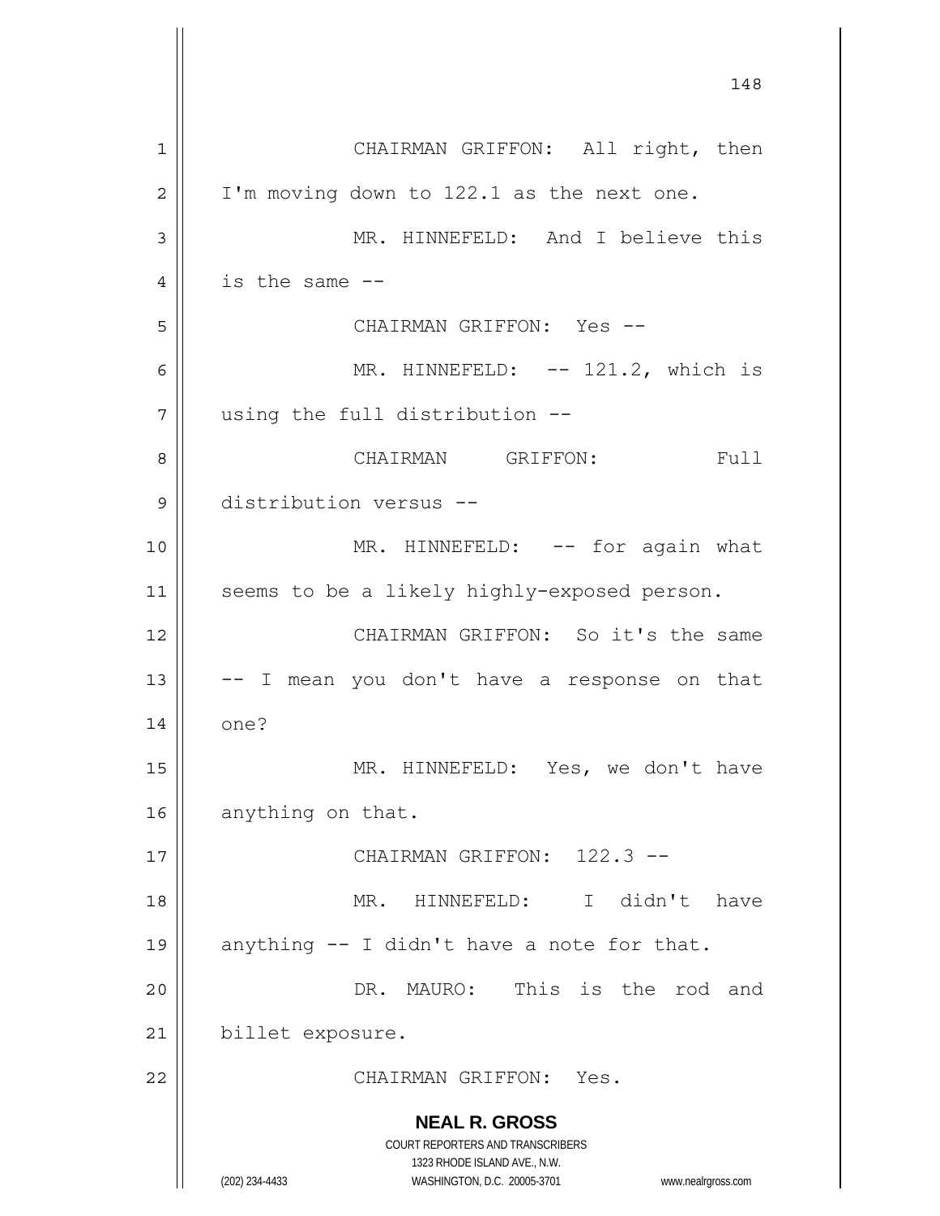CHAIRMAN GRIFFON: All right, then I'm moving down to 122.1 as the next one.

MR. HINNEFELD: And I believe this is the same --

CHAIRMAN GRIFFON: Yes --

MR. HINNEFELD: -- 121.2, which is using the full distribution --

CHAIRMAN GRIFFON: Full distribution versus --

MR. HINNEFELD: -- for again what seems to be a likely highly-exposed person.

CHAIRMAN GRIFFON: So it's the same -- I mean you don't have a response on that one?

MR. HINNEFELD: Yes, we don't have anything on that.

CHAIRMAN GRIFFON: 122.3 --

MR. HINNEFELD: I didn't have anything -- I didn't have a note for that.

DR. MAURO: This is the rod and billet exposure.

CHAIRMAN GRIFFON: Yes.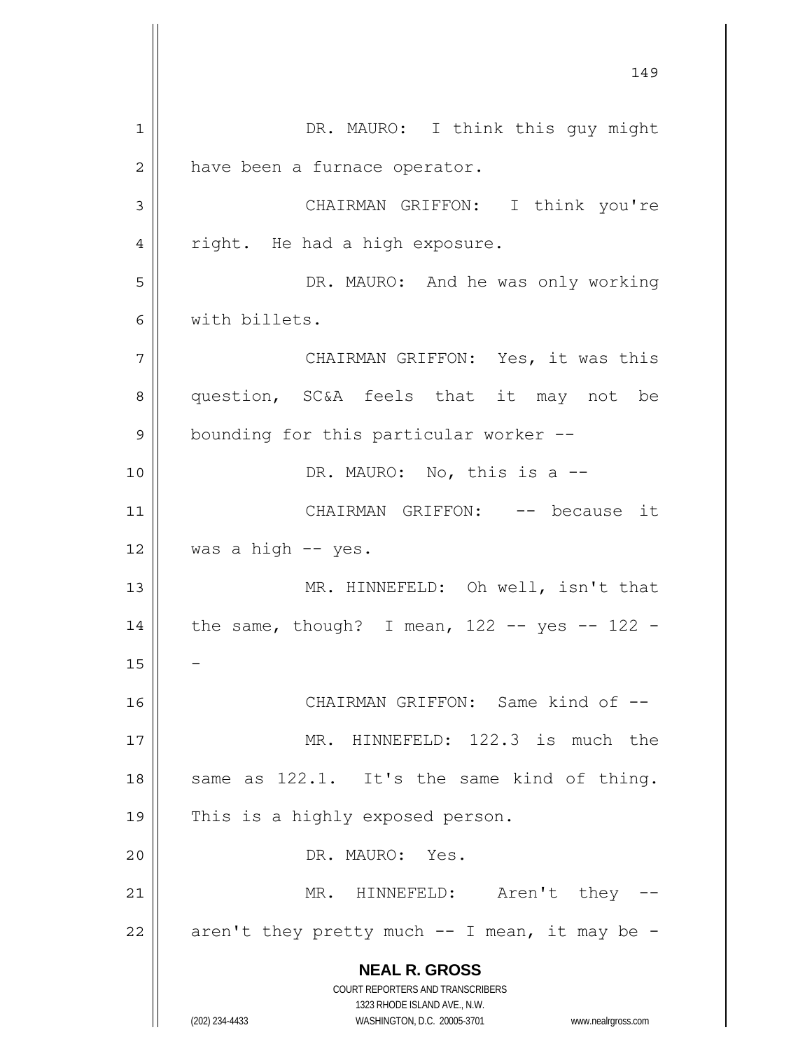DR. MAURO: I think this guy might have been a furnace operator.

CHAIRMAN GRIFFON: I think you're right. He had a high exposure.

DR. MAURO: And he was only working with billets.

CHAIRMAN GRIFFON: Yes, it was this question, SC&A feels that it may not be bounding for this particular worker --

DR. MAURO: No, this is a --

CHAIRMAN GRIFFON: -- because it was a high -- yes.

MR. HINNEFELD: Oh well, isn't that the same, though? I mean, 122 -- yes -- 122 --

CHAIRMAN GRIFFON: Same kind of --

MR. HINNEFELD: 122.3 is much the same as 122.1. It's the same kind of thing. This is a highly exposed person.

DR. MAURO: Yes.

MR. HINNEFELD: Aren't they -- aren't they pretty much -- I mean, it may be -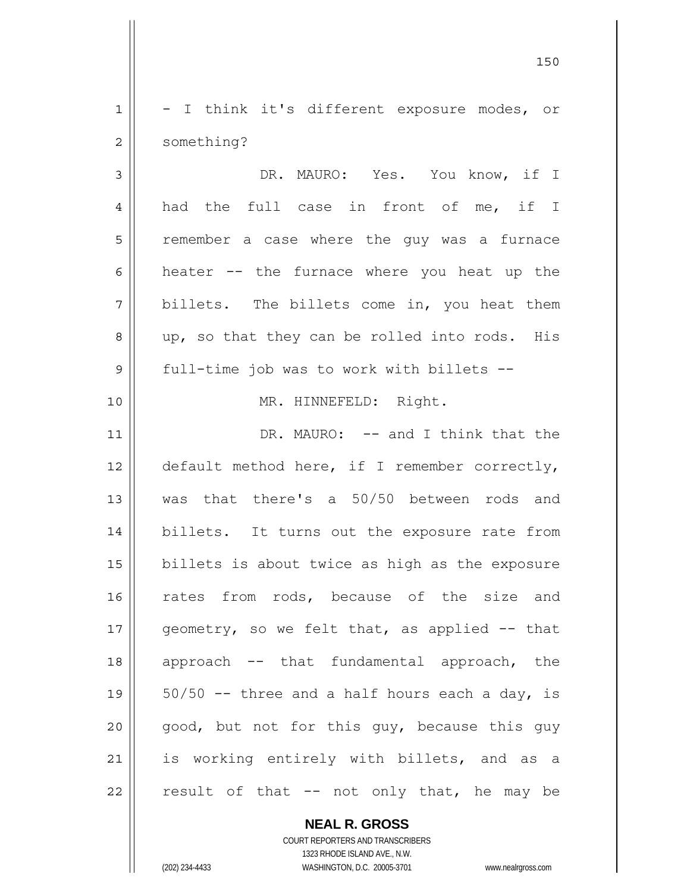- I think it's different exposure modes, or something?

DR. MAURO: Yes. You know, if I had the full case in front of me, if I remember a case where the guy was a furnace heater -- the furnace where you heat up the billets. The billets come in, you heat them up, so that they can be rolled into rods. His full-time job was to work with billets --

MR. HINNEFELD: Right.

DR. MAURO: -- and I think that the default method here, if I remember correctly, was that there's a 50/50 between rods and billets. It turns out the exposure rate from billets is about twice as high as the exposure rates from rods, because of the size and geometry, so we felt that, as applied -- that approach -- that fundamental approach, the 50/50 -- three and a half hours each a day, is good, but not for this guy, because this guy is working entirely with billets, and as a result of that -- not only that, he may be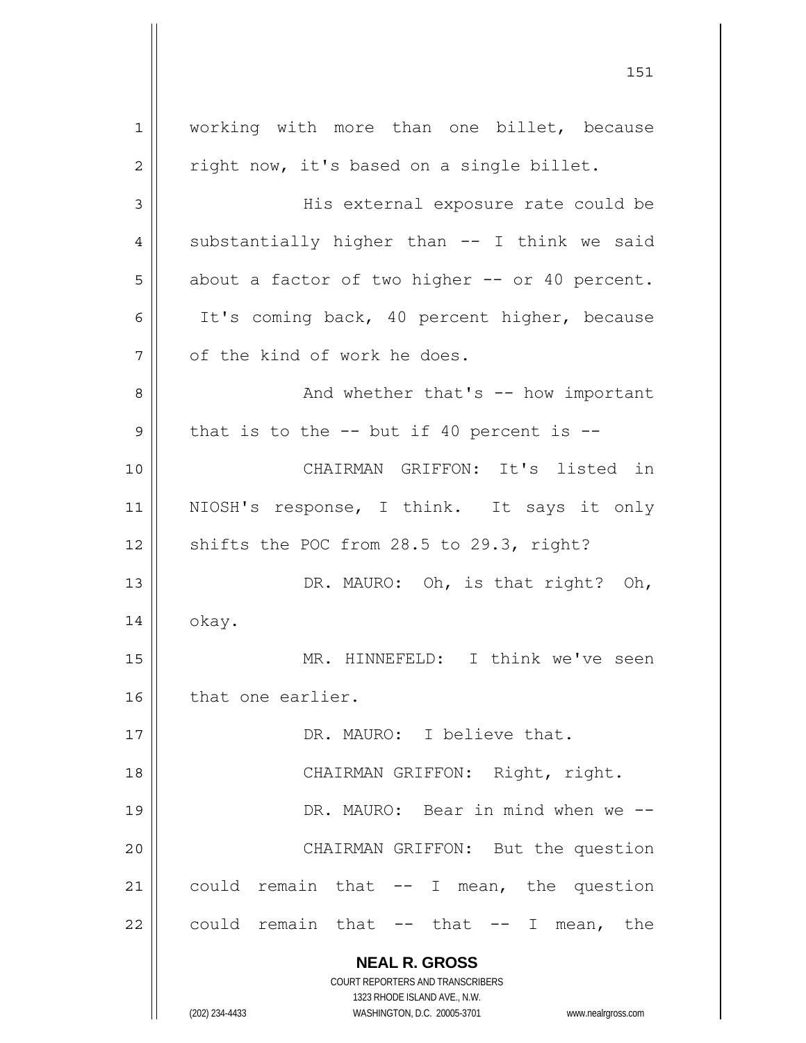working with more than one billet, because right now, it's based on a single billet.

His external exposure rate could be substantially higher than -- I think we said about a factor of two higher -- or 40 percent. It's coming back, 40 percent higher, because of the kind of work he does.

And whether that's -- how important that is to the -- but if 40 percent is --

CHAIRMAN GRIFFON: It's listed in NIOSH's response, I think. It says it only shifts the POC from 28.5 to 29.3, right?

DR. MAURO: Oh, is that right? Oh, okay.

MR. HINNEFELD: I think we've seen that one earlier.

DR. MAURO: I believe that.

CHAIRMAN GRIFFON: Right, right.

DR. MAURO: Bear in mind when we --

CHAIRMAN GRIFFON: But the question could remain that -- I mean, the question could remain that -- that -- I mean, the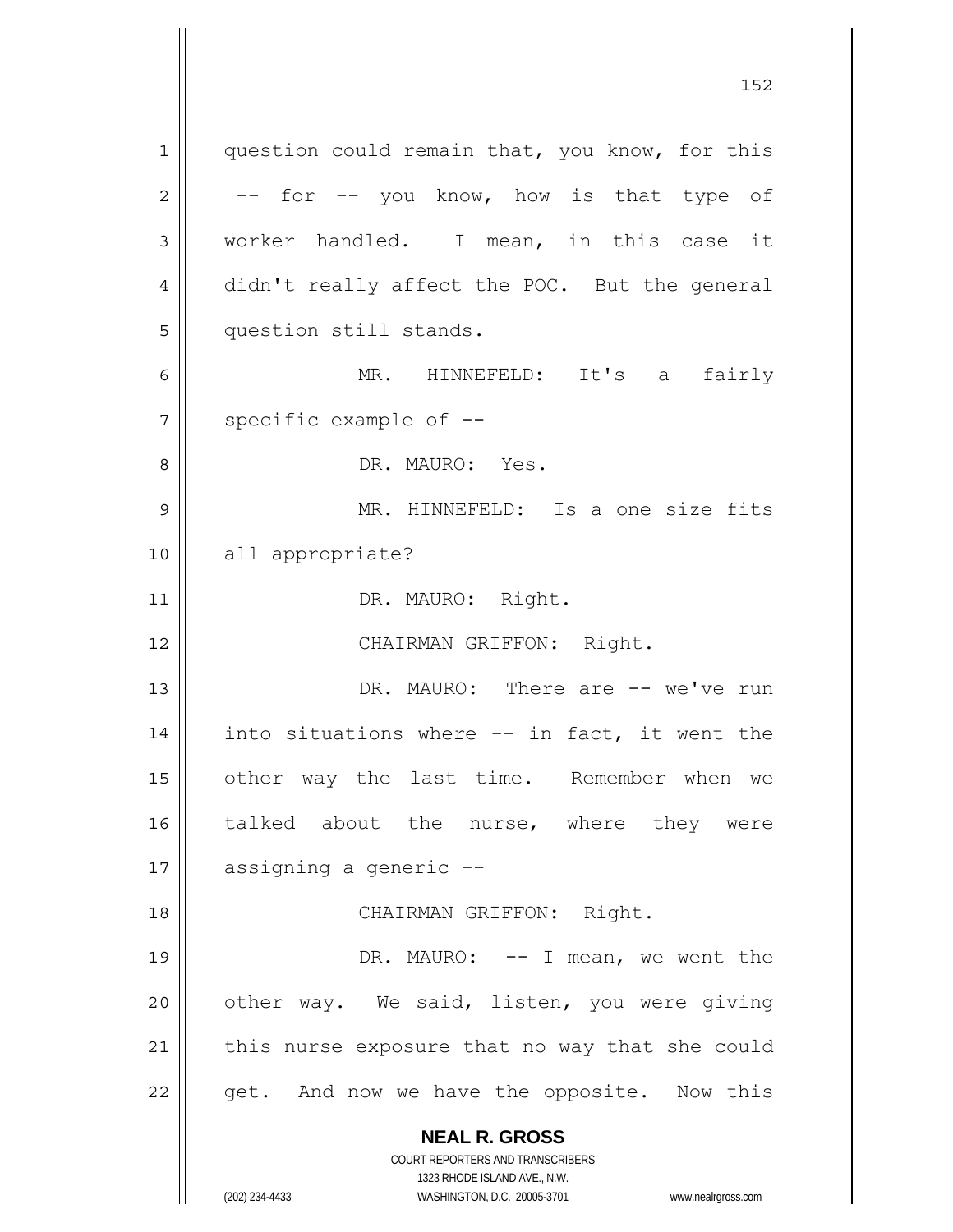question could remain that, you know, for this -- for -- you know, how is that type of worker handled. I mean, in this case it didn't really affect the POC. But the general question still stands.

MR. HINNEFELD: It's a fairly specific example of --

DR. MAURO: Yes.

MR. HINNEFELD: Is a one size fits all appropriate?

DR. MAURO: Right.

CHAIRMAN GRIFFON: Right.

DR. MAURO: There are -- we've run into situations where -- in fact, it went the other way the last time. Remember when we talked about the nurse, where they were assigning a generic --

CHAIRMAN GRIFFON: Right.

DR. MAURO: -- I mean, we went the other way. We said, listen, you were giving this nurse exposure that no way that she could get. And now we have the opposite. Now this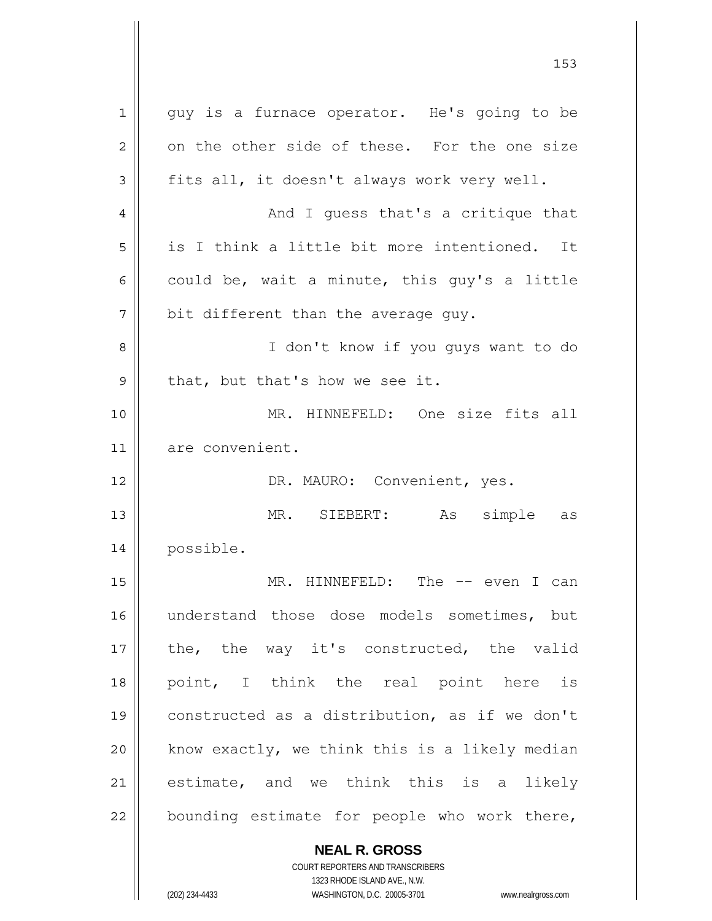guy is a furnace operator. He's going to be on the other side of these. For the one size fits all, it doesn't always work very well.

And I guess that's a critique that is I think a little bit more intentioned. It could be, wait a minute, this guy's a little bit different than the average guy.

I don't know if you guys want to do that, but that's how we see it.

MR. HINNEFELD: One size fits all are convenient.

DR. MAURO: Convenient, yes.

MR. SIEBERT: As simple as possible.

MR. HINNEFELD: The -- even I can understand those dose models sometimes, but the, the way it's constructed, the valid point, I think the real point here is constructed as a distribution, as if we don't know exactly, we think this is a likely median estimate, and we think this is a likely bounding estimate for people who work there,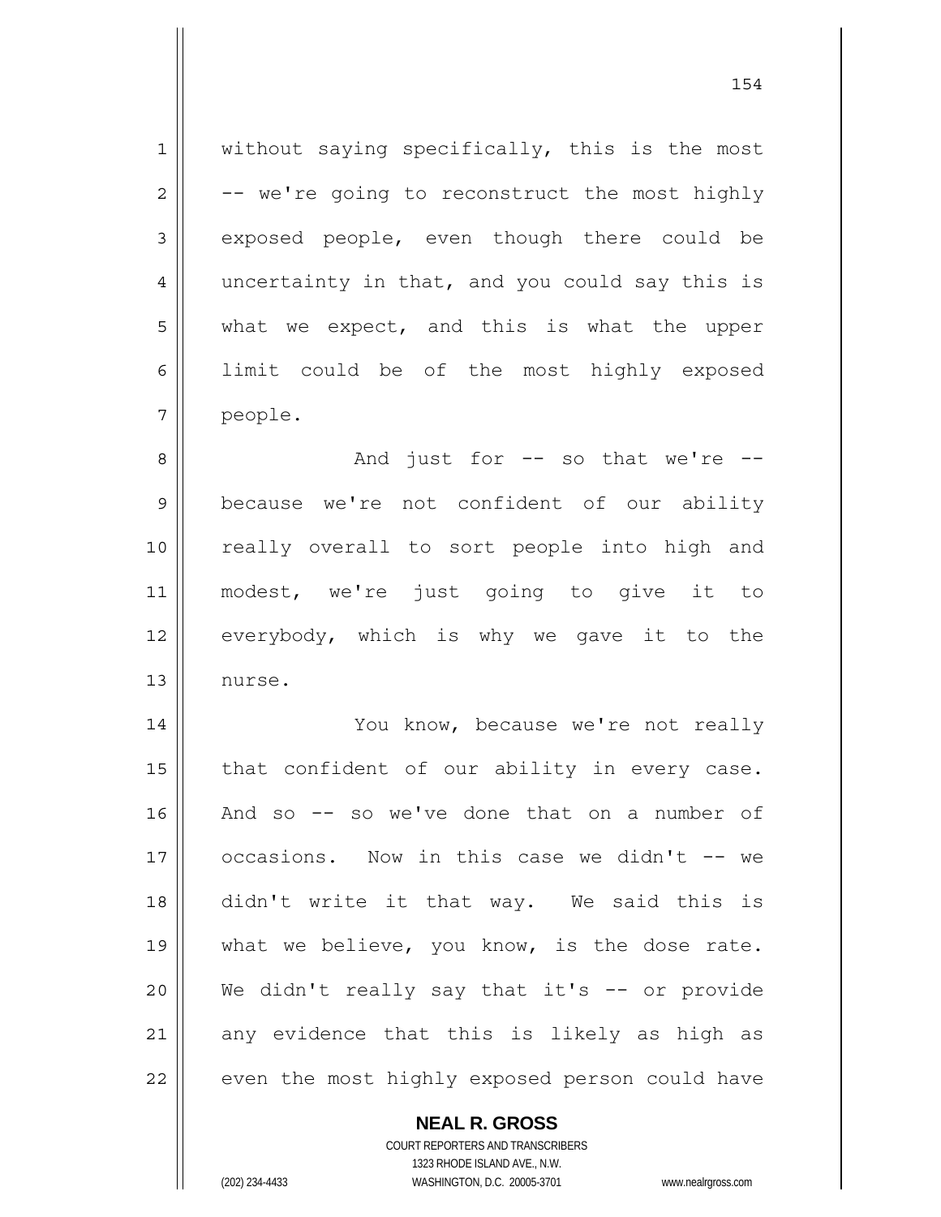without saying specifically, this is the most -- we're going to reconstruct the most highly exposed people, even though there could be uncertainty in that, and you could say this is what we expect, and this is what the upper limit could be of the most highly exposed people.

And just for -- so that we're -- because we're not confident of our ability really overall to sort people into high and modest, we're just going to give it to everybody, which is why we gave it to the nurse.

You know, because we're not really that confident of our ability in every case. And so -- so we've done that on a number of occasions. Now in this case we didn't -- we didn't write it that way. We said this is what we believe, you know, is the dose rate. We didn't really say that it's -- or provide any evidence that this is likely as high as even the most highly exposed person could have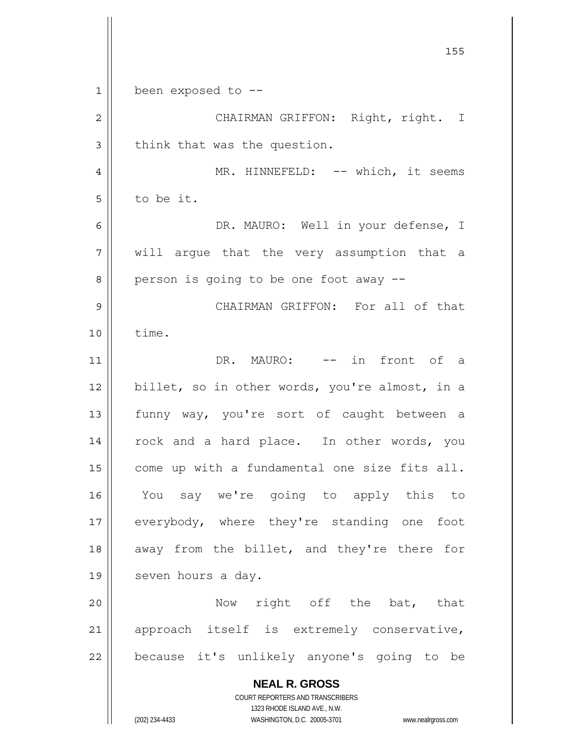been exposed to --

CHAIRMAN GRIFFON: Right, right. I think that was the question.

MR. HINNEFELD: -- which, it seems to be it.

DR. MAURO: Well in your defense, I will argue that the very assumption that a person is going to be one foot away --

CHAIRMAN GRIFFON: For all of that time.

DR. MAURO: -- in front of a billet, so in other words, you're almost, in a funny way, you're sort of caught between a rock and a hard place. In other words, you come up with a fundamental one size fits all. You say we're going to apply this to everybody, where they're standing one foot away from the billet, and they're there for seven hours a day.

Now right off the bat, that approach itself is extremely conservative, because it's unlikely anyone's going to be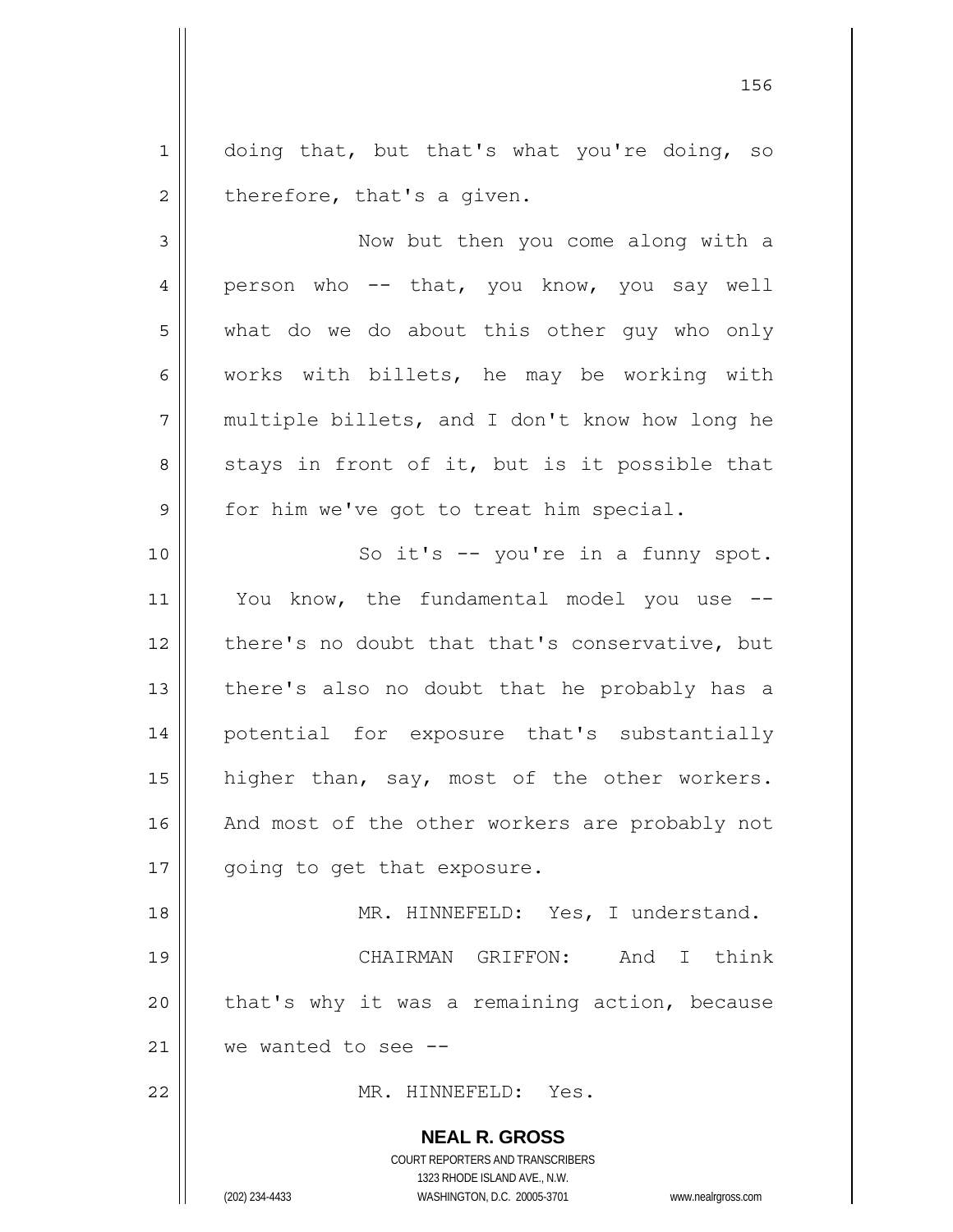doing that, but that's what you're doing, so therefore, that's a given.

Now but then you come along with a person who -- that, you know, you say well what do we do about this other guy who only works with billets, he may be working with multiple billets, and I don't know how long he stays in front of it, but is it possible that for him we've got to treat him special.

So it's -- you're in a funny spot. You know, the fundamental model you use -- there's no doubt that that's conservative, but there's also no doubt that he probably has a potential for exposure that's substantially higher than, say, most of the other workers. And most of the other workers are probably not going to get that exposure.

MR. HINNEFELD: Yes, I understand.

CHAIRMAN GRIFFON: And I think that's why it was a remaining action, because we wanted to see --

MR. HINNEFELD: Yes.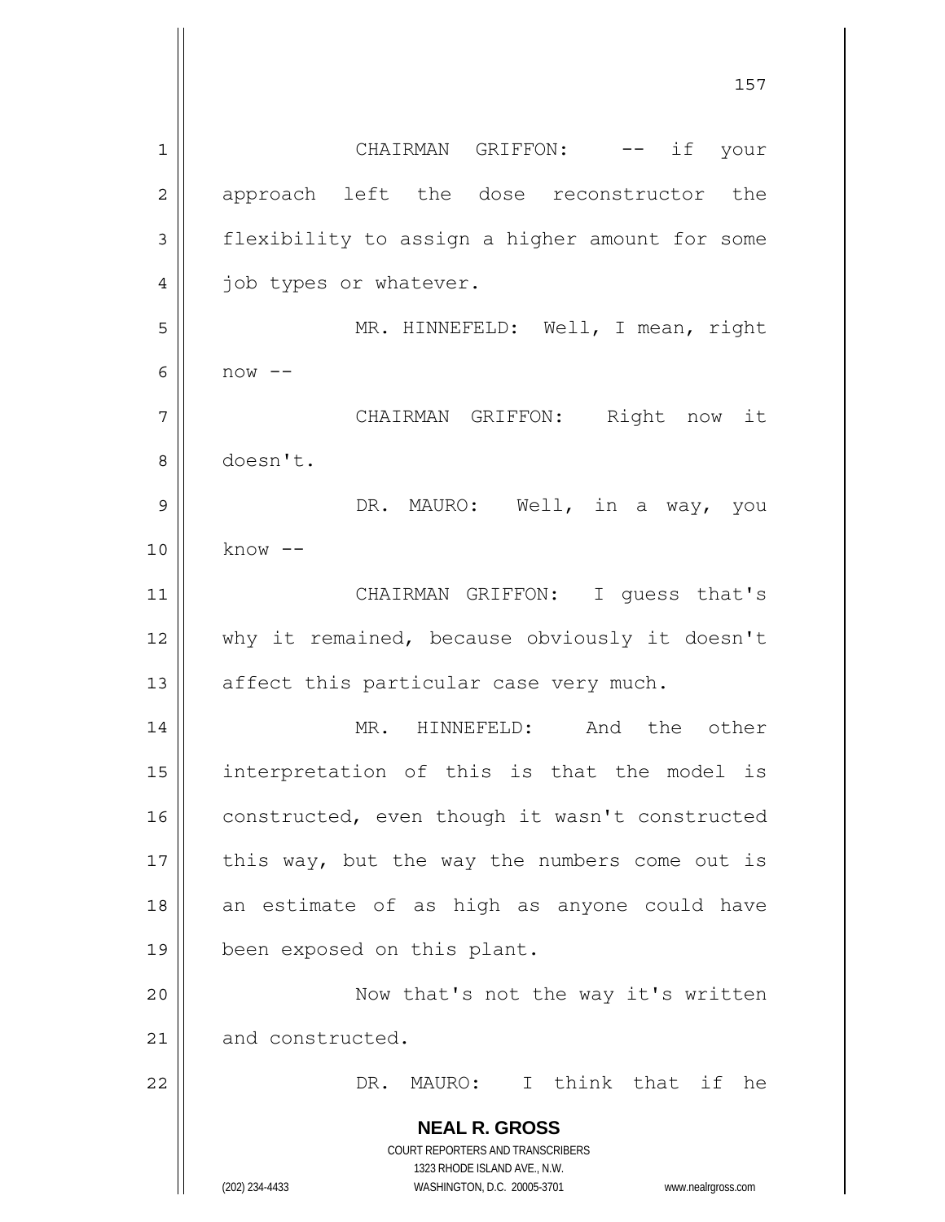CHAIRMAN GRIFFON: -- if your approach left the dose reconstructor the flexibility to assign a higher amount for some job types or whatever.

MR. HINNEFELD: Well, I mean, right now --

CHAIRMAN GRIFFON: Right now it doesn't.

DR. MAURO: Well, in a way, you know --

CHAIRMAN GRIFFON: I guess that's why it remained, because obviously it doesn't affect this particular case very much.

MR. HINNEFELD: And the other interpretation of this is that the model is constructed, even though it wasn't constructed this way, but the way the numbers come out is an estimate of as high as anyone could have been exposed on this plant.

Now that's not the way it's written and constructed.

DR. MAURO: I think that if he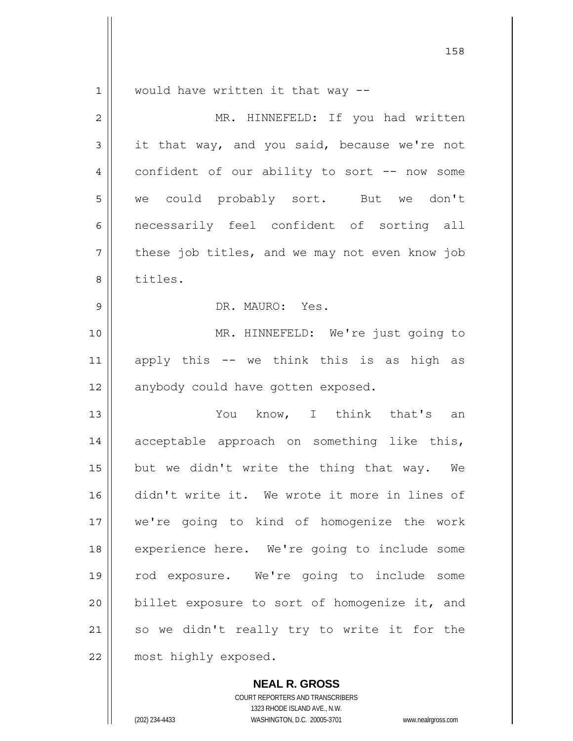would have written it that way --

MR. HINNEFELD: If you had written it that way, and you said, because we're not confident of our ability to sort -- now some we could probably sort. But we don't necessarily feel confident of sorting all these job titles, and we may not even know job titles.

DR. MAURO: Yes.

MR. HINNEFELD: We're just going to apply this -- we think this is as high as anybody could have gotten exposed.

You know, I think that's an acceptable approach on something like this, but we didn't write the thing that way. We didn't write it. We wrote it more in lines of we're going to kind of homogenize the work experience here. We're going to include some rod exposure. We're going to include some billet exposure to sort of homogenize it, and so we didn't really try to write it for the most highly exposed.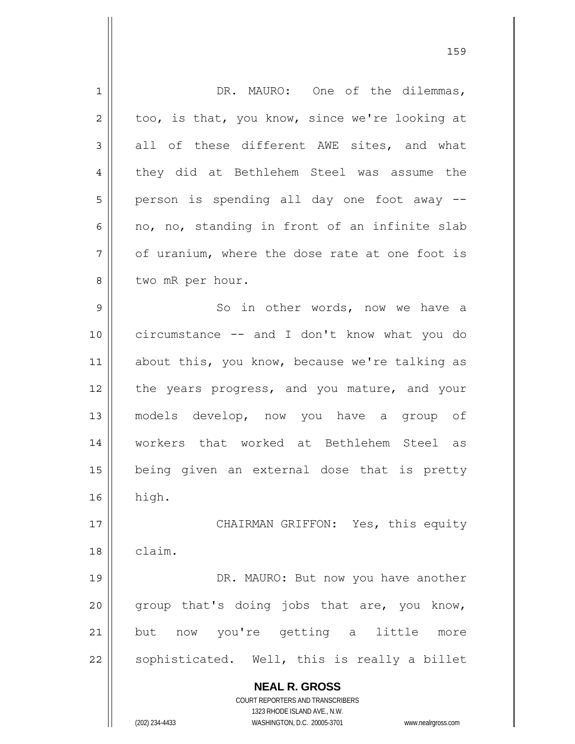DR. MAURO: One of the dilemmas, too, is that, you know, since we're looking at all of these different AWE sites, and what they did at Bethlehem Steel was assume the person is spending all day one foot away -- no, no, standing in front of an infinite slab of uranium, where the dose rate at one foot is two mR per hour.

So in other words, now we have a circumstance -- and I don't know what you do about this, you know, because we're talking as the years progress, and you mature, and your models develop, now you have a group of workers that worked at Bethlehem Steel as being given an external dose that is pretty high.

CHAIRMAN GRIFFON: Yes, this equity claim.

DR. MAURO: But now you have another group that's doing jobs that are, you know, but now you're getting a little more sophisticated. Well, this is really a billet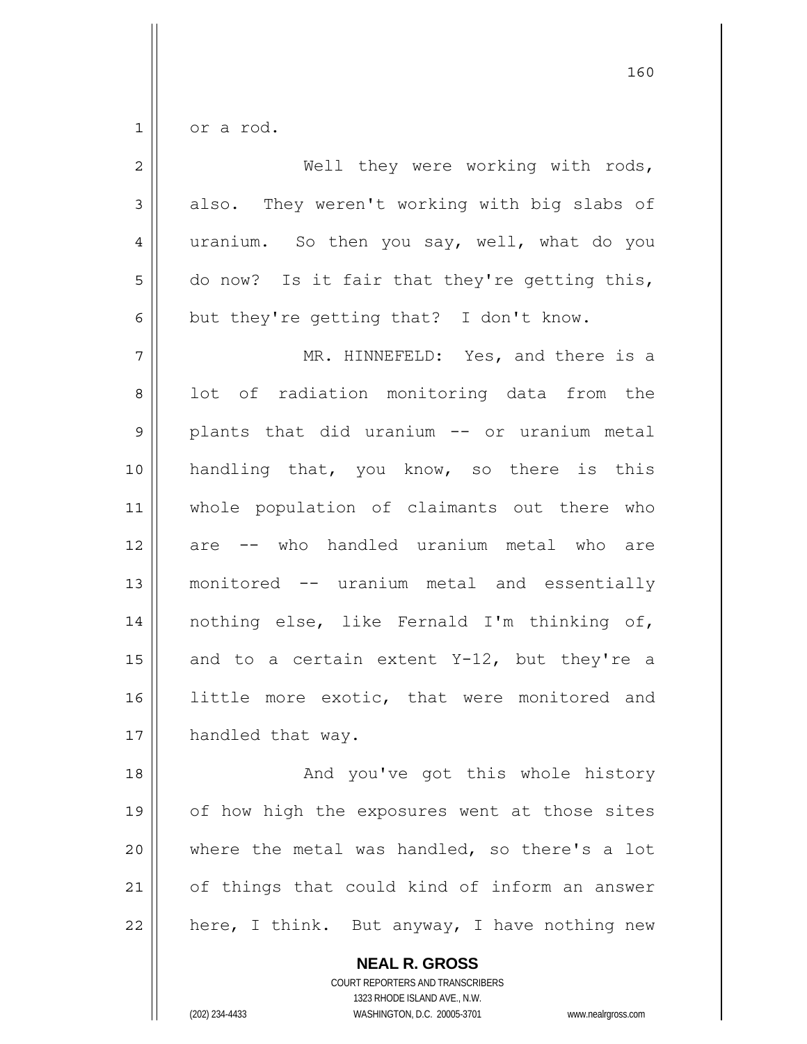or a rod.

Well they were working with rods, also. They weren't working with big slabs of uranium. So then you say, well, what do you do now? Is it fair that they're getting this, but they're getting that? I don't know.

MR. HINNEFELD: Yes, and there is a lot of radiation monitoring data from the plants that did uranium -- or uranium metal handling that, you know, so there is this whole population of claimants out there who are -- who handled uranium metal who are monitored -- uranium metal and essentially nothing else, like Fernald I'm thinking of, and to a certain extent Y-12, but they're a little more exotic, that were monitored and handled that way.

And you've got this whole history of how high the exposures went at those sites where the metal was handled, so there's a lot of things that could kind of inform an answer here, I think. But anyway, I have nothing new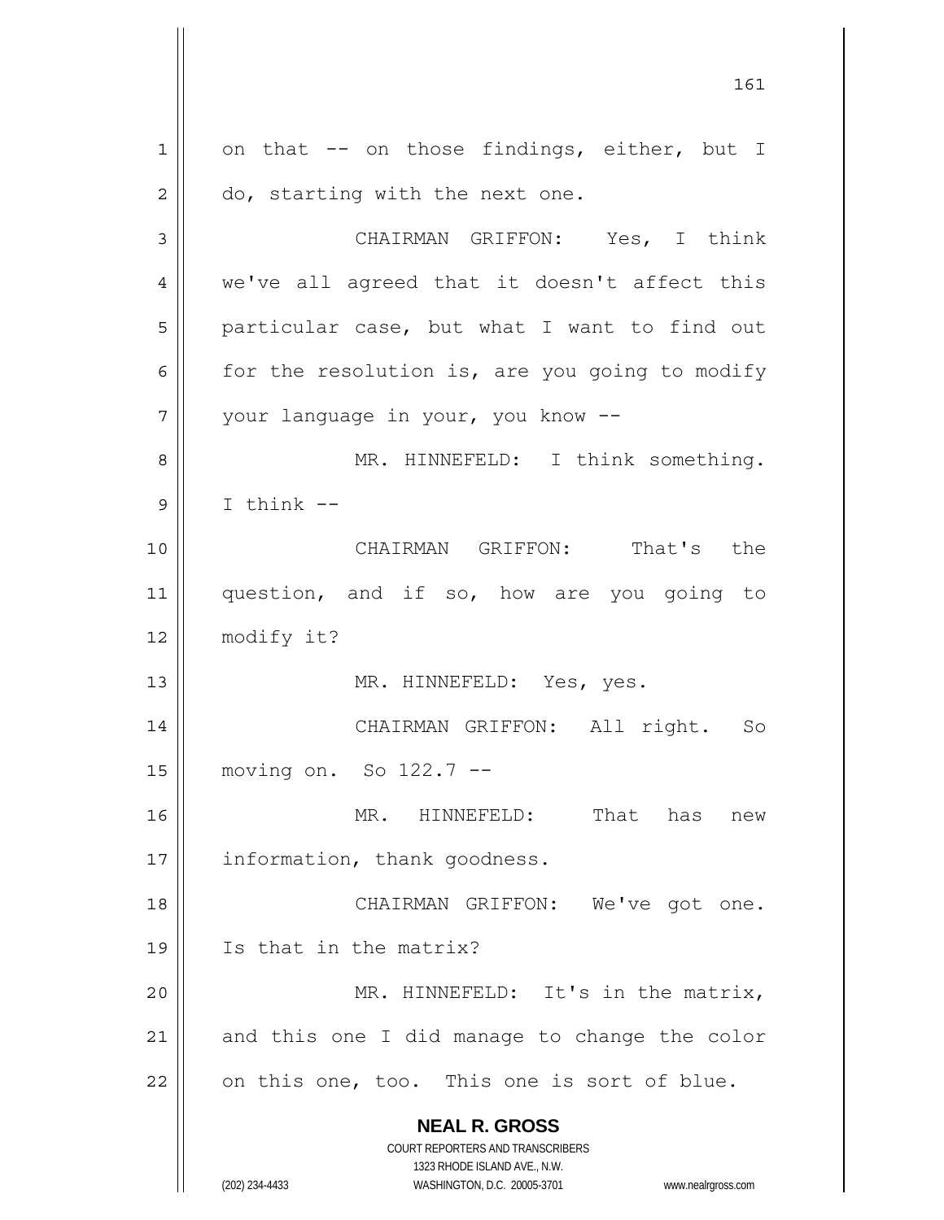on that -- on those findings, either, but I do, starting with the next one.

CHAIRMAN GRIFFON: Yes, I think we've all agreed that it doesn't affect this particular case, but what I want to find out for the resolution is, are you going to modify your language in your, you know --

MR. HINNEFELD: I think something. I think --

CHAIRMAN GRIFFON: That's the question, and if so, how are you going to modify it?

MR. HINNEFELD: Yes, yes.

CHAIRMAN GRIFFON: All right. So moving on. So 122.7 --

MR. HINNEFELD: That has new information, thank goodness.

CHAIRMAN GRIFFON: We've got one. Is that in the matrix?

MR. HINNEFELD: It's in the matrix, and this one I did manage to change the color on this one, too. This one is sort of blue.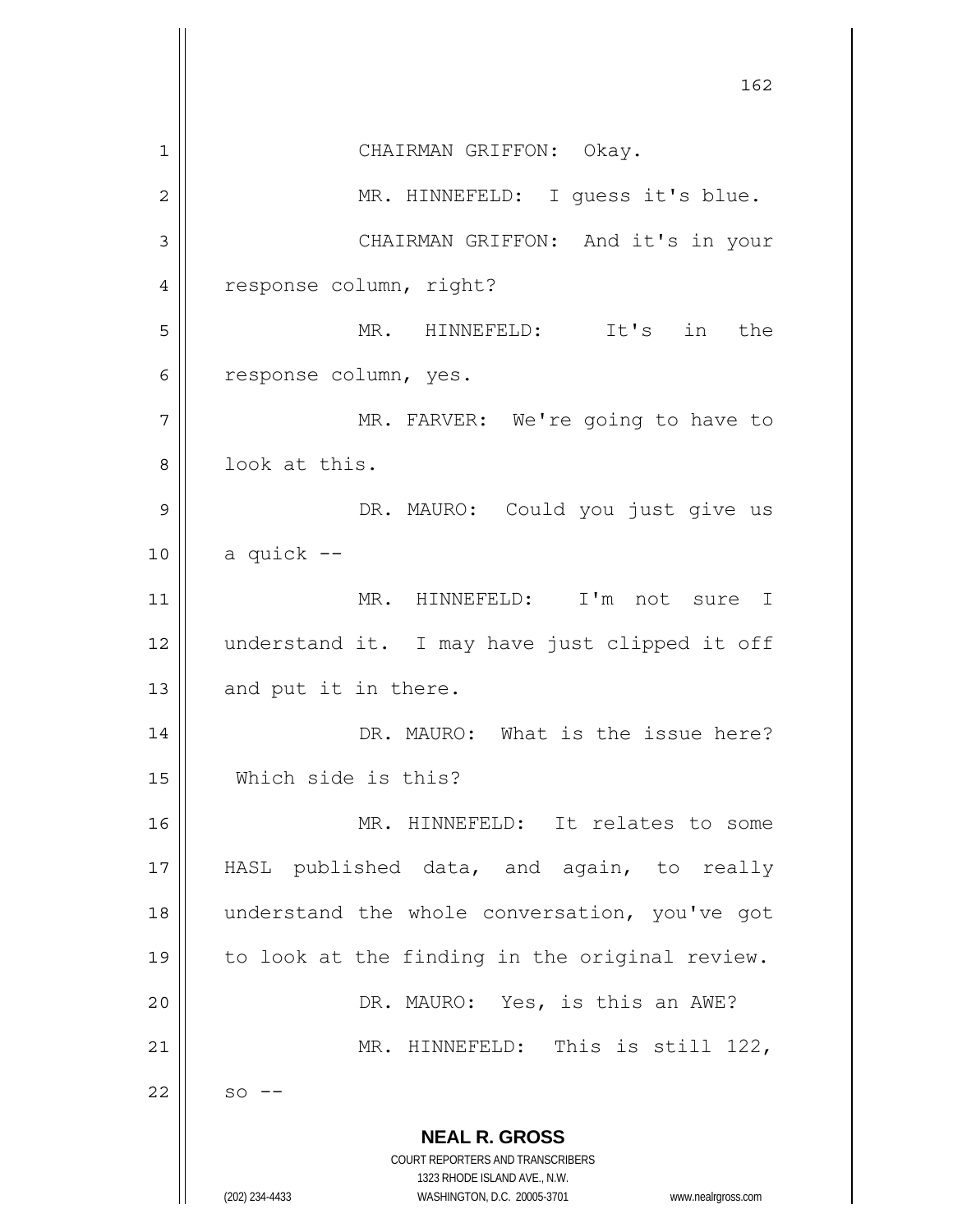CHAIRMAN GRIFFON: Okay.

MR. HINNEFELD: I guess it's blue.

CHAIRMAN GRIFFON: And it's in your response column, right?

MR. HINNEFELD: It's in the response column, yes.

MR. FARVER: We're going to have to look at this.

DR. MAURO: Could you just give us a quick --

MR. HINNEFELD: I'm not sure I understand it. I may have just clipped it off and put it in there.

DR. MAURO: What is the issue here? Which side is this?

MR. HINNEFELD: It relates to some HASL published data, and again, to really understand the whole conversation, you've got to look at the finding in the original review.

DR. MAURO: Yes, is this an AWE?

MR. HINNEFELD: This is still 122, so --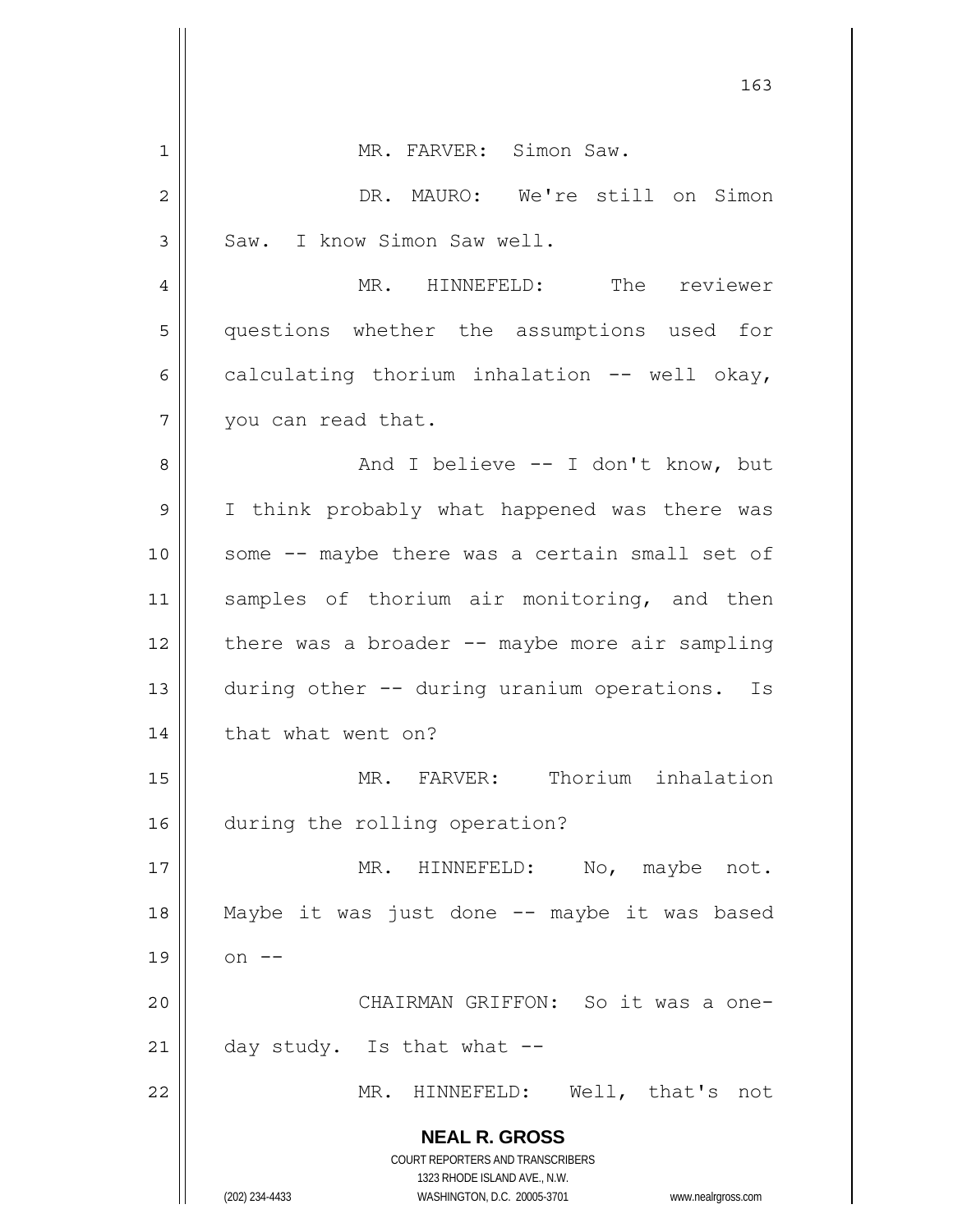MR. FARVER: Simon Saw.

DR. MAURO: We're still on Simon Saw. I know Simon Saw well.

MR. HINNEFELD: The reviewer questions whether the assumptions used for calculating thorium inhalation -- well okay, you can read that.

And I believe -- I don't know, but I think probably what happened was there was some -- maybe there was a certain small set of samples of thorium air monitoring, and then there was a broader -- maybe more air sampling during other -- during uranium operations. Is that what went on?

MR. FARVER: Thorium inhalation during the rolling operation?

MR. HINNEFELD: No, maybe not. Maybe it was just done -- maybe it was based on --

CHAIRMAN GRIFFON: So it was a one-day study. Is that what --

MR. HINNEFELD: Well, that's not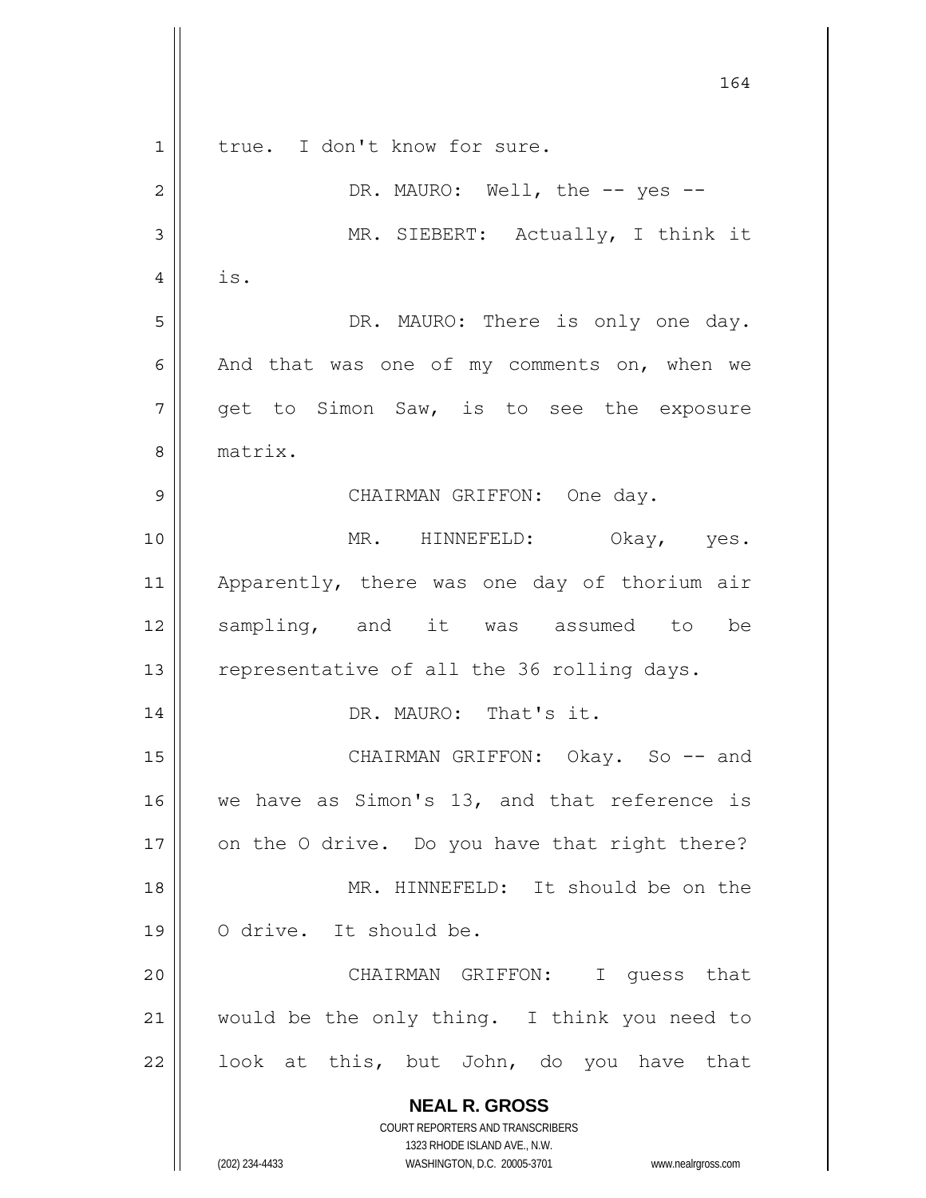true. I don't know for sure.

DR. MAURO: Well, the -- yes --

MR. SIEBERT: Actually, I think it is.

DR. MAURO: There is only one day. And that was one of my comments on, when we get to Simon Saw, is to see the exposure matrix.

CHAIRMAN GRIFFON: One day.

MR. HINNEFELD: Okay, yes. Apparently, there was one day of thorium air sampling, and it was assumed to be representative of all the 36 rolling days.

DR. MAURO: That's it.

CHAIRMAN GRIFFON: Okay. So -- and we have as Simon's 13, and that reference is on the O drive. Do you have that right there?

MR. HINNEFELD: It should be on the O drive. It should be.

CHAIRMAN GRIFFON: I guess that would be the only thing. I think you need to look at this, but John, do you have that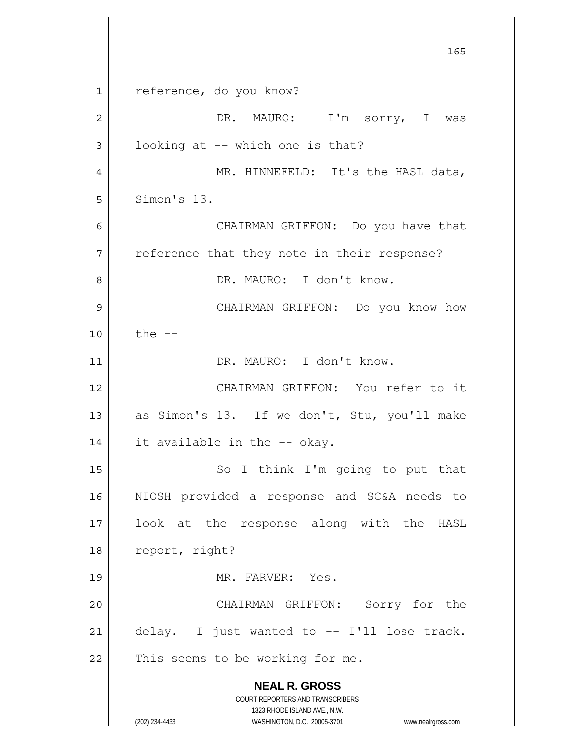reference, do you know?

DR. MAURO: I'm sorry, I was looking at -- which one is that?

MR. HINNEFELD: It's the HASL data, Simon's 13.

CHAIRMAN GRIFFON: Do you have that reference that they note in their response?

DR. MAURO: I don't know.

CHAIRMAN GRIFFON: Do you know how the --

DR. MAURO: I don't know.

CHAIRMAN GRIFFON: You refer to it as Simon's 13. If we don't, Stu, you'll make it available in the -- okay.

So I think I'm going to put that NIOSH provided a response and SC&A needs to look at the response along with the HASL report, right?

MR. FARVER: Yes.

CHAIRMAN GRIFFON: Sorry for the delay. I just wanted to -- I'll lose track. This seems to be working for me.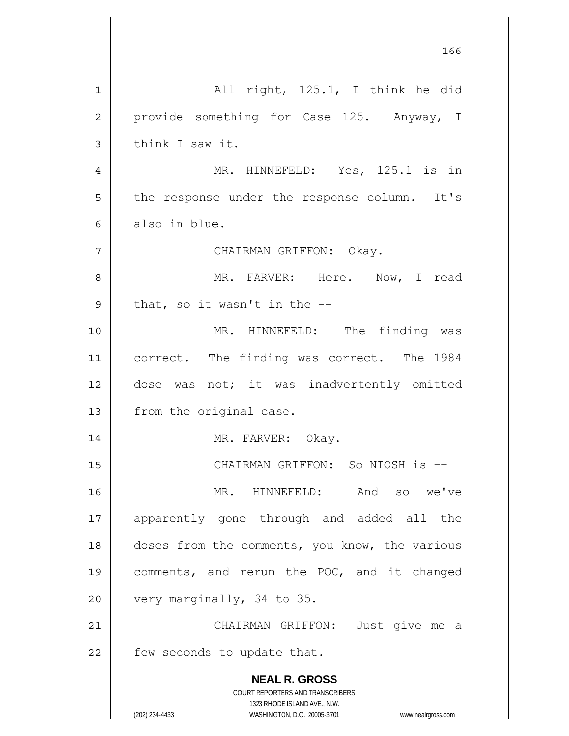All right, 125.1, I think he did provide something for Case 125. Anyway, I think I saw it.

MR. HINNEFELD: Yes, 125.1 is in the response under the response column. It's also in blue.

CHAIRMAN GRIFFON: Okay.

MR. FARVER: Here. Now, I read that, so it wasn't in the --

MR. HINNEFELD: The finding was correct. The finding was correct. The 1984 dose was not; it was inadvertently omitted from the original case.

MR. FARVER: Okay.

CHAIRMAN GRIFFON: So NIOSH is --

MR. HINNEFELD: And so we've apparently gone through and added all the doses from the comments, you know, the various comments, and rerun the POC, and it changed very marginally, 34 to 35.

CHAIRMAN GRIFFON: Just give me a few seconds to update that.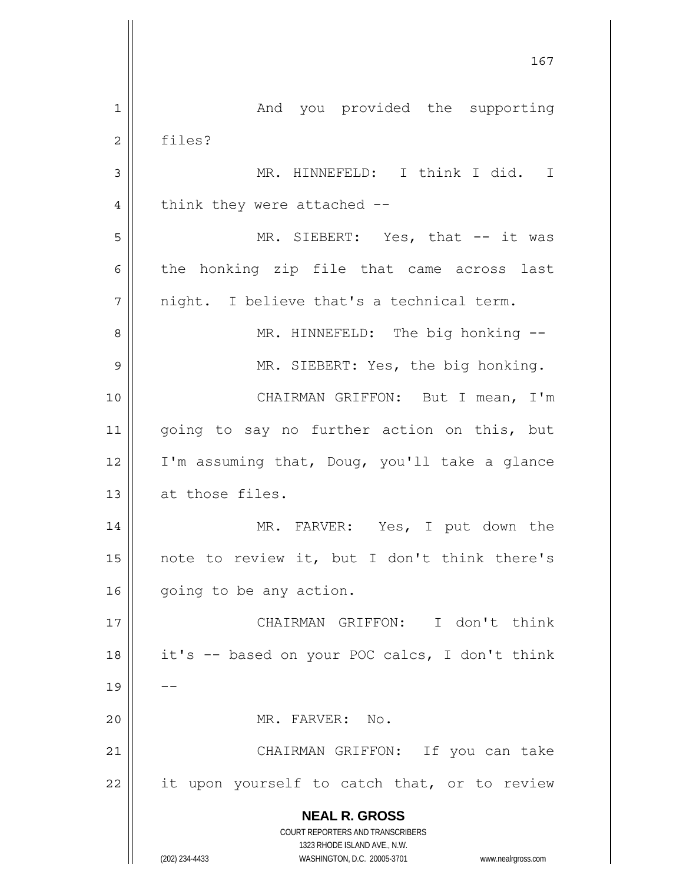And you provided the supporting files?

MR. HINNEFELD: I think I did. I think they were attached --

MR. SIEBERT: Yes, that -- it was the honking zip file that came across last night. I believe that's a technical term.

MR. HINNEFELD: The big honking --

MR. SIEBERT: Yes, the big honking.

CHAIRMAN GRIFFON: But I mean, I'm going to say no further action on this, but I'm assuming that, Doug, you'll take a glance at those files.

MR. FARVER: Yes, I put down the note to review it, but I don't think there's going to be any action.

CHAIRMAN GRIFFON: I don't think it's -- based on your POC calcs, I don't think --

MR. FARVER: No.

CHAIRMAN GRIFFON: If you can take it upon yourself to catch that, or to review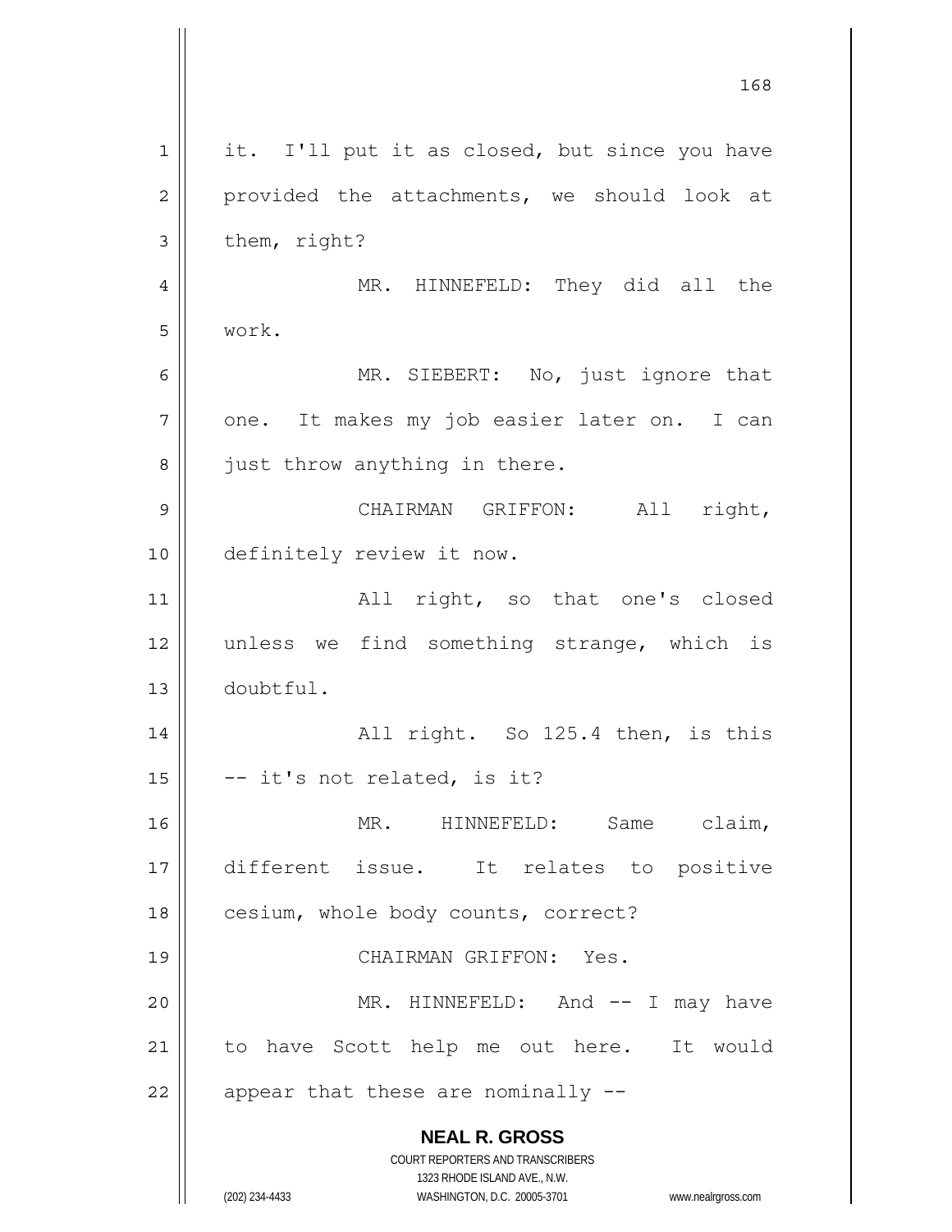it. I'll put it as closed, but since you have provided the attachments, we should look at them, right?

MR. HINNEFELD: They did all the work.

MR. SIEBERT: No, just ignore that one. It makes my job easier later on. I can just throw anything in there.

CHAIRMAN GRIFFON: All right, definitely review it now.

All right, so that one's closed unless we find something strange, which is doubtful.

All right. So 125.4 then, is this -- it's not related, is it?

MR. HINNEFELD: Same claim, different issue. It relates to positive cesium, whole body counts, correct?

CHAIRMAN GRIFFON: Yes.

MR. HINNEFELD: And -- I may have to have Scott help me out here. It would appear that these are nominally --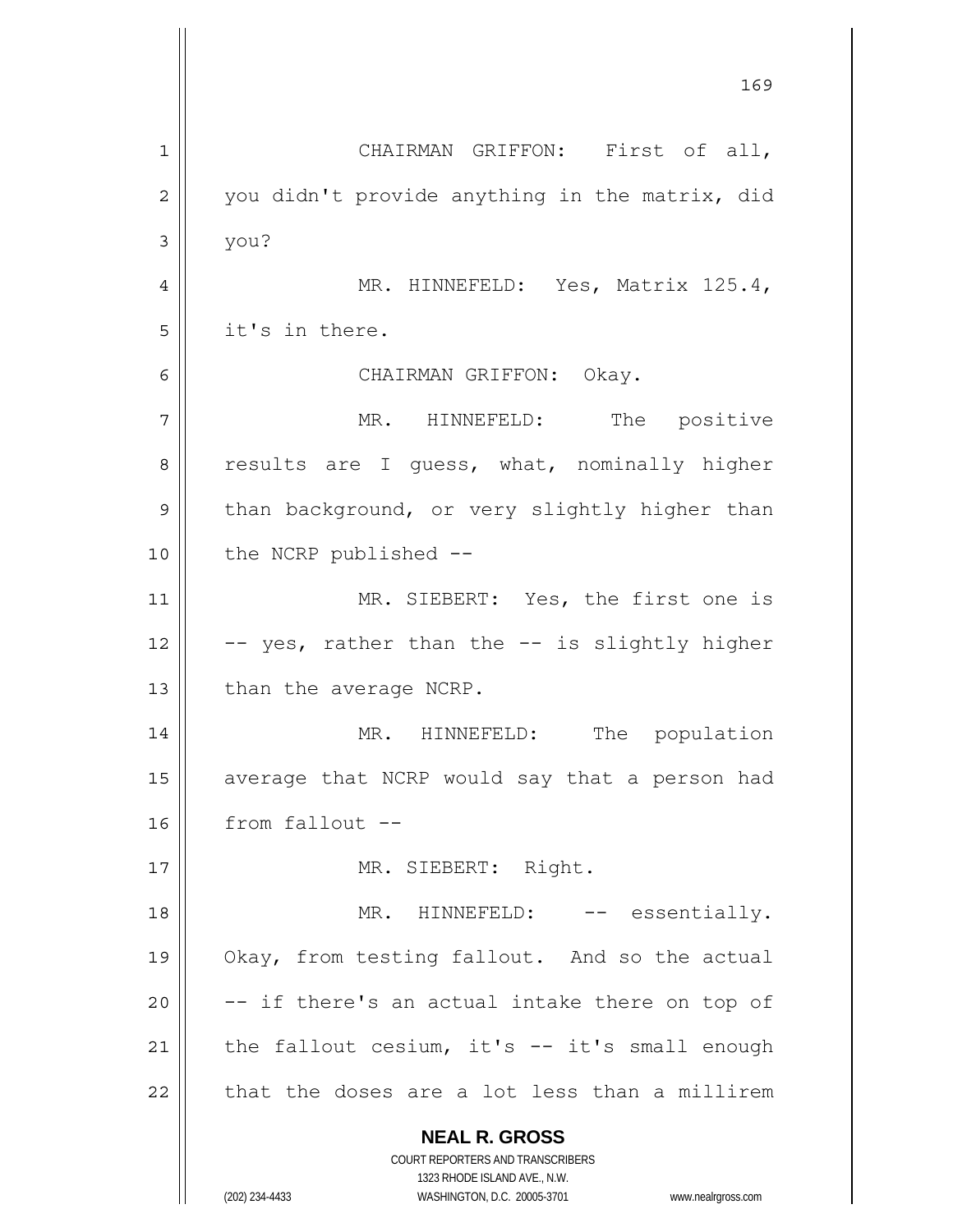CHAIRMAN GRIFFON: First of all, you didn't provide anything in the matrix, did you?

MR. HINNEFELD: Yes, Matrix 125.4, it's in there.

CHAIRMAN GRIFFON: Okay.

MR. HINNEFELD: The positive results are I guess, what, nominally higher than background, or very slightly higher than the NCRP published --

MR. SIEBERT: Yes, the first one is -- yes, rather than the -- is slightly higher than the average NCRP.

MR. HINNEFELD: The population average that NCRP would say that a person had from fallout --

MR. SIEBERT: Right.

MR. HINNEFELD: -- essentially. Okay, from testing fallout. And so the actual -- if there's an actual intake there on top of the fallout cesium, it's -- it's small enough that the doses are a lot less than a millirem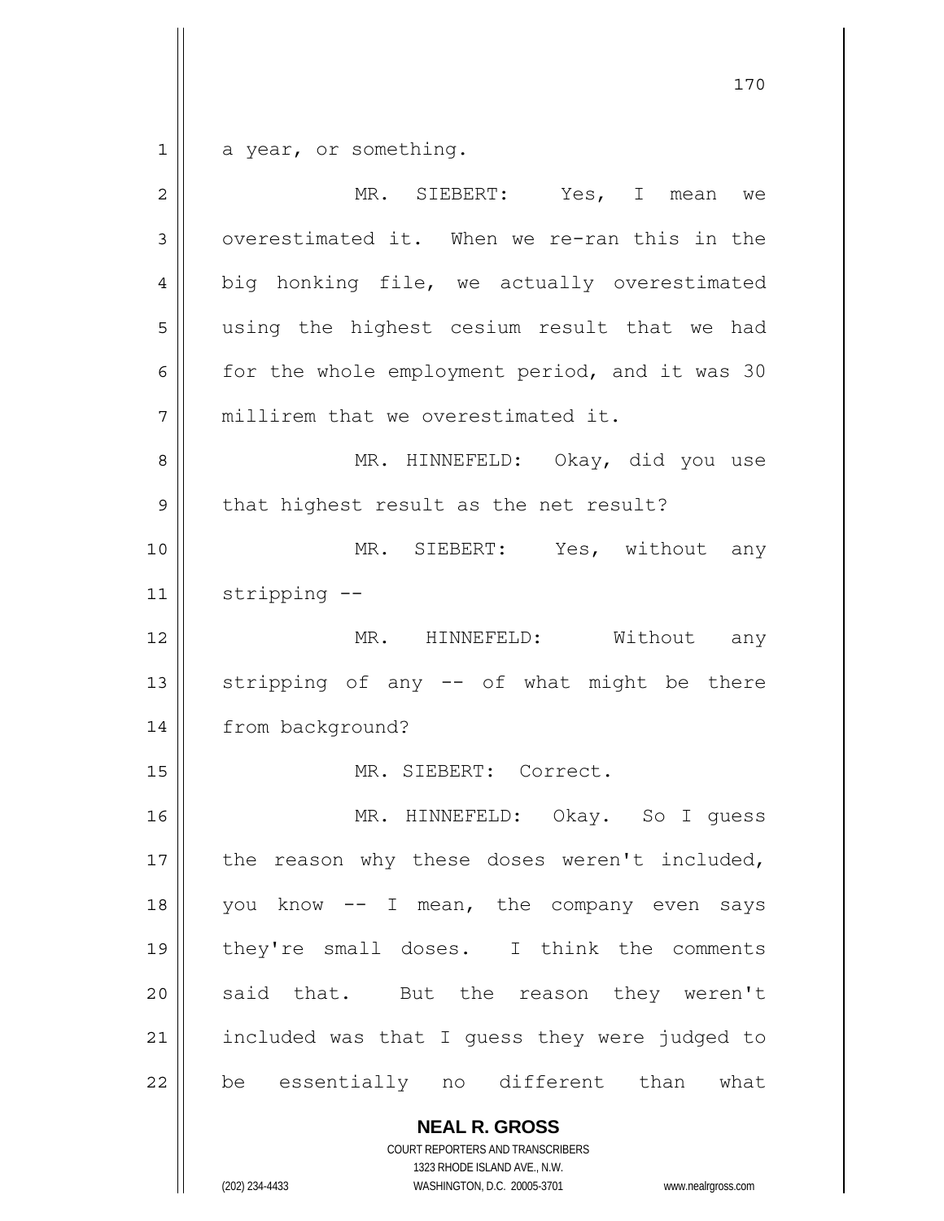a year, or something.

MR. SIEBERT: Yes, I mean we overestimated it. When we re-ran this in the big honking file, we actually overestimated using the highest cesium result that we had for the whole employment period, and it was 30 millirem that we overestimated it.

MR. HINNEFELD: Okay, did you use that highest result as the net result?

MR. SIEBERT: Yes, without any stripping --

MR. HINNEFELD: Without any stripping of any -- of what might be there from background?

MR. SIEBERT: Correct.

MR. HINNEFELD: Okay. So I guess the reason why these doses weren't included, you know -- I mean, the company even says they're small doses. I think the comments said that. But the reason they weren't included was that I guess they were judged to be essentially no different than what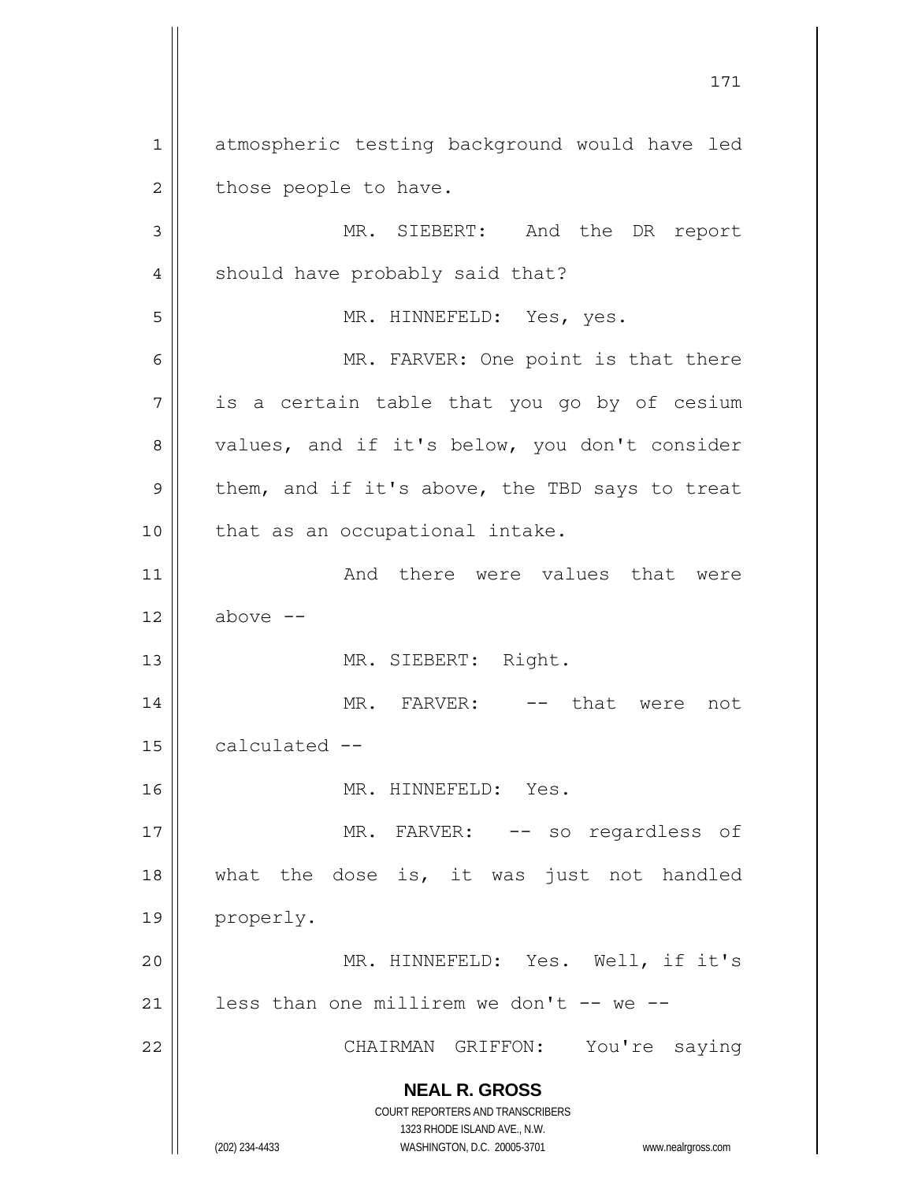atmospheric testing background would have led those people to have.

MR. SIEBERT: And the DR report should have probably said that?

MR. HINNEFELD: Yes, yes.

MR. FARVER: One point is that there is a certain table that you go by of cesium values, and if it's below, you don't consider them, and if it's above, the TBD says to treat that as an occupational intake.

And there were values that were above --

MR. SIEBERT: Right.

MR. FARVER: -- that were not calculated --

MR. HINNEFELD: Yes.

MR. FARVER: -- so regardless of what the dose is, it was just not handled properly.

MR. HINNEFELD: Yes. Well, if it's less than one millirem we don't -- we --

CHAIRMAN GRIFFON: You're saying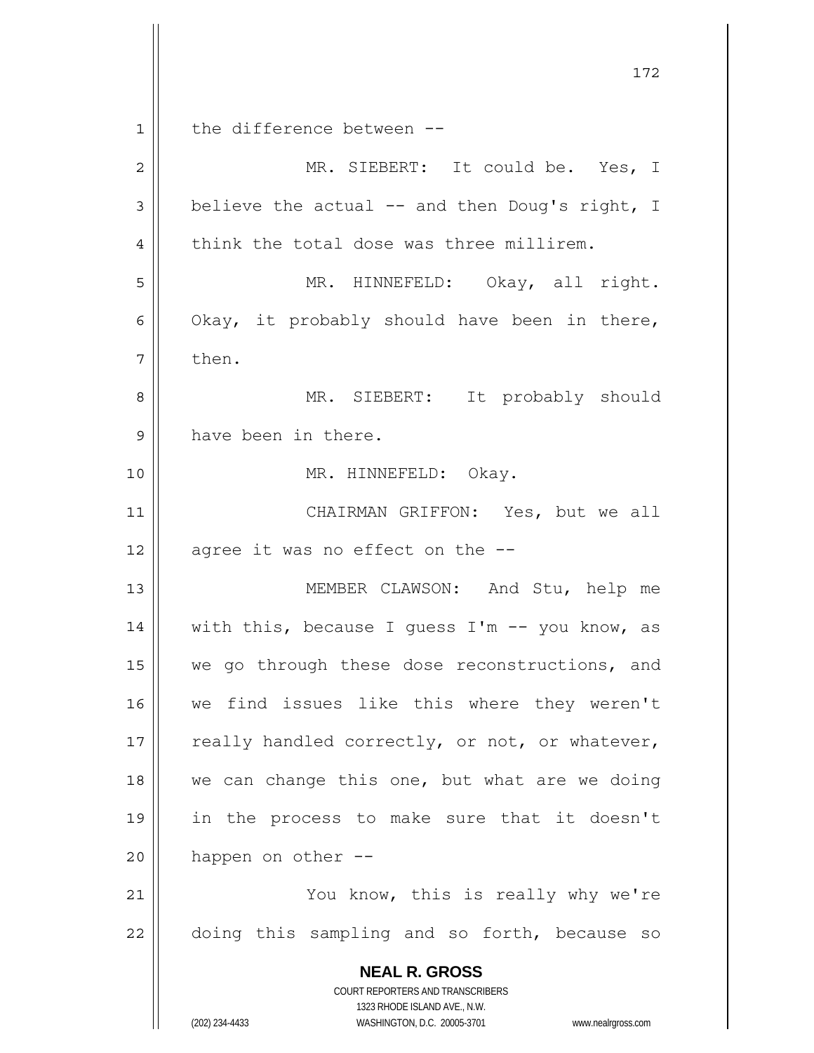the difference between --

MR. SIEBERT: It could be. Yes, I believe the actual -- and then Doug's right, I think the total dose was three millirem.

MR. HINNEFELD: Okay, all right. Okay, it probably should have been in there, then.

MR. SIEBERT: It probably should have been in there.

MR. HINNEFELD: Okay.

CHAIRMAN GRIFFON: Yes, but we all agree it was no effect on the --

MEMBER CLAWSON: And Stu, help me with this, because I guess I'm -- you know, as we go through these dose reconstructions, and we find issues like this where they weren't really handled correctly, or not, or whatever, we can change this one, but what are we doing in the process to make sure that it doesn't happen on other --

You know, this is really why we're doing this sampling and so forth, because so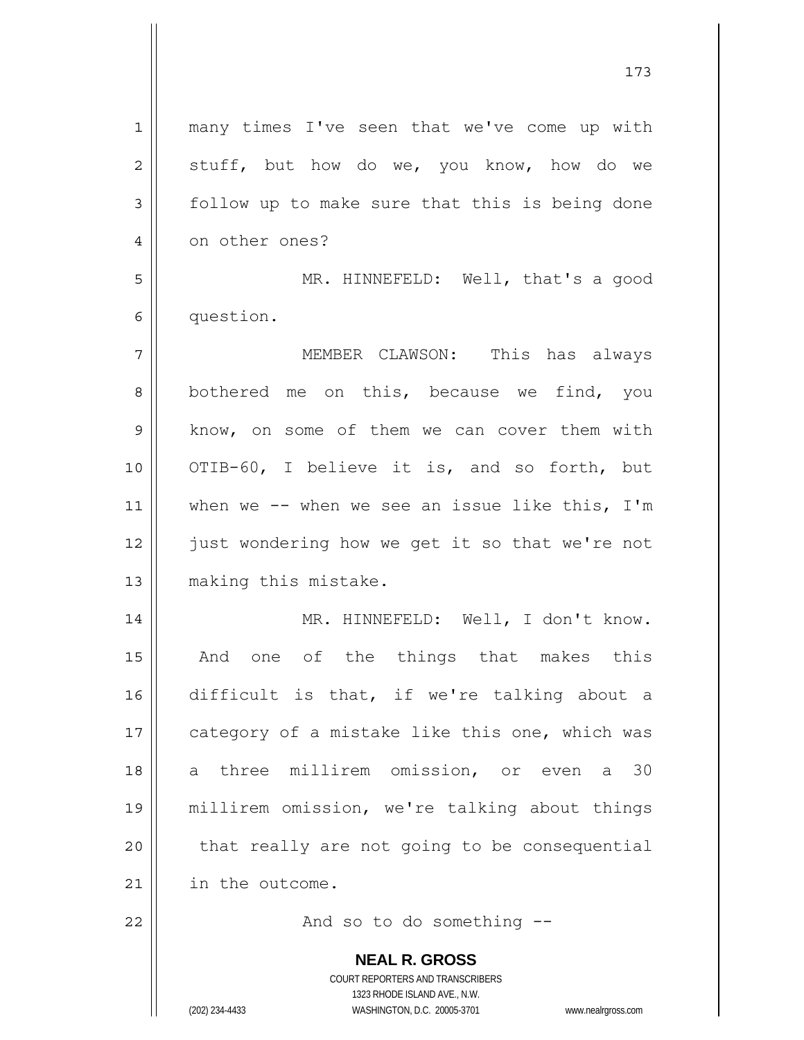many times I've seen that we've come up with stuff, but how do we, you know, how do we follow up to make sure that this is being done on other ones?

MR. HINNEFELD: Well, that's a good question.

MEMBER CLAWSON: This has always bothered me on this, because we find, you know, on some of them we can cover them with OTIB-60, I believe it is, and so forth, but when we -- when we see an issue like this, I'm just wondering how we get it so that we're not making this mistake.

MR. HINNEFELD: Well, I don't know. And one of the things that makes this difficult is that, if we're talking about a category of a mistake like this one, which was a three millirem omission, or even a 30 millirem omission, we're talking about things that really are not going to be consequential in the outcome.

And so to do something --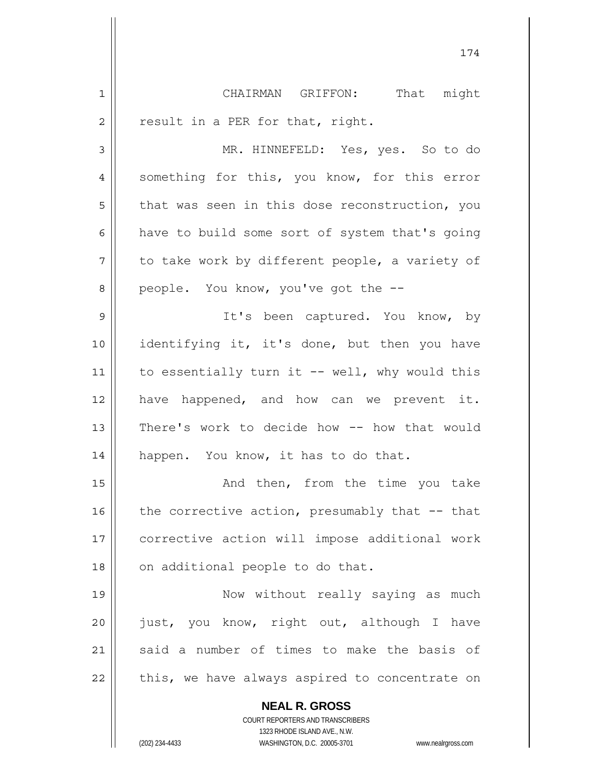CHAIRMAN GRIFFON: That might result in a PER for that, right.

MR. HINNEFELD: Yes, yes. So to do something for this, you know, for this error that was seen in this dose reconstruction, you have to build some sort of system that's going to take work by different people, a variety of people. You know, you've got the --

It's been captured. You know, by identifying it, it's done, but then you have to essentially turn it -- well, why would this have happened, and how can we prevent it. There's work to decide how -- how that would happen. You know, it has to do that.

And then, from the time you take the corrective action, presumably that -- that corrective action will impose additional work on additional people to do that.

Now without really saying as much just, you know, right out, although I have said a number of times to make the basis of this, we have always aspired to concentrate on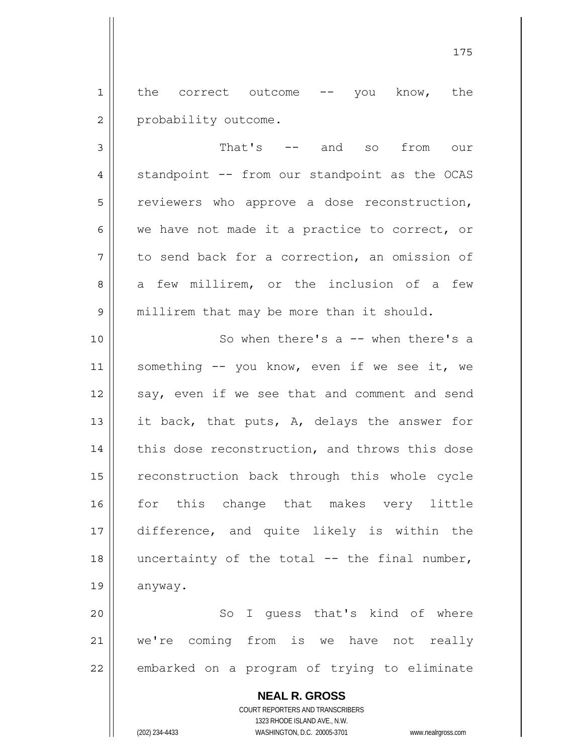the correct outcome -- you know, the probability outcome.

That's -- and so from our standpoint -- from our standpoint as the OCAS reviewers who approve a dose reconstruction, we have not made it a practice to correct, or to send back for a correction, an omission of a few millirem, or the inclusion of a few millirem that may be more than it should.

So when there's a -- when there's a something -- you know, even if we see it, we say, even if we see that and comment and send it back, that puts, A, delays the answer for this dose reconstruction, and throws this dose reconstruction back through this whole cycle for this change that makes very little difference, and quite likely is within the uncertainty of the total -- the final number, anyway.

So I guess that's kind of where we're coming from is we have not really embarked on a program of trying to eliminate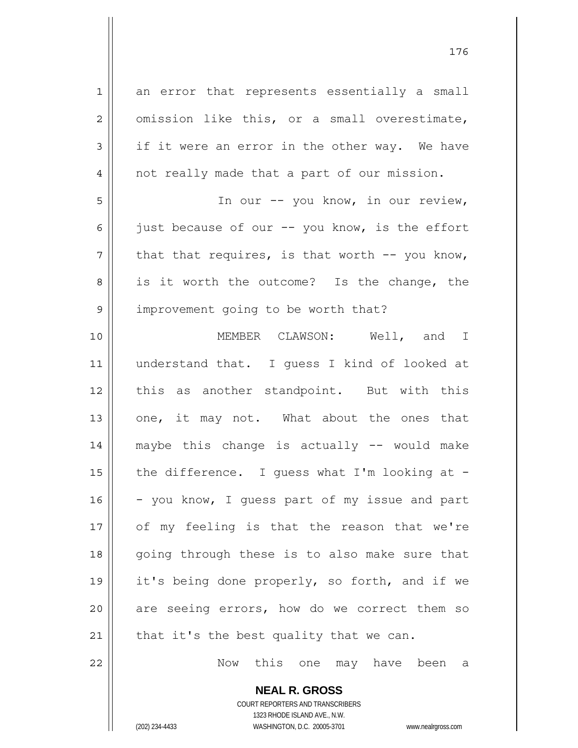an error that represents essentially a small omission like this, or a small overestimate, if it were an error in the other way. We have not really made that a part of our mission.

In our -- you know, in our review, just because of our -- you know, is the effort that that requires, is that worth -- you know, is it worth the outcome? Is the change, the improvement going to be worth that?

MEMBER CLAWSON: Well, and I understand that. I guess I kind of looked at this as another standpoint. But with this one, it may not. What about the ones that maybe this change is actually -- would make the difference. I guess what I'm looking at -- you know, I guess part of my issue and part of my feeling is that the reason that we're going through these is to also make sure that it's being done properly, so forth, and if we are seeing errors, how do we correct them so that it's the best quality that we can.

Now this one may have been a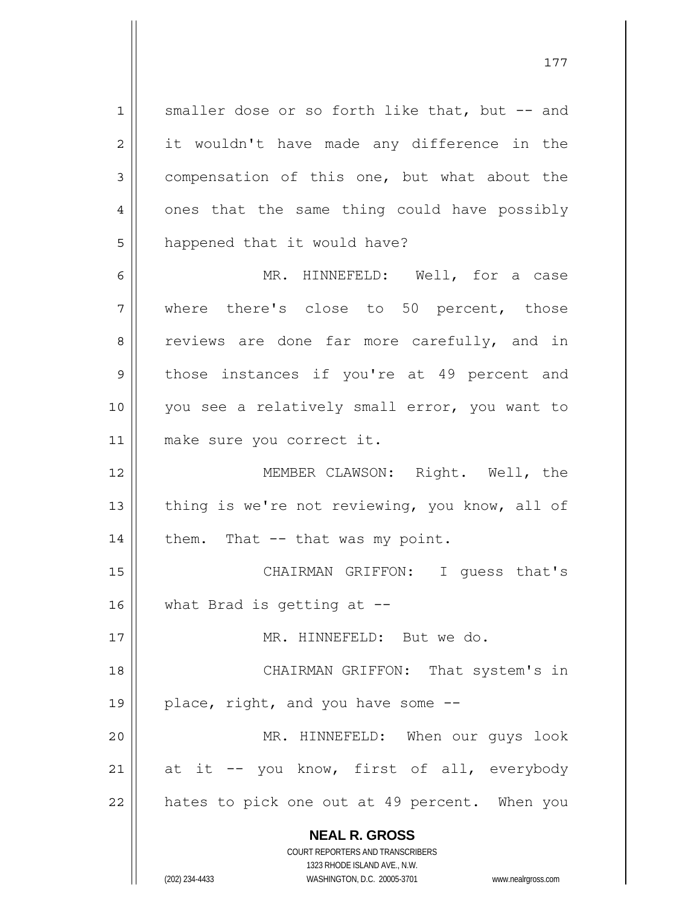smaller dose or so forth like that, but -- and it wouldn't have made any difference in the compensation of this one, but what about the ones that the same thing could have possibly happened that it would have?

MR. HINNEFELD: Well, for a case where there's close to 50 percent, those reviews are done far more carefully, and in those instances if you're at 49 percent and you see a relatively small error, you want to make sure you correct it.

MEMBER CLAWSON: Right. Well, the thing is we're not reviewing, you know, all of them. That -- that was my point.

CHAIRMAN GRIFFON: I guess that's what Brad is getting at --

MR. HINNEFELD: But we do.

CHAIRMAN GRIFFON: That system's in place, right, and you have some --

MR. HINNEFELD: When our guys look at it -- you know, first of all, everybody hates to pick one out at 49 percent. When you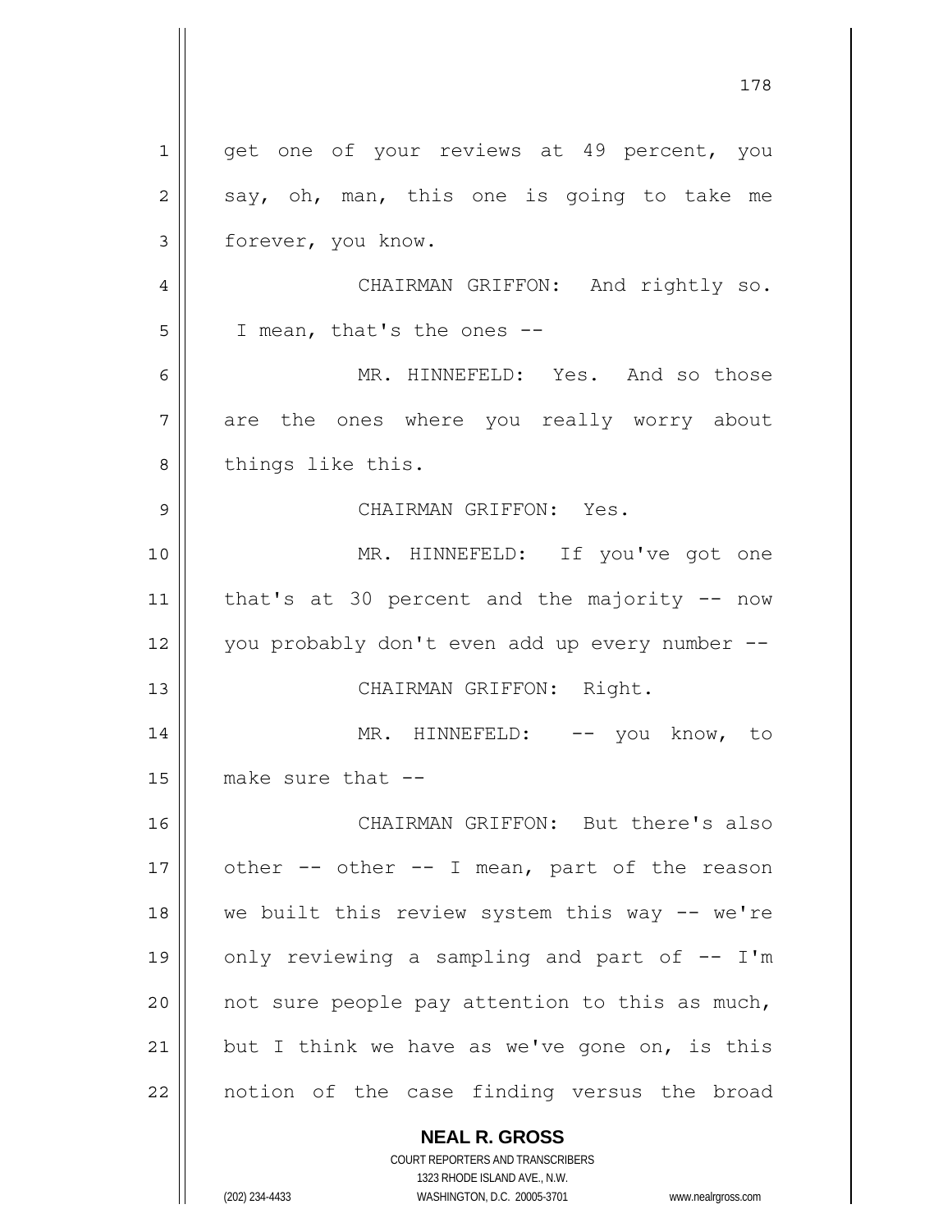get one of your reviews at 49 percent, you say, oh, man, this one is going to take me forever, you know.

CHAIRMAN GRIFFON: And rightly so. I mean, that's the ones --

MR. HINNEFELD: Yes. And so those are the ones where you really worry about things like this.

CHAIRMAN GRIFFON: Yes.

MR. HINNEFELD: If you've got one that's at 30 percent and the majority -- now you probably don't even add up every number --

CHAIRMAN GRIFFON: Right.

MR. HINNEFELD: -- you know, to make sure that --

CHAIRMAN GRIFFON: But there's also other -- other -- I mean, part of the reason we built this review system this way -- we're only reviewing a sampling and part of -- I'm not sure people pay attention to this as much, but I think we have as we've gone on, is this notion of the case finding versus the broad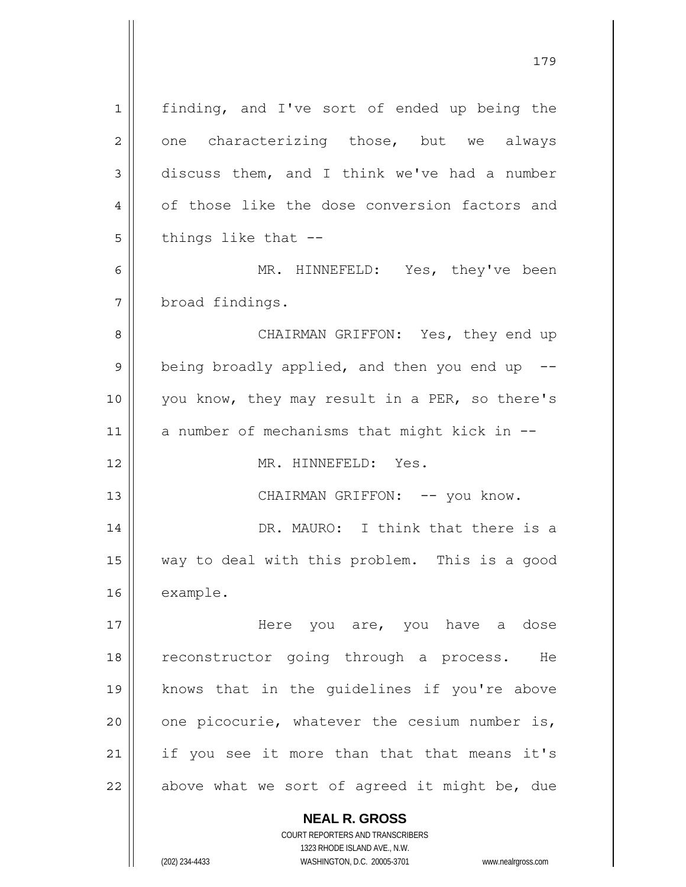finding, and I've sort of ended up being the one characterizing those, but we always discuss them, and I think we've had a number of those like the dose conversion factors and things like that --

MR. HINNEFELD: Yes, they've been broad findings.

CHAIRMAN GRIFFON: Yes, they end up being broadly applied, and then you end up -- you know, they may result in a PER, so there's a number of mechanisms that might kick in --

MR. HINNEFELD: Yes.

CHAIRMAN GRIFFON: -- you know.

DR. MAURO: I think that there is a way to deal with this problem. This is a good example.

Here you are, you have a dose reconstructor going through a process. He knows that in the guidelines if you're above one picocurie, whatever the cesium number is, if you see it more than that that means it's above what we sort of agreed it might be, due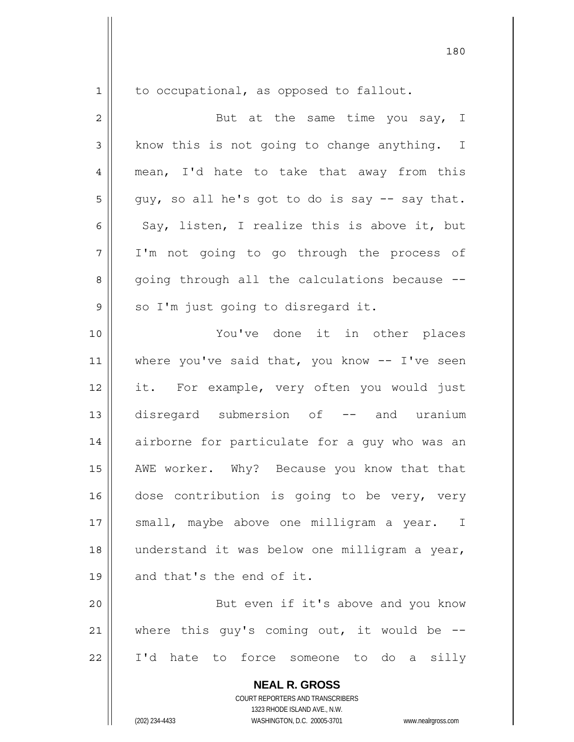to occupational, as opposed to fallout.

But at the same time you say, I know this is not going to change anything. I mean, I'd hate to take that away from this guy, so all he's got to do is say -- say that. Say, listen, I realize this is above it, but I'm not going to go through the process of going through all the calculations because -- so I'm just going to disregard it.

You've done it in other places where you've said that, you know -- I've seen it. For example, very often you would just disregard submersion of -- and uranium airborne for particulate for a guy who was an AWE worker. Why? Because you know that that dose contribution is going to be very, very small, maybe above one milligram a year. I understand it was below one milligram a year, and that's the end of it.

But even if it's above and you know where this guy's coming out, it would be -- I'd hate to force someone to do a silly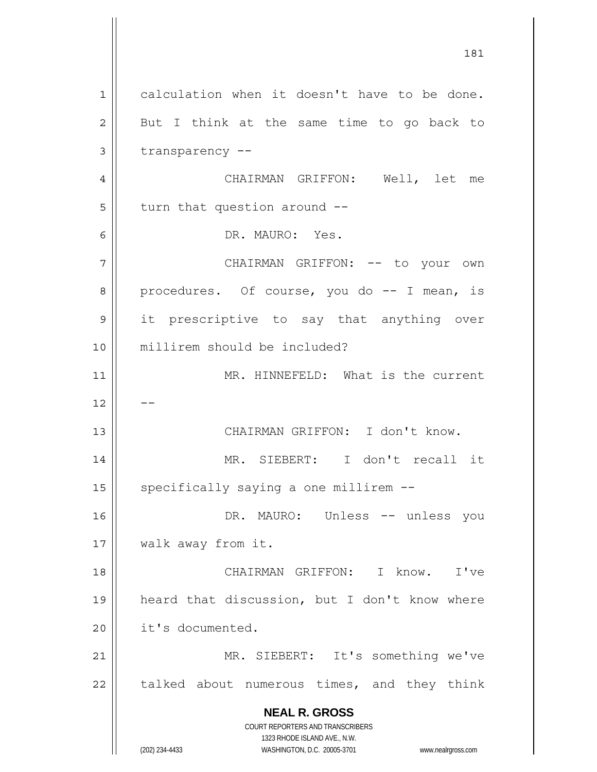calculation when it doesn't have to be done. But I think at the same time to go back to transparency --

CHAIRMAN GRIFFON: Well, let me turn that question around --

DR. MAURO: Yes.

CHAIRMAN GRIFFON: -- to your own procedures. Of course, you do -- I mean, is it prescriptive to say that anything over millirem should be included?

MR. HINNEFELD: What is the current --

CHAIRMAN GRIFFON: I don't know.

MR. SIEBERT: I don't recall it specifically saying a one millirem --

DR. MAURO: Unless -- unless you walk away from it.

CHAIRMAN GRIFFON: I know. I've heard that discussion, but I don't know where it's documented.

MR. SIEBERT: It's something we've talked about numerous times, and they think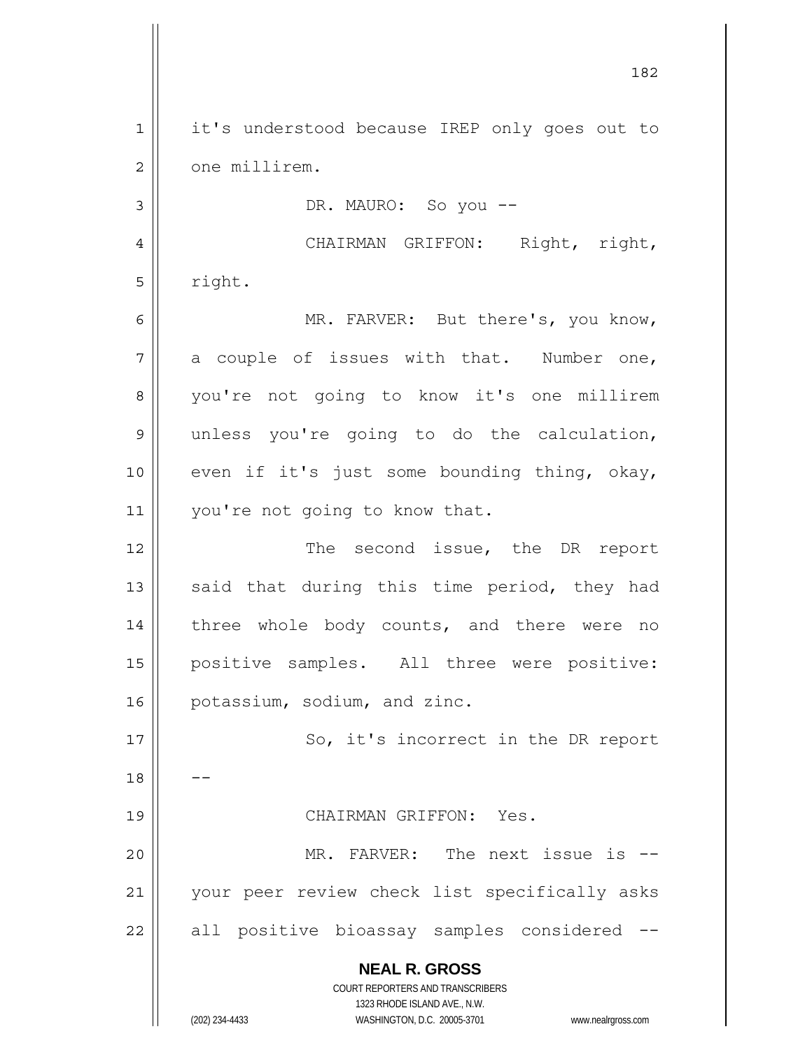it's understood because IREP only goes out to one millirem.

DR. MAURO: So you --

CHAIRMAN GRIFFON: Right, right, right.

MR. FARVER: But there's, you know, a couple of issues with that. Number one, you're not going to know it's one millirem unless you're going to do the calculation, even if it's just some bounding thing, okay, you're not going to know that.

The second issue, the DR report said that during this time period, they had three whole body counts, and there were no positive samples. All three were positive: potassium, sodium, and zinc.

So, it's incorrect in the DR report --

CHAIRMAN GRIFFON: Yes.

MR. FARVER: The next issue is -- your peer review check list specifically asks all positive bioassay samples considered --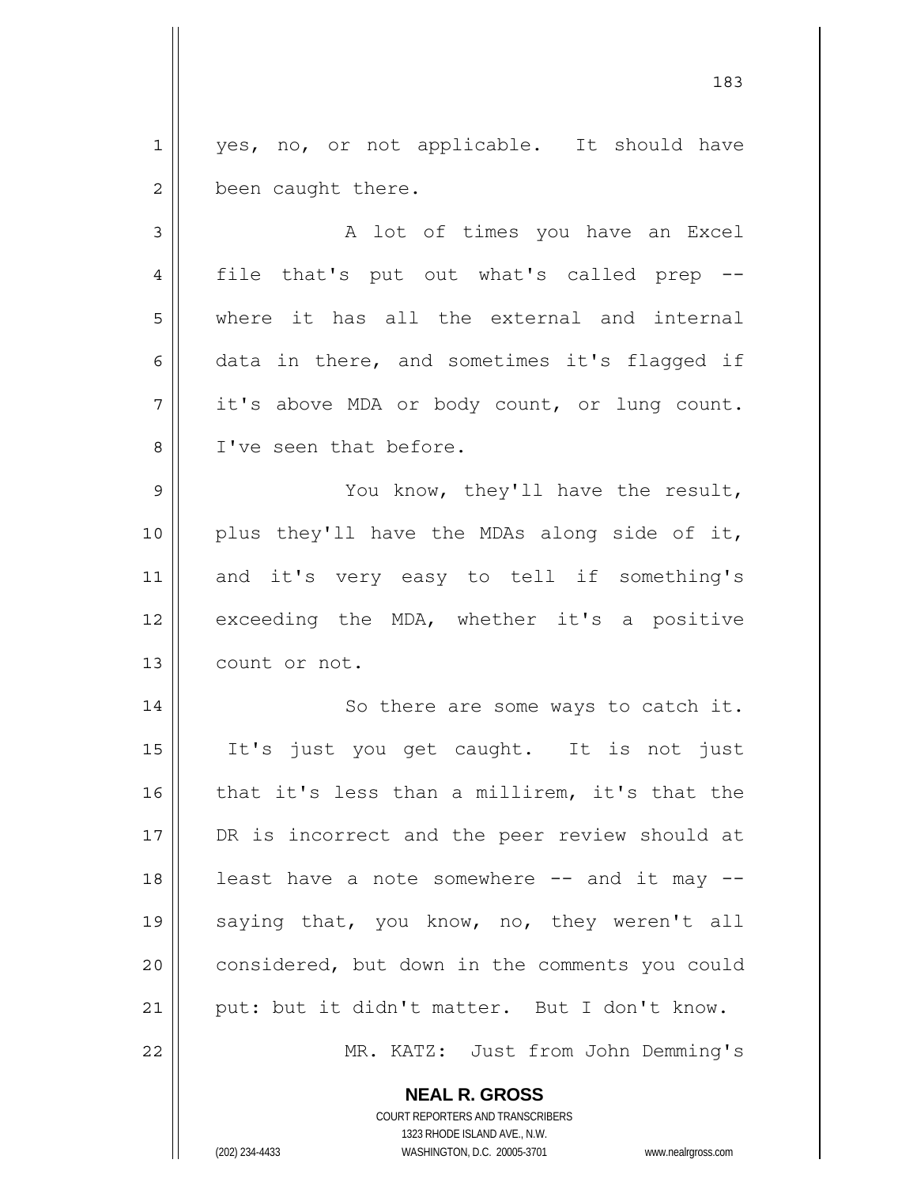yes, no, or not applicable. It should have been caught there.

A lot of times you have an Excel file that's put out what's called prep -- where it has all the external and internal data in there, and sometimes it's flagged if it's above MDA or body count, or lung count. I've seen that before.

You know, they'll have the result, plus they'll have the MDAs along side of it, and it's very easy to tell if something's exceeding the MDA, whether it's a positive count or not.

So there are some ways to catch it. It's just you get caught. It is not just that it's less than a millirem, it's that the DR is incorrect and the peer review should at least have a note somewhere -- and it may -- saying that, you know, no, they weren't all considered, but down in the comments you could put: but it didn't matter. But I don't know.

MR. KATZ: Just from John Demming's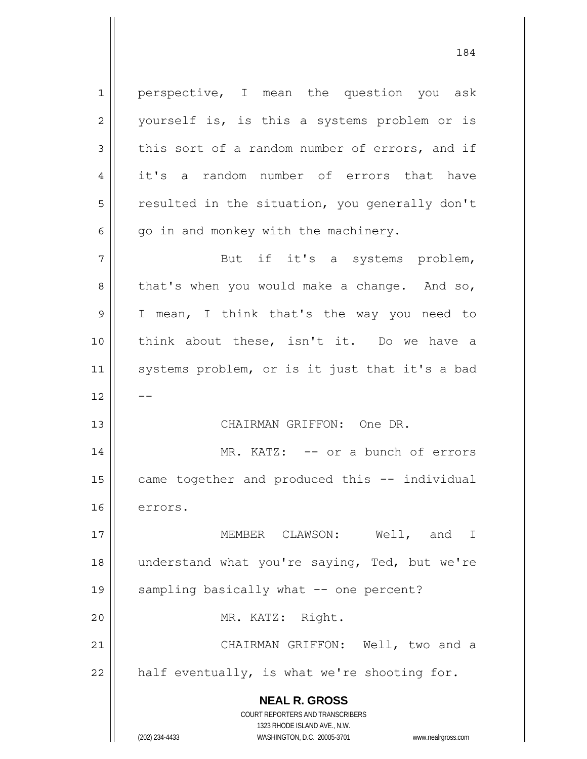perspective, I mean the question you ask yourself is, is this a systems problem or is this sort of a random number of errors, and if it's a random number of errors that have resulted in the situation, you generally don't go in and monkey with the machinery.

But if it's a systems problem, that's when you would make a change. And so, I mean, I think that's the way you need to think about these, isn't it. Do we have a systems problem, or is it just that it's a bad --

CHAIRMAN GRIFFON: One DR.

MR. KATZ: -- or a bunch of errors came together and produced this -- individual errors.

MEMBER CLAWSON: Well, and I understand what you're saying, Ted, but we're sampling basically what -- one percent?

MR. KATZ: Right.

CHAIRMAN GRIFFON: Well, two and a half eventually, is what we're shooting for.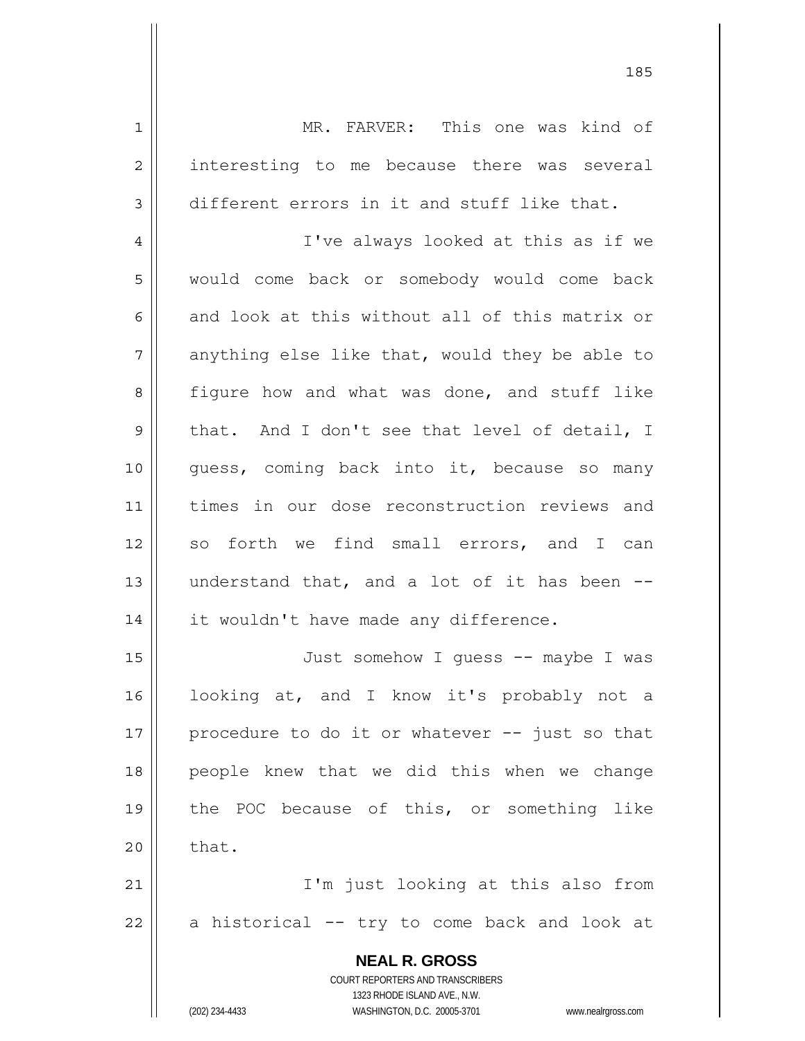MR. FARVER: This one was kind of interesting to me because there was several different errors in it and stuff like that.

I've always looked at this as if we would come back or somebody would come back and look at this without all of this matrix or anything else like that, would they be able to figure how and what was done, and stuff like that. And I don't see that level of detail, I guess, coming back into it, because so many times in our dose reconstruction reviews and so forth we find small errors, and I can understand that, and a lot of it has been -- it wouldn't have made any difference.

Just somehow I guess -- maybe I was looking at, and I know it's probably not a procedure to do it or whatever -- just so that people knew that we did this when we change the POC because of this, or something like that.

I'm just looking at this also from a historical -- try to come back and look at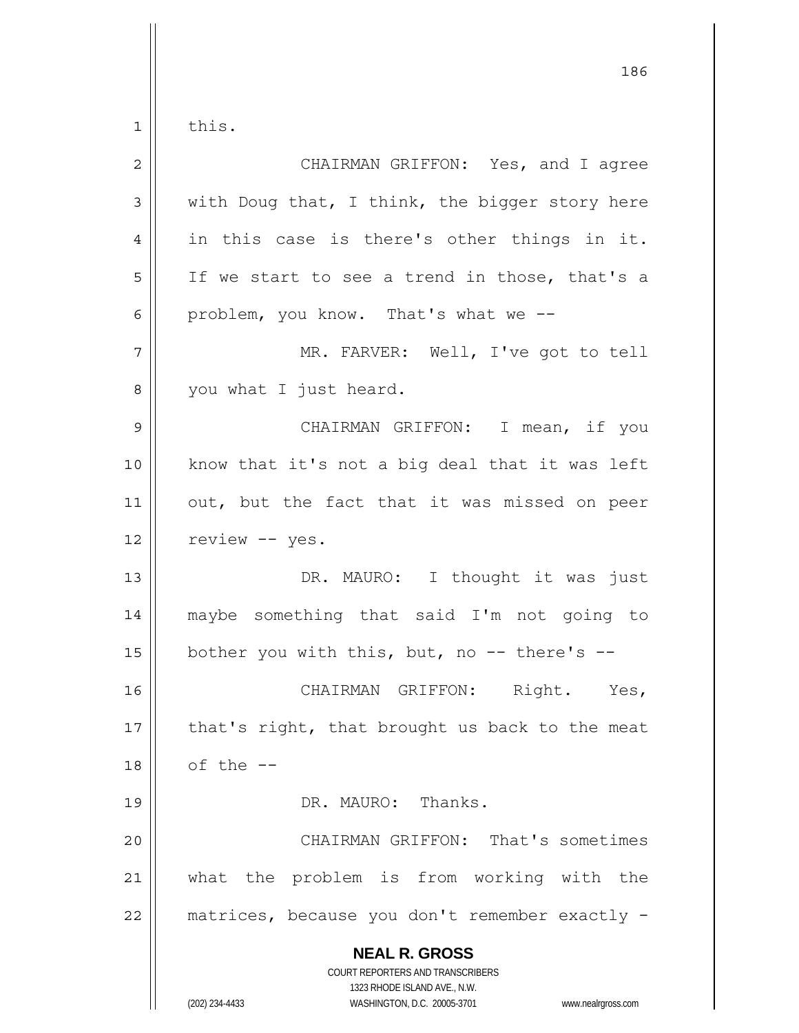this.

CHAIRMAN GRIFFON: Yes, and I agree with Doug that, I think, the bigger story here in this case is there's other things in it. If we start to see a trend in those, that's a problem, you know. That's what we --

MR. FARVER: Well, I've got to tell you what I just heard.

CHAIRMAN GRIFFON: I mean, if you know that it's not a big deal that it was left out, but the fact that it was missed on peer review -- yes.

DR. MAURO: I thought it was just maybe something that said I'm not going to bother you with this, but, no -- there's --

CHAIRMAN GRIFFON: Right. Yes, that's right, that brought us back to the meat of the --

DR. MAURO: Thanks.

CHAIRMAN GRIFFON: That's sometimes what the problem is from working with the matrices, because you don't remember exactly -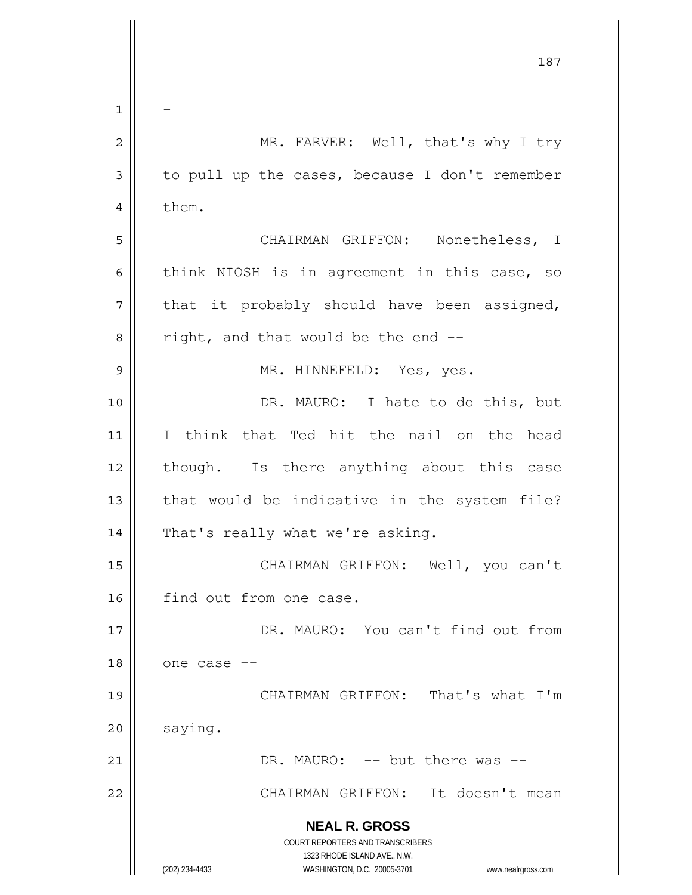-

MR. FARVER: Well, that's why I try to pull up the cases, because I don't remember them.

CHAIRMAN GRIFFON: Nonetheless, I think NIOSH is in agreement in this case, so that it probably should have been assigned, right, and that would be the end --

MR. HINNEFELD: Yes, yes.

DR. MAURO: I hate to do this, but I think that Ted hit the nail on the head though. Is there anything about this case that would be indicative in the system file? That's really what we're asking.

CHAIRMAN GRIFFON: Well, you can't find out from one case.

DR. MAURO: You can't find out from one case --

CHAIRMAN GRIFFON: That's what I'm saying.

DR. MAURO: -- but there was --

CHAIRMAN GRIFFON: It doesn't mean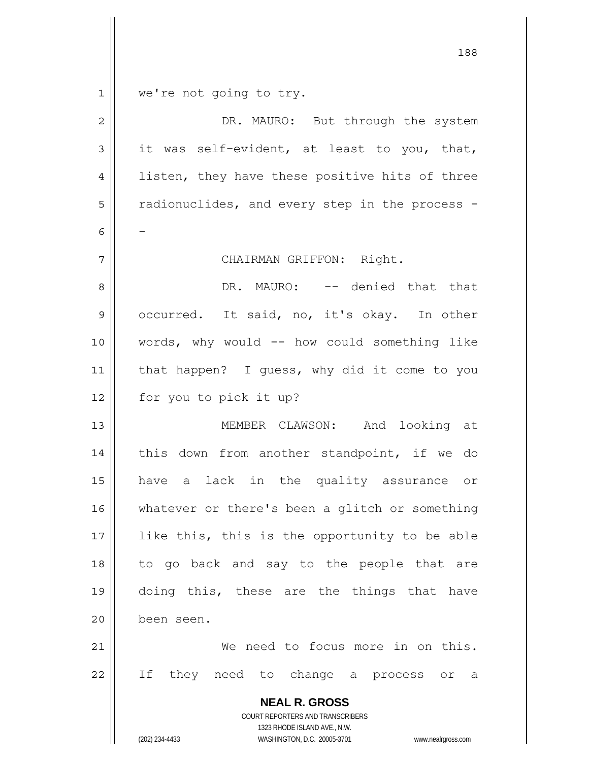we're not going to try.

DR. MAURO: But through the system it was self-evident, at least to you, that, listen, they have these positive hits of three radionuclides, and every step in the process --

CHAIRMAN GRIFFON: Right.

DR. MAURO: -- denied that that occurred. It said, no, it's okay. In other words, why would -- how could something like that happen? I guess, why did it come to you for you to pick it up?

MEMBER CLAWSON: And looking at this down from another standpoint, if we do have a lack in the quality assurance or whatever or there's been a glitch or something like this, this is the opportunity to be able to go back and say to the people that are doing this, these are the things that have been seen.

We need to focus more in on this. If they need to change a process or a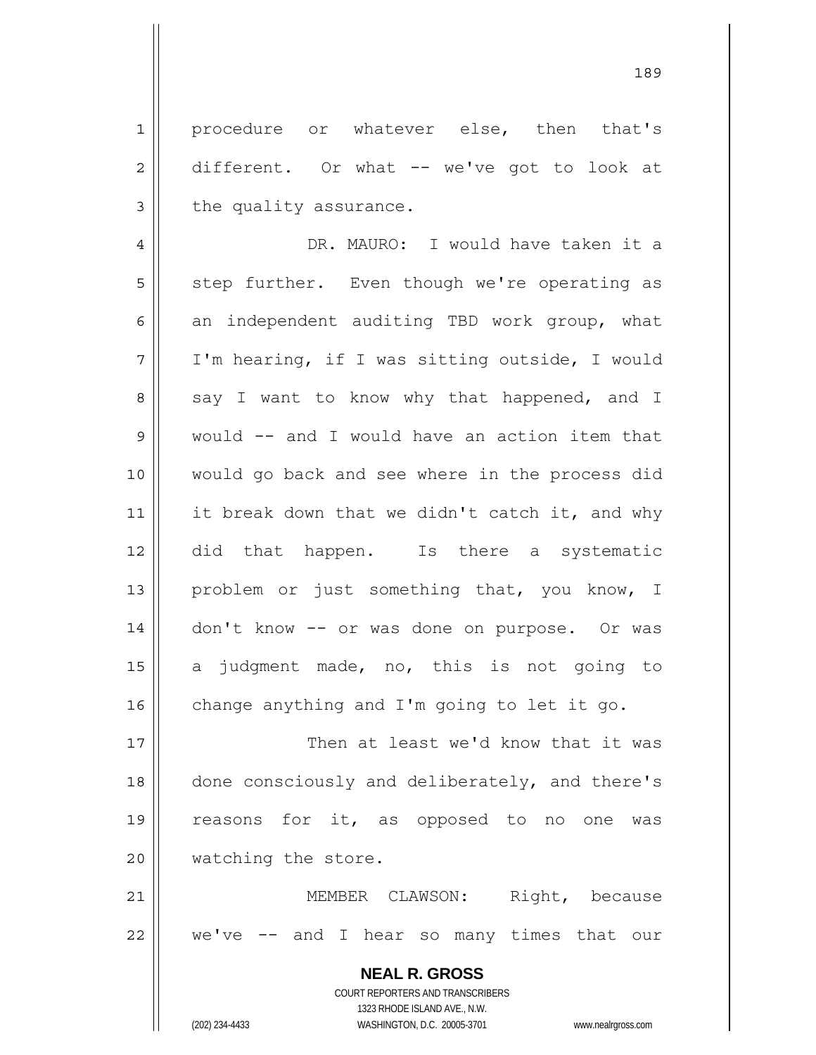procedure or whatever else, then that's different. Or what -- we've got to look at the quality assurance.

DR. MAURO: I would have taken it a step further. Even though we're operating as an independent auditing TBD work group, what I'm hearing, if I was sitting outside, I would say I want to know why that happened, and I would -- and I would have an action item that would go back and see where in the process did it break down that we didn't catch it, and why did that happen. Is there a systematic problem or just something that, you know, I don't know -- or was done on purpose. Or was a judgment made, no, this is not going to change anything and I'm going to let it go.

Then at least we'd know that it was done consciously and deliberately, and there's reasons for it, as opposed to no one was watching the store.

MEMBER CLAWSON: Right, because we've -- and I hear so many times that our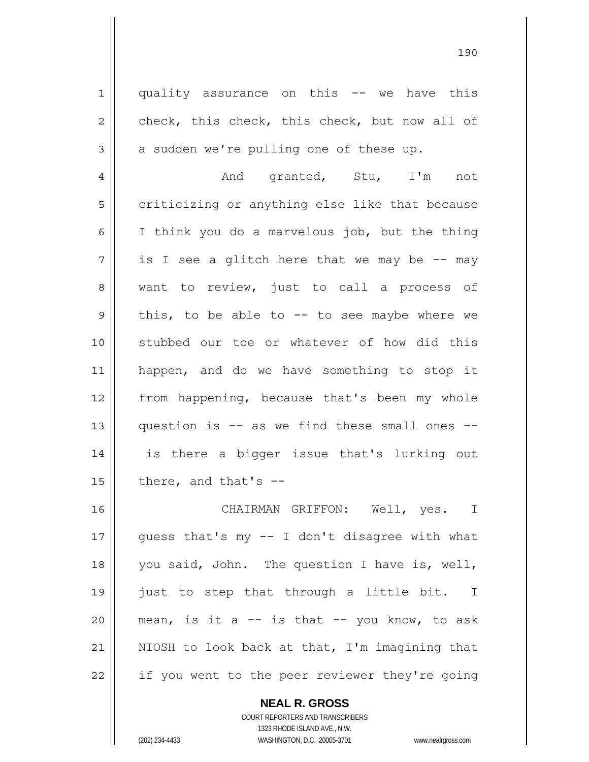quality assurance on this -- we have this check, this check, this check, but now all of a sudden we're pulling one of these up.

And granted, Stu, I'm not criticizing or anything else like that because I think you do a marvelous job, but the thing is I see a glitch here that we may be -- may want to review, just to call a process of this, to be able to -- to see maybe where we stubbed our toe or whatever of how did this happen, and do we have something to stop it from happening, because that's been my whole question is -- as we find these small ones -- is there a bigger issue that's lurking out there, and that's --

CHAIRMAN GRIFFON: Well, yes. I guess that's my -- I don't disagree with what you said, John. The question I have is, well, just to step that through a little bit. I mean, is it a -- is that -- you know, to ask NIOSH to look back at that, I'm imagining that if you went to the peer reviewer they're going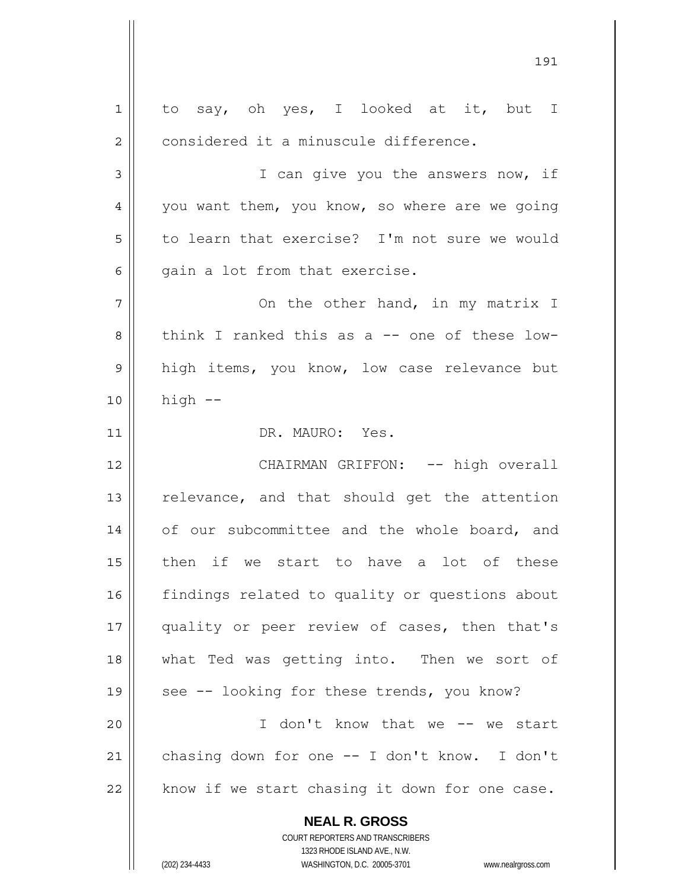to say, oh yes, I looked at it, but I considered it a minuscule difference.

I can give you the answers now, if you want them, you know, so where are we going to learn that exercise? I'm not sure we would gain a lot from that exercise.

On the other hand, in my matrix I think I ranked this as a -- one of these low-high items, you know, low case relevance but high --

DR. MAURO: Yes.

CHAIRMAN GRIFFON: -- high overall relevance, and that should get the attention of our subcommittee and the whole board, and then if we start to have a lot of these findings related to quality or questions about quality or peer review of cases, then that's what Ted was getting into. Then we sort of see -- looking for these trends, you know?

I don't know that we -- we start chasing down for one -- I don't know. I don't know if we start chasing it down for one case.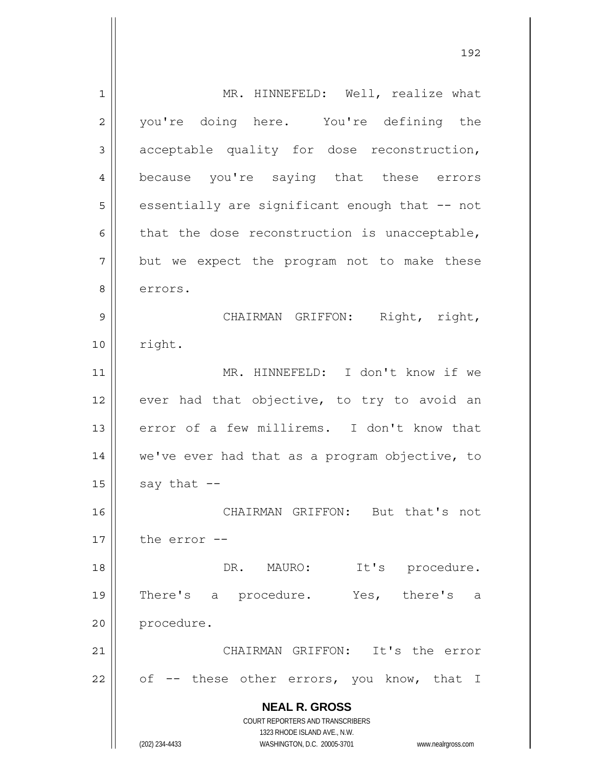MR. HINNEFELD: Well, realize what you're doing here. You're defining the acceptable quality for dose reconstruction, because you're saying that these errors essentially are significant enough that -- not that the dose reconstruction is unacceptable, but we expect the program not to make these errors.

CHAIRMAN GRIFFON: Right, right, right.

MR. HINNEFELD: I don't know if we ever had that objective, to try to avoid an error of a few millirems. I don't know that we've ever had that as a program objective, to say that --

CHAIRMAN GRIFFON: But that's not the error --

DR. MAURO: It's procedure. There's a procedure. Yes, there's a procedure.

CHAIRMAN GRIFFON: It's the error of -- these other errors, you know, that I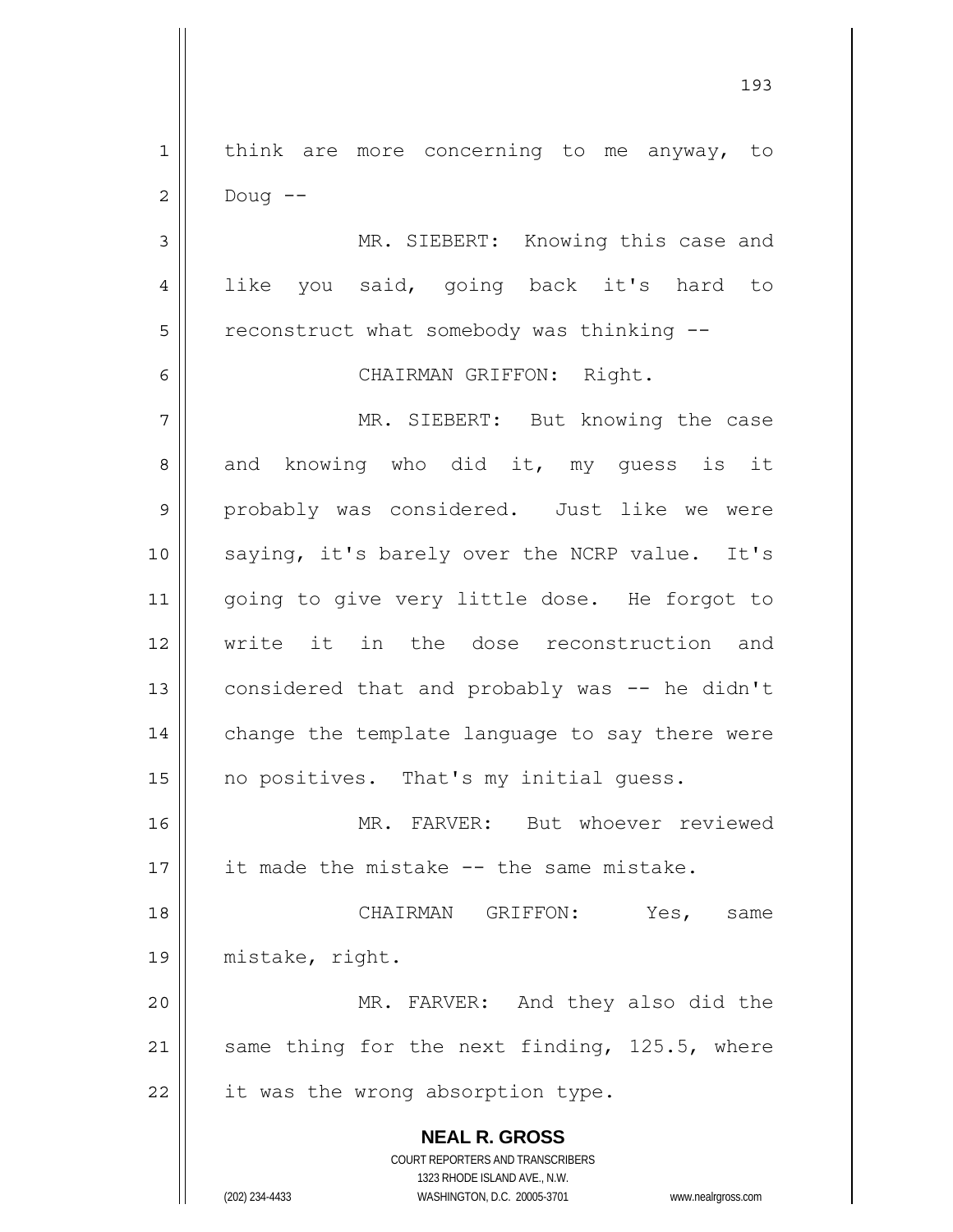think are more concerning to me anyway, to Doug --

MR. SIEBERT: Knowing this case and like you said, going back it's hard to reconstruct what somebody was thinking --

CHAIRMAN GRIFFON: Right.

MR. SIEBERT: But knowing the case and knowing who did it, my guess is it probably was considered. Just like we were saying, it's barely over the NCRP value. It's going to give very little dose. He forgot to write it in the dose reconstruction and considered that and probably was -- he didn't change the template language to say there were no positives. That's my initial guess.

MR. FARVER: But whoever reviewed it made the mistake -- the same mistake.

CHAIRMAN GRIFFON: Yes, same mistake, right.

MR. FARVER: And they also did the same thing for the next finding, 125.5, where it was the wrong absorption type.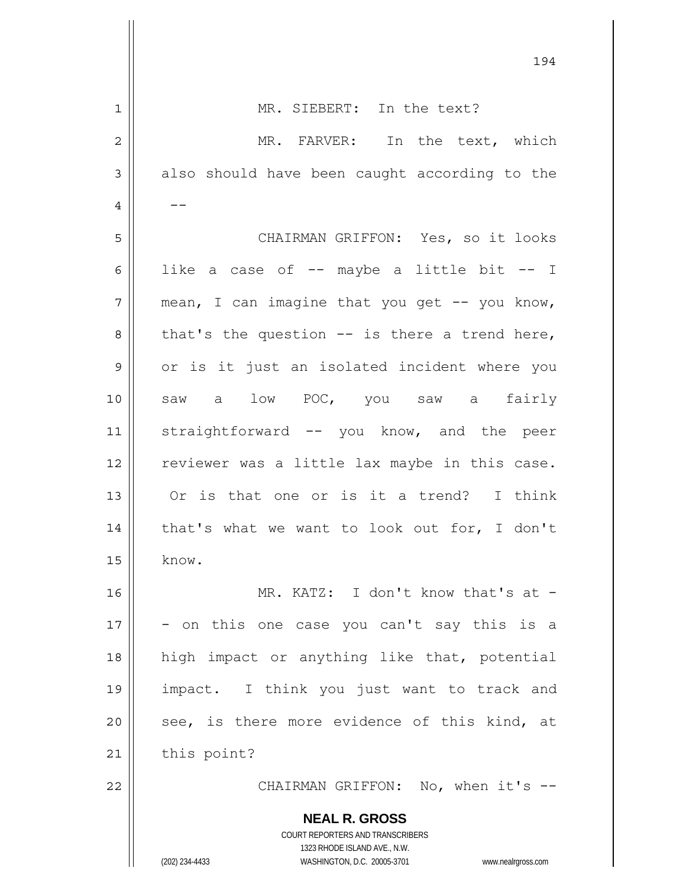MR. SIEBERT: In the text?

MR. FARVER: In the text, which also should have been caught according to the --

CHAIRMAN GRIFFON: Yes, so it looks like a case of -- maybe a little bit -- I mean, I can imagine that you get -- you know, that's the question -- is there a trend here, or is it just an isolated incident where you saw a low POC, you saw a fairly straightforward -- you know, and the peer reviewer was a little lax maybe in this case. Or is that one or is it a trend? I think that's what we want to look out for, I don't know.

MR. KATZ: I don't know that's at -- on this one case you can't say this is a high impact or anything like that, potential impact. I think you just want to track and see, is there more evidence of this kind, at this point?

CHAIRMAN GRIFFON: No, when it's --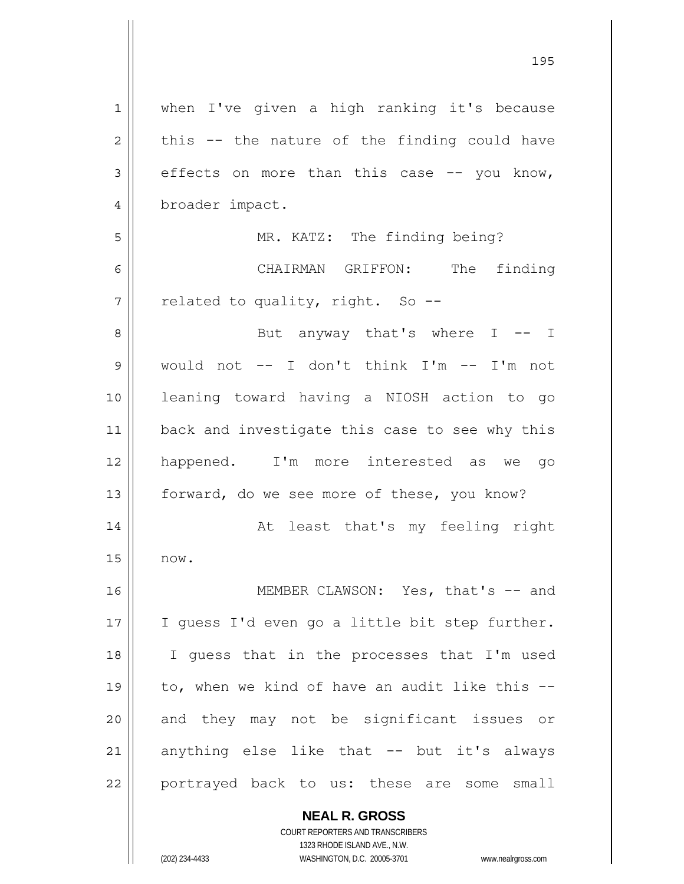when I've given a high ranking it's because this -- the nature of the finding could have effects on more than this case -- you know, broader impact.

MR. KATZ: The finding being?

CHAIRMAN GRIFFON: The finding related to quality, right. So --

But anyway that's where I -- I would not -- I don't think I'm -- I'm not leaning toward having a NIOSH action to go back and investigate this case to see why this happened. I'm more interested as we go forward, do we see more of these, you know?

At least that's my feeling right now.

MEMBER CLAWSON: Yes, that's -- and I guess I'd even go a little bit step further. I guess that in the processes that I'm used to, when we kind of have an audit like this -- and they may not be significant issues or anything else like that -- but it's always portrayed back to us: these are some small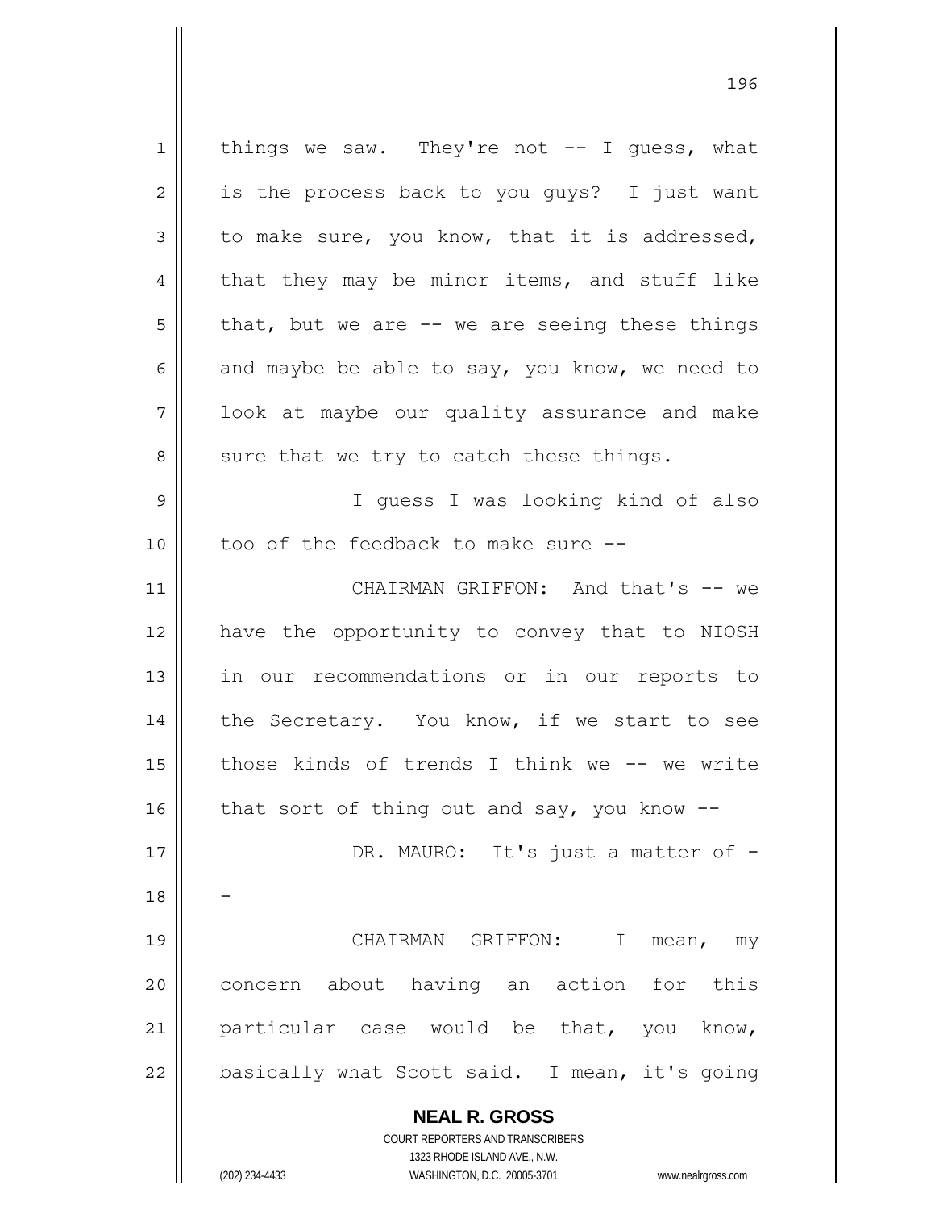things we saw. They're not -- I guess, what is the process back to you guys? I just want to make sure, you know, that it is addressed, that they may be minor items, and stuff like that, but we are -- we are seeing these things and maybe be able to say, you know, we need to look at maybe our quality assurance and make sure that we try to catch these things.

I guess I was looking kind of also too of the feedback to make sure --

CHAIRMAN GRIFFON: And that's -- we have the opportunity to convey that to NIOSH in our recommendations or in our reports to the Secretary. You know, if we start to see those kinds of trends I think we -- we write that sort of thing out and say, you know --

DR. MAURO: It's just a matter of --

CHAIRMAN GRIFFON: I mean, my concern about having an action for this particular case would be that, you know, basically what Scott said. I mean, it's going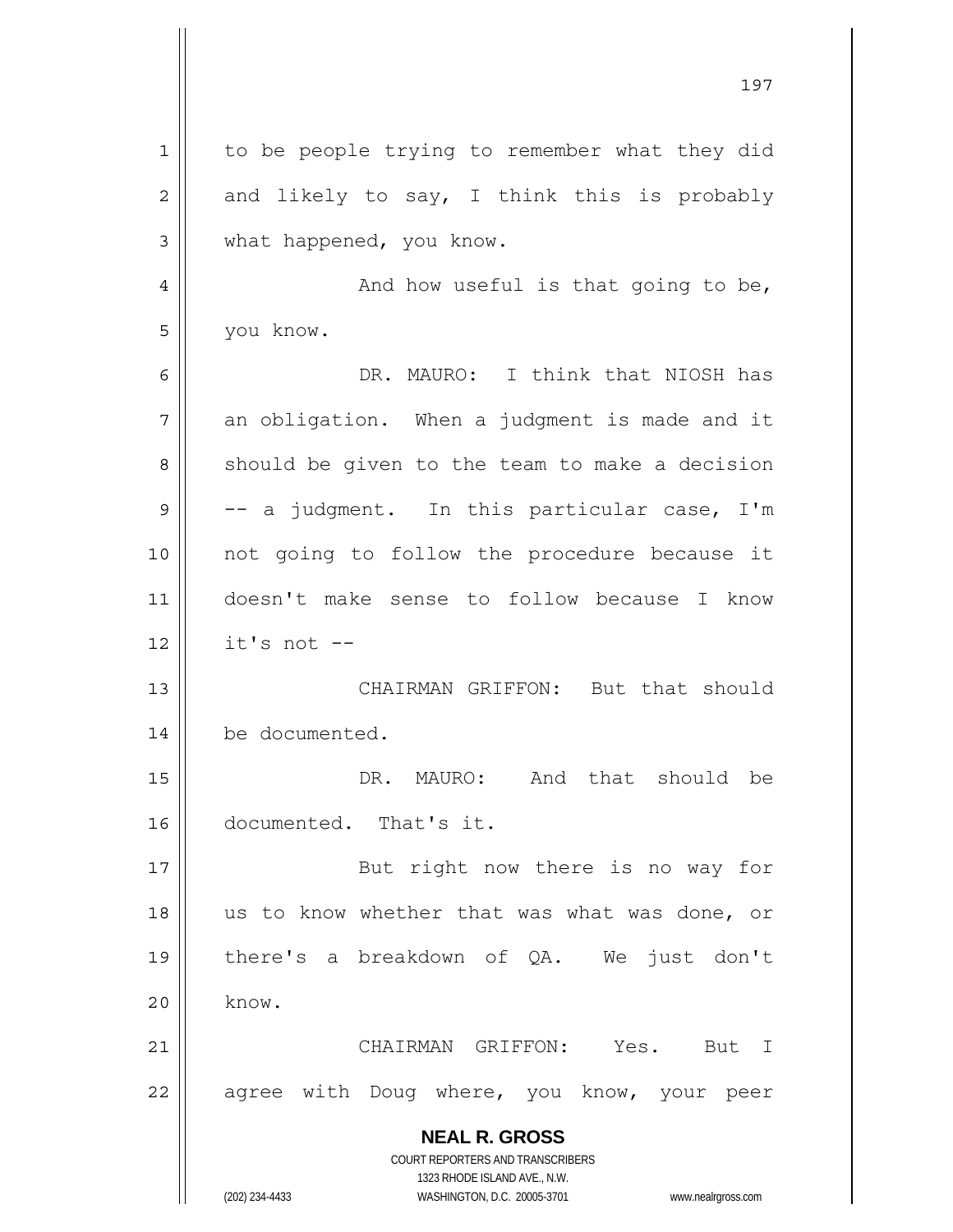to be people trying to remember what they did and likely to say, I think this is probably what happened, you know.

And how useful is that going to be, you know.

DR. MAURO: I think that NIOSH has an obligation. When a judgment is made and it should be given to the team to make a decision -- a judgment. In this particular case, I'm not going to follow the procedure because it doesn't make sense to follow because I know it's not --

CHAIRMAN GRIFFON: But that should be documented.

DR. MAURO: And that should be documented. That's it.

But right now there is no way for us to know whether that was what was done, or there's a breakdown of QA. We just don't know.

CHAIRMAN GRIFFON: Yes. But I agree with Doug where, you know, your peer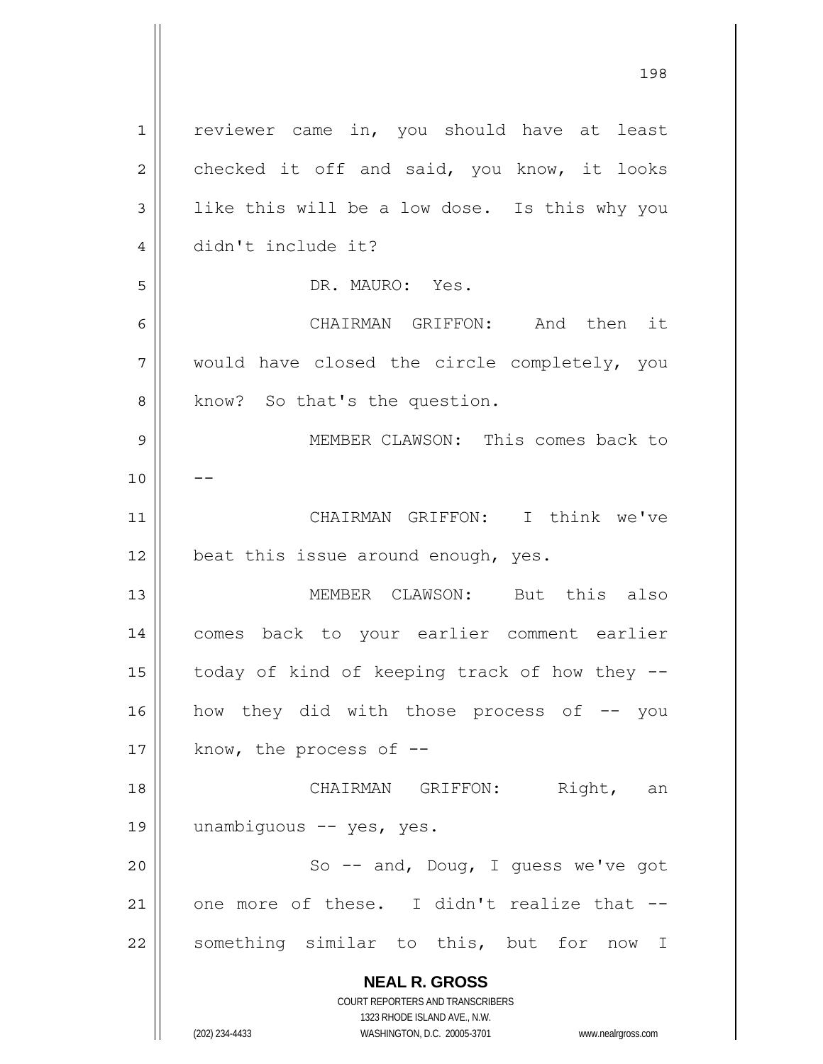reviewer came in, you should have at least checked it off and said, you know, it looks like this will be a low dose. Is this why you didn't include it?

DR. MAURO: Yes.

CHAIRMAN GRIFFON: And then it would have closed the circle completely, you know? So that's the question.

MEMBER CLAWSON: This comes back to --

CHAIRMAN GRIFFON: I think we've beat this issue around enough, yes.

MEMBER CLAWSON: But this also comes back to your earlier comment earlier today of kind of keeping track of how they -- how they did with those process of -- you know, the process of --

CHAIRMAN GRIFFON: Right, an unambiguous -- yes, yes.

So -- and, Doug, I guess we've got one more of these. I didn't realize that -- something similar to this, but for now I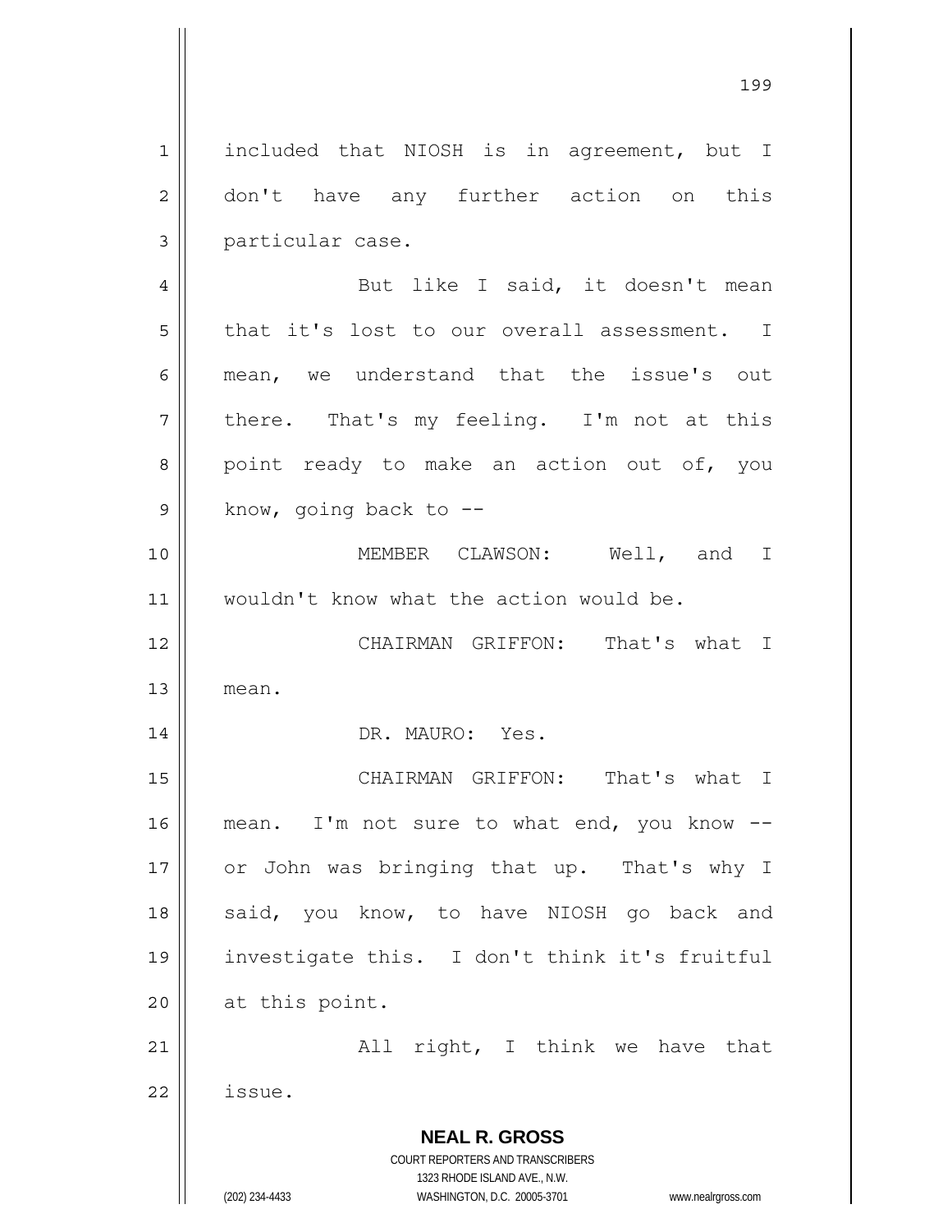included that NIOSH is in agreement, but I don't have any further action on this particular case.

But like I said, it doesn't mean that it's lost to our overall assessment. I mean, we understand that the issue's out there. That's my feeling. I'm not at this point ready to make an action out of, you know, going back to --

MEMBER CLAWSON: Well, and I wouldn't know what the action would be.

CHAIRMAN GRIFFON: That's what I mean.

DR. MAURO: Yes.

CHAIRMAN GRIFFON: That's what I mean. I'm not sure to what end, you know -- or John was bringing that up. That's why I said, you know, to have NIOSH go back and investigate this. I don't think it's fruitful at this point.

All right, I think we have that issue.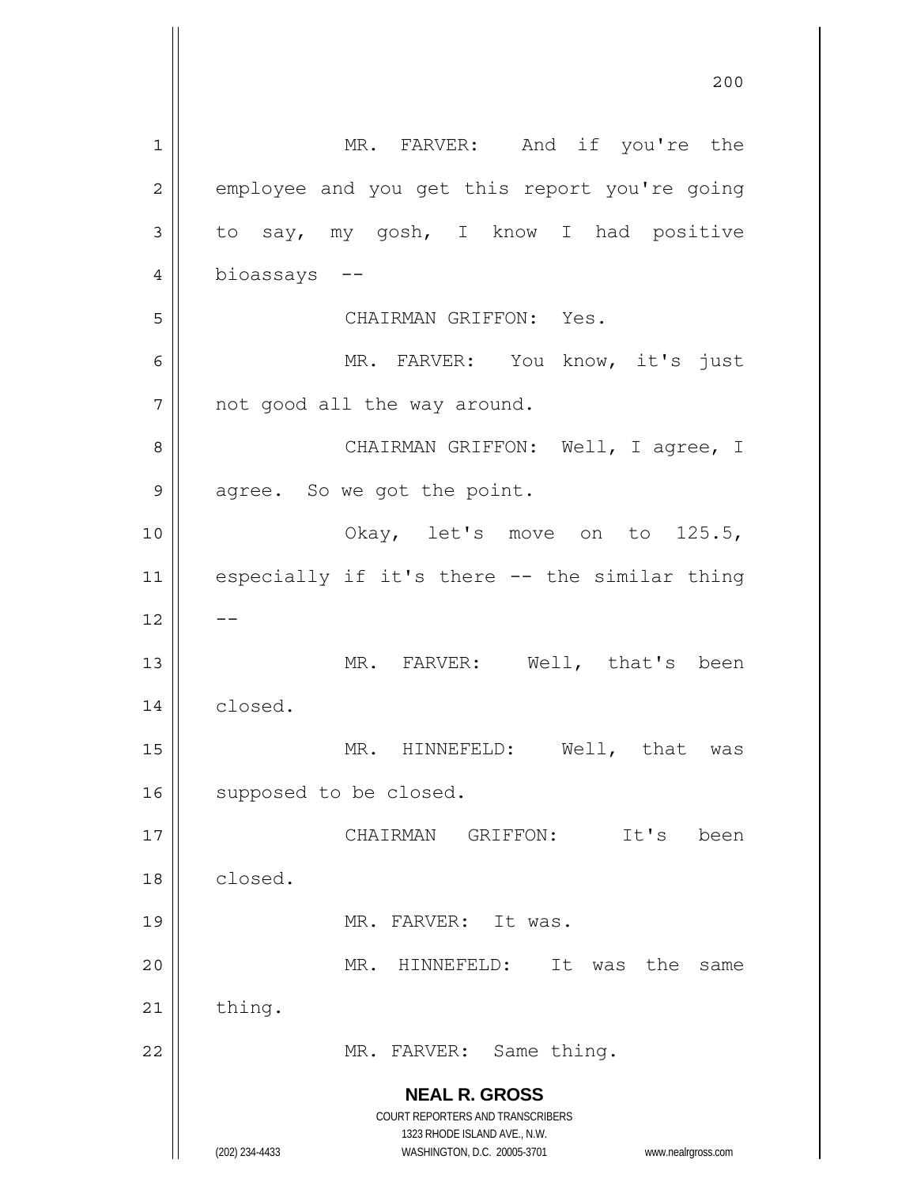MR. FARVER: And if you're the employee and you get this report you're going to say, my gosh, I know I had positive bioassays --

CHAIRMAN GRIFFON: Yes.

MR. FARVER: You know, it's just not good all the way around.

CHAIRMAN GRIFFON: Well, I agree, I agree. So we got the point.

Okay, let's move on to 125.5, especially if it's there -- the similar thing --

MR. FARVER: Well, that's been closed.

MR. HINNEFELD: Well, that was supposed to be closed.

CHAIRMAN GRIFFON: It's been closed.

MR. FARVER: It was.

MR. HINNEFELD: It was the same thing.

MR. FARVER: Same thing.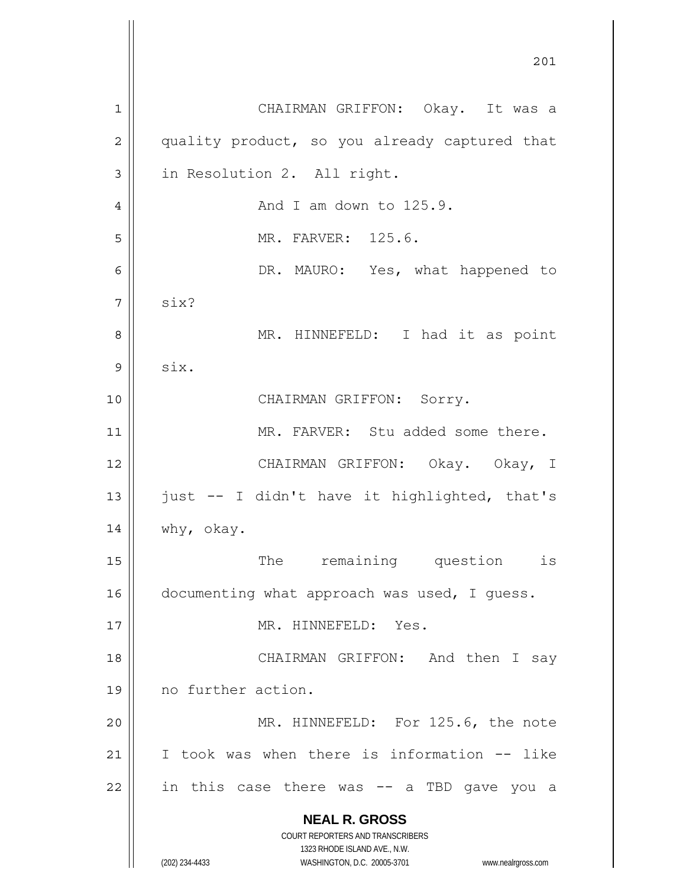CHAIRMAN GRIFFON: Okay. It was a quality product, so you already captured that in Resolution 2. All right.

And I am down to 125.9.

MR. FARVER: 125.6.

DR. MAURO: Yes, what happened to six?

MR. HINNEFELD: I had it as point six.

CHAIRMAN GRIFFON: Sorry.

MR. FARVER: Stu added some there.

CHAIRMAN GRIFFON: Okay. Okay, I just -- I didn't have it highlighted, that's why, okay.

The remaining question is documenting what approach was used, I guess.

MR. HINNEFELD: Yes.

CHAIRMAN GRIFFON: And then I say no further action.

MR. HINNEFELD: For 125.6, the note I took was when there is information -- like in this case there was -- a TBD gave you a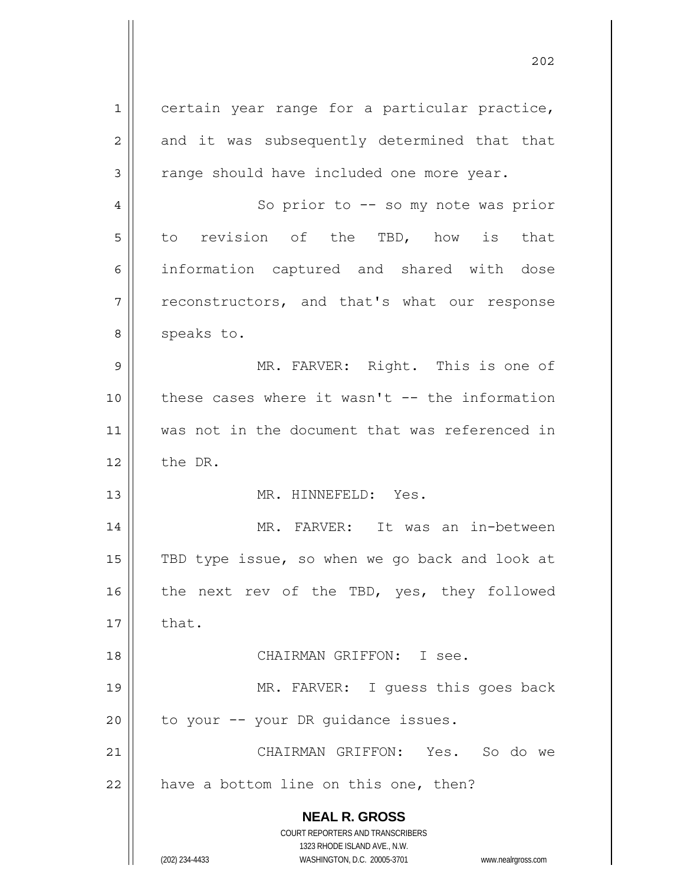certain year range for a particular practice, and it was subsequently determined that that range should have included one more year.

So prior to -- so my note was prior to revision of the TBD, how is that information captured and shared with dose reconstructors, and that's what our response speaks to.

MR. FARVER: Right. This is one of these cases where it wasn't -- the information was not in the document that was referenced in the DR.

MR. HINNEFELD: Yes.

MR. FARVER: It was an in-between TBD type issue, so when we go back and look at the next rev of the TBD, yes, they followed that.

CHAIRMAN GRIFFON: I see.

MR. FARVER: I guess this goes back to your -- your DR guidance issues.

CHAIRMAN GRIFFON: Yes. So do we have a bottom line on this one, then?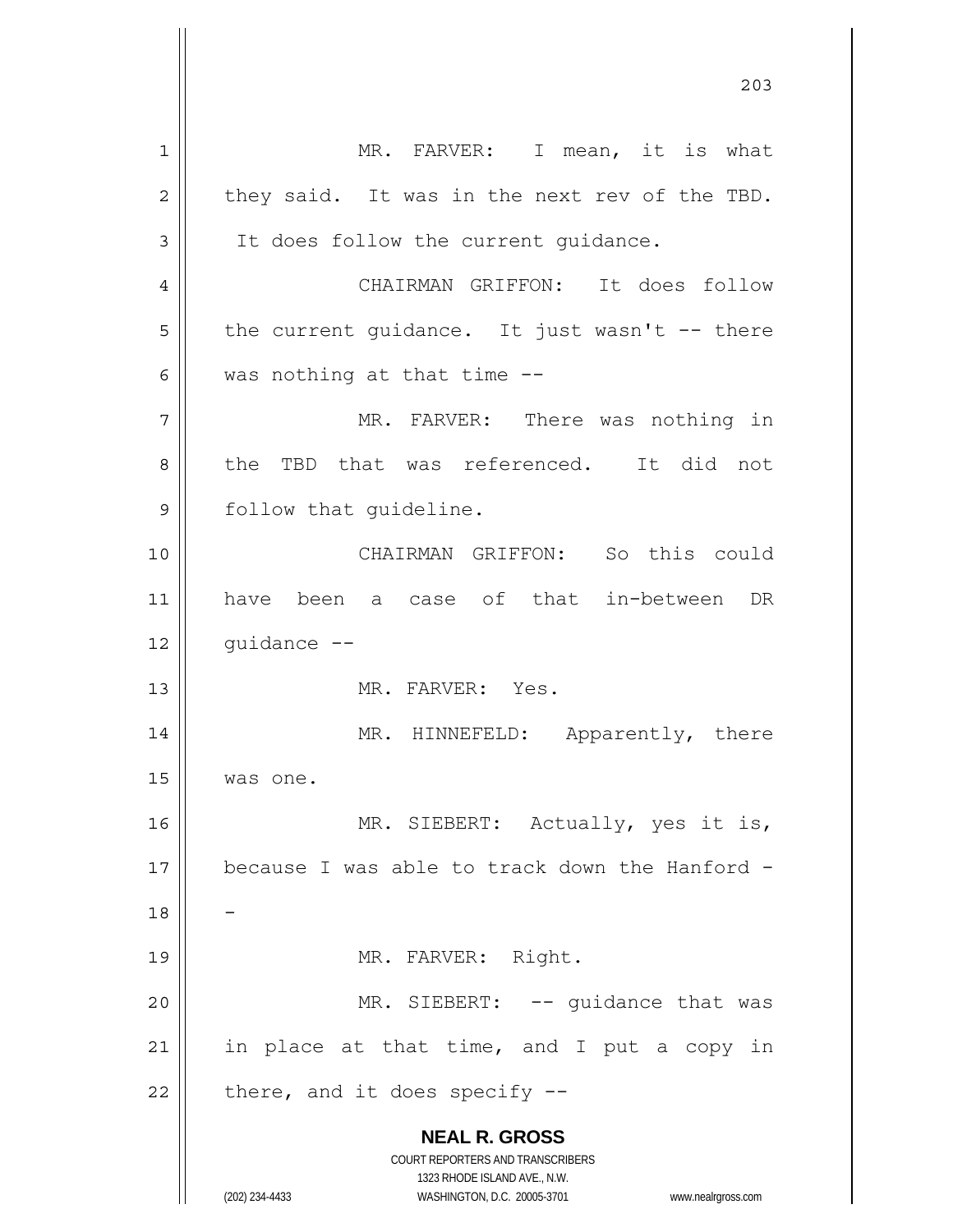MR. FARVER: I mean, it is what they said. It was in the next rev of the TBD. It does follow the current guidance.

CHAIRMAN GRIFFON: It does follow the current guidance. It just wasn't -- there was nothing at that time --

MR. FARVER: There was nothing in the TBD that was referenced. It did not follow that guideline.

CHAIRMAN GRIFFON: So this could have been a case of that in-between DR guidance --

MR. FARVER: Yes.

MR. HINNEFELD: Apparently, there was one.

MR. SIEBERT: Actually, yes it is, because I was able to track down the Hanford --

MR. FARVER: Right.

MR. SIEBERT: -- guidance that was in place at that time, and I put a copy in there, and it does specify --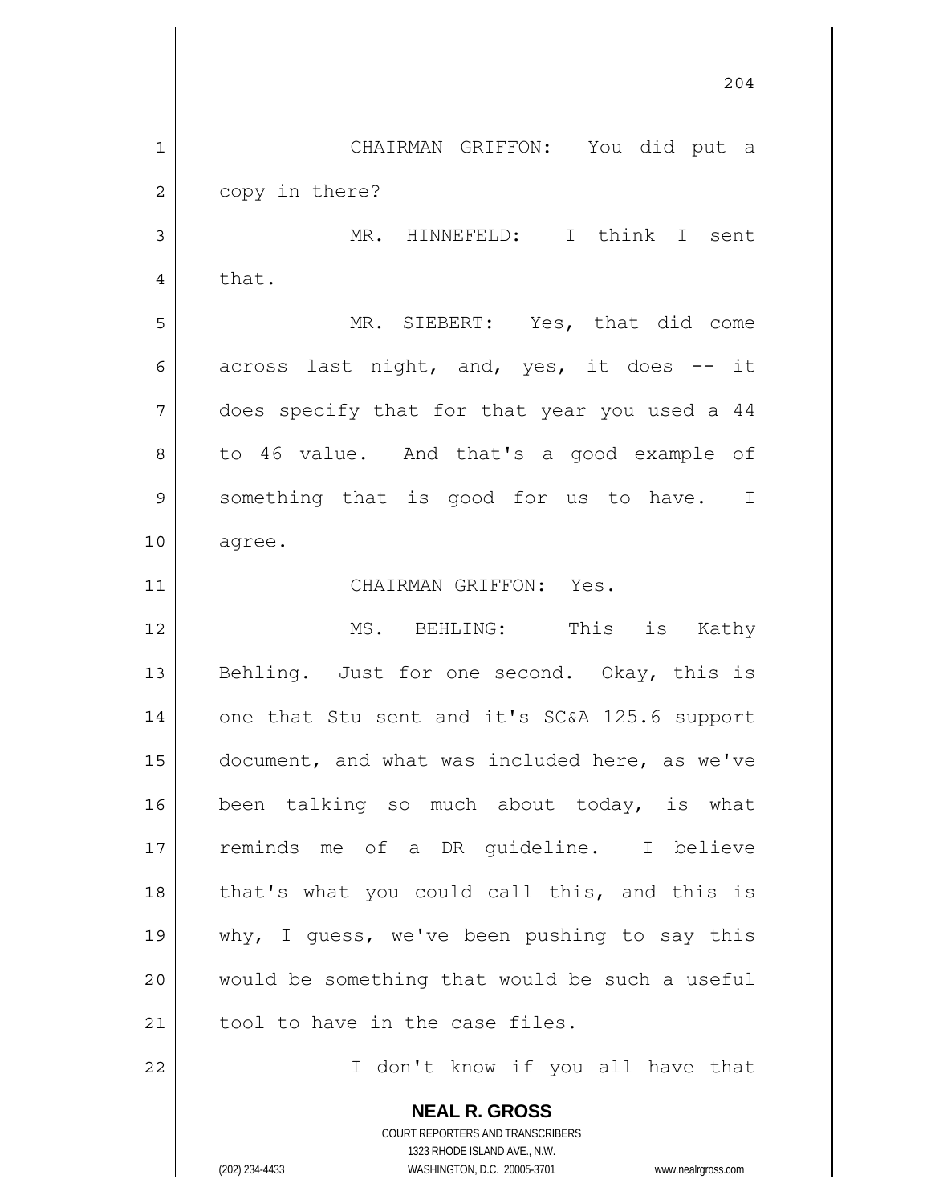CHAIRMAN GRIFFON: You did put a copy in there?

MR. HINNEFELD: I think I sent that.

MR. SIEBERT: Yes, that did come across last night, and, yes, it does -- it does specify that for that year you used a 44 to 46 value. And that's a good example of something that is good for us to have. I agree.

CHAIRMAN GRIFFON: Yes.

MS. BEHLING: This is Kathy Behling. Just for one second. Okay, this is one that Stu sent and it's SC&A 125.6 support document, and what was included here, as we've been talking so much about today, is what reminds me of a DR guideline. I believe that's what you could call this, and this is why, I guess, we've been pushing to say this would be something that would be such a useful tool to have in the case files.

I don't know if you all have that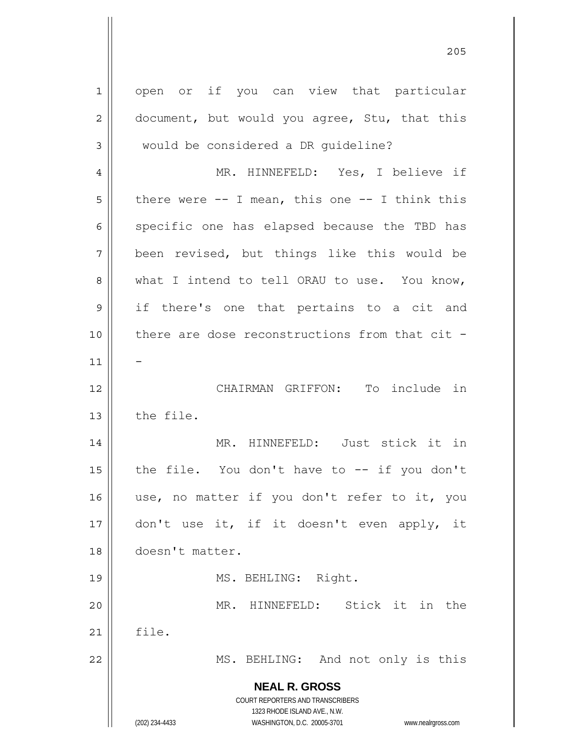open or if you can view that particular document, but would you agree, Stu, that this would be considered a DR guideline?

MR. HINNEFELD: Yes, I believe if there were -- I mean, this one -- I think this specific one has elapsed because the TBD has been revised, but things like this would be what I intend to tell ORAU to use. You know, if there's one that pertains to a cit and there are dose reconstructions from that cit --

CHAIRMAN GRIFFON: To include in the file.

MR. HINNEFELD: Just stick it in the file. You don't have to -- if you don't use, no matter if you don't refer to it, you don't use it, if it doesn't even apply, it doesn't matter.

MS. BEHLING: Right.

MR. HINNEFELD: Stick it in the file.

MS. BEHLING: And not only is this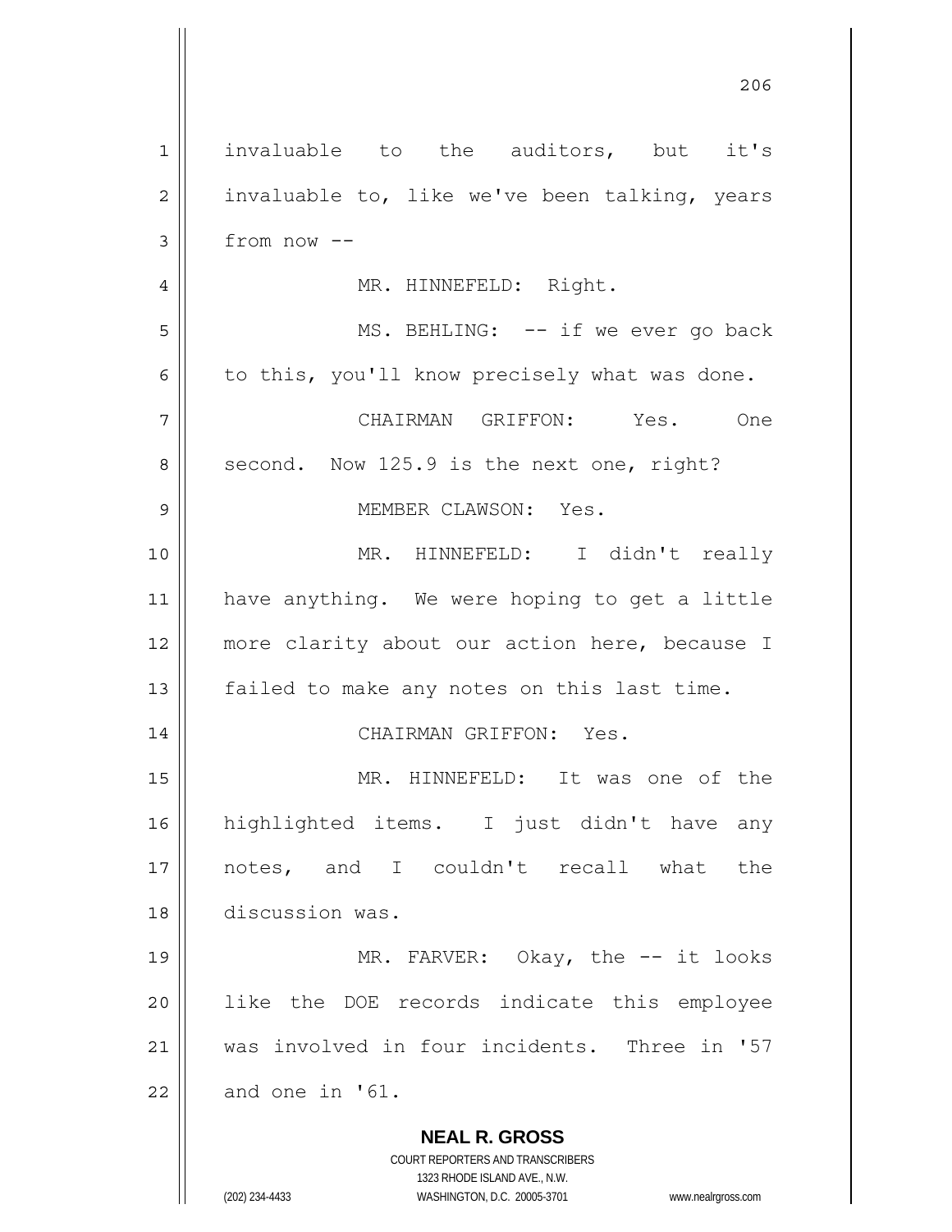invaluable to the auditors, but it's invaluable to, like we've been talking, years from now --

MR. HINNEFELD: Right.

MS. BEHLING: -- if we ever go back to this, you'll know precisely what was done.

CHAIRMAN GRIFFON: Yes. One second. Now 125.9 is the next one, right?

MEMBER CLAWSON: Yes.

MR. HINNEFELD: I didn't really have anything. We were hoping to get a little more clarity about our action here, because I failed to make any notes on this last time.

CHAIRMAN GRIFFON: Yes.

MR. HINNEFELD: It was one of the highlighted items. I just didn't have any notes, and I couldn't recall what the discussion was.

MR. FARVER: Okay, the -- it looks like the DOE records indicate this employee was involved in four incidents. Three in '57 and one in '61.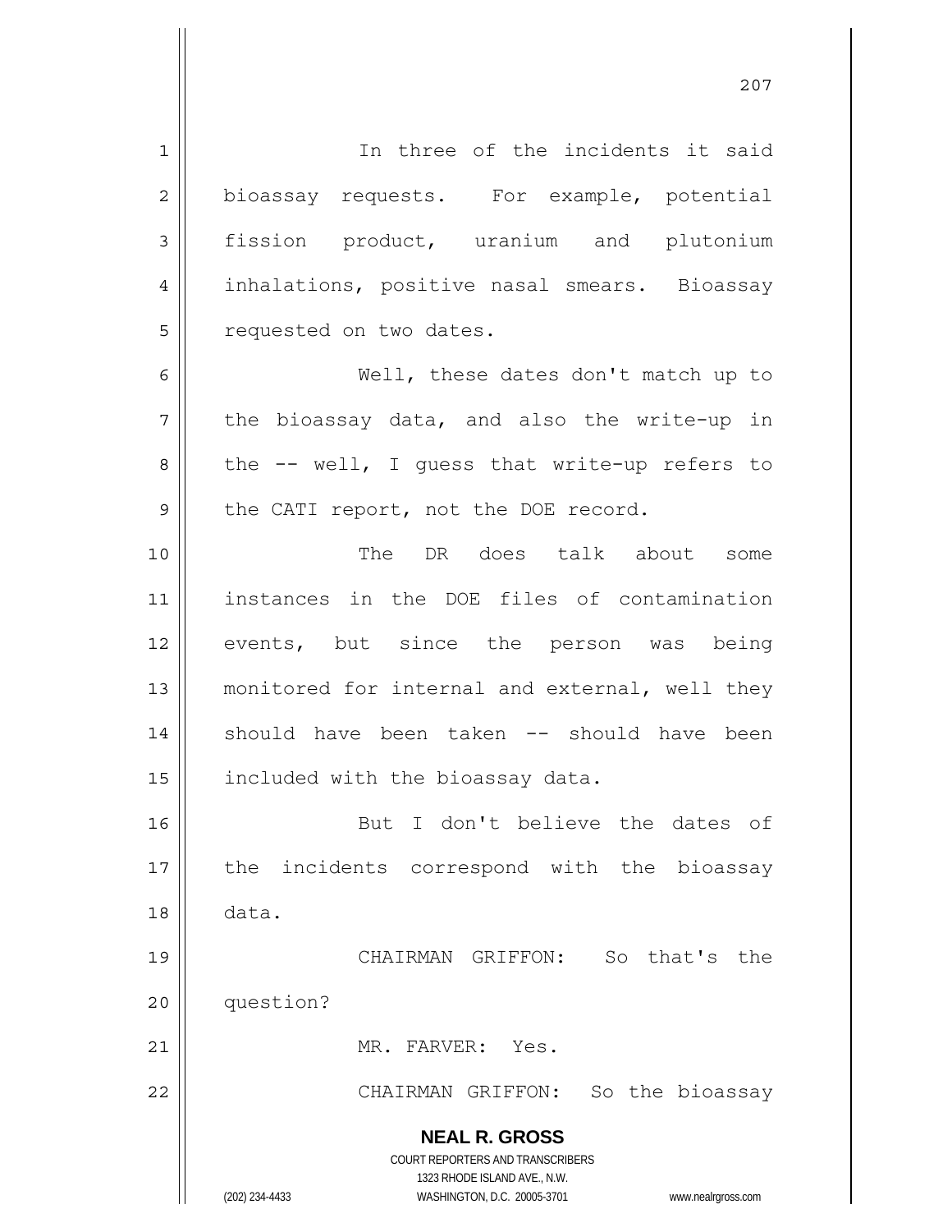In three of the incidents it said bioassay requests. For example, potential fission product, uranium and plutonium inhalations, positive nasal smears. Bioassay requested on two dates.

Well, these dates don't match up to the bioassay data, and also the write-up in the -- well, I guess that write-up refers to the CATI report, not the DOE record.

The DR does talk about some instances in the DOE files of contamination events, but since the person was being monitored for internal and external, well they should have been taken -- should have been included with the bioassay data.

But I don't believe the dates of the incidents correspond with the bioassay data.

CHAIRMAN GRIFFON: So that's the question?

MR. FARVER: Yes.

CHAIRMAN GRIFFON: So the bioassay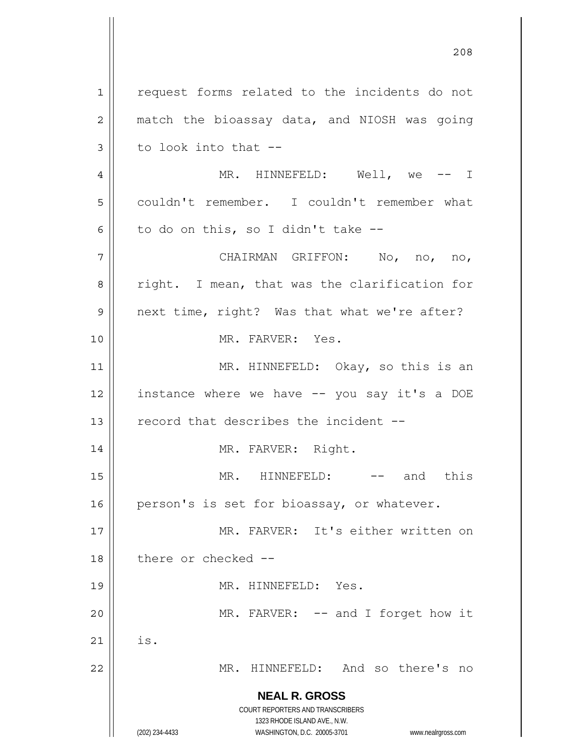request forms related to the incidents do not match the bioassay data, and NIOSH was going to look into that --

MR. HINNEFELD: Well, we -- I couldn't remember. I couldn't remember what to do on this, so I didn't take --

CHAIRMAN GRIFFON: No, no, no, right. I mean, that was the clarification for next time, right? Was that what we're after?

MR. FARVER: Yes.

MR. HINNEFELD: Okay, so this is an instance where we have -- you say it's a DOE record that describes the incident --

MR. FARVER: Right.

MR. HINNEFELD: -- and this person's is set for bioassay, or whatever.

MR. FARVER: It's either written on there or checked --

MR. HINNEFELD: Yes.

MR. FARVER: -- and I forget how it is.

MR. HINNEFELD: And so there's no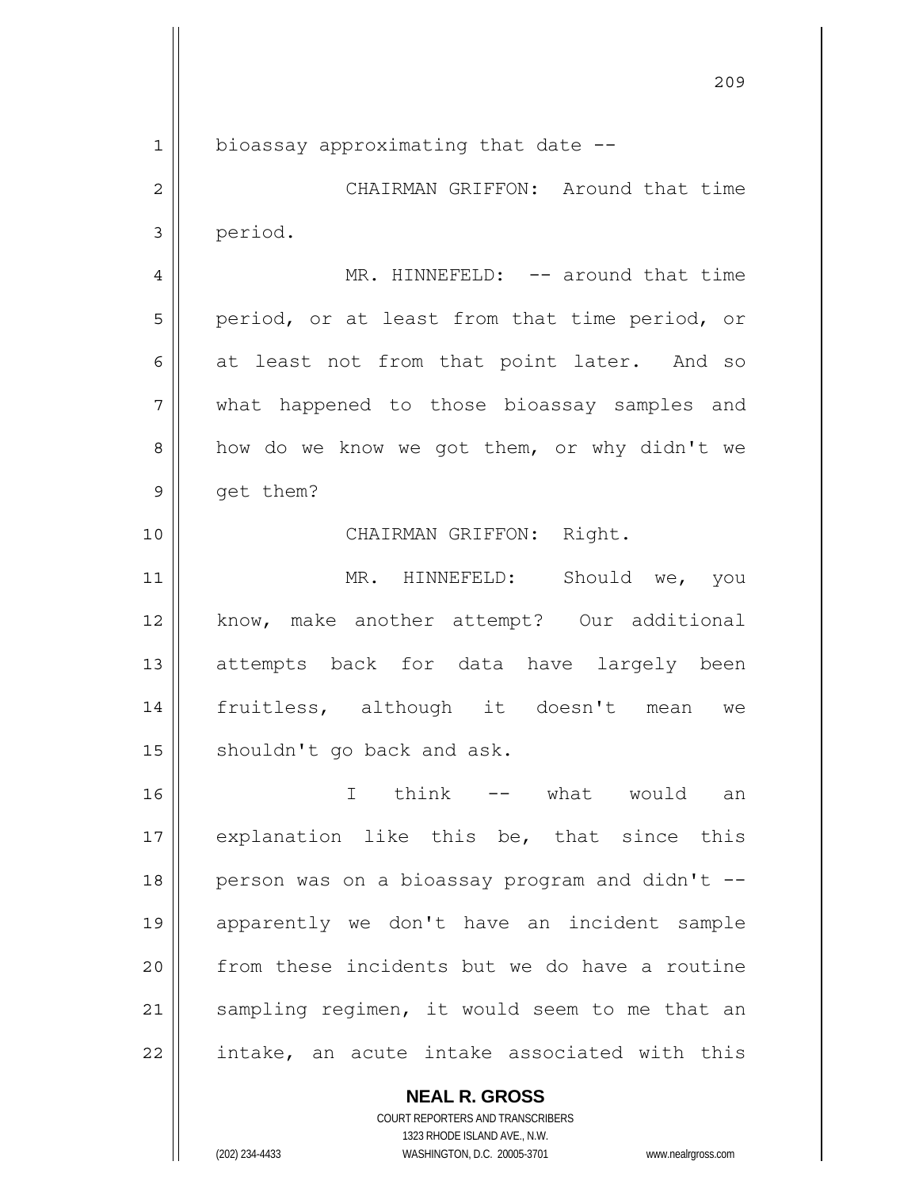bioassay approximating that date --

CHAIRMAN GRIFFON: Around that time period.

MR. HINNEFELD: -- around that time period, or at least from that time period, or at least not from that point later. And so what happened to those bioassay samples and how do we know we got them, or why didn't we get them?

CHAIRMAN GRIFFON: Right.

MR. HINNEFELD: Should we, you know, make another attempt? Our additional attempts back for data have largely been fruitless, although it doesn't mean we shouldn't go back and ask.

I think -- what would an explanation like this be, that since this person was on a bioassay program and didn't -- apparently we don't have an incident sample from these incidents but we do have a routine sampling regimen, it would seem to me that an intake, an acute intake associated with this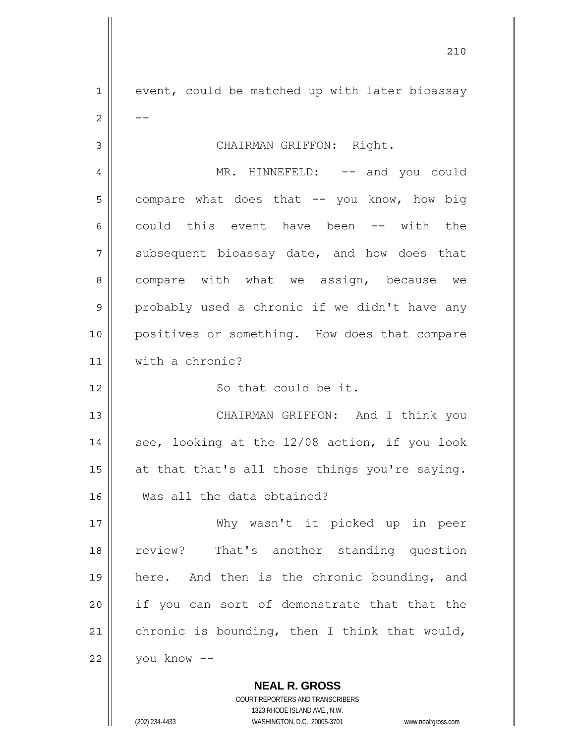event, could be matched up with later bioassay --

CHAIRMAN GRIFFON: Right.

MR. HINNEFELD: -- and you could compare what does that -- you know, how big could this event have been -- with the subsequent bioassay date, and how does that compare with what we assign, because we probably used a chronic if we didn't have any positives or something. How does that compare with a chronic?

So that could be it.

CHAIRMAN GRIFFON: And I think you see, looking at the 12/08 action, if you look at that that's all those things you're saying. Was all the data obtained?

Why wasn't it picked up in peer review? That's another standing question here. And then is the chronic bounding, and if you can sort of demonstrate that that the chronic is bounding, then I think that would, you know --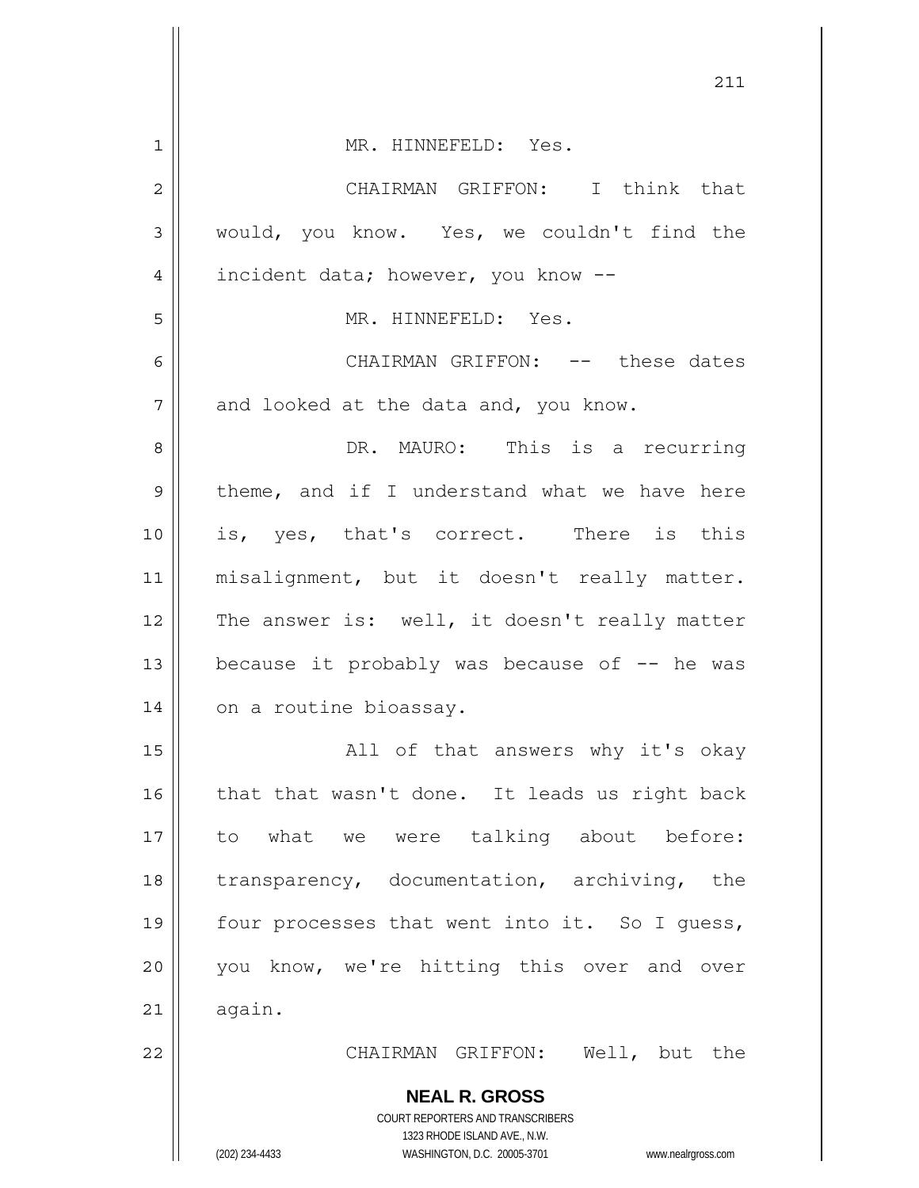MR. HINNEFELD: Yes.

CHAIRMAN GRIFFON: I think that would, you know. Yes, we couldn't find the incident data; however, you know --

MR. HINNEFELD: Yes.

CHAIRMAN GRIFFON: -- these dates and looked at the data and, you know.

DR. MAURO: This is a recurring theme, and if I understand what we have here is, yes, that's correct. There is this misalignment, but it doesn't really matter. The answer is: well, it doesn't really matter because it probably was because of -- he was on a routine bioassay.

All of that answers why it's okay that that wasn't done. It leads us right back to what we were talking about before: transparency, documentation, archiving, the four processes that went into it. So I guess, you know, we're hitting this over and over again.

CHAIRMAN GRIFFON: Well, but the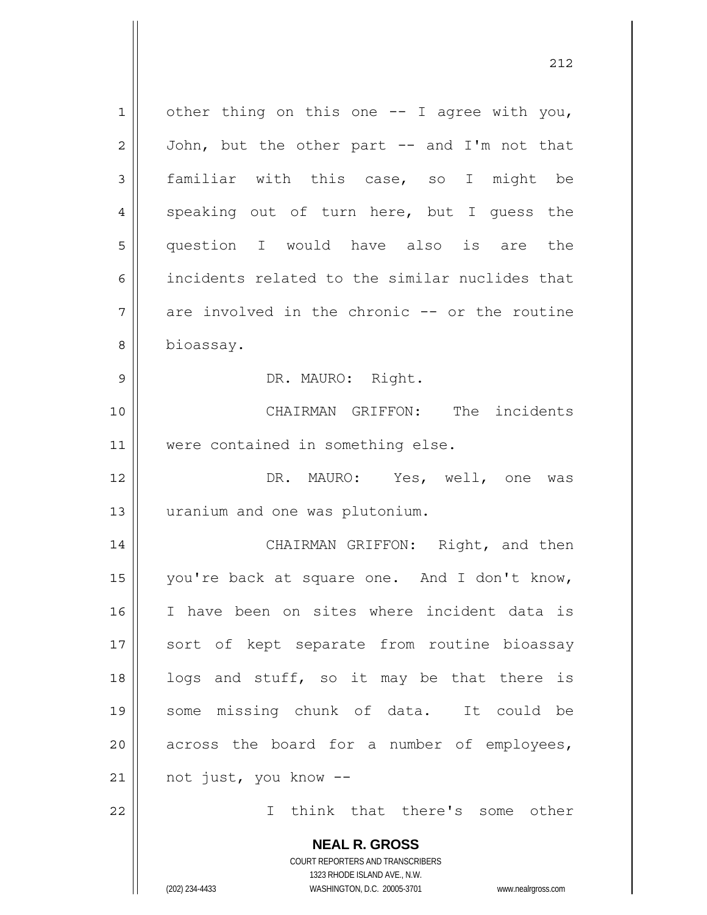other thing on this one -- I agree with you, John, but the other part -- and I'm not that familiar with this case, so I might be speaking out of turn here, but I guess the question I would have also is are the incidents related to the similar nuclides that are involved in the chronic -- or the routine bioassay.

DR. MAURO: Right.

CHAIRMAN GRIFFON: The incidents were contained in something else.

DR. MAURO: Yes, well, one was uranium and one was plutonium.

CHAIRMAN GRIFFON: Right, and then you're back at square one. And I don't know, I have been on sites where incident data is sort of kept separate from routine bioassay logs and stuff, so it may be that there is some missing chunk of data. It could be across the board for a number of employees, not just, you know --

I think that there's some other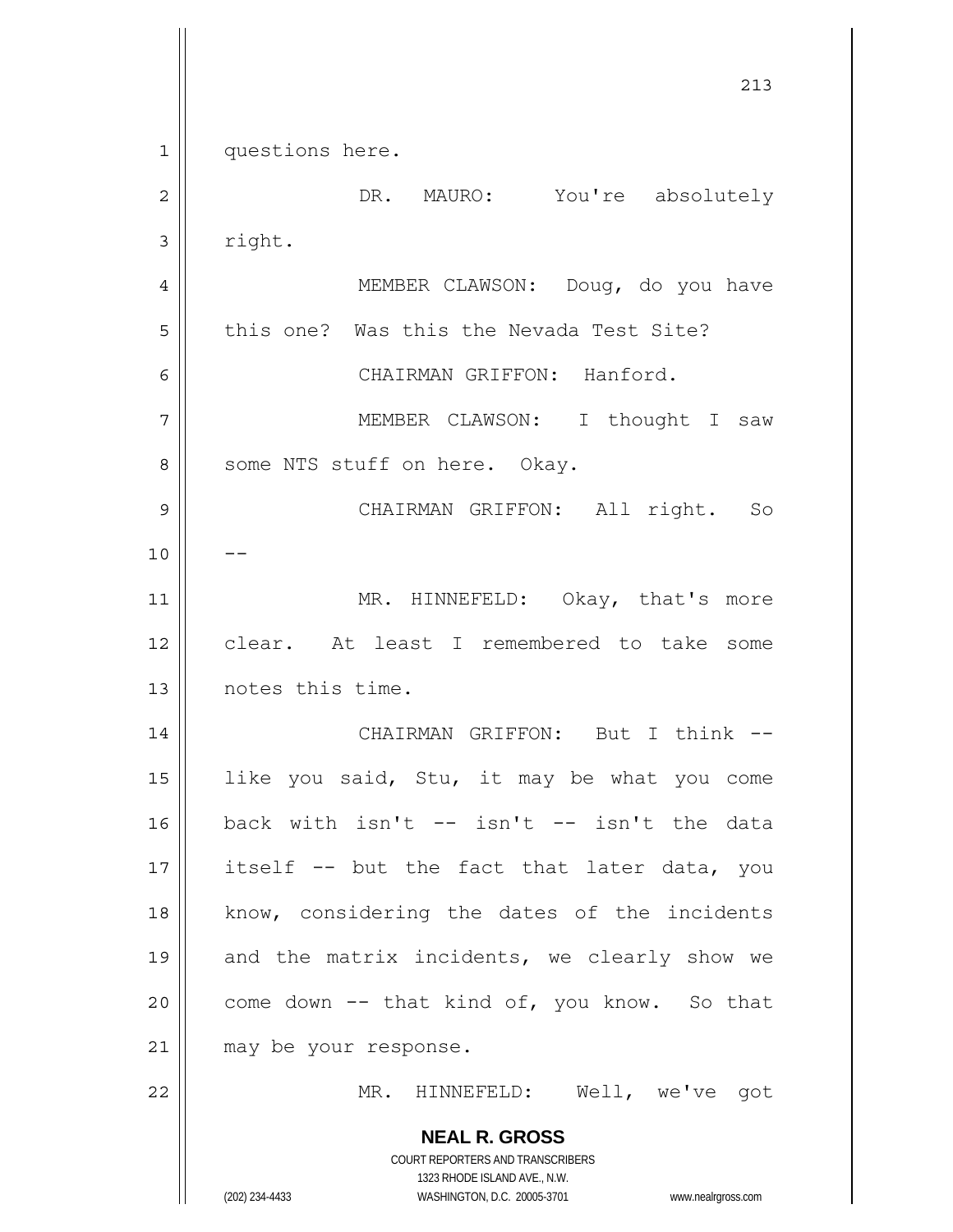questions here.

DR. MAURO: You're absolutely right.

MEMBER CLAWSON: Doug, do you have this one? Was this the Nevada Test Site?

CHAIRMAN GRIFFON: Hanford.

MEMBER CLAWSON: I thought I saw some NTS stuff on here. Okay.

CHAIRMAN GRIFFON: All right. So --

MR. HINNEFELD: Okay, that's more clear. At least I remembered to take some notes this time.

CHAIRMAN GRIFFON: But I think -- like you said, Stu, it may be what you come back with isn't -- isn't -- isn't the data itself -- but the fact that later data, you know, considering the dates of the incidents and the matrix incidents, we clearly show we come down -- that kind of, you know. So that may be your response.

MR. HINNEFELD: Well, we've got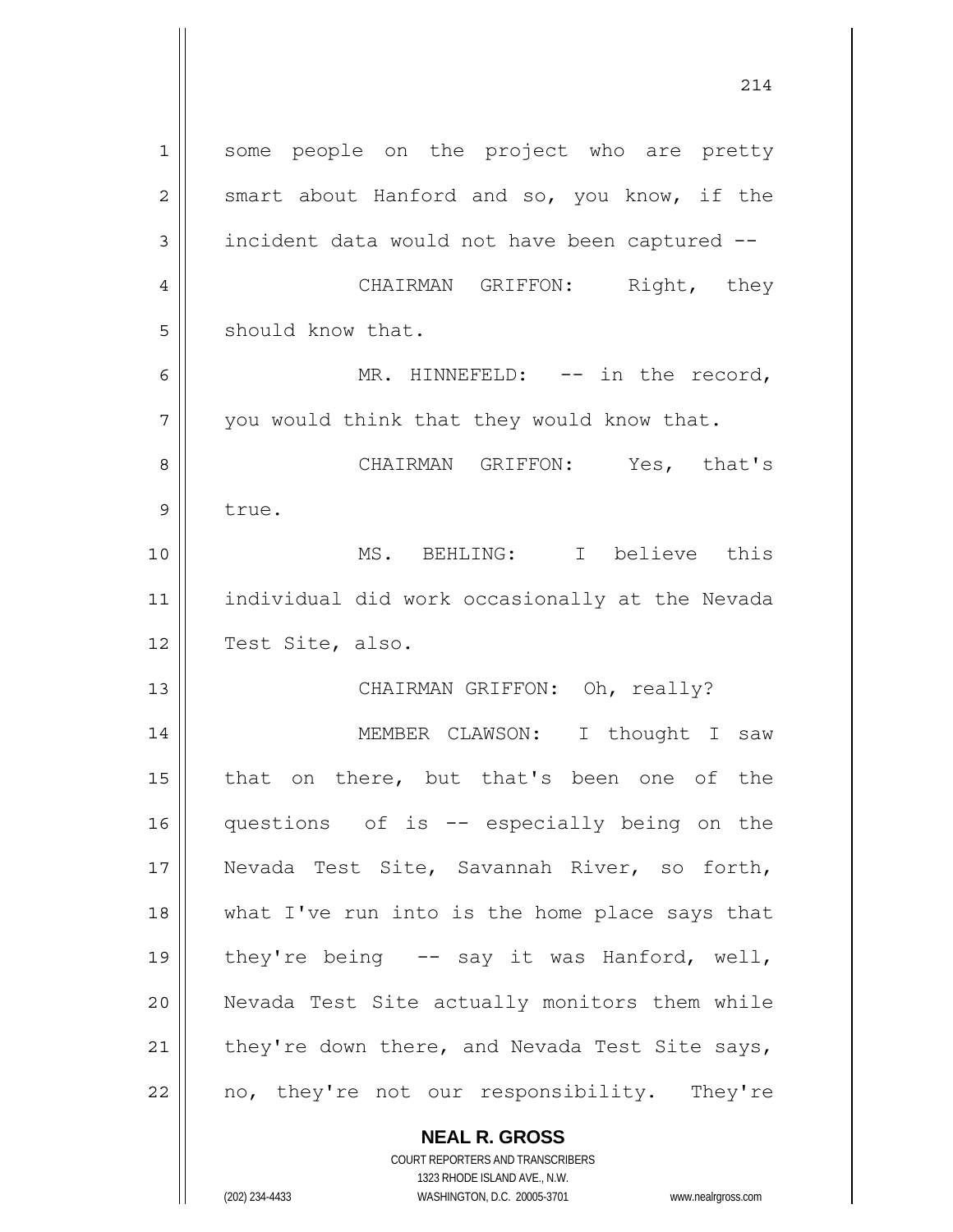some people on the project who are pretty smart about Hanford and so, you know, if the incident data would not have been captured --

CHAIRMAN GRIFFON: Right, they should know that.

MR. HINNEFELD: -- in the record, you would think that they would know that.

CHAIRMAN GRIFFON: Yes, that's true.

MS. BEHLING: I believe this individual did work occasionally at the Nevada Test Site, also.

CHAIRMAN GRIFFON: Oh, really?

MEMBER CLAWSON: I thought I saw that on there, but that's been one of the questions of is -- especially being on the Nevada Test Site, Savannah River, so forth, what I've run into is the home place says that they're being -- say it was Hanford, well, Nevada Test Site actually monitors them while they're down there, and Nevada Test Site says, no, they're not our responsibility. They're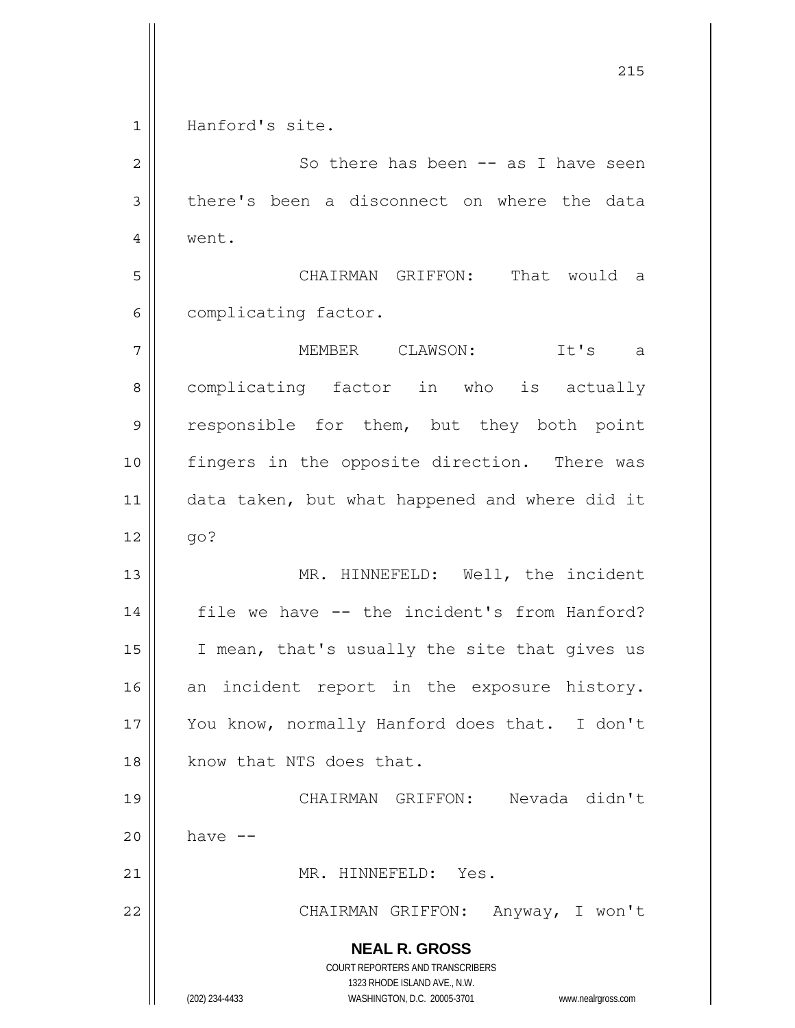Hanford's site.

So there has been -- as I have seen there's been a disconnect on where the data went.

CHAIRMAN GRIFFON: That would a complicating factor.

MEMBER CLAWSON: It's a complicating factor in who is actually responsible for them, but they both point fingers in the opposite direction. There was data taken, but what happened and where did it go?

MR. HINNEFELD: Well, the incident file we have -- the incident's from Hanford? I mean, that's usually the site that gives us an incident report in the exposure history. You know, normally Hanford does that. I don't know that NTS does that.

CHAIRMAN GRIFFON: Nevada didn't have --

MR. HINNEFELD: Yes.

CHAIRMAN GRIFFON: Anyway, I won't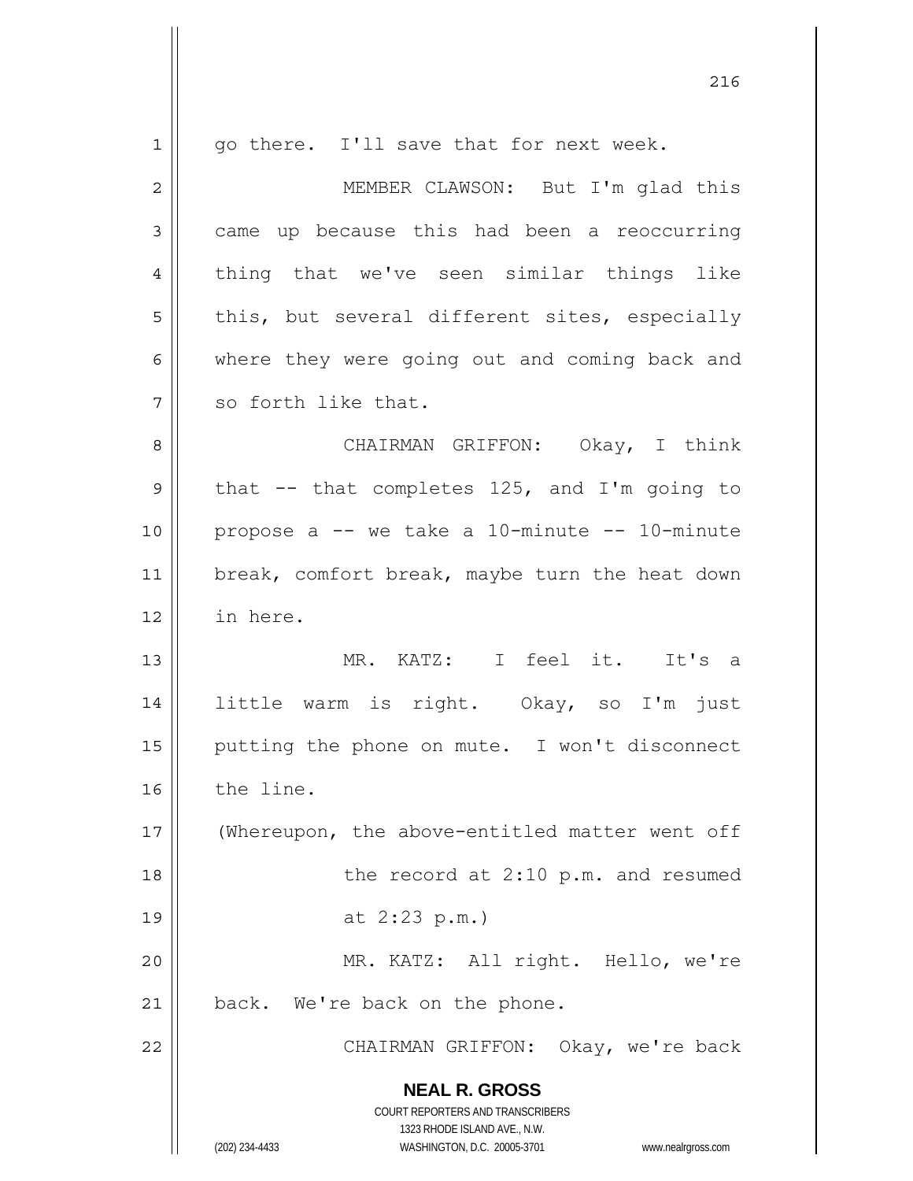go there. I'll save that for next week.

MEMBER CLAWSON: But I'm glad this came up because this had been a reoccurring thing that we've seen similar things like this, but several different sites, especially where they were going out and coming back and so forth like that.

CHAIRMAN GRIFFON: Okay, I think that -- that completes 125, and I'm going to propose a -- we take a 10-minute -- 10-minute break, comfort break, maybe turn the heat down in here.

MR. KATZ: I feel it. It's a little warm is right. Okay, so I'm just putting the phone on mute. I won't disconnect the line.

(Whereupon, the above-entitled matter went off the record at 2:10 p.m. and resumed at 2:23 p.m.)

MR. KATZ: All right. Hello, we're back. We're back on the phone.

CHAIRMAN GRIFFON: Okay, we're back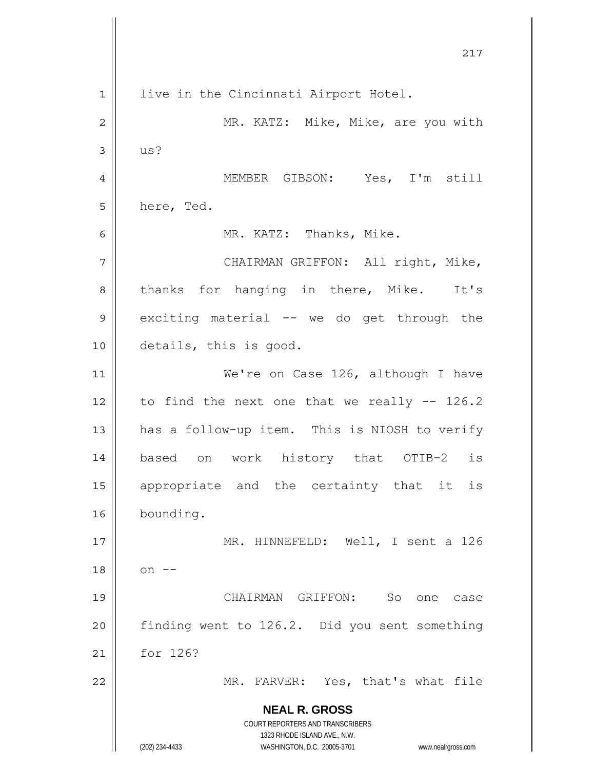live in the Cincinnati Airport Hotel.

MR. KATZ: Mike, Mike, are you with us?

MEMBER GIBSON: Yes, I'm still here, Ted.

MR. KATZ: Thanks, Mike.

CHAIRMAN GRIFFON: All right, Mike, thanks for hanging in there, Mike. It's exciting material -- we do get through the details, this is good.

We're on Case 126, although I have to find the next one that we really -- 126.2 has a follow-up item. This is NIOSH to verify based on work history that OTIB-2 is appropriate and the certainty that it is bounding.

MR. HINNEFELD: Well, I sent a 126 on --

CHAIRMAN GRIFFON: So one case finding went to 126.2. Did you sent something for 126?

MR. FARVER: Yes, that's what file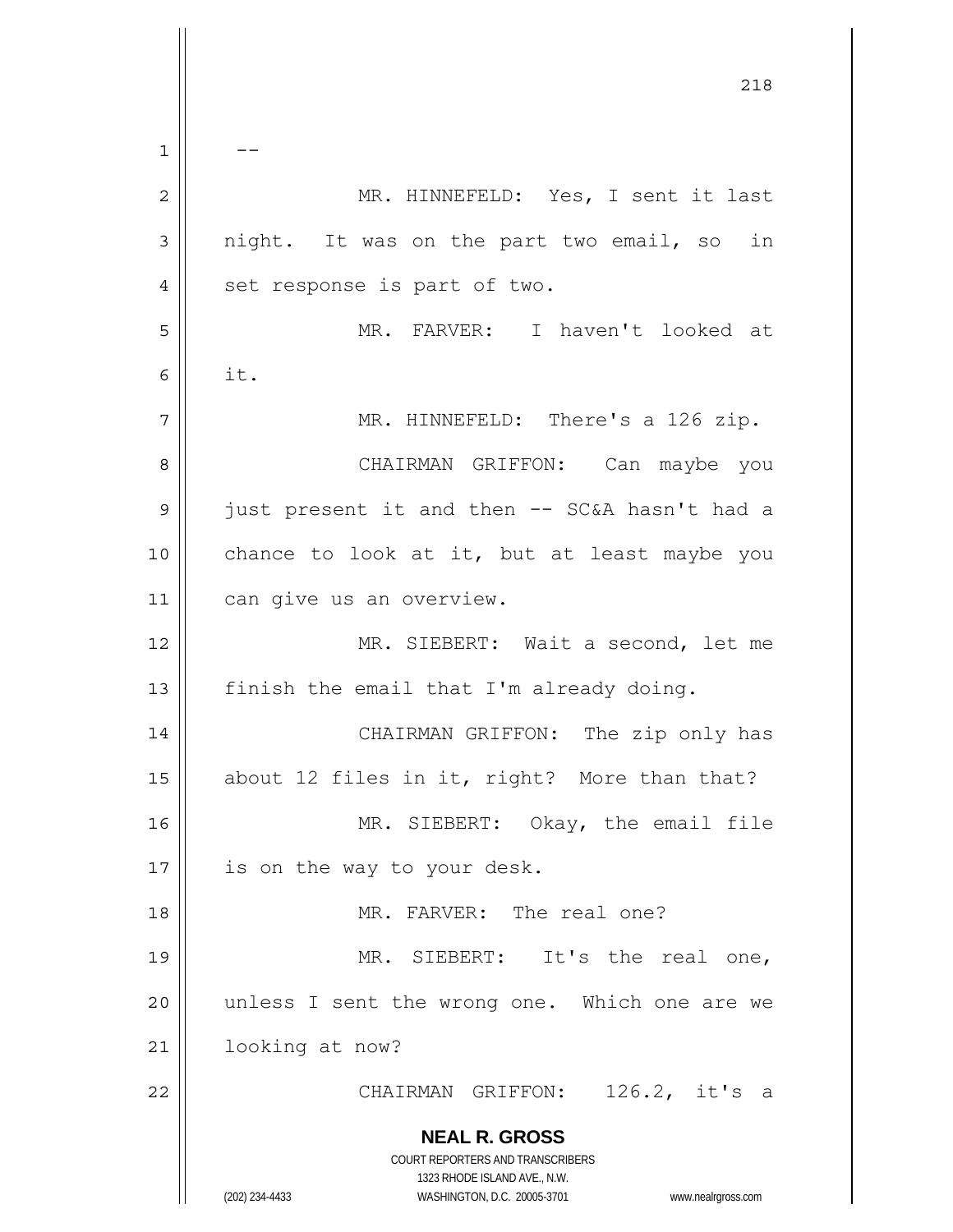--

MR. HINNEFELD: Yes, I sent it last night. It was on the part two email, so in set response is part of two.

MR. FARVER: I haven't looked at it.

MR. HINNEFELD: There's a 126 zip.

CHAIRMAN GRIFFON: Can maybe you just present it and then -- SC&A hasn't had a chance to look at it, but at least maybe you can give us an overview.

MR. SIEBERT: Wait a second, let me finish the email that I'm already doing.

CHAIRMAN GRIFFON: The zip only has about 12 files in it, right? More than that?

MR. SIEBERT: Okay, the email file is on the way to your desk.

MR. FARVER: The real one?

MR. SIEBERT: It's the real one, unless I sent the wrong one. Which one are we looking at now?

CHAIRMAN GRIFFON: 126.2, it's a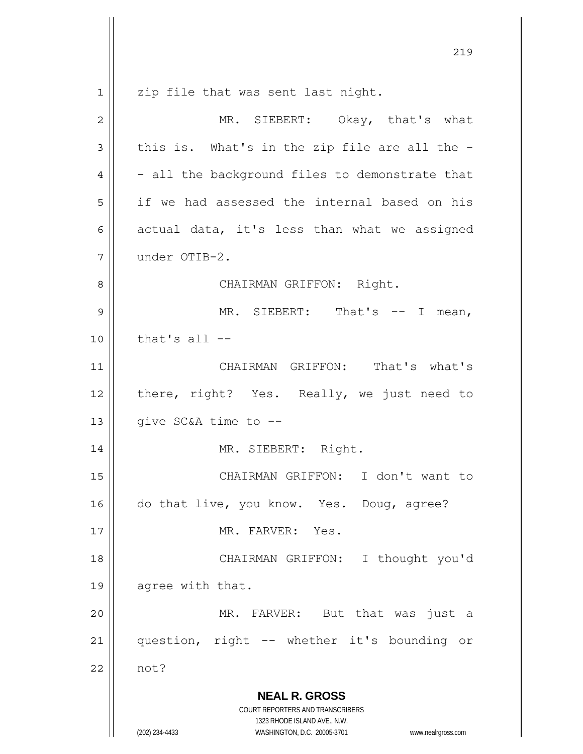zip file that was sent last night.

MR. SIEBERT: Okay, that's what this is. What's in the zip file are all the -- all the background files to demonstrate that if we had assessed the internal based on his actual data, it's less than what we assigned under OTIB-2.

CHAIRMAN GRIFFON: Right.

MR. SIEBERT: That's -- I mean, that's all --

CHAIRMAN GRIFFON: That's what's there, right? Yes. Really, we just need to give SC&A time to --

MR. SIEBERT: Right.

CHAIRMAN GRIFFON: I don't want to do that live, you know. Yes. Doug, agree?

MR. FARVER: Yes.

CHAIRMAN GRIFFON: I thought you'd agree with that.

MR. FARVER: But that was just a question, right -- whether it's bounding or not?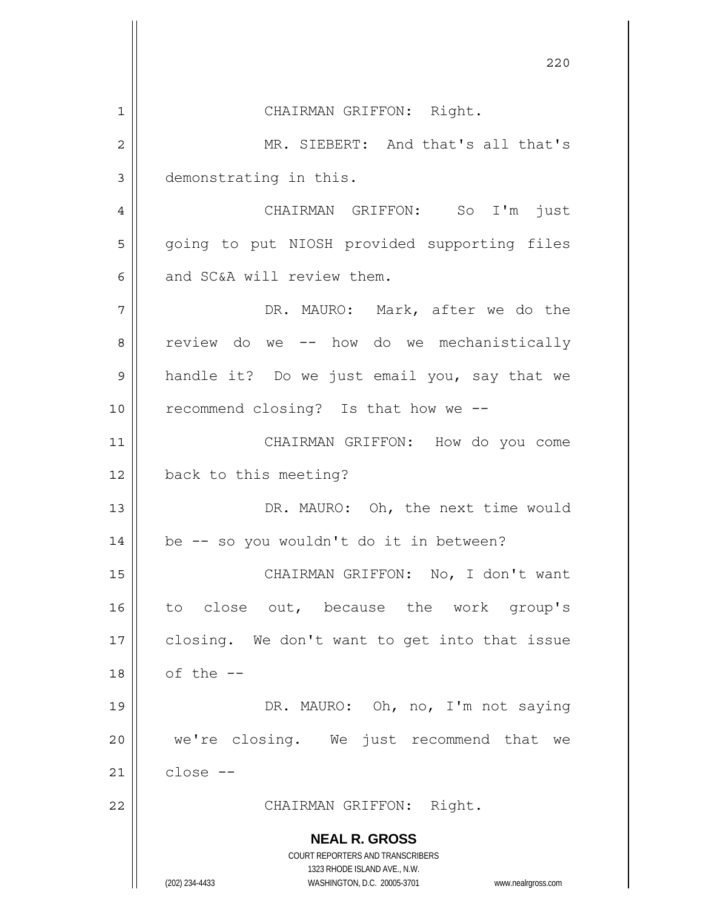CHAIRMAN GRIFFON: Right.

MR. SIEBERT: And that's all that's demonstrating in this.

CHAIRMAN GRIFFON: So I'm just going to put NIOSH provided supporting files and SC&A will review them.

DR. MAURO: Mark, after we do the review do we -- how do we mechanistically handle it? Do we just email you, say that we recommend closing? Is that how we --

CHAIRMAN GRIFFON: How do you come back to this meeting?

DR. MAURO: Oh, the next time would be -- so you wouldn't do it in between?

CHAIRMAN GRIFFON: No, I don't want to close out, because the work group's closing. We don't want to get into that issue of the --

DR. MAURO: Oh, no, I'm not saying we're closing. We just recommend that we close --

CHAIRMAN GRIFFON: Right.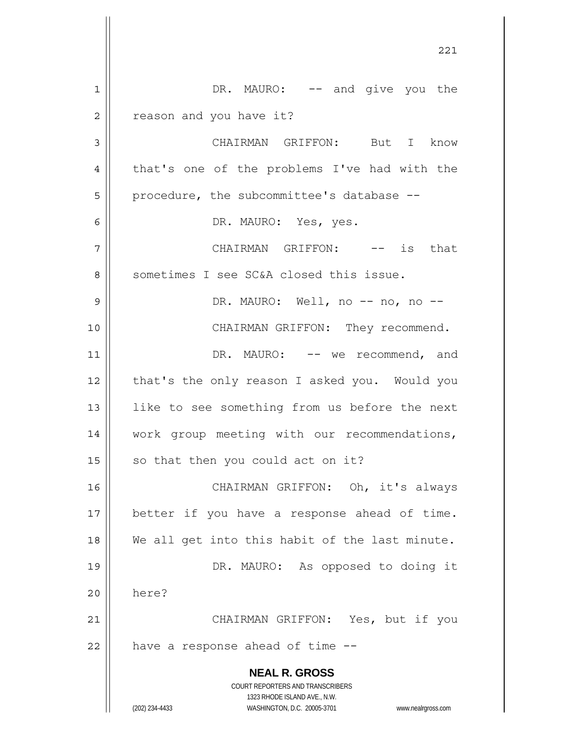DR. MAURO: -- and give you the reason and you have it?

CHAIRMAN GRIFFON: But I know that's one of the problems I've had with the procedure, the subcommittee's database --

DR. MAURO: Yes, yes.

CHAIRMAN GRIFFON: -- is that sometimes I see SC&A closed this issue.

DR. MAURO: Well, no -- no, no --

CHAIRMAN GRIFFON: They recommend.

DR. MAURO: -- we recommend, and that's the only reason I asked you. Would you like to see something from us before the next work group meeting with our recommendations, so that then you could act on it?

CHAIRMAN GRIFFON: Oh, it's always better if you have a response ahead of time. We all get into this habit of the last minute.

DR. MAURO: As opposed to doing it here?

CHAIRMAN GRIFFON: Yes, but if you have a response ahead of time --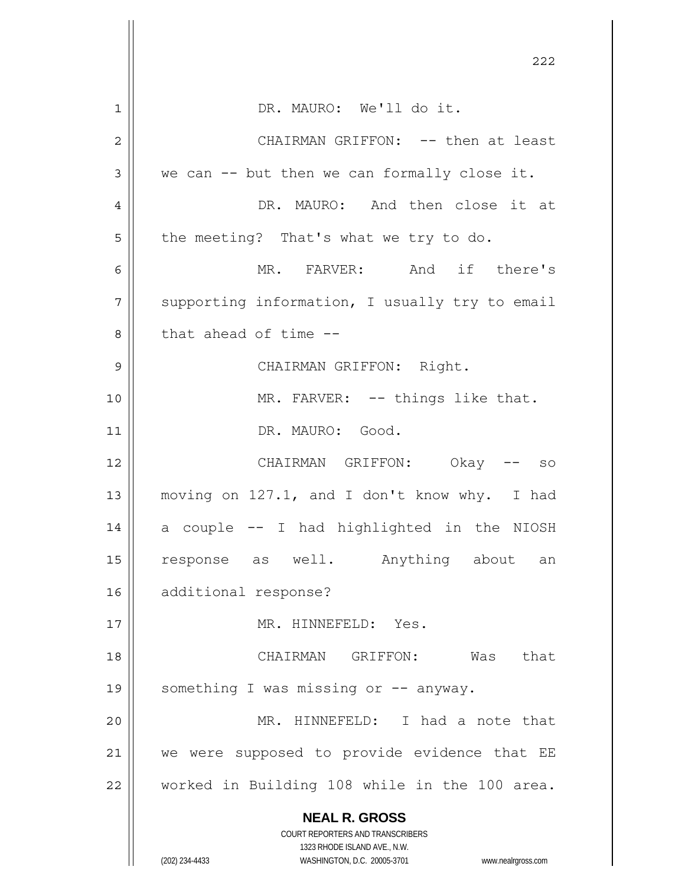DR. MAURO: We'll do it.

CHAIRMAN GRIFFON: -- then at least we can -- but then we can formally close it.

DR. MAURO: And then close it at the meeting? That's what we try to do.

MR. FARVER: And if there's supporting information, I usually try to email that ahead of time --

CHAIRMAN GRIFFON: Right.

MR. FARVER: -- things like that.

DR. MAURO: Good.

CHAIRMAN GRIFFON: Okay -- so moving on 127.1, and I don't know why. I had a couple -- I had highlighted in the NIOSH response as well. Anything about an additional response?

MR. HINNEFELD: Yes.

CHAIRMAN GRIFFON: Was that something I was missing or -- anyway.

MR. HINNEFELD: I had a note that we were supposed to provide evidence that EE worked in Building 108 while in the 100 area.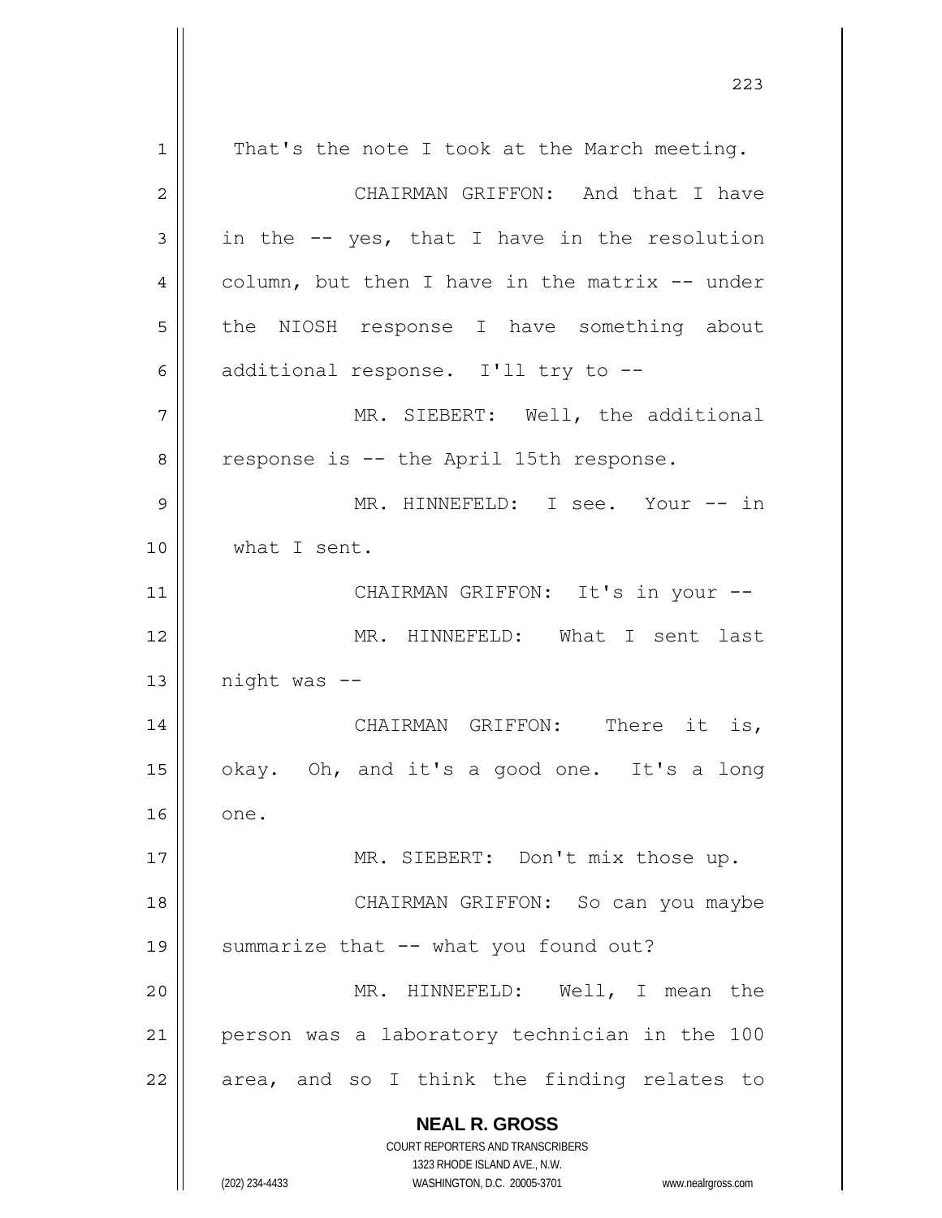That's the note I took at the March meeting.

CHAIRMAN GRIFFON: And that I have in the -- yes, that I have in the resolution column, but then I have in the matrix -- under the NIOSH response I have something about additional response. I'll try to --

MR. SIEBERT: Well, the additional response is -- the April 15th response.

MR. HINNEFELD: I see. Your -- in what I sent.

CHAIRMAN GRIFFON: It's in your --

MR. HINNEFELD: What I sent last night was --

CHAIRMAN GRIFFON: There it is, okay. Oh, and it's a good one. It's a long one.

MR. SIEBERT: Don't mix those up.

CHAIRMAN GRIFFON: So can you maybe summarize that -- what you found out?

MR. HINNEFELD: Well, I mean the person was a laboratory technician in the 100 area, and so I think the finding relates to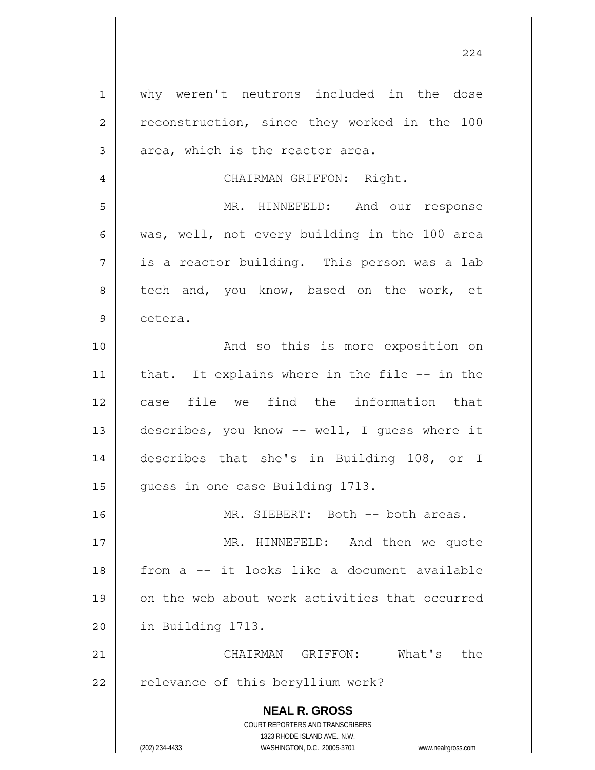why weren't neutrons included in the dose reconstruction, since they worked in the 100 area, which is the reactor area.

CHAIRMAN GRIFFON: Right.

MR. HINNEFELD: And our response was, well, not every building in the 100 area is a reactor building. This person was a lab tech and, you know, based on the work, et cetera.

And so this is more exposition on that. It explains where in the file -- in the case file we find the information that describes, you know -- well, I guess where it describes that she's in Building 108, or I guess in one case Building 1713.

MR. SIEBERT: Both -- both areas.

MR. HINNEFELD: And then we quote from a -- it looks like a document available on the web about work activities that occurred in Building 1713.

CHAIRMAN GRIFFON: What's the relevance of this beryllium work?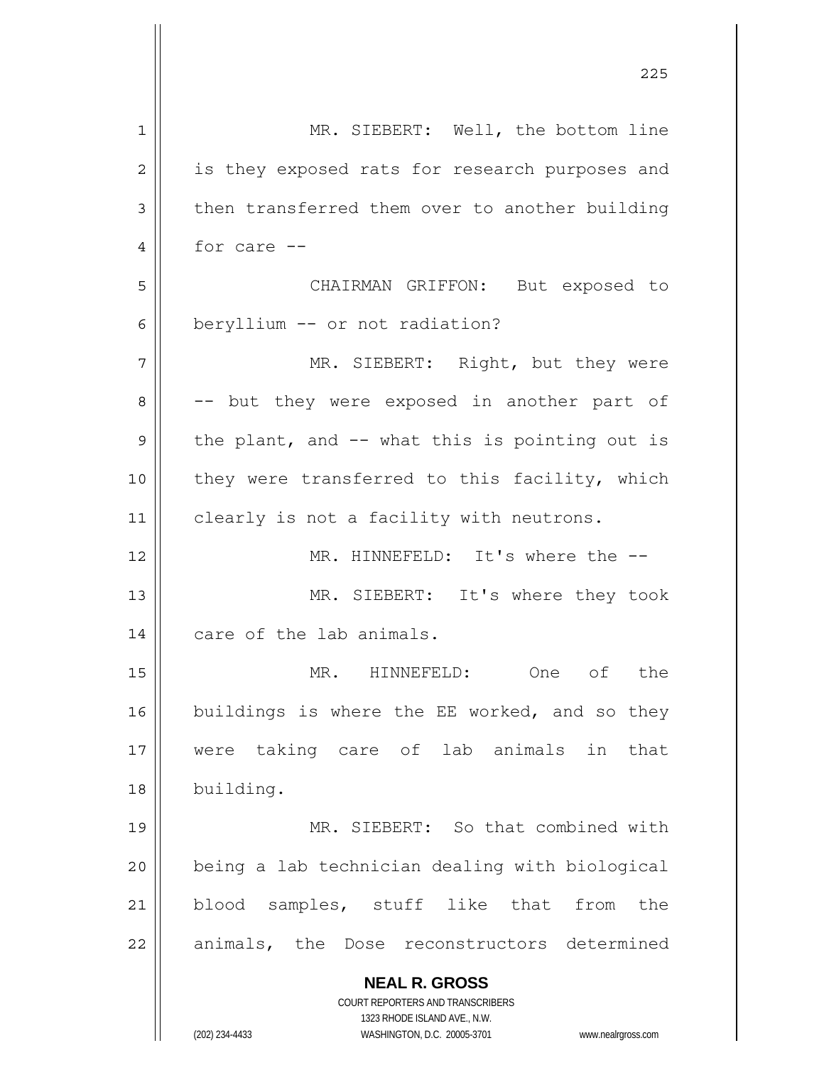MR. SIEBERT: Well, the bottom line is they exposed rats for research purposes and then transferred them over to another building for care --

CHAIRMAN GRIFFON: But exposed to beryllium -- or not radiation?

MR. SIEBERT: Right, but they were -- but they were exposed in another part of the plant, and -- what this is pointing out is they were transferred to this facility, which clearly is not a facility with neutrons.

MR. HINNEFELD: It's where the --

MR. SIEBERT: It's where they took care of the lab animals.

MR. HINNEFELD: One of the buildings is where the EE worked, and so they were taking care of lab animals in that building.

MR. SIEBERT: So that combined with being a lab technician dealing with biological blood samples, stuff like that from the animals, the Dose reconstructors determined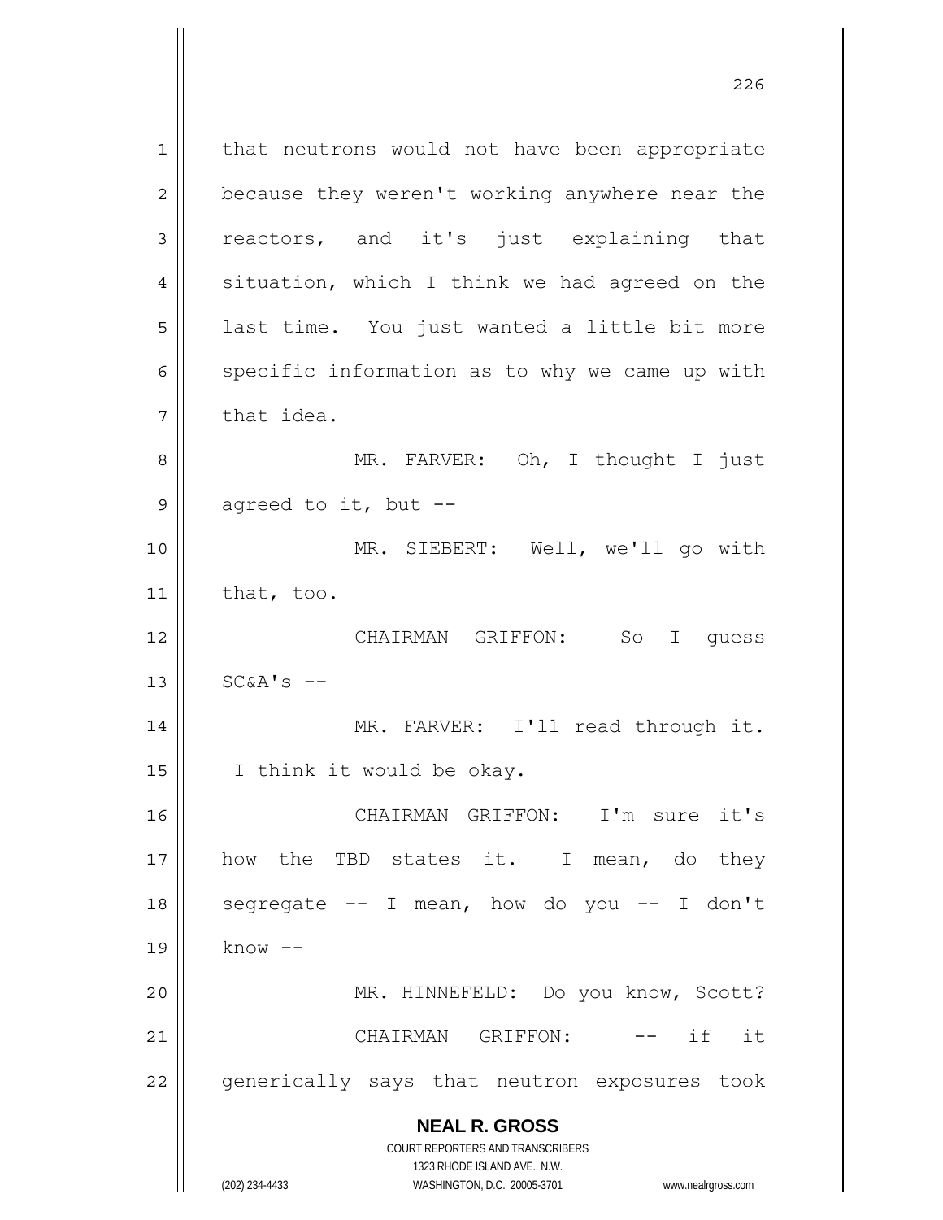that neutrons would not have been appropriate because they weren't working anywhere near the reactors, and it's just explaining that situation, which I think we had agreed on the last time. You just wanted a little bit more specific information as to why we came up with that idea.

MR. FARVER: Oh, I thought I just agreed to it, but --

MR. SIEBERT: Well, we'll go with that, too.

CHAIRMAN GRIFFON: So I guess SC&A's --

MR. FARVER: I'll read through it. I think it would be okay.

CHAIRMAN GRIFFON: I'm sure it's how the TBD states it. I mean, do they segregate -- I mean, how do you -- I don't know --

MR. HINNEFELD: Do you know, Scott?

CHAIRMAN GRIFFON: -- if it generically says that neutron exposures took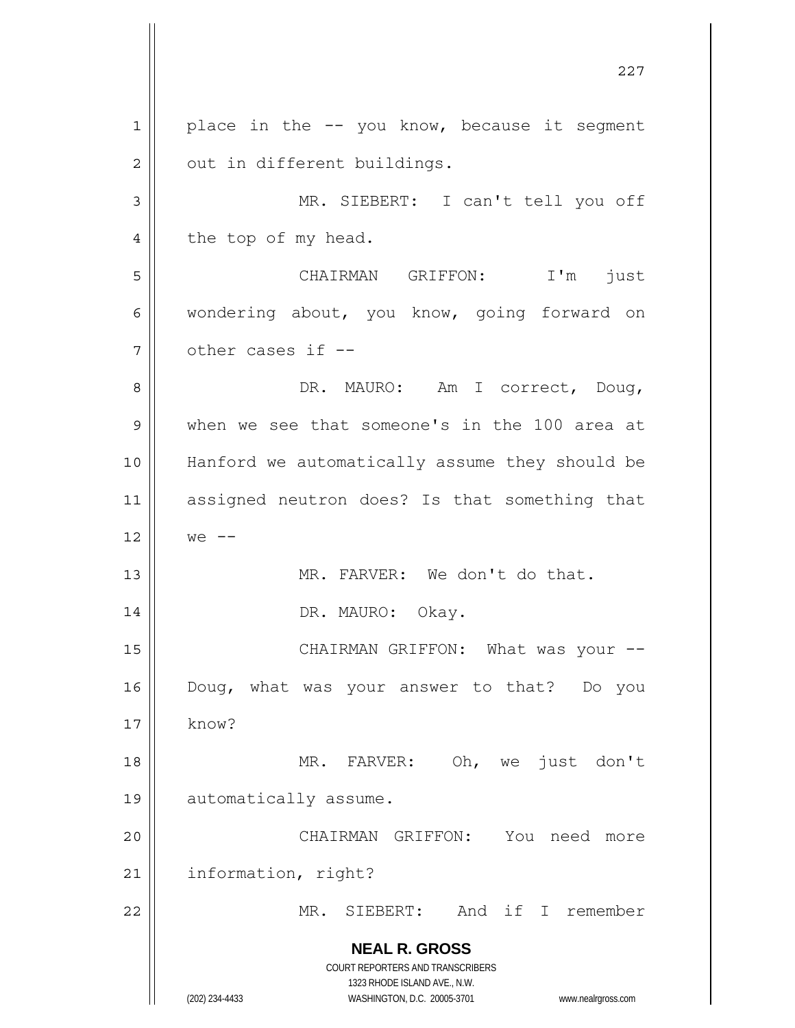place in the -- you know, because it segment out in different buildings.

MR. SIEBERT: I can't tell you off the top of my head.

CHAIRMAN GRIFFON: I'm just wondering about, you know, going forward on other cases if --

DR. MAURO: Am I correct, Doug, when we see that someone's in the 100 area at Hanford we automatically assume they should be assigned neutron does? Is that something that we --

MR. FARVER: We don't do that.

DR. MAURO: Okay.

CHAIRMAN GRIFFON: What was your -- Doug, what was your answer to that? Do you know?

MR. FARVER: Oh, we just don't automatically assume.

CHAIRMAN GRIFFON: You need more information, right?

MR. SIEBERT: And if I remember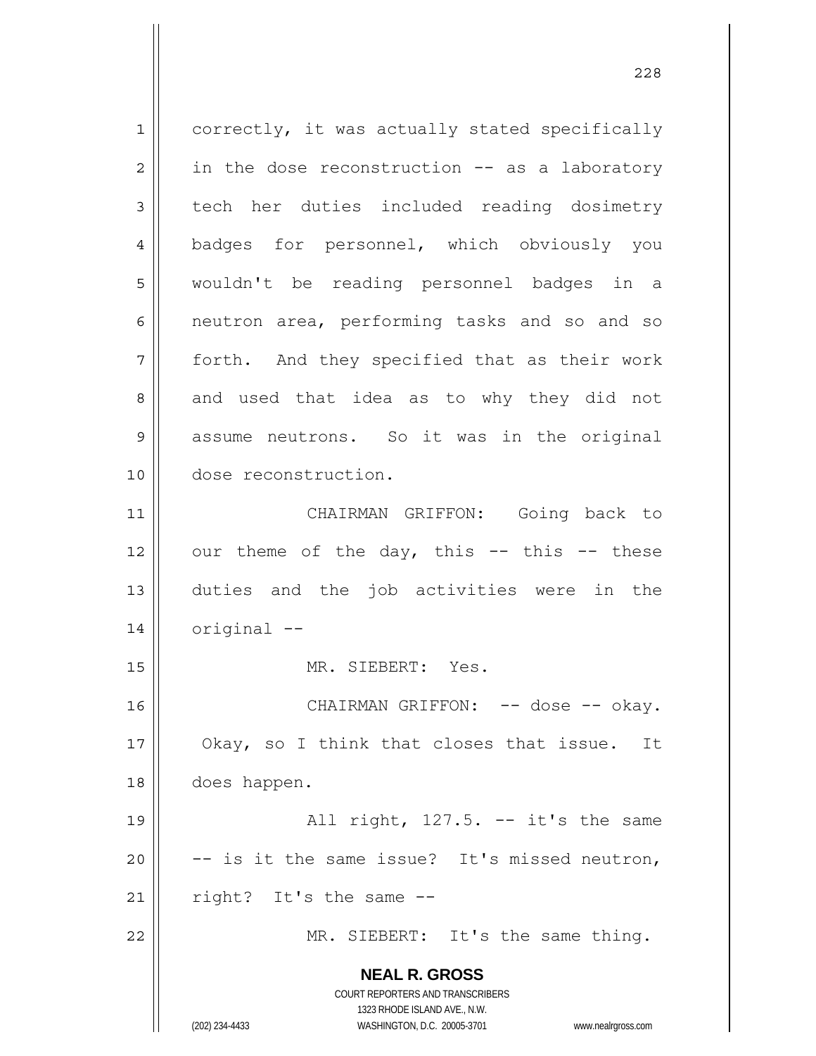correctly, it was actually stated specifically in the dose reconstruction -- as a laboratory tech her duties included reading dosimetry badges for personnel, which obviously you wouldn't be reading personnel badges in a neutron area, performing tasks and so and so forth. And they specified that as their work and used that idea as to why they did not assume neutrons. So it was in the original dose reconstruction.

CHAIRMAN GRIFFON: Going back to our theme of the day, this -- this -- these duties and the job activities were in the original --

MR. SIEBERT: Yes.

CHAIRMAN GRIFFON: -- dose -- okay. Okay, so I think that closes that issue. It does happen.

All right, 127.5. -- it's the same -- is it the same issue? It's missed neutron, right? It's the same --

MR. SIEBERT: It's the same thing.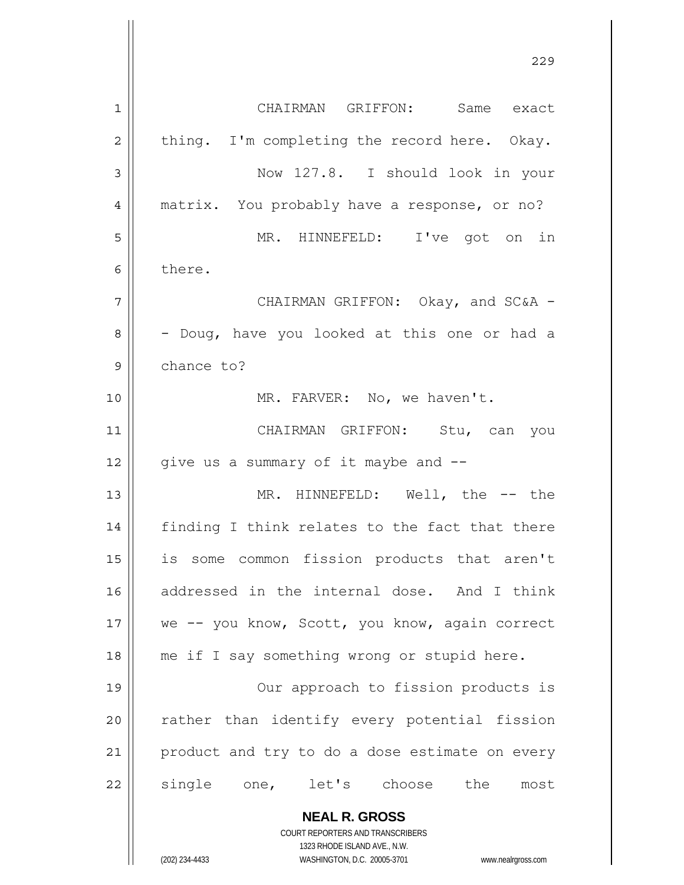CHAIRMAN GRIFFON: Same exact thing. I'm completing the record here. Okay.

Now 127.8. I should look in your matrix. You probably have a response, or no?

MR. HINNEFELD: I've got on in there.

CHAIRMAN GRIFFON: Okay, and SC&A -- Doug, have you looked at this one or had a chance to?

MR. FARVER: No, we haven't.

CHAIRMAN GRIFFON: Stu, can you give us a summary of it maybe and --

MR. HINNEFELD: Well, the -- the finding I think relates to the fact that there is some common fission products that aren't addressed in the internal dose. And I think we -- you know, Scott, you know, again correct me if I say something wrong or stupid here.

Our approach to fission products is rather than identify every potential fission product and try to do a dose estimate on every single one, let's choose the most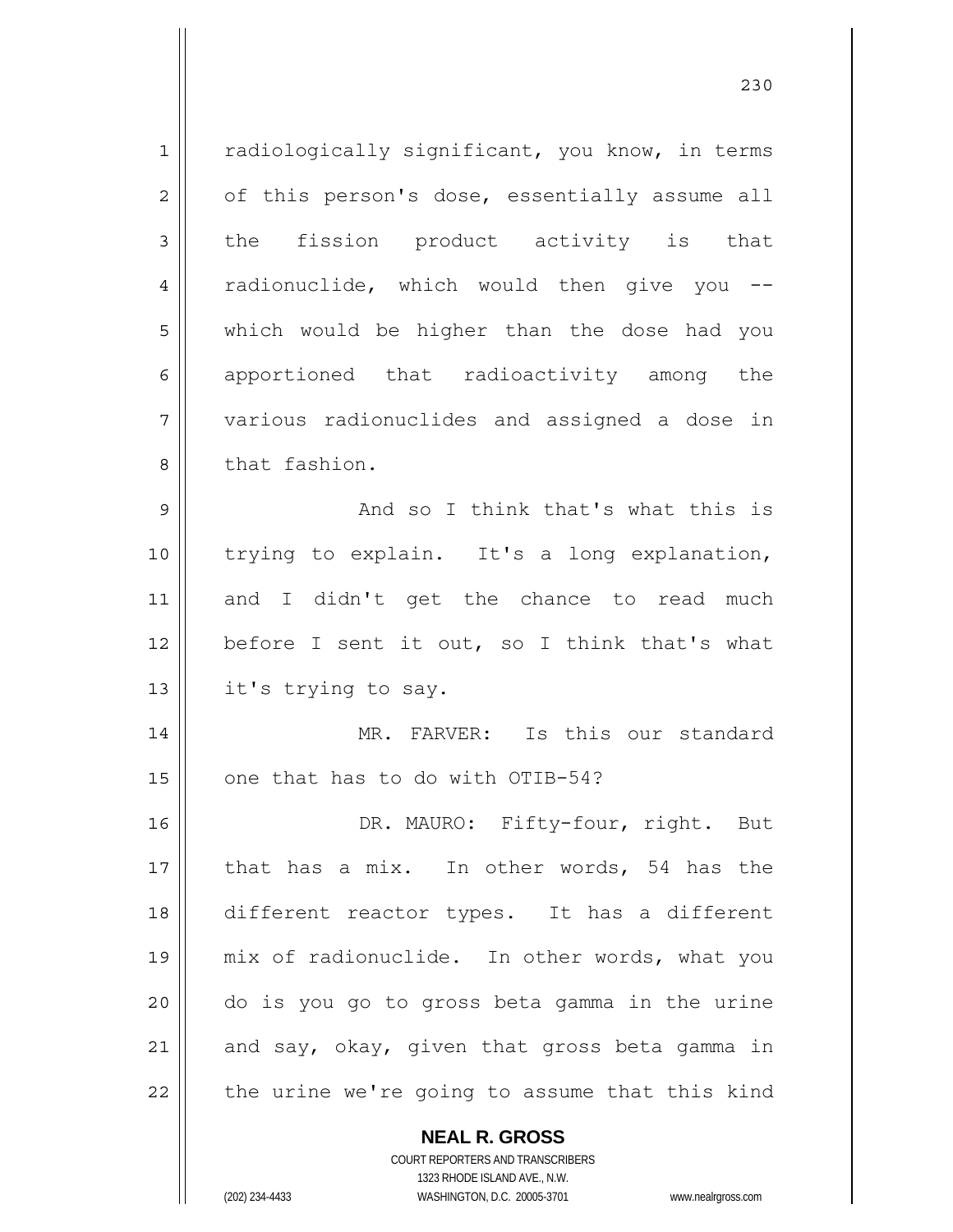radiologically significant, you know, in terms of this person's dose, essentially assume all the fission product activity is that radionuclide, which would then give you -- which would be higher than the dose had you apportioned that radioactivity among the various radionuclides and assigned a dose in that fashion.

And so I think that's what this is trying to explain. It's a long explanation, and I didn't get the chance to read much before I sent it out, so I think that's what it's trying to say.

MR. FARVER: Is this our standard one that has to do with OTIB-54?

DR. MAURO: Fifty-four, right. But that has a mix. In other words, 54 has the different reactor types. It has a different mix of radionuclide. In other words, what you do is you go to gross beta gamma in the urine and say, okay, given that gross beta gamma in the urine we're going to assume that this kind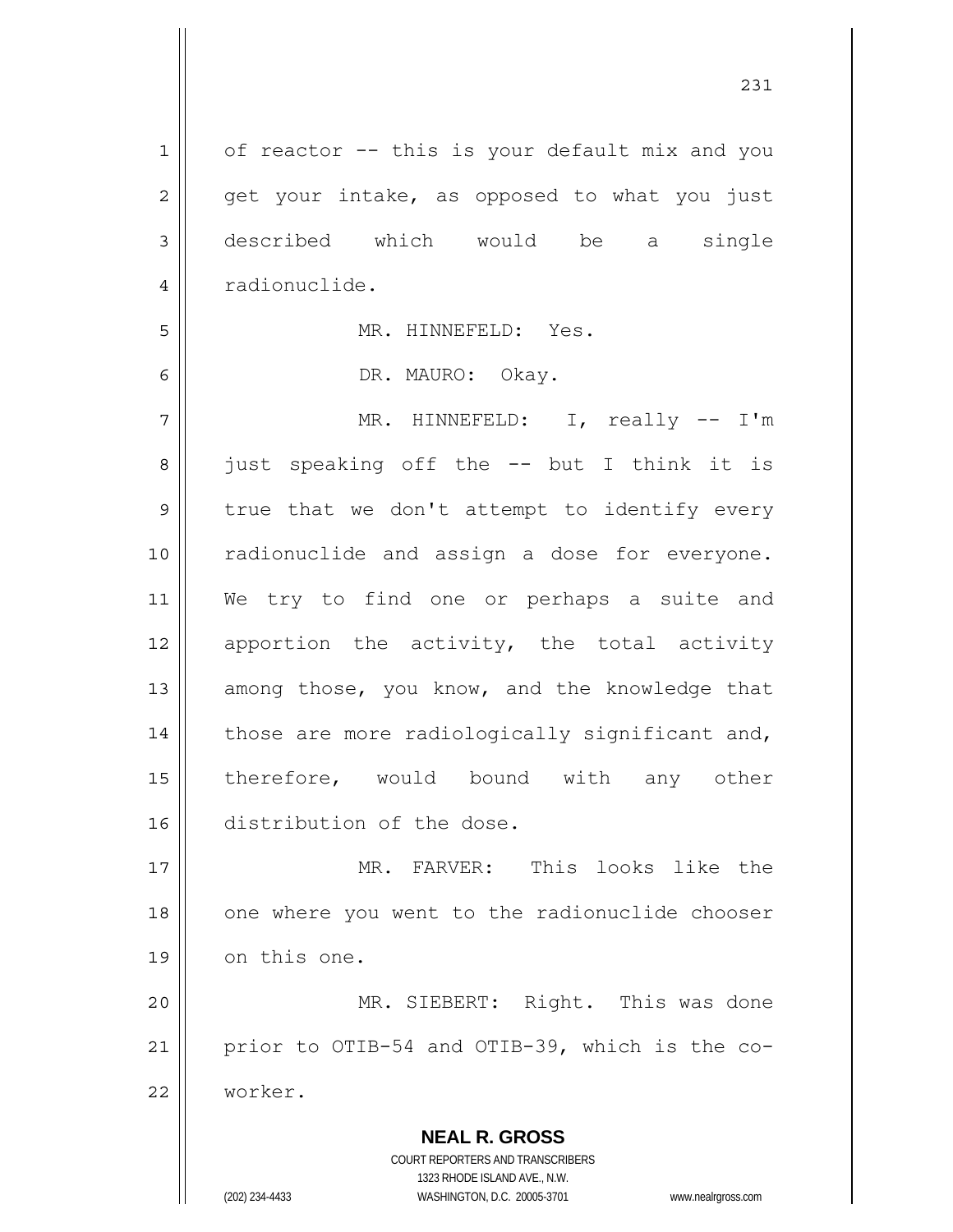of reactor -- this is your default mix and you get your intake, as opposed to what you just described which would be a single radionuclide.

MR. HINNEFELD: Yes.

DR. MAURO: Okay.

MR. HINNEFELD: I, really -- I'm just speaking off the -- but I think it is true that we don't attempt to identify every radionuclide and assign a dose for everyone. We try to find one or perhaps a suite and apportion the activity, the total activity among those, you know, and the knowledge that those are more radiologically significant and, therefore, would bound with any other distribution of the dose.

MR. FARVER: This looks like the one where you went to the radionuclide chooser on this one.

MR. SIEBERT: Right. This was done prior to OTIB-54 and OTIB-39, which is the co-worker.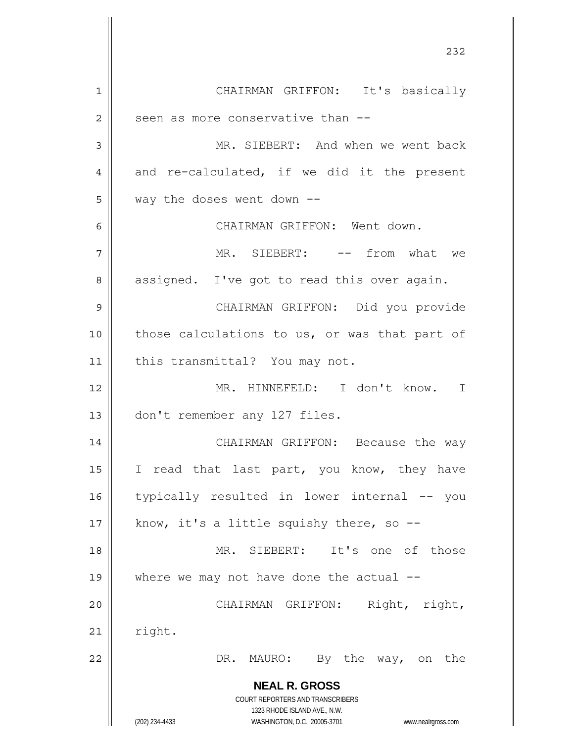CHAIRMAN GRIFFON: It's basically seen as more conservative than --

MR. SIEBERT: And when we went back and re-calculated, if we did it the present way the doses went down --

CHAIRMAN GRIFFON: Went down.

MR. SIEBERT: -- from what we assigned. I've got to read this over again.

CHAIRMAN GRIFFON: Did you provide those calculations to us, or was that part of this transmittal? You may not.

MR. HINNEFELD: I don't know. I don't remember any 127 files.

CHAIRMAN GRIFFON: Because the way I read that last part, you know, they have typically resulted in lower internal -- you know, it's a little squishy there, so --

MR. SIEBERT: It's one of those where we may not have done the actual --

CHAIRMAN GRIFFON: Right, right, right.

DR. MAURO: By the way, on the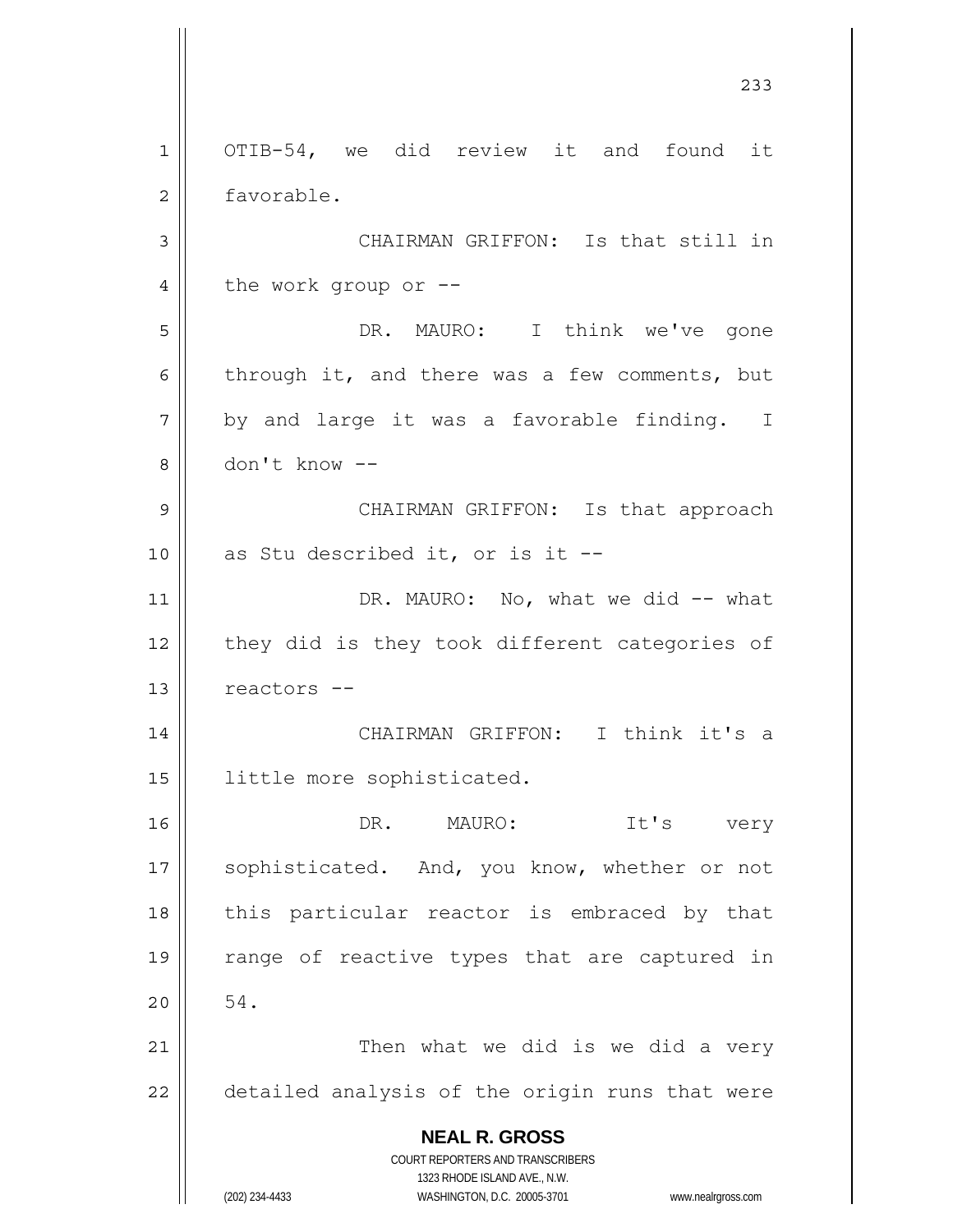OTIB-54, we did review it and found it favorable.

CHAIRMAN GRIFFON: Is that still in the work group or --

DR. MAURO: I think we've gone through it, and there was a few comments, but by and large it was a favorable finding. I don't know --

CHAIRMAN GRIFFON: Is that approach as Stu described it, or is it --

DR. MAURO: No, what we did -- what they did is they took different categories of reactors --

CHAIRMAN GRIFFON: I think it's a little more sophisticated.

DR. MAURO: It's very sophisticated. And, you know, whether or not this particular reactor is embraced by that range of reactive types that are captured in 54.

Then what we did is we did a very detailed analysis of the origin runs that were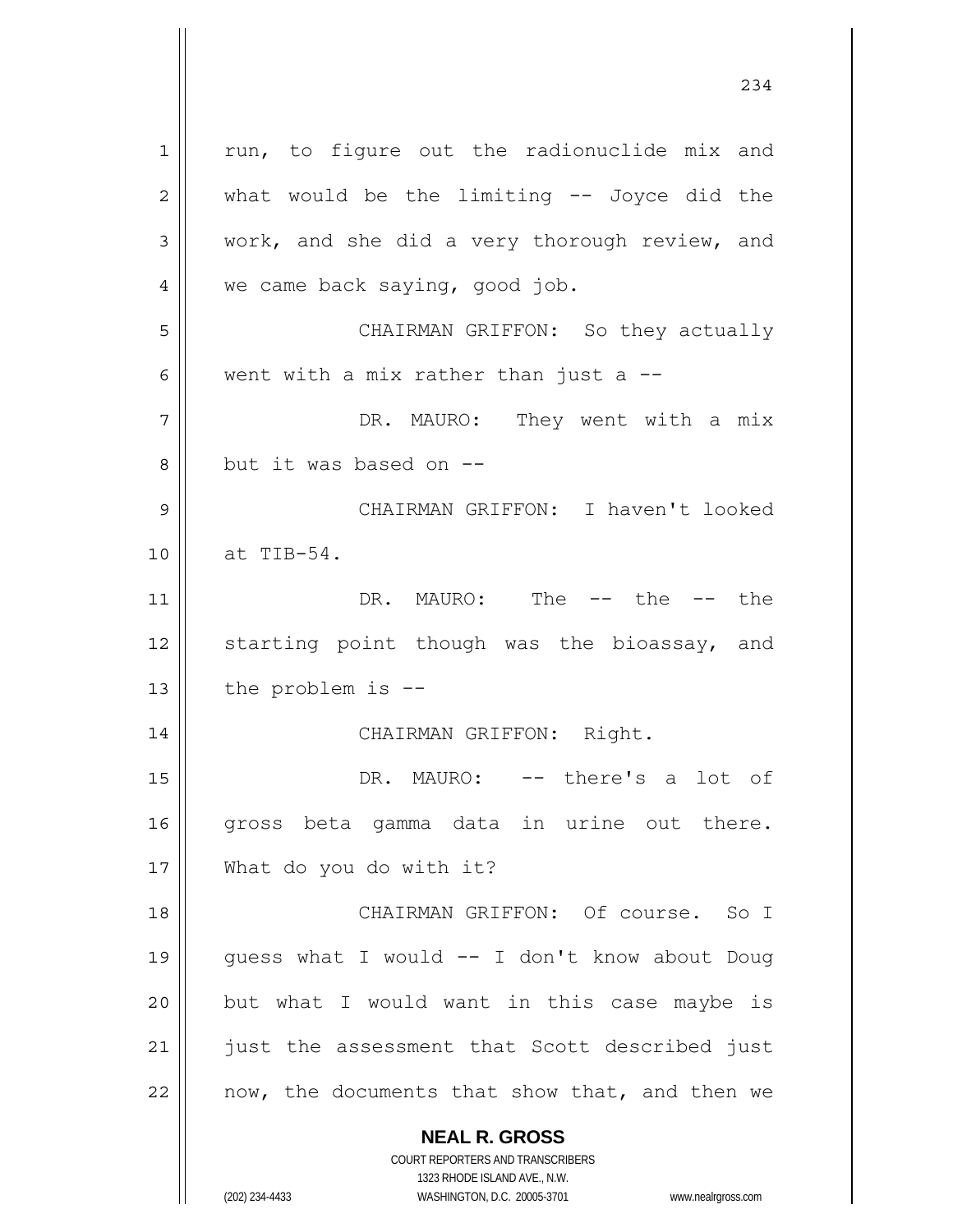run, to figure out the radionuclide mix and what would be the limiting -- Joyce did the work, and she did a very thorough review, and we came back saying, good job.

CHAIRMAN GRIFFON: So they actually went with a mix rather than just a --

DR. MAURO: They went with a mix but it was based on --

CHAIRMAN GRIFFON: I haven't looked at TIB-54.

DR. MAURO: The -- the -- the starting point though was the bioassay, and the problem is --

CHAIRMAN GRIFFON: Right.

DR. MAURO: -- there's a lot of gross beta gamma data in urine out there. What do you do with it?

CHAIRMAN GRIFFON: Of course. So I guess what I would -- I don't know about Doug but what I would want in this case maybe is just the assessment that Scott described just now, the documents that show that, and then we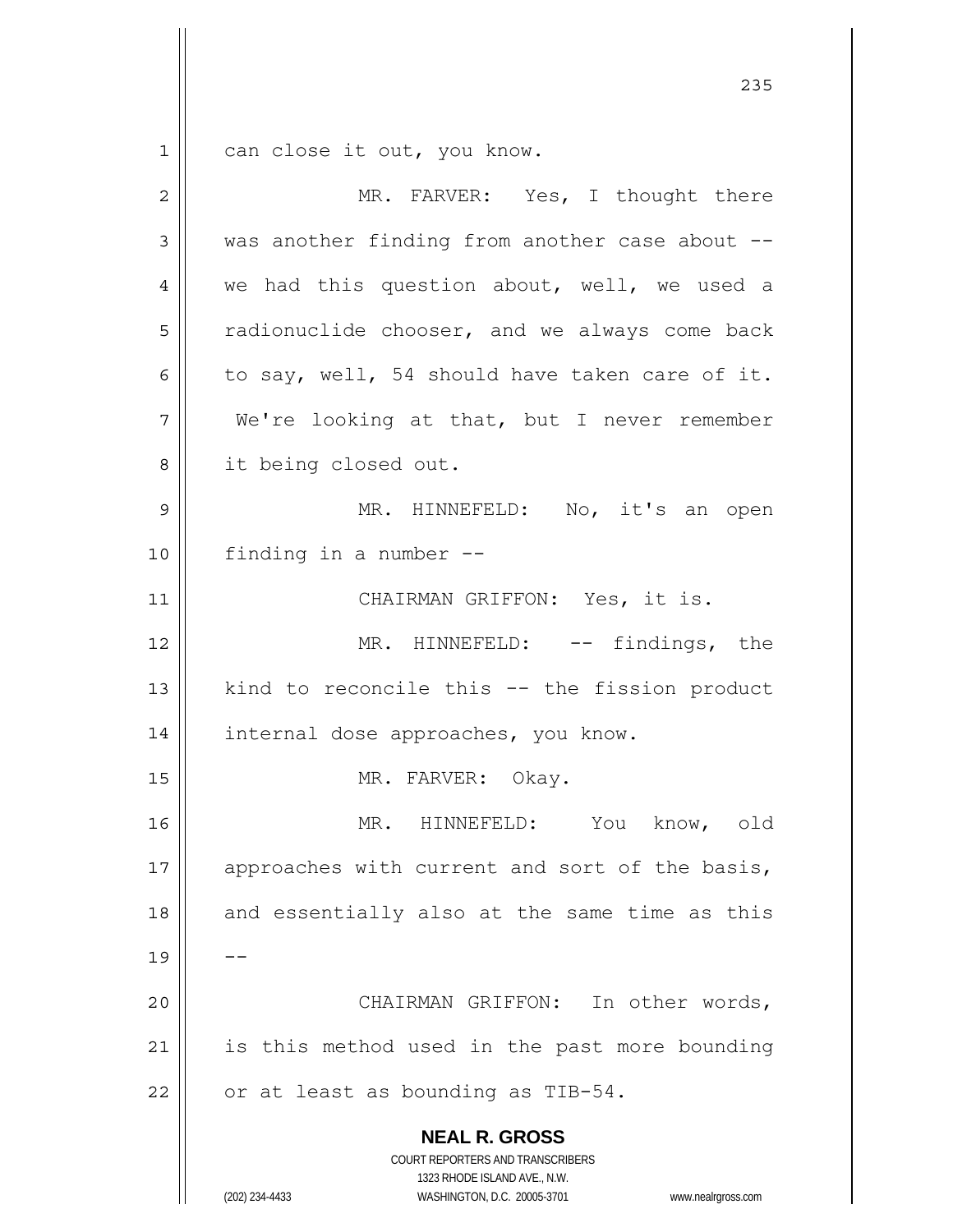can close it out, you know.

MR. FARVER: Yes, I thought there was another finding from another case about -- we had this question about, well, we used a radionuclide chooser, and we always come back to say, well, 54 should have taken care of it. We're looking at that, but I never remember it being closed out.

MR. HINNEFELD: No, it's an open finding in a number --

CHAIRMAN GRIFFON: Yes, it is.

MR. HINNEFELD: -- findings, the kind to reconcile this -- the fission product internal dose approaches, you know.

MR. FARVER: Okay.

MR. HINNEFELD: You know, old approaches with current and sort of the basis, and essentially also at the same time as this --

CHAIRMAN GRIFFON: In other words, is this method used in the past more bounding or at least as bounding as TIB-54.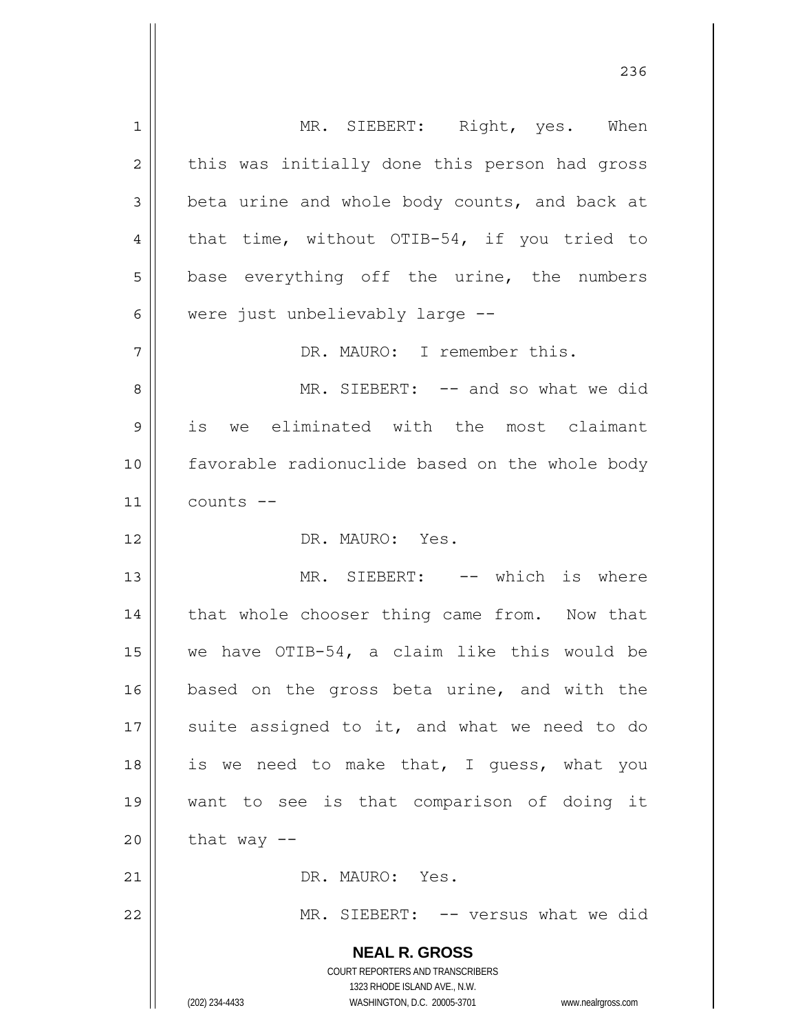MR. SIEBERT: Right, yes. When this was initially done this person had gross beta urine and whole body counts, and back at that time, without OTIB-54, if you tried to base everything off the urine, the numbers were just unbelievably large --

DR. MAURO: I remember this.

MR. SIEBERT: -- and so what we did is we eliminated with the most claimant favorable radionuclide based on the whole body counts --

DR. MAURO: Yes.

MR. SIEBERT: -- which is where that whole chooser thing came from. Now that we have OTIB-54, a claim like this would be based on the gross beta urine, and with the suite assigned to it, and what we need to do is we need to make that, I guess, what you want to see is that comparison of doing it that way --

DR. MAURO: Yes.

MR. SIEBERT: -- versus what we did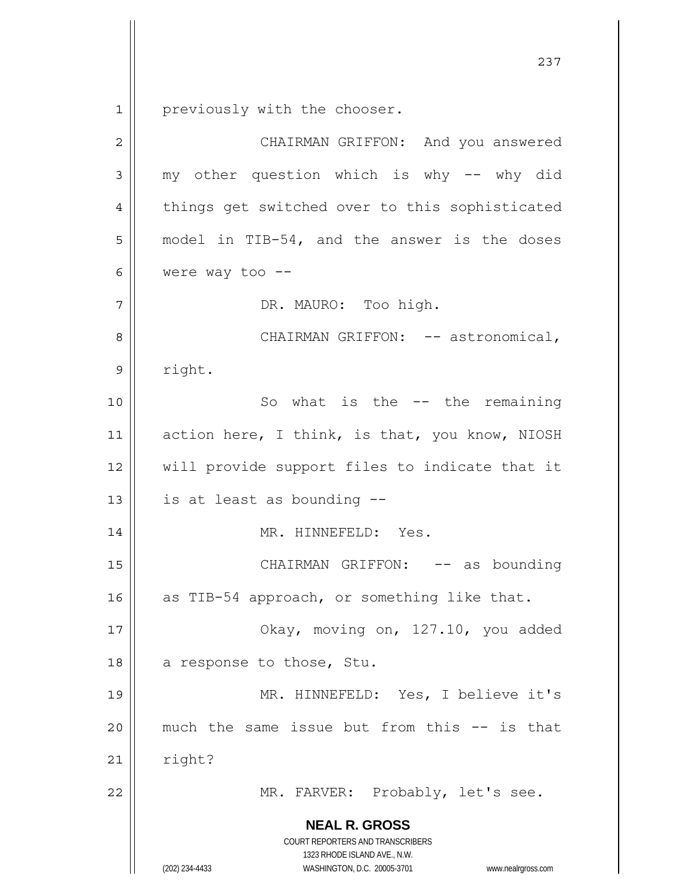previously with the chooser.

CHAIRMAN GRIFFON: And you answered my other question which is why -- why did things get switched over to this sophisticated model in TIB-54, and the answer is the doses were way too --

DR. MAURO: Too high.

CHAIRMAN GRIFFON: -- astronomical, right.

So what is the -- the remaining action here, I think, is that, you know, NIOSH will provide support files to indicate that it is at least as bounding --

MR. HINNEFELD: Yes.

CHAIRMAN GRIFFON: -- as bounding as TIB-54 approach, or something like that.

Okay, moving on, 127.10, you added a response to those, Stu.

MR. HINNEFELD: Yes, I believe it's much the same issue but from this -- is that right?

MR. FARVER: Probably, let's see.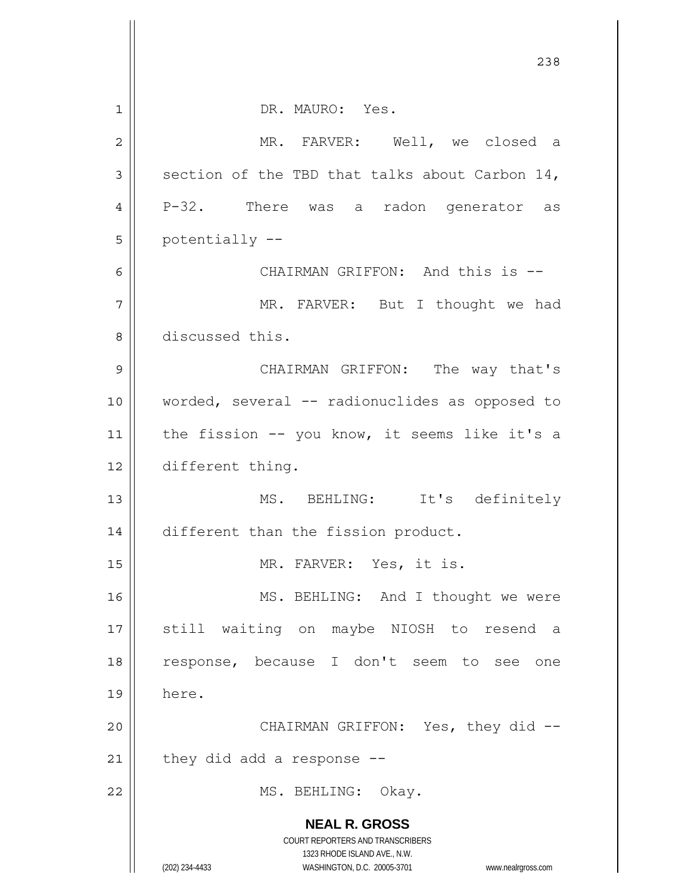DR. MAURO: Yes.

MR. FARVER: Well, we closed a section of the TBD that talks about Carbon 14, P-32. There was a radon generator as potentially --

CHAIRMAN GRIFFON: And this is --

MR. FARVER: But I thought we had discussed this.

CHAIRMAN GRIFFON: The way that's worded, several -- radionuclides as opposed to the fission -- you know, it seems like it's a different thing.

MS. BEHLING: It's definitely different than the fission product.

MR. FARVER: Yes, it is.

MS. BEHLING: And I thought we were still waiting on maybe NIOSH to resend a response, because I don't seem to see one here.

CHAIRMAN GRIFFON: Yes, they did -- they did add a response --

MS. BEHLING: Okay.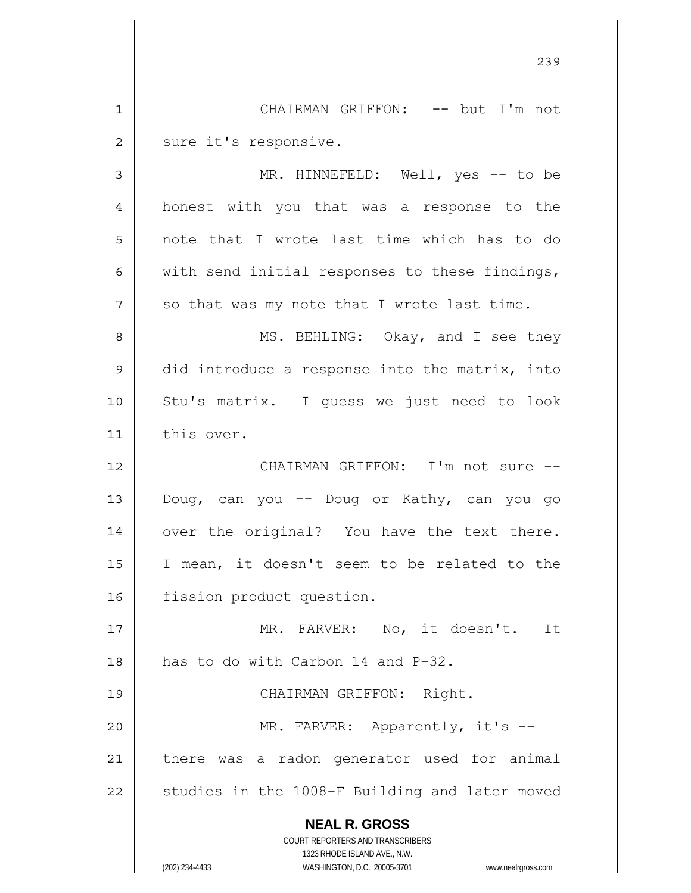CHAIRMAN GRIFFON: -- but I'm not sure it's responsive.

MR. HINNEFELD: Well, yes -- to be honest with you that was a response to the note that I wrote last time which has to do with send initial responses to these findings, so that was my note that I wrote last time.

MS. BEHLING: Okay, and I see they did introduce a response into the matrix, into Stu's matrix. I guess we just need to look this over.

CHAIRMAN GRIFFON: I'm not sure -- Doug, can you -- Doug or Kathy, can you go over the original? You have the text there. I mean, it doesn't seem to be related to the fission product question.

MR. FARVER: No, it doesn't. It has to do with Carbon 14 and P-32.

CHAIRMAN GRIFFON: Right.

MR. FARVER: Apparently, it's -- there was a radon generator used for animal studies in the 1008-F Building and later moved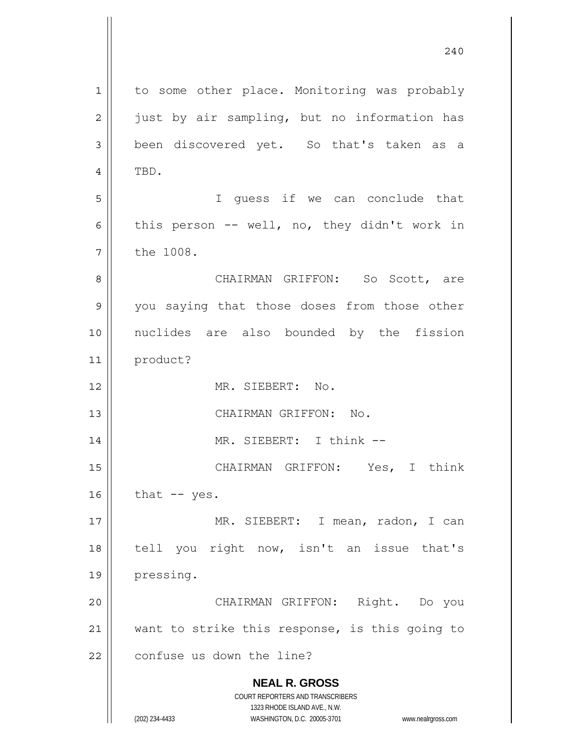to some other place. Monitoring was probably just by air sampling, but no information has been discovered yet. So that's taken as a TBD.

I guess if we can conclude that this person -- well, no, they didn't work in the 1008.

CHAIRMAN GRIFFON: So Scott, are you saying that those doses from those other nuclides are also bounded by the fission product?

MR. SIEBERT: No.

CHAIRMAN GRIFFON: No.

MR. SIEBERT: I think --

CHAIRMAN GRIFFON: Yes, I think that -- yes.

MR. SIEBERT: I mean, radon, I can tell you right now, isn't an issue that's pressing.

CHAIRMAN GRIFFON: Right. Do you want to strike this response, is this going to confuse us down the line?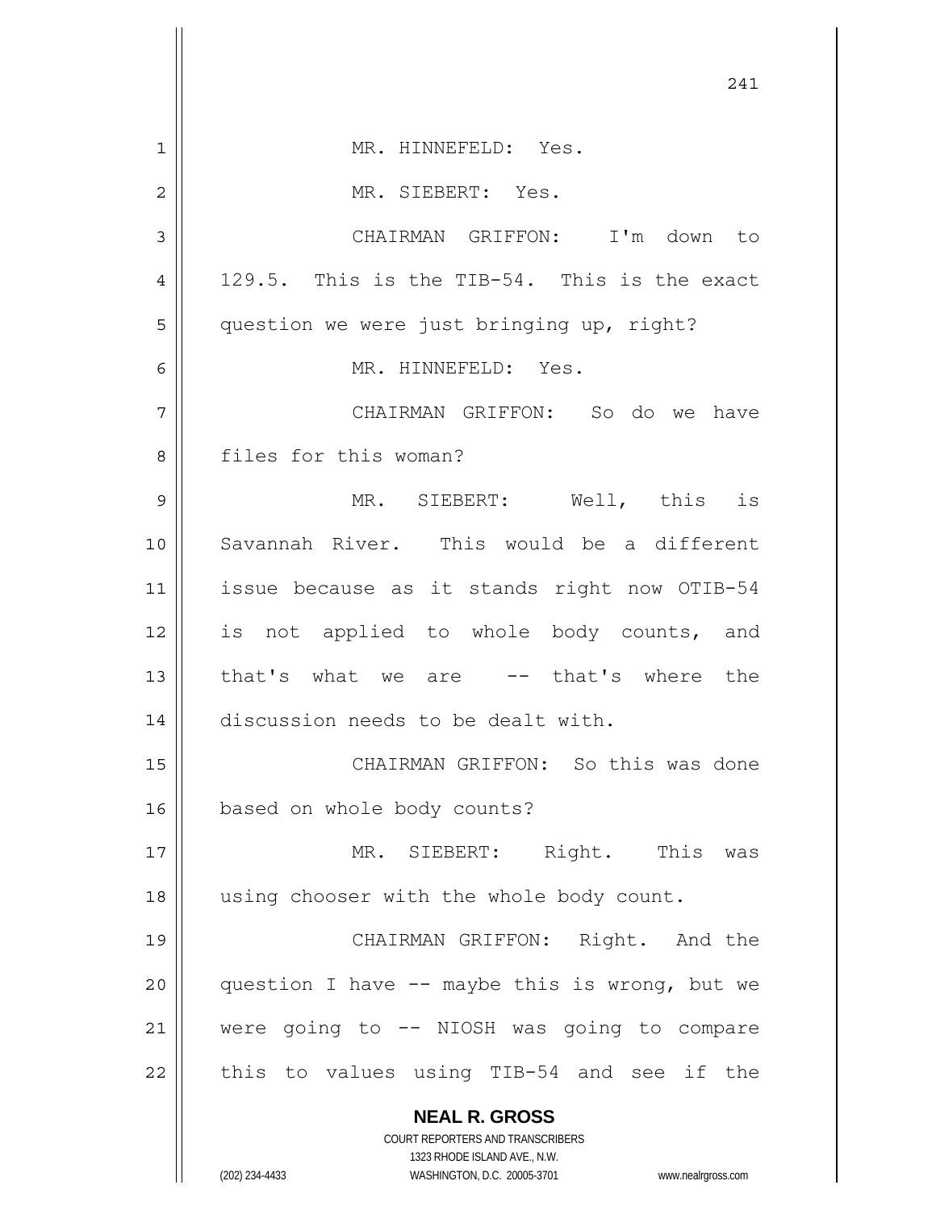MR. HINNEFELD: Yes.

MR. SIEBERT: Yes.

CHAIRMAN GRIFFON: I'm down to 129.5. This is the TIB-54. This is the exact question we were just bringing up, right?

MR. HINNEFELD: Yes.

CHAIRMAN GRIFFON: So do we have files for this woman?

MR. SIEBERT: Well, this is Savannah River. This would be a different issue because as it stands right now OTIB-54 is not applied to whole body counts, and that's what we are -- that's where the discussion needs to be dealt with.

CHAIRMAN GRIFFON: So this was done based on whole body counts?

MR. SIEBERT: Right. This was using chooser with the whole body count.

CHAIRMAN GRIFFON: Right. And the question I have -- maybe this is wrong, but we were going to -- NIOSH was going to compare this to values using TIB-54 and see if the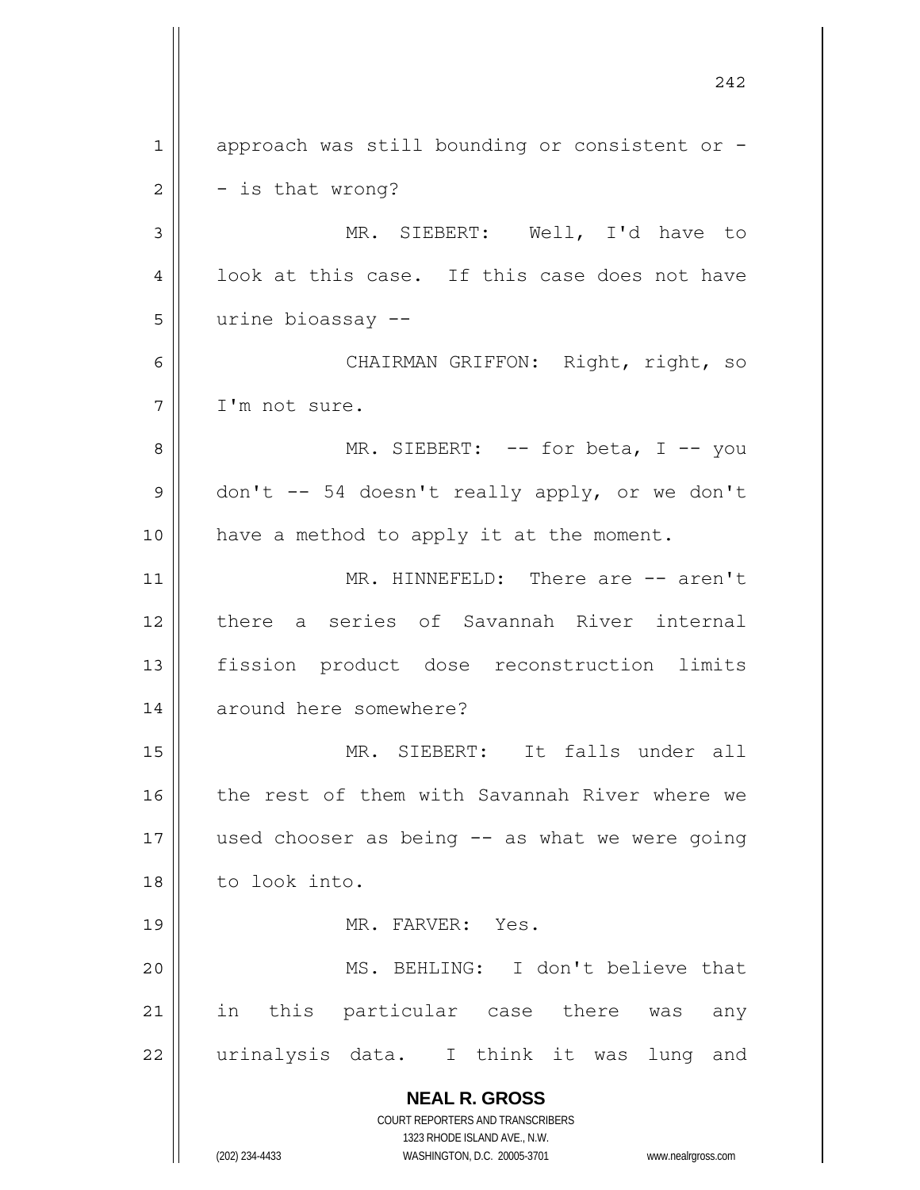approach was still bounding or consistent or -- is that wrong?

MR. SIEBERT: Well, I'd have to look at this case. If this case does not have urine bioassay --

CHAIRMAN GRIFFON: Right, right, so I'm not sure.

MR. SIEBERT: -- for beta, I -- you don't -- 54 doesn't really apply, or we don't have a method to apply it at the moment.

MR. HINNEFELD: There are -- aren't there a series of Savannah River internal fission product dose reconstruction limits around here somewhere?

MR. SIEBERT: It falls under all the rest of them with Savannah River where we used chooser as being -- as what we were going to look into.

MR. FARVER: Yes.

MS. BEHLING: I don't believe that in this particular case there was any urinalysis data. I think it was lung and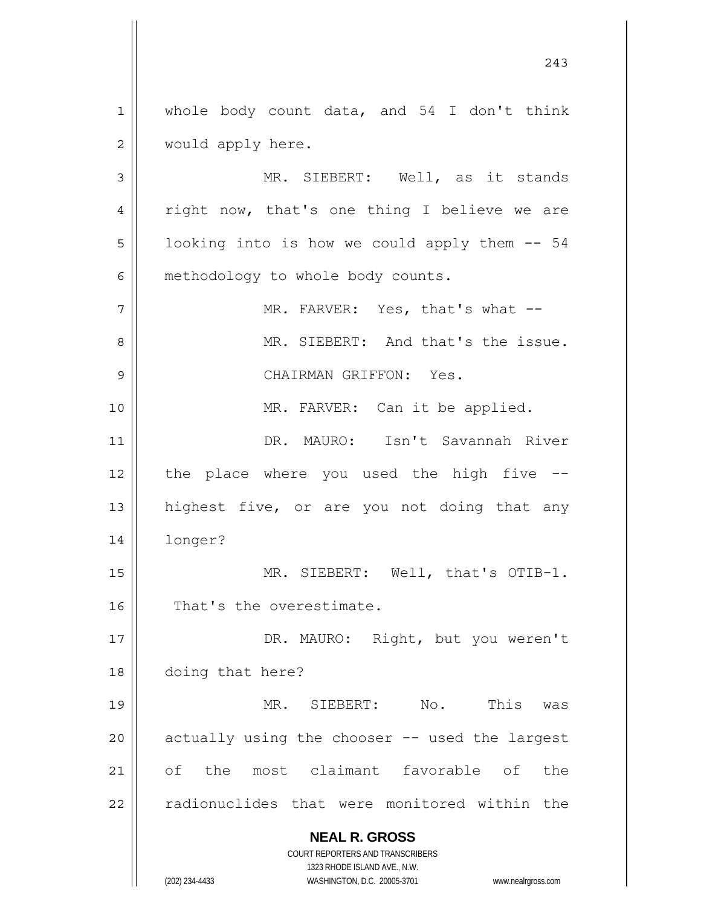whole body count data, and 54 I don't think would apply here.

MR. SIEBERT: Well, as it stands right now, that's one thing I believe we are looking into is how we could apply them -- 54 methodology to whole body counts.

MR. FARVER: Yes, that's what --

MR. SIEBERT: And that's the issue.

CHAIRMAN GRIFFON: Yes.

MR. FARVER: Can it be applied.

DR. MAURO: Isn't Savannah River the place where you used the high five -- highest five, or are you not doing that any longer?

MR. SIEBERT: Well, that's OTIB-1. That's the overestimate.

DR. MAURO: Right, but you weren't doing that here?

MR. SIEBERT: No. This was actually using the chooser -- used the largest of the most claimant favorable of the radionuclides that were monitored within the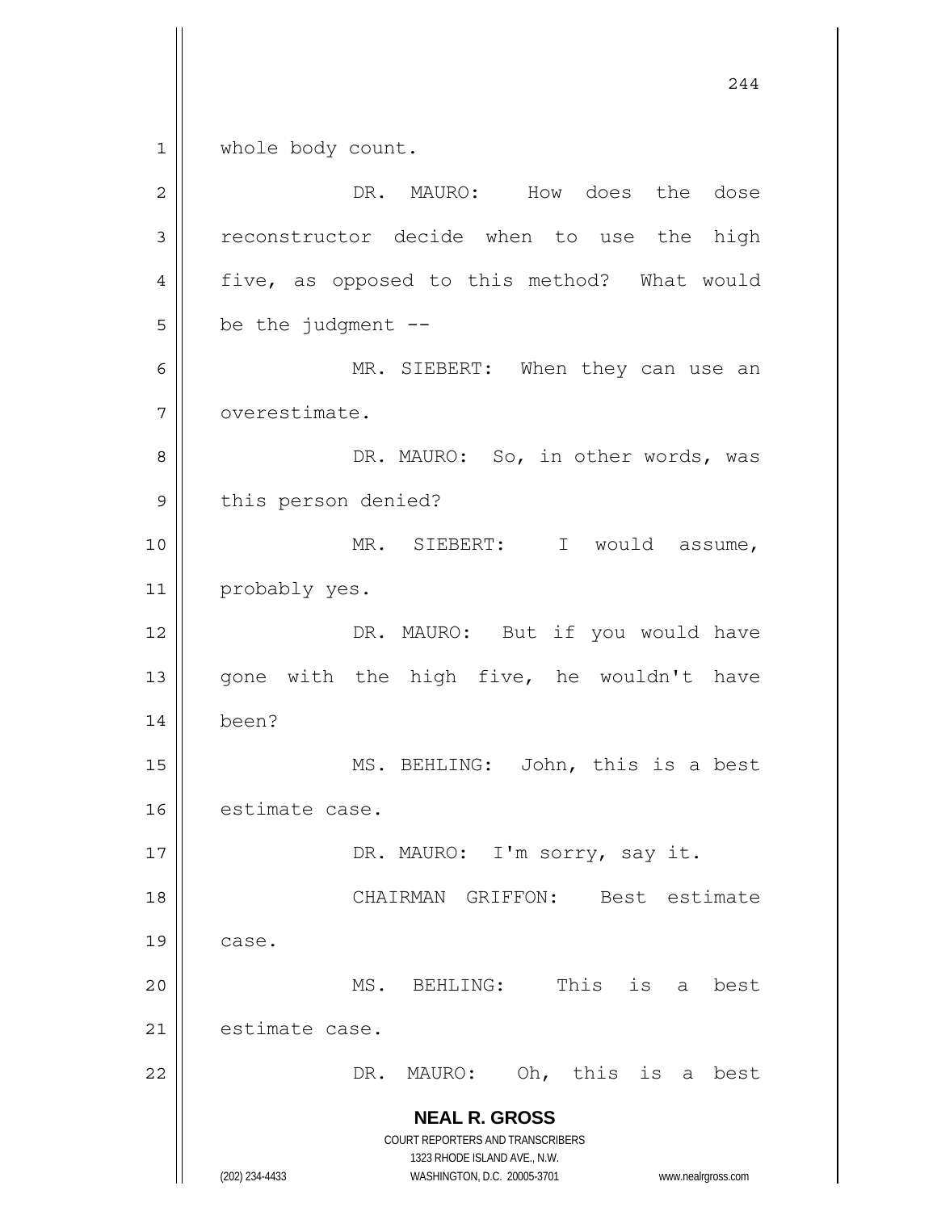whole body count.

DR. MAURO: How does the dose reconstructor decide when to use the high five, as opposed to this method? What would be the judgment --

MR. SIEBERT: When they can use an overestimate.

DR. MAURO: So, in other words, was this person denied?

MR. SIEBERT: I would assume, probably yes.

DR. MAURO: But if you would have gone with the high five, he wouldn't have been?

MS. BEHLING: John, this is a best estimate case.

DR. MAURO: I'm sorry, say it.

CHAIRMAN GRIFFON: Best estimate case.

MS. BEHLING: This is a best estimate case.

DR. MAURO: Oh, this is a best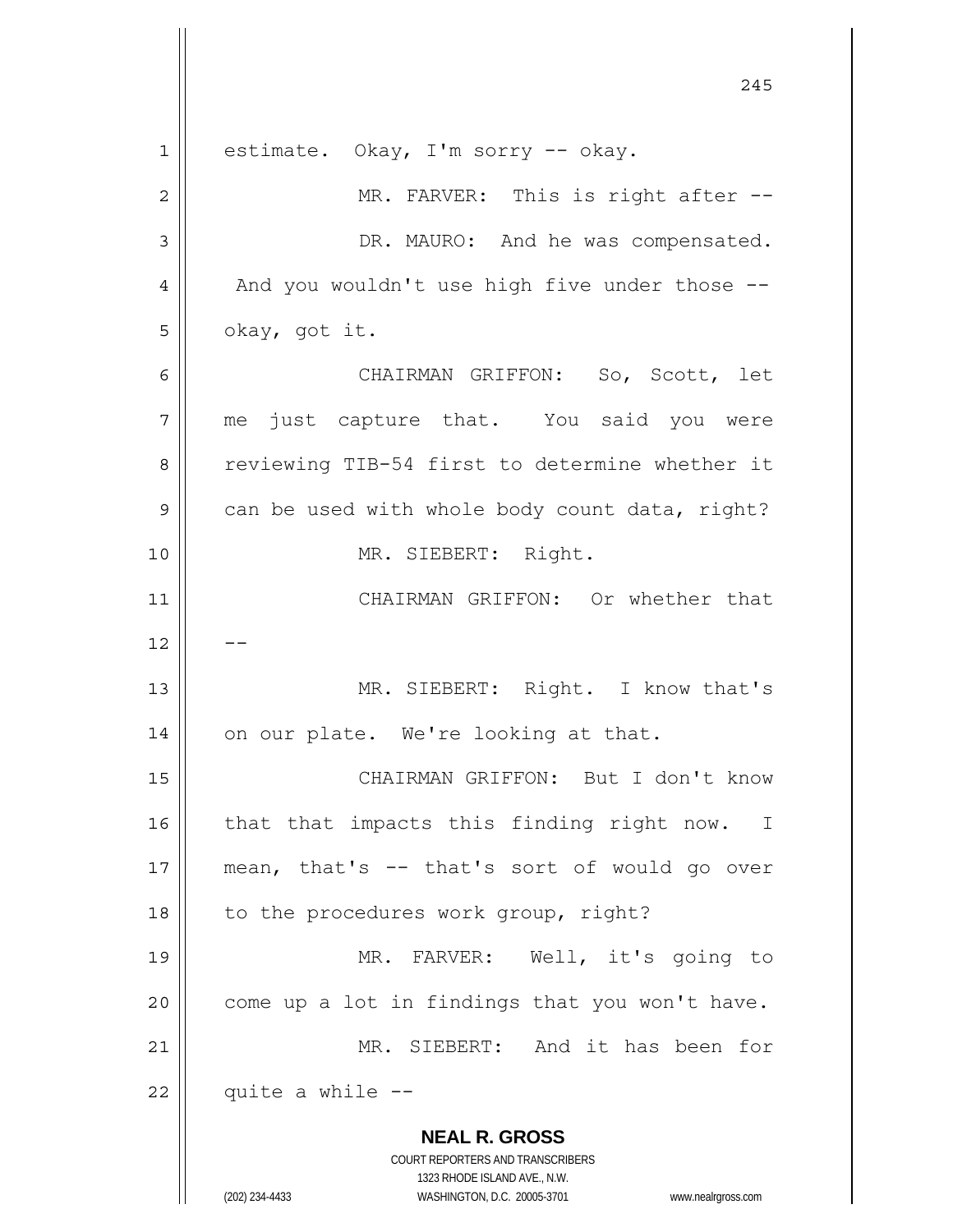estimate. Okay, I'm sorry -- okay.

MR. FARVER: This is right after --

DR. MAURO: And he was compensated. And you wouldn't use high five under those -- okay, got it.

CHAIRMAN GRIFFON: So, Scott, let me just capture that. You said you were reviewing TIB-54 first to determine whether it can be used with whole body count data, right?

MR. SIEBERT: Right.

CHAIRMAN GRIFFON: Or whether that --

MR. SIEBERT: Right. I know that's on our plate. We're looking at that.

CHAIRMAN GRIFFON: But I don't know that that impacts this finding right now. I mean, that's -- that's sort of would go over to the procedures work group, right?

MR. FARVER: Well, it's going to come up a lot in findings that you won't have.

MR. SIEBERT: And it has been for quite a while --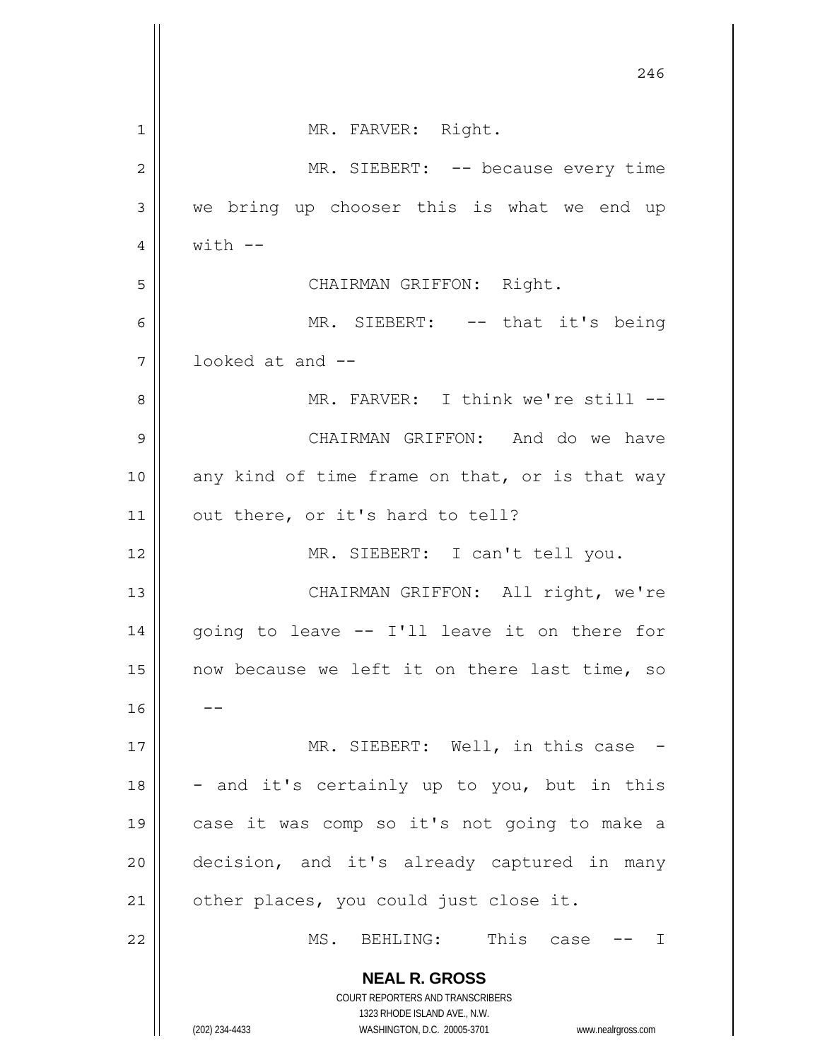MR. FARVER: Right.

MR. SIEBERT: -- because every time we bring up chooser this is what we end up with --

CHAIRMAN GRIFFON: Right.

MR. SIEBERT: -- that it's being looked at and --

MR. FARVER: I think we're still --

CHAIRMAN GRIFFON: And do we have any kind of time frame on that, or is that way out there, or it's hard to tell?

MR. SIEBERT: I can't tell you.

CHAIRMAN GRIFFON: All right, we're going to leave -- I'll leave it on there for now because we left it on there last time, so --

MR. SIEBERT: Well, in this case -- and it's certainly up to you, but in this case it was comp so it's not going to make a decision, and it's already captured in many other places, you could just close it.

MS. BEHLING: This case -- I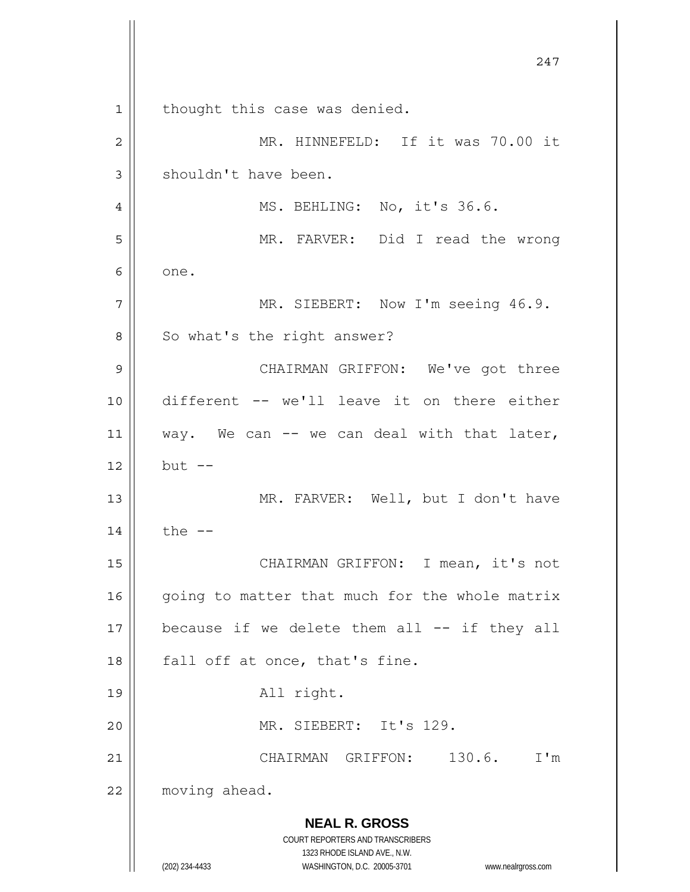thought this case was denied.

MR. HINNEFELD: If it was 70.00 it shouldn't have been.

MS. BEHLING: No, it's 36.6.

MR. FARVER: Did I read the wrong one.

MR. SIEBERT: Now I'm seeing 46.9. So what's the right answer?

CHAIRMAN GRIFFON: We've got three different -- we'll leave it on there either way. We can -- we can deal with that later, but --

MR. FARVER: Well, but I don't have the --

CHAIRMAN GRIFFON: I mean, it's not going to matter that much for the whole matrix because if we delete them all -- if they all fall off at once, that's fine.

All right.

MR. SIEBERT: It's 129.

CHAIRMAN GRIFFON: 130.6. I'm moving ahead.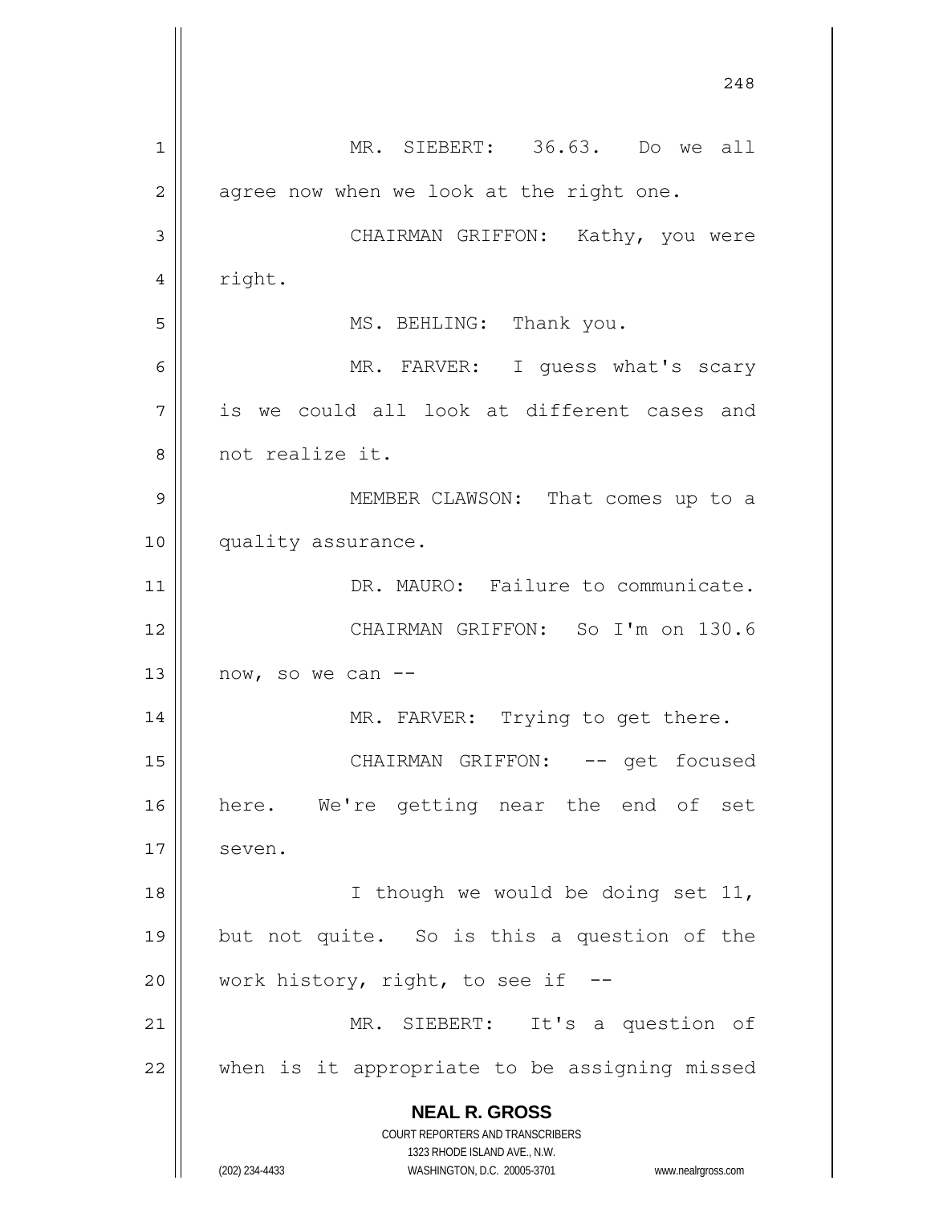MR. SIEBERT: 36.63. Do we all agree now when we look at the right one.

CHAIRMAN GRIFFON: Kathy, you were right.

MS. BEHLING: Thank you.

MR. FARVER: I guess what's scary is we could all look at different cases and not realize it.

MEMBER CLAWSON: That comes up to a quality assurance.

DR. MAURO: Failure to communicate.

CHAIRMAN GRIFFON: So I'm on 130.6 now, so we can --

MR. FARVER: Trying to get there.

CHAIRMAN GRIFFON: -- get focused here. We're getting near the end of set seven.

I though we would be doing set 11, but not quite. So is this a question of the work history, right, to see if --

MR. SIEBERT: It's a question of when is it appropriate to be assigning missed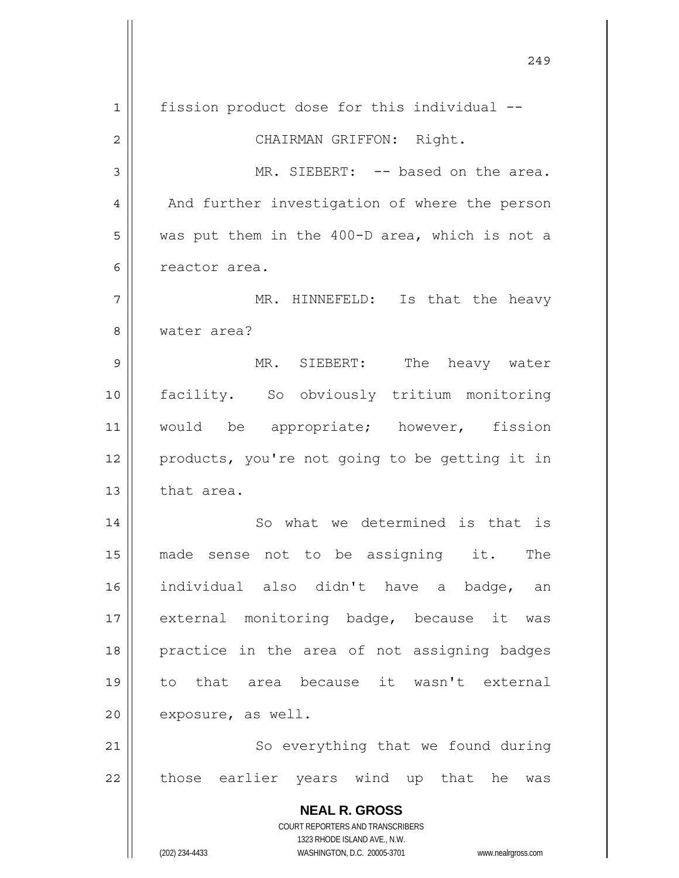fission product dose for this individual --

CHAIRMAN GRIFFON: Right.

MR. SIEBERT: -- based on the area. And further investigation of where the person was put them in the 400-D area, which is not a reactor area.

MR. HINNEFELD: Is that the heavy water area?

MR. SIEBERT: The heavy water facility. So obviously tritium monitoring would be appropriate; however, fission products, you're not going to be getting it in that area.

So what we determined is that is made sense not to be assigning it. The individual also didn't have a badge, an external monitoring badge, because it was practice in the area of not assigning badges to that area because it wasn't external exposure, as well.

So everything that we found during those earlier years wind up that he was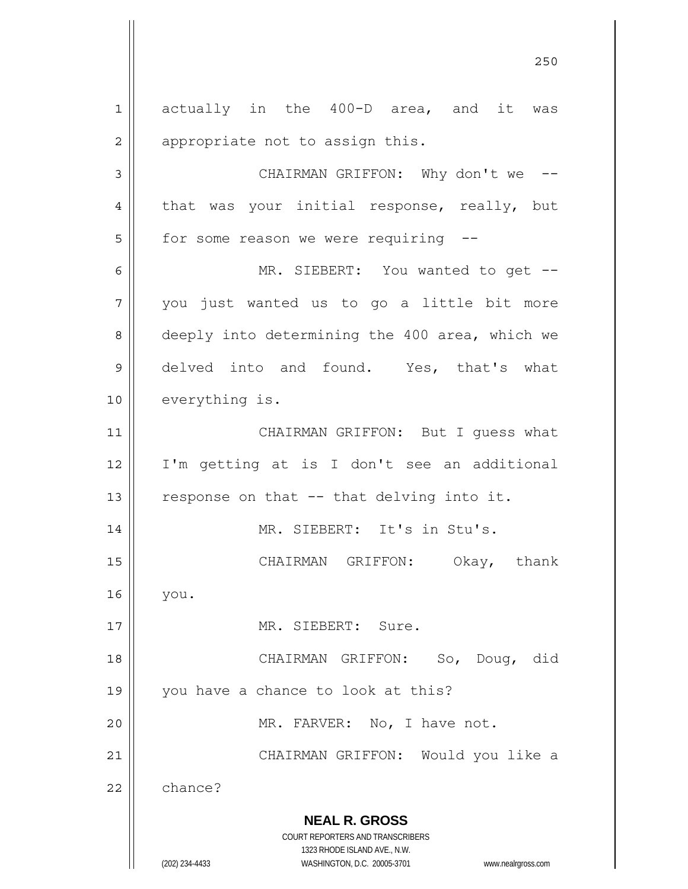actually in the 400-D area, and it was appropriate not to assign this.

CHAIRMAN GRIFFON: Why don't we -- that was your initial response, really, but for some reason we were requiring --

MR. SIEBERT: You wanted to get -- you just wanted us to go a little bit more deeply into determining the 400 area, which we delved into and found. Yes, that's what everything is.

CHAIRMAN GRIFFON: But I guess what I'm getting at is I don't see an additional response on that -- that delving into it.

MR. SIEBERT: It's in Stu's.

CHAIRMAN GRIFFON: Okay, thank you.

MR. SIEBERT: Sure.

CHAIRMAN GRIFFON: So, Doug, did you have a chance to look at this?

MR. FARVER: No, I have not.

CHAIRMAN GRIFFON: Would you like a chance?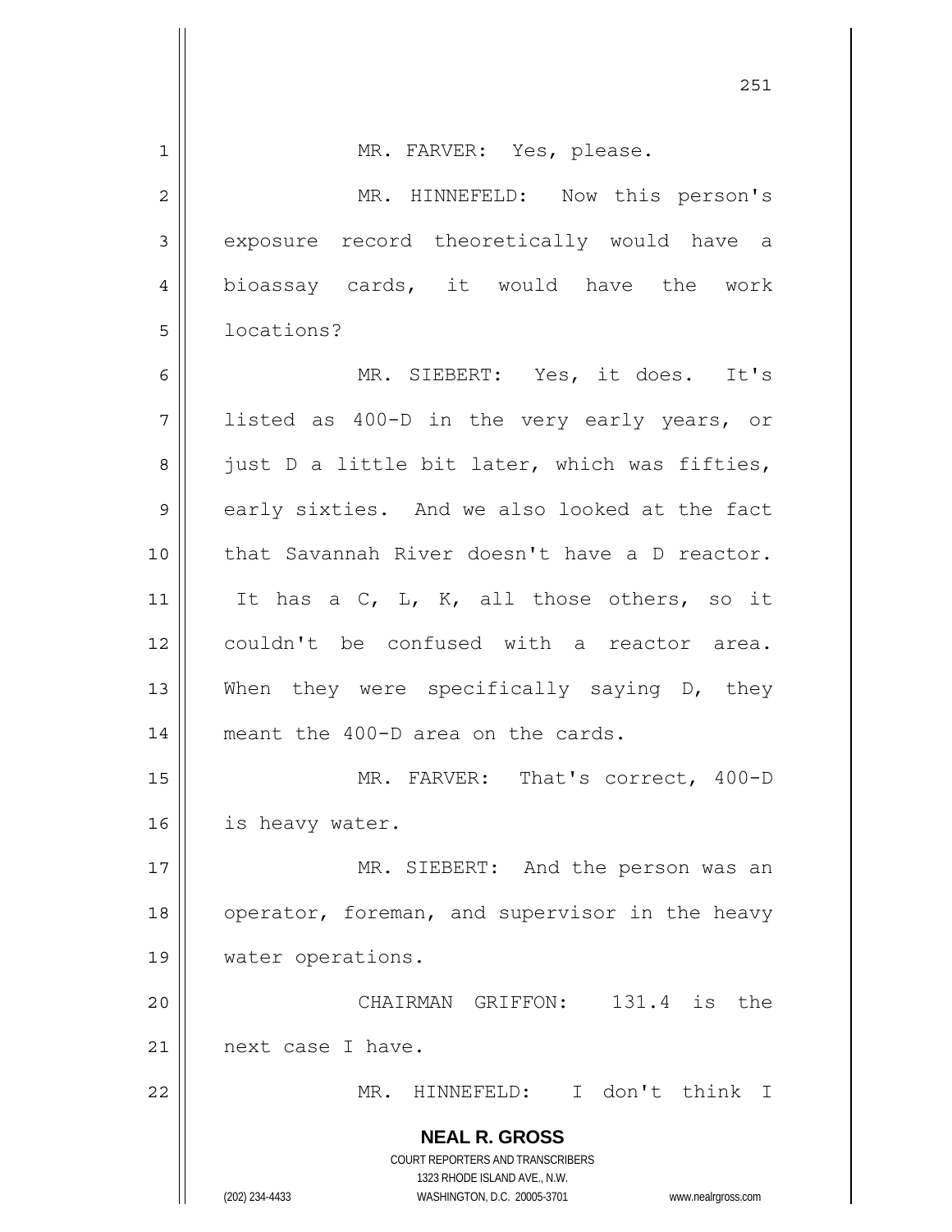MR. FARVER: Yes, please.

MR. HINNEFELD: Now this person's exposure record theoretically would have a bioassay cards, it would have the work locations?

MR. SIEBERT: Yes, it does. It's listed as 400-D in the very early years, or just D a little bit later, which was fifties, early sixties. And we also looked at the fact that Savannah River doesn't have a D reactor. It has a C, L, K, all those others, so it couldn't be confused with a reactor area. When they were specifically saying D, they meant the 400-D area on the cards.

MR. FARVER: That's correct, 400-D is heavy water.

MR. SIEBERT: And the person was an operator, foreman, and supervisor in the heavy water operations.

CHAIRMAN GRIFFON: 131.4 is the next case I have.

MR. HINNEFELD: I don't think I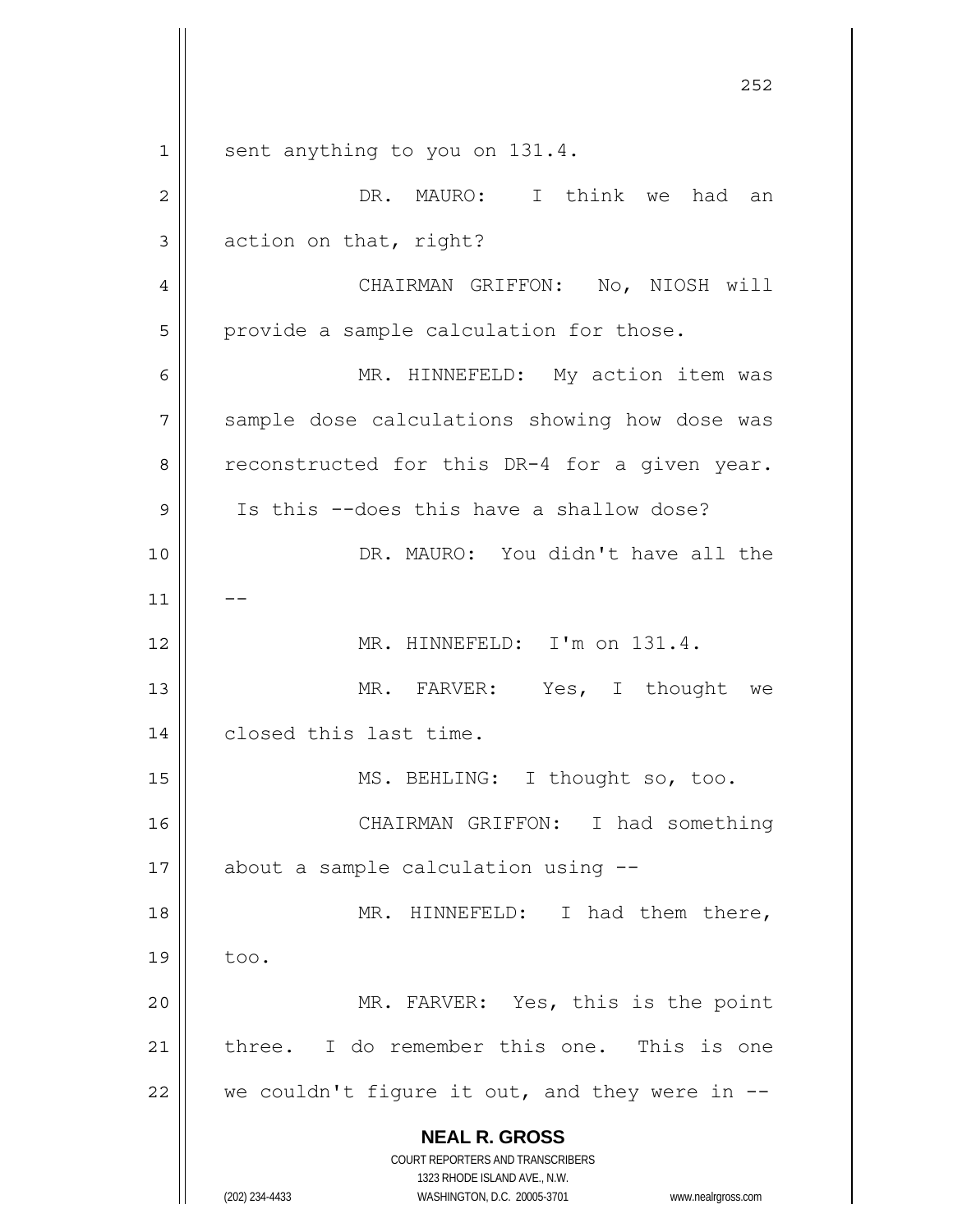sent anything to you on 131.4.

DR. MAURO: I think we had an action on that, right?

CHAIRMAN GRIFFON: No, NIOSH will provide a sample calculation for those.

MR. HINNEFELD: My action item was sample dose calculations showing how dose was reconstructed for this DR-4 for a given year. Is this --does this have a shallow dose?

DR. MAURO: You didn't have all the --

MR. HINNEFELD: I'm on 131.4.

MR. FARVER: Yes, I thought we closed this last time.

MS. BEHLING: I thought so, too.

CHAIRMAN GRIFFON: I had something about a sample calculation using --

MR. HINNEFELD: I had them there, too.

MR. FARVER: Yes, this is the point three. I do remember this one. This is one we couldn't figure it out, and they were in --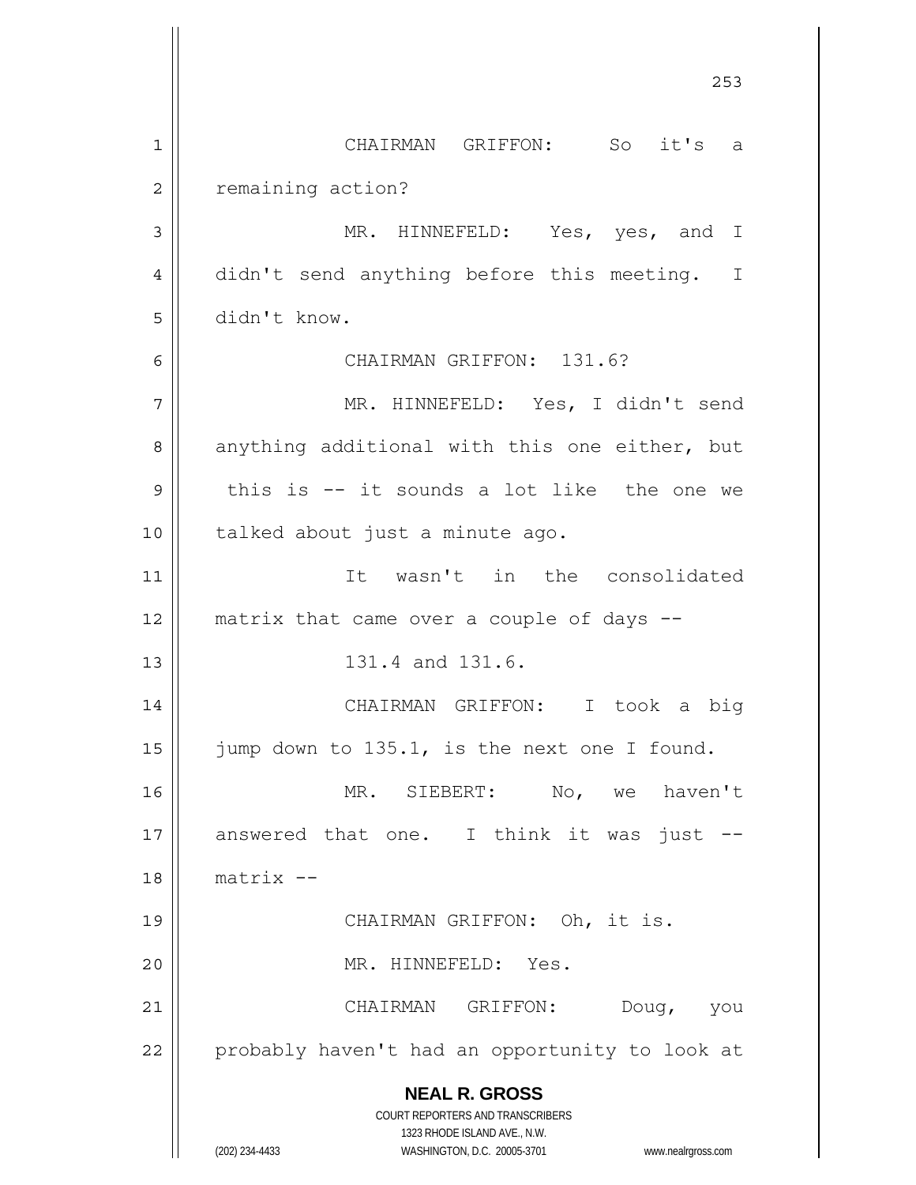CHAIRMAN GRIFFON: So it's a remaining action?

MR. HINNEFELD: Yes, yes, and I didn't send anything before this meeting. I didn't know.

CHAIRMAN GRIFFON: 131.6?

MR. HINNEFELD: Yes, I didn't send anything additional with this one either, but this is -- it sounds a lot like the one we talked about just a minute ago.

It wasn't in the consolidated matrix that came over a couple of days --

131.4 and 131.6.

CHAIRMAN GRIFFON: I took a big jump down to 135.1, is the next one I found.

MR. SIEBERT: No, we haven't answered that one. I think it was just -- matrix --

CHAIRMAN GRIFFON: Oh, it is.

MR. HINNEFELD: Yes.

CHAIRMAN GRIFFON: Doug, you probably haven't had an opportunity to look at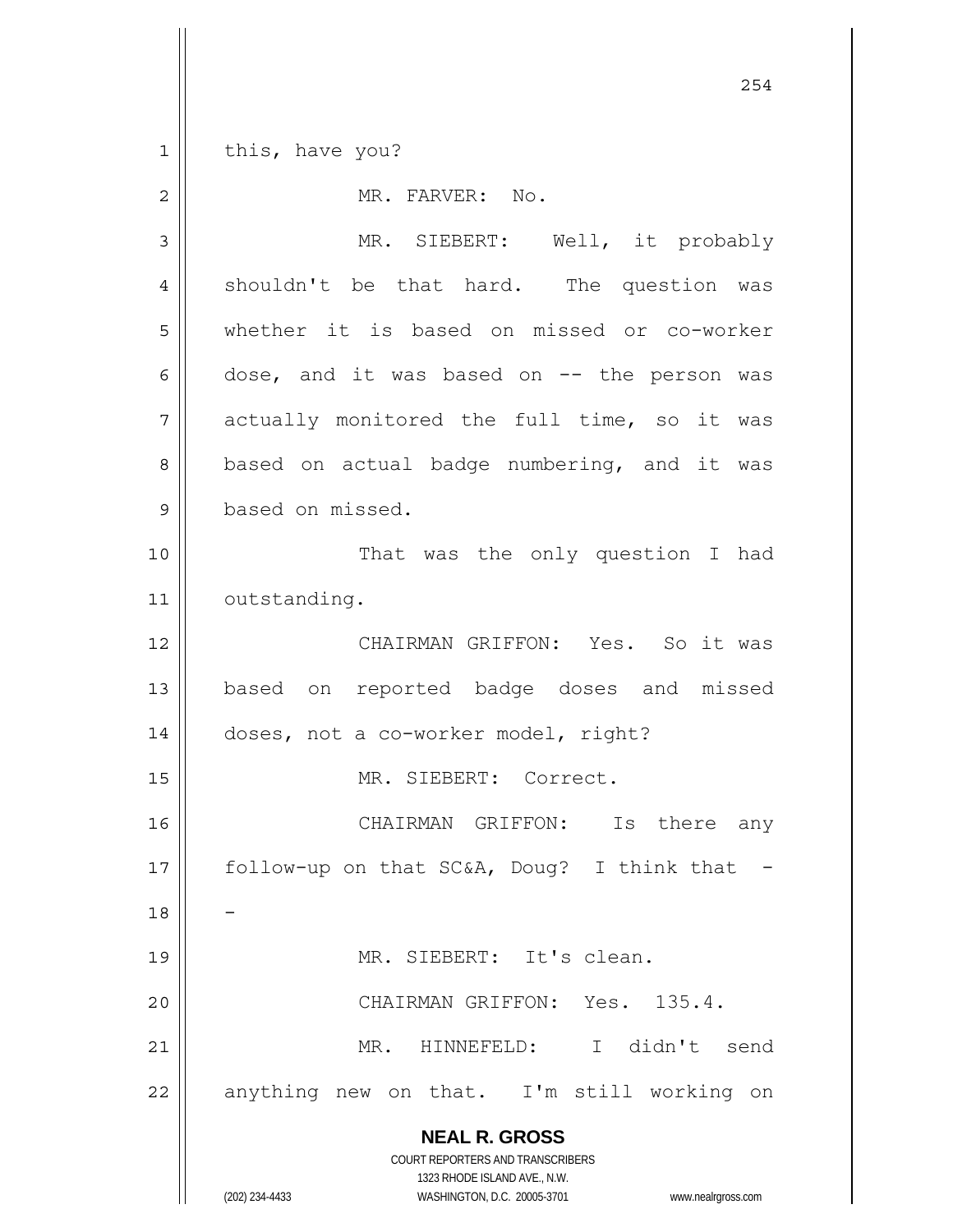this, have you?

MR. FARVER: No.

MR. SIEBERT: Well, it probably shouldn't be that hard. The question was whether it is based on missed or co-worker dose, and it was based on -- the person was actually monitored the full time, so it was based on actual badge numbering, and it was based on missed.

That was the only question I had outstanding.

CHAIRMAN GRIFFON: Yes. So it was based on reported badge doses and missed doses, not a co-worker model, right?

MR. SIEBERT: Correct.

CHAIRMAN GRIFFON: Is there any follow-up on that SC&A, Doug? I think that --

MR. SIEBERT: It's clean.

CHAIRMAN GRIFFON: Yes. 135.4.

MR. HINNEFELD: I didn't send anything new on that. I'm still working on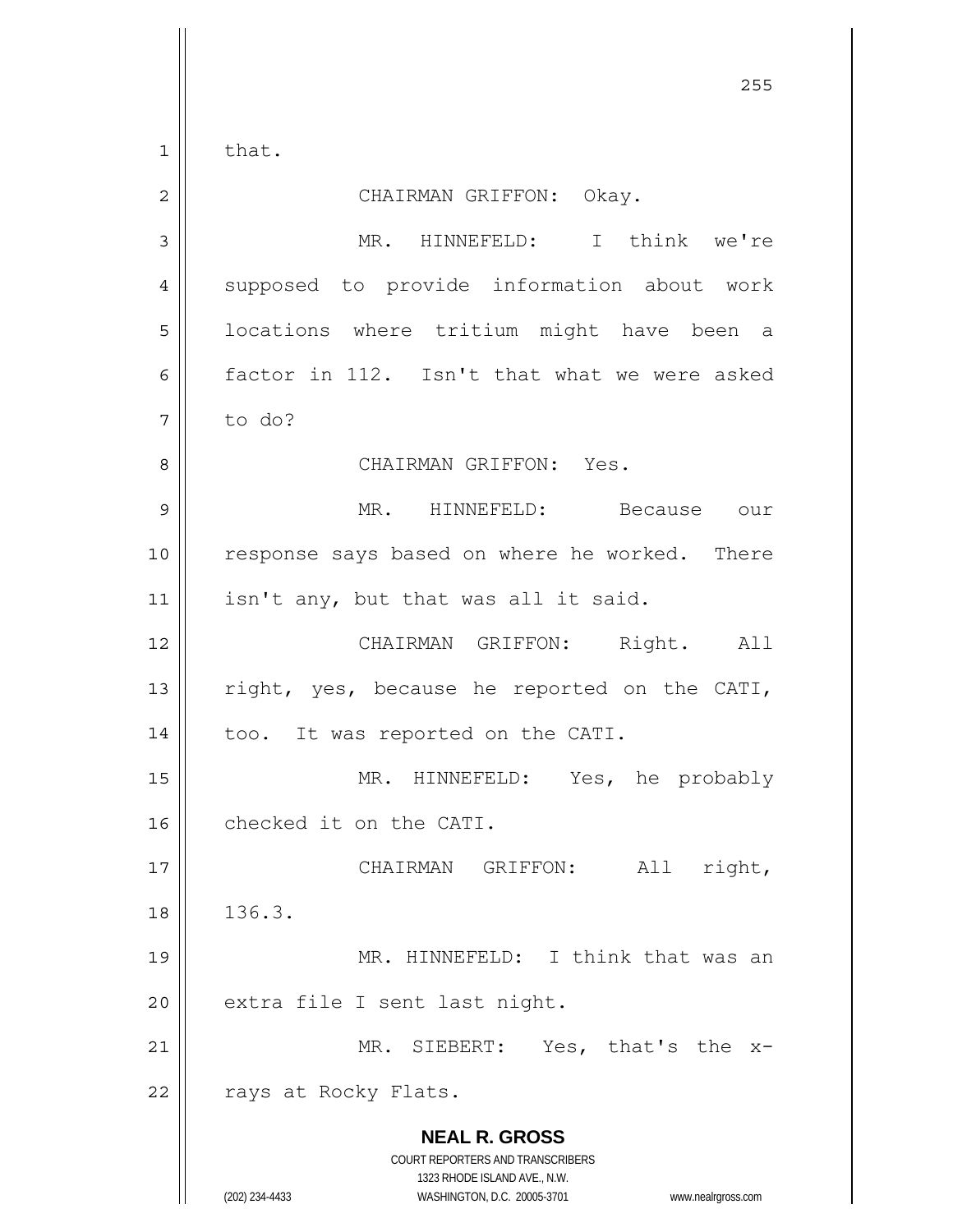that.

CHAIRMAN GRIFFON: Okay.

MR. HINNEFELD: I think we're supposed to provide information about work locations where tritium might have been a factor in 112. Isn't that what we were asked to do?

CHAIRMAN GRIFFON: Yes.

MR. HINNEFELD: Because our response says based on where he worked. There isn't any, but that was all it said.

CHAIRMAN GRIFFON: Right. All right, yes, because he reported on the CATI, too. It was reported on the CATI.

MR. HINNEFELD: Yes, he probably checked it on the CATI.

CHAIRMAN GRIFFON: All right, 136.3.

MR. HINNEFELD: I think that was an extra file I sent last night.

MR. SIEBERT: Yes, that's the x-rays at Rocky Flats.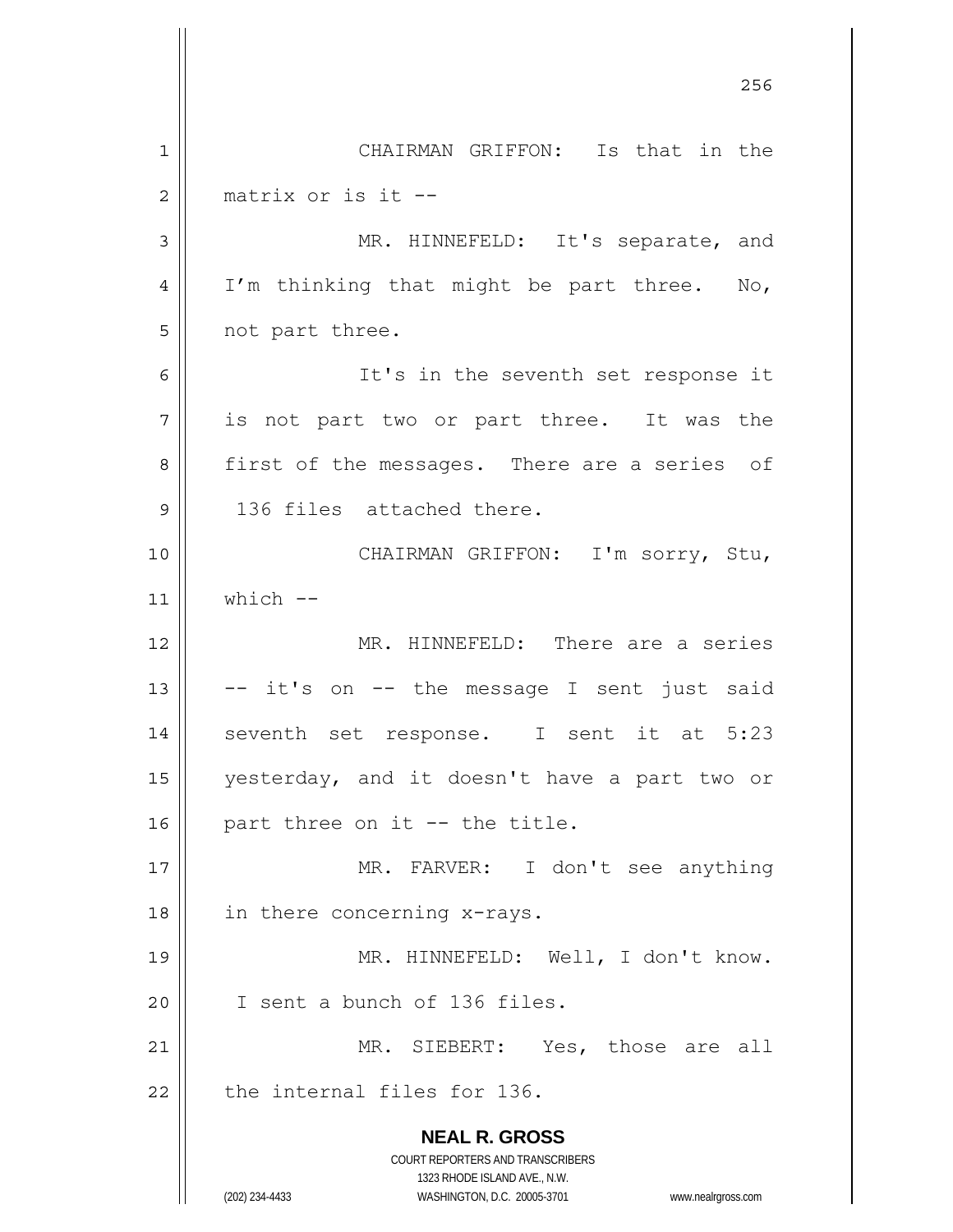CHAIRMAN GRIFFON: Is that in the matrix or is it --

MR. HINNEFELD: It's separate, and I'm thinking that might be part three. No, not part three.

It's in the seventh set response it is not part two or part three. It was the first of the messages. There are a series of 136 files attached there.

CHAIRMAN GRIFFON: I'm sorry, Stu, which --

MR. HINNEFELD: There are a series -- it's on -- the message I sent just said seventh set response. I sent it at 5:23 yesterday, and it doesn't have a part two or part three on it -- the title.

MR. FARVER: I don't see anything in there concerning x-rays.

MR. HINNEFELD: Well, I don't know. I sent a bunch of 136 files.

MR. SIEBERT: Yes, those are all the internal files for 136.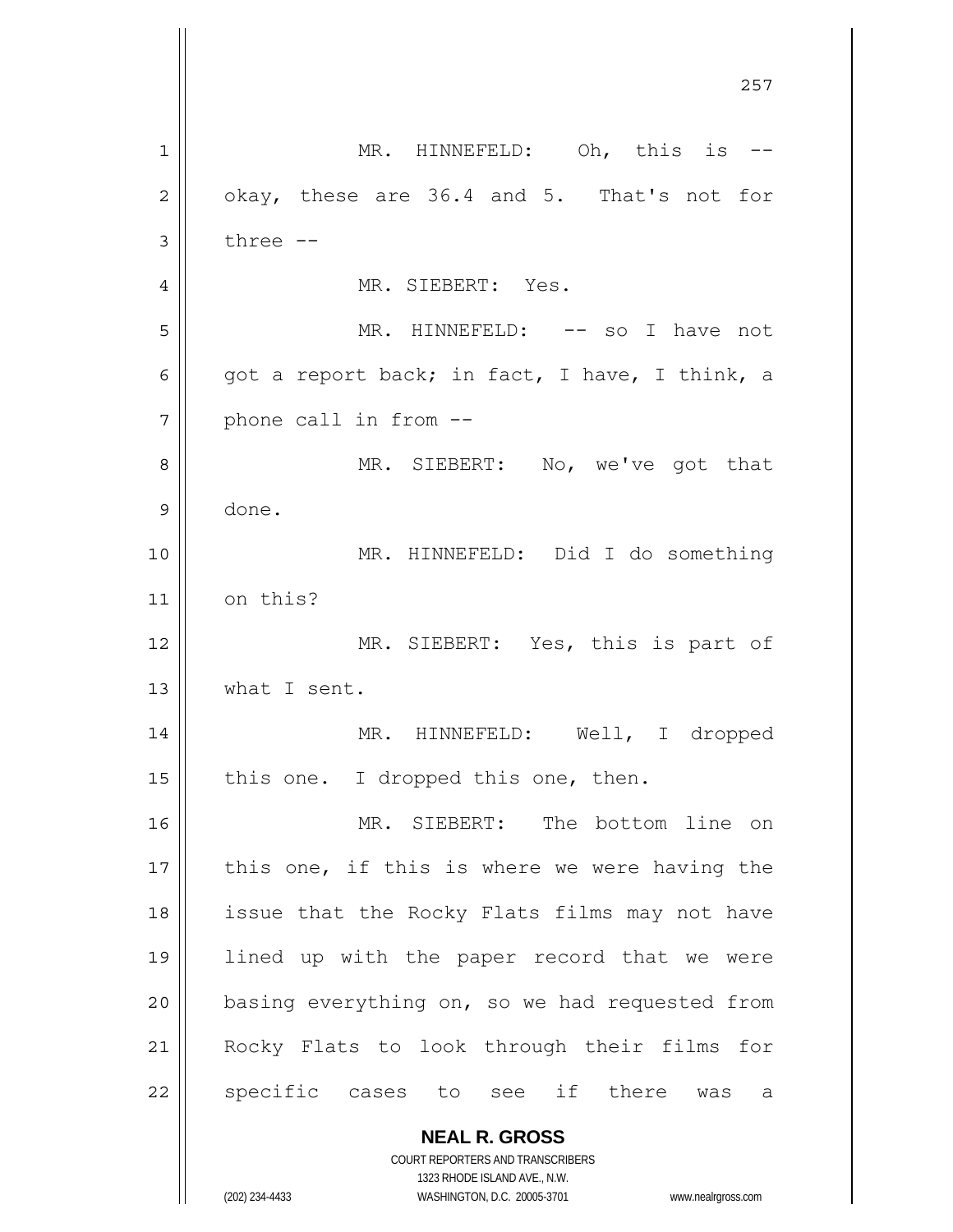MR. HINNEFELD: Oh, this is -- okay, these are 36.4 and 5. That's not for three --

MR. SIEBERT: Yes.

MR. HINNEFELD: -- so I have not got a report back; in fact, I have, I think, a phone call in from --

MR. SIEBERT: No, we've got that done.

MR. HINNEFELD: Did I do something on this?

MR. SIEBERT: Yes, this is part of what I sent.

MR. HINNEFELD: Well, I dropped this one. I dropped this one, then.

MR. SIEBERT: The bottom line on this one, if this is where we were having the issue that the Rocky Flats films may not have lined up with the paper record that we were basing everything on, so we had requested from Rocky Flats to look through their films for specific cases to see if there was a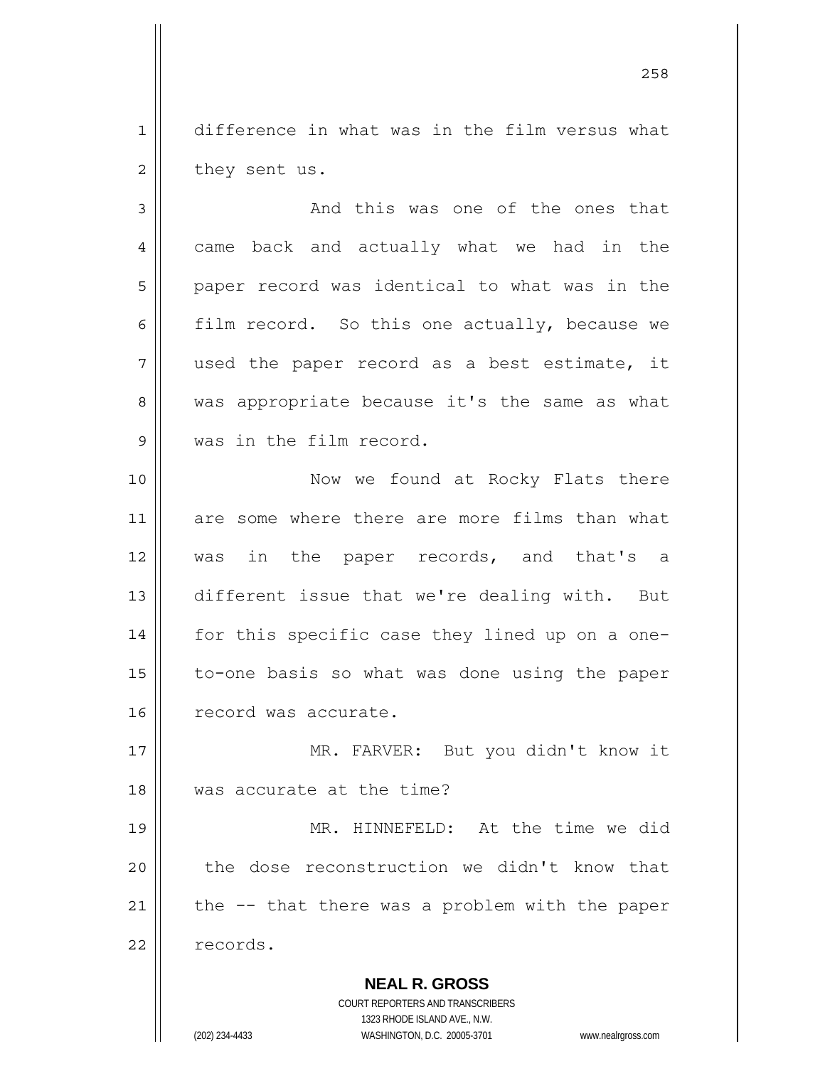difference in what was in the film versus what they sent us.

And this was one of the ones that came back and actually what we had in the paper record was identical to what was in the film record. So this one actually, because we used the paper record as a best estimate, it was appropriate because it's the same as what was in the film record.

Now we found at Rocky Flats there are some where there are more films than what was in the paper records, and that's a different issue that we're dealing with. But for this specific case they lined up on a one-to-one basis so what was done using the paper record was accurate.

MR. FARVER: But you didn't know it was accurate at the time?

MR. HINNEFELD: At the time we did the dose reconstruction we didn't know that the -- that there was a problem with the paper records.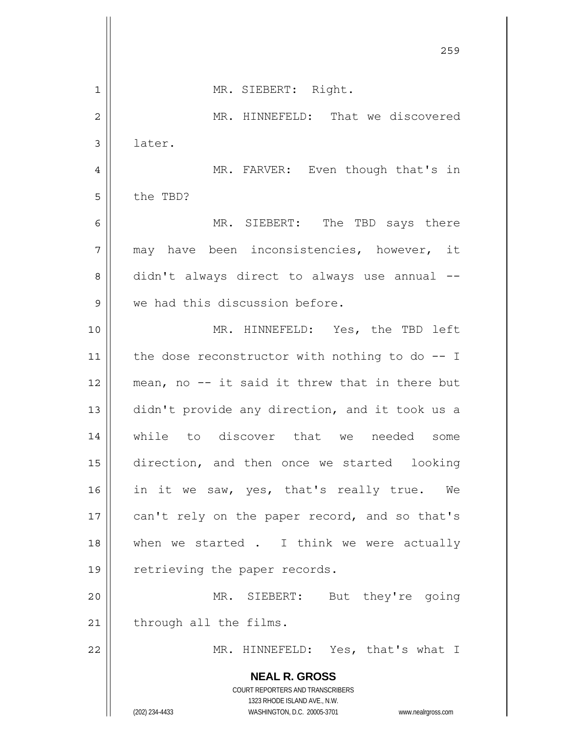MR. SIEBERT: Right.

MR. HINNEFELD: That we discovered later.

MR. FARVER: Even though that's in the TBD?

MR. SIEBERT: The TBD says there may have been inconsistencies, however, it didn't always direct to always use annual -- we had this discussion before.

MR. HINNEFELD: Yes, the TBD left the dose reconstructor with nothing to do -- I mean, no -- it said it threw that in there but didn't provide any direction, and it took us a while to discover that we needed some direction, and then once we started looking in it we saw, yes, that's really true. We can't rely on the paper record, and so that's when we started . I think we were actually retrieving the paper records.

MR. SIEBERT: But they're going through all the films.

MR. HINNEFELD: Yes, that's what I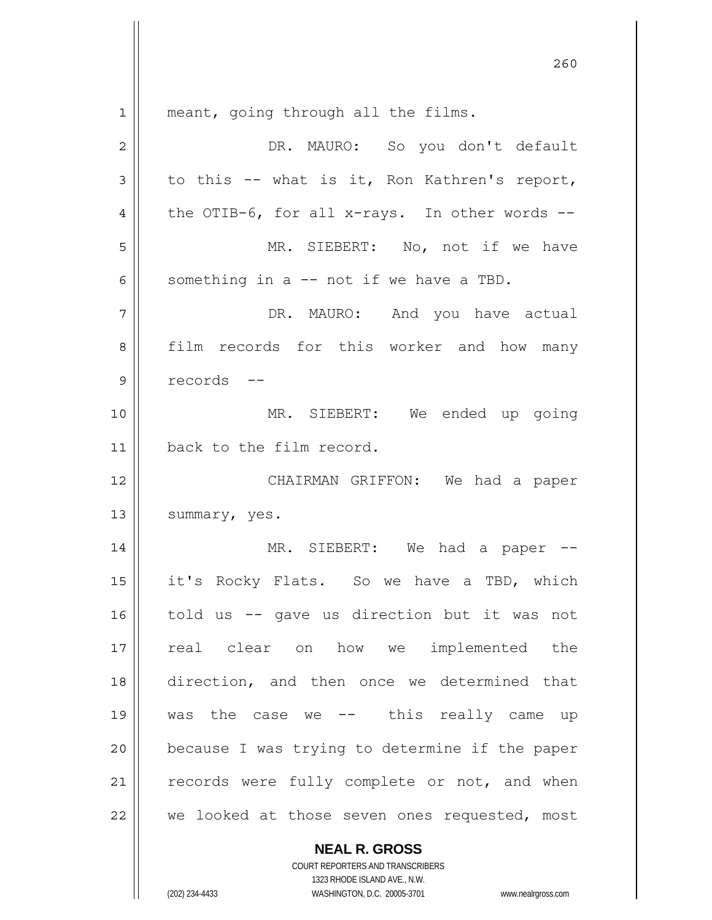meant, going through all the films.

DR. MAURO: So you don't default to this -- what is it, Ron Kathren's report, the OTIB-6, for all x-rays. In other words --

MR. SIEBERT: No, not if we have something in a -- not if we have a TBD.

DR. MAURO: And you have actual film records for this worker and how many records --

MR. SIEBERT: We ended up going back to the film record.

CHAIRMAN GRIFFON: We had a paper summary, yes.

MR. SIEBERT: We had a paper -- it's Rocky Flats. So we have a TBD, which told us -- gave us direction but it was not real clear on how we implemented the direction, and then once we determined that was the case we -- this really came up because I was trying to determine if the paper records were fully complete or not, and when we looked at those seven ones requested, most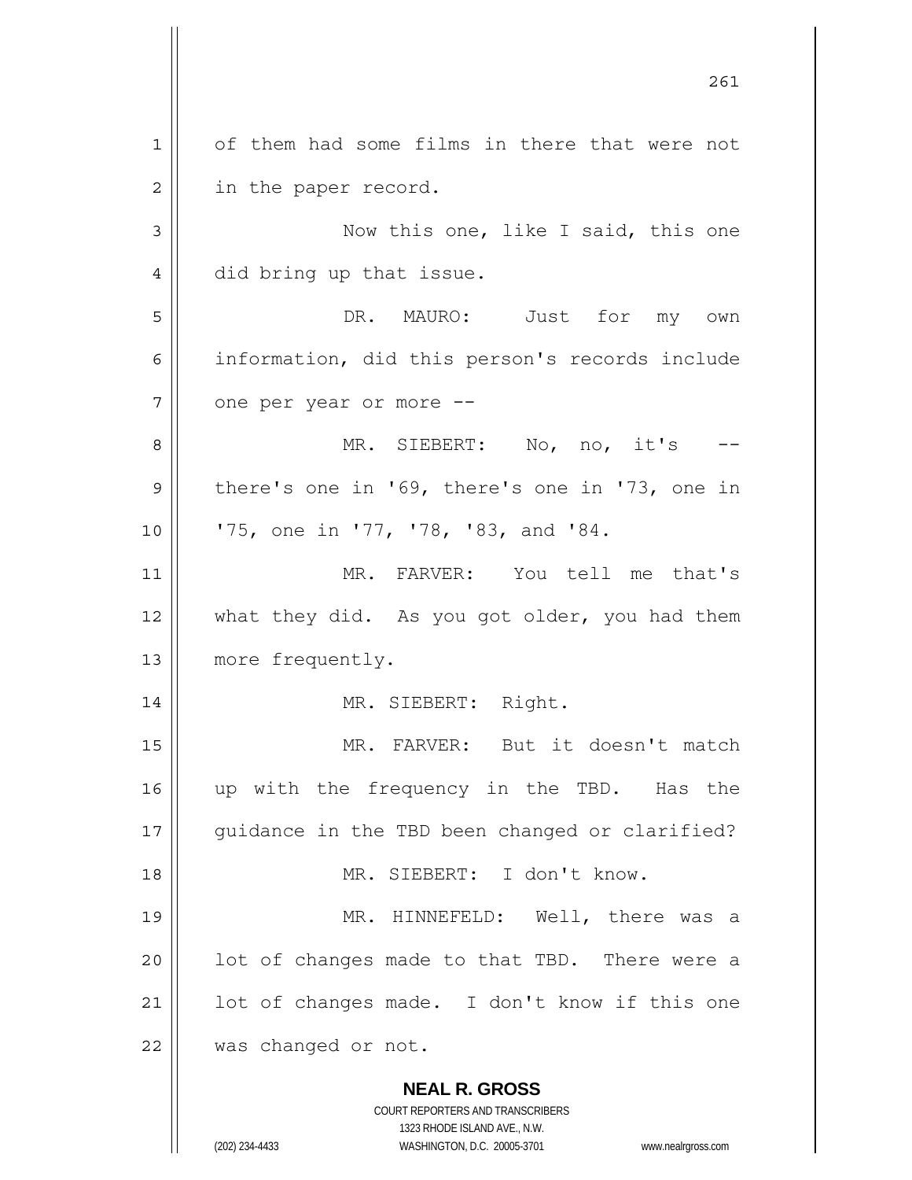of them had some films in there that were not in the paper record.

Now this one, like I said, this one did bring up that issue.

DR. MAURO: Just for my own information, did this person's records include one per year or more --

MR. SIEBERT: No, no, it's -- there's one in '69, there's one in '73, one in '75, one in '77, '78, '83, and '84.

MR. FARVER: You tell me that's what they did. As you got older, you had them more frequently.

MR. SIEBERT: Right.

MR. FARVER: But it doesn't match up with the frequency in the TBD. Has the guidance in the TBD been changed or clarified?

MR. SIEBERT: I don't know.

MR. HINNEFELD: Well, there was a lot of changes made to that TBD. There were a lot of changes made. I don't know if this one was changed or not.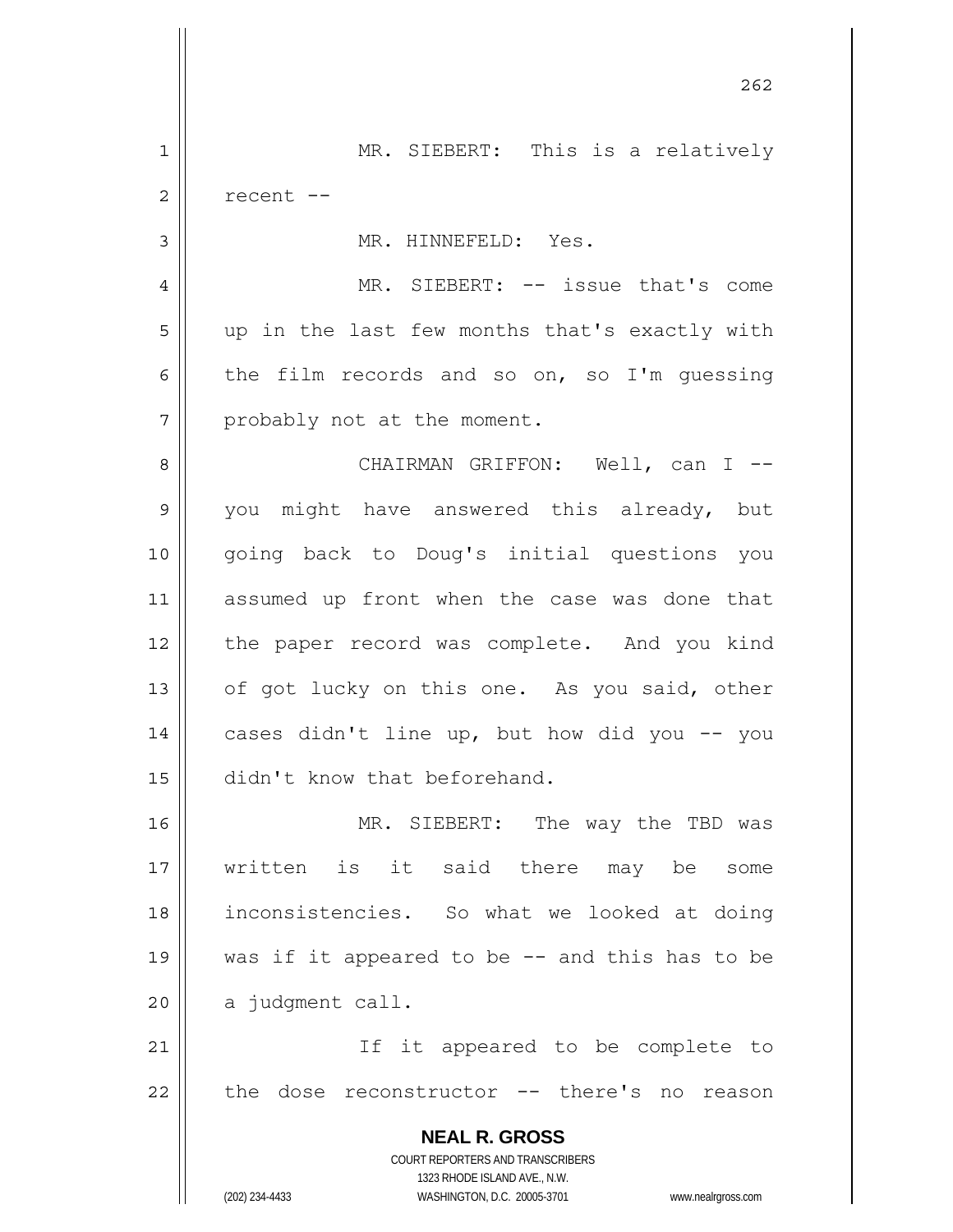MR. SIEBERT: This is a relatively recent --

MR. HINNEFELD: Yes.

MR. SIEBERT: -- issue that's come up in the last few months that's exactly with the film records and so on, so I'm guessing probably not at the moment.

CHAIRMAN GRIFFON: Well, can I -- you might have answered this already, but going back to Doug's initial questions you assumed up front when the case was done that the paper record was complete. And you kind of got lucky on this one. As you said, other cases didn't line up, but how did you -- you didn't know that beforehand.

MR. SIEBERT: The way the TBD was written is it said there may be some inconsistencies. So what we looked at doing was if it appeared to be -- and this has to be a judgment call.

If it appeared to be complete to the dose reconstructor -- there's no reason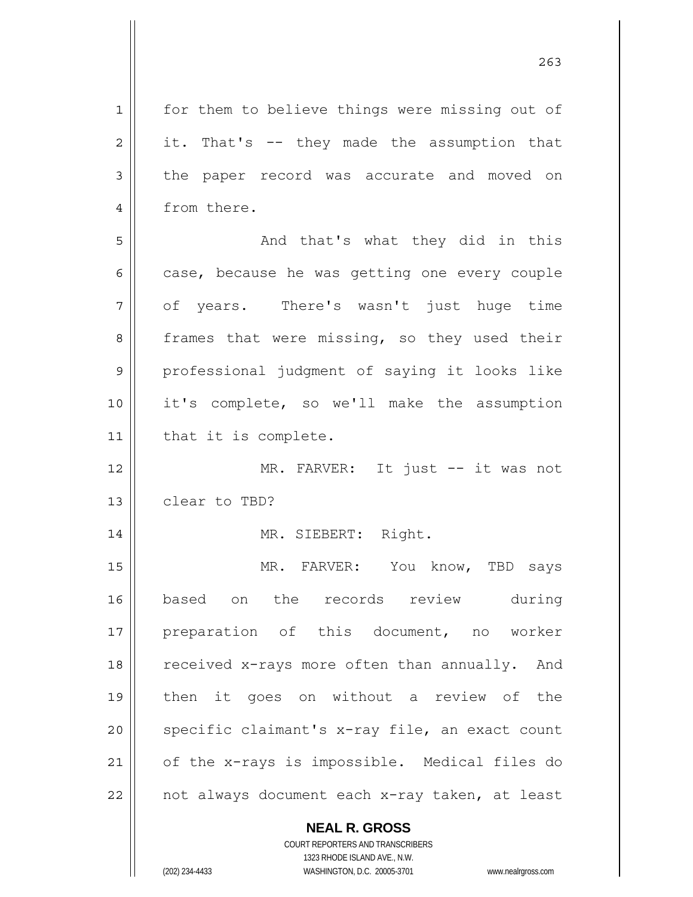for them to believe things were missing out of it. That's -- they made the assumption that the paper record was accurate and moved on from there.

And that's what they did in this case, because he was getting one every couple of years. There's wasn't just huge time frames that were missing, so they used their professional judgment of saying it looks like it's complete, so we'll make the assumption that it is complete.

MR. FARVER: It just -- it was not clear to TBD?

MR. SIEBERT: Right.

MR. FARVER: You know, TBD says based on the records review during preparation of this document, no worker received x-rays more often than annually. And then it goes on without a review of the specific claimant's x-ray file, an exact count of the x-rays is impossible. Medical files do not always document each x-ray taken, at least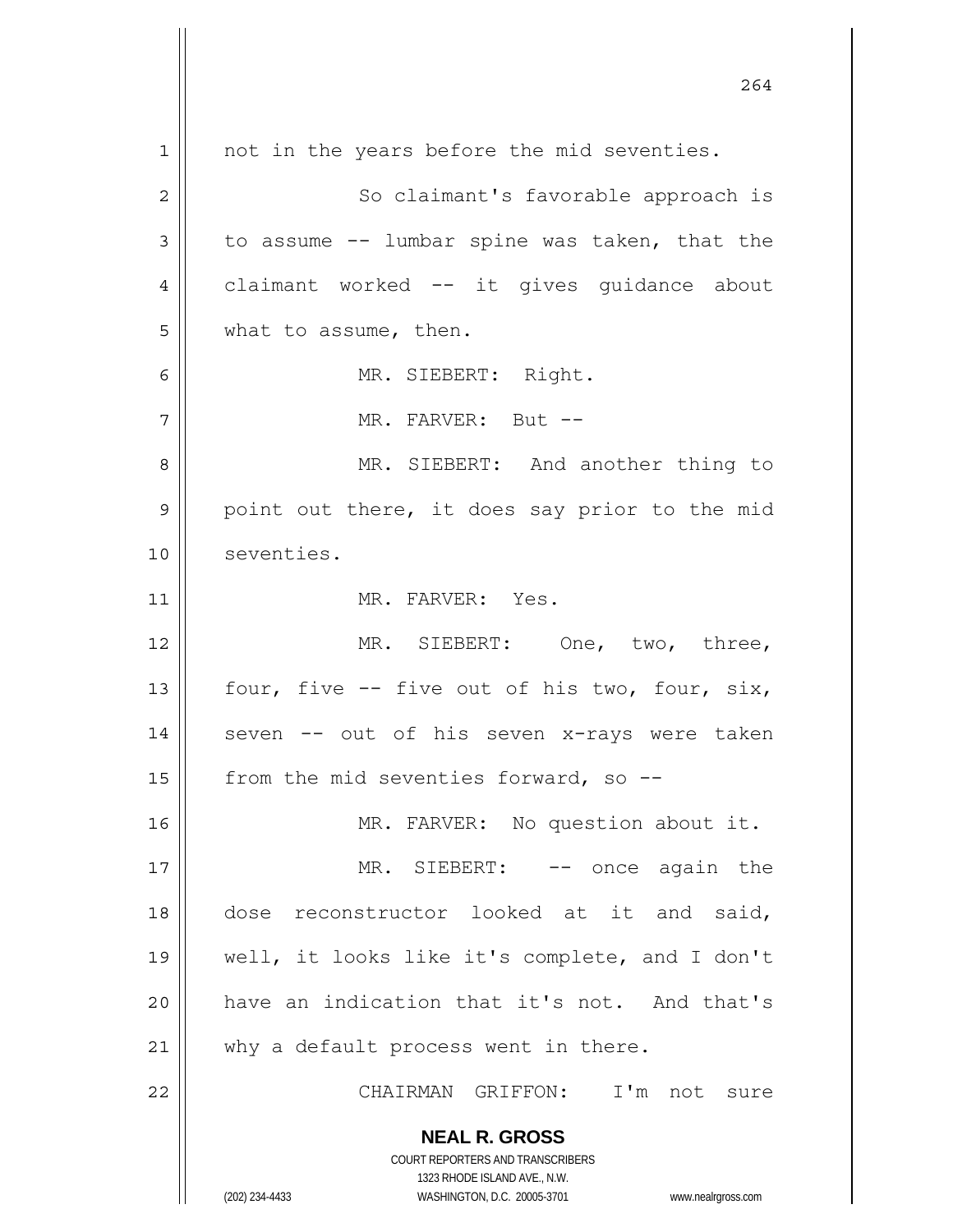not in the years before the mid seventies.

So claimant's favorable approach is to assume -- lumbar spine was taken, that the claimant worked -- it gives guidance about what to assume, then.

MR. SIEBERT: Right.

MR. FARVER: But --

MR. SIEBERT: And another thing to point out there, it does say prior to the mid seventies.

MR. FARVER: Yes.

MR. SIEBERT: One, two, three, four, five -- five out of his two, four, six, seven -- out of his seven x-rays were taken from the mid seventies forward, so --

MR. FARVER: No question about it.

MR. SIEBERT: -- once again the dose reconstructor looked at it and said, well, it looks like it's complete, and I don't have an indication that it's not. And that's why a default process went in there.

CHAIRMAN GRIFFON: I'm not sure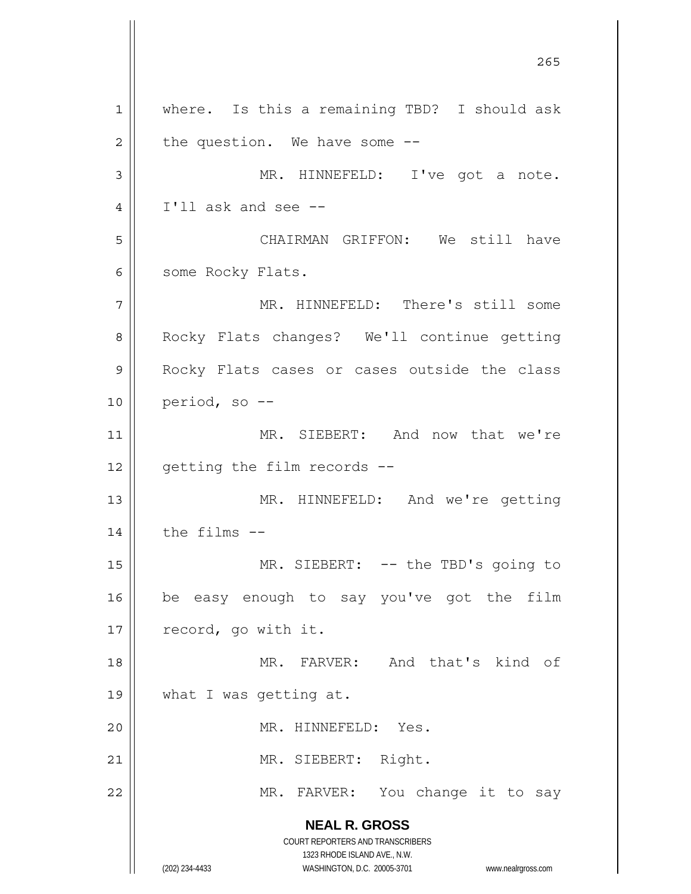where. Is this a remaining TBD? I should ask the question. We have some --

MR. HINNEFELD: I've got a note. I'll ask and see --

CHAIRMAN GRIFFON: We still have some Rocky Flats.

MR. HINNEFELD: There's still some Rocky Flats changes? We'll continue getting Rocky Flats cases or cases outside the class period, so --

MR. SIEBERT: And now that we're getting the film records --

MR. HINNEFELD: And we're getting the films --

MR. SIEBERT: -- the TBD's going to be easy enough to say you've got the film record, go with it.

MR. FARVER: And that's kind of what I was getting at.

MR. HINNEFELD: Yes.

MR. SIEBERT: Right.

MR. FARVER: You change it to say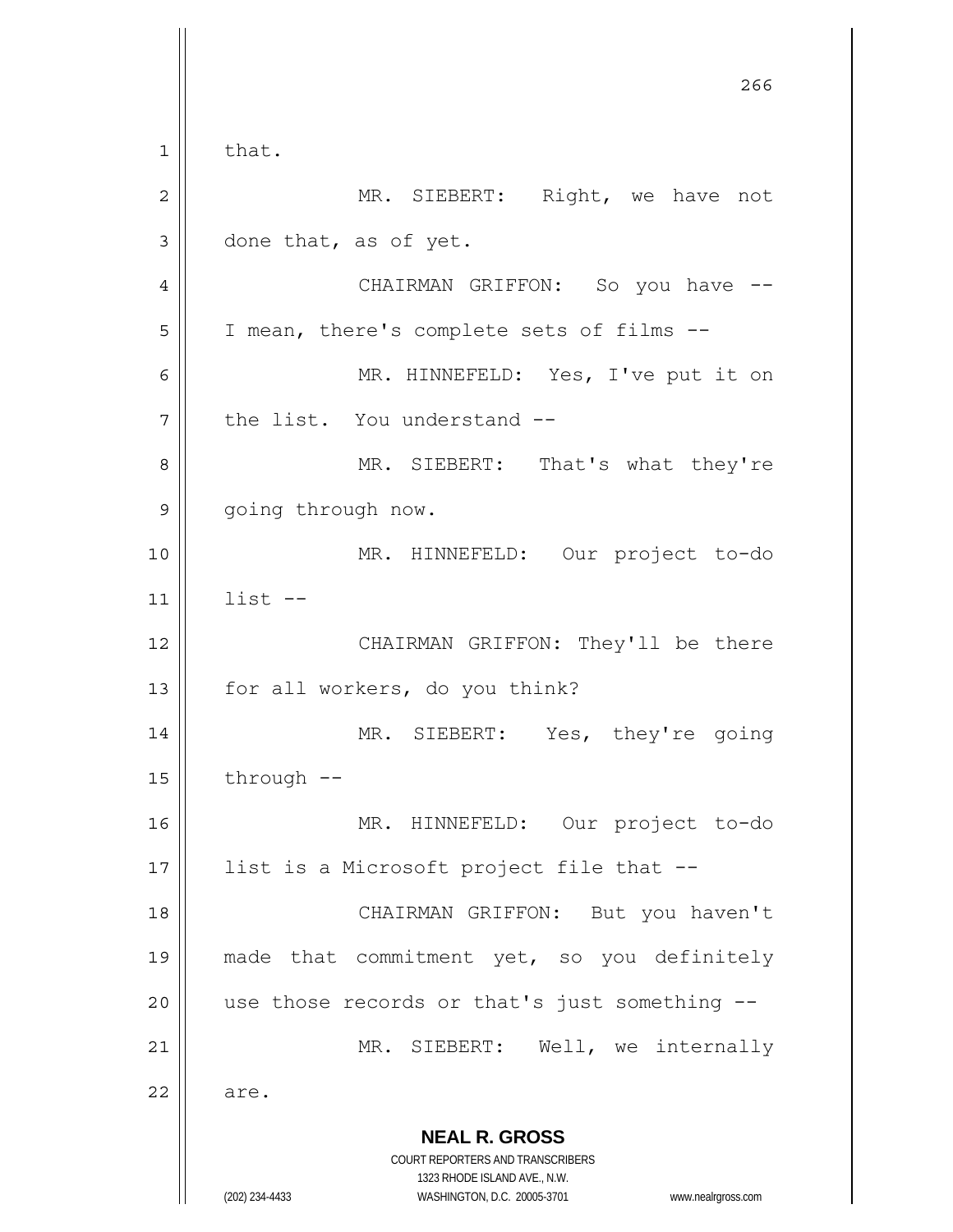that.

MR. SIEBERT: Right, we have not done that, as of yet.

CHAIRMAN GRIFFON: So you have -- I mean, there's complete sets of films --

MR. HINNEFELD: Yes, I've put it on the list. You understand --

MR. SIEBERT: That's what they're going through now.

MR. HINNEFELD: Our project to-do list --

CHAIRMAN GRIFFON: They'll be there for all workers, do you think?

MR. SIEBERT: Yes, they're going through --

MR. HINNEFELD: Our project to-do list is a Microsoft project file that --

CHAIRMAN GRIFFON: But you haven't made that commitment yet, so you definitely use those records or that's just something --

MR. SIEBERT: Well, we internally are.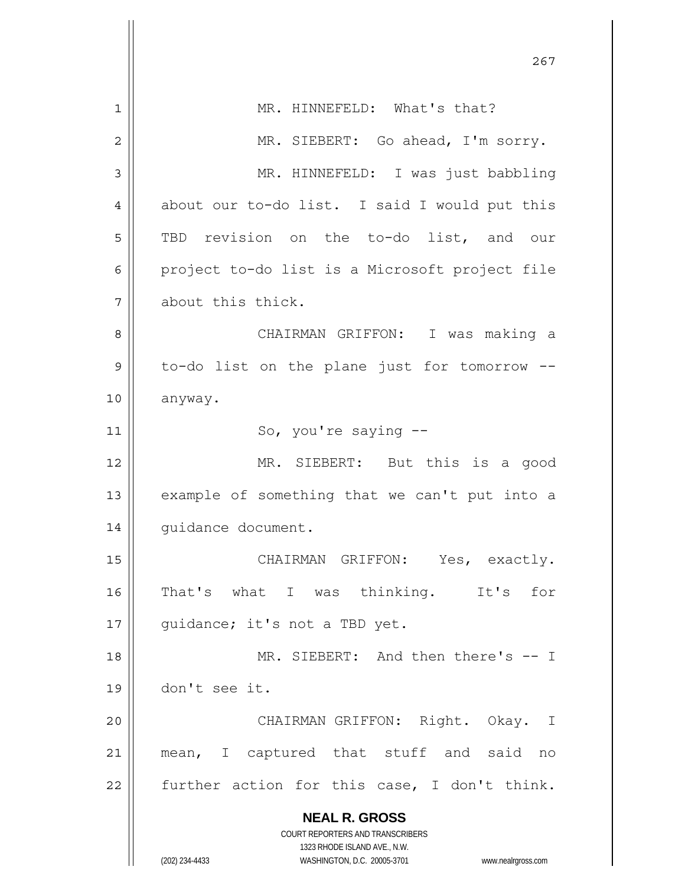MR. HINNEFELD: What's that?

MR. SIEBERT: Go ahead, I'm sorry.

MR. HINNEFELD: I was just babbling about our to-do list. I said I would put this TBD revision on the to-do list, and our project to-do list is a Microsoft project file about this thick.

CHAIRMAN GRIFFON: I was making a to-do list on the plane just for tomorrow -- anyway.

So, you're saying --

MR. SIEBERT: But this is a good example of something that we can't put into a guidance document.

CHAIRMAN GRIFFON: Yes, exactly. That's what I was thinking. It's for guidance; it's not a TBD yet.

MR. SIEBERT: And then there's -- I don't see it.

CHAIRMAN GRIFFON: Right. Okay. I mean, I captured that stuff and said no further action for this case, I don't think.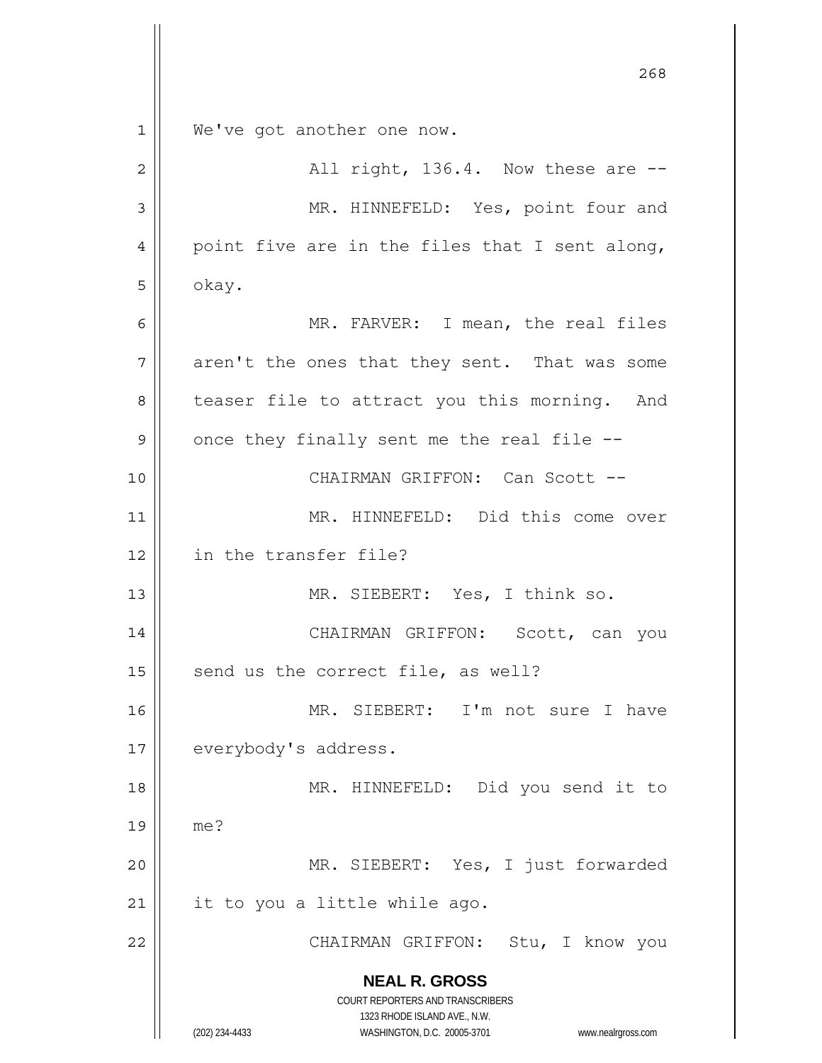We've got another one now.

All right, 136.4. Now these are --

MR. HINNEFELD: Yes, point four and point five are in the files that I sent along, okay.

MR. FARVER: I mean, the real files aren't the ones that they sent. That was some teaser file to attract you this morning. And once they finally sent me the real file --

CHAIRMAN GRIFFON: Can Scott --

MR. HINNEFELD: Did this come over in the transfer file?

MR. SIEBERT: Yes, I think so.

CHAIRMAN GRIFFON: Scott, can you send us the correct file, as well?

MR. SIEBERT: I'm not sure I have everybody's address.

MR. HINNEFELD: Did you send it to me?

MR. SIEBERT: Yes, I just forwarded it to you a little while ago.

CHAIRMAN GRIFFON: Stu, I know you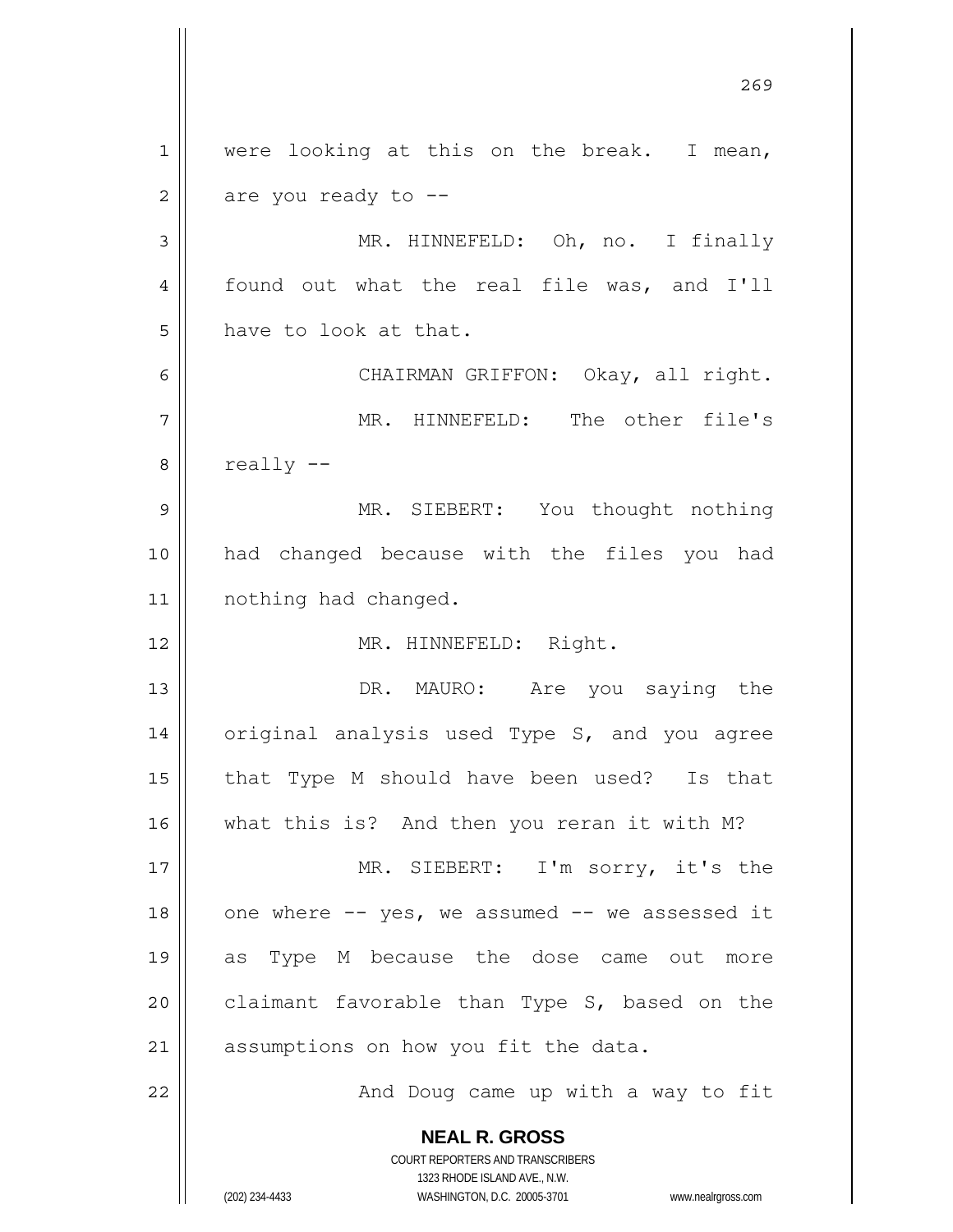were looking at this on the break. I mean, are you ready to --

MR. HINNEFELD: Oh, no. I finally found out what the real file was, and I'll have to look at that.

CHAIRMAN GRIFFON: Okay, all right.

MR. HINNEFELD: The other file's really --

MR. SIEBERT: You thought nothing had changed because with the files you had nothing had changed.

MR. HINNEFELD: Right.

DR. MAURO: Are you saying the original analysis used Type S, and you agree that Type M should have been used? Is that what this is? And then you reran it with M?

MR. SIEBERT: I'm sorry, it's the one where -- yes, we assumed -- we assessed it as Type M because the dose came out more claimant favorable than Type S, based on the assumptions on how you fit the data.

And Doug came up with a way to fit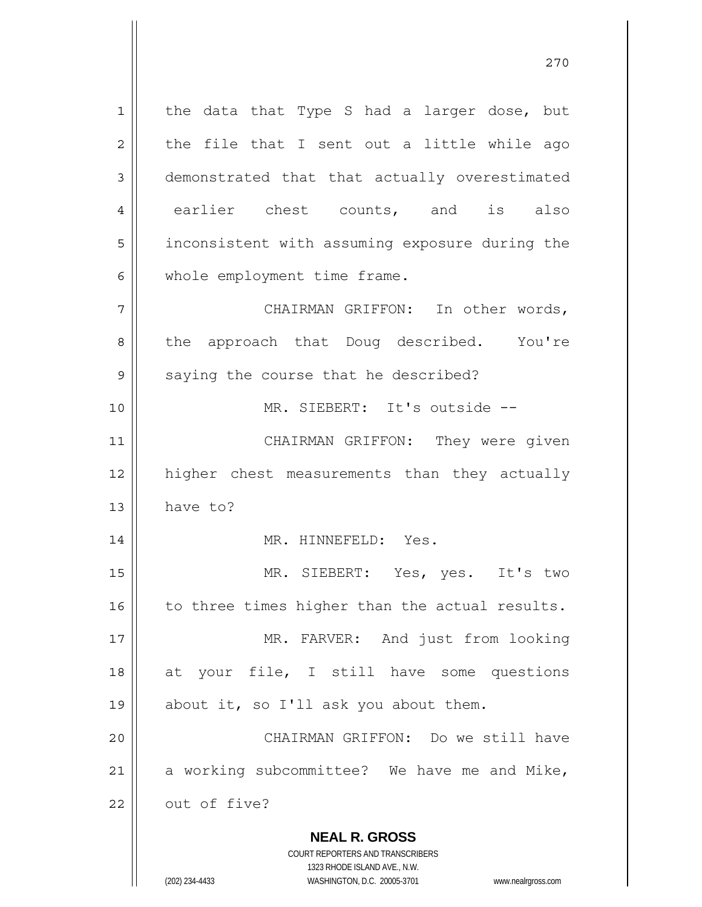the data that Type S had a larger dose, but the file that I sent out a little while ago demonstrated that that actually overestimated earlier chest counts, and is also inconsistent with assuming exposure during the whole employment time frame.

CHAIRMAN GRIFFON: In other words, the approach that Doug described. You're saying the course that he described?

MR. SIEBERT: It's outside --

CHAIRMAN GRIFFON: They were given higher chest measurements than they actually have to?

MR. HINNEFELD: Yes.

MR. SIEBERT: Yes, yes. It's two to three times higher than the actual results.

MR. FARVER: And just from looking at your file, I still have some questions about it, so I'll ask you about them.

CHAIRMAN GRIFFON: Do we still have a working subcommittee? We have me and Mike, out of five?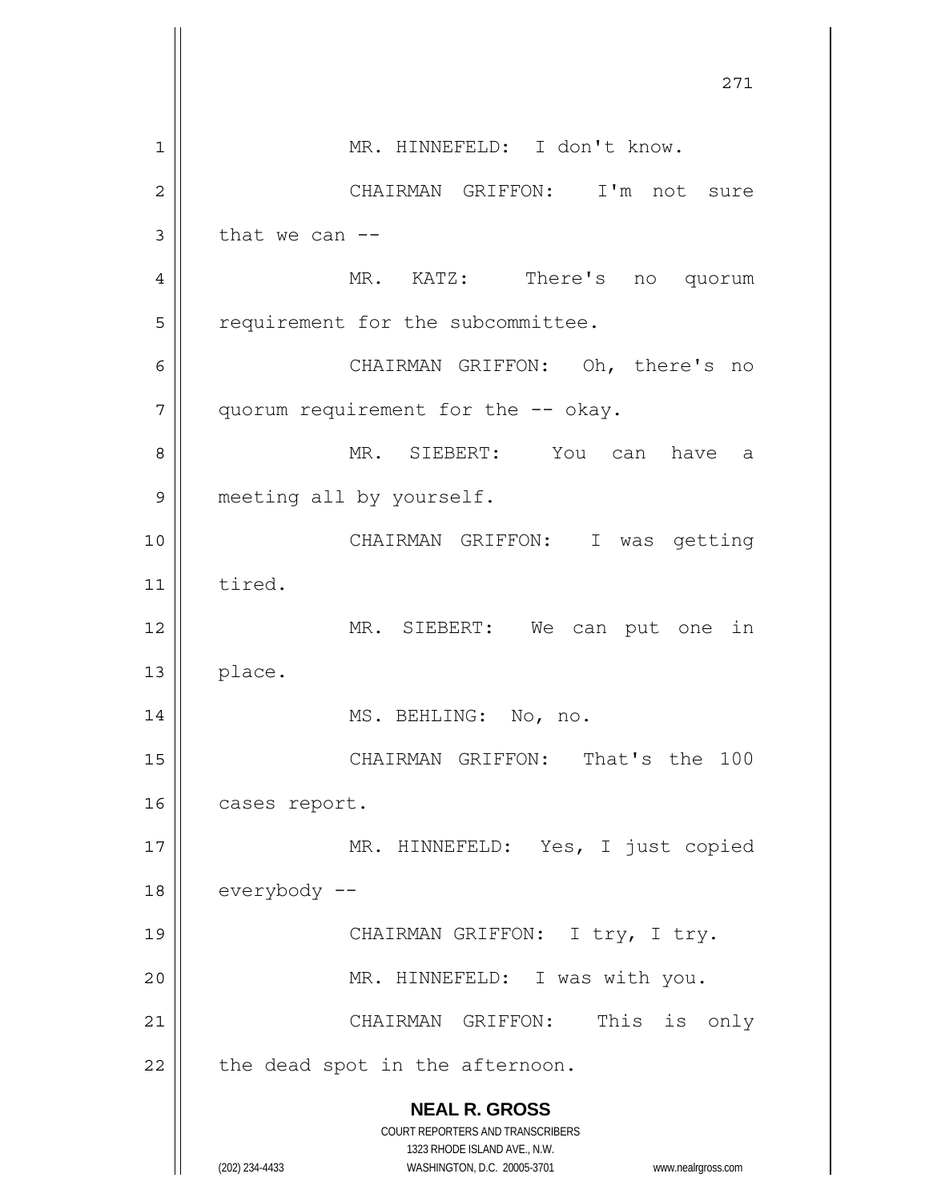MR. HINNEFELD: I don't know.

CHAIRMAN GRIFFON: I'm not sure that we can --

MR. KATZ: There's no quorum requirement for the subcommittee.

CHAIRMAN GRIFFON: Oh, there's no quorum requirement for the -- okay.

MR. SIEBERT: You can have a meeting all by yourself.

CHAIRMAN GRIFFON: I was getting tired.

MR. SIEBERT: We can put one in place.

MS. BEHLING: No, no.

CHAIRMAN GRIFFON: That's the 100 cases report.

MR. HINNEFELD: Yes, I just copied everybody --

CHAIRMAN GRIFFON: I try, I try.

MR. HINNEFELD: I was with you.

CHAIRMAN GRIFFON: This is only the dead spot in the afternoon.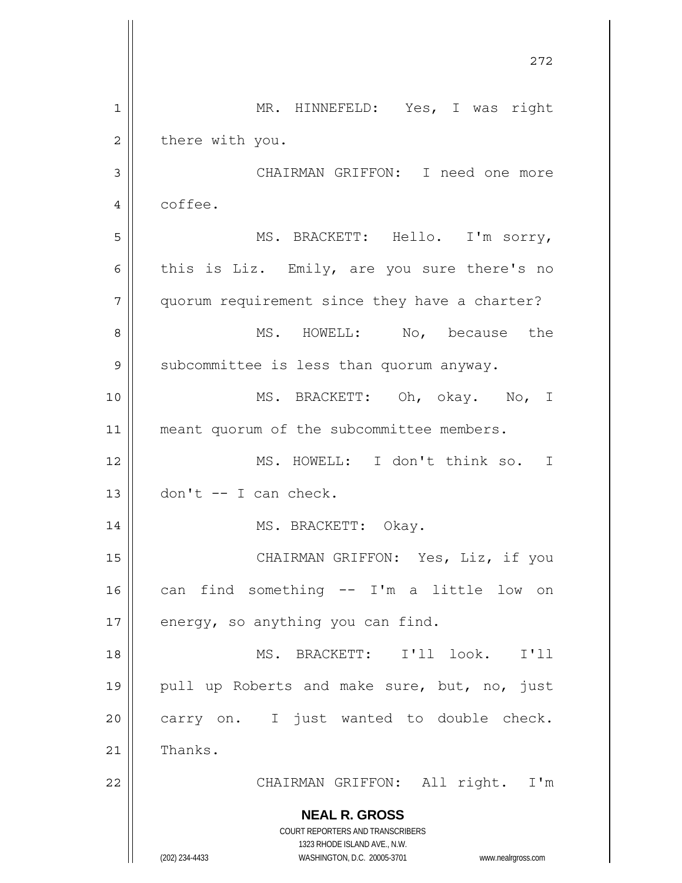MR. HINNEFELD: Yes, I was right there with you.

CHAIRMAN GRIFFON: I need one more coffee.

MS. BRACKETT: Hello. I'm sorry, this is Liz. Emily, are you sure there's no quorum requirement since they have a charter?

MS. HOWELL: No, because the subcommittee is less than quorum anyway.

MS. BRACKETT: Oh, okay. No, I meant quorum of the subcommittee members.

MS. HOWELL: I don't think so. I don't -- I can check.

MS. BRACKETT: Okay.

CHAIRMAN GRIFFON: Yes, Liz, if you can find something -- I'm a little low on energy, so anything you can find.

MS. BRACKETT: I'll look. I'll pull up Roberts and make sure, but, no, just carry on. I just wanted to double check. Thanks.

CHAIRMAN GRIFFON: All right. I'm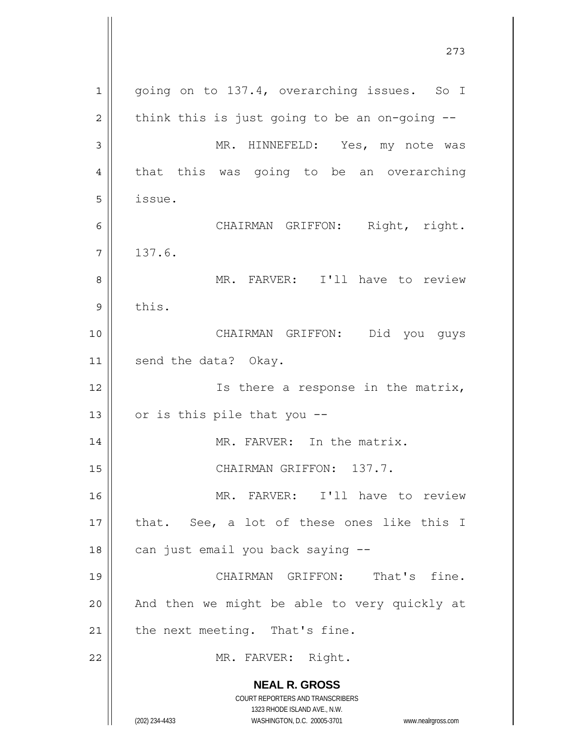going on to 137.4, overarching issues. So I think this is just going to be an on-going --

MR. HINNEFELD: Yes, my note was that this was going to be an overarching issue.

CHAIRMAN GRIFFON: Right, right. 137.6.

MR. FARVER: I'll have to review this.

CHAIRMAN GRIFFON: Did you guys send the data? Okay.

Is there a response in the matrix, or is this pile that you --

MR. FARVER: In the matrix.

CHAIRMAN GRIFFON: 137.7.

MR. FARVER: I'll have to review that. See, a lot of these ones like this I can just email you back saying --

CHAIRMAN GRIFFON: That's fine. And then we might be able to very quickly at the next meeting. That's fine.

MR. FARVER: Right.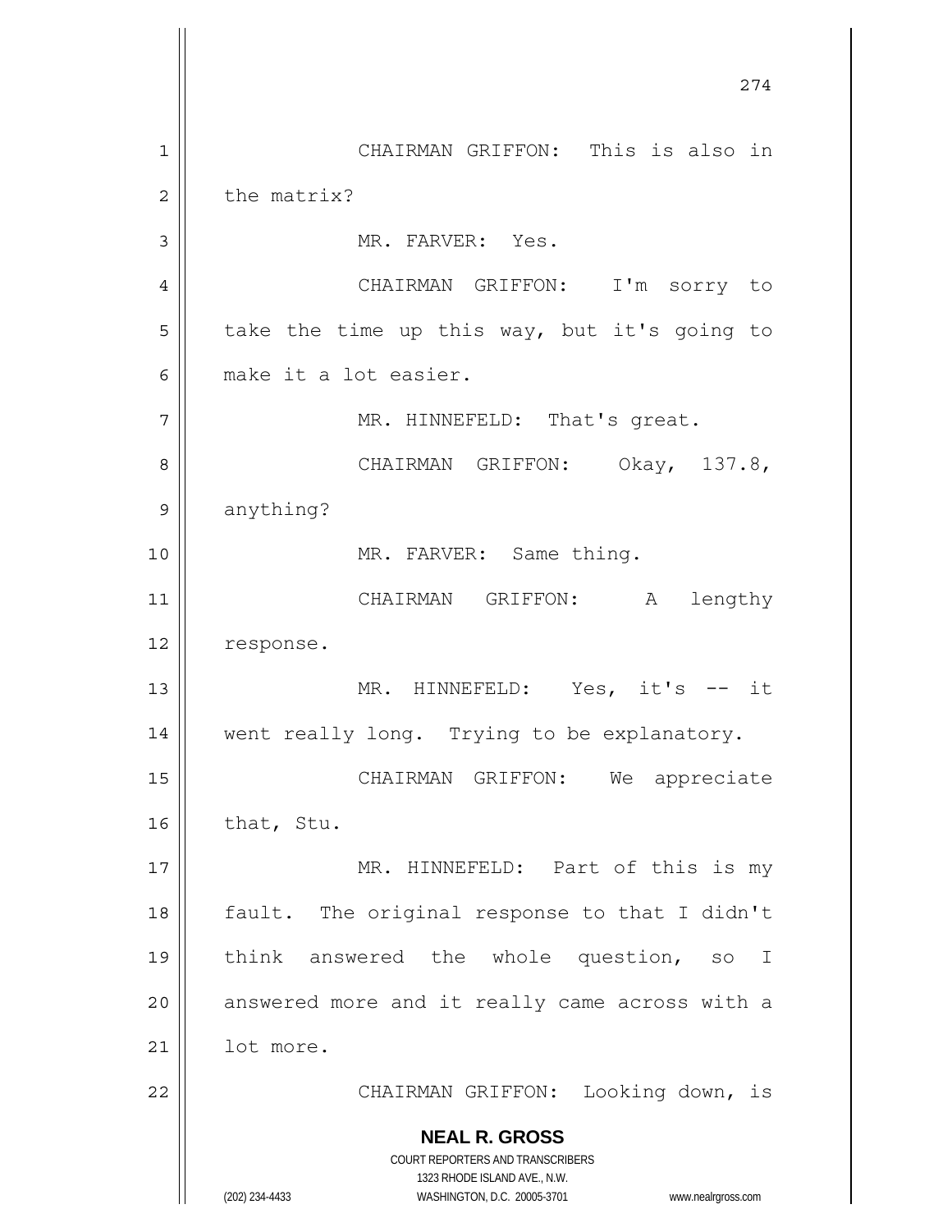CHAIRMAN GRIFFON: This is also in the matrix?

MR. FARVER: Yes.

CHAIRMAN GRIFFON: I'm sorry to take the time up this way, but it's going to make it a lot easier.

MR. HINNEFELD: That's great.

CHAIRMAN GRIFFON: Okay, 137.8, anything?

MR. FARVER: Same thing.

CHAIRMAN GRIFFON: A lengthy response.

MR. HINNEFELD: Yes, it's -- it went really long. Trying to be explanatory.

CHAIRMAN GRIFFON: We appreciate that, Stu.

MR. HINNEFELD: Part of this is my fault. The original response to that I didn't think answered the whole question, so I answered more and it really came across with a lot more.

CHAIRMAN GRIFFON: Looking down, is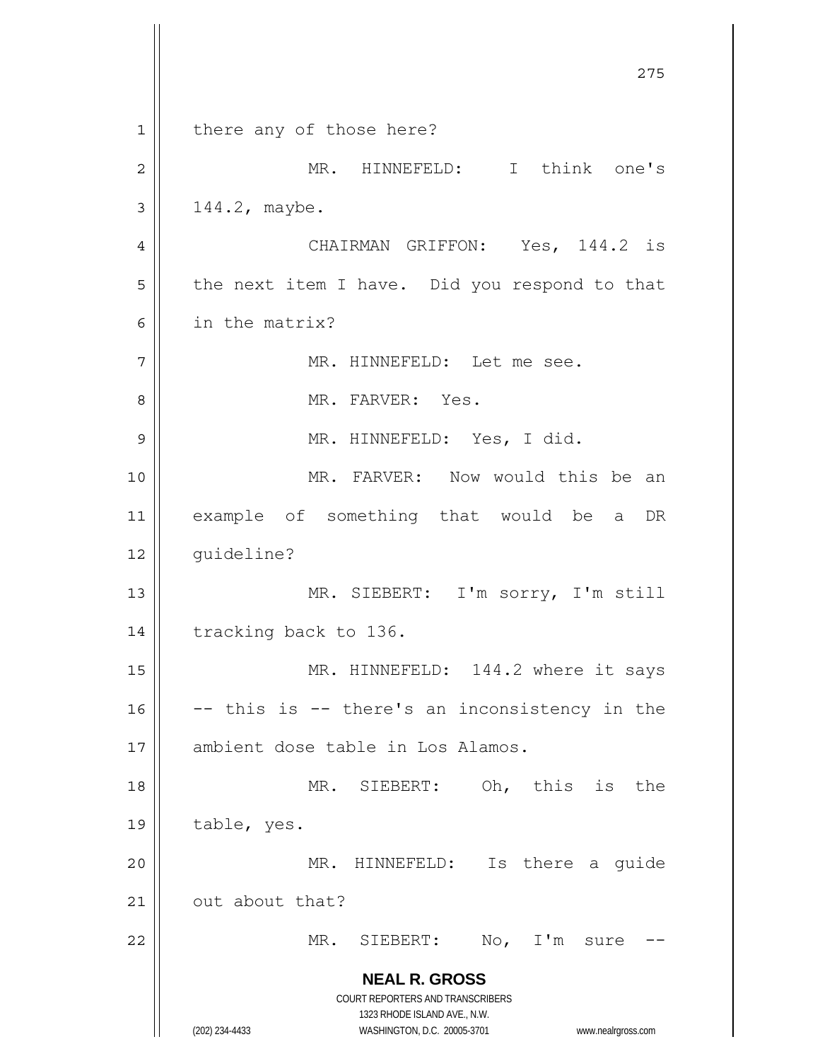there any of those here?

MR. HINNEFELD: I think one's 144.2, maybe.

CHAIRMAN GRIFFON: Yes, 144.2 is the next item I have. Did you respond to that in the matrix?

MR. HINNEFELD: Let me see.

MR. FARVER: Yes.

MR. HINNEFELD: Yes, I did.

MR. FARVER: Now would this be an example of something that would be a DR guideline?

MR. SIEBERT: I'm sorry, I'm still tracking back to 136.

MR. HINNEFELD: 144.2 where it says -- this is -- there's an inconsistency in the ambient dose table in Los Alamos.

MR. SIEBERT: Oh, this is the table, yes.

MR. HINNEFELD: Is there a guide out about that?

MR. SIEBERT: No, I'm sure --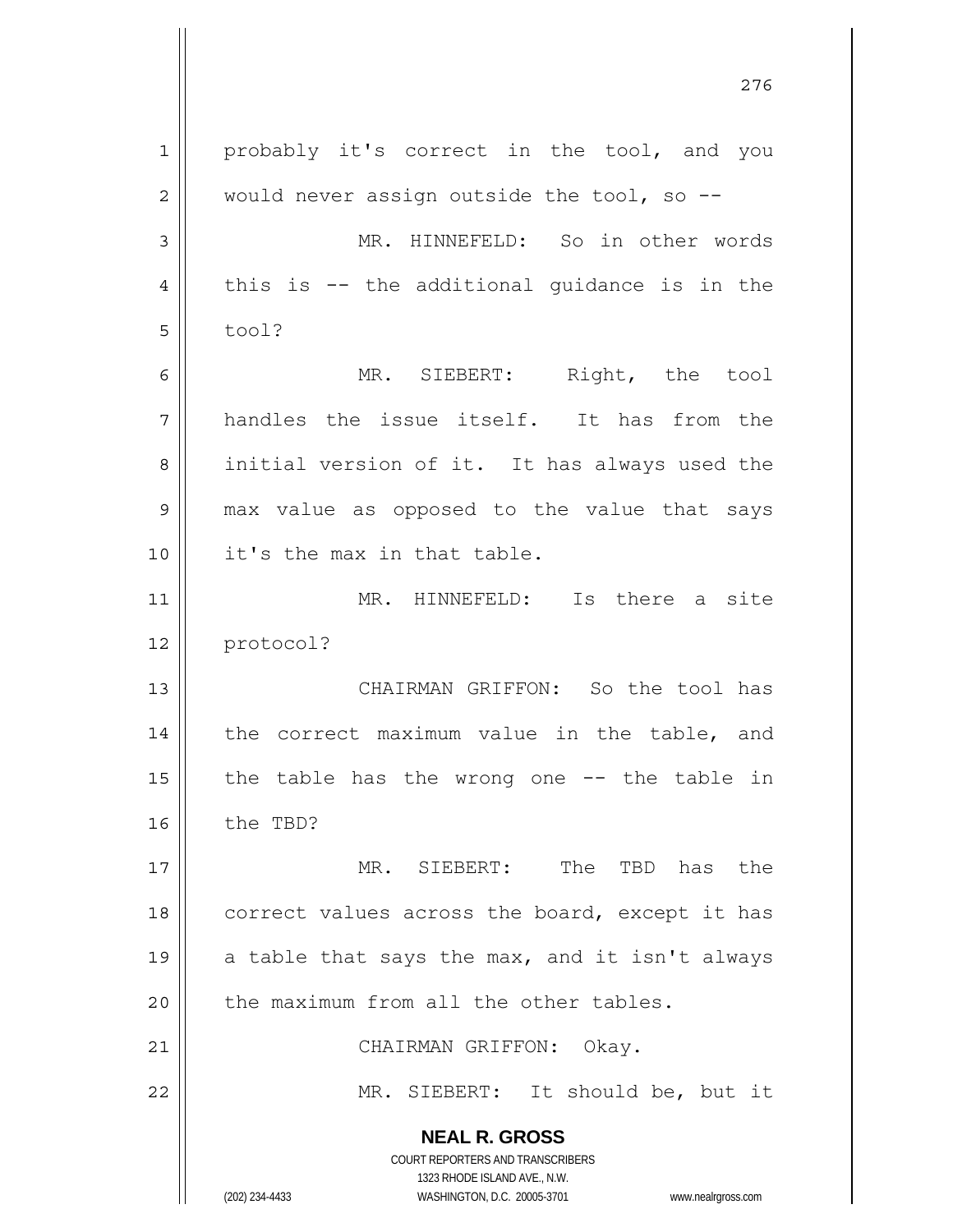probably it's correct in the tool, and you would never assign outside the tool, so --

MR. HINNEFELD: So in other words this is -- the additional guidance is in the tool?

MR. SIEBERT: Right, the tool handles the issue itself. It has from the initial version of it. It has always used the max value as opposed to the value that says it's the max in that table.

MR. HINNEFELD: Is there a site protocol?

CHAIRMAN GRIFFON: So the tool has the correct maximum value in the table, and the table has the wrong one -- the table in the TBD?

MR. SIEBERT: The TBD has the correct values across the board, except it has a table that says the max, and it isn't always the maximum from all the other tables.

CHAIRMAN GRIFFON: Okay.

MR. SIEBERT: It should be, but it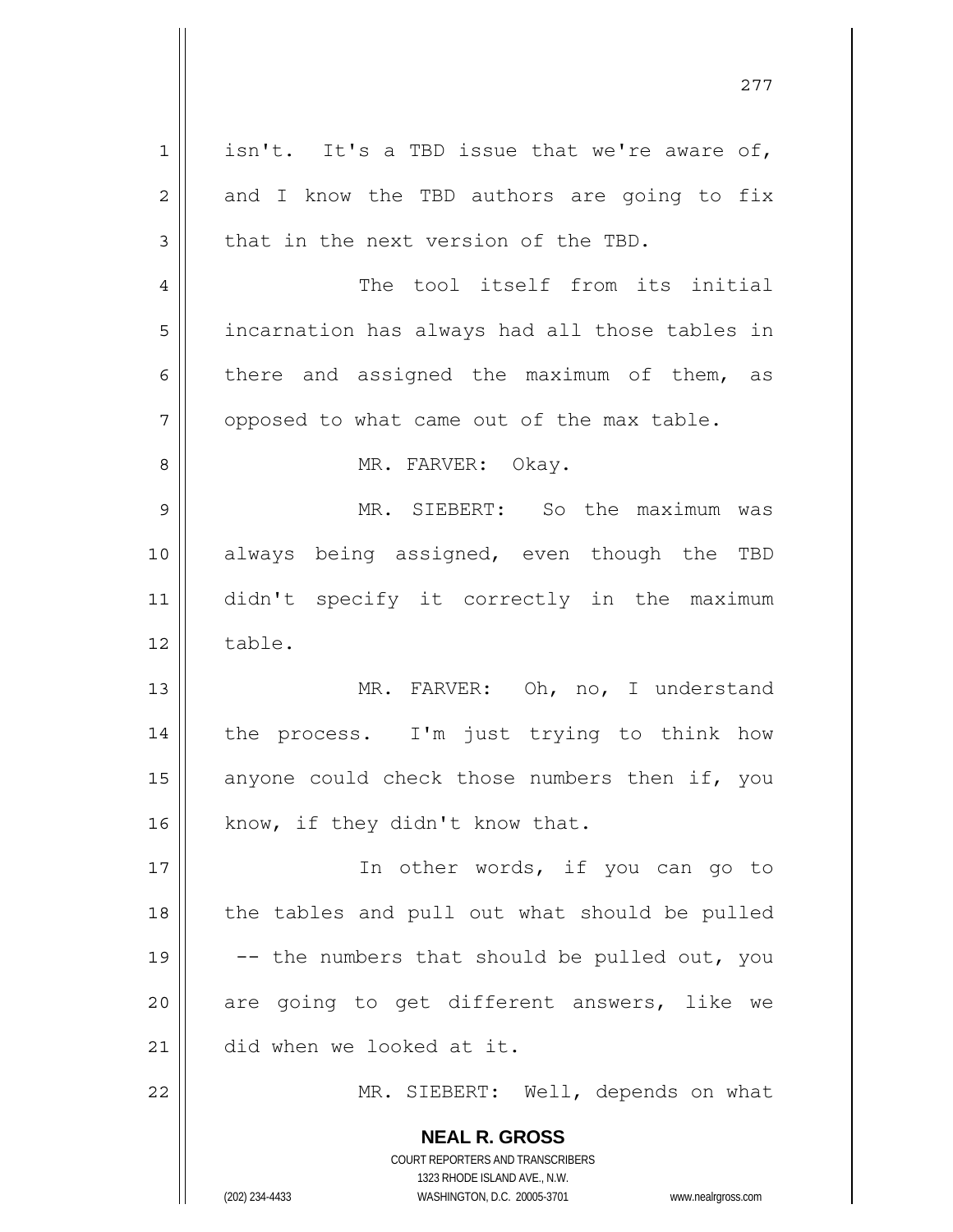isn't. It's a TBD issue that we're aware of, and I know the TBD authors are going to fix that in the next version of the TBD.

The tool itself from its initial incarnation has always had all those tables in there and assigned the maximum of them, as opposed to what came out of the max table.

MR. FARVER: Okay.

MR. SIEBERT: So the maximum was always being assigned, even though the TBD didn't specify it correctly in the maximum table.

MR. FARVER: Oh, no, I understand the process. I'm just trying to think how anyone could check those numbers then if, you know, if they didn't know that.

In other words, if you can go to the tables and pull out what should be pulled -- the numbers that should be pulled out, you are going to get different answers, like we did when we looked at it.

MR. SIEBERT: Well, depends on what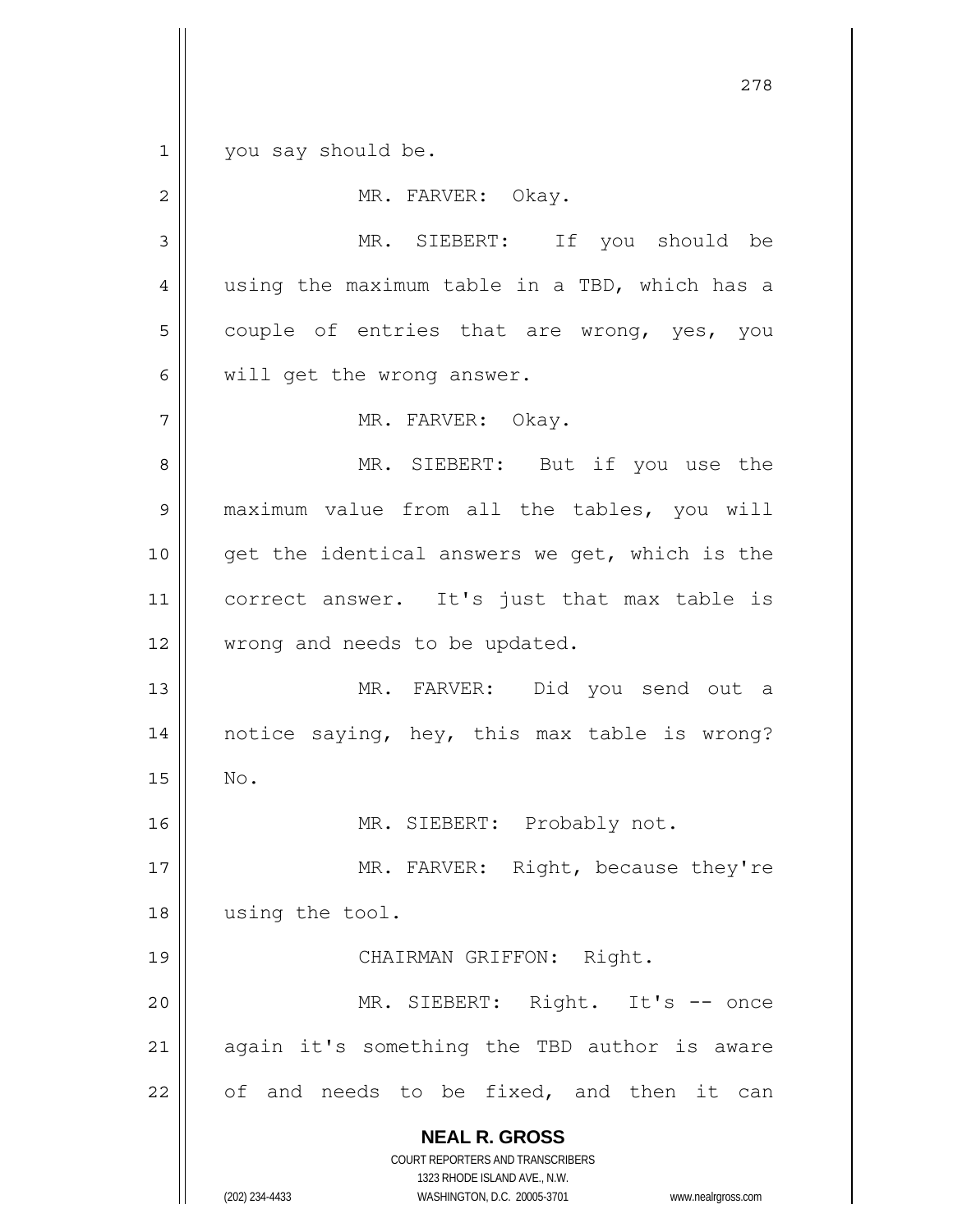you say should be.

MR. FARVER: Okay.

MR. SIEBERT: If you should be using the maximum table in a TBD, which has a couple of entries that are wrong, yes, you will get the wrong answer.

MR. FARVER: Okay.

MR. SIEBERT: But if you use the maximum value from all the tables, you will get the identical answers we get, which is the correct answer. It's just that max table is wrong and needs to be updated.

MR. FARVER: Did you send out a notice saying, hey, this max table is wrong? No.

MR. SIEBERT: Probably not.

MR. FARVER: Right, because they're using the tool.

CHAIRMAN GRIFFON: Right.

MR. SIEBERT: Right. It's -- once again it's something the TBD author is aware of and needs to be fixed, and then it can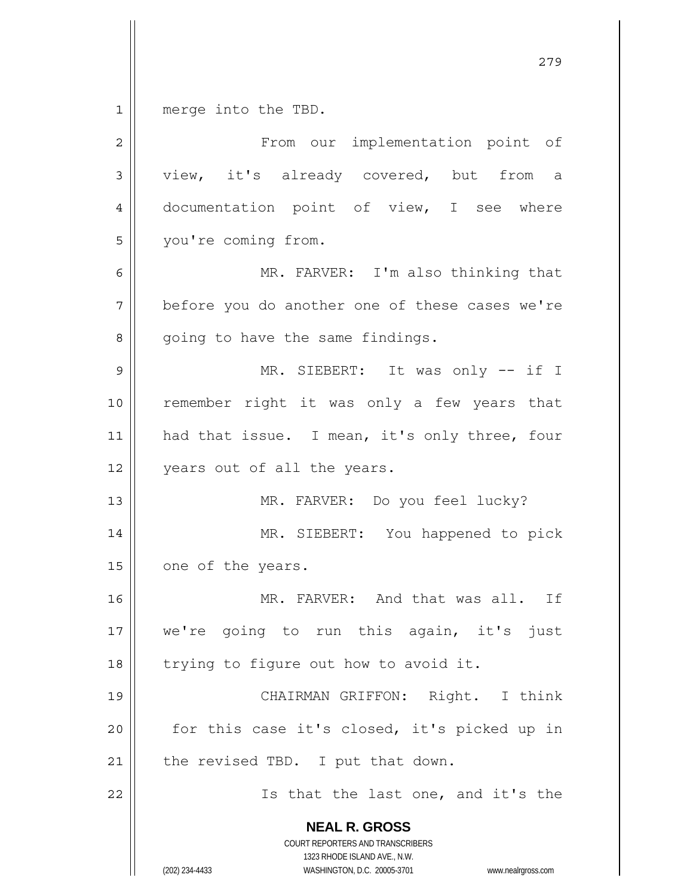merge into the TBD.

From our implementation point of view, it's already covered, but from a documentation point of view, I see where you're coming from.

MR. FARVER: I'm also thinking that before you do another one of these cases we're going to have the same findings.

MR. SIEBERT: It was only -- if I remember right it was only a few years that had that issue. I mean, it's only three, four years out of all the years.

MR. FARVER: Do you feel lucky?

MR. SIEBERT: You happened to pick one of the years.

MR. FARVER: And that was all. If we're going to run this again, it's just trying to figure out how to avoid it.

CHAIRMAN GRIFFON: Right. I think for this case it's closed, it's picked up in the revised TBD. I put that down.

Is that the last one, and it's the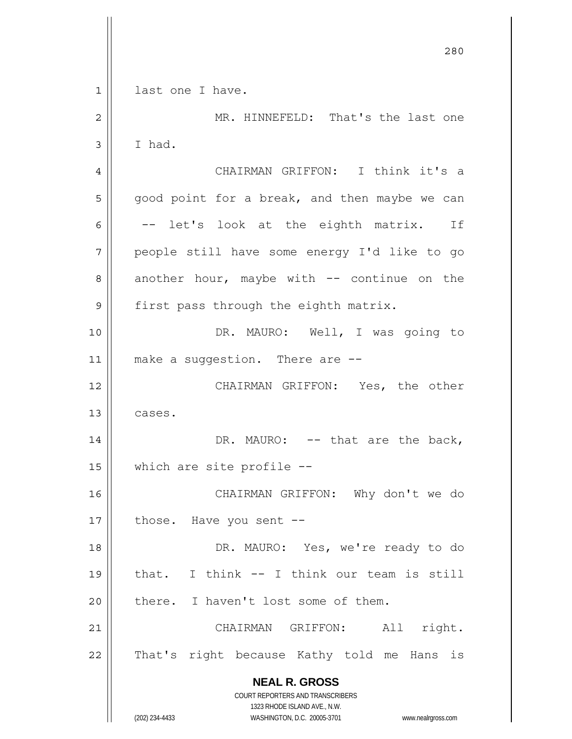last one I have.

MR. HINNEFELD: That's the last one I had.

CHAIRMAN GRIFFON: I think it's a good point for a break, and then maybe we can -- let's look at the eighth matrix. If people still have some energy I'd like to go another hour, maybe with -- continue on the first pass through the eighth matrix.

DR. MAURO: Well, I was going to make a suggestion. There are --

CHAIRMAN GRIFFON: Yes, the other cases.

DR. MAURO: -- that are the back, which are site profile --

CHAIRMAN GRIFFON: Why don't we do those. Have you sent --

DR. MAURO: Yes, we're ready to do that. I think -- I think our team is still there. I haven't lost some of them.

CHAIRMAN GRIFFON: All right. That's right because Kathy told me Hans is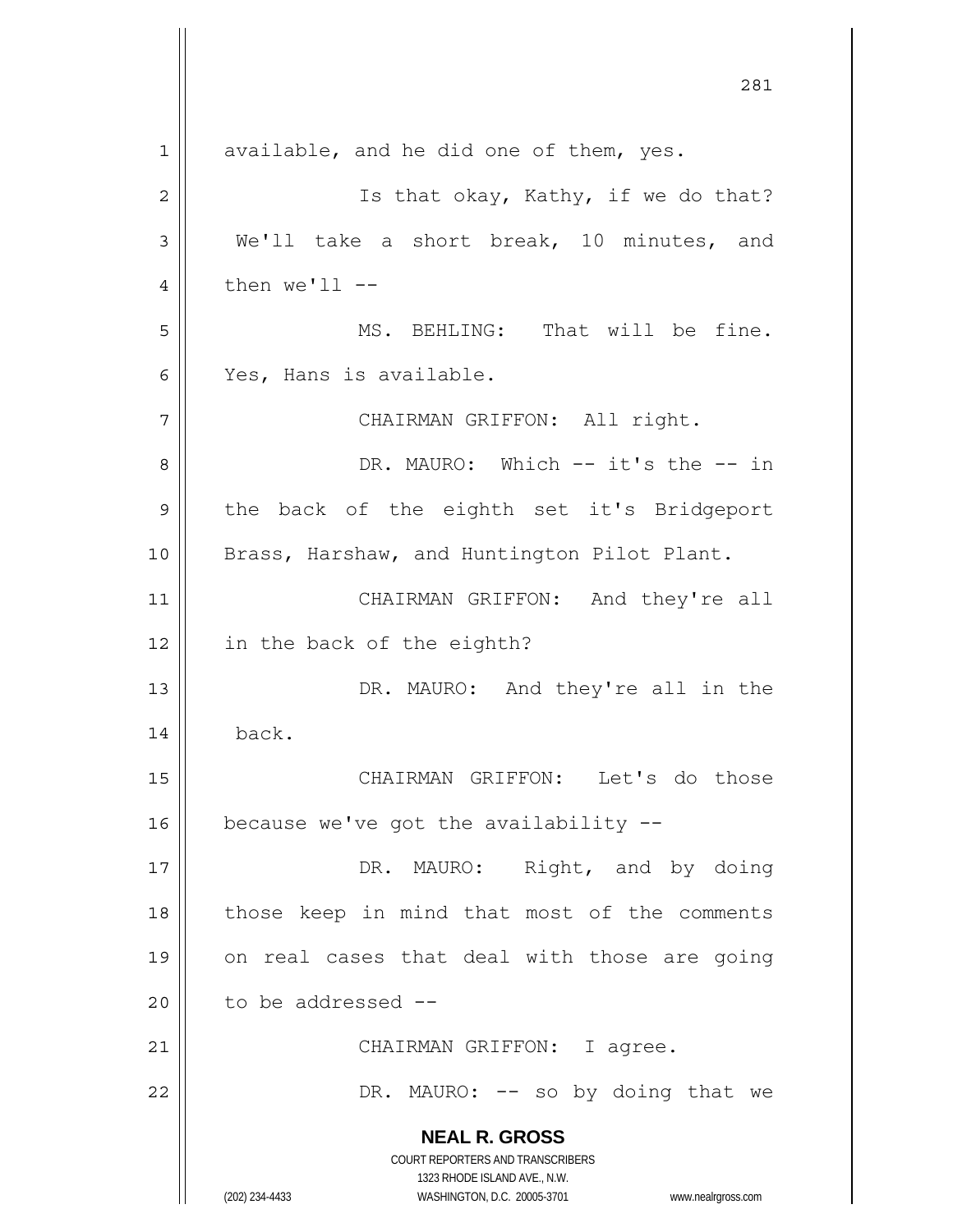available, and he did one of them, yes.

Is that okay, Kathy, if we do that? We'll take a short break, 10 minutes, and then we'll --

MS. BEHLING: That will be fine. Yes, Hans is available.

CHAIRMAN GRIFFON: All right.

DR. MAURO: Which -- it's the -- in the back of the eighth set it's Bridgeport Brass, Harshaw, and Huntington Pilot Plant.

CHAIRMAN GRIFFON: And they're all in the back of the eighth?

DR. MAURO: And they're all in the back.

CHAIRMAN GRIFFON: Let's do those because we've got the availability --

DR. MAURO: Right, and by doing those keep in mind that most of the comments on real cases that deal with those are going to be addressed --

CHAIRMAN GRIFFON: I agree.

DR. MAURO: -- so by doing that we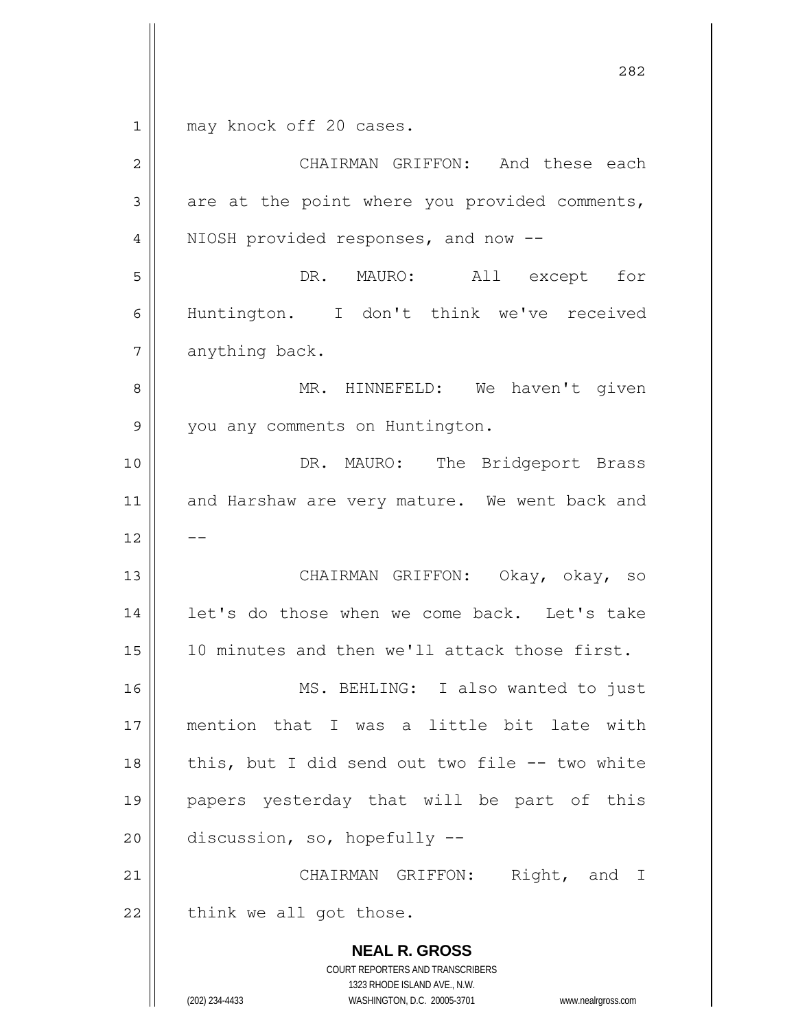may knock off 20 cases.

CHAIRMAN GRIFFON: And these each are at the point where you provided comments, NIOSH provided responses, and now --

DR. MAURO: All except for Huntington. I don't think we've received anything back.

MR. HINNEFELD: We haven't given you any comments on Huntington.

DR. MAURO: The Bridgeport Brass and Harshaw are very mature. We went back and --

CHAIRMAN GRIFFON: Okay, okay, so let's do those when we come back. Let's take 10 minutes and then we'll attack those first.

MS. BEHLING: I also wanted to just mention that I was a little bit late with this, but I did send out two file -- two white papers yesterday that will be part of this discussion, so, hopefully --

CHAIRMAN GRIFFON: Right, and I think we all got those.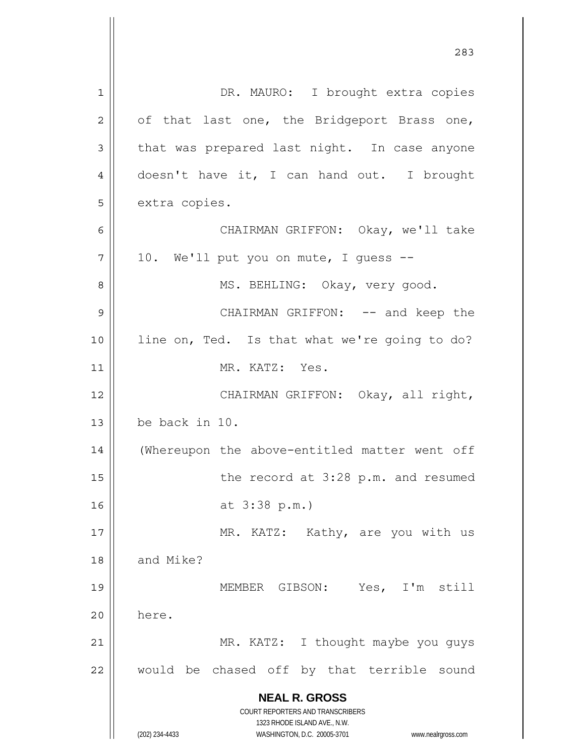DR. MAURO: I brought extra copies of that last one, the Bridgeport Brass one, that was prepared last night. In case anyone doesn't have it, I can hand out. I brought extra copies.

CHAIRMAN GRIFFON: Okay, we'll take 10. We'll put you on mute, I guess --

MS. BEHLING: Okay, very good.

CHAIRMAN GRIFFON: -- and keep the line on, Ted. Is that what we're going to do?

MR. KATZ: Yes.

CHAIRMAN GRIFFON: Okay, all right, be back in 10.

(Whereupon the above-entitled matter went off the record at 3:28 p.m. and resumed at 3:38 p.m.)

MR. KATZ: Kathy, are you with us and Mike?

MEMBER GIBSON: Yes, I'm still here.

MR. KATZ: I thought maybe you guys would be chased off by that terrible sound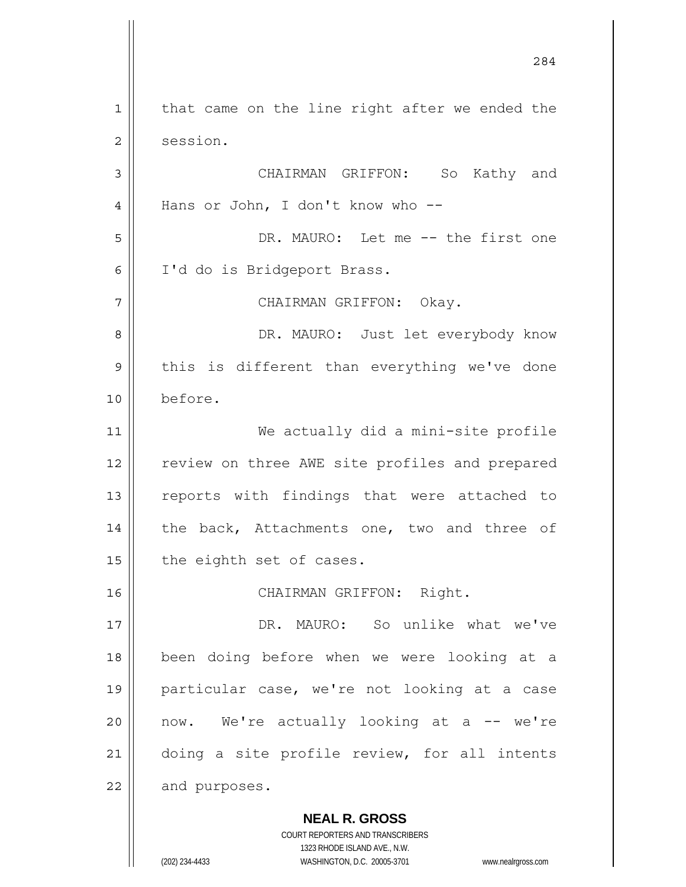that came on the line right after we ended the session.

CHAIRMAN GRIFFON: So Kathy and Hans or John, I don't know who --

DR. MAURO: Let me -- the first one I'd do is Bridgeport Brass.

CHAIRMAN GRIFFON: Okay.

DR. MAURO: Just let everybody know this is different than everything we've done before.

We actually did a mini-site profile review on three AWE site profiles and prepared reports with findings that were attached to the back, Attachments one, two and three of the eighth set of cases.

CHAIRMAN GRIFFON: Right.

DR. MAURO: So unlike what we've been doing before when we were looking at a particular case, we're not looking at a case now. We're actually looking at a -- we're doing a site profile review, for all intents and purposes.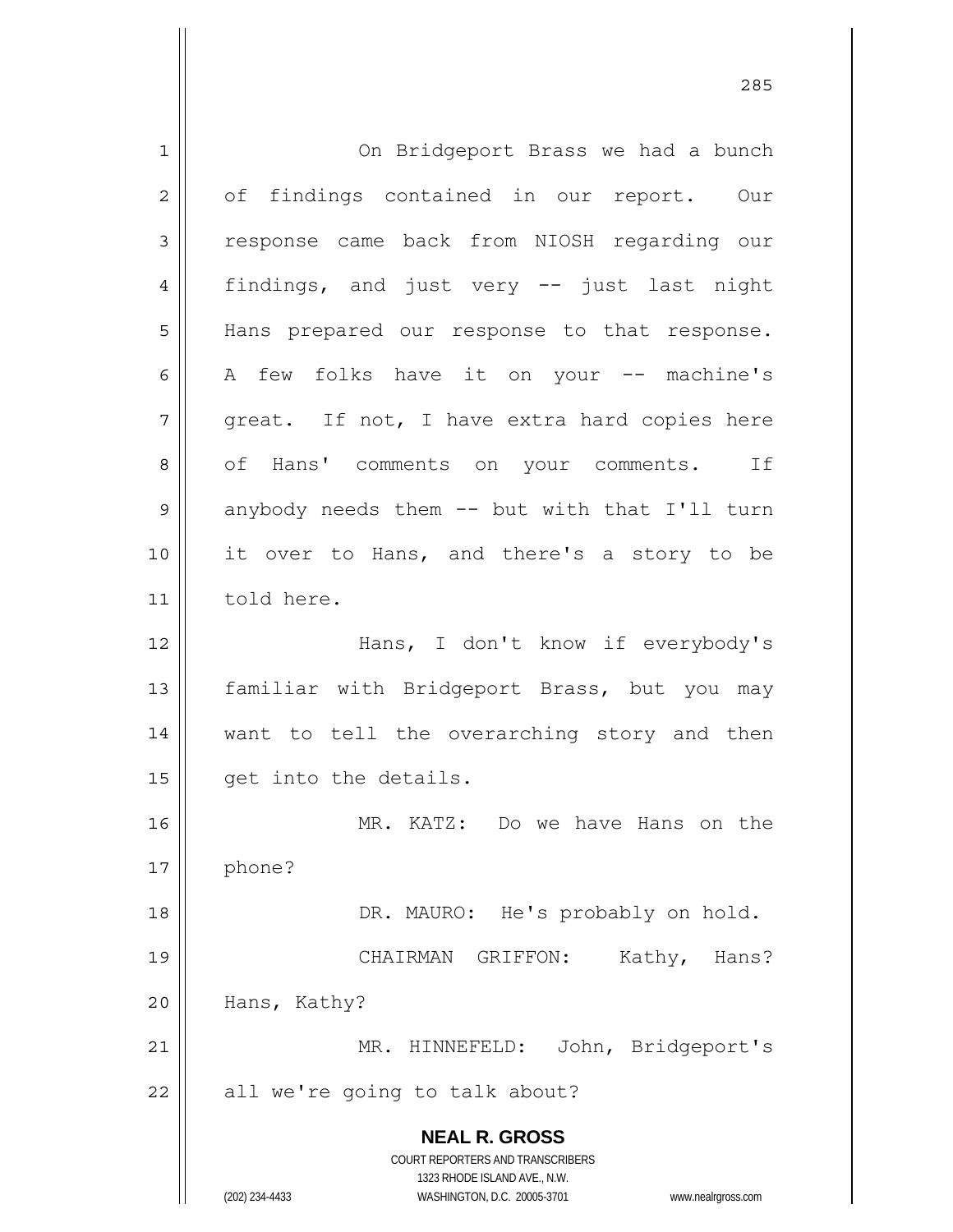On Bridgeport Brass we had a bunch of findings contained in our report. Our response came back from NIOSH regarding our findings, and just very -- just last night Hans prepared our response to that response. A few folks have it on your -- machine's great. If not, I have extra hard copies here of Hans' comments on your comments. If anybody needs them -- but with that I'll turn it over to Hans, and there's a story to be told here.

Hans, I don't know if everybody's familiar with Bridgeport Brass, but you may want to tell the overarching story and then get into the details.

MR. KATZ: Do we have Hans on the phone?

DR. MAURO: He's probably on hold.

CHAIRMAN GRIFFON: Kathy, Hans? Hans, Kathy?

MR. HINNEFELD: John, Bridgeport's all we're going to talk about?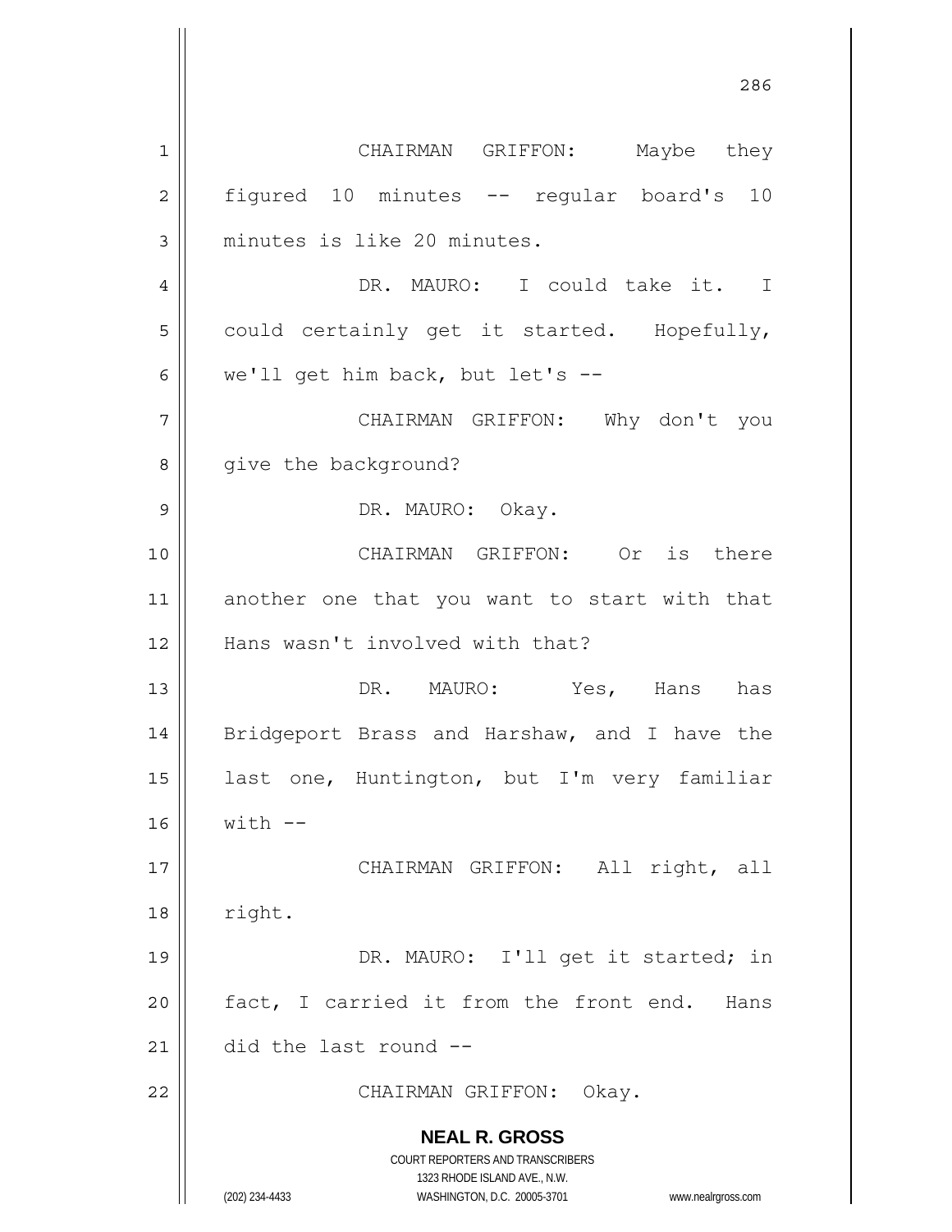CHAIRMAN GRIFFON: Maybe they figured 10 minutes -- regular board's 10 minutes is like 20 minutes.

DR. MAURO: I could take it. I could certainly get it started. Hopefully, we'll get him back, but let's --

CHAIRMAN GRIFFON: Why don't you give the background?

DR. MAURO: Okay.

CHAIRMAN GRIFFON: Or is there another one that you want to start with that Hans wasn't involved with that?

DR. MAURO: Yes, Hans has Bridgeport Brass and Harshaw, and I have the last one, Huntington, but I'm very familiar with --

CHAIRMAN GRIFFON: All right, all right.

DR. MAURO: I'll get it started; in fact, I carried it from the front end. Hans did the last round --

CHAIRMAN GRIFFON: Okay.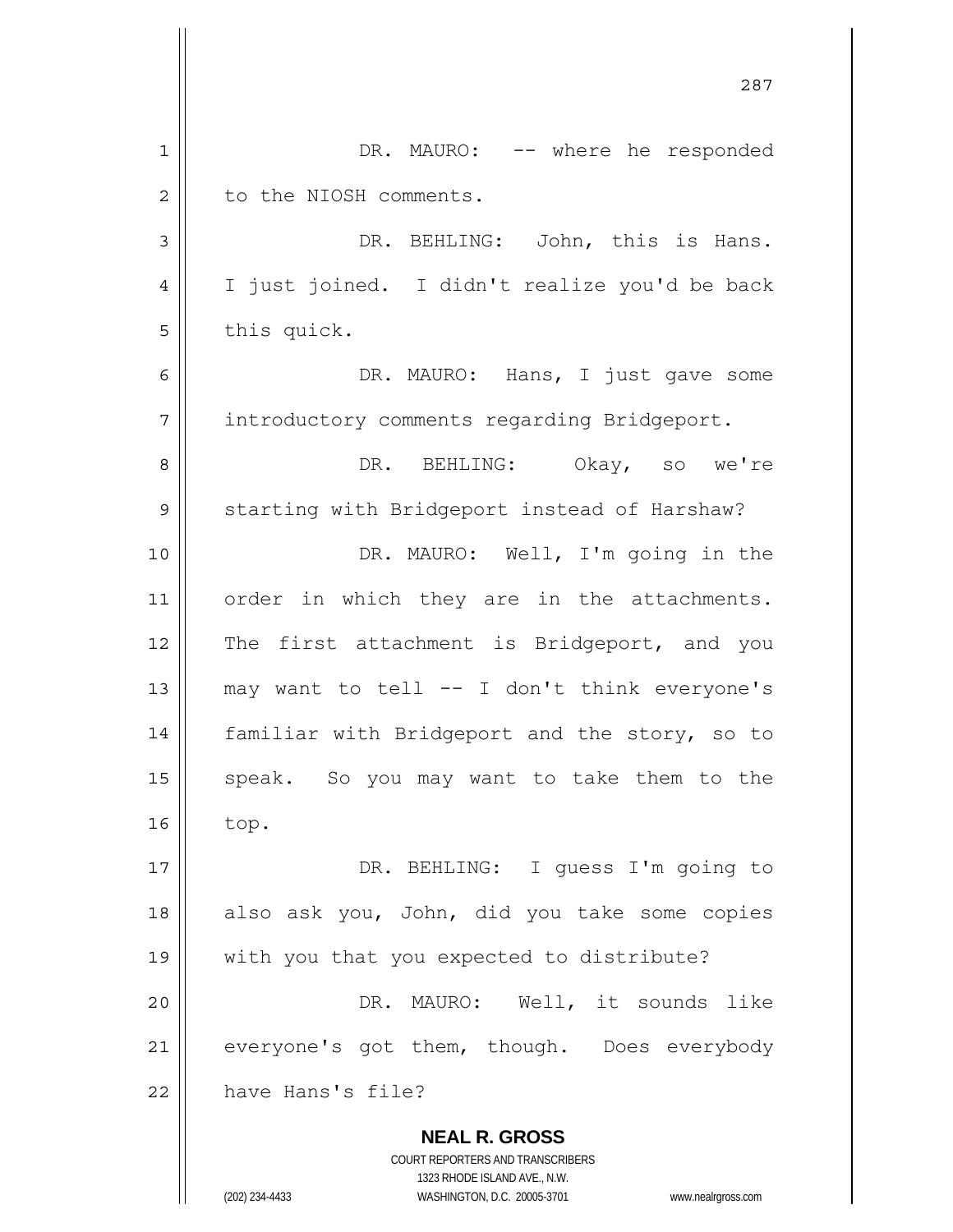DR. MAURO: -- where he responded to the NIOSH comments.

DR. BEHLING: John, this is Hans. I just joined. I didn't realize you'd be back this quick.

DR. MAURO: Hans, I just gave some introductory comments regarding Bridgeport.

DR. BEHLING: Okay, so we're starting with Bridgeport instead of Harshaw?

DR. MAURO: Well, I'm going in the order in which they are in the attachments. The first attachment is Bridgeport, and you may want to tell -- I don't think everyone's familiar with Bridgeport and the story, so to speak. So you may want to take them to the top.

DR. BEHLING: I guess I'm going to also ask you, John, did you take some copies with you that you expected to distribute?

DR. MAURO: Well, it sounds like everyone's got them, though. Does everybody have Hans's file?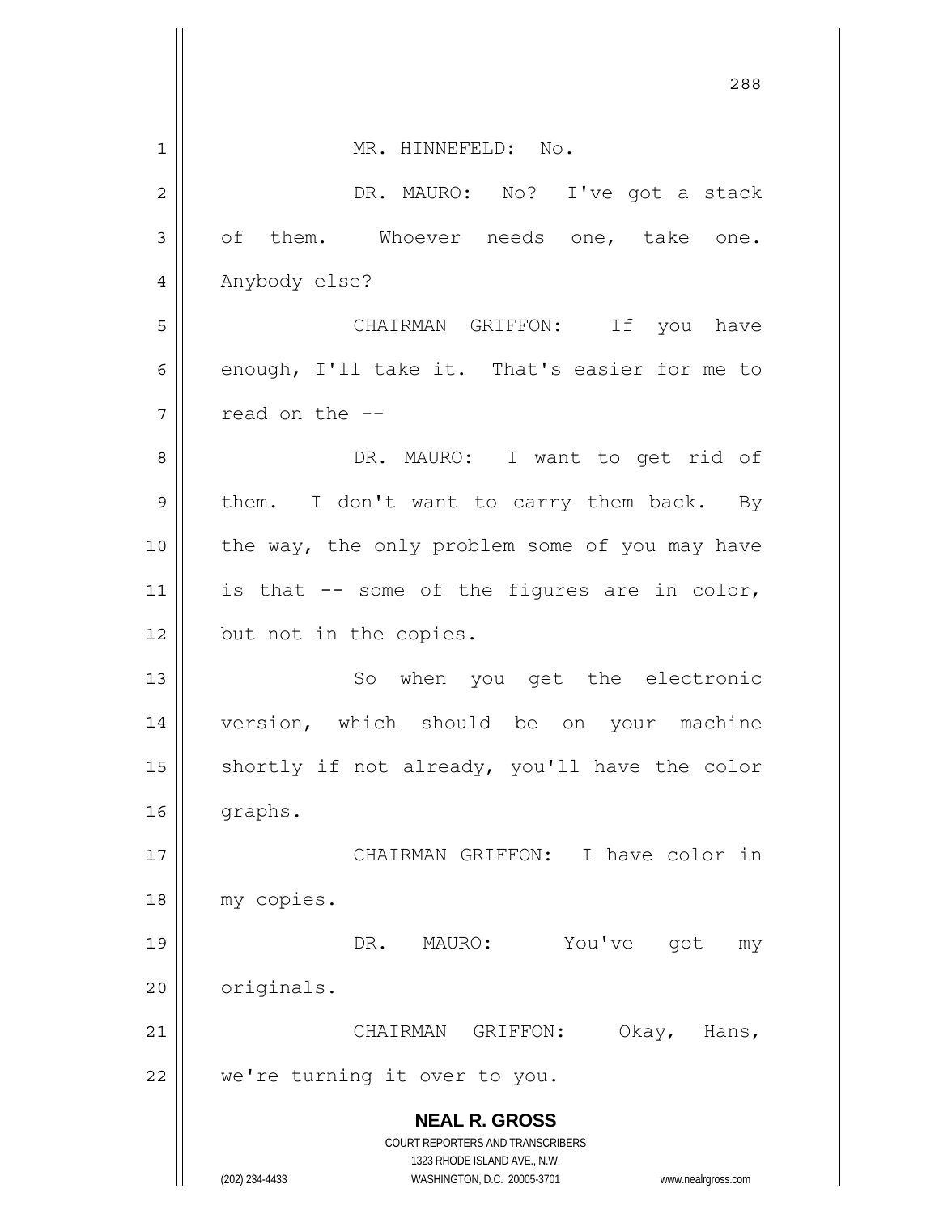MR. HINNEFELD: No.

DR. MAURO: No? I've got a stack of them. Whoever needs one, take one. Anybody else?

CHAIRMAN GRIFFON: If you have enough, I'll take it. That's easier for me to read on the --

DR. MAURO: I want to get rid of them. I don't want to carry them back. By the way, the only problem some of you may have is that -- some of the figures are in color, but not in the copies.

So when you get the electronic version, which should be on your machine shortly if not already, you'll have the color graphs.

CHAIRMAN GRIFFON: I have color in my copies.

DR. MAURO: You've got my originals.

CHAIRMAN GRIFFON: Okay, Hans, we're turning it over to you.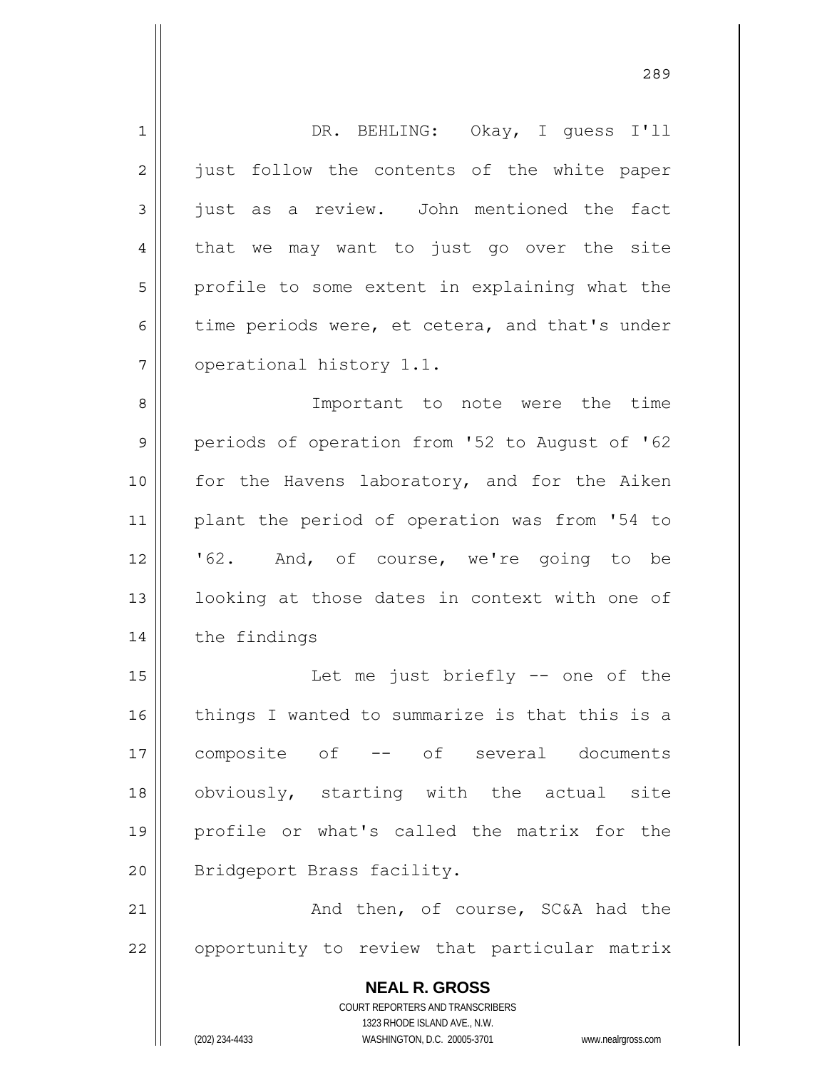DR. BEHLING: Okay, I guess I'll just follow the contents of the white paper just as a review. John mentioned the fact that we may want to just go over the site profile to some extent in explaining what the time periods were, et cetera, and that's under operational history 1.1.

Important to note were the time periods of operation from '52 to August of '62 for the Havens laboratory, and for the Aiken plant the period of operation was from '54 to '62. And, of course, we're going to be looking at those dates in context with one of the findings

Let me just briefly -- one of the things I wanted to summarize is that this is a composite of -- of several documents obviously, starting with the actual site profile or what's called the matrix for the Bridgeport Brass facility.

And then, of course, SC&A had the opportunity to review that particular matrix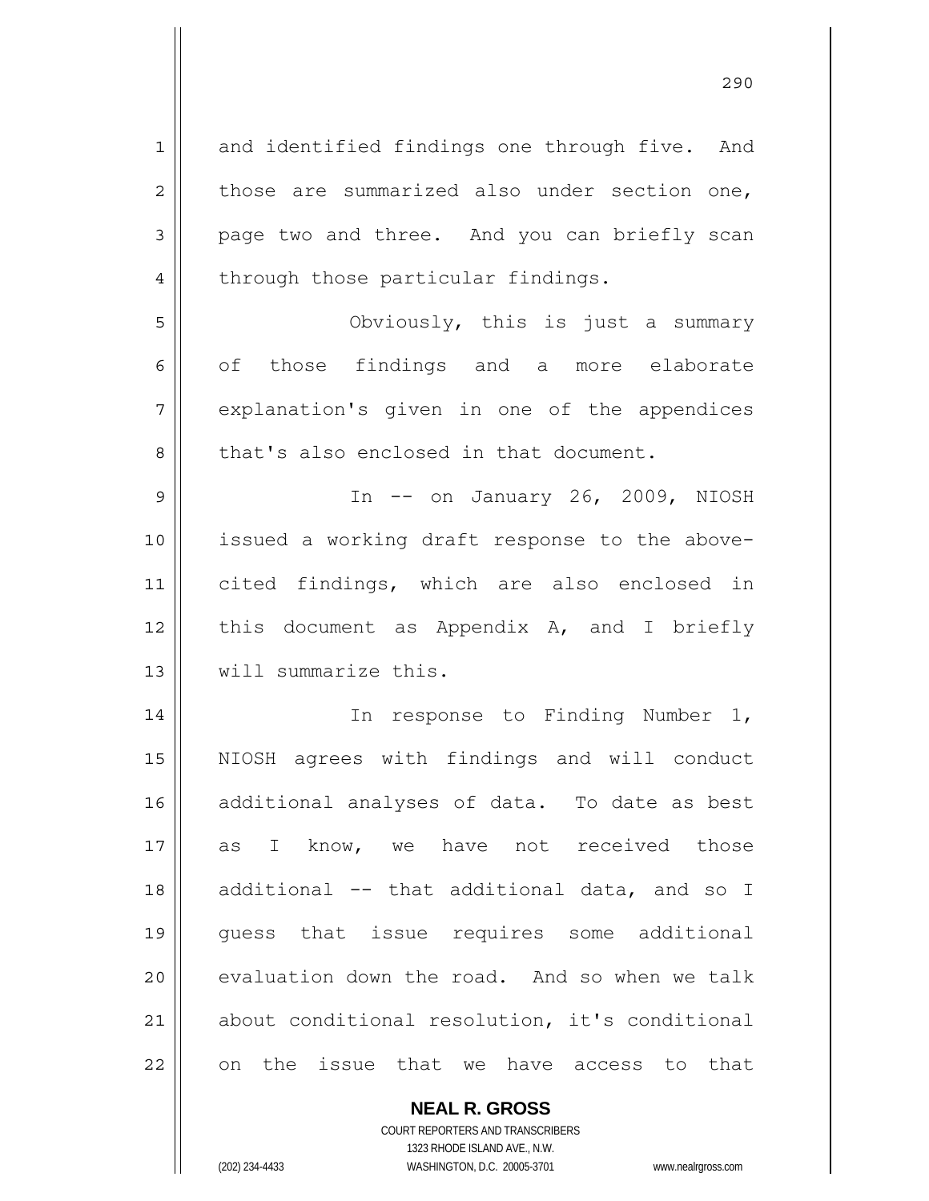and identified findings one through five. And those are summarized also under section one, page two and three. And you can briefly scan through those particular findings.

Obviously, this is just a summary of those findings and a more elaborate explanation's given in one of the appendices that's also enclosed in that document.

In -- on January 26, 2009, NIOSH issued a working draft response to the above-cited findings, which are also enclosed in this document as Appendix A, and I briefly will summarize this.

In response to Finding Number 1, NIOSH agrees with findings and will conduct additional analyses of data. To date as best as I know, we have not received those additional -- that additional data, and so I guess that issue requires some additional evaluation down the road. And so when we talk about conditional resolution, it's conditional on the issue that we have access to that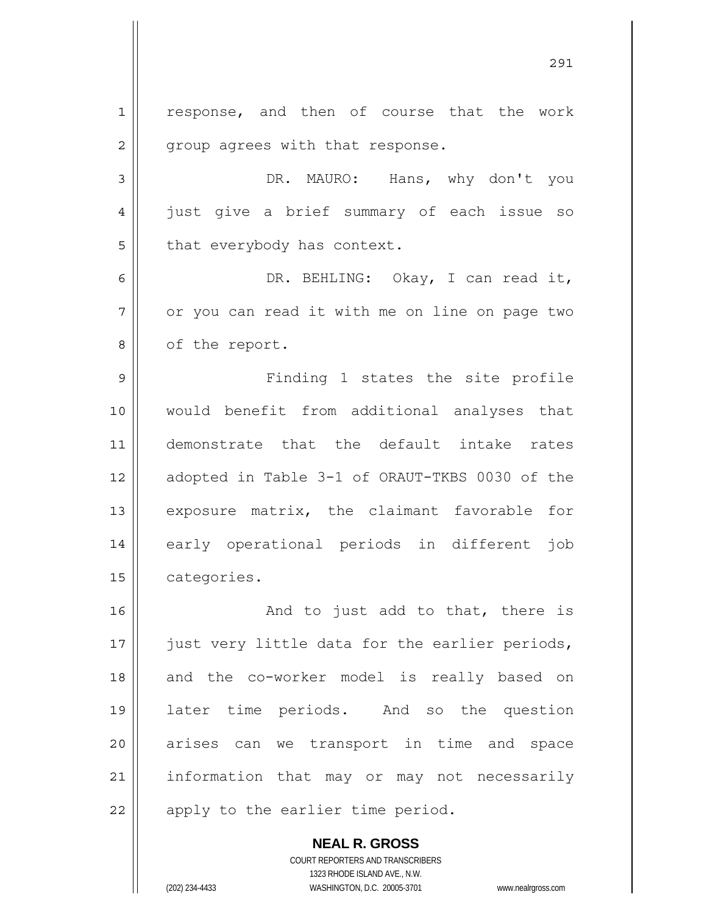response, and then of course that the work group agrees with that response.

DR. MAURO: Hans, why don't you just give a brief summary of each issue so that everybody has context.

DR. BEHLING: Okay, I can read it, or you can read it with me on line on page two of the report.

Finding 1 states the site profile would benefit from additional analyses that demonstrate that the default intake rates adopted in Table 3-1 of ORAUT-TKBS 0030 of the exposure matrix, the claimant favorable for early operational periods in different job categories.

And to just add to that, there is just very little data for the earlier periods, and the co-worker model is really based on later time periods. And so the question arises can we transport in time and space information that may or may not necessarily apply to the earlier time period.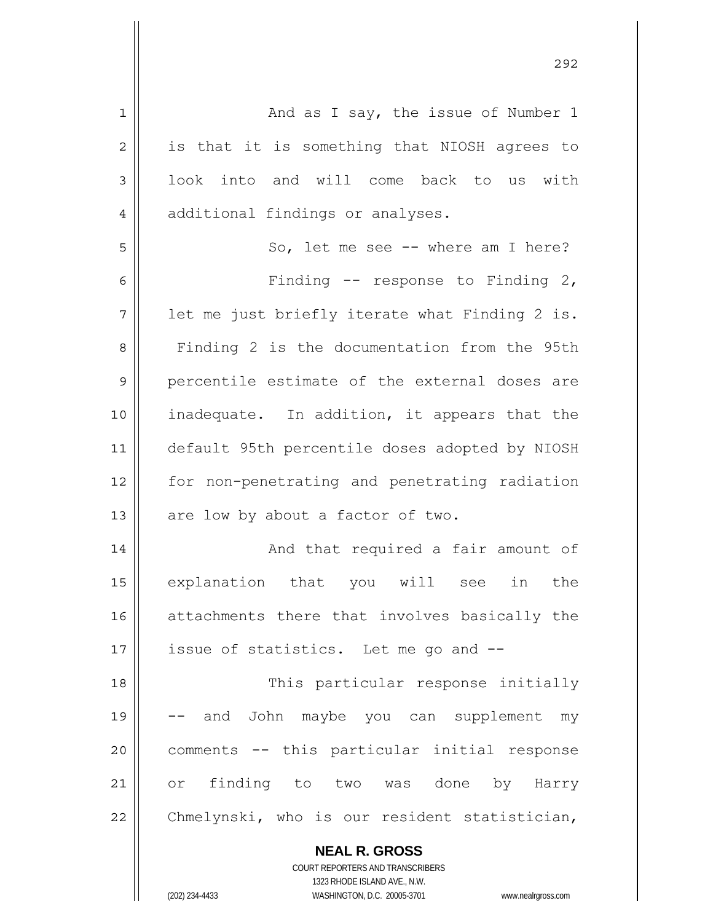And as I say, the issue of Number 1 is that it is something that NIOSH agrees to look into and will come back to us with additional findings or analyses.

So, let me see -- where am I here?

Finding -- response to Finding 2, let me just briefly iterate what Finding 2 is. Finding 2 is the documentation from the 95th percentile estimate of the external doses are inadequate. In addition, it appears that the default 95th percentile doses adopted by NIOSH for non-penetrating and penetrating radiation are low by about a factor of two.

And that required a fair amount of explanation that you will see in the attachments there that involves basically the issue of statistics. Let me go and --

This particular response initially -- and John maybe you can supplement my comments -- this particular initial response or finding to two was done by Harry Chmelynski, who is our resident statistician,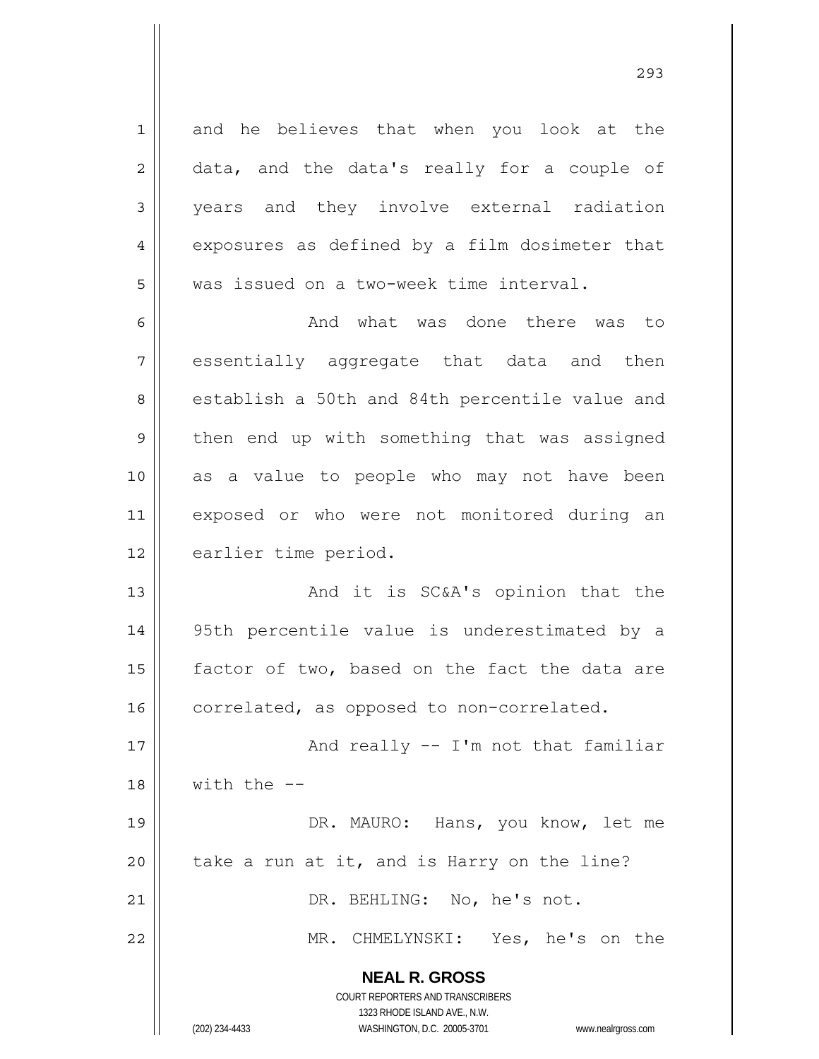and he believes that when you look at the data, and the data's really for a couple of years and they involve external radiation exposures as defined by a film dosimeter that was issued on a two-week time interval.

And what was done there was to essentially aggregate that data and then establish a 50th and 84th percentile value and then end up with something that was assigned as a value to people who may not have been exposed or who were not monitored during an earlier time period.

And it is SC&A's opinion that the 95th percentile value is underestimated by a factor of two, based on the fact the data are correlated, as opposed to non-correlated.

And really -- I'm not that familiar with the --

DR. MAURO: Hans, you know, let me take a run at it, and is Harry on the line?

DR. BEHLING: No, he's not.

MR. CHMELYNSKI: Yes, he's on the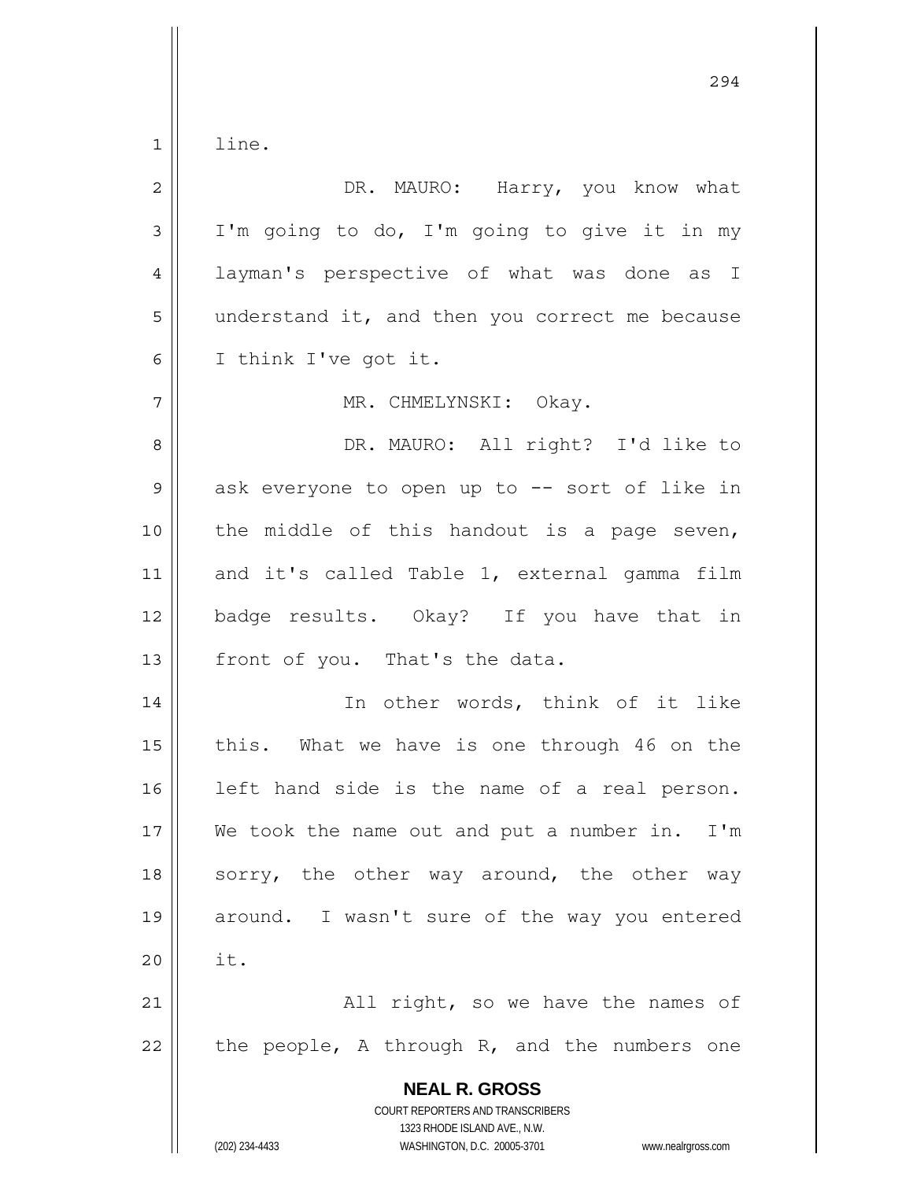line.

DR. MAURO: Harry, you know what I'm going to do, I'm going to give it in my layman's perspective of what was done as I understand it, and then you correct me because I think I've got it.

MR. CHMELYNSKI: Okay.

DR. MAURO: All right? I'd like to ask everyone to open up to -- sort of like in the middle of this handout is a page seven, and it's called Table 1, external gamma film badge results. Okay? If you have that in front of you. That's the data.

In other words, think of it like this. What we have is one through 46 on the left hand side is the name of a real person. We took the name out and put a number in. I'm sorry, the other way around, the other way around. I wasn't sure of the way you entered it.

All right, so we have the names of the people, A through R, and the numbers one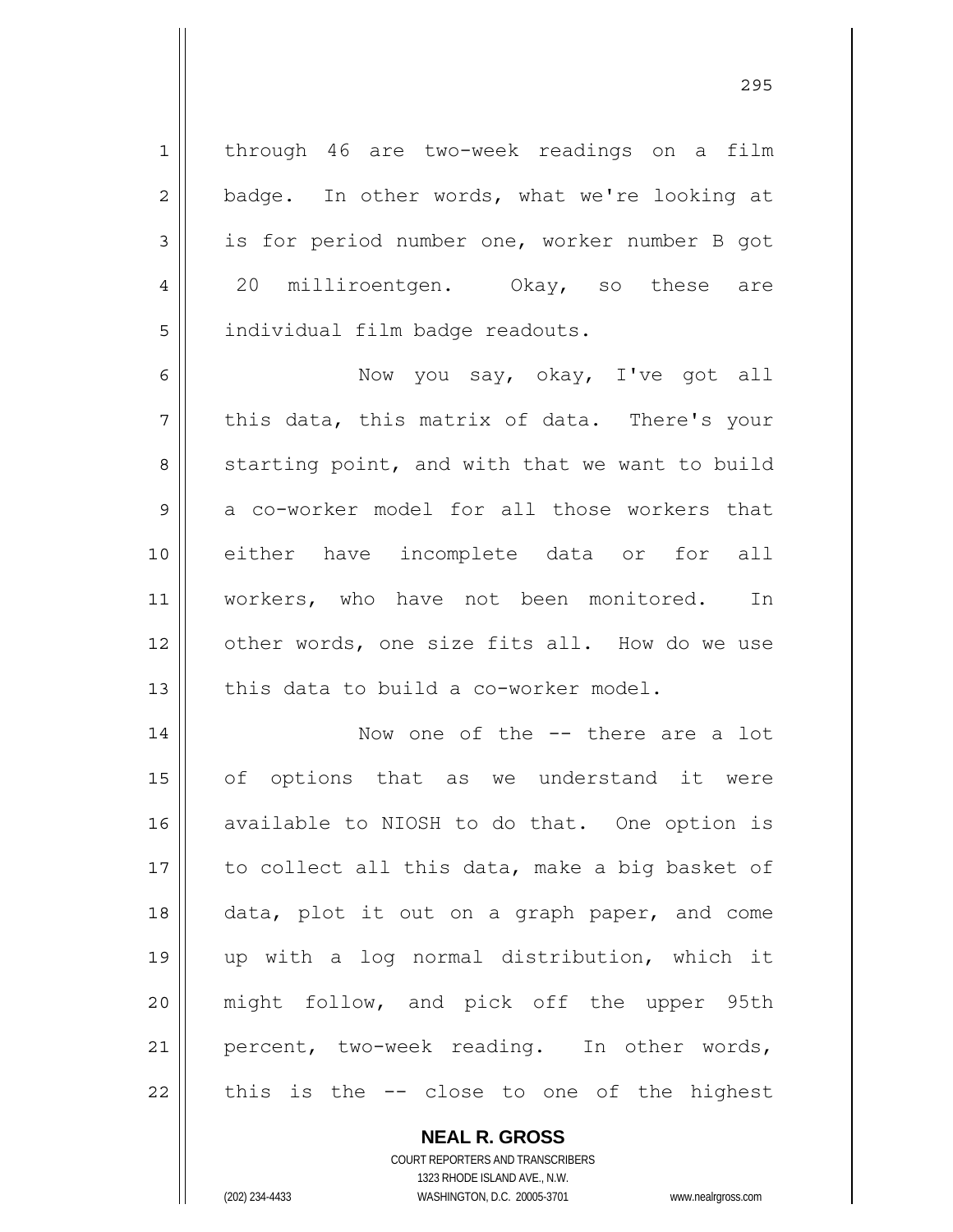through 46 are two-week readings on a film badge. In other words, what we're looking at is for period number one, worker number B got 20 milliroentgen. Okay, so these are individual film badge readouts.

Now you say, okay, I've got all this data, this matrix of data. There's your starting point, and with that we want to build a co-worker model for all those workers that either have incomplete data or for all workers, who have not been monitored. In other words, one size fits all. How do we use this data to build a co-worker model.

Now one of the -- there are a lot of options that as we understand it were available to NIOSH to do that. One option is to collect all this data, make a big basket of data, plot it out on a graph paper, and come up with a log normal distribution, which it might follow, and pick off the upper 95th percent, two-week reading. In other words, this is the -- close to one of the highest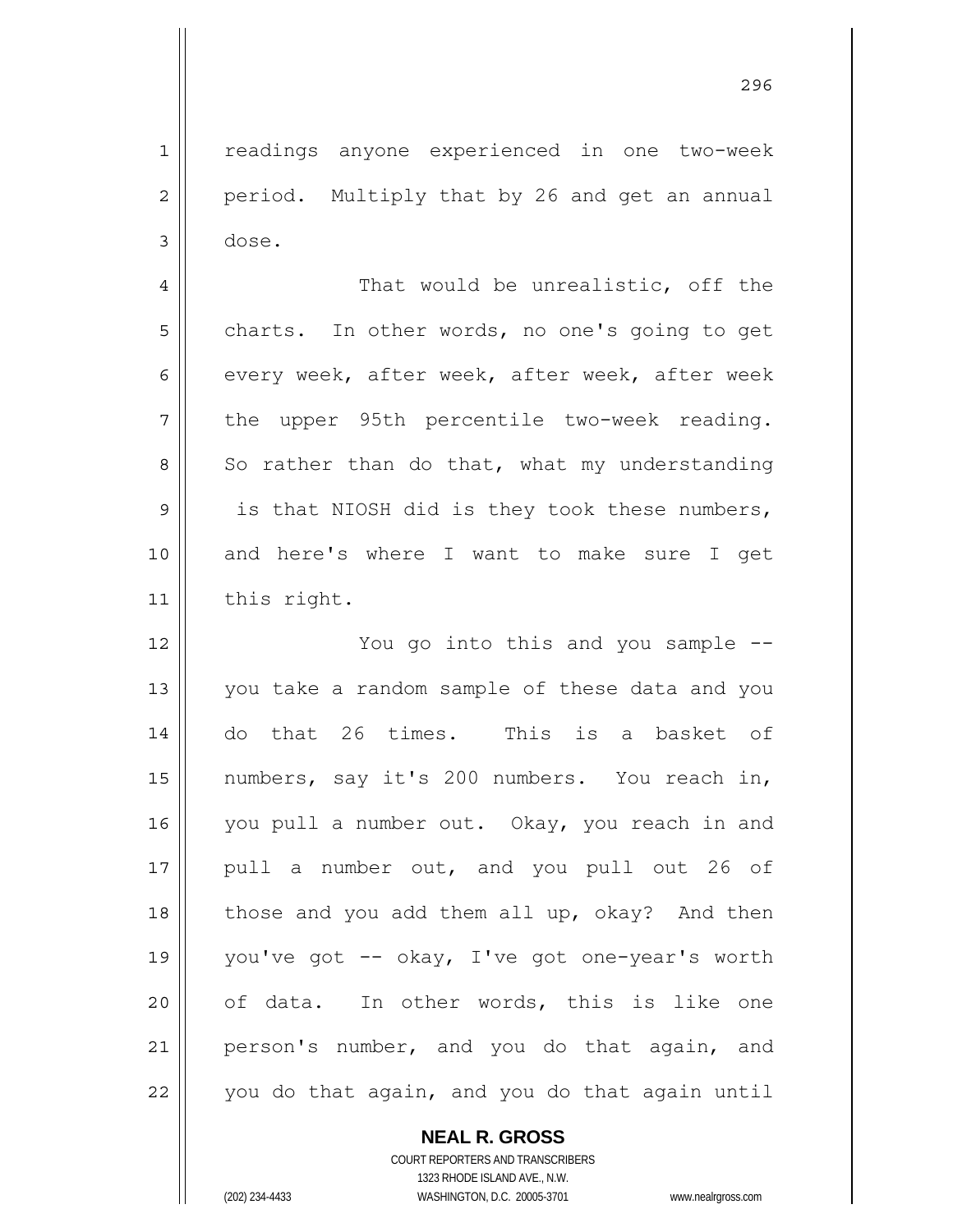readings anyone experienced in one two-week period. Multiply that by 26 and get an annual dose.

That would be unrealistic, off the charts. In other words, no one's going to get every week, after week, after week, after week the upper 95th percentile two-week reading. So rather than do that, what my understanding is that NIOSH did is they took these numbers, and here's where I want to make sure I get this right.

You go into this and you sample -- you take a random sample of these data and you do that 26 times. This is a basket of numbers, say it's 200 numbers. You reach in, you pull a number out. Okay, you reach in and pull a number out, and you pull out 26 of those and you add them all up, okay? And then you've got -- okay, I've got one-year's worth of data. In other words, this is like one person's number, and you do that again, and you do that again, and you do that again until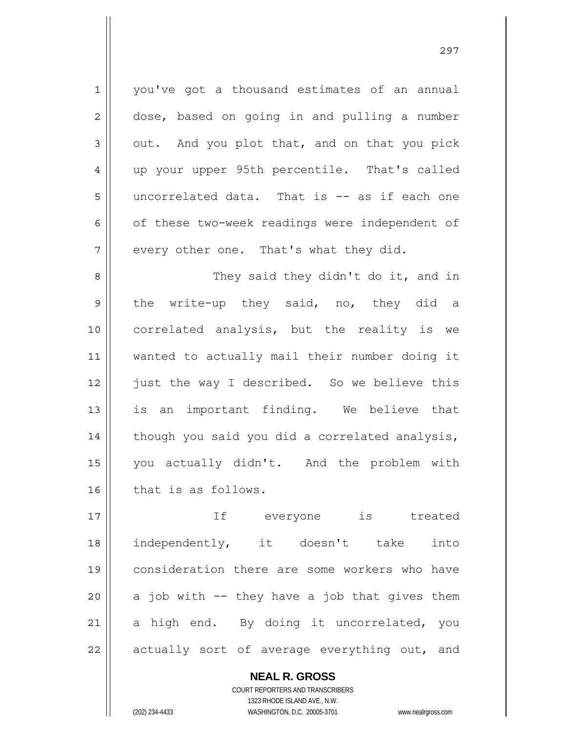you've got a thousand estimates of an annual dose, based on going in and pulling a number out. And you plot that, and on that you pick up your upper 95th percentile. That's called uncorrelated data. That is -- as if each one of these two-week readings were independent of every other one. That's what they did.

They said they didn't do it, and in the write-up they said, no, they did a correlated analysis, but the reality is we wanted to actually mail their number doing it just the way I described. So we believe this is an important finding. We believe that though you said you did a correlated analysis, you actually didn't. And the problem with that is as follows.

If everyone is treated independently, it doesn't take into consideration there are some workers who have a job with -- they have a job that gives them a high end. By doing it uncorrelated, you actually sort of average everything out, and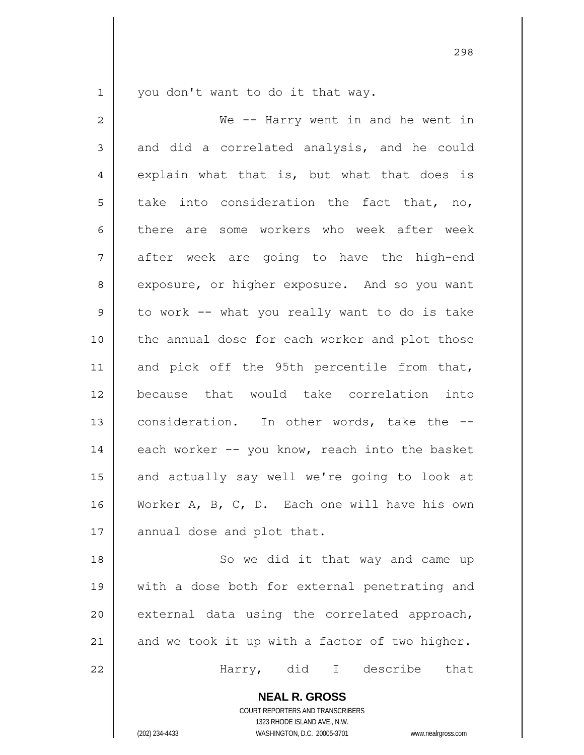you don't want to do it that way.

We -- Harry went in and he went in and did a correlated analysis, and he could explain what that is, but what that does is take into consideration the fact that, no, there are some workers who week after week after week are going to have the high-end exposure, or higher exposure. And so you want to work -- what you really want to do is take the annual dose for each worker and plot those and pick off the 95th percentile from that, because that would take correlation into consideration. In other words, take the -- each worker -- you know, reach into the basket and actually say well we're going to look at Worker A, B, C, D. Each one will have his own annual dose and plot that.

So we did it that way and came up with a dose both for external penetrating and external data using the correlated approach, and we took it up with a factor of two higher.

Harry, did I describe that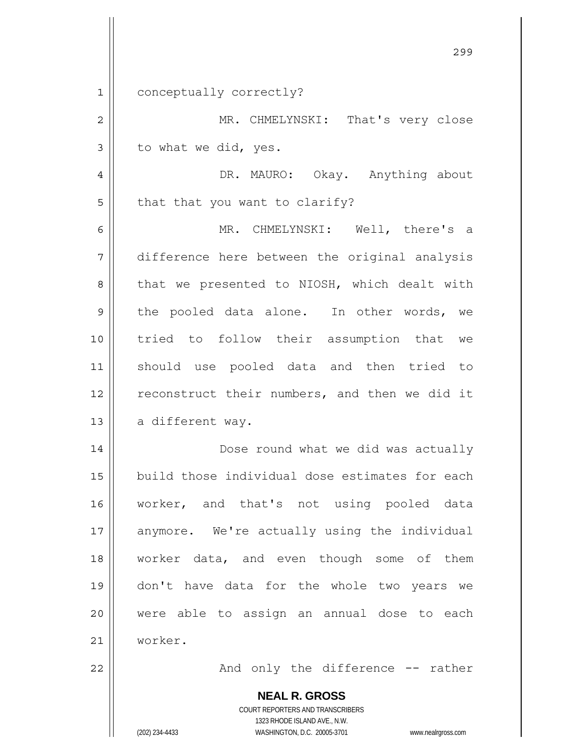conceptually correctly?

MR. CHMELYNSKI: That's very close to what we did, yes.

DR. MAURO: Okay. Anything about that that you want to clarify?

MR. CHMELYNSKI: Well, there's a difference here between the original analysis that we presented to NIOSH, which dealt with the pooled data alone. In other words, we tried to follow their assumption that we should use pooled data and then tried to reconstruct their numbers, and then we did it a different way.

Dose round what we did was actually build those individual dose estimates for each worker, and that's not using pooled data anymore. We're actually using the individual worker data, and even though some of them don't have data for the whole two years we were able to assign an annual dose to each worker.

And only the difference -- rather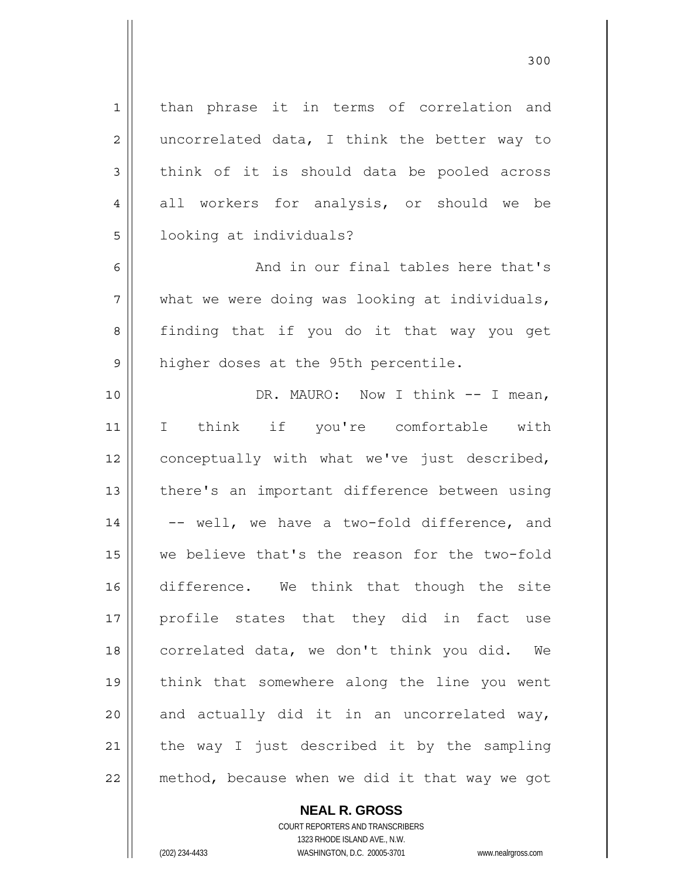than phrase it in terms of correlation and uncorrelated data, I think the better way to think of it is should data be pooled across all workers for analysis, or should we be looking at individuals?

And in our final tables here that's what we were doing was looking at individuals, finding that if you do it that way you get higher doses at the 95th percentile.

DR. MAURO: Now I think -- I mean, I think if you're comfortable with conceptually with what we've just described, there's an important difference between using -- well, we have a two-fold difference, and we believe that's the reason for the two-fold difference. We think that though the site profile states that they did in fact use correlated data, we don't think you did. We think that somewhere along the line you went and actually did it in an uncorrelated way, the way I just described it by the sampling method, because when we did it that way we got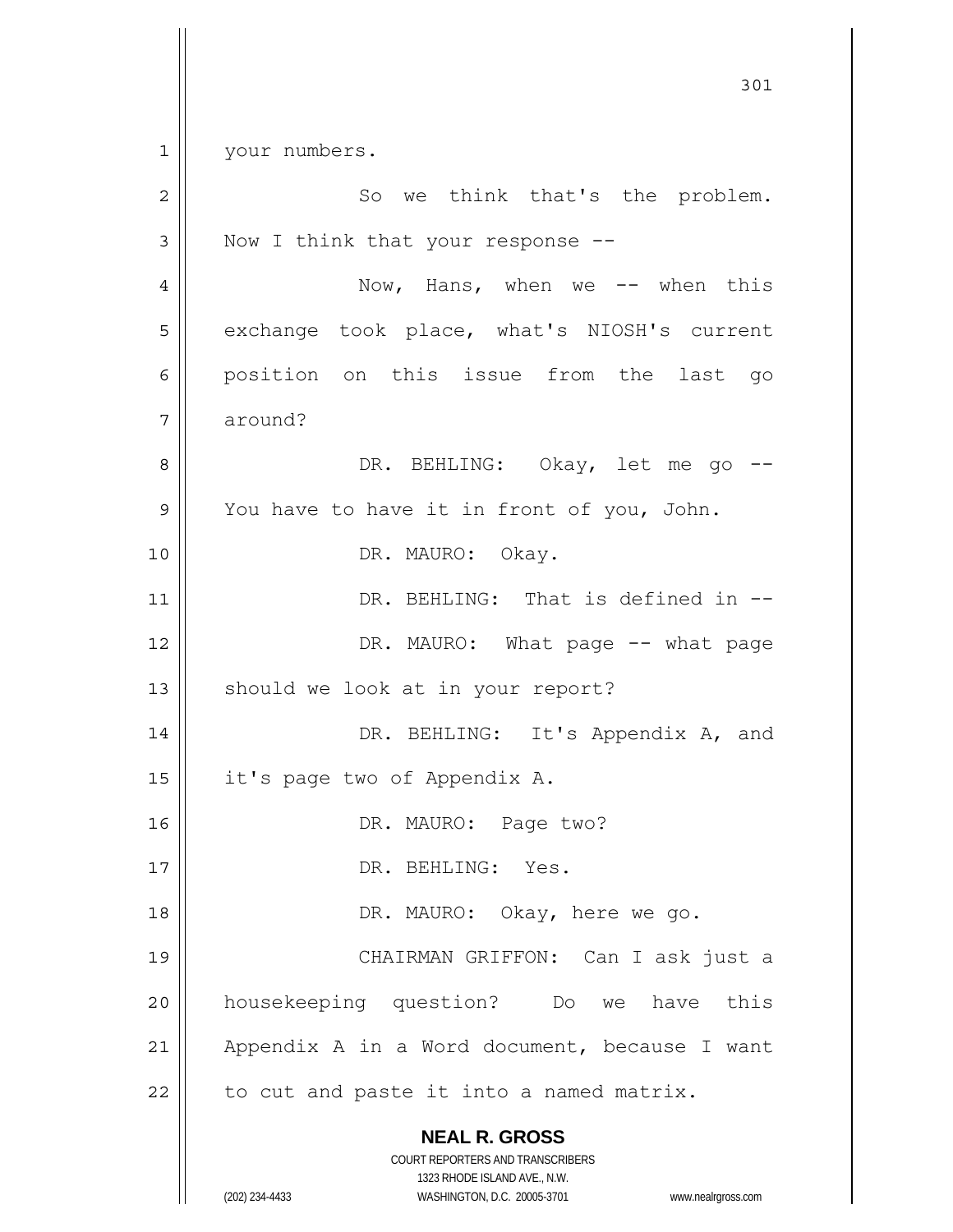your numbers.

So we think that's the problem. Now I think that your response --

Now, Hans, when we -- when this exchange took place, what's NIOSH's current position on this issue from the last go around?

DR. BEHLING: Okay, let me go -- You have to have it in front of you, John.

DR. MAURO: Okay.

DR. BEHLING: That is defined in --

DR. MAURO: What page -- what page should we look at in your report?

DR. BEHLING: It's Appendix A, and it's page two of Appendix A.

DR. MAURO: Page two?

DR. BEHLING: Yes.

DR. MAURO: Okay, here we go.

CHAIRMAN GRIFFON: Can I ask just a housekeeping question? Do we have this Appendix A in a Word document, because I want to cut and paste it into a named matrix.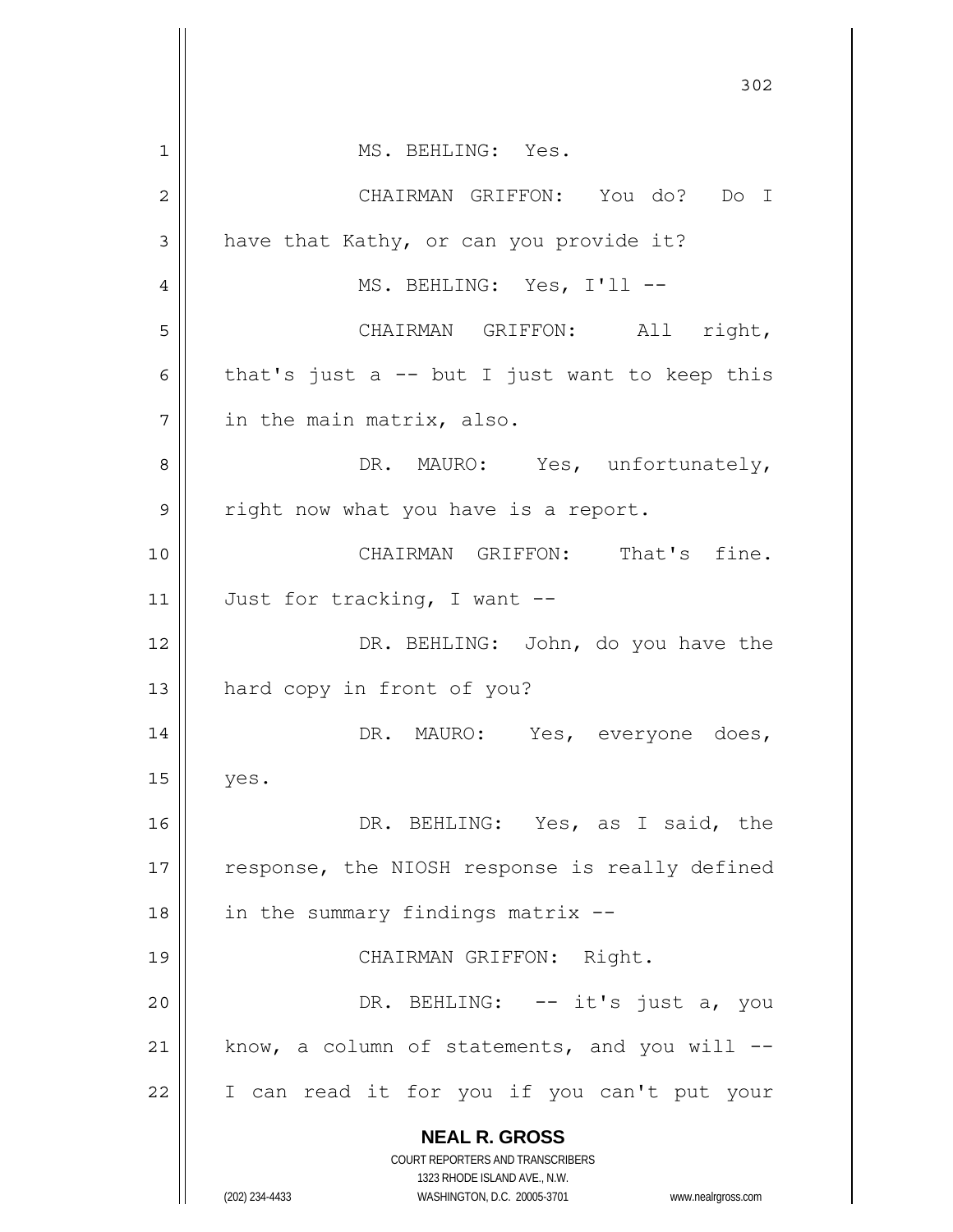MS. BEHLING: Yes.

CHAIRMAN GRIFFON: You do? Do I have that Kathy, or can you provide it?

MS. BEHLING: Yes, I'll --

CHAIRMAN GRIFFON: All right, that's just a -- but I just want to keep this in the main matrix, also.

DR. MAURO: Yes, unfortunately, right now what you have is a report.

CHAIRMAN GRIFFON: That's fine. Just for tracking, I want --

DR. BEHLING: John, do you have the hard copy in front of you?

DR. MAURO: Yes, everyone does, yes.

DR. BEHLING: Yes, as I said, the response, the NIOSH response is really defined in the summary findings matrix --

CHAIRMAN GRIFFON: Right.

DR. BEHLING: -- it's just a, you know, a column of statements, and you will -- I can read it for you if you can't put your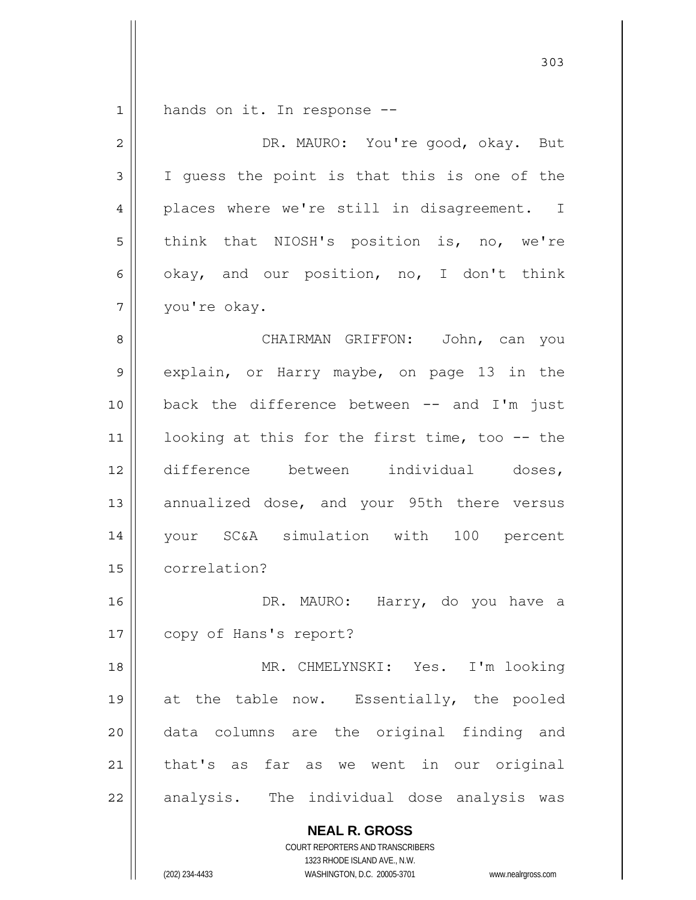hands on it. In response --

DR. MAURO: You're good, okay. But I guess the point is that this is one of the places where we're still in disagreement. I think that NIOSH's position is, no, we're okay, and our position, no, I don't think you're okay.

CHAIRMAN GRIFFON: John, can you explain, or Harry maybe, on page 13 in the back the difference between -- and I'm just looking at this for the first time, too -- the difference between individual doses, annualized dose, and your 95th there versus your SC&A simulation with 100 percent correlation?

DR. MAURO: Harry, do you have a copy of Hans's report?

MR. CHMELYNSKI: Yes. I'm looking at the table now. Essentially, the pooled data columns are the original finding and that's as far as we went in our original analysis. The individual dose analysis was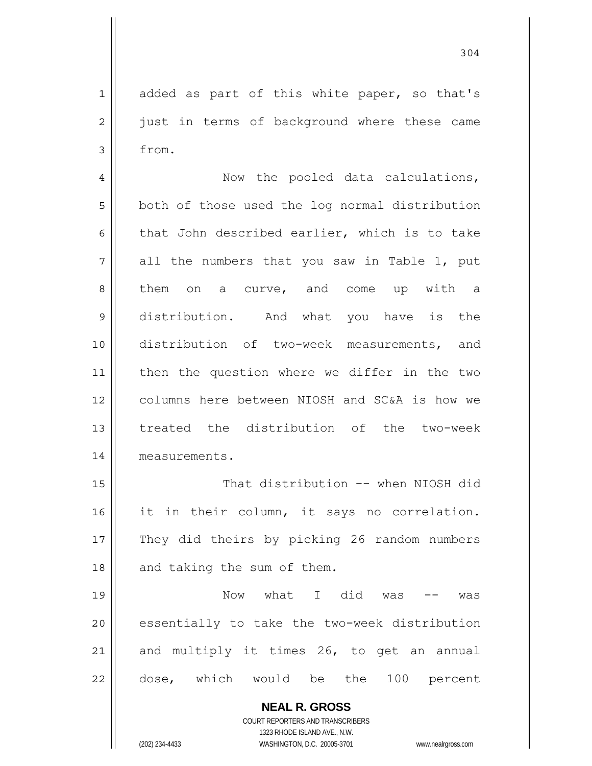added as part of this white paper, so that's just in terms of background where these came from.

Now the pooled data calculations, both of those used the log normal distribution that John described earlier, which is to take all the numbers that you saw in Table 1, put them on a curve, and come up with a distribution. And what you have is the distribution of two-week measurements, and then the question where we differ in the two columns here between NIOSH and SC&A is how we treated the distribution of the two-week measurements.

That distribution -- when NIOSH did it in their column, it says no correlation. They did theirs by picking 26 random numbers and taking the sum of them.

Now what I did was -- was essentially to take the two-week distribution and multiply it times 26, to get an annual dose, which would be the 100 percent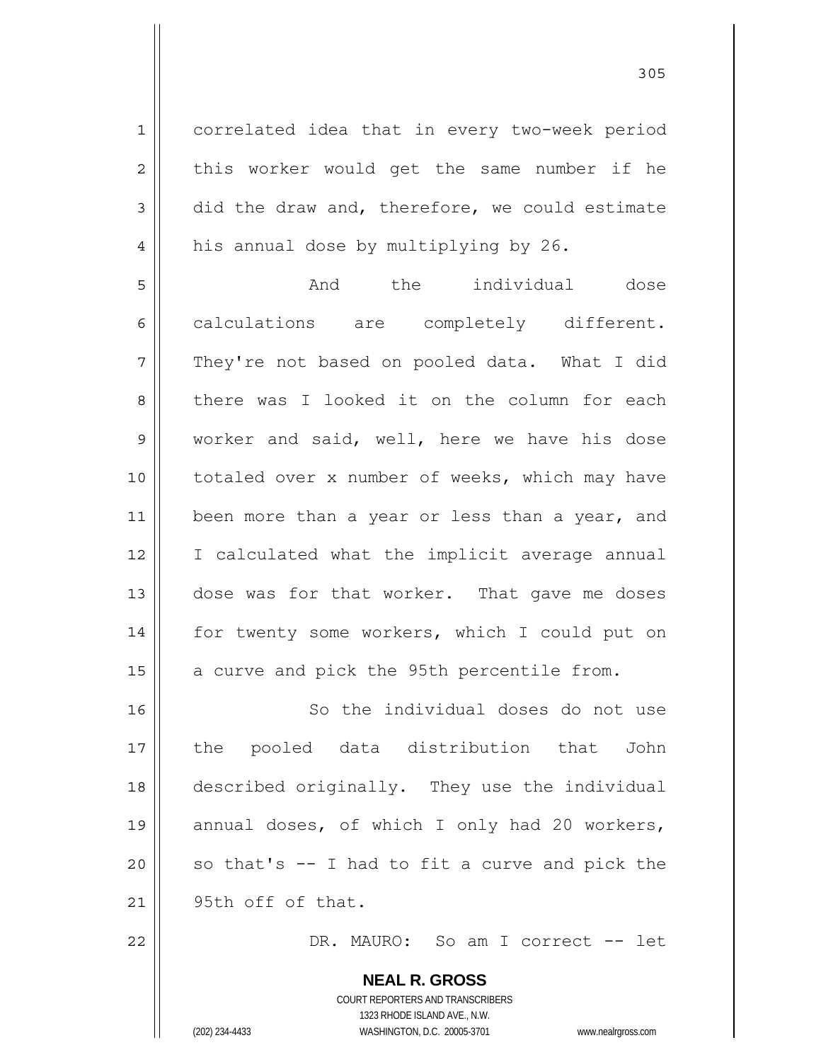correlated idea that in every two-week period this worker would get the same number if he did the draw and, therefore, we could estimate his annual dose by multiplying by 26.

And the individual dose calculations are completely different. They're not based on pooled data. What I did there was I looked it on the column for each worker and said, well, here we have his dose totaled over x number of weeks, which may have been more than a year or less than a year, and I calculated what the implicit average annual dose was for that worker. That gave me doses for twenty some workers, which I could put on a curve and pick the 95th percentile from.

So the individual doses do not use the pooled data distribution that John described originally. They use the individual annual doses, of which I only had 20 workers, so that's -- I had to fit a curve and pick the 95th off of that.

DR. MAURO: So am I correct -- let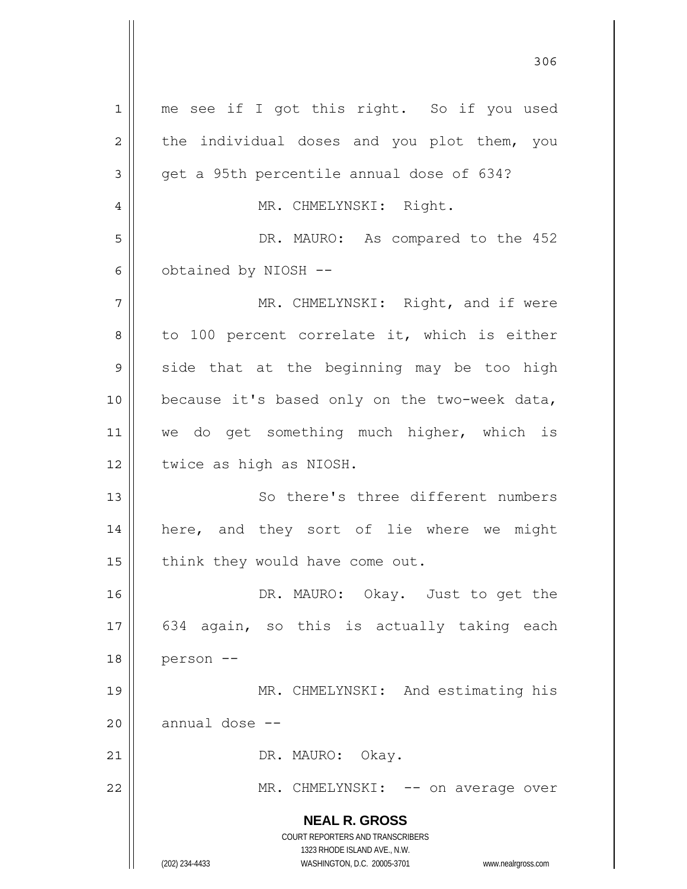me see if I got this right. So if you used the individual doses and you plot them, you get a 95th percentile annual dose of 634?

MR. CHMELYNSKI: Right.

DR. MAURO: As compared to the 452 obtained by NIOSH --

MR. CHMELYNSKI: Right, and if were to 100 percent correlate it, which is either side that at the beginning may be too high because it's based only on the two-week data, we do get something much higher, which is twice as high as NIOSH.

So there's three different numbers here, and they sort of lie where we might think they would have come out.

DR. MAURO: Okay. Just to get the 634 again, so this is actually taking each person --

MR. CHMELYNSKI: And estimating his annual dose --

DR. MAURO: Okay.

MR. CHMELYNSKI: -- on average over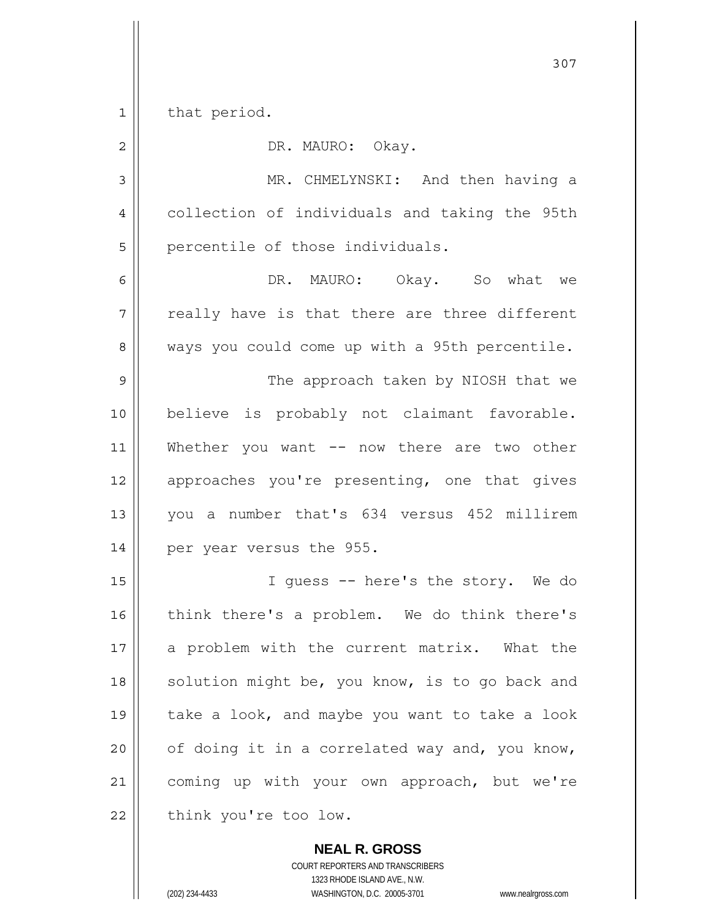that period.

DR. MAURO: Okay.

MR. CHMELYNSKI: And then having a collection of individuals and taking the 95th percentile of those individuals.

DR. MAURO: Okay. So what we really have is that there are three different ways you could come up with a 95th percentile.

The approach taken by NIOSH that we believe is probably not claimant favorable. Whether you want -- now there are two other approaches you're presenting, one that gives you a number that's 634 versus 452 millirem per year versus the 955.

I guess -- here's the story. We do think there's a problem. We do think there's a problem with the current matrix. What the solution might be, you know, is to go back and take a look, and maybe you want to take a look of doing it in a correlated way and, you know, coming up with your own approach, but we're think you're too low.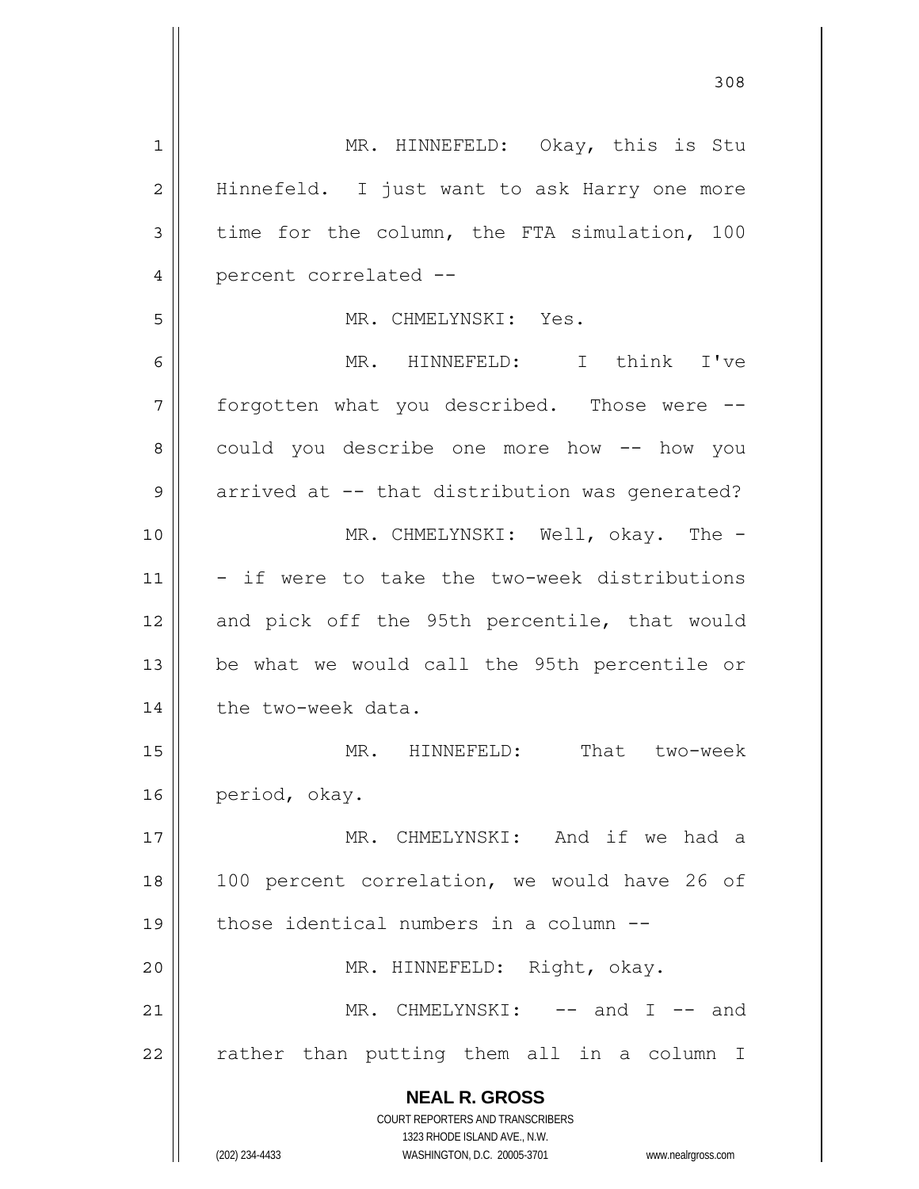MR. HINNEFELD: Okay, this is Stu Hinnefeld. I just want to ask Harry one more time for the column, the FTA simulation, 100 percent correlated --

MR. CHMELYNSKI: Yes.

MR. HINNEFELD: I think I've forgotten what you described. Those were -- could you describe one more how -- how you arrived at -- that distribution was generated?

MR. CHMELYNSKI: Well, okay. The -- if were to take the two-week distributions and pick off the 95th percentile, that would be what we would call the 95th percentile or the two-week data.

MR. HINNEFELD: That two-week period, okay.

MR. CHMELYNSKI: And if we had a 100 percent correlation, we would have 26 of those identical numbers in a column --

MR. HINNEFELD: Right, okay.

MR. CHMELYNSKI: -- and I -- and rather than putting them all in a column I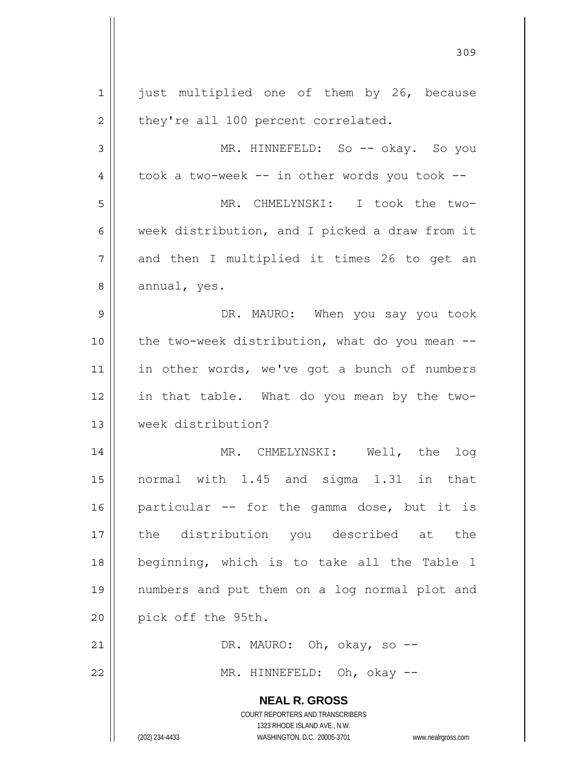just multiplied one of them by 26, because they're all 100 percent correlated.

MR. HINNEFELD: So -- okay. So you took a two-week -- in other words you took --

MR. CHMELYNSKI: I took the two-week distribution, and I picked a draw from it and then I multiplied it times 26 to get an annual, yes.

DR. MAURO: When you say you took the two-week distribution, what do you mean -- in other words, we've got a bunch of numbers in that table. What do you mean by the two-week distribution?

MR. CHMELYNSKI: Well, the log normal with 1.45 and sigma 1.31 in that particular -- for the gamma dose, but it is the distribution you described at the beginning, which is to take all the Table 1 numbers and put them on a log normal plot and pick off the 95th.

DR. MAURO: Oh, okay, so --

MR. HINNEFELD: Oh, okay --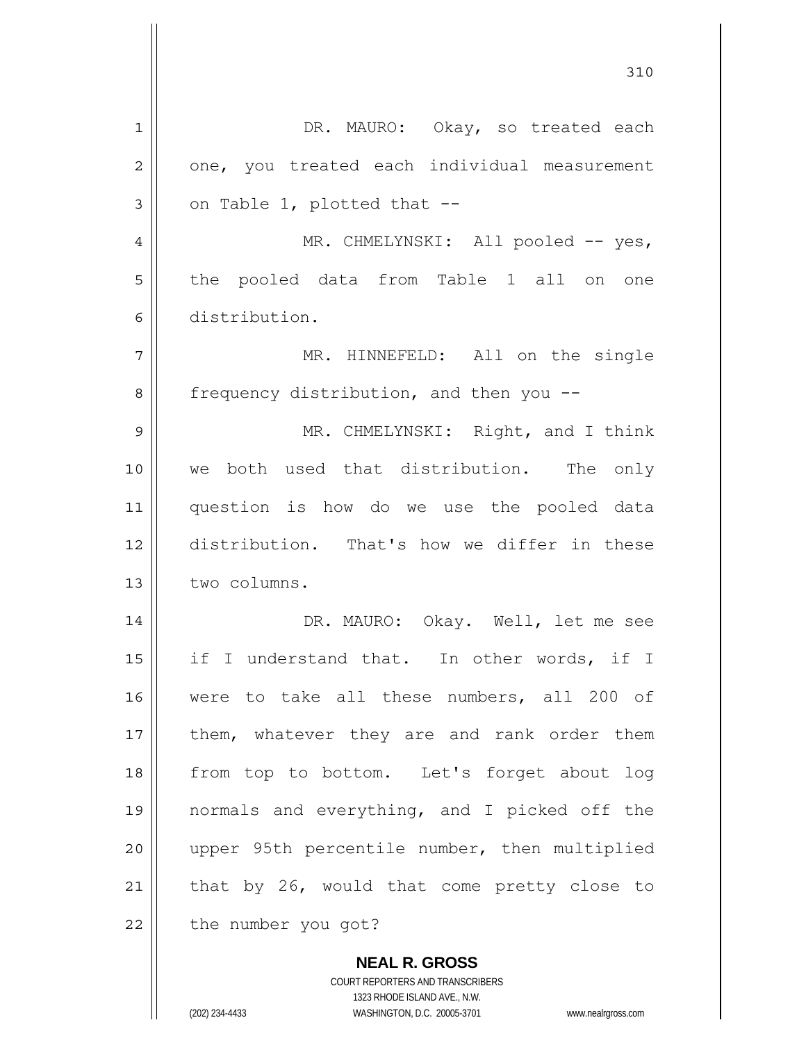DR. MAURO: Okay, so treated each one, you treated each individual measurement on Table 1, plotted that --

MR. CHMELYNSKI: All pooled -- yes, the pooled data from Table 1 all on one distribution.

MR. HINNEFELD: All on the single frequency distribution, and then you --

MR. CHMELYNSKI: Right, and I think we both used that distribution. The only question is how do we use the pooled data distribution. That's how we differ in these two columns.

DR. MAURO: Okay. Well, let me see if I understand that. In other words, if I were to take all these numbers, all 200 of them, whatever they are and rank order them from top to bottom. Let's forget about log normals and everything, and I picked off the upper 95th percentile number, then multiplied that by 26, would that come pretty close to the number you got?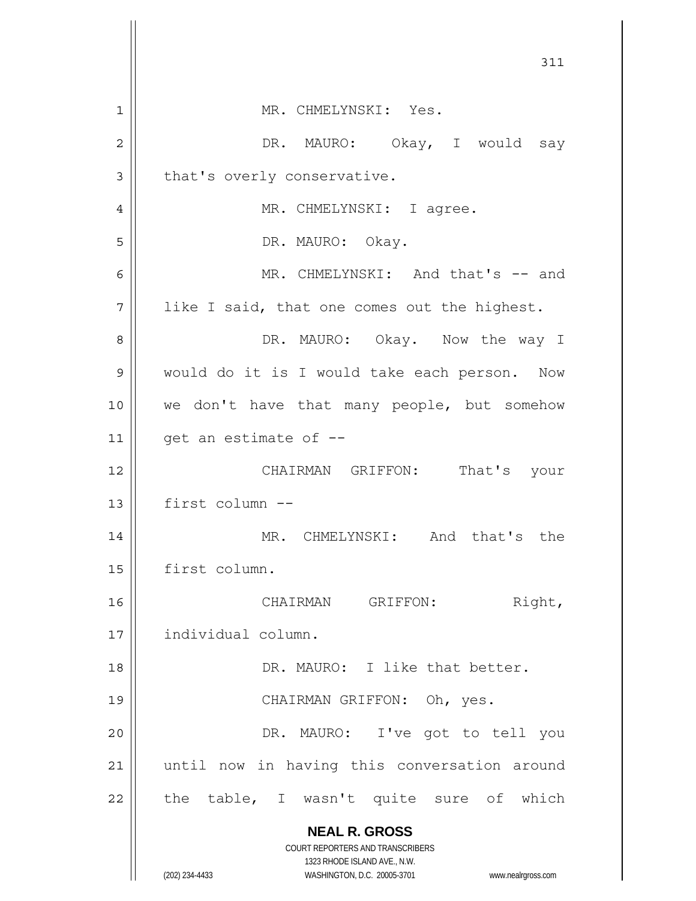MR. CHMELYNSKI: Yes.

DR. MAURO: Okay, I would say that's overly conservative.

MR. CHMELYNSKI: I agree.

DR. MAURO: Okay.

MR. CHMELYNSKI: And that's -- and like I said, that one comes out the highest.

DR. MAURO: Okay. Now the way I would do it is I would take each person. Now we don't have that many people, but somehow get an estimate of --

CHAIRMAN GRIFFON: That's your first column --

MR. CHMELYNSKI: And that's the first column.

CHAIRMAN GRIFFON: Right, individual column.

DR. MAURO: I like that better.

CHAIRMAN GRIFFON: Oh, yes.

DR. MAURO: I've got to tell you until now in having this conversation around the table, I wasn't quite sure of which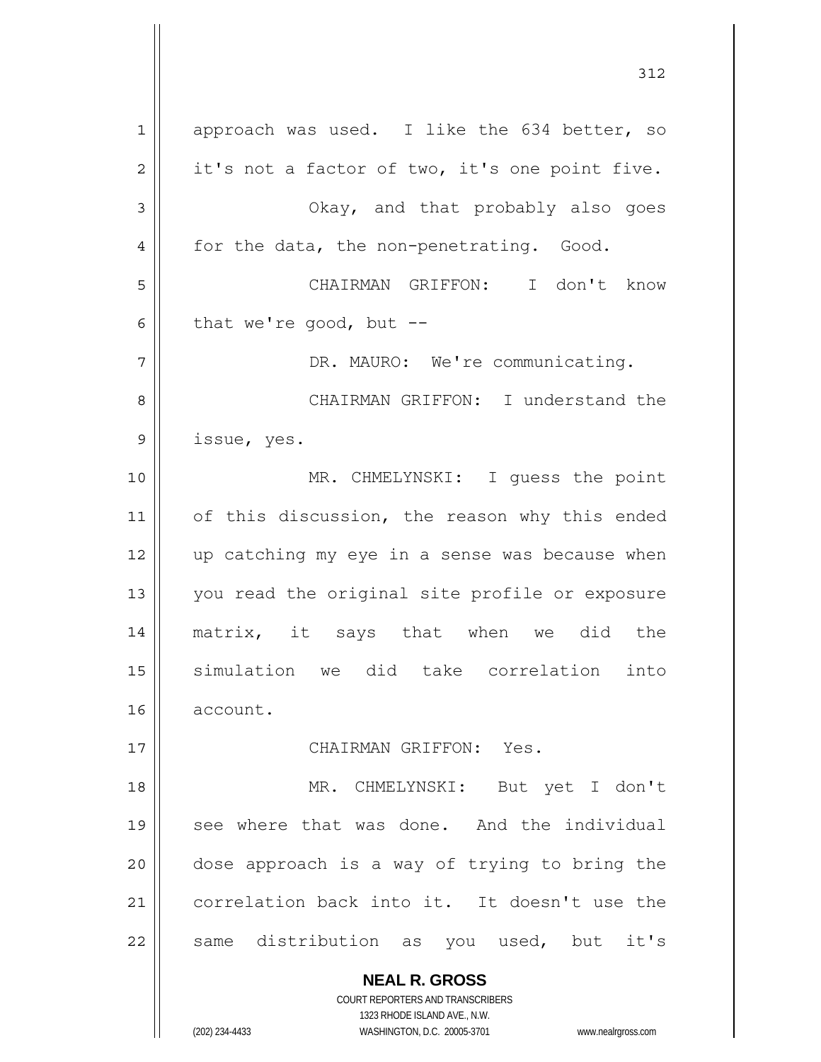approach was used. I like the 634 better, so it's not a factor of two, it's one point five.

Okay, and that probably also goes for the data, the non-penetrating. Good.

CHAIRMAN GRIFFON: I don't know that we're good, but --

DR. MAURO: We're communicating.

CHAIRMAN GRIFFON: I understand the issue, yes.

MR. CHMELYNSKI: I guess the point of this discussion, the reason why this ended up catching my eye in a sense was because when you read the original site profile or exposure matrix, it says that when we did the simulation we did take correlation into account.

CHAIRMAN GRIFFON: Yes.

MR. CHMELYNSKI: But yet I don't see where that was done. And the individual dose approach is a way of trying to bring the correlation back into it. It doesn't use the same distribution as you used, but it's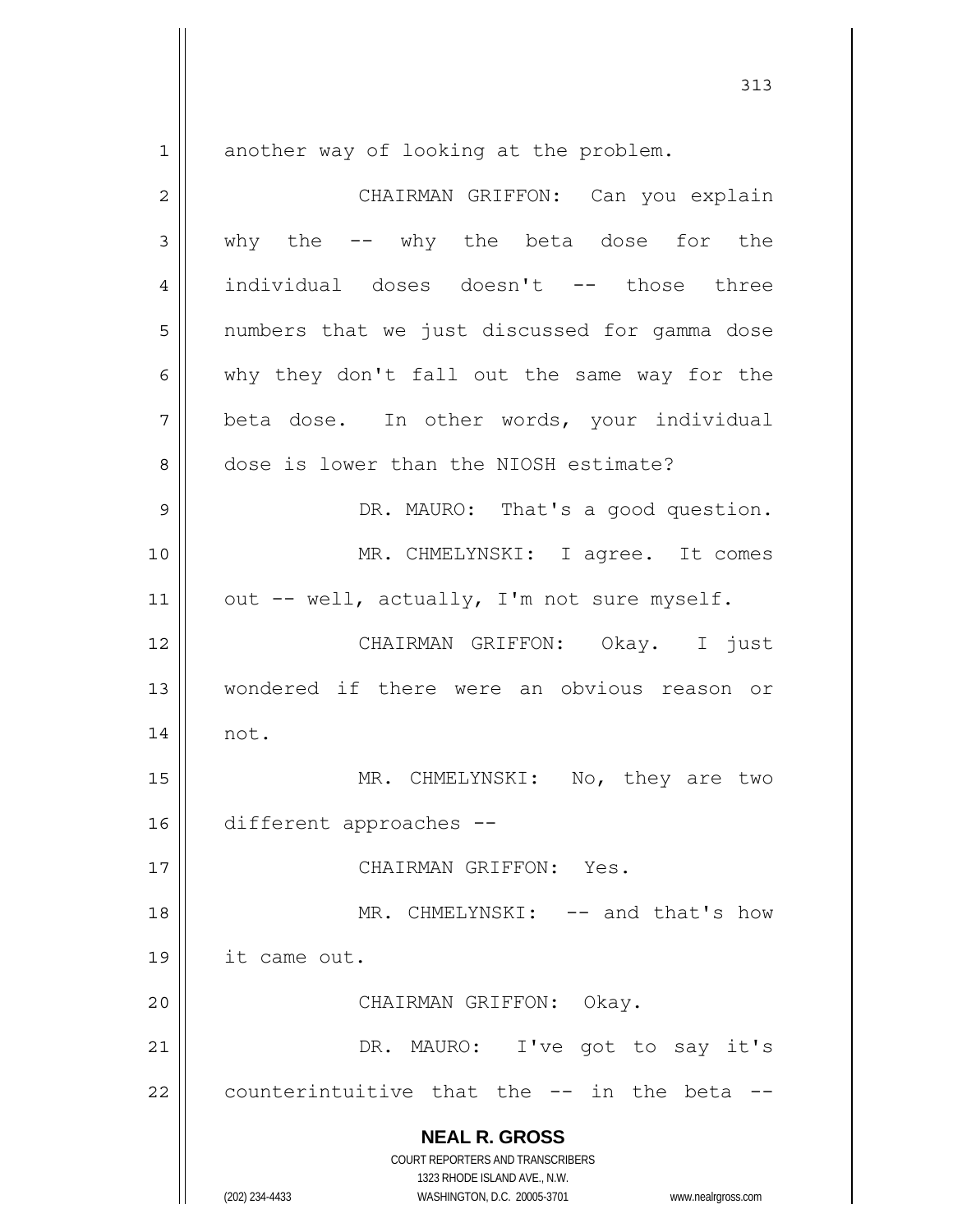another way of looking at the problem.

CHAIRMAN GRIFFON: Can you explain why the -- why the beta dose for the individual doses doesn't -- those three numbers that we just discussed for gamma dose why they don't fall out the same way for the beta dose. In other words, your individual dose is lower than the NIOSH estimate?

DR. MAURO: That's a good question.

MR. CHMELYNSKI: I agree. It comes out -- well, actually, I'm not sure myself.

CHAIRMAN GRIFFON: Okay. I just wondered if there were an obvious reason or not.

MR. CHMELYNSKI: No, they are two different approaches --

CHAIRMAN GRIFFON: Yes.

MR. CHMELYNSKI: -- and that's how it came out.

CHAIRMAN GRIFFON: Okay.

DR. MAURO: I've got to say it's counterintuitive that the -- in the beta --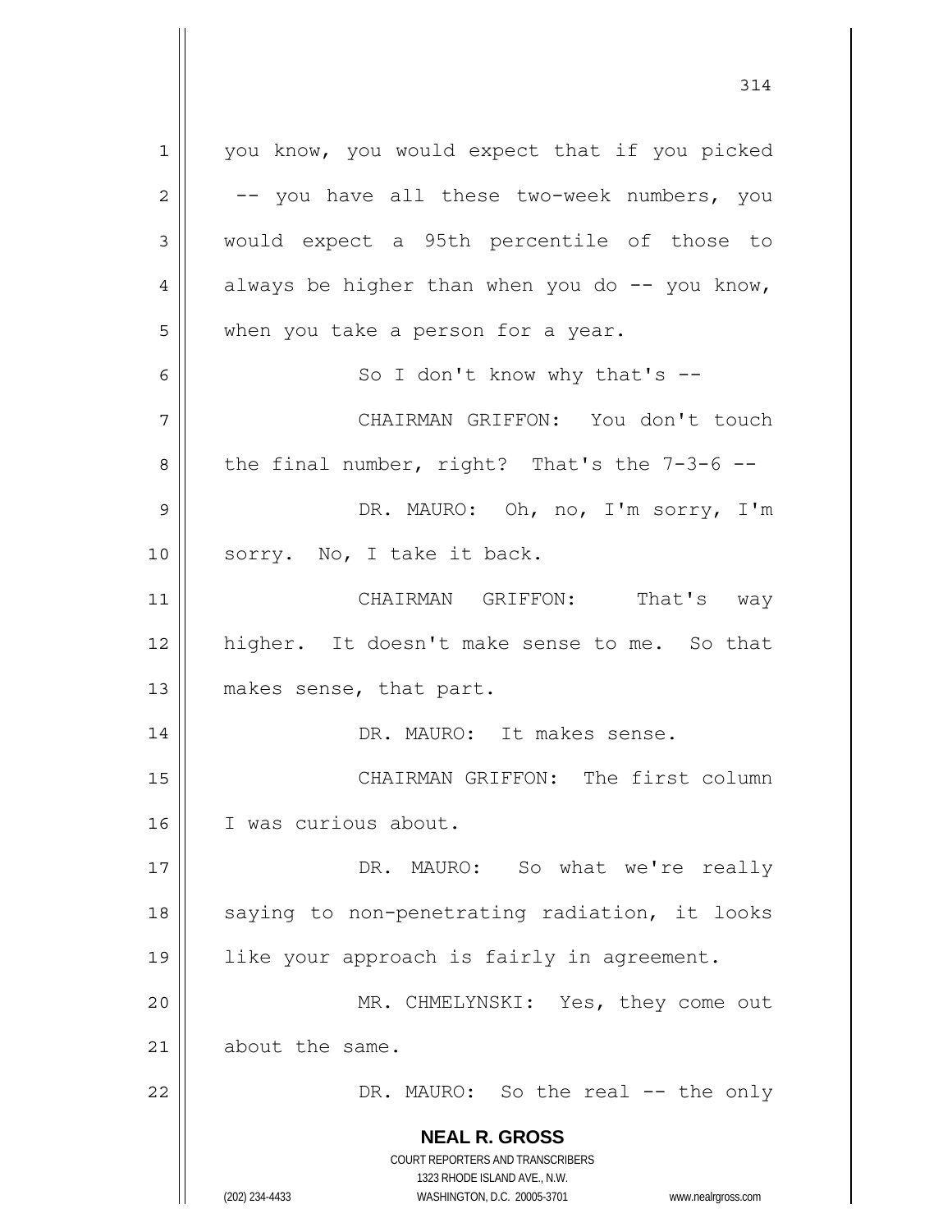you know, you would expect that if you picked -- you have all these two-week numbers, you would expect a 95th percentile of those to always be higher than when you do -- you know, when you take a person for a year.

So I don't know why that's --

CHAIRMAN GRIFFON: You don't touch the final number, right? That's the 7-3-6 --

DR. MAURO: Oh, no, I'm sorry, I'm sorry. No, I take it back.

CHAIRMAN GRIFFON: That's way higher. It doesn't make sense to me. So that makes sense, that part.

DR. MAURO: It makes sense.

CHAIRMAN GRIFFON: The first column I was curious about.

DR. MAURO: So what we're really saying to non-penetrating radiation, it looks like your approach is fairly in agreement.

MR. CHMELYNSKI: Yes, they come out about the same.

DR. MAURO: So the real -- the only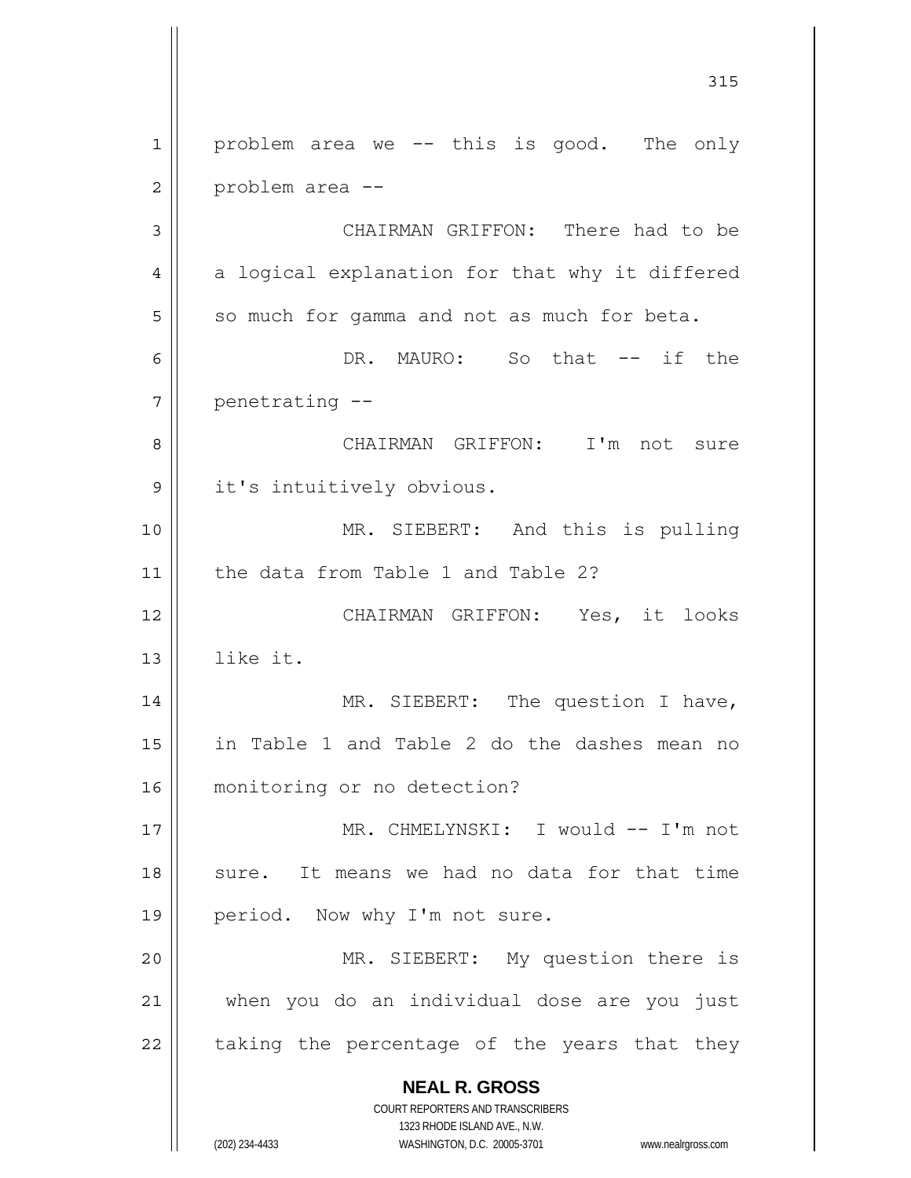problem area we -- this is good. The only problem area --

CHAIRMAN GRIFFON: There had to be a logical explanation for that why it differed so much for gamma and not as much for beta.

DR. MAURO: So that -- if the penetrating --

CHAIRMAN GRIFFON: I'm not sure it's intuitively obvious.

MR. SIEBERT: And this is pulling the data from Table 1 and Table 2?

CHAIRMAN GRIFFON: Yes, it looks like it.

MR. SIEBERT: The question I have, in Table 1 and Table 2 do the dashes mean no monitoring or no detection?

MR. CHMELYNSKI: I would -- I'm not sure. It means we had no data for that time period. Now why I'm not sure.

MR. SIEBERT: My question there is when you do an individual dose are you just taking the percentage of the years that they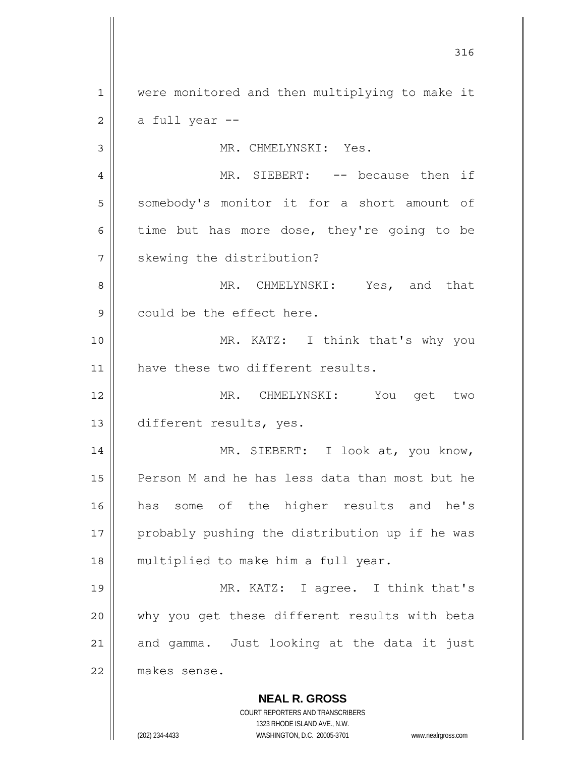were monitored and then multiplying to make it a full year --

MR. CHMELYNSKI: Yes.

MR. SIEBERT: -- because then if somebody's monitor it for a short amount of time but has more dose, they're going to be skewing the distribution?

MR. CHMELYNSKI: Yes, and that could be the effect here.

MR. KATZ: I think that's why you have these two different results.

MR. CHMELYNSKI: You get two different results, yes.

MR. SIEBERT: I look at, you know, Person M and he has less data than most but he has some of the higher results and he's probably pushing the distribution up if he was multiplied to make him a full year.

MR. KATZ: I agree. I think that's why you get these different results with beta and gamma. Just looking at the data it just makes sense.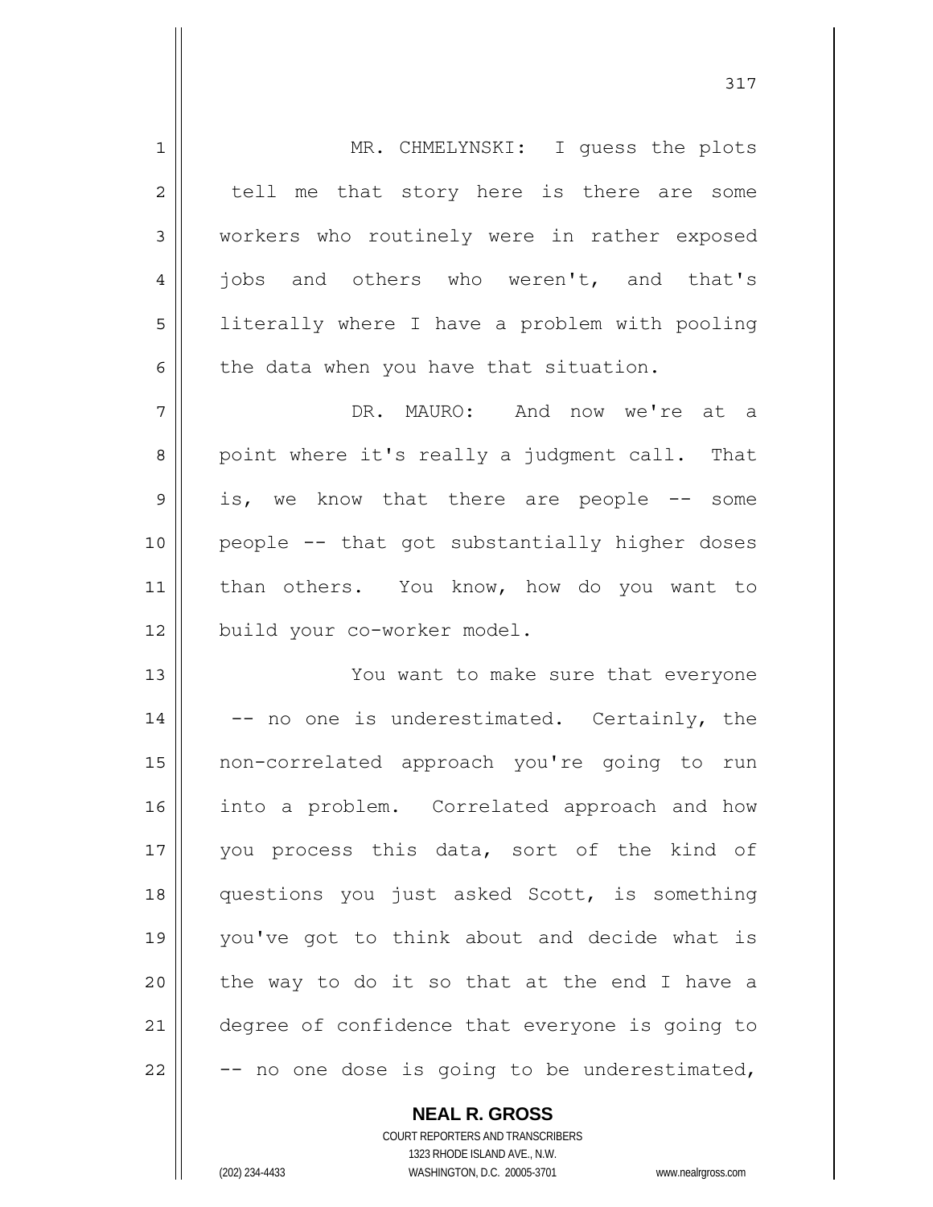MR. CHMELYNSKI: I guess the plots tell me that story here is there are some workers who routinely were in rather exposed jobs and others who weren't, and that's literally where I have a problem with pooling the data when you have that situation.

DR. MAURO: And now we're at a point where it's really a judgment call. That is, we know that there are people -- some people -- that got substantially higher doses than others. You know, how do you want to build your co-worker model.

You want to make sure that everyone -- no one is underestimated. Certainly, the non-correlated approach you're going to run into a problem. Correlated approach and how you process this data, sort of the kind of questions you just asked Scott, is something you've got to think about and decide what is the way to do it so that at the end I have a degree of confidence that everyone is going to -- no one dose is going to be underestimated,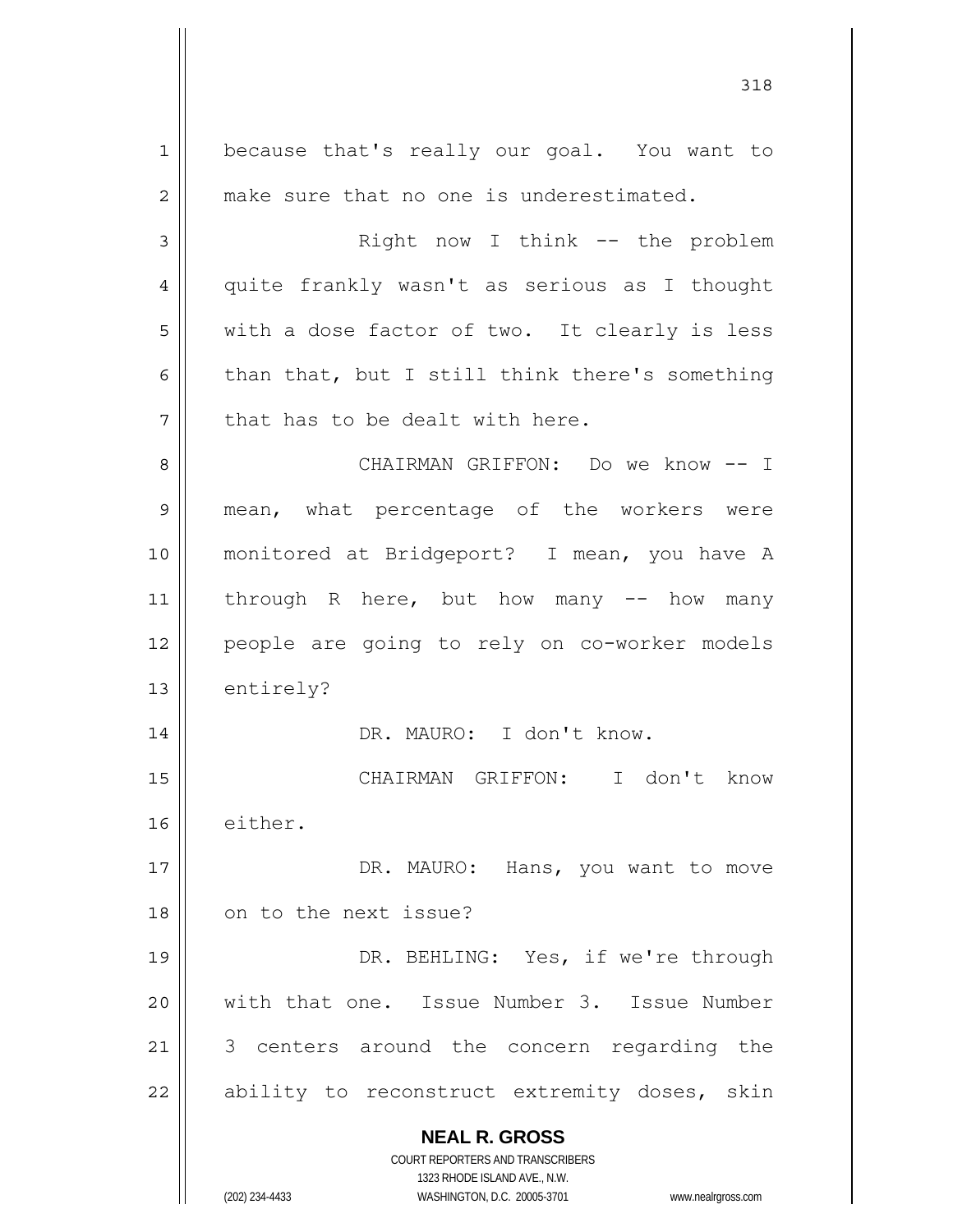because that's really our goal. You want to make sure that no one is underestimated.

Right now I think -- the problem quite frankly wasn't as serious as I thought with a dose factor of two. It clearly is less than that, but I still think there's something that has to be dealt with here.

CHAIRMAN GRIFFON: Do we know -- I mean, what percentage of the workers were monitored at Bridgeport? I mean, you have A through R here, but how many -- how many people are going to rely on co-worker models entirely?

DR. MAURO: I don't know.

CHAIRMAN GRIFFON: I don't know either.

DR. MAURO: Hans, you want to move on to the next issue?

DR. BEHLING: Yes, if we're through with that one. Issue Number 3. Issue Number 3 centers around the concern regarding the ability to reconstruct extremity doses, skin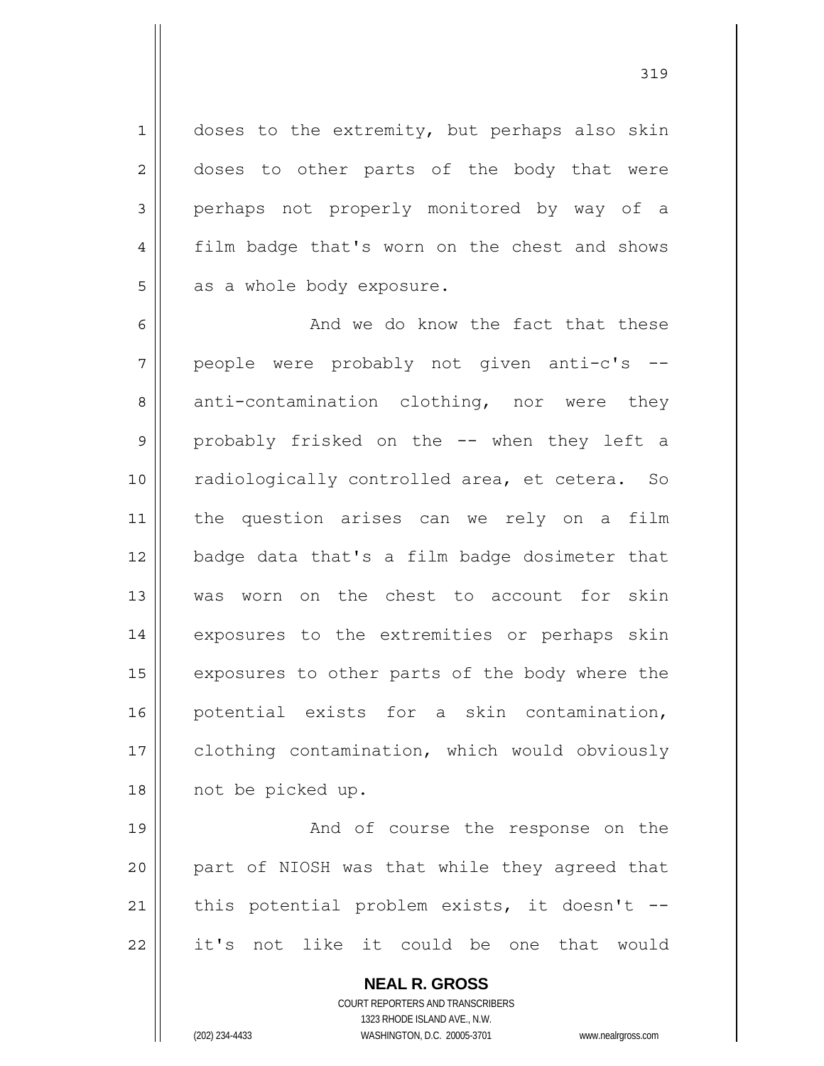doses to the extremity, but perhaps also skin doses to other parts of the body that were perhaps not properly monitored by way of a film badge that's worn on the chest and shows as a whole body exposure.

And we do know the fact that these people were probably not given anti-c's -- anti-contamination clothing, nor were they probably frisked on the -- when they left a radiologically controlled area, et cetera. So the question arises can we rely on a film badge data that's a film badge dosimeter that was worn on the chest to account for skin exposures to the extremities or perhaps skin exposures to other parts of the body where the potential exists for a skin contamination, clothing contamination, which would obviously not be picked up.

And of course the response on the part of NIOSH was that while they agreed that this potential problem exists, it doesn't -- it's not like it could be one that would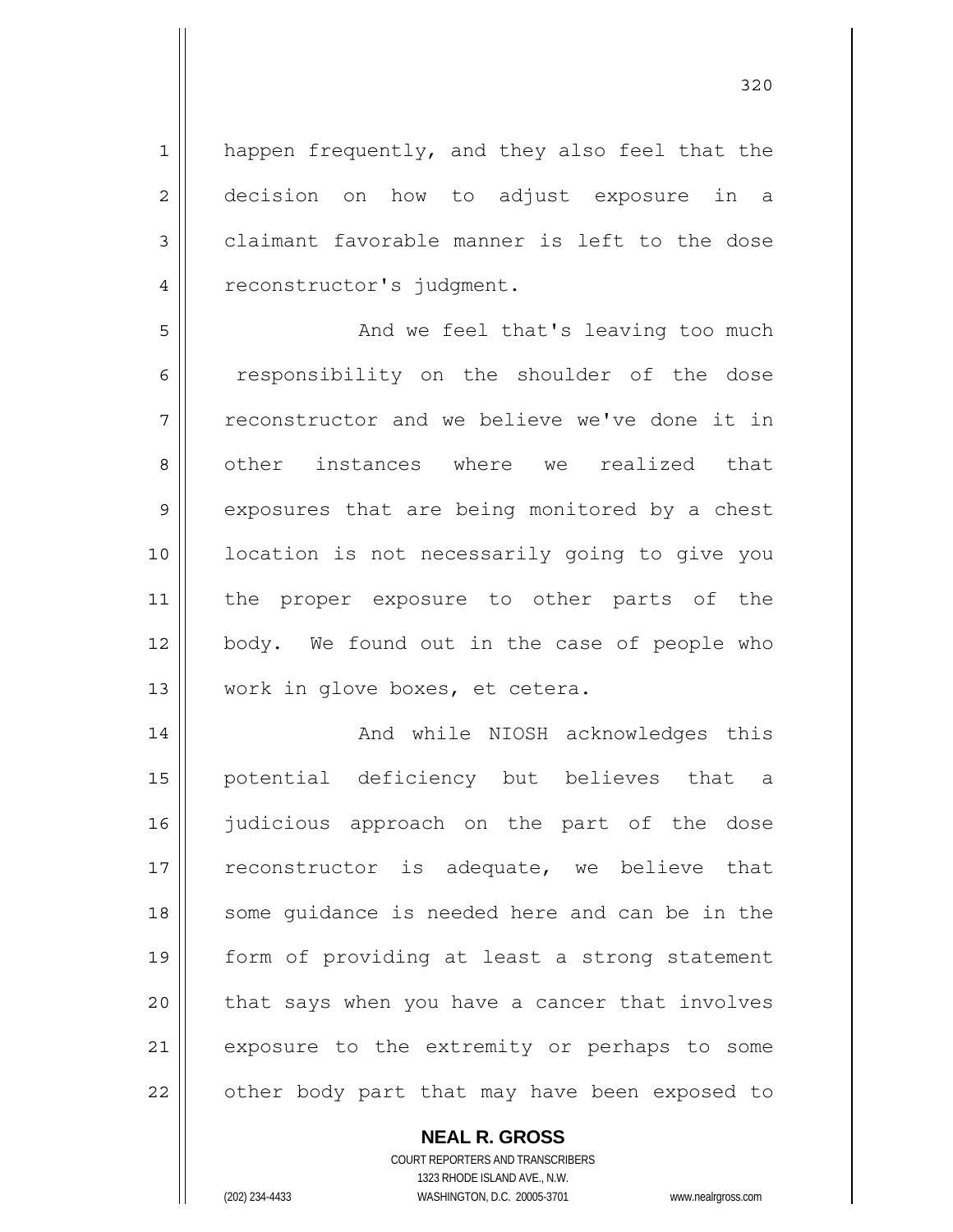happen frequently, and they also feel that the decision on how to adjust exposure in a claimant favorable manner is left to the dose reconstructor's judgment.

And we feel that's leaving too much responsibility on the shoulder of the dose reconstructor and we believe we've done it in other instances where we realized that exposures that are being monitored by a chest location is not necessarily going to give you the proper exposure to other parts of the body. We found out in the case of people who work in glove boxes, et cetera.

And while NIOSH acknowledges this potential deficiency but believes that a judicious approach on the part of the dose reconstructor is adequate, we believe that some guidance is needed here and can be in the form of providing at least a strong statement that says when you have a cancer that involves exposure to the extremity or perhaps to some other body part that may have been exposed to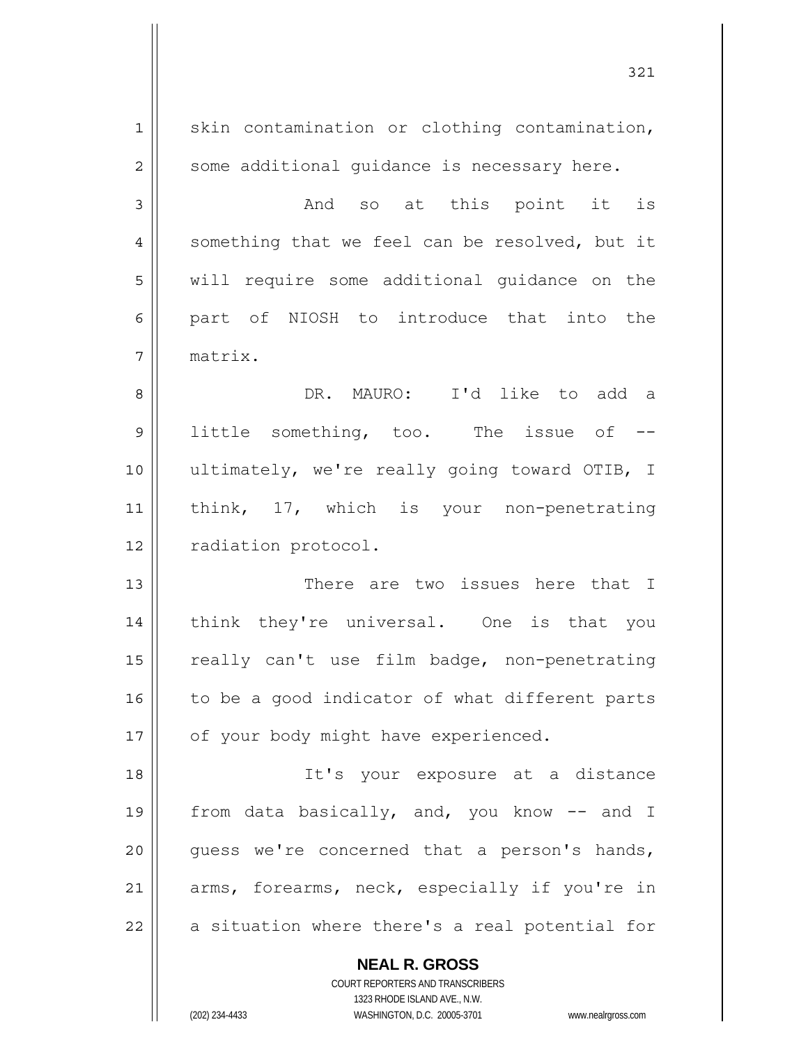skin contamination or clothing contamination, some additional guidance is necessary here.

And so at this point it is something that we feel can be resolved, but it will require some additional guidance on the part of NIOSH to introduce that into the matrix.

DR. MAURO: I'd like to add a little something, too. The issue of -- ultimately, we're really going toward OTIB, I think, 17, which is your non-penetrating radiation protocol.

There are two issues here that I think they're universal. One is that you really can't use film badge, non-penetrating to be a good indicator of what different parts of your body might have experienced.

It's your exposure at a distance from data basically, and, you know -- and I guess we're concerned that a person's hands, arms, forearms, neck, especially if you're in a situation where there's a real potential for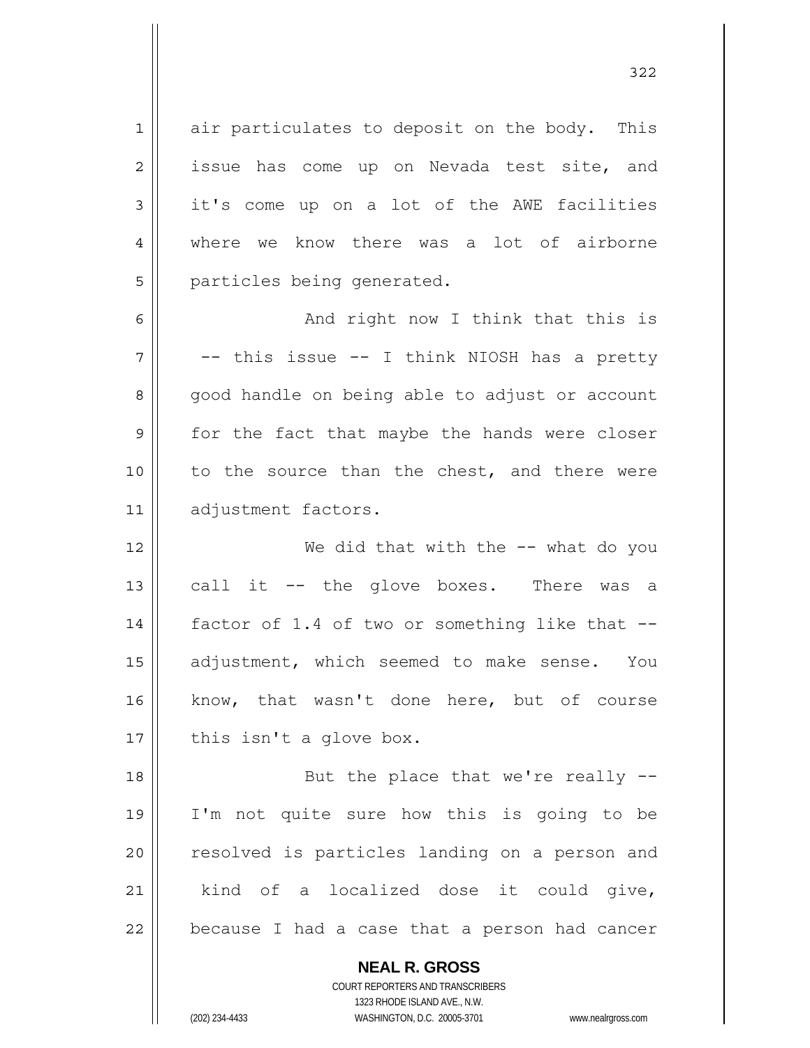air particulates to deposit on the body. This issue has come up on Nevada test site, and it's come up on a lot of the AWE facilities where we know there was a lot of airborne particles being generated.

And right now I think that this is -- this issue -- I think NIOSH has a pretty good handle on being able to adjust or account for the fact that maybe the hands were closer to the source than the chest, and there were adjustment factors.

We did that with the -- what do you call it -- the glove boxes. There was a factor of 1.4 of two or something like that -- adjustment, which seemed to make sense. You know, that wasn't done here, but of course this isn't a glove box.

But the place that we're really -- I'm not quite sure how this is going to be resolved is particles landing on a person and kind of a localized dose it could give, because I had a case that a person had cancer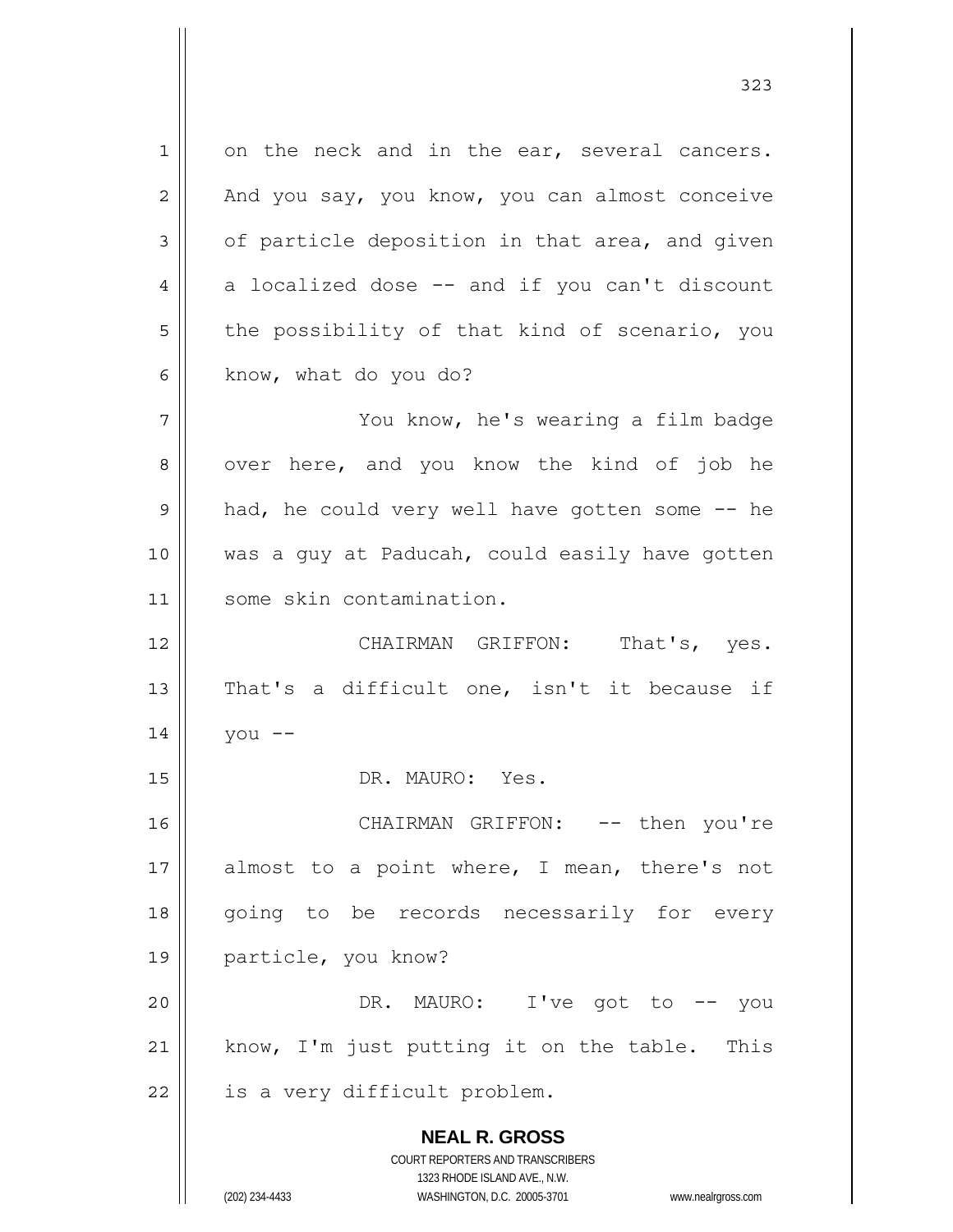on the neck and in the ear, several cancers. And you say, you know, you can almost conceive of particle deposition in that area, and given a localized dose -- and if you can't discount the possibility of that kind of scenario, you know, what do you do?

You know, he's wearing a film badge over here, and you know the kind of job he had, he could very well have gotten some -- he was a guy at Paducah, could easily have gotten some skin contamination.

CHAIRMAN GRIFFON: That's, yes. That's a difficult one, isn't it because if you --

DR. MAURO: Yes.

CHAIRMAN GRIFFON: -- then you're almost to a point where, I mean, there's not going to be records necessarily for every particle, you know?

DR. MAURO: I've got to -- you know, I'm just putting it on the table. This is a very difficult problem.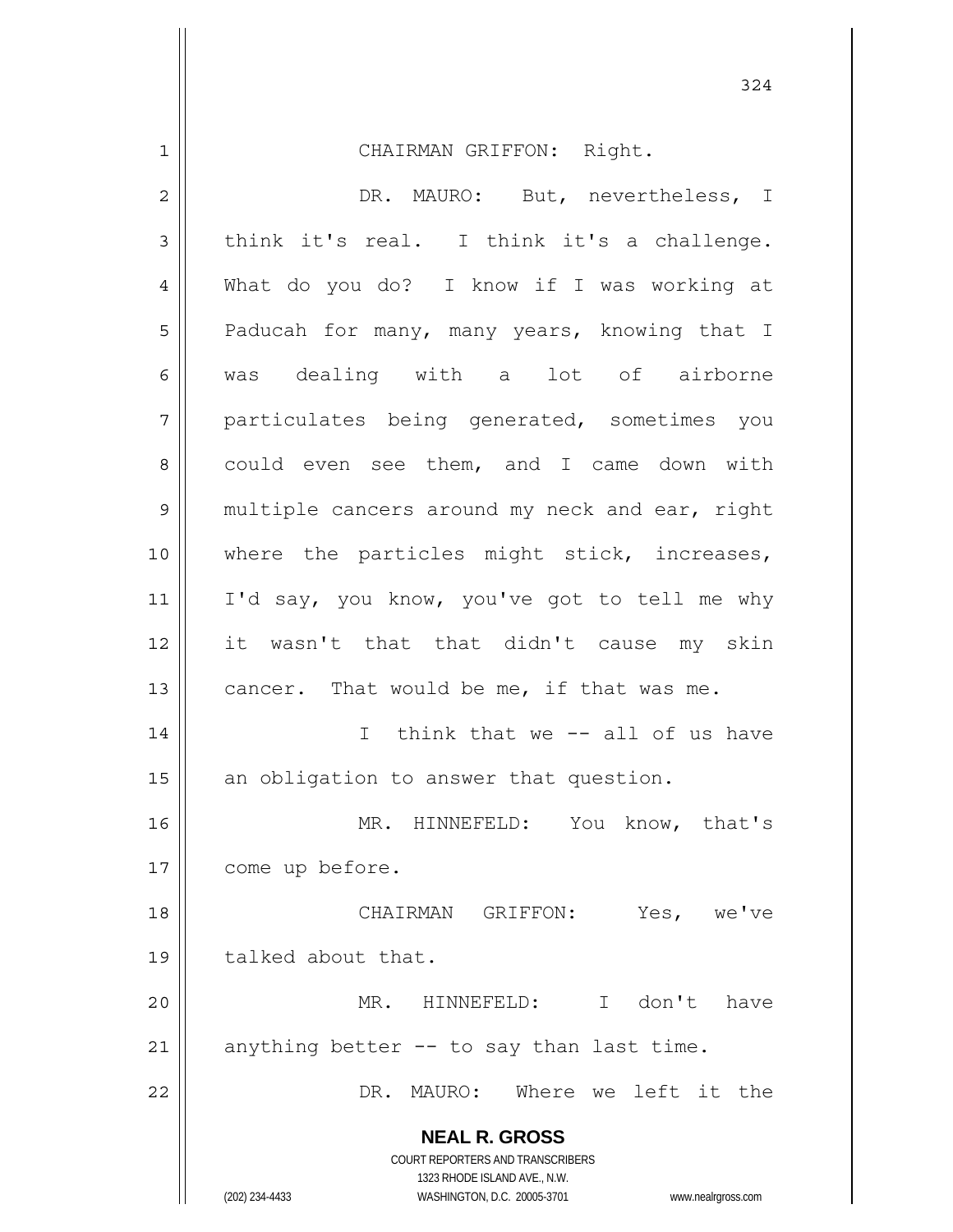CHAIRMAN GRIFFON: Right.

DR. MAURO: But, nevertheless, I think it's real. I think it's a challenge. What do you do? I know if I was working at Paducah for many, many years, knowing that I was dealing with a lot of airborne particulates being generated, sometimes you could even see them, and I came down with multiple cancers around my neck and ear, right where the particles might stick, increases, I'd say, you know, you've got to tell me why it wasn't that that didn't cause my skin cancer. That would be me, if that was me.

I think that we -- all of us have an obligation to answer that question.

MR. HINNEFELD: You know, that's come up before.

CHAIRMAN GRIFFON: Yes, we've talked about that.

MR. HINNEFELD: I don't have anything better -- to say than last time.

DR. MAURO: Where we left it the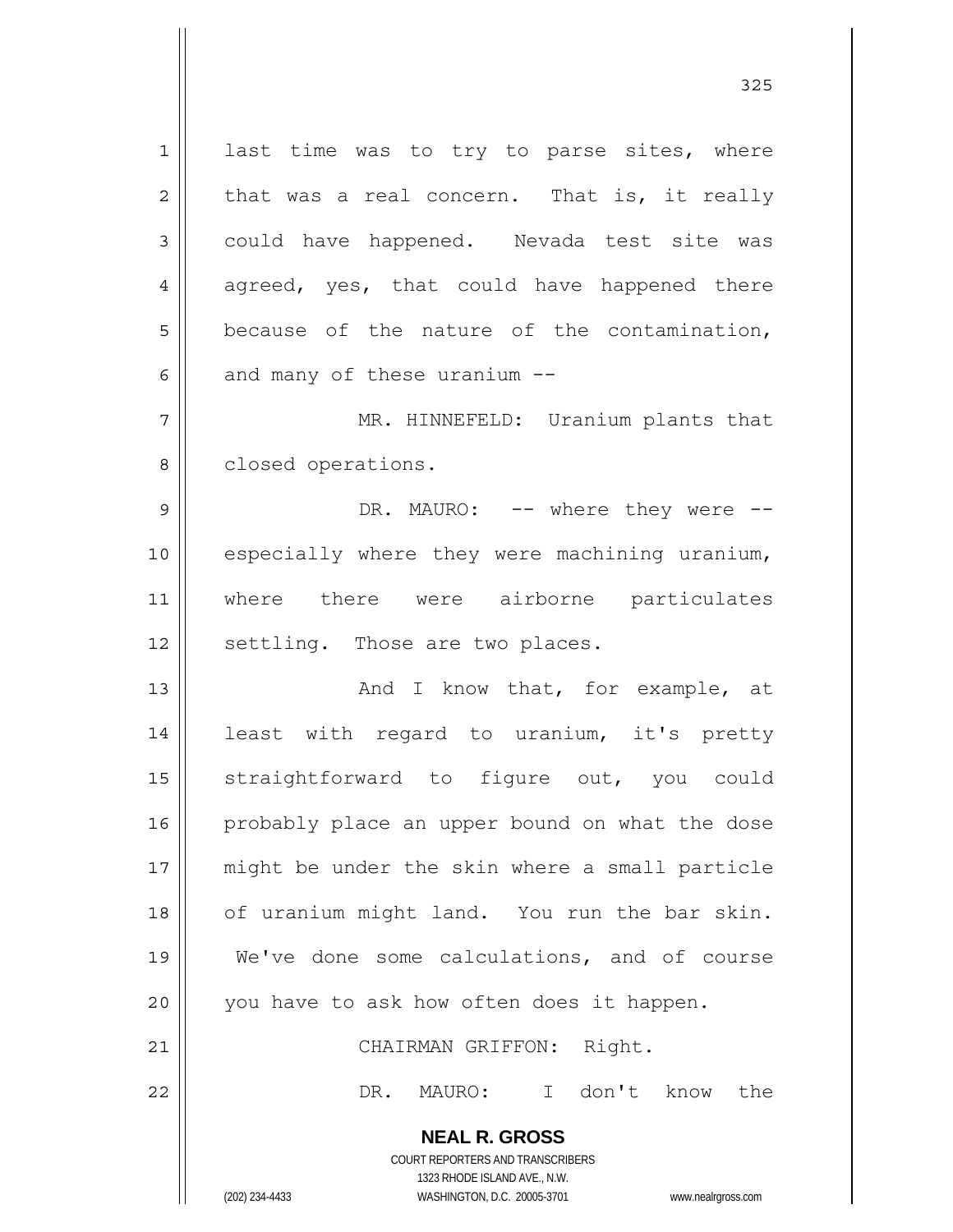last time was to try to parse sites, where that was a real concern. That is, it really could have happened. Nevada test site was agreed, yes, that could have happened there because of the nature of the contamination, and many of these uranium --

MR. HINNEFELD: Uranium plants that closed operations.

DR. MAURO: -- where they were -- especially where they were machining uranium, where there were airborne particulates settling. Those are two places.

And I know that, for example, at least with regard to uranium, it's pretty straightforward to figure out, you could probably place an upper bound on what the dose might be under the skin where a small particle of uranium might land. You run the bar skin. We've done some calculations, and of course you have to ask how often does it happen.

CHAIRMAN GRIFFON: Right.

DR. MAURO: I don't know the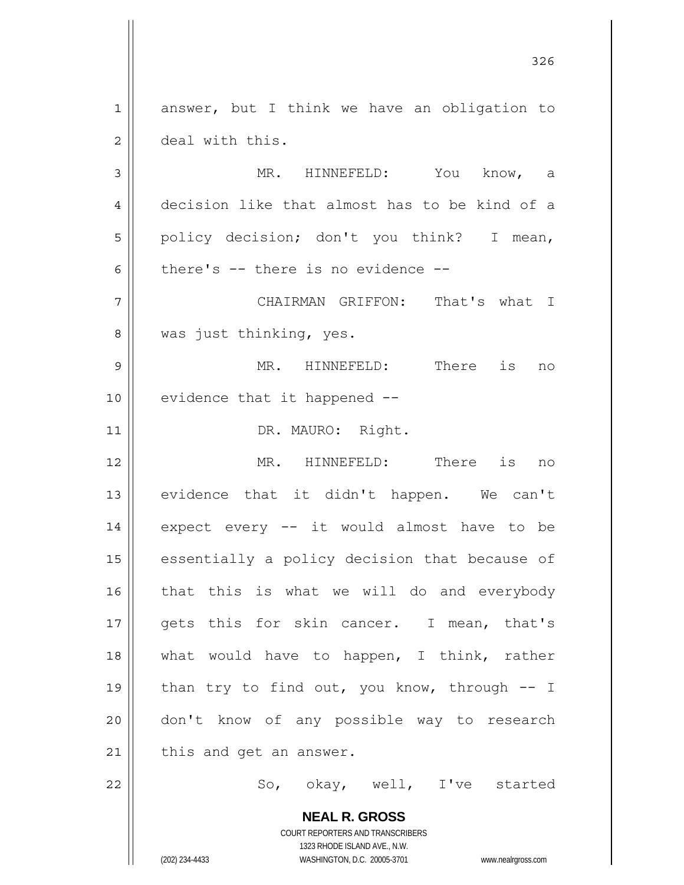answer, but I think we have an obligation to deal with this.

MR. HINNEFELD: You know, a decision like that almost has to be kind of a policy decision; don't you think? I mean, there's -- there is no evidence --

CHAIRMAN GRIFFON: That's what I was just thinking, yes.

MR. HINNEFELD: There is no evidence that it happened --

DR. MAURO: Right.

MR. HINNEFELD: There is no evidence that it didn't happen. We can't expect every -- it would almost have to be essentially a policy decision that because of that this is what we will do and everybody gets this for skin cancer. I mean, that's what would have to happen, I think, rather than try to find out, you know, through -- I don't know of any possible way to research this and get an answer.

So, okay, well, I've started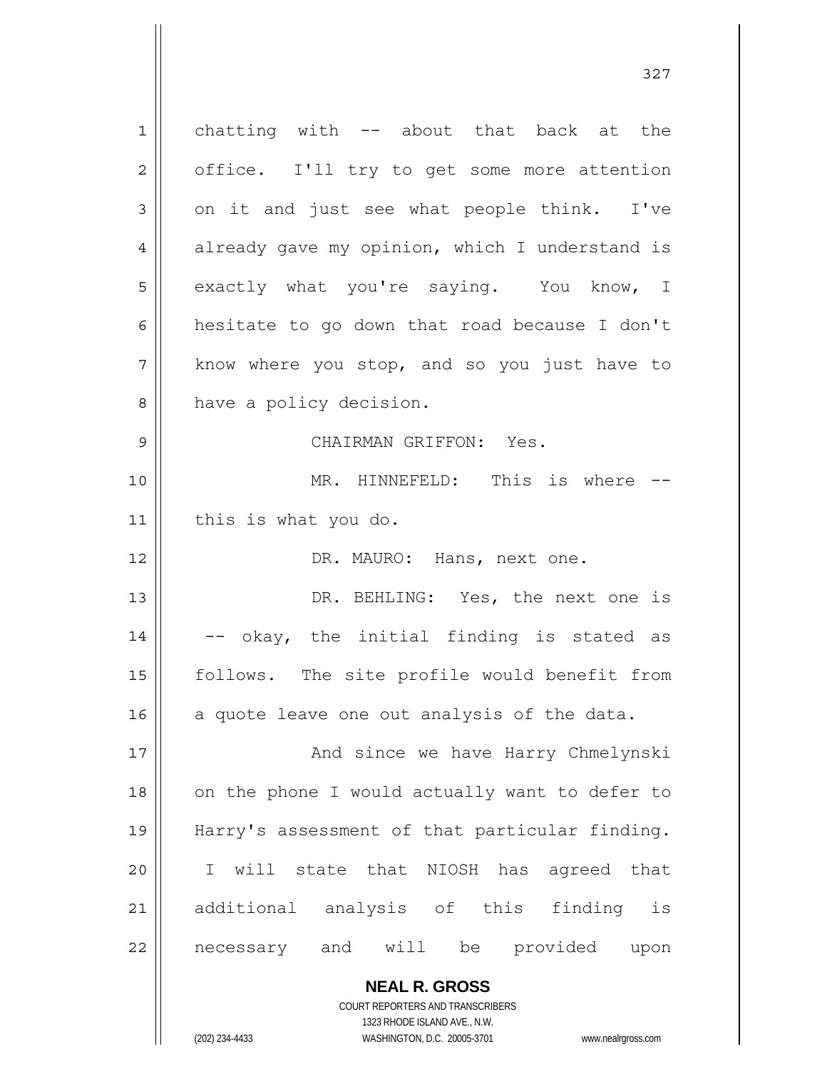chatting with -- about that back at the office. I'll try to get some more attention on it and just see what people think. I've already gave my opinion, which I understand is exactly what you're saying. You know, I hesitate to go down that road because I don't know where you stop, and so you just have to have a policy decision.

CHAIRMAN GRIFFON: Yes.

MR. HINNEFELD: This is where -- this is what you do.

DR. MAURO: Hans, next one.

DR. BEHLING: Yes, the next one is -- okay, the initial finding is stated as follows. The site profile would benefit from a quote leave one out analysis of the data.

And since we have Harry Chmelynski on the phone I would actually want to defer to Harry's assessment of that particular finding. I will state that NIOSH has agreed that additional analysis of this finding is necessary and will be provided upon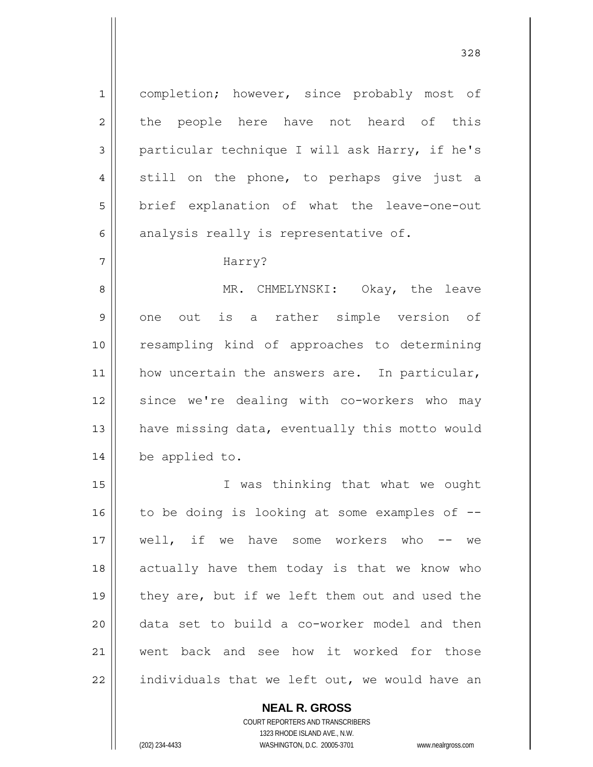completion; however, since probably most of the people here have not heard of this particular technique I will ask Harry, if he's still on the phone, to perhaps give just a brief explanation of what the leave-one-out analysis really is representative of.

Harry?

MR. CHMELYNSKI: Okay, the leave one out is a rather simple version of resampling kind of approaches to determining how uncertain the answers are. In particular, since we're dealing with co-workers who may have missing data, eventually this motto would be applied to.

I was thinking that what we ought to be doing is looking at some examples of -- well, if we have some workers who -- we actually have them today is that we know who they are, but if we left them out and used the data set to build a co-worker model and then went back and see how it worked for those individuals that we left out, we would have an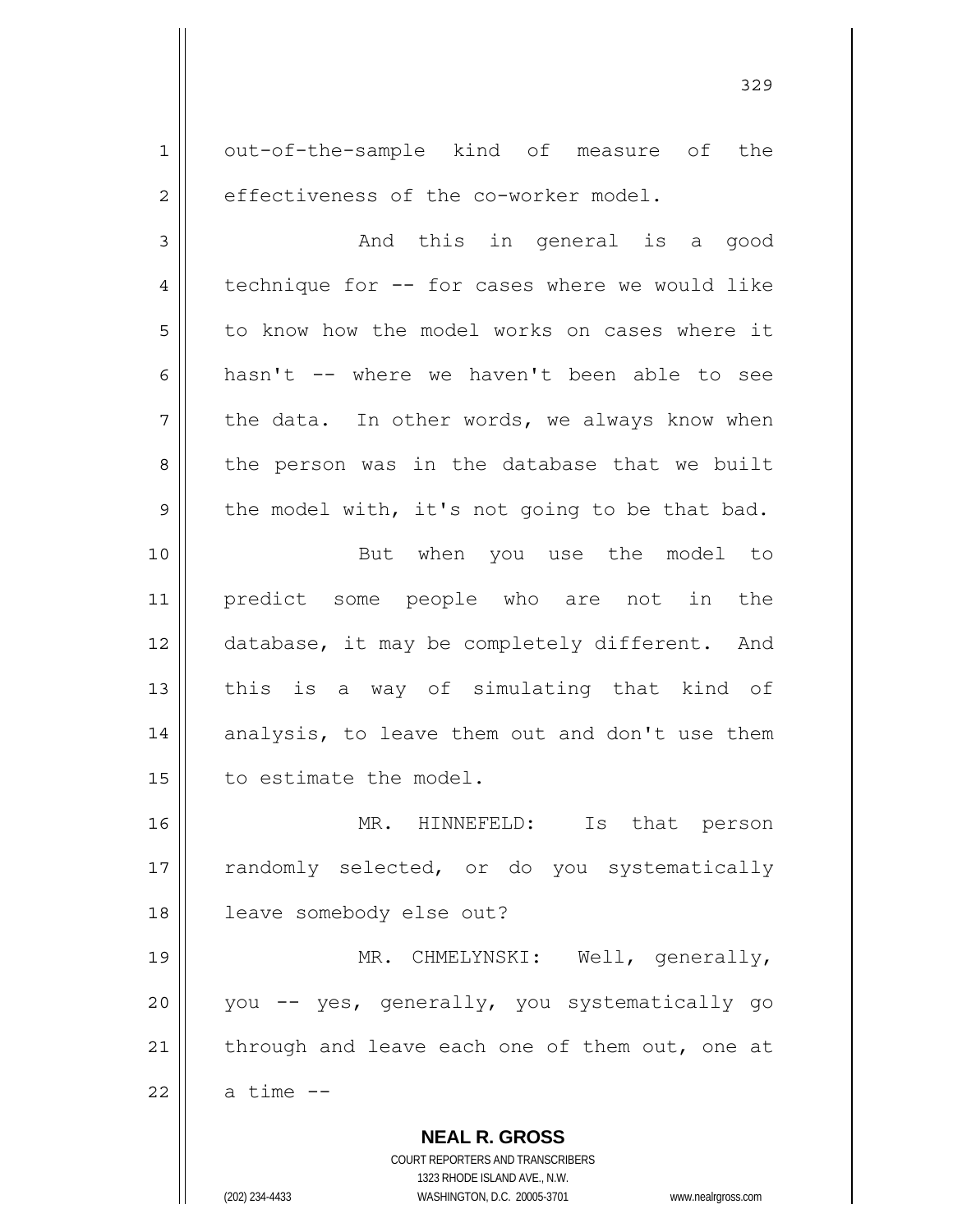out-of-the-sample kind of measure of the effectiveness of the co-worker model.

And this in general is a good technique for -- for cases where we would like to know how the model works on cases where it hasn't -- where we haven't been able to see the data. In other words, we always know when the person was in the database that we built the model with, it's not going to be that bad.

But when you use the model to predict some people who are not in the database, it may be completely different. And this is a way of simulating that kind of analysis, to leave them out and don't use them to estimate the model.

MR. HINNEFELD: Is that person randomly selected, or do you systematically leave somebody else out?

MR. CHMELYNSKI: Well, generally, you -- yes, generally, you systematically go through and leave each one of them out, one at a time --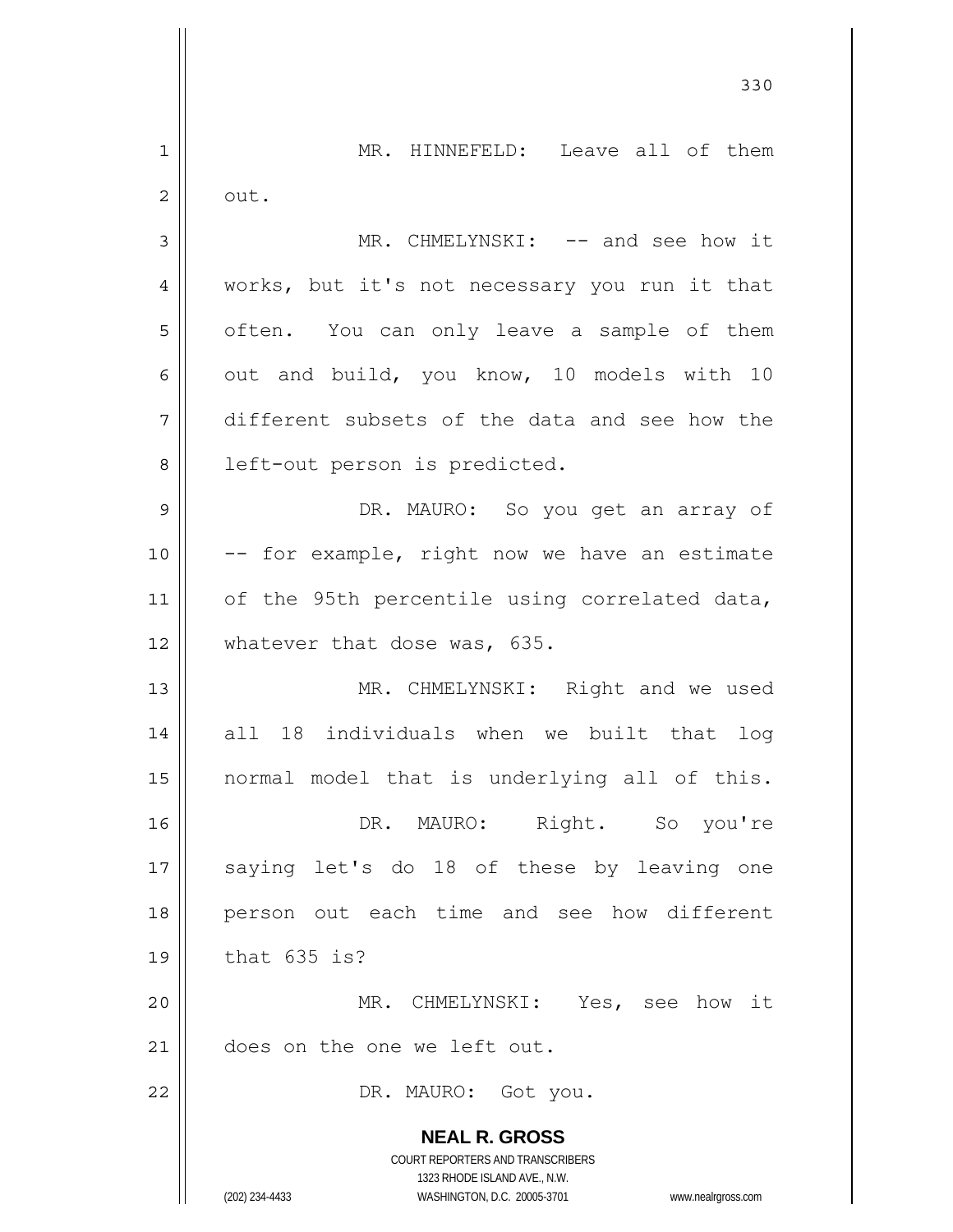MR. HINNEFELD: Leave all of them out.

MR. CHMELYNSKI: -- and see how it works, but it's not necessary you run it that often. You can only leave a sample of them out and build, you know, 10 models with 10 different subsets of the data and see how the left-out person is predicted.

DR. MAURO: So you get an array of -- for example, right now we have an estimate of the 95th percentile using correlated data, whatever that dose was, 635.

MR. CHMELYNSKI: Right and we used all 18 individuals when we built that log normal model that is underlying all of this.

DR. MAURO: Right. So you're saying let's do 18 of these by leaving one person out each time and see how different that 635 is?

MR. CHMELYNSKI: Yes, see how it does on the one we left out.

DR. MAURO: Got you.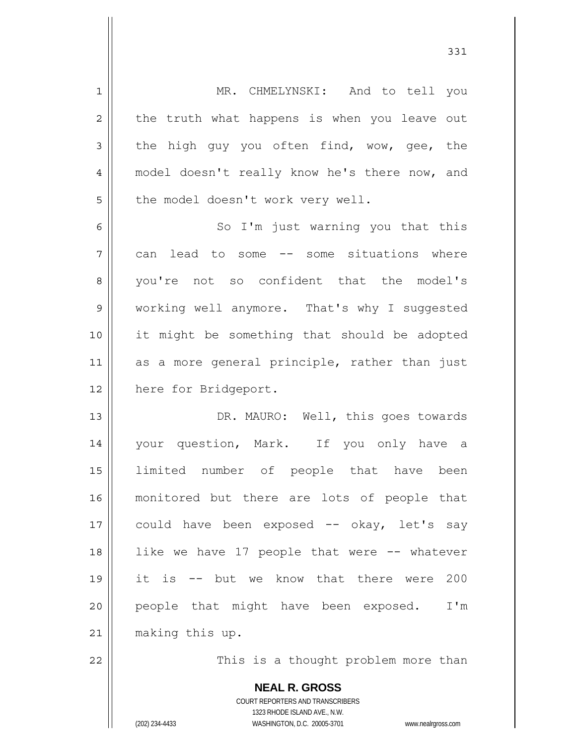MR. CHMELYNSKI: And to tell you the truth what happens is when you leave out the high guy you often find, wow, gee, the model doesn't really know he's there now, and the model doesn't work very well.

So I'm just warning you that this can lead to some -- some situations where you're not so confident that the model's working well anymore. That's why I suggested it might be something that should be adopted as a more general principle, rather than just here for Bridgeport.

DR. MAURO: Well, this goes towards your question, Mark. If you only have a limited number of people that have been monitored but there are lots of people that could have been exposed -- okay, let's say like we have 17 people that were -- whatever it is -- but we know that there were 200 people that might have been exposed. I'm making this up.

This is a thought problem more than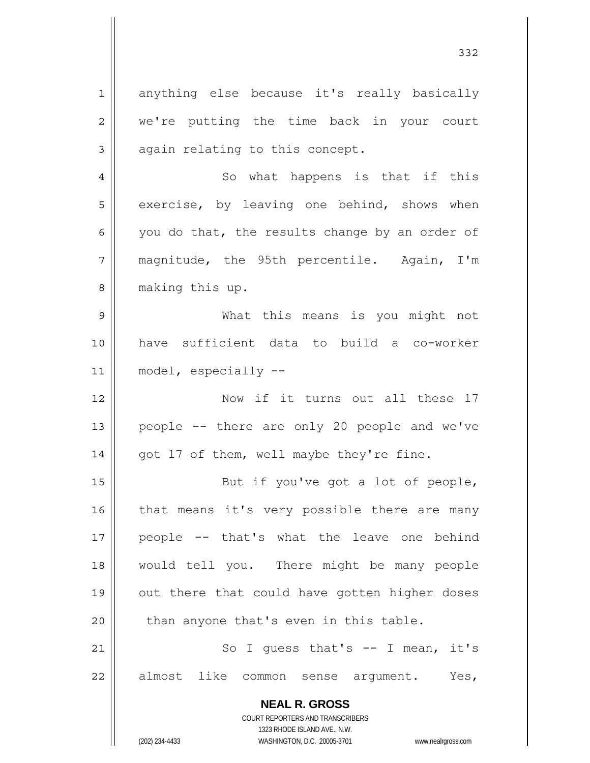anything else because it's really basically we're putting the time back in your court again relating to this concept.

So what happens is that if this exercise, by leaving one behind, shows when you do that, the results change by an order of magnitude, the 95th percentile. Again, I'm making this up.

What this means is you might not have sufficient data to build a co-worker model, especially --

Now if it turns out all these 17 people -- there are only 20 people and we've got 17 of them, well maybe they're fine.

But if you've got a lot of people, that means it's very possible there are many people -- that's what the leave one behind would tell you. There might be many people out there that could have gotten higher doses than anyone that's even in this table.

So I guess that's -- I mean, it's almost like common sense argument. Yes,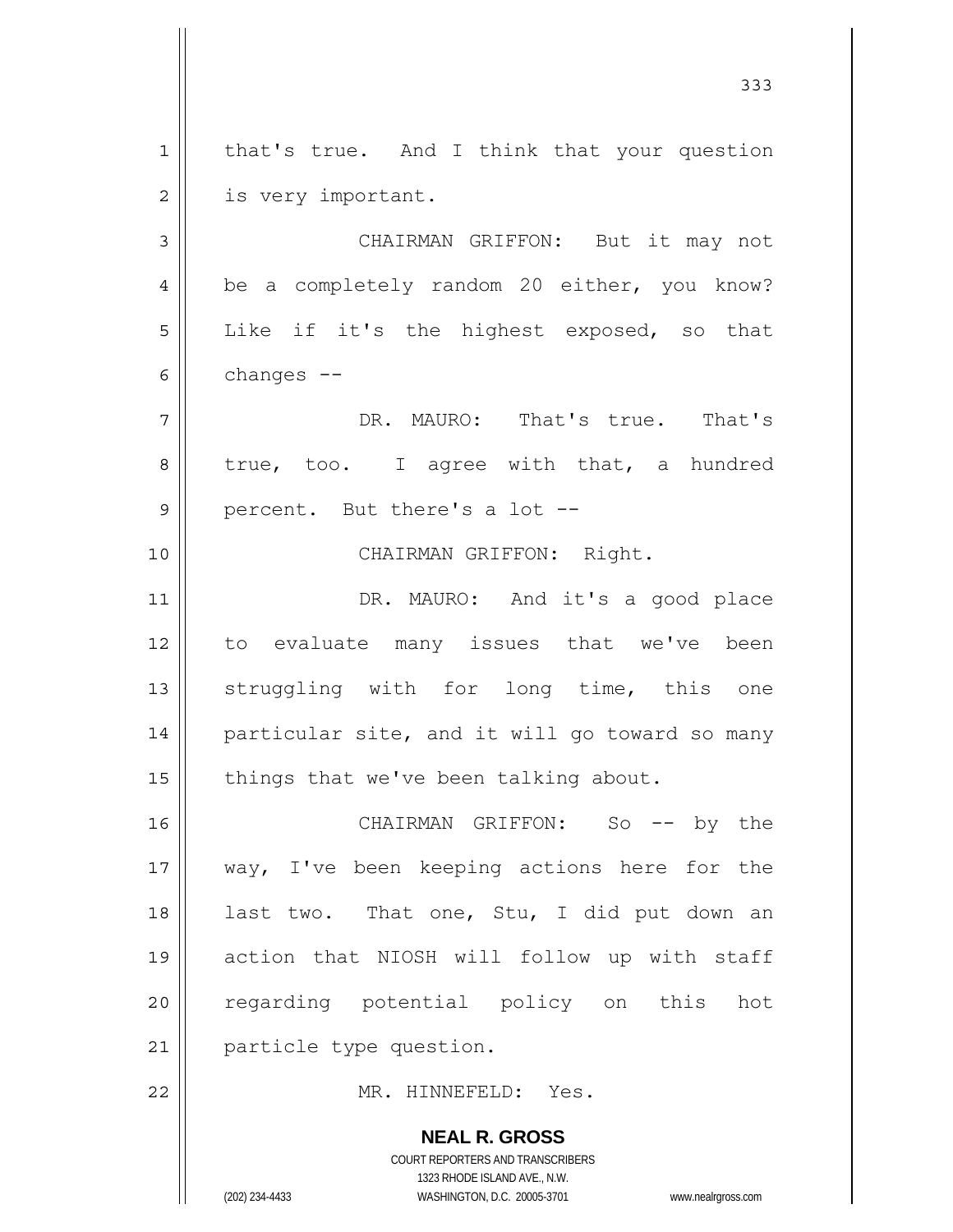that's true. And I think that your question is very important.

CHAIRMAN GRIFFON: But it may not be a completely random 20 either, you know? Like if it's the highest exposed, so that changes --

DR. MAURO: That's true. That's true, too. I agree with that, a hundred percent. But there's a lot --

CHAIRMAN GRIFFON: Right.

DR. MAURO: And it's a good place to evaluate many issues that we've been struggling with for long time, this one particular site, and it will go toward so many things that we've been talking about.

CHAIRMAN GRIFFON: So -- by the way, I've been keeping actions here for the last two. That one, Stu, I did put down an action that NIOSH will follow up with staff regarding potential policy on this hot particle type question.

MR. HINNEFELD: Yes.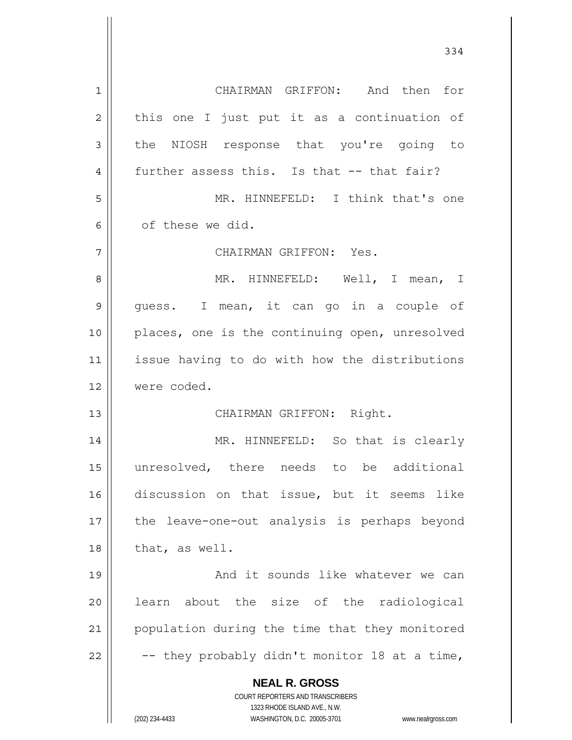CHAIRMAN GRIFFON: And then for this one I just put it as a continuation of the NIOSH response that you're going to further assess this. Is that -- that fair?

MR. HINNEFELD: I think that's one of these we did.

CHAIRMAN GRIFFON: Yes.

MR. HINNEFELD: Well, I mean, I guess. I mean, it can go in a couple of places, one is the continuing open, unresolved issue having to do with how the distributions were coded.

CHAIRMAN GRIFFON: Right.

MR. HINNEFELD: So that is clearly unresolved, there needs to be additional discussion on that issue, but it seems like the leave-one-out analysis is perhaps beyond that, as well.

And it sounds like whatever we can learn about the size of the radiological population during the time that they monitored -- they probably didn't monitor 18 at a time,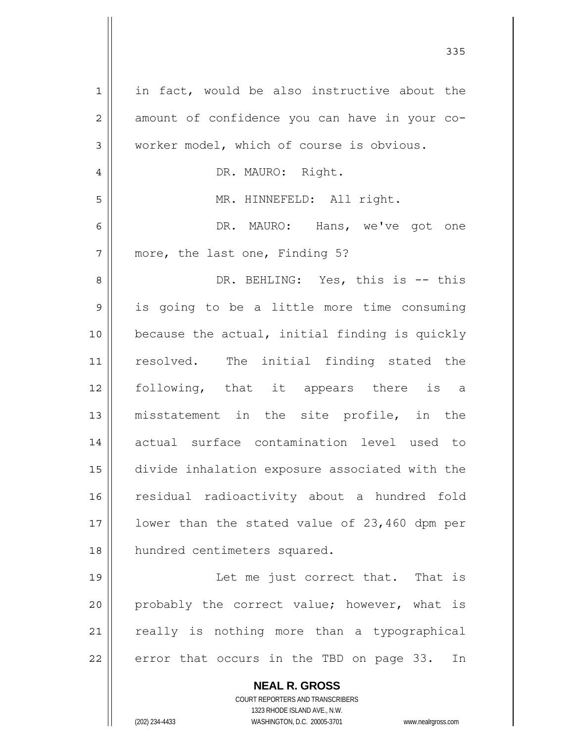in fact, would be also instructive about the amount of confidence you can have in your co-worker model, which of course is obvious.

DR. MAURO: Right.

MR. HINNEFELD: All right.

DR. MAURO: Hans, we've got one more, the last one, Finding 5?

DR. BEHLING: Yes, this is -- this is going to be a little more time consuming because the actual, initial finding is quickly resolved. The initial finding stated the following, that it appears there is a misstatement in the site profile, in the actual surface contamination level used to divide inhalation exposure associated with the residual radioactivity about a hundred fold lower than the stated value of 23,460 dpm per hundred centimeters squared.

Let me just correct that. That is probably the correct value; however, what is really is nothing more than a typographical error that occurs in the TBD on page 33. In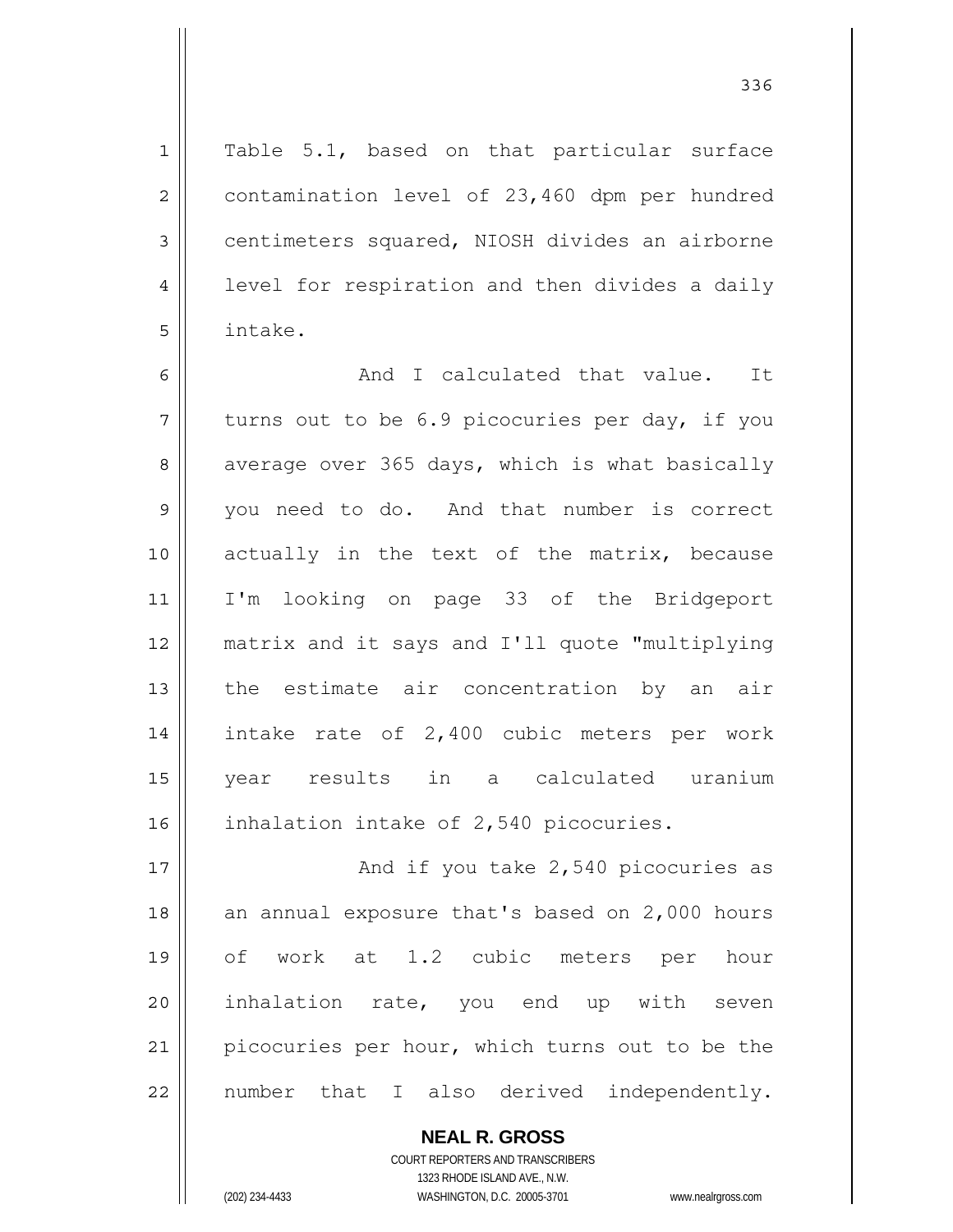Table 5.1, based on that particular surface contamination level of 23,460 dpm per hundred centimeters squared, NIOSH divides an airborne level for respiration and then divides a daily intake.

And I calculated that value. It turns out to be 6.9 picocuries per day, if you average over 365 days, which is what basically you need to do. And that number is correct actually in the text of the matrix, because I'm looking on page 33 of the Bridgeport matrix and it says and I'll quote "multiplying the estimate air concentration by an air intake rate of 2,400 cubic meters per work year results in a calculated uranium inhalation intake of 2,540 picocuries.

And if you take 2,540 picocuries as an annual exposure that's based on 2,000 hours of work at 1.2 cubic meters per hour inhalation rate, you end up with seven picocuries per hour, which turns out to be the number that I also derived independently.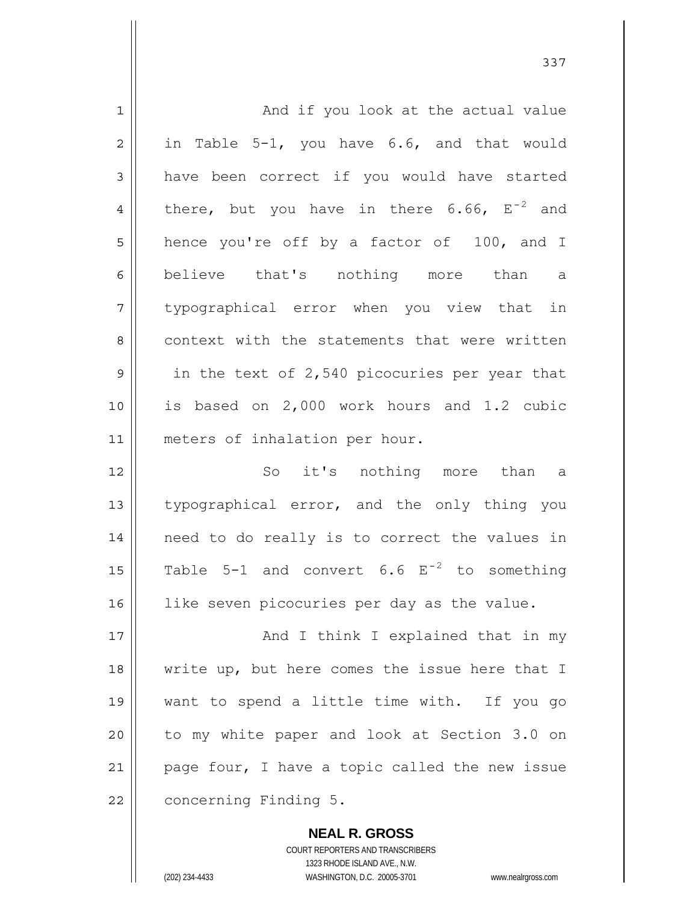And if you look at the actual value in Table 5-1, you have 6.6, and that would have been correct if you would have started there, but you have in there 6.66, $E^{-2}$ and hence you're off by a factor of 100, and I believe that's nothing more than a typographical error when you view that in context with the statements that were written in the text of 2,540 picocuries per year that is based on 2,000 work hours and 1.2 cubic meters of inhalation per hour.

So it's nothing more than a typographical error, and the only thing you need to do really is to correct the values in Table 5-1 and convert 6.6 $E^{-2}$ to something like seven picocuries per day as the value.

And I think I explained that in my write up, but here comes the issue here that I want to spend a little time with. If you go to my white paper and look at Section 3.0 on page four, I have a topic called the new issue concerning Finding 5.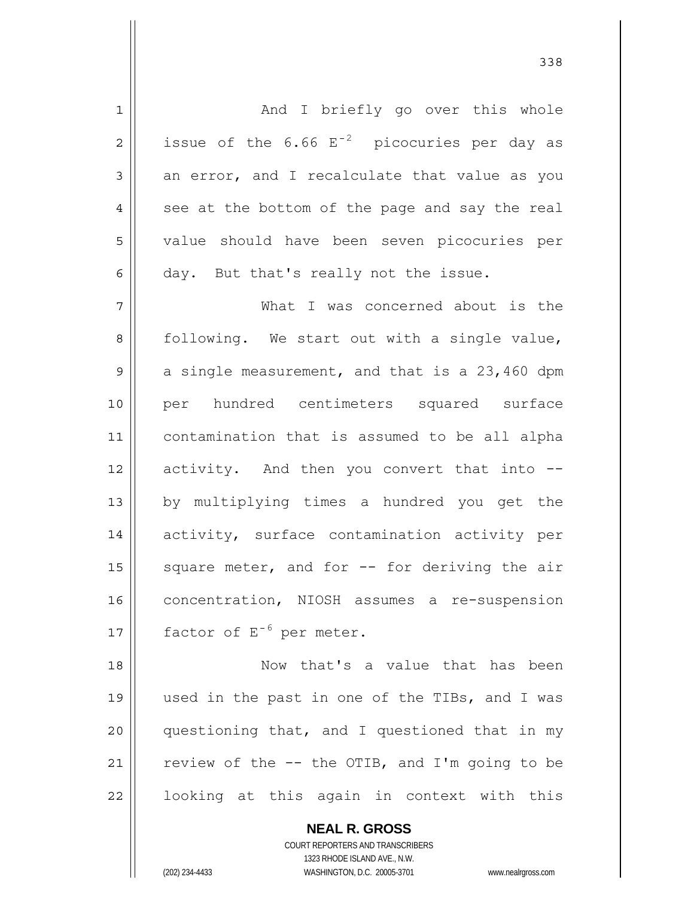And I briefly go over this whole issue of the 6.66 $E^{-2}$ picocuries per day as an error, and I recalculate that value as you see at the bottom of the page and say the real value should have been seven picocuries per day. But that's really not the issue.

What I was concerned about is the following. We start out with a single value, a single measurement, and that is a 23,460 dpm per hundred centimeters squared surface contamination that is assumed to be all alpha activity. And then you convert that into -- by multiplying times a hundred you get the activity, surface contamination activity per square meter, and for -- for deriving the air concentration, NIOSH assumes a re-suspension factor of $E^{-6}$ per meter.

Now that's a value that has been used in the past in one of the TIBs, and I was questioning that, and I questioned that in my review of the -- the OTIB, and I'm going to be looking at this again in context with this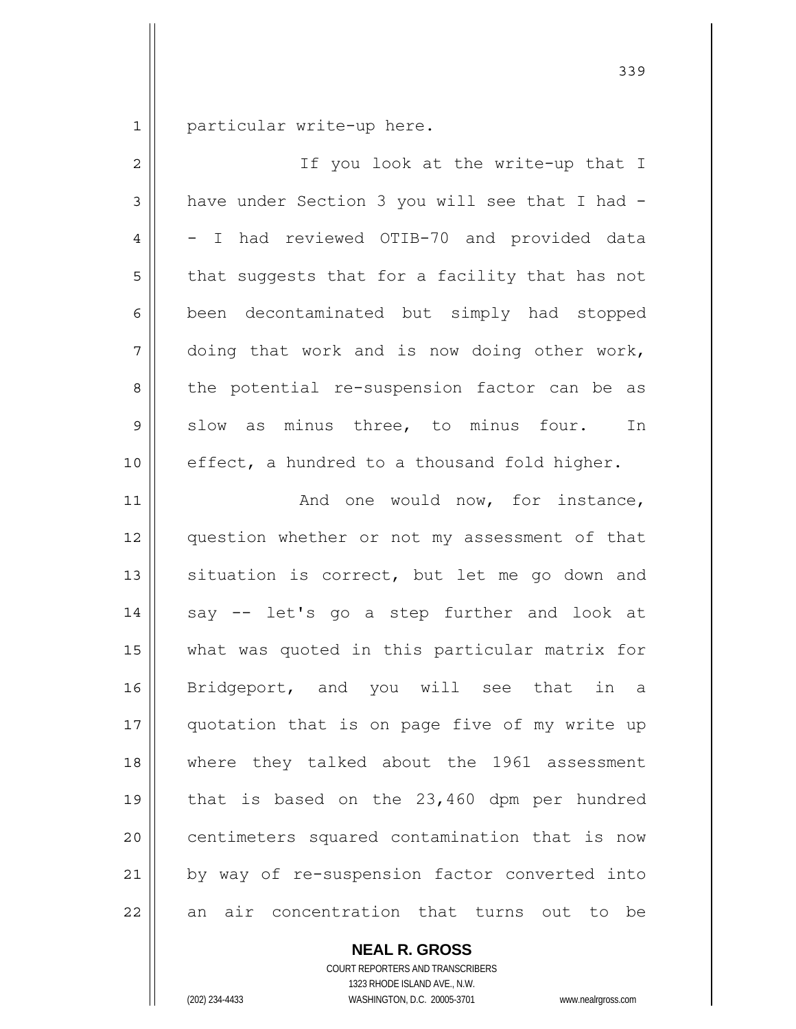particular write-up here.

If you look at the write-up that I have under Section 3 you will see that I had -- I had reviewed OTIB-70 and provided data that suggests that for a facility that has not been decontaminated but simply had stopped doing that work and is now doing other work, the potential re-suspension factor can be as slow as minus three, to minus four. In effect, a hundred to a thousand fold higher.

And one would now, for instance, question whether or not my assessment of that situation is correct, but let me go down and say -- let's go a step further and look at what was quoted in this particular matrix for Bridgeport, and you will see that in a quotation that is on page five of my write up where they talked about the 1961 assessment that is based on the 23,460 dpm per hundred centimeters squared contamination that is now by way of re-suspension factor converted into an air concentration that turns out to be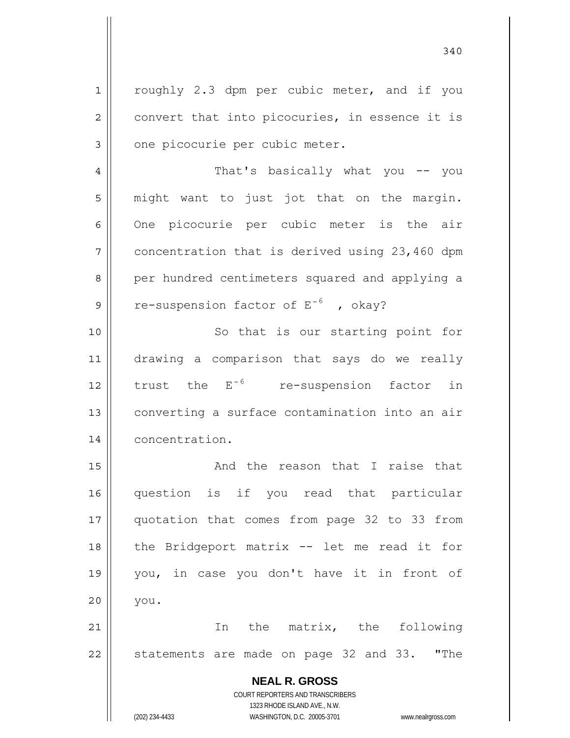roughly 2.3 dpm per cubic meter, and if you convert that into picocuries, in essence it is one picocurie per cubic meter.

That's basically what you -- you might want to just jot that on the margin. One picocurie per cubic meter is the air concentration that is derived using 23,460 dpm per hundred centimeters squared and applying a re-suspension factor of $E^{-6}$ , okay?

So that is our starting point for drawing a comparison that says do we really trust the $E^{-6}$ re-suspension factor in converting a surface contamination into an air concentration.

And the reason that I raise that question is if you read that particular quotation that comes from page 32 to 33 from the Bridgeport matrix -- let me read it for you, in case you don't have it in front of you.

In the matrix, the following statements are made on page 32 and 33. "The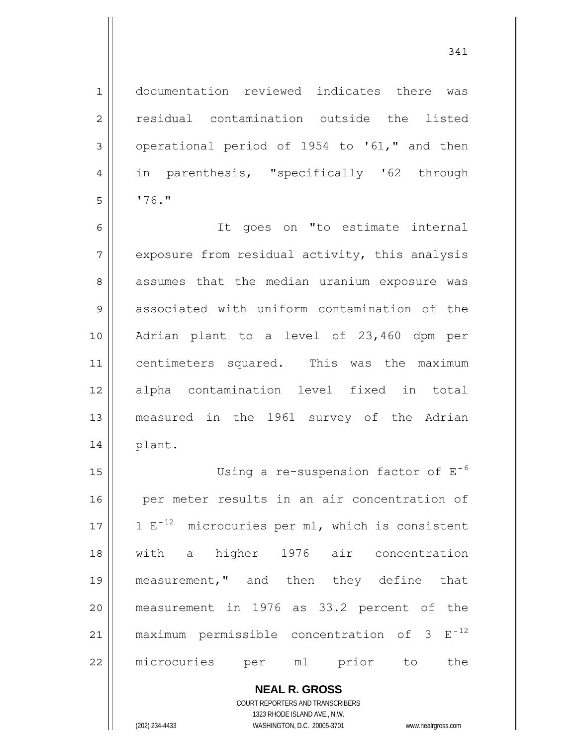documentation reviewed indicates there was residual contamination outside the listed operational period of 1954 to '61," and then in parenthesis, "specifically '62 through '76."

It goes on "to estimate internal exposure from residual activity, this analysis assumes that the median uranium exposure was associated with uniform contamination of the Adrian plant to a level of 23,460 dpm per centimeters squared. This was the maximum alpha contamination level fixed in total measured in the 1961 survey of the Adrian plant.

Using a re-suspension factor of $E^{-6}$ per meter results in an air concentration of 1 $E^{-12}$ microcuries per ml, which is consistent with a higher 1976 air concentration measurement," and then they define that measurement in 1976 as 33.2 percent of the maximum permissible concentration of 3 $E^{-12}$ microcuries per ml prior to the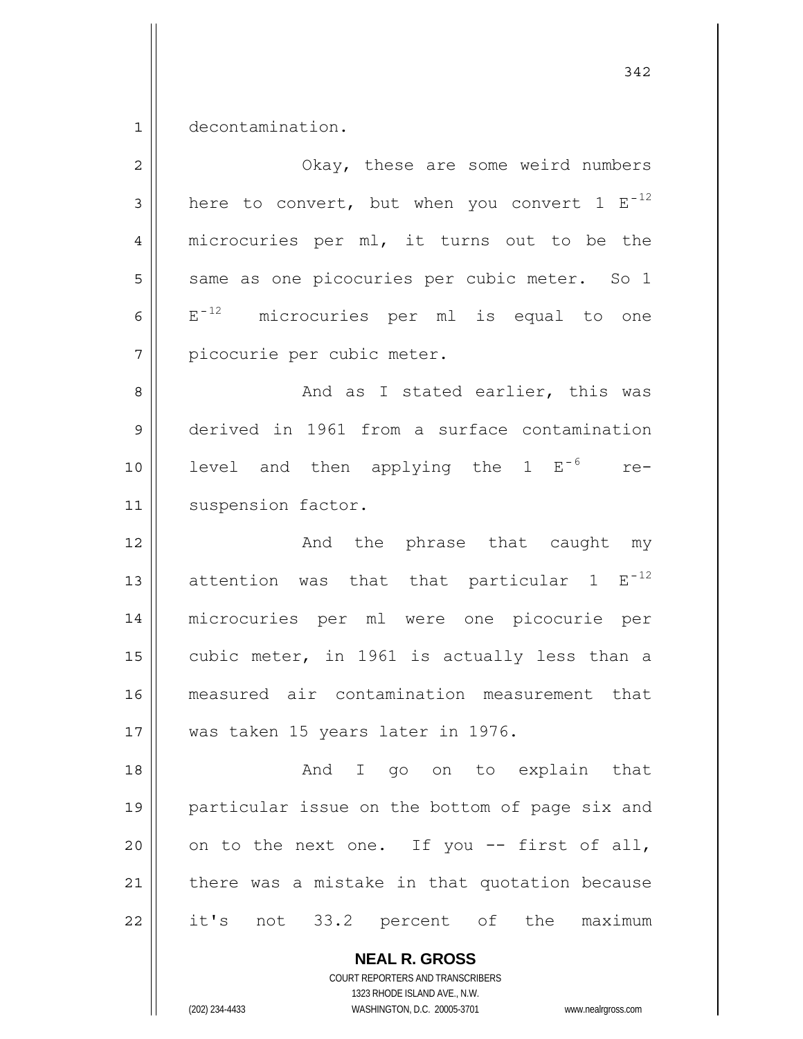decontamination.

Okay, these are some weird numbers here to convert, but when you convert 1 $E^{-12}$ microcuries per ml, it turns out to be the same as one picocuries per cubic meter. So 1 $E^{-12}$ microcuries per ml is equal to one picocurie per cubic meter.

And as I stated earlier, this was derived in 1961 from a surface contamination level and then applying the 1 $E^{-6}$ re-suspension factor.

And the phrase that caught my attention was that that particular 1 $E^{-12}$ microcuries per ml were one picocurie per cubic meter, in 1961 is actually less than a measured air contamination measurement that was taken 15 years later in 1976.

And I go on to explain that particular issue on the bottom of page six and on to the next one. If you -- first of all, there was a mistake in that quotation because it's not 33.2 percent of the maximum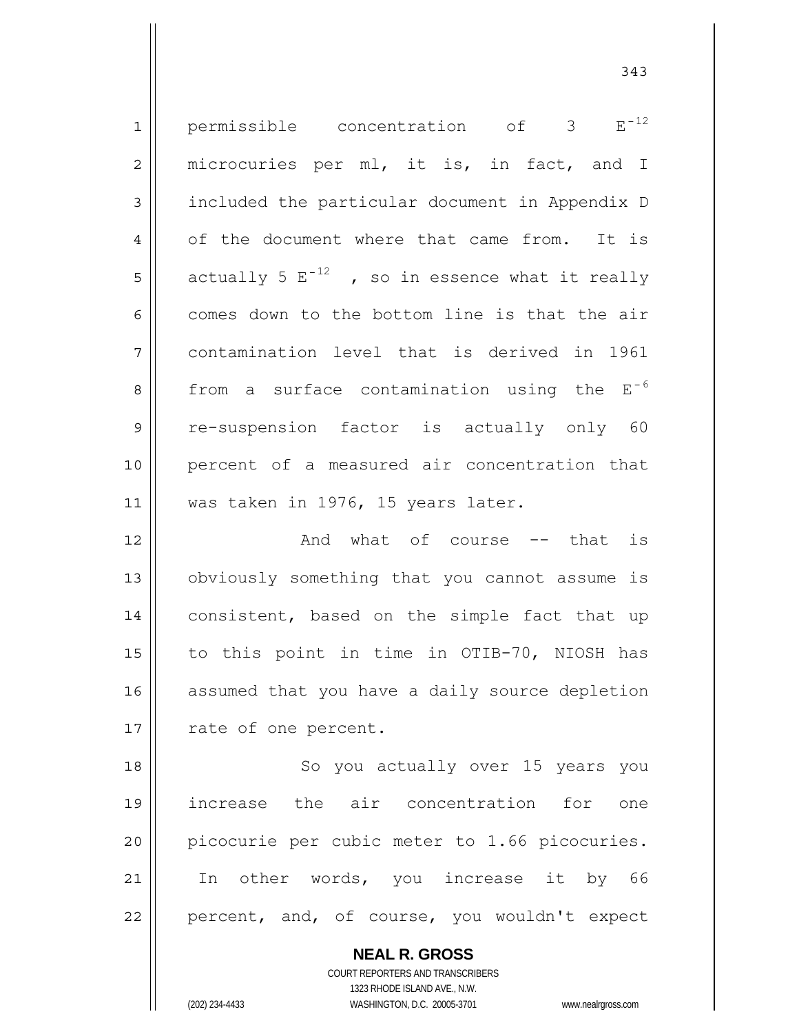permissible concentration of 3 $E^{-12}$ microcuries per ml, it is, in fact, and I included the particular document in Appendix D of the document where that came from. It is actually 5 $E^{-12}$ , so in essence what it really comes down to the bottom line is that the air contamination level that is derived in 1961 from a surface contamination using the $E^{-6}$ re-suspension factor is actually only 60 percent of a measured air concentration that was taken in 1976, 15 years later.

And what of course -- that is obviously something that you cannot assume is consistent, based on the simple fact that up to this point in time in OTIB-70, NIOSH has assumed that you have a daily source depletion rate of one percent.

So you actually over 15 years you increase the air concentration for one picocurie per cubic meter to 1.66 picocuries. In other words, you increase it by 66 percent, and, of course, you wouldn't expect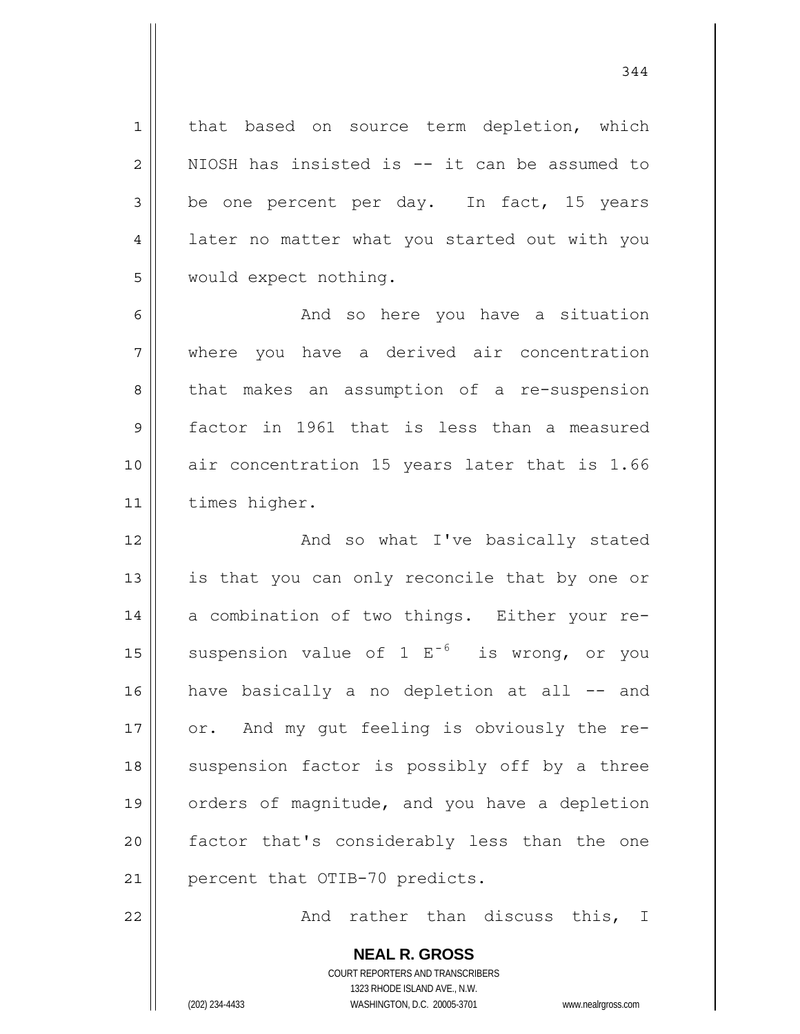that based on source term depletion, which NIOSH has insisted is -- it can be assumed to be one percent per day. In fact, 15 years later no matter what you started out with you would expect nothing.

And so here you have a situation where you have a derived air concentration that makes an assumption of a re-suspension factor in 1961 that is less than a measured air concentration 15 years later that is 1.66 times higher.

And so what I've basically stated is that you can only reconcile that by one or a combination of two things. Either your re-suspension value of 1 $E^{-6}$ is wrong, or you have basically a no depletion at all -- and or. And my gut feeling is obviously the re-suspension factor is possibly off by a three orders of magnitude, and you have a depletion factor that's considerably less than the one percent that OTIB-70 predicts.

And rather than discuss this, I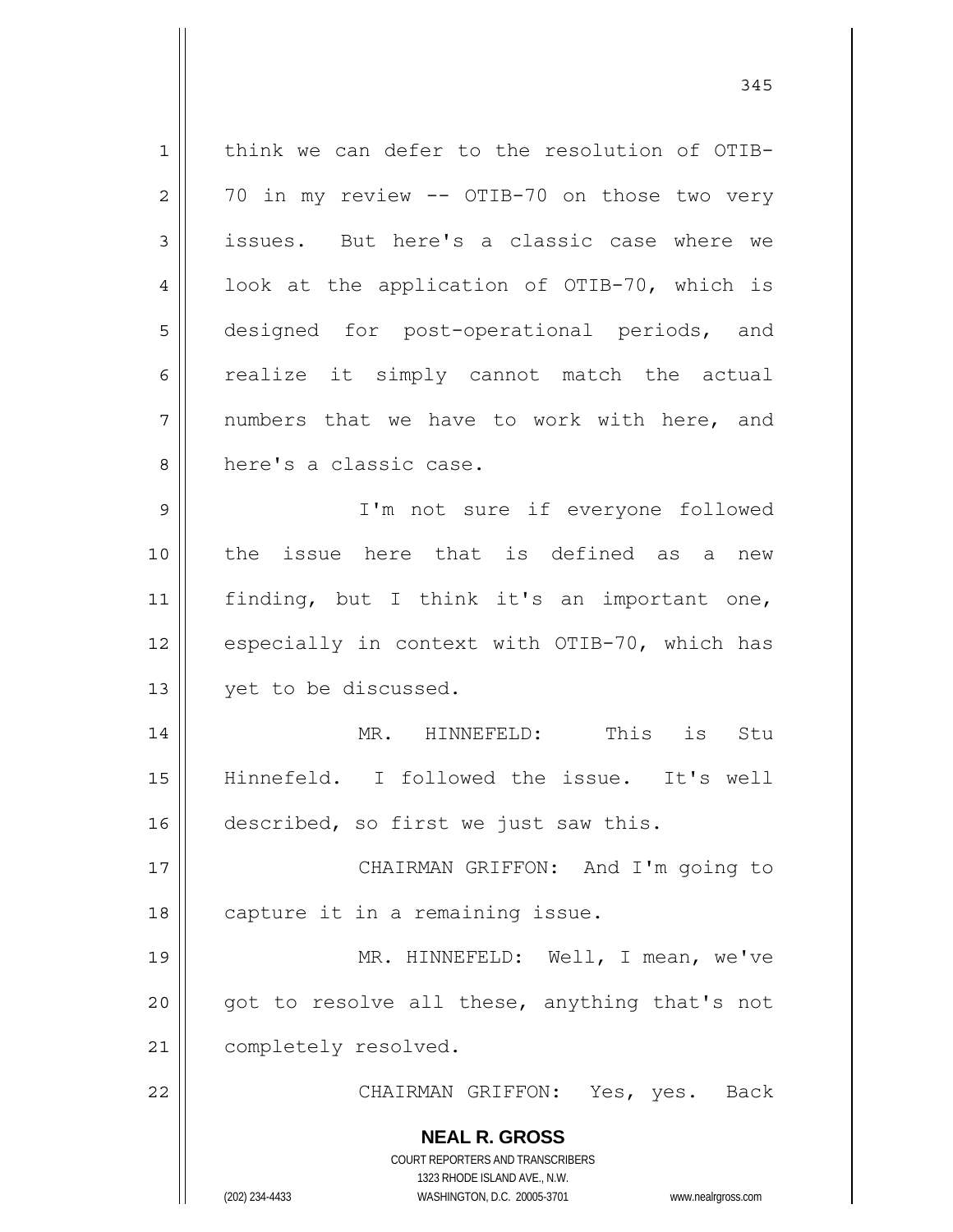think we can defer to the resolution of OTIB-70 in my review -- OTIB-70 on those two very issues. But here's a classic case where we look at the application of OTIB-70, which is designed for post-operational periods, and realize it simply cannot match the actual numbers that we have to work with here, and here's a classic case.

I'm not sure if everyone followed the issue here that is defined as a new finding, but I think it's an important one, especially in context with OTIB-70, which has yet to be discussed.

MR. HINNEFELD: This is Stu Hinnefeld. I followed the issue. It's well described, so first we just saw this.

CHAIRMAN GRIFFON: And I'm going to capture it in a remaining issue.

MR. HINNEFELD: Well, I mean, we've got to resolve all these, anything that's not completely resolved.

CHAIRMAN GRIFFON: Yes, yes. Back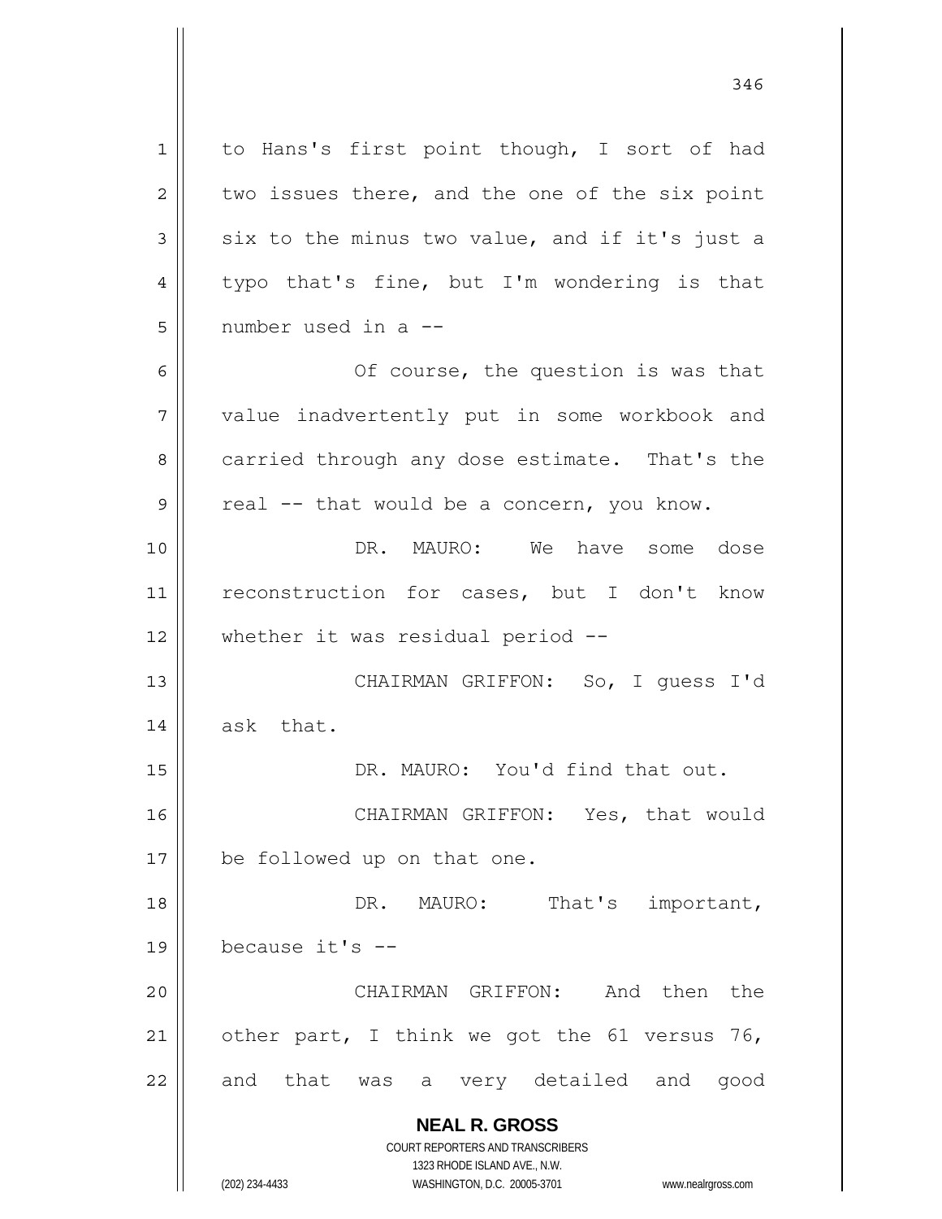to Hans's first point though, I sort of had two issues there, and the one of the six point six to the minus two value, and if it's just a typo that's fine, but I'm wondering is that number used in a --

Of course, the question is was that value inadvertently put in some workbook and carried through any dose estimate. That's the real -- that would be a concern, you know.

DR. MAURO: We have some dose reconstruction for cases, but I don't know whether it was residual period --

CHAIRMAN GRIFFON: So, I guess I'd ask that.

DR. MAURO: You'd find that out.

CHAIRMAN GRIFFON: Yes, that would be followed up on that one.

DR. MAURO: That's important, because it's --

CHAIRMAN GRIFFON: And then the other part, I think we got the 61 versus 76, and that was a very detailed and good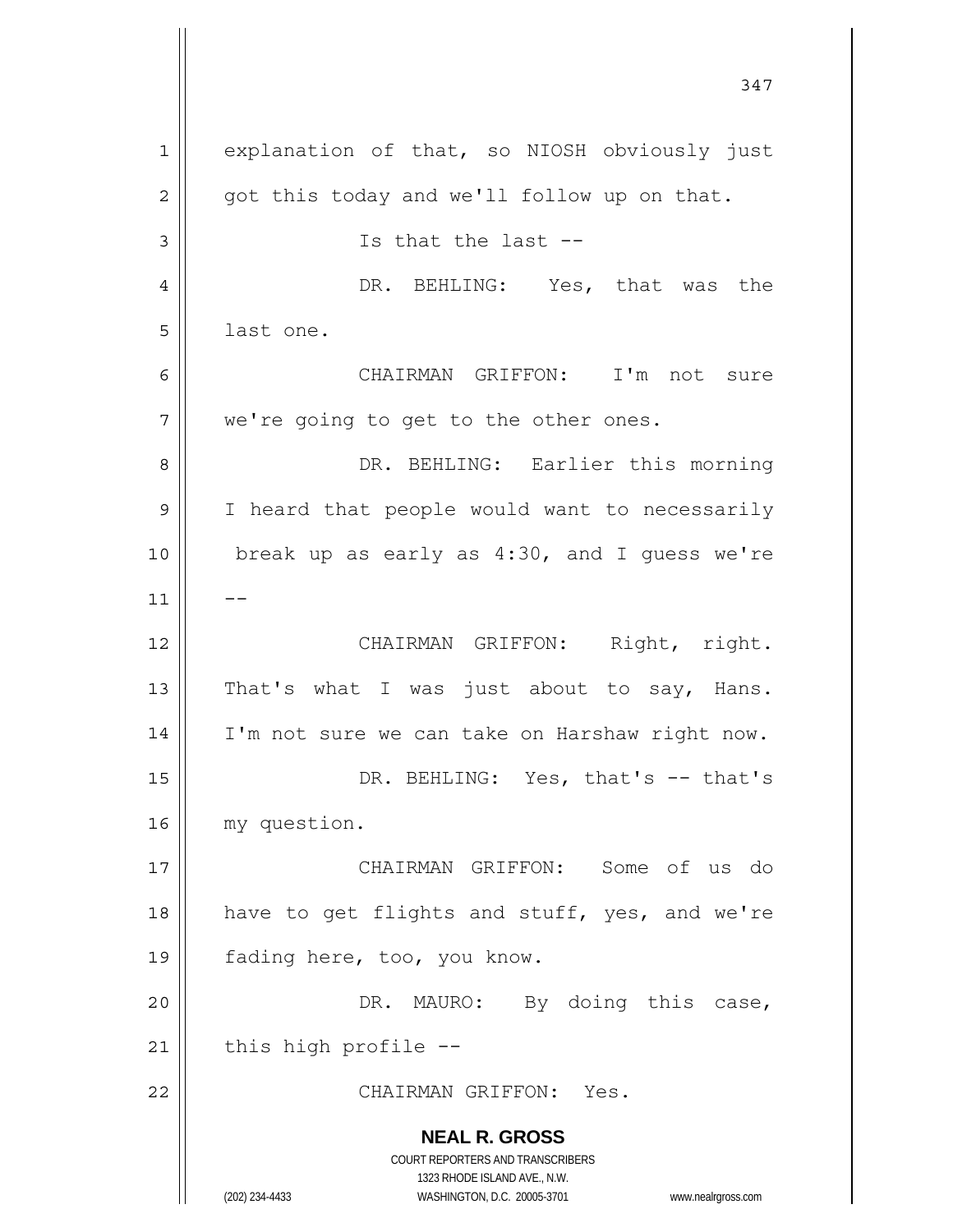explanation of that, so NIOSH obviously just got this today and we'll follow up on that.

Is that the last --

DR. BEHLING: Yes, that was the last one.

CHAIRMAN GRIFFON: I'm not sure we're going to get to the other ones.

DR. BEHLING: Earlier this morning I heard that people would want to necessarily break up as early as 4:30, and I guess we're --

CHAIRMAN GRIFFON: Right, right. That's what I was just about to say, Hans. I'm not sure we can take on Harshaw right now.

DR. BEHLING: Yes, that's -- that's my question.

CHAIRMAN GRIFFON: Some of us do have to get flights and stuff, yes, and we're fading here, too, you know.

DR. MAURO: By doing this case, this high profile --

CHAIRMAN GRIFFON: Yes.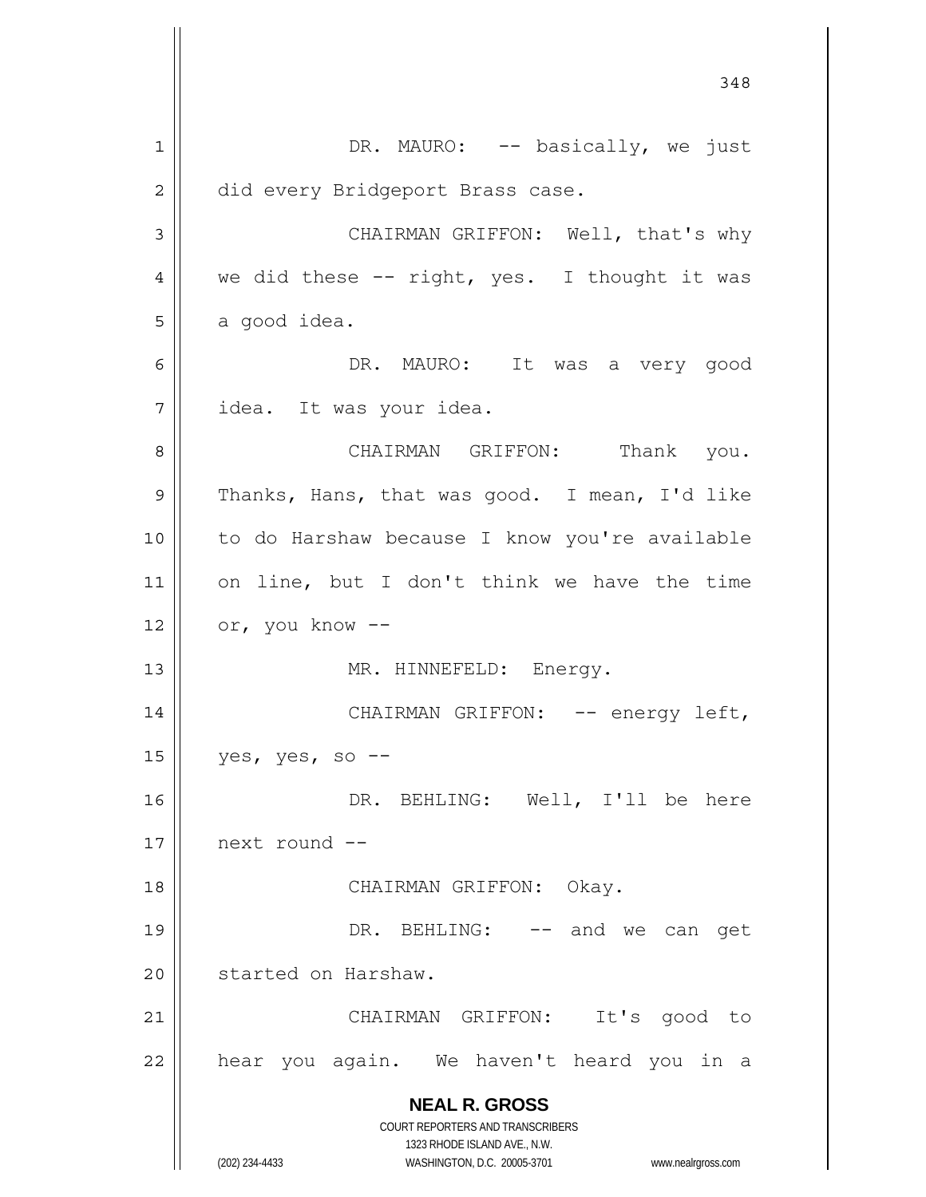DR. MAURO: -- basically, we just did every Bridgeport Brass case.

CHAIRMAN GRIFFON: Well, that's why we did these -- right, yes. I thought it was a good idea.

DR. MAURO: It was a very good idea. It was your idea.

CHAIRMAN GRIFFON: Thank you. Thanks, Hans, that was good. I mean, I'd like to do Harshaw because I know you're available on line, but I don't think we have the time or, you know --

MR. HINNEFELD: Energy.

CHAIRMAN GRIFFON: -- energy left, yes, yes, so --

DR. BEHLING: Well, I'll be here next round --

CHAIRMAN GRIFFON: Okay.

DR. BEHLING: -- and we can get started on Harshaw.

CHAIRMAN GRIFFON: It's good to hear you again. We haven't heard you in a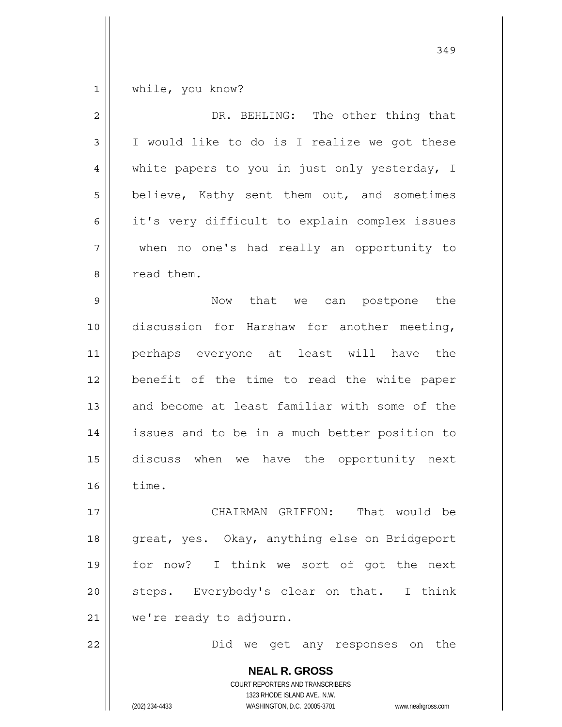while, you know?

DR. BEHLING: The other thing that I would like to do is I realize we got these white papers to you in just only yesterday, I believe, Kathy sent them out, and sometimes it's very difficult to explain complex issues when no one's had really an opportunity to read them.

Now that we can postpone the discussion for Harshaw for another meeting, perhaps everyone at least will have the benefit of the time to read the white paper and become at least familiar with some of the issues and to be in a much better position to discuss when we have the opportunity next time.

CHAIRMAN GRIFFON: That would be great, yes. Okay, anything else on Bridgeport for now? I think we sort of got the next steps. Everybody's clear on that. I think we're ready to adjourn.

Did we get any responses on the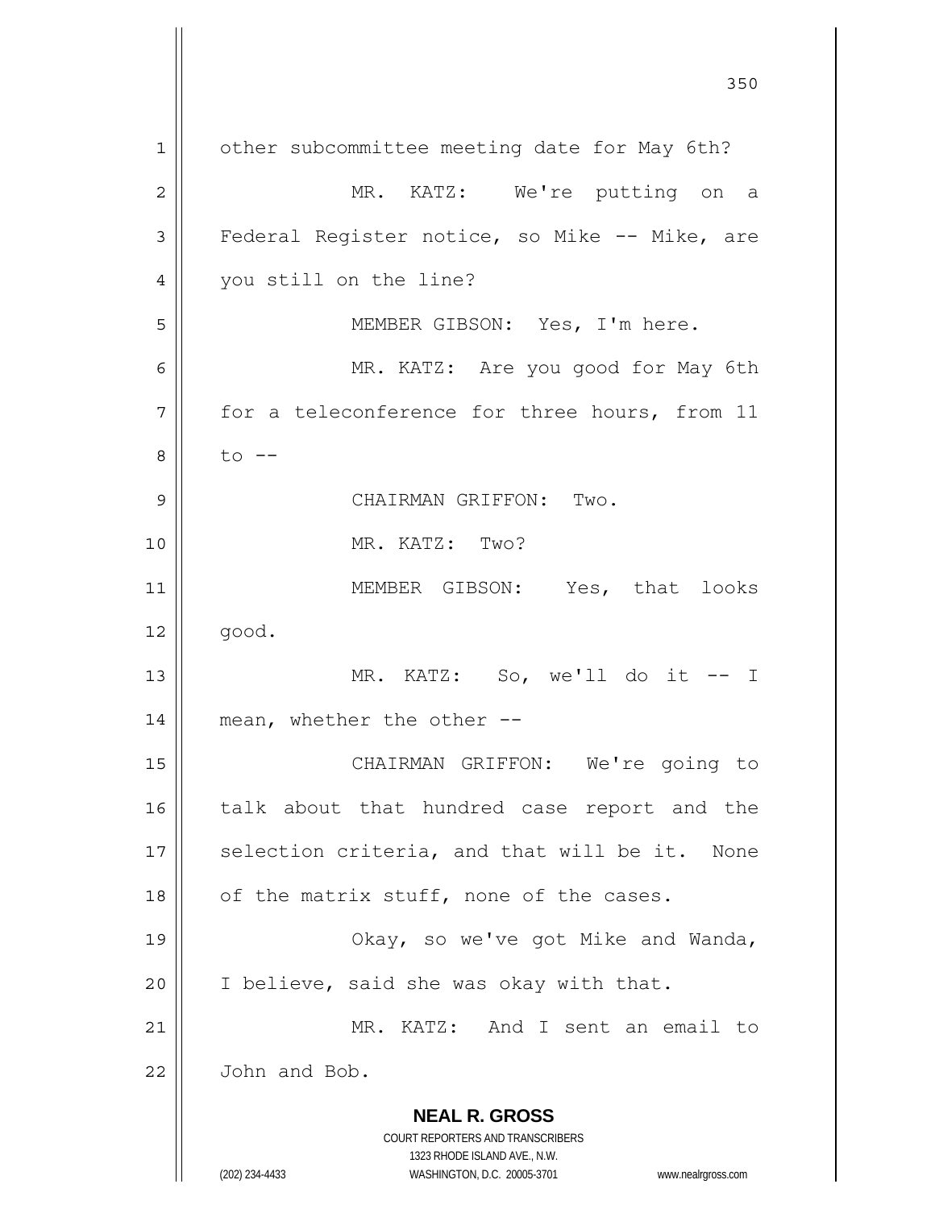other subcommittee meeting date for May 6th?

MR. KATZ: We're putting on a Federal Register notice, so Mike -- Mike, are you still on the line?

MEMBER GIBSON: Yes, I'm here.

MR. KATZ: Are you good for May 6th for a teleconference for three hours, from 11 to --

CHAIRMAN GRIFFON: Two.

MR. KATZ: Two?

MEMBER GIBSON: Yes, that looks good.

MR. KATZ: So, we'll do it -- I mean, whether the other --

CHAIRMAN GRIFFON: We're going to talk about that hundred case report and the selection criteria, and that will be it. None of the matrix stuff, none of the cases.

Okay, so we've got Mike and Wanda, I believe, said she was okay with that.

MR. KATZ: And I sent an email to John and Bob.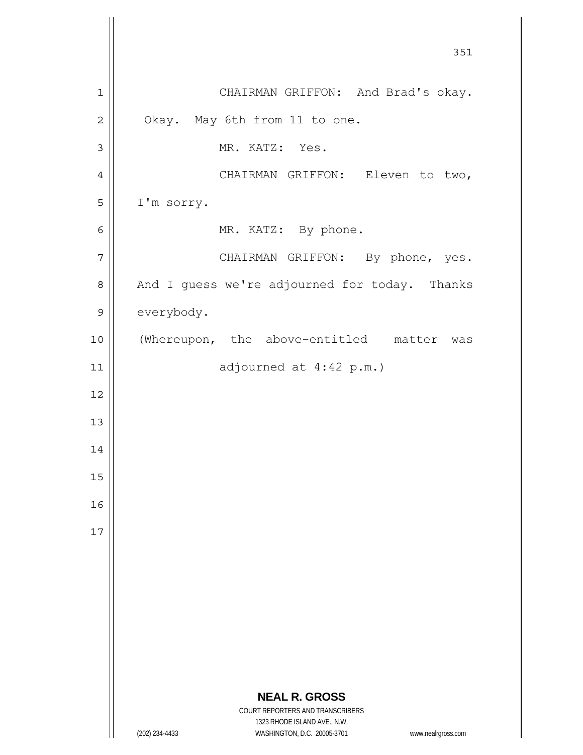CHAIRMAN GRIFFON: And Brad's okay. Okay. May 6th from 11 to one.

MR. KATZ: Yes.

CHAIRMAN GRIFFON: Eleven to two, I'm sorry.

MR. KATZ: By phone.

CHAIRMAN GRIFFON: By phone, yes. And I guess we're adjourned for today. Thanks everybody.

(Whereupon, the above-entitled matter was adjourned at 4:42 p.m.)